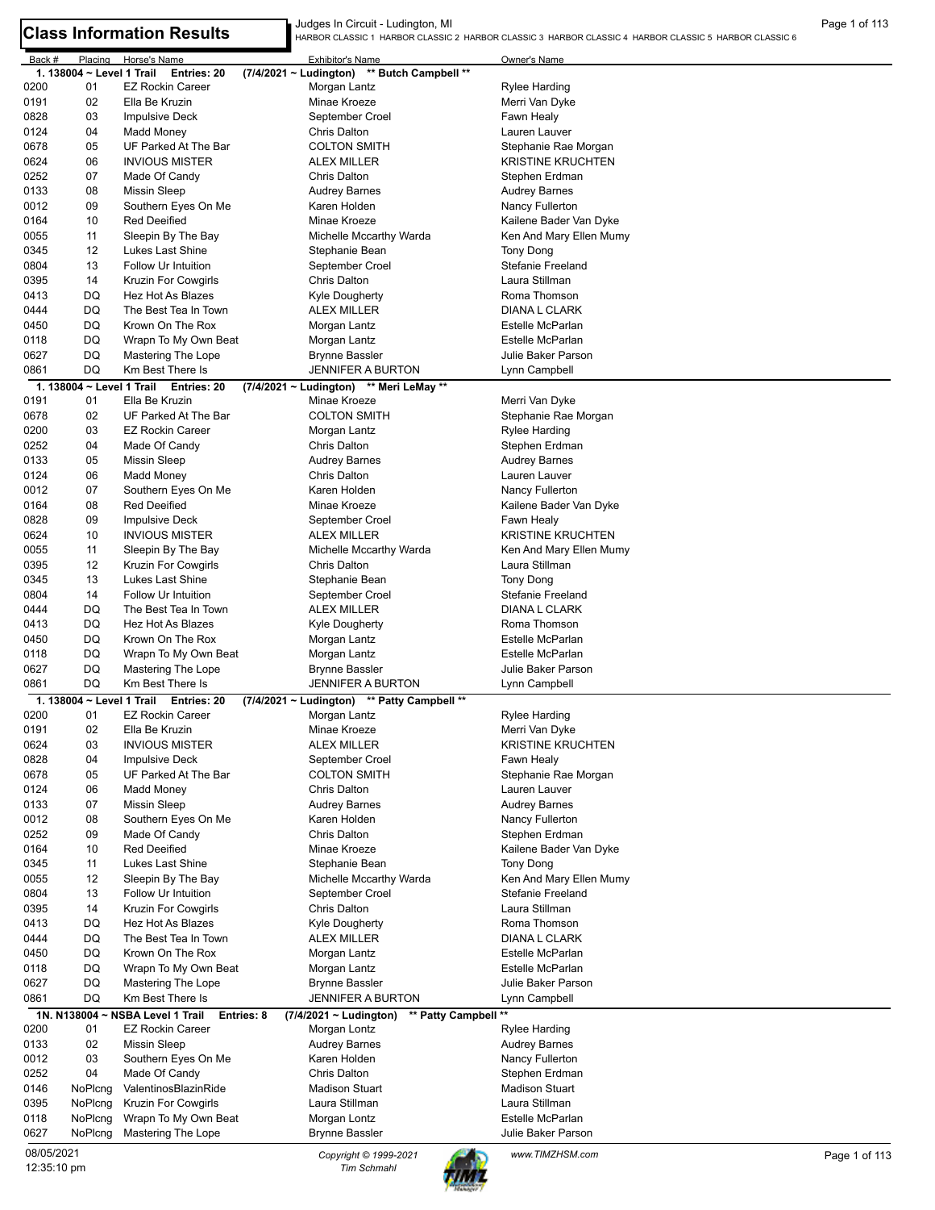# Class Information Results

Judges In Circuit - Ludington, MI
HARBOR CLASSIC 1 HARBOR CLASSIC 2 HARBOR CLASSIC 3 HARBOR CLASSIC 4 HARBOR CLASSIC 5 HARBOR CLASSIC 6

| Back # | Placing | Horse's Name | Exhibitor's Name | Owner's Name |
|---|---|---|---|---|
| **1. 138004 ~ Level 1 Trail Entries: 20** | | | **(7/4/2021 ~ Ludington) ** Butch Campbell **** | |
| 0200 | 01 | EZ Rockin Career | Morgan Lantz | Rylee Harding |
| 0191 | 02 | Ella Be Kruzin | Minae Kroeze | Merri Van Dyke |
| 0828 | 03 | Impulsive Deck | September Croel | Fawn Healy |
| 0124 | 04 | Madd Money | Chris Dalton | Lauren Lauver |
| 0678 | 05 | UF Parked At The Bar | COLTON SMITH | Stephanie Rae Morgan |
| 0624 | 06 | INVIOUS MISTER | ALEX MILLER | KRISTINE KRUCHTEN |
| 0252 | 07 | Made Of Candy | Chris Dalton | Stephen Erdman |
| 0133 | 08 | Missin Sleep | Audrey Barnes | Audrey Barnes |
| 0012 | 09 | Southern Eyes On Me | Karen Holden | Nancy Fullerton |
| 0164 | 10 | Red Deeified | Minae Kroeze | Kailene Bader Van Dyke |
| 0055 | 11 | Sleepin By The Bay | Michelle Mccarthy Warda | Ken And Mary Ellen Mumy |
| 0345 | 12 | Lukes Last Shine | Stephanie Bean | Tony Dong |
| 0804 | 13 | Follow Ur Intuition | September Croel | Stefanie Freeland |
| 0395 | 14 | Kruzin For Cowgirls | Chris Dalton | Laura Stillman |
| 0413 | DQ | Hez Hot As Blazes | Kyle Dougherty | Roma Thomson |
| 0444 | DQ | The Best Tea In Town | ALEX MILLER | DIANA L CLARK |
| 0450 | DQ | Krown On The Rox | Morgan Lantz | Estelle McParlan |
| 0118 | DQ | Wrapn To My Own Beat | Morgan Lantz | Estelle McParlan |
| 0627 | DQ | Mastering The Lope | Brynne Bassler | Julie Baker Parson |
| 0861 | DQ | Km Best There Is | JENNIFER A BURTON | Lynn Campbell |
| **1. 138004 ~ Level 1 Trail Entries: 20** | | | **(7/4/2021 ~ Ludington) ** Meri LeMay **** | |
| 0191 | 01 | Ella Be Kruzin | Minae Kroeze | Merri Van Dyke |
| 0678 | 02 | UF Parked At The Bar | COLTON SMITH | Stephanie Rae Morgan |
| 0200 | 03 | EZ Rockin Career | Morgan Lantz | Rylee Harding |
| 0252 | 04 | Made Of Candy | Chris Dalton | Stephen Erdman |
| 0133 | 05 | Missin Sleep | Audrey Barnes | Audrey Barnes |
| 0124 | 06 | Madd Money | Chris Dalton | Lauren Lauver |
| 0012 | 07 | Southern Eyes On Me | Karen Holden | Nancy Fullerton |
| 0164 | 08 | Red Deeified | Minae Kroeze | Kailene Bader Van Dyke |
| 0828 | 09 | Impulsive Deck | September Croel | Fawn Healy |
| 0624 | 10 | INVIOUS MISTER | ALEX MILLER | KRISTINE KRUCHTEN |
| 0055 | 11 | Sleepin By The Bay | Michelle Mccarthy Warda | Ken And Mary Ellen Mumy |
| 0395 | 12 | Kruzin For Cowgirls | Chris Dalton | Laura Stillman |
| 0345 | 13 | Lukes Last Shine | Stephanie Bean | Tony Dong |
| 0804 | 14 | Follow Ur Intuition | September Croel | Stefanie Freeland |
| 0444 | DQ | The Best Tea In Town | ALEX MILLER | DIANA L CLARK |
| 0413 | DQ | Hez Hot As Blazes | Kyle Dougherty | Roma Thomson |
| 0450 | DQ | Krown On The Rox | Morgan Lantz | Estelle McParlan |
| 0118 | DQ | Wrapn To My Own Beat | Morgan Lantz | Estelle McParlan |
| 0627 | DQ | Mastering The Lope | Brynne Bassler | Julie Baker Parson |
| 0861 | DQ | Km Best There Is | JENNIFER A BURTON | Lynn Campbell |
| **1. 138004 ~ Level 1 Trail Entries: 20** | | | **(7/4/2021 ~ Ludington) ** Patty Campbell **** | |
| 0200 | 01 | EZ Rockin Career | Morgan Lantz | Rylee Harding |
| 0191 | 02 | Ella Be Kruzin | Minae Kroeze | Merri Van Dyke |
| 0624 | 03 | INVIOUS MISTER | ALEX MILLER | KRISTINE KRUCHTEN |
| 0828 | 04 | Impulsive Deck | September Croel | Fawn Healy |
| 0678 | 05 | UF Parked At The Bar | COLTON SMITH | Stephanie Rae Morgan |
| 0124 | 06 | Madd Money | Chris Dalton | Lauren Lauver |
| 0133 | 07 | Missin Sleep | Audrey Barnes | Audrey Barnes |
| 0012 | 08 | Southern Eyes On Me | Karen Holden | Nancy Fullerton |
| 0252 | 09 | Made Of Candy | Chris Dalton | Stephen Erdman |
| 0164 | 10 | Red Deeified | Minae Kroeze | Kailene Bader Van Dyke |
| 0345 | 11 | Lukes Last Shine | Stephanie Bean | Tony Dong |
| 0055 | 12 | Sleepin By The Bay | Michelle Mccarthy Warda | Ken And Mary Ellen Mumy |
| 0804 | 13 | Follow Ur Intuition | September Croel | Stefanie Freeland |
| 0395 | 14 | Kruzin For Cowgirls | Chris Dalton | Laura Stillman |
| 0413 | DQ | Hez Hot As Blazes | Kyle Dougherty | Roma Thomson |
| 0444 | DQ | The Best Tea In Town | ALEX MILLER | DIANA L CLARK |
| 0450 | DQ | Krown On The Rox | Morgan Lantz | Estelle McParlan |
| 0118 | DQ | Wrapn To My Own Beat | Morgan Lantz | Estelle McParlan |
| 0627 | DQ | Mastering The Lope | Brynne Bassler | Julie Baker Parson |
| 0861 | DQ | Km Best There Is | JENNIFER A BURTON | Lynn Campbell |
| **1N. N138004 ~ NSBA Level 1 Trail Entries: 8** | | | **(7/4/2021 ~ Ludington) ** Patty Campbell **** | |
| 0200 | 01 | EZ Rockin Career | Morgan Lontz | Rylee Harding |
| 0133 | 02 | Missin Sleep | Audrey Barnes | Audrey Barnes |
| 0012 | 03 | Southern Eyes On Me | Karen Holden | Nancy Fullerton |
| 0252 | 04 | Made Of Candy | Chris Dalton | Stephen Erdman |
| 0146 | NoPlcng | ValentinosBlazinRide | Madison Stuart | Madison Stuart |
| 0395 | NoPlcng | Kruzin For Cowgirls | Laura Stillman | Laura Stillman |
| 0118 | NoPlcng | Wrapn To My Own Beat | Morgan Lontz | Estelle McParlan |
| 0627 | NoPlcng | Mastering The Lope | Brynne Bassler | Julie Baker Parson |

08/05/2021
12:35:10 pm

Copyright © 1999-2021
Tim Schmahl

www.TIMZHSM.com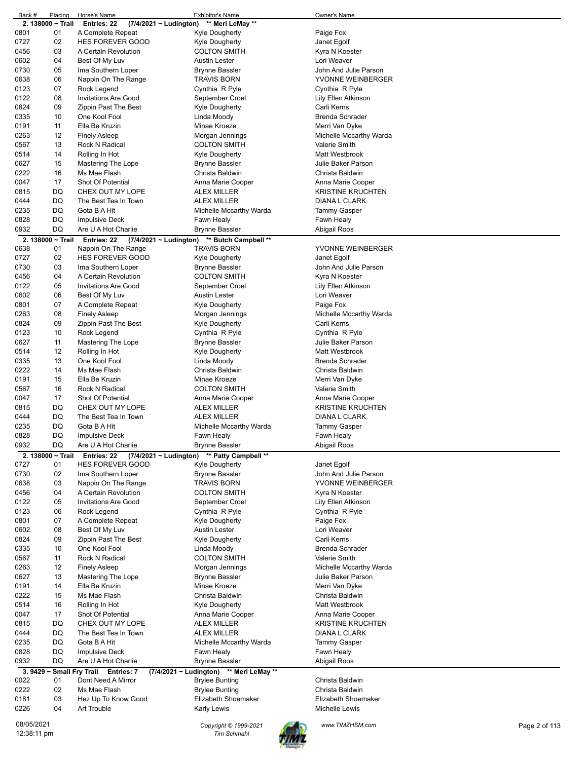| Back # | Placing | Horse's Name | Exhibitor's Name | Owner's Name |
|---|---|---|---|---|
| **2. 138000 ~ Trail** | | **Entries: 22 (7/4/2021 ~ Ludington) ** Meri LeMay **** | | |
| 0801 | 01 | A Complete Repeat | Kyle Dougherty | Paige Fox |
| 0727 | 02 | HES FOREVER GOOD | Kyle Dougherty | Janet Egolf |
| 0456 | 03 | A Certain Revolution | COLTON SMITH | Kyra N Koester |
| 0602 | 04 | Best Of My Luv | Austin Lester | Lori Weaver |
| 0730 | 05 | Ima Southern Loper | Brynne Bassler | John And Julie Parson |
| 0638 | 06 | Nappin On The Range | TRAVIS BORN | YVONNE WEINBERGER |
| 0123 | 07 | Rock Legend | Cynthia R Pyle | Cynthia R Pyle |
| 0122 | 08 | Invitations Are Good | September Croel | Lily Ellen Atkinson |
| 0824 | 09 | Zippin Past The Best | Kyle Dougherty | Carli Kerns |
| 0335 | 10 | One Kool Fool | Linda Moody | Brenda Schrader |
| 0191 | 11 | Ella Be Kruzin | Minae Kroeze | Merri Van Dyke |
| 0263 | 12 | Finely Asleep | Morgan Jennings | Michelle Mccarthy Warda |
| 0567 | 13 | Rock N Radical | COLTON SMITH | Valerie Smith |
| 0514 | 14 | Rolling In Hot | Kyle Dougherty | Matt Westbrook |
| 0627 | 15 | Mastering The Lope | Brynne Bassler | Julie Baker Parson |
| 0222 | 16 | Ms Mae Flash | Christa Baldwin | Christa Baldwin |
| 0047 | 17 | Shot Of Potential | Anna Marie Cooper | Anna Marie Cooper |
| 0815 | DQ | CHEX OUT MY LOPE | ALEX MILLER | KRISTINE KRUCHTEN |
| 0444 | DQ | The Best Tea In Town | ALEX MILLER | DIANA L CLARK |
| 0235 | DQ | Gota B A Hit | Michelle Mccarthy Warda | Tammy Gasper |
| 0828 | DQ | Impulsive Deck | Fawn Healy | Fawn Healy |
| 0932 | DQ | Are U A Hot Charlie | Brynne Bassler | Abigail Roos |
| **2. 138000 ~ Trail** | | **Entries: 22 (7/4/2021 ~ Ludington) ** Butch Campbell **** | | |
| 0638 | 01 | Nappin On The Range | TRAVIS BORN | YVONNE WEINBERGER |
| 0727 | 02 | HES FOREVER GOOD | Kyle Dougherty | Janet Egolf |
| 0730 | 03 | Ima Southern Loper | Brynne Bassler | John And Julie Parson |
| 0456 | 04 | A Certain Revolution | COLTON SMITH | Kyra N Koester |
| 0122 | 05 | Invitations Are Good | September Croel | Lily Ellen Atkinson |
| 0602 | 06 | Best Of My Luv | Austin Lester | Lori Weaver |
| 0801 | 07 | A Complete Repeat | Kyle Dougherty | Paige Fox |
| 0263 | 08 | Finely Asleep | Morgan Jennings | Michelle Mccarthy Warda |
| 0824 | 09 | Zippin Past The Best | Kyle Dougherty | Carli Kerns |
| 0123 | 10 | Rock Legend | Cynthia R Pyle | Cynthia R Pyle |
| 0627 | 11 | Mastering The Lope | Brynne Bassler | Julie Baker Parson |
| 0514 | 12 | Rolling In Hot | Kyle Dougherty | Matt Westbrook |
| 0335 | 13 | One Kool Fool | Linda Moody | Brenda Schrader |
| 0222 | 14 | Ms Mae Flash | Christa Baldwin | Christa Baldwin |
| 0191 | 15 | Ella Be Kruzin | Minae Kroeze | Merri Van Dyke |
| 0567 | 16 | Rock N Radical | COLTON SMITH | Valerie Smith |
| 0047 | 17 | Shot Of Potential | Anna Marie Cooper | Anna Marie Cooper |
| 0815 | DQ | CHEX OUT MY LOPE | ALEX MILLER | KRISTINE KRUCHTEN |
| 0444 | DQ | The Best Tea In Town | ALEX MILLER | DIANA L CLARK |
| 0235 | DQ | Gota B A Hit | Michelle Mccarthy Warda | Tammy Gasper |
| 0828 | DQ | Impulsive Deck | Fawn Healy | Fawn Healy |
| 0932 | DQ | Are U A Hot Charlie | Brynne Bassler | Abigail Roos |
| **2. 138000 ~ Trail** | | **Entries: 22 (7/4/2021 ~ Ludington) ** Patty Campbell **** | | |
| 0727 | 01 | HES FOREVER GOOD | Kyle Dougherty | Janet Egolf |
| 0730 | 02 | Ima Southern Loper | Brynne Bassler | John And Julie Parson |
| 0638 | 03 | Nappin On The Range | TRAVIS BORN | YVONNE WEINBERGER |
| 0456 | 04 | A Certain Revolution | COLTON SMITH | Kyra N Koester |
| 0122 | 05 | Invitations Are Good | September Croel | Lily Ellen Atkinson |
| 0123 | 06 | Rock Legend | Cynthia R Pyle | Cynthia R Pyle |
| 0801 | 07 | A Complete Repeat | Kyle Dougherty | Paige Fox |
| 0602 | 08 | Best Of My Luv | Austin Lester | Lori Weaver |
| 0824 | 09 | Zippin Past The Best | Kyle Dougherty | Carli Kerns |
| 0335 | 10 | One Kool Fool | Linda Moody | Brenda Schrader |
| 0567 | 11 | Rock N Radical | COLTON SMITH | Valerie Smith |
| 0263 | 12 | Finely Asleep | Morgan Jennings | Michelle Mccarthy Warda |
| 0627 | 13 | Mastering The Lope | Brynne Bassler | Julie Baker Parson |
| 0191 | 14 | Ella Be Kruzin | Minae Kroeze | Merri Van Dyke |
| 0222 | 15 | Ms Mae Flash | Christa Baldwin | Christa Baldwin |
| 0514 | 16 | Rolling In Hot | Kyle Dougherty | Matt Westbrook |
| 0047 | 17 | Shot Of Potential | Anna Marie Cooper | Anna Marie Cooper |
| 0815 | DQ | CHEX OUT MY LOPE | ALEX MILLER | KRISTINE KRUCHTEN |
| 0444 | DQ | The Best Tea In Town | ALEX MILLER | DIANA L CLARK |
| 0235 | DQ | Gota B A Hit | Michelle Mccarthy Warda | Tammy Gasper |
| 0828 | DQ | Impulsive Deck | Fawn Healy | Fawn Healy |
| 0932 | DQ | Are U A Hot Charlie | Brynne Bassler | Abigail Roos |
| **3. 9429 ~ Small Fry Trail** | | **Entries: 7 (7/4/2021 ~ Ludington) ** Meri LeMay **** | | |
| 0022 | 01 | Dont Need A Mirror | Brylee Bunting | Christa Baldwin |
| 0222 | 02 | Ms Mae Flash | Brylee Bunting | Christa Baldwin |
| 0181 | 03 | Hez Up To Know Good | Elizabeth Shoemaker | Elizabeth Shoemaker |
| 0226 | 04 | Art Trouble | Karly Lewis | Michelle Lewis |

08/05/2021
12:38:11 pm

Copyright © 1999-2021
Tim Schmahl

www.TIMZHSM.com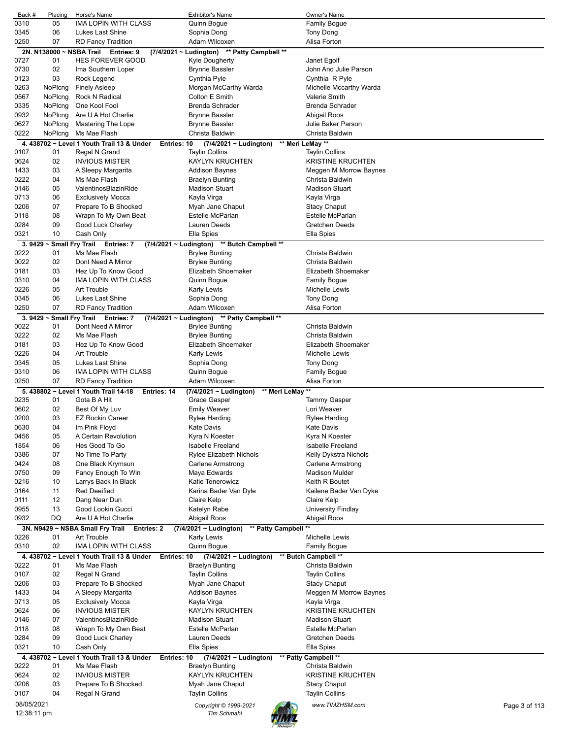| Back # | Placing | Horse's Name | Exhibitor's Name | Owner's Name |
|---|---|---|---|---|
| 0310 | 05 | IMA LOPIN WITH CLASS | Quinn Bogue | Family Bogue |
| 0345 | 06 | Lukes Last Shine | Sophia Dong | Tony Dong |
| 0250 | 07 | RD Fancy Tradition | Adam Wilcoxen | Alisa Forton |

**2N. N138000 ~ NSBA Trail  Entries: 9  (7/4/2021 ~ Ludington)  \*\* Patty Campbell \*\***

| Back # | Placing | Horse's Name | Exhibitor's Name | Owner's Name |
|---|---|---|---|---|
| 0727 | 01 | HES FOREVER GOOD | Kyle Dougherty | Janet Egolf |
| 0730 | 02 | Ima Southern Loper | Brynne Bassler | John And Julie Parson |
| 0123 | 03 | Rock Legend | Cynthia Pyle | Cynthia R Pyle |
| 0263 | NoPlcng | Finely Asleep | Morgan McCarthy Warda | Michelle Mccarthy Warda |
| 0567 | NoPlcng | Rock N Radical | Colton E Smith | Valerie Smith |
| 0335 | NoPlcng | One Kool Fool | Brenda Schrader | Brenda Schrader |
| 0932 | NoPlcng | Are U A Hot Charlie | Brynne Bassler | Abigail Roos |
| 0627 | NoPlcng | Mastering The Lope | Brynne Bassler | Julie Baker Parson |
| 0222 | NoPlcng | Ms Mae Flash | Christa Baldwin | Christa Baldwin |

**4. 438702 ~ Level 1 Youth Trail 13 & Under  Entries: 10  (7/4/2021 ~ Ludington)  \*\* Meri LeMay \*\***

| Back # | Placing | Horse's Name | Exhibitor's Name | Owner's Name |
|---|---|---|---|---|
| 0107 | 01 | Regal N Grand | Taylin Collins | Taylin Collins |
| 0624 | 02 | INVIOUS MISTER | KAYLYN KRUCHTEN | KRISTINE KRUCHTEN |
| 1433 | 03 | A Sleepy Margarita | Addison Baynes | Meggen M Morrow Baynes |
| 0222 | 04 | Ms Mae Flash | Braelyn Bunting | Christa Baldwin |
| 0146 | 05 | ValentinosBlazinRide | Madison Stuart | Madison Stuart |
| 0713 | 06 | Exclusively Mocca | Kayla Virga | Kayla Virga |
| 0206 | 07 | Prepare To B Shocked | Myah Jane Chaput | Stacy Chaput |
| 0118 | 08 | Wrapn To My Own Beat | Estelle McParlan | Estelle McParlan |
| 0284 | 09 | Good Luck Charley | Lauren Deeds | Gretchen Deeds |
| 0321 | 10 | Cash Only | Ella Spies | Ella Spies |

**3. 9429 ~ Small Fry Trail  Entries: 7  (7/4/2021 ~ Ludington)  \*\* Butch Campbell \*\***

| Back # | Placing | Horse's Name | Exhibitor's Name | Owner's Name |
|---|---|---|---|---|
| 0222 | 01 | Ms Mae Flash | Brylee Bunting | Christa Baldwin |
| 0022 | 02 | Dont Need A Mirror | Brylee Bunting | Christa Baldwin |
| 0181 | 03 | Hez Up To Know Good | Elizabeth Shoemaker | Elizabeth Shoemaker |
| 0310 | 04 | IMA LOPIN WITH CLASS | Quinn Bogue | Family Bogue |
| 0226 | 05 | Art Trouble | Karly Lewis | Michelle Lewis |
| 0345 | 06 | Lukes Last Shine | Sophia Dong | Tony Dong |
| 0250 | 07 | RD Fancy Tradition | Adam Wilcoxen | Alisa Forton |

**3. 9429 ~ Small Fry Trail  Entries: 7  (7/4/2021 ~ Ludington)  \*\* Patty Campbell \*\***

| Back # | Placing | Horse's Name | Exhibitor's Name | Owner's Name |
|---|---|---|---|---|
| 0022 | 01 | Dont Need A Mirror | Brylee Bunting | Christa Baldwin |
| 0222 | 02 | Ms Mae Flash | Brylee Bunting | Christa Baldwin |
| 0181 | 03 | Hez Up To Know Good | Elizabeth Shoemaker | Elizabeth Shoemaker |
| 0226 | 04 | Art Trouble | Karly Lewis | Michelle Lewis |
| 0345 | 05 | Lukes Last Shine | Sophia Dong | Tony Dong |
| 0310 | 06 | IMA LOPIN WITH CLASS | Quinn Bogue | Family Bogue |
| 0250 | 07 | RD Fancy Tradition | Adam Wilcoxen | Alisa Forton |

**5. 438802 ~ Level 1 Youth Trail 14-18  Entries: 14  (7/4/2021 ~ Ludington)  \*\* Meri LeMay \*\***

| Back # | Placing | Horse's Name | Exhibitor's Name | Owner's Name |
|---|---|---|---|---|
| 0235 | 01 | Gota B A Hit | Grace Gasper | Tammy Gasper |
| 0602 | 02 | Best Of My Luv | Emily Weaver | Lori Weaver |
| 0200 | 03 | EZ Rockin Career | Rylee Harding | Rylee Harding |
| 0630 | 04 | Im Pink Floyd | Kate Davis | Kate Davis |
| 0456 | 05 | A Certain Revolution | Kyra N Koester | Kyra N Koester |
| 1854 | 06 | Hes Good To Go | Isabelle Freeland | Isabelle Freeland |
| 0386 | 07 | No Time To Party | Rylee Elizabeth Nichols | Kelly Dykstra Nichols |
| 0424 | 08 | One Black Krymsun | Carlene Armstrong | Carlene Armstrong |
| 0750 | 09 | Fancy Enough To Win | Maya Edwards | Madison Mulder |
| 0216 | 10 | Larrys Back In Black | Katie Tenerowicz | Keith R Boutet |
| 0164 | 11 | Red Deeified | Karina Bader Van Dyle | Kailene Bader Van Dyke |
| 0111 | 12 | Dang Near Dun | Claire Kelp | Claire Kelp |
| 0955 | 13 | Good Lookin Gucci | Katelyn Rabe | University Findlay |
| 0932 | DQ | Are U A Hot Charlie | Abigail Roos | Abigail Roos |

**3N. N9429 ~ NSBA Small Fry Trail  Entries: 2  (7/4/2021 ~ Ludington)  \*\* Patty Campbell \*\***

| Back # | Placing | Horse's Name | Exhibitor's Name | Owner's Name |
|---|---|---|---|---|
| 0226 | 01 | Art Trouble | Karly Lewis | Michelle Lewis |
| 0310 | 02 | IMA LOPIN WITH CLASS | Quinn Bogue | Family Bogue |

**4. 438702 ~ Level 1 Youth Trail 13 & Under  Entries: 10  (7/4/2021 ~ Ludington)  \*\* Butch Campbell \*\***

| Back # | Placing | Horse's Name | Exhibitor's Name | Owner's Name |
|---|---|---|---|---|
| 0222 | 01 | Ms Mae Flash | Braelyn Bunting | Christa Baldwin |
| 0107 | 02 | Regal N Grand | Taylin Collins | Taylin Collins |
| 0206 | 03 | Prepare To B Shocked | Myah Jane Chaput | Stacy Chaput |
| 1433 | 04 | A Sleepy Margarita | Addison Baynes | Meggen M Morrow Baynes |
| 0713 | 05 | Exclusively Mocca | Kayla Virga | Kayla Virga |
| 0624 | 06 | INVIOUS MISTER | KAYLYN KRUCHTEN | KRISTINE KRUCHTEN |
| 0146 | 07 | ValentinosBlazinRide | Madison Stuart | Madison Stuart |
| 0118 | 08 | Wrapn To My Own Beat | Estelle McParlan | Estelle McParlan |
| 0284 | 09 | Good Luck Charley | Lauren Deeds | Gretchen Deeds |
| 0321 | 10 | Cash Only | Ella Spies | Ella Spies |

**4. 438702 ~ Level 1 Youth Trail 13 & Under  Entries: 10  (7/4/2021 ~ Ludington)  \*\* Patty Campbell \*\***

| Back # | Placing | Horse's Name | Exhibitor's Name | Owner's Name |
|---|---|---|---|---|
| 0222 | 01 | Ms Mae Flash | Braelyn Bunting | Christa Baldwin |
| 0624 | 02 | INVIOUS MISTER | KAYLYN KRUCHTEN | KRISTINE KRUCHTEN |
| 0206 | 03 | Prepare To B Shocked | Myah Jane Chaput | Stacy Chaput |
| 0107 | 04 | Regal N Grand | Taylin Collins | Taylin Collins |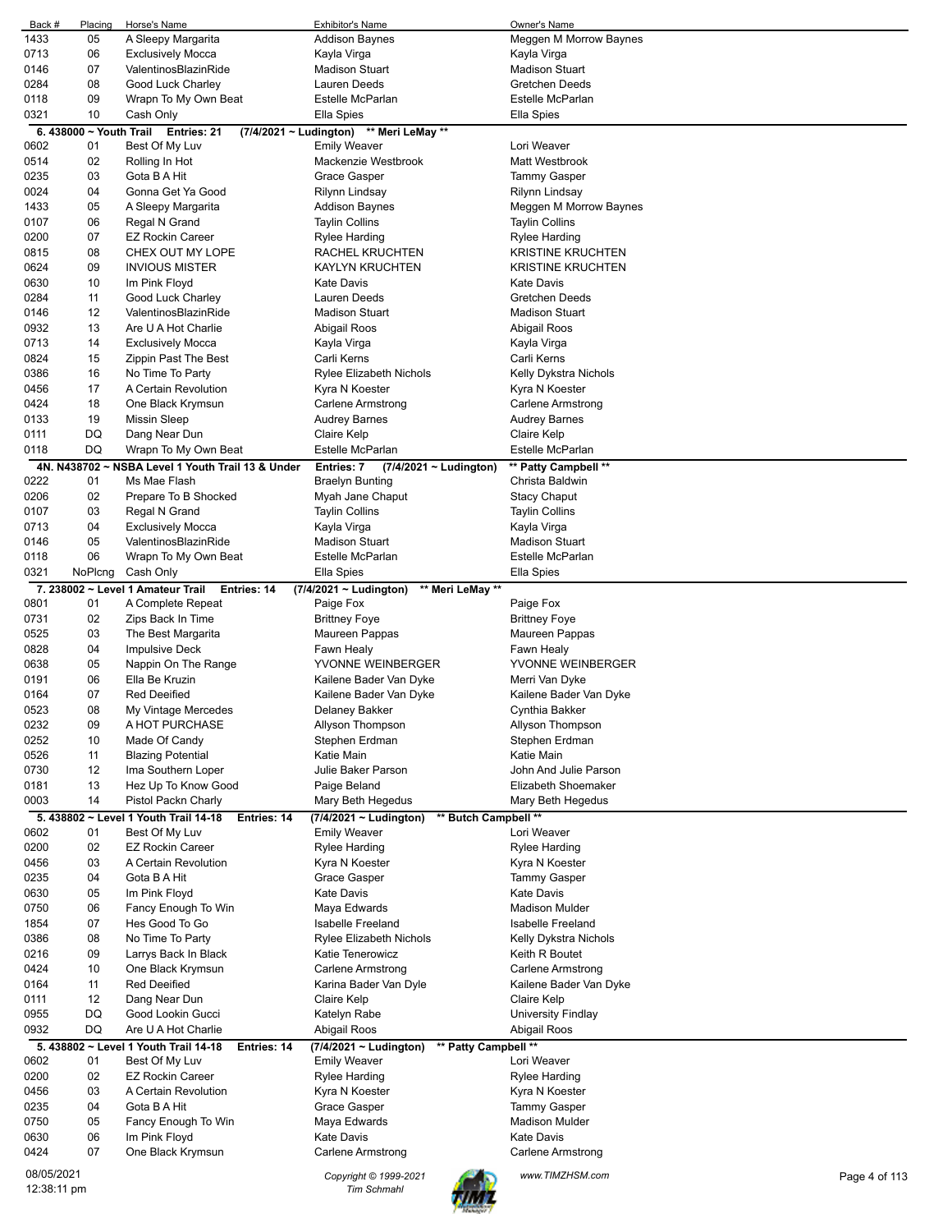| Back # | Placing | Horse's Name | Exhibitor's Name | Owner's Name |
|---|---|---|---|---|
| 1433 | 05 | A Sleepy Margarita | Addison Baynes | Meggen M Morrow Baynes |
| 0713 | 06 | Exclusively Mocca | Kayla Virga | Kayla Virga |
| 0146 | 07 | ValentinosBlazinRide | Madison Stuart | Madison Stuart |
| 0284 | 08 | Good Luck Charley | Lauren Deeds | Gretchen Deeds |
| 0118 | 09 | Wrapn To My Own Beat | Estelle McParlan | Estelle McParlan |
| 0321 | 10 | Cash Only | Ella Spies | Ella Spies |

**6. 438000 ~ Youth Trail Entries: 21 (7/4/2021 ~ Ludington) \*\* Meri LeMay \*\***

| Back # | Placing | Horse's Name | Exhibitor's Name | Owner's Name |
|---|---|---|---|---|
| 0602 | 01 | Best Of My Luv | Emily Weaver | Lori Weaver |
| 0514 | 02 | Rolling In Hot | Mackenzie Westbrook | Matt Westbrook |
| 0235 | 03 | Gota B A Hit | Grace Gasper | Tammy Gasper |
| 0024 | 04 | Gonna Get Ya Good | Rilynn Lindsay | Rilynn Lindsay |
| 1433 | 05 | A Sleepy Margarita | Addison Baynes | Meggen M Morrow Baynes |
| 0107 | 06 | Regal N Grand | Taylin Collins | Taylin Collins |
| 0200 | 07 | EZ Rockin Career | Rylee Harding | Rylee Harding |
| 0815 | 08 | CHEX OUT MY LOPE | RACHEL KRUCHTEN | KRISTINE KRUCHTEN |
| 0624 | 09 | INVIOUS MISTER | KAYLYN KRUCHTEN | KRISTINE KRUCHTEN |
| 0630 | 10 | Im Pink Floyd | Kate Davis | Kate Davis |
| 0284 | 11 | Good Luck Charley | Lauren Deeds | Gretchen Deeds |
| 0146 | 12 | ValentinosBlazinRide | Madison Stuart | Madison Stuart |
| 0932 | 13 | Are U A Hot Charlie | Abigail Roos | Abigail Roos |
| 0713 | 14 | Exclusively Mocca | Kayla Virga | Kayla Virga |
| 0824 | 15 | Zippin Past The Best | Carli Kerns | Carli Kerns |
| 0386 | 16 | No Time To Party | Rylee Elizabeth Nichols | Kelly Dykstra Nichols |
| 0456 | 17 | A Certain Revolution | Kyra N Koester | Kyra N Koester |
| 0424 | 18 | One Black Krymsun | Carlene Armstrong | Carlene Armstrong |
| 0133 | 19 | Missin Sleep | Audrey Barnes | Audrey Barnes |
| 0111 | DQ | Dang Near Dun | Claire Kelp | Claire Kelp |
| 0118 | DQ | Wrapn To My Own Beat | Estelle McParlan | Estelle McParlan |

**4N. N438702 ~ NSBA Level 1 Youth Trail 13 & Under Entries: 7 (7/4/2021 ~ Ludington) \*\* Patty Campbell \*\***

| Back # | Placing | Horse's Name | Exhibitor's Name | Owner's Name |
|---|---|---|---|---|
| 0222 | 01 | Ms Mae Flash | Braelyn Bunting | Christa Baldwin |
| 0206 | 02 | Prepare To B Shocked | Myah Jane Chaput | Stacy Chaput |
| 0107 | 03 | Regal N Grand | Taylin Collins | Taylin Collins |
| 0713 | 04 | Exclusively Mocca | Kayla Virga | Kayla Virga |
| 0146 | 05 | ValentinosBlazinRide | Madison Stuart | Madison Stuart |
| 0118 | 06 | Wrapn To My Own Beat | Estelle McParlan | Estelle McParlan |
| 0321 | NoPlcng | Cash Only | Ella Spies | Ella Spies |

**7. 238002 ~ Level 1 Amateur Trail Entries: 14 (7/4/2021 ~ Ludington) \*\* Meri LeMay \*\***

| Back # | Placing | Horse's Name | Exhibitor's Name | Owner's Name |
|---|---|---|---|---|
| 0801 | 01 | A Complete Repeat | Paige Fox | Paige Fox |
| 0731 | 02 | Zips Back In Time | Brittney Foye | Brittney Foye |
| 0525 | 03 | The Best Margarita | Maureen Pappas | Maureen Pappas |
| 0828 | 04 | Impulsive Deck | Fawn Healy | Fawn Healy |
| 0638 | 05 | Nappin On The Range | YVONNE WEINBERGER | YVONNE WEINBERGER |
| 0191 | 06 | Ella Be Kruzin | Kailene Bader Van Dyke | Merri Van Dyke |
| 0164 | 07 | Red Deeified | Kailene Bader Van Dyke | Kailene Bader Van Dyke |
| 0523 | 08 | My Vintage Mercedes | Delaney Bakker | Cynthia Bakker |
| 0232 | 09 | A HOT PURCHASE | Allyson Thompson | Allyson Thompson |
| 0252 | 10 | Made Of Candy | Stephen Erdman | Stephen Erdman |
| 0526 | 11 | Blazing Potential | Katie Main | Katie Main |
| 0730 | 12 | Ima Southern Loper | Julie Baker Parson | John And Julie Parson |
| 0181 | 13 | Hez Up To Know Good | Paige Beland | Elizabeth Shoemaker |
| 0003 | 14 | Pistol Packn Charly | Mary Beth Hegedus | Mary Beth Hegedus |

**5. 438802 ~ Level 1 Youth Trail 14-18 Entries: 14 (7/4/2021 ~ Ludington) \*\* Butch Campbell \*\***

| Back # | Placing | Horse's Name | Exhibitor's Name | Owner's Name |
|---|---|---|---|---|
| 0602 | 01 | Best Of My Luv | Emily Weaver | Lori Weaver |
| 0200 | 02 | EZ Rockin Career | Rylee Harding | Rylee Harding |
| 0456 | 03 | A Certain Revolution | Kyra N Koester | Kyra N Koester |
| 0235 | 04 | Gota B A Hit | Grace Gasper | Tammy Gasper |
| 0630 | 05 | Im Pink Floyd | Kate Davis | Kate Davis |
| 0750 | 06 | Fancy Enough To Win | Maya Edwards | Madison Mulder |
| 1854 | 07 | Hes Good To Go | Isabelle Freeland | Isabelle Freeland |
| 0386 | 08 | No Time To Party | Rylee Elizabeth Nichols | Kelly Dykstra Nichols |
| 0216 | 09 | Larrys Back In Black | Katie Tenerowicz | Keith R Boutet |
| 0424 | 10 | One Black Krymsun | Carlene Armstrong | Carlene Armstrong |
| 0164 | 11 | Red Deeified | Karina Bader Van Dyle | Kailene Bader Van Dyke |
| 0111 | 12 | Dang Near Dun | Claire Kelp | Claire Kelp |
| 0955 | DQ | Good Lookin Gucci | Katelyn Rabe | University Findlay |
| 0932 | DQ | Are U A Hot Charlie | Abigail Roos | Abigail Roos |

**5. 438802 ~ Level 1 Youth Trail 14-18 Entries: 14 (7/4/2021 ~ Ludington) \*\* Patty Campbell \*\***

| Back # | Placing | Horse's Name | Exhibitor's Name | Owner's Name |
|---|---|---|---|---|
| 0602 | 01 | Best Of My Luv | Emily Weaver | Lori Weaver |
| 0200 | 02 | EZ Rockin Career | Rylee Harding | Rylee Harding |
| 0456 | 03 | A Certain Revolution | Kyra N Koester | Kyra N Koester |
| 0235 | 04 | Gota B A Hit | Grace Gasper | Tammy Gasper |
| 0750 | 05 | Fancy Enough To Win | Maya Edwards | Madison Mulder |
| 0630 | 06 | Im Pink Floyd | Kate Davis | Kate Davis |
| 0424 | 07 | One Black Krymsun | Carlene Armstrong | Carlene Armstrong |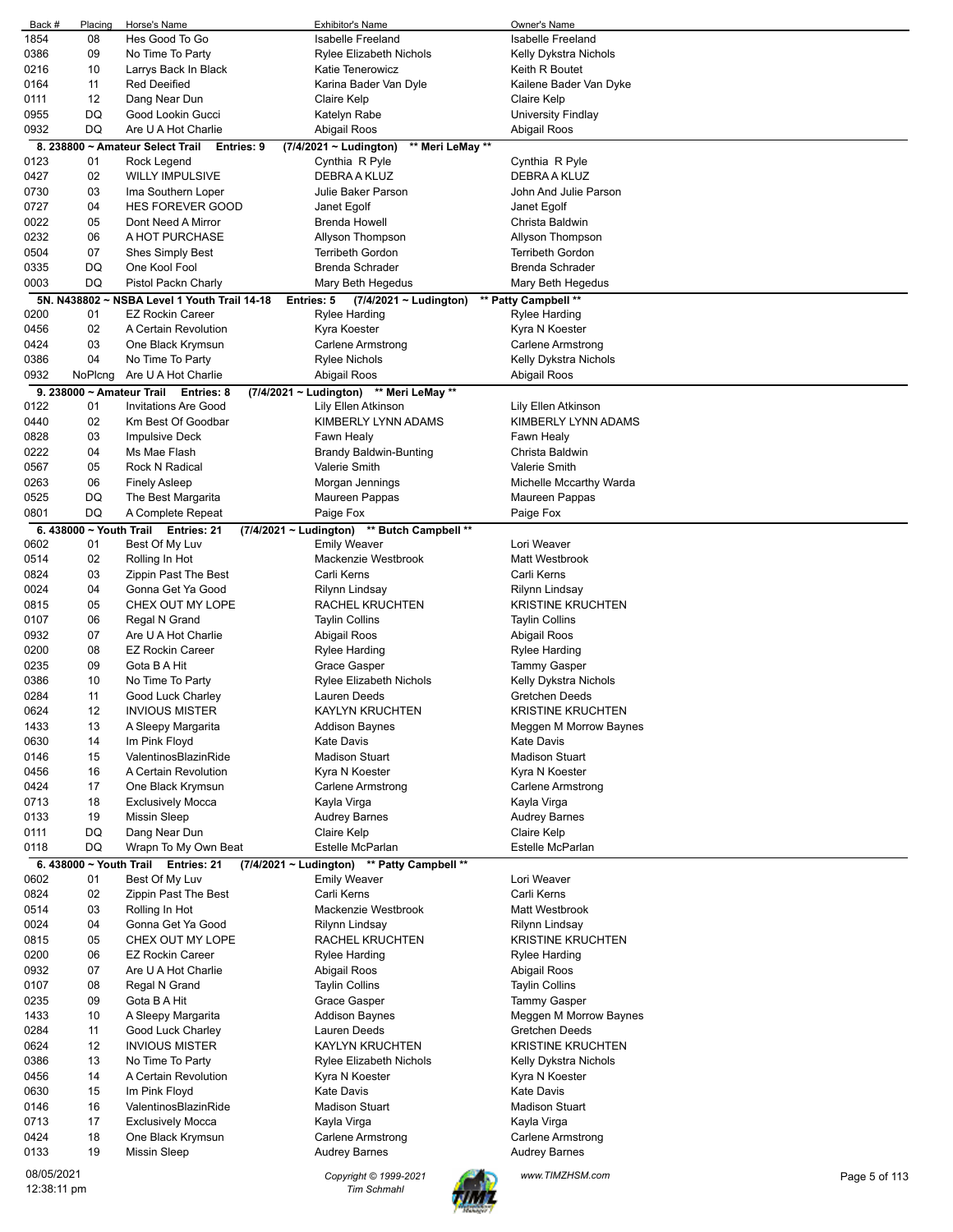| Back # | Placing | Horse's Name | Exhibitor's Name | Owner's Name |
|---|---|---|---|---|
| 1854 | 08 | Hes Good To Go | Isabelle Freeland | Isabelle Freeland |
| 0386 | 09 | No Time To Party | Rylee Elizabeth Nichols | Kelly Dykstra Nichols |
| 0216 | 10 | Larrys Back In Black | Katie Tenerowicz | Keith R Boutet |
| 0164 | 11 | Red Deeified | Karina Bader Van Dyle | Kailene Bader Van Dyke |
| 0111 | 12 | Dang Near Dun | Claire Kelp | Claire Kelp |
| 0955 | DQ | Good Lookin Gucci | Katelyn Rabe | University Findlay |
| 0932 | DQ | Are U A Hot Charlie | Abigail Roos | Abigail Roos |

**8. 238800 ~ Amateur Select Trail Entries: 9 (7/4/2021 ~ Ludington) ** Meri LeMay ****

| Back # | Placing | Horse's Name | Exhibitor's Name | Owner's Name |
|---|---|---|---|---|
| 0123 | 01 | Rock Legend | Cynthia R Pyle | Cynthia R Pyle |
| 0427 | 02 | WILLY IMPULSIVE | DEBRA A KLUZ | DEBRA A KLUZ |
| 0730 | 03 | Ima Southern Loper | Julie Baker Parson | John And Julie Parson |
| 0727 | 04 | HES FOREVER GOOD | Janet Egolf | Janet Egolf |
| 0022 | 05 | Dont Need A Mirror | Brenda Howell | Christa Baldwin |
| 0232 | 06 | A HOT PURCHASE | Allyson Thompson | Allyson Thompson |
| 0504 | 07 | Shes Simply Best | Terribeth Gordon | Terribeth Gordon |
| 0335 | DQ | One Kool Fool | Brenda Schrader | Brenda Schrader |
| 0003 | DQ | Pistol Packn Charly | Mary Beth Hegedus | Mary Beth Hegedus |

**5N. N438802 ~ NSBA Level 1 Youth Trail 14-18 Entries: 5 (7/4/2021 ~ Ludington) ** Patty Campbell ****

| Back # | Placing | Horse's Name | Exhibitor's Name | Owner's Name |
|---|---|---|---|---|
| 0200 | 01 | EZ Rockin Career | Rylee Harding | Rylee Harding |
| 0456 | 02 | A Certain Revolution | Kyra Koester | Kyra N Koester |
| 0424 | 03 | One Black Krymsun | Carlene Armstrong | Carlene Armstrong |
| 0386 | 04 | No Time To Party | Rylee Nichols | Kelly Dykstra Nichols |
| 0932 | NoPlcng | Are U A Hot Charlie | Abigail Roos | Abigail Roos |

**9. 238000 ~ Amateur Trail Entries: 8 (7/4/2021 ~ Ludington) ** Meri LeMay ****

| Back # | Placing | Horse's Name | Exhibitor's Name | Owner's Name |
|---|---|---|---|---|
| 0122 | 01 | Invitations Are Good | Lily Ellen Atkinson | Lily Ellen Atkinson |
| 0440 | 02 | Km Best Of Goodbar | KIMBERLY LYNN ADAMS | KIMBERLY LYNN ADAMS |
| 0828 | 03 | Impulsive Deck | Fawn Healy | Fawn Healy |
| 0222 | 04 | Ms Mae Flash | Brandy Baldwin-Bunting | Christa Baldwin |
| 0567 | 05 | Rock N Radical | Valerie Smith | Valerie Smith |
| 0263 | 06 | Finely Asleep | Morgan Jennings | Michelle Mccarthy Warda |
| 0525 | DQ | The Best Margarita | Maureen Pappas | Maureen Pappas |
| 0801 | DQ | A Complete Repeat | Paige Fox | Paige Fox |

**6. 438000 ~ Youth Trail Entries: 21 (7/4/2021 ~ Ludington) ** Butch Campbell ****

| Back # | Placing | Horse's Name | Exhibitor's Name | Owner's Name |
|---|---|---|---|---|
| 0602 | 01 | Best Of My Luv | Emily Weaver | Lori Weaver |
| 0514 | 02 | Rolling In Hot | Mackenzie Westbrook | Matt Westbrook |
| 0824 | 03 | Zippin Past The Best | Carli Kerns | Carli Kerns |
| 0024 | 04 | Gonna Get Ya Good | Rilynn Lindsay | Rilynn Lindsay |
| 0815 | 05 | CHEX OUT MY LOPE | RACHEL KRUCHTEN | KRISTINE KRUCHTEN |
| 0107 | 06 | Regal N Grand | Taylin Collins | Taylin Collins |
| 0932 | 07 | Are U A Hot Charlie | Abigail Roos | Abigail Roos |
| 0200 | 08 | EZ Rockin Career | Rylee Harding | Rylee Harding |
| 0235 | 09 | Gota B A Hit | Grace Gasper | Tammy Gasper |
| 0386 | 10 | No Time To Party | Rylee Elizabeth Nichols | Kelly Dykstra Nichols |
| 0284 | 11 | Good Luck Charley | Lauren Deeds | Gretchen Deeds |
| 0624 | 12 | INVIOUS MISTER | KAYLYN KRUCHTEN | KRISTINE KRUCHTEN |
| 1433 | 13 | A Sleepy Margarita | Addison Baynes | Meggen M Morrow Baynes |
| 0630 | 14 | Im Pink Floyd | Kate Davis | Kate Davis |
| 0146 | 15 | ValentinosBlazinRide | Madison Stuart | Madison Stuart |
| 0456 | 16 | A Certain Revolution | Kyra N Koester | Kyra N Koester |
| 0424 | 17 | One Black Krymsun | Carlene Armstrong | Carlene Armstrong |
| 0713 | 18 | Exclusively Mocca | Kayla Virga | Kayla Virga |
| 0133 | 19 | Missin Sleep | Audrey Barnes | Audrey Barnes |
| 0111 | DQ | Dang Near Dun | Claire Kelp | Claire Kelp |
| 0118 | DQ | Wrapn To My Own Beat | Estelle McParlan | Estelle McParlan |

**6. 438000 ~ Youth Trail Entries: 21 (7/4/2021 ~ Ludington) ** Patty Campbell ****

| Back # | Placing | Horse's Name | Exhibitor's Name | Owner's Name |
|---|---|---|---|---|
| 0602 | 01 | Best Of My Luv | Emily Weaver | Lori Weaver |
| 0824 | 02 | Zippin Past The Best | Carli Kerns | Carli Kerns |
| 0514 | 03 | Rolling In Hot | Mackenzie Westbrook | Matt Westbrook |
| 0024 | 04 | Gonna Get Ya Good | Rilynn Lindsay | Rilynn Lindsay |
| 0815 | 05 | CHEX OUT MY LOPE | RACHEL KRUCHTEN | KRISTINE KRUCHTEN |
| 0200 | 06 | EZ Rockin Career | Rylee Harding | Rylee Harding |
| 0932 | 07 | Are U A Hot Charlie | Abigail Roos | Abigail Roos |
| 0107 | 08 | Regal N Grand | Taylin Collins | Taylin Collins |
| 0235 | 09 | Gota B A Hit | Grace Gasper | Tammy Gasper |
| 1433 | 10 | A Sleepy Margarita | Addison Baynes | Meggen M Morrow Baynes |
| 0284 | 11 | Good Luck Charley | Lauren Deeds | Gretchen Deeds |
| 0624 | 12 | INVIOUS MISTER | KAYLYN KRUCHTEN | KRISTINE KRUCHTEN |
| 0386 | 13 | No Time To Party | Rylee Elizabeth Nichols | Kelly Dykstra Nichols |
| 0456 | 14 | A Certain Revolution | Kyra N Koester | Kyra N Koester |
| 0630 | 15 | Im Pink Floyd | Kate Davis | Kate Davis |
| 0146 | 16 | ValentinosBlazinRide | Madison Stuart | Madison Stuart |
| 0713 | 17 | Exclusively Mocca | Kayla Virga | Kayla Virga |
| 0424 | 18 | One Black Krymsun | Carlene Armstrong | Carlene Armstrong |
| 0133 | 19 | Missin Sleep | Audrey Barnes | Audrey Barnes |

08/05/2021 12:38:11 pm — Copyright © 1999-2021 Tim Schmahl — www.TIMZHSM.com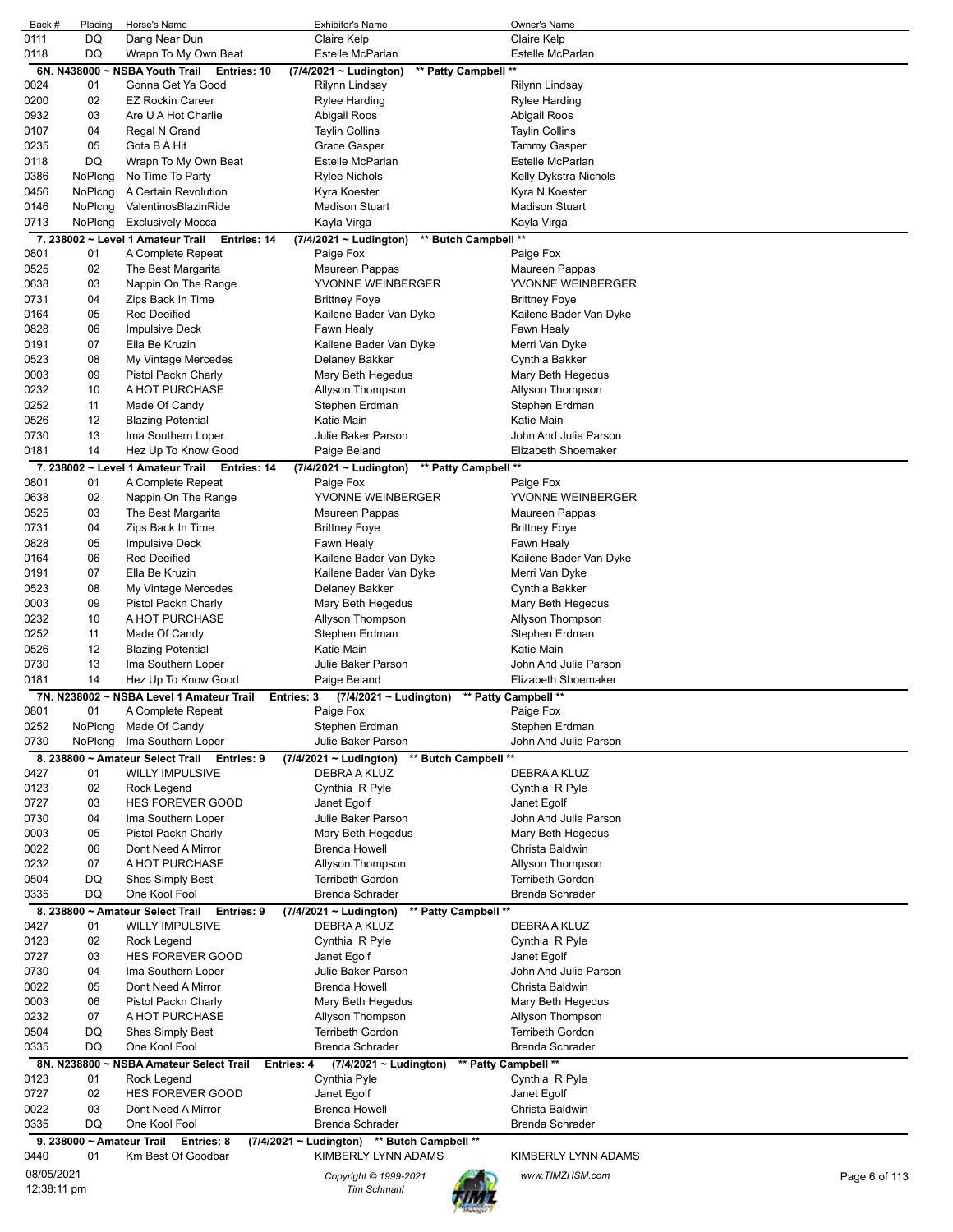| Back # | Placing | Horse's Name | Exhibitor's Name | Owner's Name |
|---|---|---|---|---|
| 0111 | DQ | Dang Near Dun | Claire Kelp | Claire Kelp |
| 0118 | DQ | Wrapn To My Own Beat | Estelle McParlan | Estelle McParlan |

**6N. N438000 ~ NSBA Youth Trail Entries: 10 (7/4/2021 ~ Ludington) \*\* Patty Campbell \*\***

| Back # | Placing | Horse's Name | Exhibitor's Name | Owner's Name |
|---|---|---|---|---|
| 0024 | 01 | Gonna Get Ya Good | Rilynn Lindsay | Rilynn Lindsay |
| 0200 | 02 | EZ Rockin Career | Rylee Harding | Rylee Harding |
| 0932 | 03 | Are U A Hot Charlie | Abigail Roos | Abigail Roos |
| 0107 | 04 | Regal N Grand | Taylin Collins | Taylin Collins |
| 0235 | 05 | Gota B A Hit | Grace Gasper | Tammy Gasper |
| 0118 | DQ | Wrapn To My Own Beat | Estelle McParlan | Estelle McParlan |
| 0386 | NoPlcng | No Time To Party | Rylee Nichols | Kelly Dykstra Nichols |
| 0456 | NoPlcng | A Certain Revolution | Kyra Koester | Kyra N Koester |
| 0146 | NoPlcng | ValentinosBlazinRide | Madison Stuart | Madison Stuart |
| 0713 | NoPlcng | Exclusively Mocca | Kayla Virga | Kayla Virga |

**7. 238002 ~ Level 1 Amateur Trail Entries: 14 (7/4/2021 ~ Ludington) \*\* Butch Campbell \*\***

| Back # | Placing | Horse's Name | Exhibitor's Name | Owner's Name |
|---|---|---|---|---|
| 0801 | 01 | A Complete Repeat | Paige Fox | Paige Fox |
| 0525 | 02 | The Best Margarita | Maureen Pappas | Maureen Pappas |
| 0638 | 03 | Nappin On The Range | YVONNE WEINBERGER | YVONNE WEINBERGER |
| 0731 | 04 | Zips Back In Time | Brittney Foye | Brittney Foye |
| 0164 | 05 | Red Deeified | Kailene Bader Van Dyke | Kailene Bader Van Dyke |
| 0828 | 06 | Impulsive Deck | Fawn Healy | Fawn Healy |
| 0191 | 07 | Ella Be Kruzin | Kailene Bader Van Dyke | Merri Van Dyke |
| 0523 | 08 | My Vintage Mercedes | Delaney Bakker | Cynthia Bakker |
| 0003 | 09 | Pistol Packn Charly | Mary Beth Hegedus | Mary Beth Hegedus |
| 0232 | 10 | A HOT PURCHASE | Allyson Thompson | Allyson Thompson |
| 0252 | 11 | Made Of Candy | Stephen Erdman | Stephen Erdman |
| 0526 | 12 | Blazing Potential | Katie Main | Katie Main |
| 0730 | 13 | Ima Southern Loper | Julie Baker Parson | John And Julie Parson |
| 0181 | 14 | Hez Up To Know Good | Paige Beland | Elizabeth Shoemaker |

**7. 238002 ~ Level 1 Amateur Trail Entries: 14 (7/4/2021 ~ Ludington) \*\* Patty Campbell \*\***

| Back # | Placing | Horse's Name | Exhibitor's Name | Owner's Name |
|---|---|---|---|---|
| 0801 | 01 | A Complete Repeat | Paige Fox | Paige Fox |
| 0638 | 02 | Nappin On The Range | YVONNE WEINBERGER | YVONNE WEINBERGER |
| 0525 | 03 | The Best Margarita | Maureen Pappas | Maureen Pappas |
| 0731 | 04 | Zips Back In Time | Brittney Foye | Brittney Foye |
| 0828 | 05 | Impulsive Deck | Fawn Healy | Fawn Healy |
| 0164 | 06 | Red Deeified | Kailene Bader Van Dyke | Kailene Bader Van Dyke |
| 0191 | 07 | Ella Be Kruzin | Kailene Bader Van Dyke | Merri Van Dyke |
| 0523 | 08 | My Vintage Mercedes | Delaney Bakker | Cynthia Bakker |
| 0003 | 09 | Pistol Packn Charly | Mary Beth Hegedus | Mary Beth Hegedus |
| 0232 | 10 | A HOT PURCHASE | Allyson Thompson | Allyson Thompson |
| 0252 | 11 | Made Of Candy | Stephen Erdman | Stephen Erdman |
| 0526 | 12 | Blazing Potential | Katie Main | Katie Main |
| 0730 | 13 | Ima Southern Loper | Julie Baker Parson | John And Julie Parson |
| 0181 | 14 | Hez Up To Know Good | Paige Beland | Elizabeth Shoemaker |

**7N. N238002 ~ NSBA Level 1 Amateur Trail Entries: 3 (7/4/2021 ~ Ludington) \*\* Patty Campbell \*\***

| Back # | Placing | Horse's Name | Exhibitor's Name | Owner's Name |
|---|---|---|---|---|
| 0801 | 01 | A Complete Repeat | Paige Fox | Paige Fox |
| 0252 | NoPlcng | Made Of Candy | Stephen Erdman | Stephen Erdman |
| 0730 | NoPlcng | Ima Southern Loper | Julie Baker Parson | John And Julie Parson |

**8. 238800 ~ Amateur Select Trail Entries: 9 (7/4/2021 ~ Ludington) \*\* Butch Campbell \*\***

| Back # | Placing | Horse's Name | Exhibitor's Name | Owner's Name |
|---|---|---|---|---|
| 0427 | 01 | WILLY IMPULSIVE | DEBRA A KLUZ | DEBRA A KLUZ |
| 0123 | 02 | Rock Legend | Cynthia R Pyle | Cynthia R Pyle |
| 0727 | 03 | HES FOREVER GOOD | Janet Egolf | Janet Egolf |
| 0730 | 04 | Ima Southern Loper | Julie Baker Parson | John And Julie Parson |
| 0003 | 05 | Pistol Packn Charly | Mary Beth Hegedus | Mary Beth Hegedus |
| 0022 | 06 | Dont Need A Mirror | Brenda Howell | Christa Baldwin |
| 0232 | 07 | A HOT PURCHASE | Allyson Thompson | Allyson Thompson |
| 0504 | DQ | Shes Simply Best | Terribeth Gordon | Terribeth Gordon |
| 0335 | DQ | One Kool Fool | Brenda Schrader | Brenda Schrader |

**8. 238800 ~ Amateur Select Trail Entries: 9 (7/4/2021 ~ Ludington) \*\* Patty Campbell \*\***

| Back # | Placing | Horse's Name | Exhibitor's Name | Owner's Name |
|---|---|---|---|---|
| 0427 | 01 | WILLY IMPULSIVE | DEBRA A KLUZ | DEBRA A KLUZ |
| 0123 | 02 | Rock Legend | Cynthia R Pyle | Cynthia R Pyle |
| 0727 | 03 | HES FOREVER GOOD | Janet Egolf | Janet Egolf |
| 0730 | 04 | Ima Southern Loper | Julie Baker Parson | John And Julie Parson |
| 0022 | 05 | Dont Need A Mirror | Brenda Howell | Christa Baldwin |
| 0003 | 06 | Pistol Packn Charly | Mary Beth Hegedus | Mary Beth Hegedus |
| 0232 | 07 | A HOT PURCHASE | Allyson Thompson | Allyson Thompson |
| 0504 | DQ | Shes Simply Best | Terribeth Gordon | Terribeth Gordon |
| 0335 | DQ | One Kool Fool | Brenda Schrader | Brenda Schrader |

**8N. N238800 ~ NSBA Amateur Select Trail Entries: 4 (7/4/2021 ~ Ludington) \*\* Patty Campbell \*\***

| Back # | Placing | Horse's Name | Exhibitor's Name | Owner's Name |
|---|---|---|---|---|
| 0123 | 01 | Rock Legend | Cynthia Pyle | Cynthia R Pyle |
| 0727 | 02 | HES FOREVER GOOD | Janet Egolf | Janet Egolf |
| 0022 | 03 | Dont Need A Mirror | Brenda Howell | Christa Baldwin |
| 0335 | DQ | One Kool Fool | Brenda Schrader | Brenda Schrader |

**9. 238000 ~ Amateur Trail Entries: 8 (7/4/2021 ~ Ludington) \*\* Butch Campbell \*\***

| Back # | Placing | Horse's Name | Exhibitor's Name | Owner's Name |
|---|---|---|---|---|
| 0440 | 01 | Km Best Of Goodbar | KIMBERLY LYNN ADAMS | KIMBERLY LYNN ADAMS |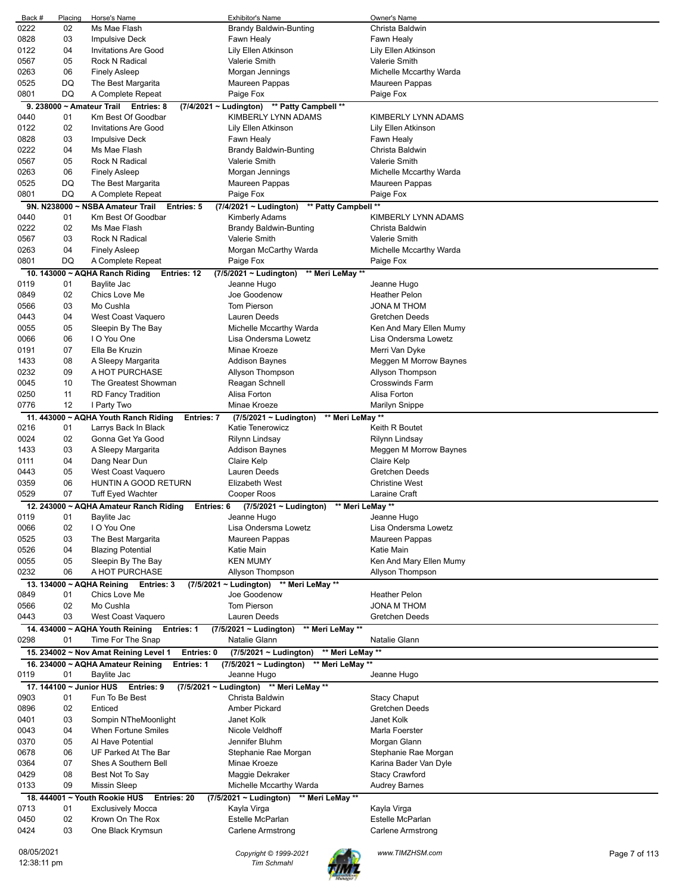| Back # | Placing | Horse's Name | Exhibitor's Name | Owner's Name |
|---|---|---|---|---|
| 0222 | 02 | Ms Mae Flash | Brandy Baldwin-Bunting | Christa Baldwin |
| 0828 | 03 | Impulsive Deck | Fawn Healy | Fawn Healy |
| 0122 | 04 | Invitations Are Good | Lily Ellen Atkinson | Lily Ellen Atkinson |
| 0567 | 05 | Rock N Radical | Valerie Smith | Valerie Smith |
| 0263 | 06 | Finely Asleep | Morgan Jennings | Michelle Mccarthy Warda |
| 0525 | DQ | The Best Margarita | Maureen Pappas | Maureen Pappas |
| 0801 | DQ | A Complete Repeat | Paige Fox | Paige Fox |

**9. 238000 ~ Amateur Trail  Entries: 8  (7/4/2021 ~ Ludington)  \*\* Patty Campbell \*\***

| Back # | Placing | Horse's Name | Exhibitor's Name | Owner's Name |
|---|---|---|---|---|
| 0440 | 01 | Km Best Of Goodbar | KIMBERLY LYNN ADAMS | KIMBERLY LYNN ADAMS |
| 0122 | 02 | Invitations Are Good | Lily Ellen Atkinson | Lily Ellen Atkinson |
| 0828 | 03 | Impulsive Deck | Fawn Healy | Fawn Healy |
| 0222 | 04 | Ms Mae Flash | Brandy Baldwin-Bunting | Christa Baldwin |
| 0567 | 05 | Rock N Radical | Valerie Smith | Valerie Smith |
| 0263 | 06 | Finely Asleep | Morgan Jennings | Michelle Mccarthy Warda |
| 0525 | DQ | The Best Margarita | Maureen Pappas | Maureen Pappas |
| 0801 | DQ | A Complete Repeat | Paige Fox | Paige Fox |

**9N. N238000 ~ NSBA Amateur Trail  Entries: 5  (7/4/2021 ~ Ludington)  \*\* Patty Campbell \*\***

| Back # | Placing | Horse's Name | Exhibitor's Name | Owner's Name |
|---|---|---|---|---|
| 0440 | 01 | Km Best Of Goodbar | Kimberly Adams | KIMBERLY LYNN ADAMS |
| 0222 | 02 | Ms Mae Flash | Brandy Baldwin-Bunting | Christa Baldwin |
| 0567 | 03 | Rock N Radical | Valerie Smith | Valerie Smith |
| 0263 | 04 | Finely Asleep | Morgan McCarthy Warda | Michelle Mccarthy Warda |
| 0801 | DQ | A Complete Repeat | Paige Fox | Paige Fox |

**10. 143000 ~ AQHA Ranch Riding  Entries: 12  (7/5/2021 ~ Ludington)  \*\* Meri LeMay \*\***

| Back # | Placing | Horse's Name | Exhibitor's Name | Owner's Name |
|---|---|---|---|---|
| 0119 | 01 | Baylite Jac | Jeanne Hugo | Jeanne Hugo |
| 0849 | 02 | Chics Love Me | Joe Goodenow | Heather Pelon |
| 0566 | 03 | Mo Cushla | Tom Pierson | JONA M THOM |
| 0443 | 04 | West Coast Vaquero | Lauren Deeds | Gretchen Deeds |
| 0055 | 05 | Sleepin By The Bay | Michelle Mccarthy Warda | Ken And Mary Ellen Mumy |
| 0066 | 06 | I O You One | Lisa Ondersma Lowetz | Lisa Ondersma Lowetz |
| 0191 | 07 | Ella Be Kruzin | Minae Kroeze | Merri Van Dyke |
| 1433 | 08 | A Sleepy Margarita | Addison Baynes | Meggen M Morrow Baynes |
| 0232 | 09 | A HOT PURCHASE | Allyson Thompson | Allyson Thompson |
| 0045 | 10 | The Greatest Showman | Reagan Schnell | Crosswinds Farm |
| 0250 | 11 | RD Fancy Tradition | Alisa Forton | Alisa Forton |
| 0776 | 12 | I Party Two | Minae Kroeze | Marilyn Snippe |

**11. 443000 ~ AQHA Youth Ranch Riding  Entries: 7  (7/5/2021 ~ Ludington)  \*\* Meri LeMay \*\***

| Back # | Placing | Horse's Name | Exhibitor's Name | Owner's Name |
|---|---|---|---|---|
| 0216 | 01 | Larrys Back In Black | Katie Tenerowicz | Keith R Boutet |
| 0024 | 02 | Gonna Get Ya Good | Rilynn Lindsay | Rilynn Lindsay |
| 1433 | 03 | A Sleepy Margarita | Addison Baynes | Meggen M Morrow Baynes |
| 0111 | 04 | Dang Near Dun | Claire Kelp | Claire Kelp |
| 0443 | 05 | West Coast Vaquero | Lauren Deeds | Gretchen Deeds |
| 0359 | 06 | HUNTIN A GOOD RETURN | Elizabeth West | Christine West |
| 0529 | 07 | Tuff Eyed Wachter | Cooper Roos | Laraine Craft |

**12. 243000 ~ AQHA Amateur Ranch Riding  Entries: 6  (7/5/2021 ~ Ludington)  \*\* Meri LeMay \*\***

| Back # | Placing | Horse's Name | Exhibitor's Name | Owner's Name |
|---|---|---|---|---|
| 0119 | 01 | Baylite Jac | Jeanne Hugo | Jeanne Hugo |
| 0066 | 02 | I O You One | Lisa Ondersma Lowetz | Lisa Ondersma Lowetz |
| 0525 | 03 | The Best Margarita | Maureen Pappas | Maureen Pappas |
| 0526 | 04 | Blazing Potential | Katie Main | Katie Main |
| 0055 | 05 | Sleepin By The Bay | KEN MUMY | Ken And Mary Ellen Mumy |
| 0232 | 06 | A HOT PURCHASE | Allyson Thompson | Allyson Thompson |

**13. 134000 ~ AQHA Reining  Entries: 3  (7/5/2021 ~ Ludington)  \*\* Meri LeMay \*\***

| Back # | Placing | Horse's Name | Exhibitor's Name | Owner's Name |
|---|---|---|---|---|
| 0849 | 01 | Chics Love Me | Joe Goodenow | Heather Pelon |
| 0566 | 02 | Mo Cushla | Tom Pierson | JONA M THOM |
| 0443 | 03 | West Coast Vaquero | Lauren Deeds | Gretchen Deeds |

**14. 434000 ~ AQHA Youth Reining  Entries: 1  (7/5/2021 ~ Ludington)  \*\* Meri LeMay \*\***

| Back # | Placing | Horse's Name | Exhibitor's Name | Owner's Name |
|---|---|---|---|---|
| 0298 | 01 | Time For The Snap | Natalie Glann | Natalie Glann |

**15. 234002 ~ Nov Amat Reining Level 1  Entries: 0  (7/5/2021 ~ Ludington)  \*\* Meri LeMay \*\***

**16. 234000 ~ AQHA Amateur Reining  Entries: 1  (7/5/2021 ~ Ludington)  \*\* Meri LeMay \*\***

| Back # | Placing | Horse's Name | Exhibitor's Name | Owner's Name |
|---|---|---|---|---|
| 0119 | 01 | Baylite Jac | Jeanne Hugo | Jeanne Hugo |

**17. 144100 ~ Junior HUS  Entries: 9  (7/5/2021 ~ Ludington)  \*\* Meri LeMay \*\***

| Back # | Placing | Horse's Name | Exhibitor's Name | Owner's Name |
|---|---|---|---|---|
| 0903 | 01 | Fun To Be Best | Christa Baldwin | Stacy Chaput |
| 0896 | 02 | Enticed | Amber Pickard | Gretchen Deeds |
| 0401 | 03 | Sompin NTheMoonlight | Janet Kolk | Janet Kolk |
| 0043 | 04 | When Fortune Smiles | Nicole Veldhoff | Marla Foerster |
| 0370 | 05 | Al Have Potential | Jennifer Bluhm | Morgan Glann |
| 0678 | 06 | UF Parked At The Bar | Stephanie Rae Morgan | Stephanie Rae Morgan |
| 0364 | 07 | Shes A Southern Bell | Minae Kroeze | Karina Bader Van Dyle |
| 0429 | 08 | Best Not To Say | Maggie Dekraker | Stacy Crawford |
| 0133 | 09 | Missin Sleep | Michelle Mccarthy Warda | Audrey Barnes |

**18. 444001 ~ Youth Rookie HUS  Entries: 20  (7/5/2021 ~ Ludington)  \*\* Meri LeMay \*\***

| Back # | Placing | Horse's Name | Exhibitor's Name | Owner's Name |
|---|---|---|---|---|
| 0713 | 01 | Exclusively Mocca | Kayla Virga | Kayla Virga |
| 0450 | 02 | Krown On The Rox | Estelle McParlan | Estelle McParlan |
| 0424 | 03 | One Black Krymsun | Carlene Armstrong | Carlene Armstrong |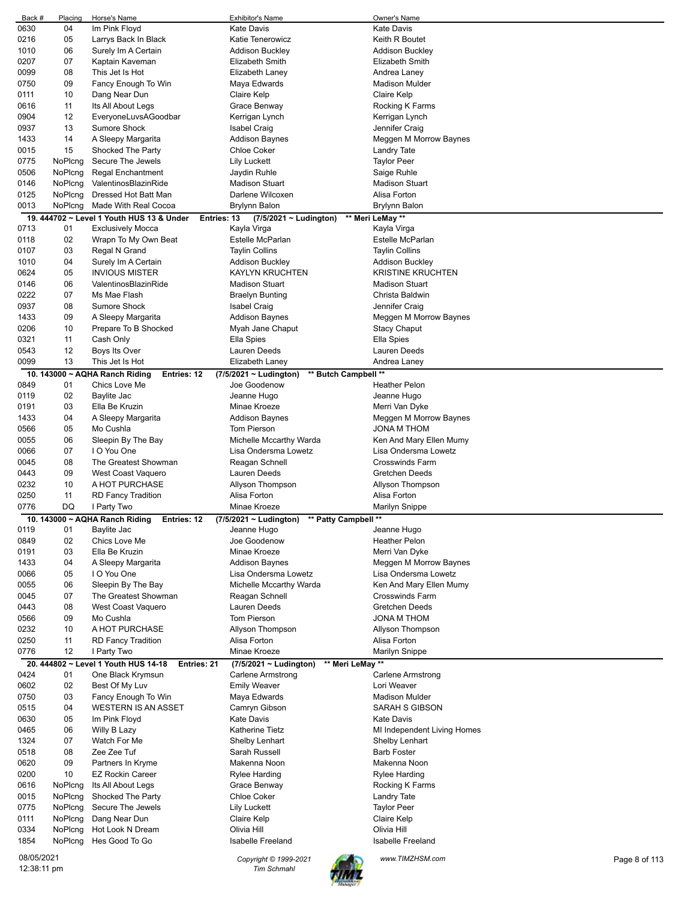| Back # | Placing | Horse's Name | Exhibitor's Name | Owner's Name |
|---|---|---|---|---|
| 0630 | 04 | Im Pink Floyd | Kate Davis | Kate Davis |
| 0216 | 05 | Larrys Back In Black | Katie Tenerowicz | Keith R Boutet |
| 1010 | 06 | Surely Im A Certain | Addison Buckley | Addison Buckley |
| 0207 | 07 | Kaptain Kaveman | Elizabeth Smith | Elizabeth Smith |
| 0099 | 08 | This Jet Is Hot | Elizabeth Laney | Andrea Laney |
| 0750 | 09 | Fancy Enough To Win | Maya Edwards | Madison Mulder |
| 0111 | 10 | Dang Near Dun | Claire Kelp | Claire Kelp |
| 0616 | 11 | Its All About Legs | Grace Benway | Rocking K Farms |
| 0904 | 12 | EveryoneLuvsAGoodbar | Kerrigan Lynch | Kerrigan Lynch |
| 0937 | 13 | Sumore Shock | Isabel Craig | Jennifer Craig |
| 1433 | 14 | A Sleepy Margarita | Addison Baynes | Meggen M Morrow Baynes |
| 0015 | 15 | Shocked The Party | Chloe Coker | Landry Tate |
| 0775 | NoPlcng | Secure The Jewels | Lily Luckett | Taylor Peer |
| 0506 | NoPlcng | Regal Enchantment | Jaydin Ruhle | Saige Ruhle |
| 0146 | NoPlcng | ValentinosBlazinRide | Madison Stuart | Madison Stuart |
| 0125 | NoPlcng | Dressed Hot Batt Man | Darlene Wilcoxen | Alisa Forton |
| 0013 | NoPlcng | Made With Real Cocoa | Brylynn Balon | Brylynn Balon |

**19. 444702 ~ Level 1 Youth HUS 13 & Under Entries: 13 (7/5/2021 ~ Ludington) \*\* Meri LeMay \*\***

| Back # | Placing | Horse's Name | Exhibitor's Name | Owner's Name |
|---|---|---|---|---|
| 0713 | 01 | Exclusively Mocca | Kayla Virga | Kayla Virga |
| 0118 | 02 | Wrapn To My Own Beat | Estelle McParlan | Estelle McParlan |
| 0107 | 03 | Regal N Grand | Taylin Collins | Taylin Collins |
| 1010 | 04 | Surely Im A Certain | Addison Buckley | Addison Buckley |
| 0624 | 05 | INVIOUS MISTER | KAYLYN KRUCHTEN | KRISTINE KRUCHTEN |
| 0146 | 06 | ValentinosBlazinRide | Madison Stuart | Madison Stuart |
| 0222 | 07 | Ms Mae Flash | Braelyn Bunting | Christa Baldwin |
| 0937 | 08 | Sumore Shock | Isabel Craig | Jennifer Craig |
| 1433 | 09 | A Sleepy Margarita | Addison Baynes | Meggen M Morrow Baynes |
| 0206 | 10 | Prepare To B Shocked | Myah Jane Chaput | Stacy Chaput |
| 0321 | 11 | Cash Only | Ella Spies | Ella Spies |
| 0543 | 12 | Boys Its Over | Lauren Deeds | Lauren Deeds |
| 0099 | 13 | This Jet Is Hot | Elizabeth Laney | Andrea Laney |

**10. 143000 ~ AQHA Ranch Riding Entries: 12 (7/5/2021 ~ Ludington) \*\* Butch Campbell \*\***

| Back # | Placing | Horse's Name | Exhibitor's Name | Owner's Name |
|---|---|---|---|---|
| 0849 | 01 | Chics Love Me | Joe Goodenow | Heather Pelon |
| 0119 | 02 | Baylite Jac | Jeanne Hugo | Jeanne Hugo |
| 0191 | 03 | Ella Be Kruzin | Minae Kroeze | Merri Van Dyke |
| 1433 | 04 | A Sleepy Margarita | Addison Baynes | Meggen M Morrow Baynes |
| 0566 | 05 | Mo Cushla | Tom Pierson | JONA M THOM |
| 0055 | 06 | Sleepin By The Bay | Michelle Mccarthy Warda | Ken And Mary Ellen Mumy |
| 0066 | 07 | I O You One | Lisa Ondersma Lowetz | Lisa Ondersma Lowetz |
| 0045 | 08 | The Greatest Showman | Reagan Schnell | Crosswinds Farm |
| 0443 | 09 | West Coast Vaquero | Lauren Deeds | Gretchen Deeds |
| 0232 | 10 | A HOT PURCHASE | Allyson Thompson | Allyson Thompson |
| 0250 | 11 | RD Fancy Tradition | Alisa Forton | Alisa Forton |
| 0776 | DQ | I Party Two | Minae Kroeze | Marilyn Snippe |

**10. 143000 ~ AQHA Ranch Riding Entries: 12 (7/5/2021 ~ Ludington) \*\* Patty Campbell \*\***

| Back # | Placing | Horse's Name | Exhibitor's Name | Owner's Name |
|---|---|---|---|---|
| 0119 | 01 | Baylite Jac | Jeanne Hugo | Jeanne Hugo |
| 0849 | 02 | Chics Love Me | Joe Goodenow | Heather Pelon |
| 0191 | 03 | Ella Be Kruzin | Minae Kroeze | Merri Van Dyke |
| 1433 | 04 | A Sleepy Margarita | Addison Baynes | Meggen M Morrow Baynes |
| 0066 | 05 | I O You One | Lisa Ondersma Lowetz | Lisa Ondersma Lowetz |
| 0055 | 06 | Sleepin By The Bay | Michelle Mccarthy Warda | Ken And Mary Ellen Mumy |
| 0045 | 07 | The Greatest Showman | Reagan Schnell | Crosswinds Farm |
| 0443 | 08 | West Coast Vaquero | Lauren Deeds | Gretchen Deeds |
| 0566 | 09 | Mo Cushla | Tom Pierson | JONA M THOM |
| 0232 | 10 | A HOT PURCHASE | Allyson Thompson | Allyson Thompson |
| 0250 | 11 | RD Fancy Tradition | Alisa Forton | Alisa Forton |
| 0776 | 12 | I Party Two | Minae Kroeze | Marilyn Snippe |

**20. 444802 ~ Level 1 Youth HUS 14-18 Entries: 21 (7/5/2021 ~ Ludington) \*\* Meri LeMay \*\***

| Back # | Placing | Horse's Name | Exhibitor's Name | Owner's Name |
|---|---|---|---|---|
| 0424 | 01 | One Black Krymsun | Carlene Armstrong | Carlene Armstrong |
| 0602 | 02 | Best Of My Luv | Emily Weaver | Lori Weaver |
| 0750 | 03 | Fancy Enough To Win | Maya Edwards | Madison Mulder |
| 0515 | 04 | WESTERN IS AN ASSET | Camryn Gibson | SARAH S GIBSON |
| 0630 | 05 | Im Pink Floyd | Kate Davis | Kate Davis |
| 0465 | 06 | Willy B Lazy | Katherine Tietz | MI Independent Living Homes |
| 1324 | 07 | Watch For Me | Shelby Lenhart | Shelby Lenhart |
| 0518 | 08 | Zee Zee Tuf | Sarah Russell | Barb Foster |
| 0620 | 09 | Partners In Kryme | Makenna Noon | Makenna Noon |
| 0200 | 10 | EZ Rockin Career | Rylee Harding | Rylee Harding |
| 0616 | NoPlcng | Its All About Legs | Grace Benway | Rocking K Farms |
| 0015 | NoPlcng | Shocked The Party | Chloe Coker | Landry Tate |
| 0775 | NoPlcng | Secure The Jewels | Lily Luckett | Taylor Peer |
| 0111 | NoPlcng | Dang Near Dun | Claire Kelp | Claire Kelp |
| 0334 | NoPlcng | Hot Look N Dream | Olivia Hill | Olivia Hill |
| 1854 | NoPlcng | Hes Good To Go | Isabelle Freeland | Isabelle Freeland |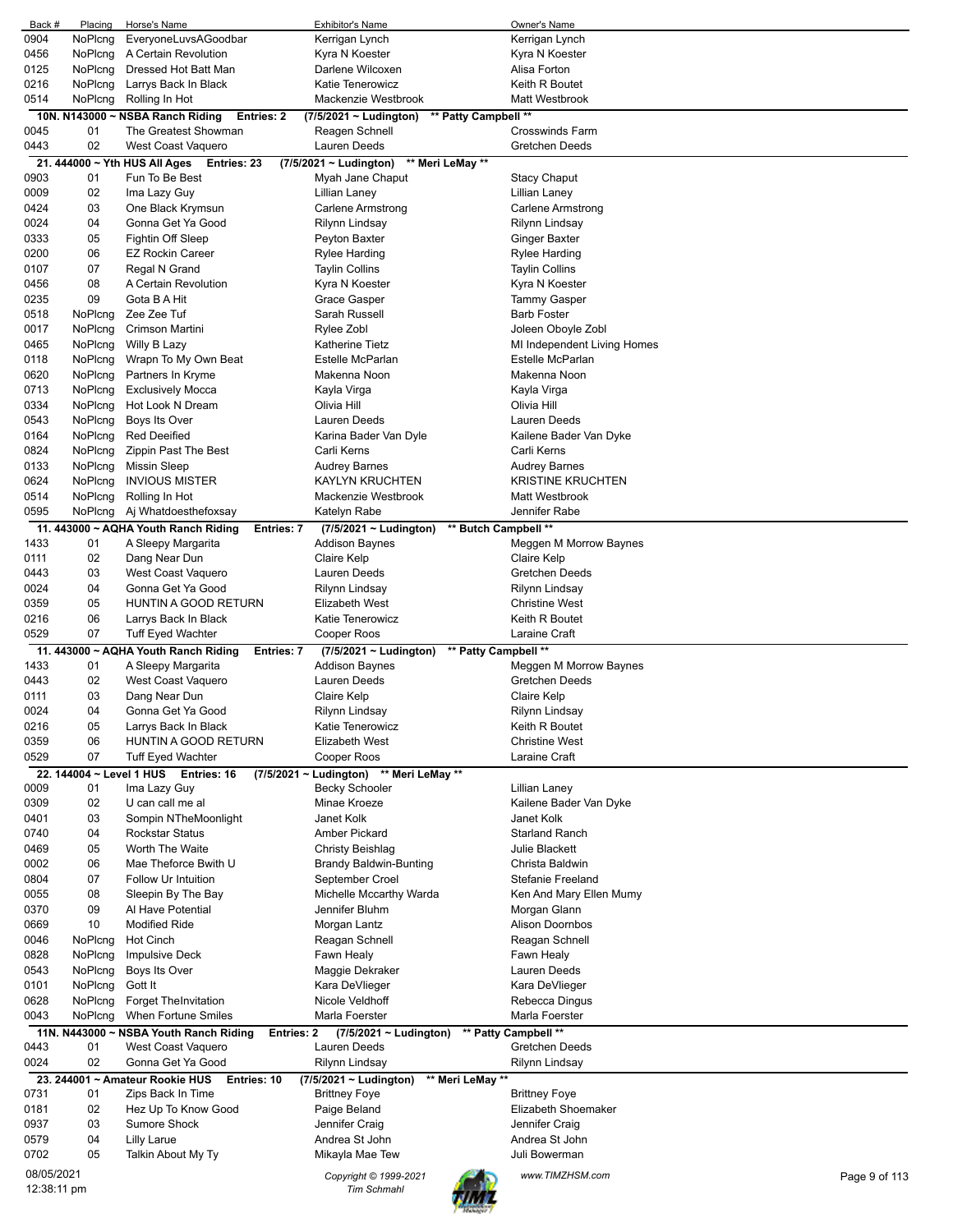| Back # | Placing | Horse's Name | Exhibitor's Name | Owner's Name |
|---|---|---|---|---|
| 0904 | NoPlcng | EveryoneLuvsAGoodbar | Kerrigan Lynch | Kerrigan Lynch |
| 0456 | NoPlcng | A Certain Revolution | Kyra N Koester | Kyra N Koester |
| 0125 | NoPlcng | Dressed Hot Batt Man | Darlene Wilcoxen | Alisa Forton |
| 0216 | NoPlcng | Larrys Back In Black | Katie Tenerowicz | Keith R Boutet |
| 0514 | NoPlcng | Rolling In Hot | Mackenzie Westbrook | Matt Westbrook |

**10N. N143000 ~ NSBA Ranch Riding Entries: 2 (7/5/2021 ~ Ludington) \*\* Patty Campbell \*\***

| Back # | Placing | Horse's Name | Exhibitor's Name | Owner's Name |
|---|---|---|---|---|
| 0045 | 01 | The Greatest Showman | Reagen Schnell | Crosswinds Farm |
| 0443 | 02 | West Coast Vaquero | Lauren Deeds | Gretchen Deeds |

**21. 444000 ~ Yth HUS All Ages Entries: 23 (7/5/2021 ~ Ludington) \*\* Meri LeMay \*\***

| Back # | Placing | Horse's Name | Exhibitor's Name | Owner's Name |
|---|---|---|---|---|
| 0903 | 01 | Fun To Be Best | Myah Jane Chaput | Stacy Chaput |
| 0009 | 02 | Ima Lazy Guy | Lillian Laney | Lillian Laney |
| 0424 | 03 | One Black Krymsun | Carlene Armstrong | Carlene Armstrong |
| 0024 | 04 | Gonna Get Ya Good | Rilynn Lindsay | Rilynn Lindsay |
| 0333 | 05 | Fightin Off Sleep | Peyton Baxter | Ginger Baxter |
| 0200 | 06 | EZ Rockin Career | Rylee Harding | Rylee Harding |
| 0107 | 07 | Regal N Grand | Taylin Collins | Taylin Collins |
| 0456 | 08 | A Certain Revolution | Kyra N Koester | Kyra N Koester |
| 0235 | 09 | Gota B A Hit | Grace Gasper | Tammy Gasper |
| 0518 | NoPlcng | Zee Zee Tuf | Sarah Russell | Barb Foster |
| 0017 | NoPlcng | Crimson Martini | Rylee Zobl | Joleen Oboyle Zobl |
| 0465 | NoPlcng | Willy B Lazy | Katherine Tietz | MI Independent Living Homes |
| 0118 | NoPlcng | Wrapn To My Own Beat | Estelle McParlan | Estelle McParlan |
| 0620 | NoPlcng | Partners In Kryme | Makenna Noon | Makenna Noon |
| 0713 | NoPlcng | Exclusively Mocca | Kayla Virga | Kayla Virga |
| 0334 | NoPlcng | Hot Look N Dream | Olivia Hill | Olivia Hill |
| 0543 | NoPlcng | Boys Its Over | Lauren Deeds | Lauren Deeds |
| 0164 | NoPlcng | Red Deeified | Karina Bader Van Dyle | Kailene Bader Van Dyke |
| 0824 | NoPlcng | Zippin Past The Best | Carli Kerns | Carli Kerns |
| 0133 | NoPlcng | Missin Sleep | Audrey Barnes | Audrey Barnes |
| 0624 | NoPlcng | INVIOUS MISTER | KAYLYN KRUCHTEN | KRISTINE KRUCHTEN |
| 0514 | NoPlcng | Rolling In Hot | Mackenzie Westbrook | Matt Westbrook |
| 0595 | NoPlcng | Aj Whatdoesthefoxsay | Katelyn Rabe | Jennifer Rabe |

**11. 443000 ~ AQHA Youth Ranch Riding Entries: 7 (7/5/2021 ~ Ludington) \*\* Butch Campbell \*\***

| Back # | Placing | Horse's Name | Exhibitor's Name | Owner's Name |
|---|---|---|---|---|
| 1433 | 01 | A Sleepy Margarita | Addison Baynes | Meggen M Morrow Baynes |
| 0111 | 02 | Dang Near Dun | Claire Kelp | Claire Kelp |
| 0443 | 03 | West Coast Vaquero | Lauren Deeds | Gretchen Deeds |
| 0024 | 04 | Gonna Get Ya Good | Rilynn Lindsay | Rilynn Lindsay |
| 0359 | 05 | HUNTIN A GOOD RETURN | Elizabeth West | Christine West |
| 0216 | 06 | Larrys Back In Black | Katie Tenerowicz | Keith R Boutet |
| 0529 | 07 | Tuff Eyed Wachter | Cooper Roos | Laraine Craft |

**11. 443000 ~ AQHA Youth Ranch Riding Entries: 7 (7/5/2021 ~ Ludington) \*\* Patty Campbell \*\***

| Back # | Placing | Horse's Name | Exhibitor's Name | Owner's Name |
|---|---|---|---|---|
| 1433 | 01 | A Sleepy Margarita | Addison Baynes | Meggen M Morrow Baynes |
| 0443 | 02 | West Coast Vaquero | Lauren Deeds | Gretchen Deeds |
| 0111 | 03 | Dang Near Dun | Claire Kelp | Claire Kelp |
| 0024 | 04 | Gonna Get Ya Good | Rilynn Lindsay | Rilynn Lindsay |
| 0216 | 05 | Larrys Back In Black | Katie Tenerowicz | Keith R Boutet |
| 0359 | 06 | HUNTIN A GOOD RETURN | Elizabeth West | Christine West |
| 0529 | 07 | Tuff Eyed Wachter | Cooper Roos | Laraine Craft |

**22. 144004 ~ Level 1 HUS Entries: 16 (7/5/2021 ~ Ludington) \*\* Meri LeMay \*\***

| Back # | Placing | Horse's Name | Exhibitor's Name | Owner's Name |
|---|---|---|---|---|
| 0009 | 01 | Ima Lazy Guy | Becky Schooler | Lillian Laney |
| 0309 | 02 | U can call me al | Minae Kroeze | Kailene Bader Van Dyke |
| 0401 | 03 | Sompin NTheMoonlight | Janet Kolk | Janet Kolk |
| 0740 | 04 | Rockstar Status | Amber Pickard | Starland Ranch |
| 0469 | 05 | Worth The Waite | Christy Beishlag | Julie Blackett |
| 0002 | 06 | Mae Theforce Bwith U | Brandy Baldwin-Bunting | Christa Baldwin |
| 0804 | 07 | Follow Ur Intuition | September Croel | Stefanie Freeland |
| 0055 | 08 | Sleepin By The Bay | Michelle Mccarthy Warda | Ken And Mary Ellen Mumy |
| 0370 | 09 | Al Have Potential | Jennifer Bluhm | Morgan Glann |
| 0669 | 10 | Modified Ride | Morgan Lantz | Alison Doornbos |
| 0046 | NoPlcng | Hot Cinch | Reagan Schnell | Reagan Schnell |
| 0828 | NoPlcng | Impulsive Deck | Fawn Healy | Fawn Healy |
| 0543 | NoPlcng | Boys Its Over | Maggie Dekraker | Lauren Deeds |
| 0101 | NoPlcng | Gott It | Kara DeVlieger | Kara DeVlieger |
| 0628 | NoPlcng | Forget TheInvitation | Nicole Veldhoff | Rebecca Dingus |
| 0043 | NoPlcng | When Fortune Smiles | Marla Foerster | Marla Foerster |

**11N. N443000 ~ NSBA Youth Ranch Riding Entries: 2 (7/5/2021 ~ Ludington) \*\* Patty Campbell \*\***

| Back # | Placing | Horse's Name | Exhibitor's Name | Owner's Name |
|---|---|---|---|---|
| 0443 | 01 | West Coast Vaquero | Lauren Deeds | Gretchen Deeds |
| 0024 | 02 | Gonna Get Ya Good | Rilynn Lindsay | Rilynn Lindsay |

**23. 244001 ~ Amateur Rookie HUS Entries: 10 (7/5/2021 ~ Ludington) \*\* Meri LeMay \*\***

| Back # | Placing | Horse's Name | Exhibitor's Name | Owner's Name |
|---|---|---|---|---|
| 0731 | 01 | Zips Back In Time | Brittney Foye | Brittney Foye |
| 0181 | 02 | Hez Up To Know Good | Paige Beland | Elizabeth Shoemaker |
| 0937 | 03 | Sumore Shock | Jennifer Craig | Jennifer Craig |
| 0579 | 04 | Lilly Larue | Andrea St John | Andrea St John |
| 0702 | 05 | Talkin About My Ty | Mikayla Mae Tew | Juli Bowerman |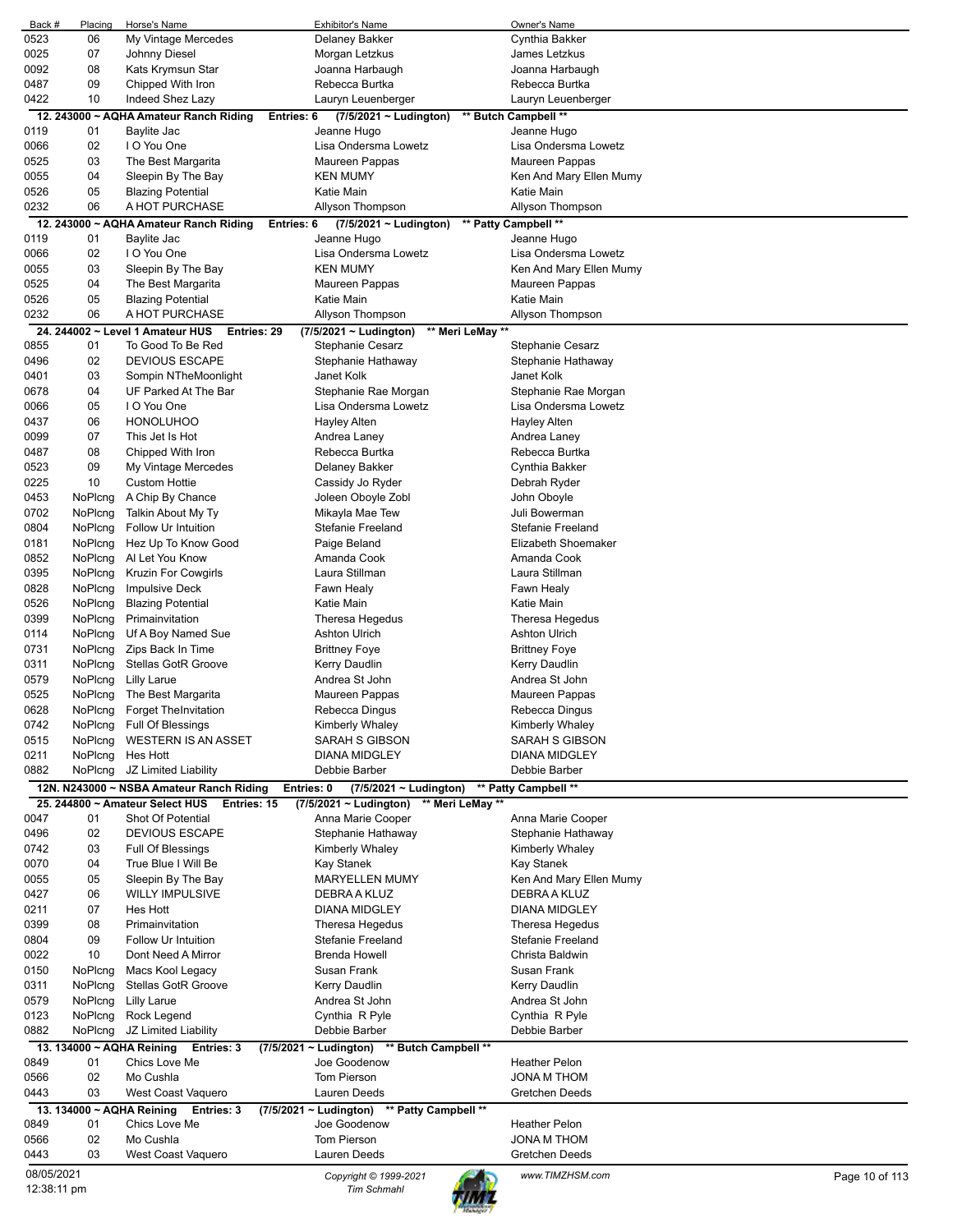| Back # | Placing | Horse's Name | Exhibitor's Name | Owner's Name |
|---|---|---|---|---|
| 0523 | 06 | My Vintage Mercedes | Delaney Bakker | Cynthia Bakker |
| 0025 | 07 | Johnny Diesel | Morgan Letzkus | James Letzkus |
| 0092 | 08 | Kats Krymsun Star | Joanna Harbaugh | Joanna Harbaugh |
| 0487 | 09 | Chipped With Iron | Rebecca Burtka | Rebecca Burtka |
| 0422 | 10 | Indeed Shez Lazy | Lauryn Leuenberger | Lauryn Leuenberger |

**12. 243000 ~ AQHA Amateur Ranch Riding Entries: 6 (7/5/2021 ~ Ludington) \*\* Butch Campbell \*\***

| Back # | Placing | Horse's Name | Exhibitor's Name | Owner's Name |
|---|---|---|---|---|
| 0119 | 01 | Baylite Jac | Jeanne Hugo | Jeanne Hugo |
| 0066 | 02 | I O You One | Lisa Ondersma Lowetz | Lisa Ondersma Lowetz |
| 0525 | 03 | The Best Margarita | Maureen Pappas | Maureen Pappas |
| 0055 | 04 | Sleepin By The Bay | KEN MUMY | Ken And Mary Ellen Mumy |
| 0526 | 05 | Blazing Potential | Katie Main | Katie Main |
| 0232 | 06 | A HOT PURCHASE | Allyson Thompson | Allyson Thompson |

**12. 243000 ~ AQHA Amateur Ranch Riding Entries: 6 (7/5/2021 ~ Ludington) \*\* Patty Campbell \*\***

| Back # | Placing | Horse's Name | Exhibitor's Name | Owner's Name |
|---|---|---|---|---|
| 0119 | 01 | Baylite Jac | Jeanne Hugo | Jeanne Hugo |
| 0066 | 02 | I O You One | Lisa Ondersma Lowetz | Lisa Ondersma Lowetz |
| 0055 | 03 | Sleepin By The Bay | KEN MUMY | Ken And Mary Ellen Mumy |
| 0525 | 04 | The Best Margarita | Maureen Pappas | Maureen Pappas |
| 0526 | 05 | Blazing Potential | Katie Main | Katie Main |
| 0232 | 06 | A HOT PURCHASE | Allyson Thompson | Allyson Thompson |

**24. 244002 ~ Level 1 Amateur HUS Entries: 29 (7/5/2021 ~ Ludington) \*\* Meri LeMay \*\***

| Back # | Placing | Horse's Name | Exhibitor's Name | Owner's Name |
|---|---|---|---|---|
| 0855 | 01 | To Good To Be Red | Stephanie Cesarz | Stephanie Cesarz |
| 0496 | 02 | DEVIOUS ESCAPE | Stephanie Hathaway | Stephanie Hathaway |
| 0401 | 03 | Sompin NTheMoonlight | Janet Kolk | Janet Kolk |
| 0678 | 04 | UF Parked At The Bar | Stephanie Rae Morgan | Stephanie Rae Morgan |
| 0066 | 05 | I O You One | Lisa Ondersma Lowetz | Lisa Ondersma Lowetz |
| 0437 | 06 | HONOLUHOO | Hayley Alten | Hayley Alten |
| 0099 | 07 | This Jet Is Hot | Andrea Laney | Andrea Laney |
| 0487 | 08 | Chipped With Iron | Rebecca Burtka | Rebecca Burtka |
| 0523 | 09 | My Vintage Mercedes | Delaney Bakker | Cynthia Bakker |
| 0225 | 10 | Custom Hottie | Cassidy Jo Ryder | Debrah Ryder |
| 0453 | NoPlcng | A Chip By Chance | Joleen Oboyle Zobl | John Oboyle |
| 0702 | NoPlcng | Talkin About My Ty | Mikayla Mae Tew | Juli Bowerman |
| 0804 | NoPlcng | Follow Ur Intuition | Stefanie Freeland | Stefanie Freeland |
| 0181 | NoPlcng | Hez Up To Know Good | Paige Beland | Elizabeth Shoemaker |
| 0852 | NoPlcng | Al Let You Know | Amanda Cook | Amanda Cook |
| 0395 | NoPlcng | Kruzin For Cowgirls | Laura Stillman | Laura Stillman |
| 0828 | NoPlcng | Impulsive Deck | Fawn Healy | Fawn Healy |
| 0526 | NoPlcng | Blazing Potential | Katie Main | Katie Main |
| 0399 | NoPlcng | Primainvitation | Theresa Hegedus | Theresa Hegedus |
| 0114 | NoPlcng | Uf A Boy Named Sue | Ashton Ulrich | Ashton Ulrich |
| 0731 | NoPlcng | Zips Back In Time | Brittney Foye | Brittney Foye |
| 0311 | NoPlcng | Stellas GotR Groove | Kerry Daudlin | Kerry Daudlin |
| 0579 | NoPlcng | Lilly Larue | Andrea St John | Andrea St John |
| 0525 | NoPlcng | The Best Margarita | Maureen Pappas | Maureen Pappas |
| 0628 | NoPlcng | Forget TheInvitation | Rebecca Dingus | Rebecca Dingus |
| 0742 | NoPlcng | Full Of Blessings | Kimberly Whaley | Kimberly Whaley |
| 0515 | NoPlcng | WESTERN IS AN ASSET | SARAH S GIBSON | SARAH S GIBSON |
| 0211 | NoPlcng | Hes Hott | DIANA MIDGLEY | DIANA MIDGLEY |
| 0882 | NoPlcng | JZ Limited Liability | Debbie Barber | Debbie Barber |

**12N. N243000 ~ NSBA Amateur Ranch Riding Entries: 0 (7/5/2021 ~ Ludington) \*\* Patty Campbell \*\***

**25. 244800 ~ Amateur Select HUS Entries: 15 (7/5/2021 ~ Ludington) \*\* Meri LeMay \*\***

| Back # | Placing | Horse's Name | Exhibitor's Name | Owner's Name |
|---|---|---|---|---|
| 0047 | 01 | Shot Of Potential | Anna Marie Cooper | Anna Marie Cooper |
| 0496 | 02 | DEVIOUS ESCAPE | Stephanie Hathaway | Stephanie Hathaway |
| 0742 | 03 | Full Of Blessings | Kimberly Whaley | Kimberly Whaley |
| 0070 | 04 | True Blue I Will Be | Kay Stanek | Kay Stanek |
| 0055 | 05 | Sleepin By The Bay | MARYELLEN MUMY | Ken And Mary Ellen Mumy |
| 0427 | 06 | WILLY IMPULSIVE | DEBRA A KLUZ | DEBRA A KLUZ |
| 0211 | 07 | Hes Hott | DIANA MIDGLEY | DIANA MIDGLEY |
| 0399 | 08 | Primainvitation | Theresa Hegedus | Theresa Hegedus |
| 0804 | 09 | Follow Ur Intuition | Stefanie Freeland | Stefanie Freeland |
| 0022 | 10 | Dont Need A Mirror | Brenda Howell | Christa Baldwin |
| 0150 | NoPlcng | Macs Kool Legacy | Susan Frank | Susan Frank |
| 0311 | NoPlcng | Stellas GotR Groove | Kerry Daudlin | Kerry Daudlin |
| 0579 | NoPlcng | Lilly Larue | Andrea St John | Andrea St John |
| 0123 | NoPlcng | Rock Legend | Cynthia R Pyle | Cynthia R Pyle |
| 0882 | NoPlcng | JZ Limited Liability | Debbie Barber | Debbie Barber |

**13. 134000 ~ AQHA Reining Entries: 3 (7/5/2021 ~ Ludington) \*\* Butch Campbell \*\***

| Back # | Placing | Horse's Name | Exhibitor's Name | Owner's Name |
|---|---|---|---|---|
| 0849 | 01 | Chics Love Me | Joe Goodenow | Heather Pelon |
| 0566 | 02 | Mo Cushla | Tom Pierson | JONA M THOM |
| 0443 | 03 | West Coast Vaquero | Lauren Deeds | Gretchen Deeds |

**13. 134000 ~ AQHA Reining Entries: 3 (7/5/2021 ~ Ludington) \*\* Patty Campbell \*\***

| Back # | Placing | Horse's Name | Exhibitor's Name | Owner's Name |
|---|---|---|---|---|
| 0849 | 01 | Chics Love Me | Joe Goodenow | Heather Pelon |
| 0566 | 02 | Mo Cushla | Tom Pierson | JONA M THOM |
| 0443 | 03 | West Coast Vaquero | Lauren Deeds | Gretchen Deeds |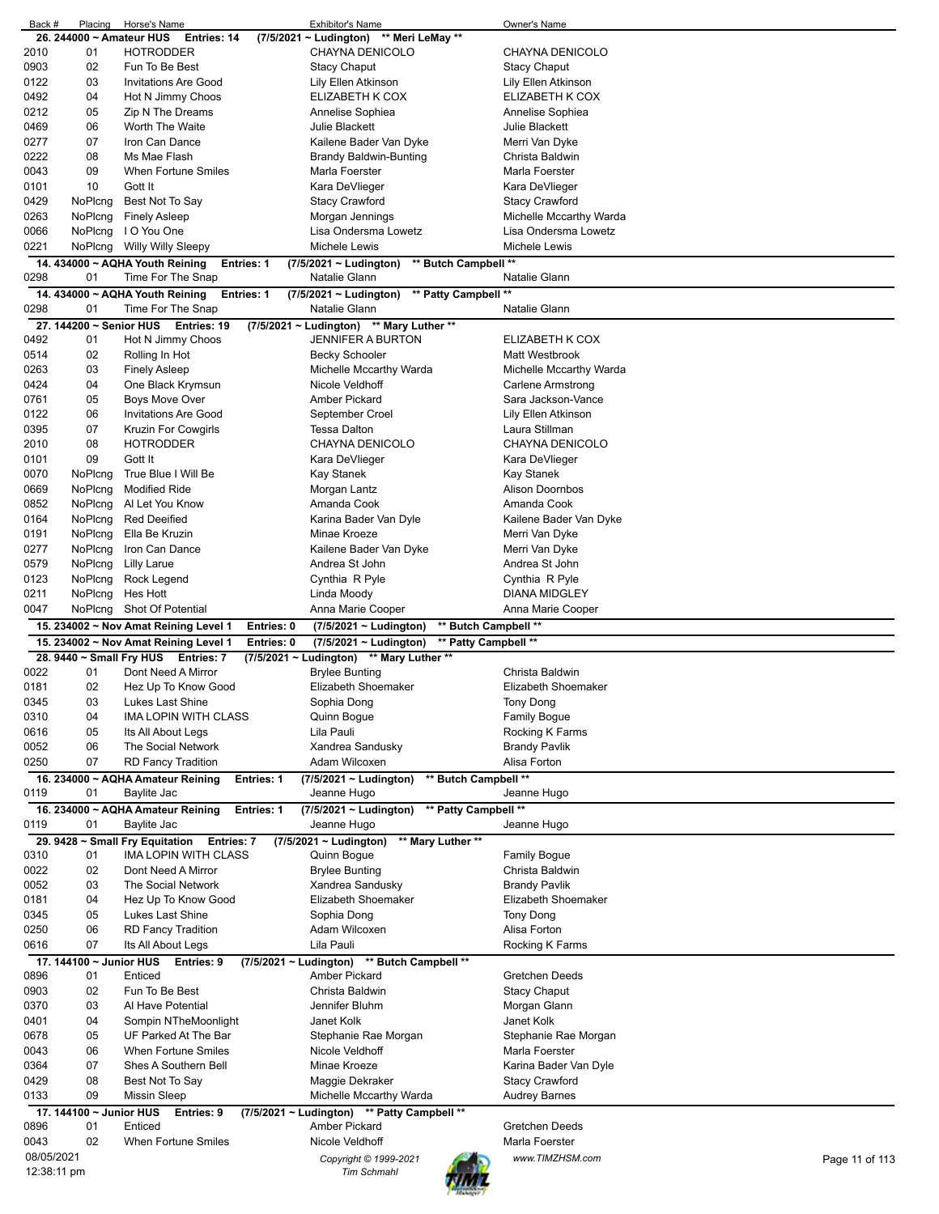| Back # | Placing | Horse's Name | Exhibitor's Name | Owner's Name |
|---|---|---|---|---|
| **26. 244000 ~ Amateur HUS Entries: 14** | | | **(7/5/2021 ~ Ludington) \*\* Meri LeMay \*\*** | |
| 2010 | 01 | HOTRODDER | CHAYNA DENICOLO | CHAYNA DENICOLO |
| 0903 | 02 | Fun To Be Best | Stacy Chaput | Stacy Chaput |
| 0122 | 03 | Invitations Are Good | Lily Ellen Atkinson | Lily Ellen Atkinson |
| 0492 | 04 | Hot N Jimmy Choos | ELIZABETH K COX | ELIZABETH K COX |
| 0212 | 05 | Zip N The Dreams | Annelise Sophiea | Annelise Sophiea |
| 0469 | 06 | Worth The Waite | Julie Blackett | Julie Blackett |
| 0277 | 07 | Iron Can Dance | Kailene Bader Van Dyke | Merri Van Dyke |
| 0222 | 08 | Ms Mae Flash | Brandy Baldwin-Bunting | Christa Baldwin |
| 0043 | 09 | When Fortune Smiles | Marla Foerster | Marla Foerster |
| 0101 | 10 | Gott It | Kara DeVlieger | Kara DeVlieger |
| 0429 | NoPlcng | Best Not To Say | Stacy Crawford | Stacy Crawford |
| 0263 | NoPlcng | Finely Asleep | Morgan Jennings | Michelle Mccarthy Warda |
| 0066 | NoPlcng | I O You One | Lisa Ondersma Lowetz | Lisa Ondersma Lowetz |
| 0221 | NoPlcng | Willy Willy Sleepy | Michele Lewis | Michele Lewis |
| **14. 434000 ~ AQHA Youth Reining Entries: 1** | | | **(7/5/2021 ~ Ludington) \*\* Butch Campbell \*\*** | |
| 0298 | 01 | Time For The Snap | Natalie Glann | Natalie Glann |
| **14. 434000 ~ AQHA Youth Reining Entries: 1** | | | **(7/5/2021 ~ Ludington) \*\* Patty Campbell \*\*** | |
| 0298 | 01 | Time For The Snap | Natalie Glann | Natalie Glann |
| **27. 144200 ~ Senior HUS Entries: 19** | | | **(7/5/2021 ~ Ludington) \*\* Mary Luther \*\*** | |
| 0492 | 01 | Hot N Jimmy Choos | JENNIFER A BURTON | ELIZABETH K COX |
| 0514 | 02 | Rolling In Hot | Becky Schooler | Matt Westbrook |
| 0263 | 03 | Finely Asleep | Michelle Mccarthy Warda | Michelle Mccarthy Warda |
| 0424 | 04 | One Black Krymsun | Nicole Veldhoff | Carlene Armstrong |
| 0761 | 05 | Boys Move Over | Amber Pickard | Sara Jackson-Vance |
| 0122 | 06 | Invitations Are Good | September Croel | Lily Ellen Atkinson |
| 0395 | 07 | Kruzin For Cowgirls | Tessa Dalton | Laura Stillman |
| 2010 | 08 | HOTRODDER | CHAYNA DENICOLO | CHAYNA DENICOLO |
| 0101 | 09 | Gott It | Kara DeVlieger | Kara DeVlieger |
| 0070 | NoPlcng | True Blue I Will Be | Kay Stanek | Kay Stanek |
| 0669 | NoPlcng | Modified Ride | Morgan Lantz | Alison Doornbos |
| 0852 | NoPlcng | Al Let You Know | Amanda Cook | Amanda Cook |
| 0164 | NoPlcng | Red Deeified | Karina Bader Van Dyle | Kailene Bader Van Dyke |
| 0191 | NoPlcng | Ella Be Kruzin | Minae Kroeze | Merri Van Dyke |
| 0277 | NoPlcng | Iron Can Dance | Kailene Bader Van Dyke | Merri Van Dyke |
| 0579 | NoPlcng | Lilly Larue | Andrea St John | Andrea St John |
| 0123 | NoPlcng | Rock Legend | Cynthia R Pyle | Cynthia R Pyle |
| 0211 | NoPlcng | Hes Hott | Linda Moody | DIANA MIDGLEY |
| 0047 | NoPlcng | Shot Of Potential | Anna Marie Cooper | Anna Marie Cooper |
| **15. 234002 ~ Nov Amat Reining Level 1 Entries: 0** | | | **(7/5/2021 ~ Ludington) \*\* Butch Campbell \*\*** | |
| **15. 234002 ~ Nov Amat Reining Level 1 Entries: 0** | | | **(7/5/2021 ~ Ludington) \*\* Patty Campbell \*\*** | |
| **28. 9440 ~ Small Fry HUS Entries: 7** | | | **(7/5/2021 ~ Ludington) \*\* Mary Luther \*\*** | |
| 0022 | 01 | Dont Need A Mirror | Brylee Bunting | Christa Baldwin |
| 0181 | 02 | Hez Up To Know Good | Elizabeth Shoemaker | Elizabeth Shoemaker |
| 0345 | 03 | Lukes Last Shine | Sophia Dong | Tony Dong |
| 0310 | 04 | IMA LOPIN WITH CLASS | Quinn Bogue | Family Bogue |
| 0616 | 05 | Its All About Legs | Lila Pauli | Rocking K Farms |
| 0052 | 06 | The Social Network | Xandrea Sandusky | Brandy Pavlik |
| 0250 | 07 | RD Fancy Tradition | Adam Wilcoxen | Alisa Forton |
| **16. 234000 ~ AQHA Amateur Reining Entries: 1** | | | **(7/5/2021 ~ Ludington) \*\* Butch Campbell \*\*** | |
| 0119 | 01 | Baylite Jac | Jeanne Hugo | Jeanne Hugo |
| **16. 234000 ~ AQHA Amateur Reining Entries: 1** | | | **(7/5/2021 ~ Ludington) \*\* Patty Campbell \*\*** | |
| 0119 | 01 | Baylite Jac | Jeanne Hugo | Jeanne Hugo |
| **29. 9428 ~ Small Fry Equitation Entries: 7** | | | **(7/5/2021 ~ Ludington) \*\* Mary Luther \*\*** | |
| 0310 | 01 | IMA LOPIN WITH CLASS | Quinn Bogue | Family Bogue |
| 0022 | 02 | Dont Need A Mirror | Brylee Bunting | Christa Baldwin |
| 0052 | 03 | The Social Network | Xandrea Sandusky | Brandy Pavlik |
| 0181 | 04 | Hez Up To Know Good | Elizabeth Shoemaker | Elizabeth Shoemaker |
| 0345 | 05 | Lukes Last Shine | Sophia Dong | Tony Dong |
| 0250 | 06 | RD Fancy Tradition | Adam Wilcoxen | Alisa Forton |
| 0616 | 07 | Its All About Legs | Lila Pauli | Rocking K Farms |
| **17. 144100 ~ Junior HUS Entries: 9** | | | **(7/5/2021 ~ Ludington) \*\* Butch Campbell \*\*** | |
| 0896 | 01 | Enticed | Amber Pickard | Gretchen Deeds |
| 0903 | 02 | Fun To Be Best | Christa Baldwin | Stacy Chaput |
| 0370 | 03 | Al Have Potential | Jennifer Bluhm | Morgan Glann |
| 0401 | 04 | Sompin NTheMoonlight | Janet Kolk | Janet Kolk |
| 0678 | 05 | UF Parked At The Bar | Stephanie Rae Morgan | Stephanie Rae Morgan |
| 0043 | 06 | When Fortune Smiles | Nicole Veldhoff | Marla Foerster |
| 0364 | 07 | Shes A Southern Bell | Minae Kroeze | Karina Bader Van Dyle |
| 0429 | 08 | Best Not To Say | Maggie Dekraker | Stacy Crawford |
| 0133 | 09 | Missin Sleep | Michelle Mccarthy Warda | Audrey Barnes |
| **17. 144100 ~ Junior HUS Entries: 9** | | | **(7/5/2021 ~ Ludington) \*\* Patty Campbell \*\*** | |
| 0896 | 01 | Enticed | Amber Pickard | Gretchen Deeds |
| 0043 | 02 | When Fortune Smiles | Nicole Veldhoff | Marla Foerster |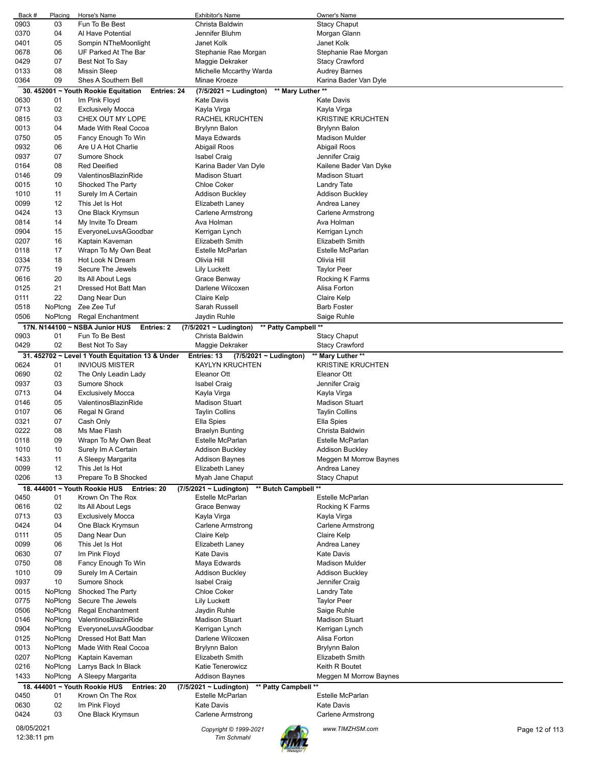| Back # | Placing | Horse's Name | Exhibitor's Name | Owner's Name |
|---|---|---|---|---|
| 0903 | 03 | Fun To Be Best | Christa Baldwin | Stacy Chaput |
| 0370 | 04 | Al Have Potential | Jennifer Bluhm | Morgan Glann |
| 0401 | 05 | Sompin NTheMoonlight | Janet Kolk | Janet Kolk |
| 0678 | 06 | UF Parked At The Bar | Stephanie Rae Morgan | Stephanie Rae Morgan |
| 0429 | 07 | Best Not To Say | Maggie Dekraker | Stacy Crawford |
| 0133 | 08 | Missin Sleep | Michelle Mccarthy Warda | Audrey Barnes |
| 0364 | 09 | Shes A Southern Bell | Minae Kroeze | Karina Bader Van Dyle |

**30. 452001 ~ Youth Rookie Equitation    Entries: 24    (7/5/2021 ~ Ludington)    \*\* Mary Luther \*\***

| Back # | Placing | Horse's Name | Exhibitor's Name | Owner's Name |
|---|---|---|---|---|
| 0630 | 01 | Im Pink Floyd | Kate Davis | Kate Davis |
| 0713 | 02 | Exclusively Mocca | Kayla Virga | Kayla Virga |
| 0815 | 03 | CHEX OUT MY LOPE | RACHEL KRUCHTEN | KRISTINE KRUCHTEN |
| 0013 | 04 | Made With Real Cocoa | Brylynn Balon | Brylynn Balon |
| 0750 | 05 | Fancy Enough To Win | Maya Edwards | Madison Mulder |
| 0932 | 06 | Are U A Hot Charlie | Abigail Roos | Abigail Roos |
| 0937 | 07 | Sumore Shock | Isabel Craig | Jennifer Craig |
| 0164 | 08 | Red Deeified | Karina Bader Van Dyle | Kailene Bader Van Dyke |
| 0146 | 09 | ValentinosBlazinRide | Madison Stuart | Madison Stuart |
| 0015 | 10 | Shocked The Party | Chloe Coker | Landry Tate |
| 1010 | 11 | Surely Im A Certain | Addison Buckley | Addison Buckley |
| 0099 | 12 | This Jet Is Hot | Elizabeth Laney | Andrea Laney |
| 0424 | 13 | One Black Krymsun | Carlene Armstrong | Carlene Armstrong |
| 0814 | 14 | My Invite To Dream | Ava Holman | Ava Holman |
| 0904 | 15 | EveryoneLuvsAGoodbar | Kerrigan Lynch | Kerrigan Lynch |
| 0207 | 16 | Kaptain Kaveman | Elizabeth Smith | Elizabeth Smith |
| 0118 | 17 | Wrapn To My Own Beat | Estelle McParlan | Estelle McParlan |
| 0334 | 18 | Hot Look N Dream | Olivia Hill | Olivia Hill |
| 0775 | 19 | Secure The Jewels | Lily Luckett | Taylor Peer |
| 0616 | 20 | Its All About Legs | Grace Benway | Rocking K Farms |
| 0125 | 21 | Dressed Hot Batt Man | Darlene Wilcoxen | Alisa Forton |
| 0111 | 22 | Dang Near Dun | Claire Kelp | Claire Kelp |
| 0518 | NoPlcng | Zee Zee Tuf | Sarah Russell | Barb Foster |
| 0506 | NoPlcng | Regal Enchantment | Jaydin Ruhle | Saige Ruhle |

**17N. N144100 ~ NSBA Junior HUS    Entries: 2    (7/5/2021 ~ Ludington)    \*\* Patty Campbell \*\***

| Back # | Placing | Horse's Name | Exhibitor's Name | Owner's Name |
|---|---|---|---|---|
| 0903 | 01 | Fun To Be Best | Christa Baldwin | Stacy Chaput |
| 0429 | 02 | Best Not To Say | Maggie Dekraker | Stacy Crawford |

**31. 452702 ~ Level 1 Youth Equitation 13 & Under    Entries: 13    (7/5/2021 ~ Ludington)    \*\* Mary Luther \*\***

| Back # | Placing | Horse's Name | Exhibitor's Name | Owner's Name |
|---|---|---|---|---|
| 0624 | 01 | INVIOUS MISTER | KAYLYN KRUCHTEN | KRISTINE KRUCHTEN |
| 0690 | 02 | The Only Leadin Lady | Eleanor Ott | Eleanor Ott |
| 0937 | 03 | Sumore Shock | Isabel Craig | Jennifer Craig |
| 0713 | 04 | Exclusively Mocca | Kayla Virga | Kayla Virga |
| 0146 | 05 | ValentinosBlazinRide | Madison Stuart | Madison Stuart |
| 0107 | 06 | Regal N Grand | Taylin Collins | Taylin Collins |
| 0321 | 07 | Cash Only | Ella Spies | Ella Spies |
| 0222 | 08 | Ms Mae Flash | Braelyn Bunting | Christa Baldwin |
| 0118 | 09 | Wrapn To My Own Beat | Estelle McParlan | Estelle McParlan |
| 1010 | 10 | Surely Im A Certain | Addison Buckley | Addison Buckley |
| 1433 | 11 | A Sleepy Margarita | Addison Baynes | Meggen M Morrow Baynes |
| 0099 | 12 | This Jet Is Hot | Elizabeth Laney | Andrea Laney |
| 0206 | 13 | Prepare To B Shocked | Myah Jane Chaput | Stacy Chaput |

**18. 444001 ~ Youth Rookie HUS    Entries: 20    (7/5/2021 ~ Ludington)    \*\* Butch Campbell \*\***

| Back # | Placing | Horse's Name | Exhibitor's Name | Owner's Name |
|---|---|---|---|---|
| 0450 | 01 | Krown On The Rox | Estelle McParlan | Estelle McParlan |
| 0616 | 02 | Its All About Legs | Grace Benway | Rocking K Farms |
| 0713 | 03 | Exclusively Mocca | Kayla Virga | Kayla Virga |
| 0424 | 04 | One Black Krymsun | Carlene Armstrong | Carlene Armstrong |
| 0111 | 05 | Dang Near Dun | Claire Kelp | Claire Kelp |
| 0099 | 06 | This Jet Is Hot | Elizabeth Laney | Andrea Laney |
| 0630 | 07 | Im Pink Floyd | Kate Davis | Kate Davis |
| 0750 | 08 | Fancy Enough To Win | Maya Edwards | Madison Mulder |
| 1010 | 09 | Surely Im A Certain | Addison Buckley | Addison Buckley |
| 0937 | 10 | Sumore Shock | Isabel Craig | Jennifer Craig |
| 0015 | NoPlcng | Shocked The Party | Chloe Coker | Landry Tate |
| 0775 | NoPlcng | Secure The Jewels | Lily Luckett | Taylor Peer |
| 0506 | NoPlcng | Regal Enchantment | Jaydin Ruhle | Saige Ruhle |
| 0146 | NoPlcng | ValentinosBlazinRide | Madison Stuart | Madison Stuart |
| 0904 | NoPlcng | EveryoneLuvsAGoodbar | Kerrigan Lynch | Kerrigan Lynch |
| 0125 | NoPlcng | Dressed Hot Batt Man | Darlene Wilcoxen | Alisa Forton |
| 0013 | NoPlcng | Made With Real Cocoa | Brylynn Balon | Brylynn Balon |
| 0207 | NoPlcng | Kaptain Kaveman | Elizabeth Smith | Elizabeth Smith |
| 0216 | NoPlcng | Larrys Back In Black | Katie Tenerowicz | Keith R Boutet |
| 1433 | NoPlcng | A Sleepy Margarita | Addison Baynes | Meggen M Morrow Baynes |

**18. 444001 ~ Youth Rookie HUS    Entries: 20    (7/5/2021 ~ Ludington)    \*\* Patty Campbell \*\***

| Back # | Placing | Horse's Name | Exhibitor's Name | Owner's Name |
|---|---|---|---|---|
| 0450 | 01 | Krown On The Rox | Estelle McParlan | Estelle McParlan |
| 0630 | 02 | Im Pink Floyd | Kate Davis | Kate Davis |
| 0424 | 03 | One Black Krymsun | Carlene Armstrong | Carlene Armstrong |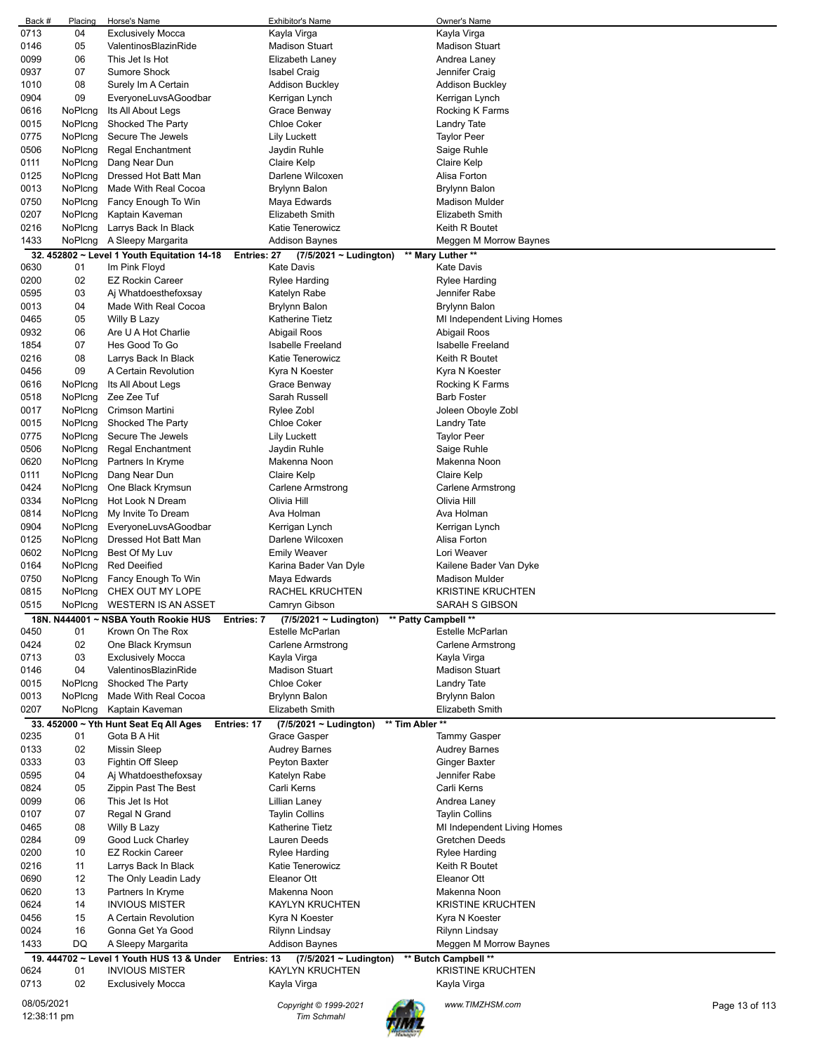| Back # | Placing | Horse's Name | Exhibitor's Name | Owner's Name |
|---|---|---|---|---|
| 0713 | 04 | Exclusively Mocca | Kayla Virga | Kayla Virga |
| 0146 | 05 | ValentinosBlazinRide | Madison Stuart | Madison Stuart |
| 0099 | 06 | This Jet Is Hot | Elizabeth Laney | Andrea Laney |
| 0937 | 07 | Sumore Shock | Isabel Craig | Jennifer Craig |
| 1010 | 08 | Surely Im A Certain | Addison Buckley | Addison Buckley |
| 0904 | 09 | EveryoneLuvsAGoodbar | Kerrigan Lynch | Kerrigan Lynch |
| 0616 | NoPlcng | Its All About Legs | Grace Benway | Rocking K Farms |
| 0015 | NoPlcng | Shocked The Party | Chloe Coker | Landry Tate |
| 0775 | NoPlcng | Secure The Jewels | Lily Luckett | Taylor Peer |
| 0506 | NoPlcng | Regal Enchantment | Jaydin Ruhle | Saige Ruhle |
| 0111 | NoPlcng | Dang Near Dun | Claire Kelp | Claire Kelp |
| 0125 | NoPlcng | Dressed Hot Batt Man | Darlene Wilcoxen | Alisa Forton |
| 0013 | NoPlcng | Made With Real Cocoa | Brylynn Balon | Brylynn Balon |
| 0750 | NoPlcng | Fancy Enough To Win | Maya Edwards | Madison Mulder |
| 0207 | NoPlcng | Kaptain Kaveman | Elizabeth Smith | Elizabeth Smith |
| 0216 | NoPlcng | Larrys Back In Black | Katie Tenerowicz | Keith R Boutet |
| 1433 | NoPlcng | A Sleepy Margarita | Addison Baynes | Meggen M Morrow Baynes |

**32. 452802 ~ Level 1 Youth Equitation 14-18 Entries: 27 (7/5/2021 ~ Ludington) \*\* Mary Luther \*\***

| Back # | Placing | Horse's Name | Exhibitor's Name | Owner's Name |
|---|---|---|---|---|
| 0630 | 01 | Im Pink Floyd | Kate Davis | Kate Davis |
| 0200 | 02 | EZ Rockin Career | Rylee Harding | Rylee Harding |
| 0595 | 03 | Aj Whatdoesthefoxsay | Katelyn Rabe | Jennifer Rabe |
| 0013 | 04 | Made With Real Cocoa | Brylynn Balon | Brylynn Balon |
| 0465 | 05 | Willy B Lazy | Katherine Tietz | MI Independent Living Homes |
| 0932 | 06 | Are U A Hot Charlie | Abigail Roos | Abigail Roos |
| 1854 | 07 | Hes Good To Go | Isabelle Freeland | Isabelle Freeland |
| 0216 | 08 | Larrys Back In Black | Katie Tenerowicz | Keith R Boutet |
| 0456 | 09 | A Certain Revolution | Kyra N Koester | Kyra N Koester |
| 0616 | NoPlcng | Its All About Legs | Grace Benway | Rocking K Farms |
| 0518 | NoPlcng | Zee Zee Tuf | Sarah Russell | Barb Foster |
| 0017 | NoPlcng | Crimson Martini | Rylee Zobl | Joleen Oboyle Zobl |
| 0015 | NoPlcng | Shocked The Party | Chloe Coker | Landry Tate |
| 0775 | NoPlcng | Secure The Jewels | Lily Luckett | Taylor Peer |
| 0506 | NoPlcng | Regal Enchantment | Jaydin Ruhle | Saige Ruhle |
| 0620 | NoPlcng | Partners In Kryme | Makenna Noon | Makenna Noon |
| 0111 | NoPlcng | Dang Near Dun | Claire Kelp | Claire Kelp |
| 0424 | NoPlcng | One Black Krymsun | Carlene Armstrong | Carlene Armstrong |
| 0334 | NoPlcng | Hot Look N Dream | Olivia Hill | Olivia Hill |
| 0814 | NoPlcng | My Invite To Dream | Ava Holman | Ava Holman |
| 0904 | NoPlcng | EveryoneLuvsAGoodbar | Kerrigan Lynch | Kerrigan Lynch |
| 0125 | NoPlcng | Dressed Hot Batt Man | Darlene Wilcoxen | Alisa Forton |
| 0602 | NoPlcng | Best Of My Luv | Emily Weaver | Lori Weaver |
| 0164 | NoPlcng | Red Deeified | Karina Bader Van Dyle | Kailene Bader Van Dyke |
| 0750 | NoPlcng | Fancy Enough To Win | Maya Edwards | Madison Mulder |
| 0815 | NoPlcng | CHEX OUT MY LOPE | RACHEL KRUCHTEN | KRISTINE KRUCHTEN |
| 0515 | NoPlcng | WESTERN IS AN ASSET | Camryn Gibson | SARAH S GIBSON |

**18N. N444001 ~ NSBA Youth Rookie HUS Entries: 7 (7/5/2021 ~ Ludington) \*\* Patty Campbell \*\***

| Back # | Placing | Horse's Name | Exhibitor's Name | Owner's Name |
|---|---|---|---|---|
| 0450 | 01 | Krown On The Rox | Estelle McParlan | Estelle McParlan |
| 0424 | 02 | One Black Krymsun | Carlene Armstrong | Carlene Armstrong |
| 0713 | 03 | Exclusively Mocca | Kayla Virga | Kayla Virga |
| 0146 | 04 | ValentinosBlazinRide | Madison Stuart | Madison Stuart |
| 0015 | NoPlcng | Shocked The Party | Chloe Coker | Landry Tate |
| 0013 | NoPlcng | Made With Real Cocoa | Brylynn Balon | Brylynn Balon |
| 0207 | NoPlcng | Kaptain Kaveman | Elizabeth Smith | Elizabeth Smith |

**33. 452000 ~ Yth Hunt Seat Eq All Ages Entries: 17 (7/5/2021 ~ Ludington) \*\* Tim Abler \*\***

| Back # | Placing | Horse's Name | Exhibitor's Name | Owner's Name |
|---|---|---|---|---|
| 0235 | 01 | Gota B A Hit | Grace Gasper | Tammy Gasper |
| 0133 | 02 | Missin Sleep | Audrey Barnes | Audrey Barnes |
| 0333 | 03 | Fightin Off Sleep | Peyton Baxter | Ginger Baxter |
| 0595 | 04 | Aj Whatdoesthefoxsay | Katelyn Rabe | Jennifer Rabe |
| 0824 | 05 | Zippin Past The Best | Carli Kerns | Carli Kerns |
| 0099 | 06 | This Jet Is Hot | Lillian Laney | Andrea Laney |
| 0107 | 07 | Regal N Grand | Taylin Collins | Taylin Collins |
| 0465 | 08 | Willy B Lazy | Katherine Tietz | MI Independent Living Homes |
| 0284 | 09 | Good Luck Charley | Lauren Deeds | Gretchen Deeds |
| 0200 | 10 | EZ Rockin Career | Rylee Harding | Rylee Harding |
| 0216 | 11 | Larrys Back In Black | Katie Tenerowicz | Keith R Boutet |
| 0690 | 12 | The Only Leadin Lady | Eleanor Ott | Eleanor Ott |
| 0620 | 13 | Partners In Kryme | Makenna Noon | Makenna Noon |
| 0624 | 14 | INVIOUS MISTER | KAYLYN KRUCHTEN | KRISTINE KRUCHTEN |
| 0456 | 15 | A Certain Revolution | Kyra N Koester | Kyra N Koester |
| 0024 | 16 | Gonna Get Ya Good | Rilynn Lindsay | Rilynn Lindsay |
| 1433 | DQ | A Sleepy Margarita | Addison Baynes | Meggen M Morrow Baynes |

**19. 444702 ~ Level 1 Youth HUS 13 & Under Entries: 13 (7/5/2021 ~ Ludington) \*\* Butch Campbell \*\***

| Back # | Placing | Horse's Name | Exhibitor's Name | Owner's Name |
|---|---|---|---|---|
| 0624 | 01 | INVIOUS MISTER | KAYLYN KRUCHTEN | KRISTINE KRUCHTEN |
| 0713 | 02 | Exclusively Mocca | Kayla Virga | Kayla Virga |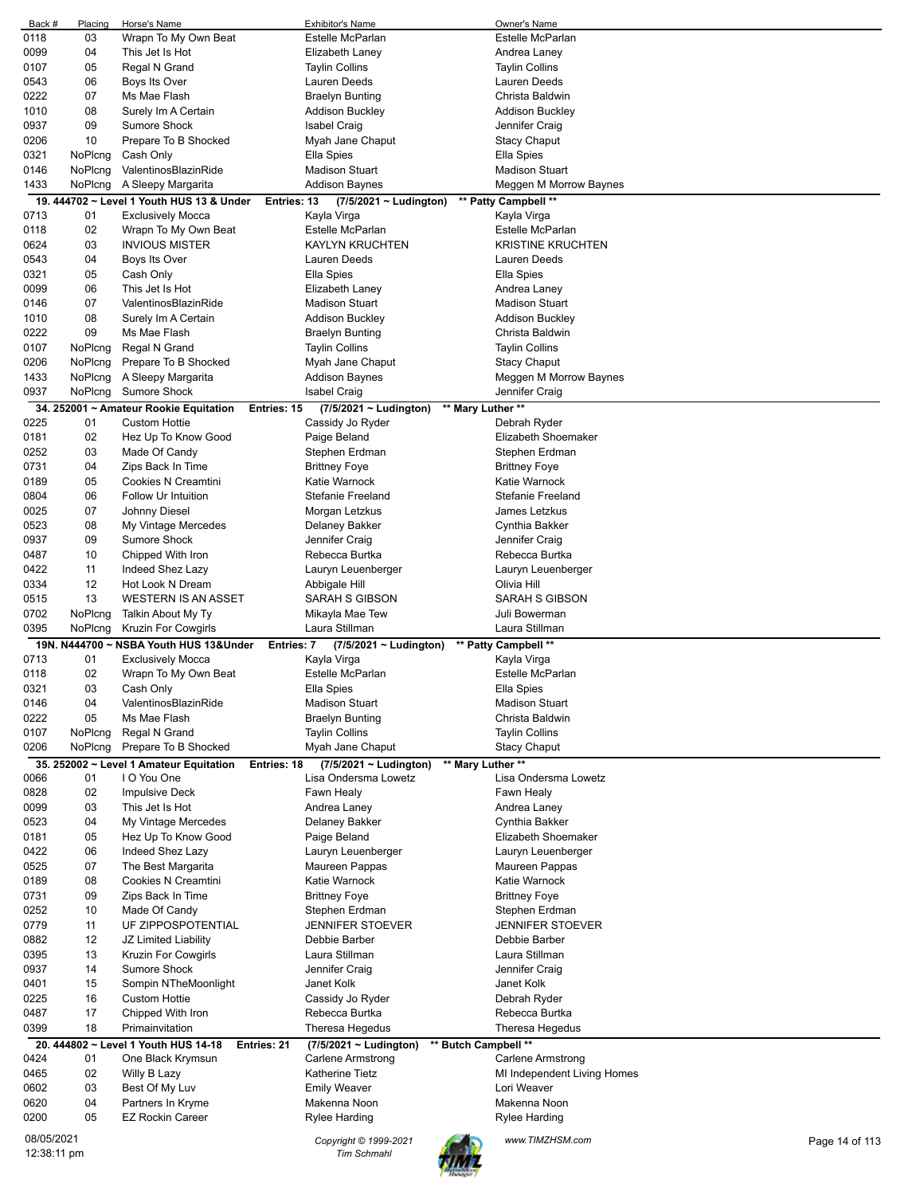| Back # | Placing | Horse's Name | Exhibitor's Name | Owner's Name |
|---|---|---|---|---|
| 0118 | 03 | Wrapn To My Own Beat | Estelle McParlan | Estelle McParlan |
| 0099 | 04 | This Jet Is Hot | Elizabeth Laney | Andrea Laney |
| 0107 | 05 | Regal N Grand | Taylin Collins | Taylin Collins |
| 0543 | 06 | Boys Its Over | Lauren Deeds | Lauren Deeds |
| 0222 | 07 | Ms Mae Flash | Braelyn Bunting | Christa Baldwin |
| 1010 | 08 | Surely Im A Certain | Addison Buckley | Addison Buckley |
| 0937 | 09 | Sumore Shock | Isabel Craig | Jennifer Craig |
| 0206 | 10 | Prepare To B Shocked | Myah Jane Chaput | Stacy Chaput |
| 0321 | NoPlcng | Cash Only | Ella Spies | Ella Spies |
| 0146 | NoPlcng | ValentinosBlazinRide | Madison Stuart | Madison Stuart |
| 1433 | NoPlcng | A Sleepy Margarita | Addison Baynes | Meggen M Morrow Baynes |

**19. 444702 ~ Level 1 Youth HUS 13 & Under  Entries: 13  (7/5/2021 ~ Ludington)  \*\* Patty Campbell \*\***

| Back # | Placing | Horse's Name | Exhibitor's Name | Owner's Name |
|---|---|---|---|---|
| 0713 | 01 | Exclusively Mocca | Kayla Virga | Kayla Virga |
| 0118 | 02 | Wrapn To My Own Beat | Estelle McParlan | Estelle McParlan |
| 0624 | 03 | INVIOUS MISTER | KAYLYN KRUCHTEN | KRISTINE KRUCHTEN |
| 0543 | 04 | Boys Its Over | Lauren Deeds | Lauren Deeds |
| 0321 | 05 | Cash Only | Ella Spies | Ella Spies |
| 0099 | 06 | This Jet Is Hot | Elizabeth Laney | Andrea Laney |
| 0146 | 07 | ValentinosBlazinRide | Madison Stuart | Madison Stuart |
| 1010 | 08 | Surely Im A Certain | Addison Buckley | Addison Buckley |
| 0222 | 09 | Ms Mae Flash | Braelyn Bunting | Christa Baldwin |
| 0107 | NoPlcng | Regal N Grand | Taylin Collins | Taylin Collins |
| 0206 | NoPlcng | Prepare To B Shocked | Myah Jane Chaput | Stacy Chaput |
| 1433 | NoPlcng | A Sleepy Margarita | Addison Baynes | Meggen M Morrow Baynes |
| 0937 | NoPlcng | Sumore Shock | Isabel Craig | Jennifer Craig |

**34. 252001 ~ Amateur Rookie Equitation  Entries: 15  (7/5/2021 ~ Ludington)  \*\* Mary Luther \*\***

| Back # | Placing | Horse's Name | Exhibitor's Name | Owner's Name |
|---|---|---|---|---|
| 0225 | 01 | Custom Hottie | Cassidy Jo Ryder | Debrah Ryder |
| 0181 | 02 | Hez Up To Know Good | Paige Beland | Elizabeth Shoemaker |
| 0252 | 03 | Made Of Candy | Stephen Erdman | Stephen Erdman |
| 0731 | 04 | Zips Back In Time | Brittney Foye | Brittney Foye |
| 0189 | 05 | Cookies N Creamtini | Katie Warnock | Katie Warnock |
| 0804 | 06 | Follow Ur Intuition | Stefanie Freeland | Stefanie Freeland |
| 0025 | 07 | Johnny Diesel | Morgan Letzkus | James Letzkus |
| 0523 | 08 | My Vintage Mercedes | Delaney Bakker | Cynthia Bakker |
| 0937 | 09 | Sumore Shock | Jennifer Craig | Jennifer Craig |
| 0487 | 10 | Chipped With Iron | Rebecca Burtka | Rebecca Burtka |
| 0422 | 11 | Indeed Shez Lazy | Lauryn Leuenberger | Lauryn Leuenberger |
| 0334 | 12 | Hot Look N Dream | Abbigale Hill | Olivia Hill |
| 0515 | 13 | WESTERN IS AN ASSET | SARAH S GIBSON | SARAH S GIBSON |
| 0702 | NoPlcng | Talkin About My Ty | Mikayla Mae Tew | Juli Bowerman |
| 0395 | NoPlcng | Kruzin For Cowgirls | Laura Stillman | Laura Stillman |

**19N. N444700 ~ NSBA Youth HUS 13&Under  Entries: 7  (7/5/2021 ~ Ludington)  \*\* Patty Campbell \*\***

| Back # | Placing | Horse's Name | Exhibitor's Name | Owner's Name |
|---|---|---|---|---|
| 0713 | 01 | Exclusively Mocca | Kayla Virga | Kayla Virga |
| 0118 | 02 | Wrapn To My Own Beat | Estelle McParlan | Estelle McParlan |
| 0321 | 03 | Cash Only | Ella Spies | Ella Spies |
| 0146 | 04 | ValentinosBlazinRide | Madison Stuart | Madison Stuart |
| 0222 | 05 | Ms Mae Flash | Braelyn Bunting | Christa Baldwin |
| 0107 | NoPlcng | Regal N Grand | Taylin Collins | Taylin Collins |
| 0206 | NoPlcng | Prepare To B Shocked | Myah Jane Chaput | Stacy Chaput |

**35. 252002 ~ Level 1 Amateur Equitation  Entries: 18  (7/5/2021 ~ Ludington)  \*\* Mary Luther \*\***

| Back # | Placing | Horse's Name | Exhibitor's Name | Owner's Name |
|---|---|---|---|---|
| 0066 | 01 | I O You One | Lisa Ondersma Lowetz | Lisa Ondersma Lowetz |
| 0828 | 02 | Impulsive Deck | Fawn Healy | Fawn Healy |
| 0099 | 03 | This Jet Is Hot | Andrea Laney | Andrea Laney |
| 0523 | 04 | My Vintage Mercedes | Delaney Bakker | Cynthia Bakker |
| 0181 | 05 | Hez Up To Know Good | Paige Beland | Elizabeth Shoemaker |
| 0422 | 06 | Indeed Shez Lazy | Lauryn Leuenberger | Lauryn Leuenberger |
| 0525 | 07 | The Best Margarita | Maureen Pappas | Maureen Pappas |
| 0189 | 08 | Cookies N Creamtini | Katie Warnock | Katie Warnock |
| 0731 | 09 | Zips Back In Time | Brittney Foye | Brittney Foye |
| 0252 | 10 | Made Of Candy | Stephen Erdman | Stephen Erdman |
| 0779 | 11 | UF ZIPPOSPOTENTIAL | JENNIFER STOEVER | JENNIFER STOEVER |
| 0882 | 12 | JZ Limited Liability | Debbie Barber | Debbie Barber |
| 0395 | 13 | Kruzin For Cowgirls | Laura Stillman | Laura Stillman |
| 0937 | 14 | Sumore Shock | Jennifer Craig | Jennifer Craig |
| 0401 | 15 | Sompin NTheMoonlight | Janet Kolk | Janet Kolk |
| 0225 | 16 | Custom Hottie | Cassidy Jo Ryder | Debrah Ryder |
| 0487 | 17 | Chipped With Iron | Rebecca Burtka | Rebecca Burtka |
| 0399 | 18 | Primainvitation | Theresa Hegedus | Theresa Hegedus |

**20. 444802 ~ Level 1 Youth HUS 14-18  Entries: 21  (7/5/2021 ~ Ludington)  \*\* Butch Campbell \*\***

| Back # | Placing | Horse's Name | Exhibitor's Name | Owner's Name |
|---|---|---|---|---|
| 0424 | 01 | One Black Krymsun | Carlene Armstrong | Carlene Armstrong |
| 0465 | 02 | Willy B Lazy | Katherine Tietz | MI Independent Living Homes |
| 0602 | 03 | Best Of My Luv | Emily Weaver | Lori Weaver |
| 0620 | 04 | Partners In Kryme | Makenna Noon | Makenna Noon |
| 0200 | 05 | EZ Rockin Career | Rylee Harding | Rylee Harding |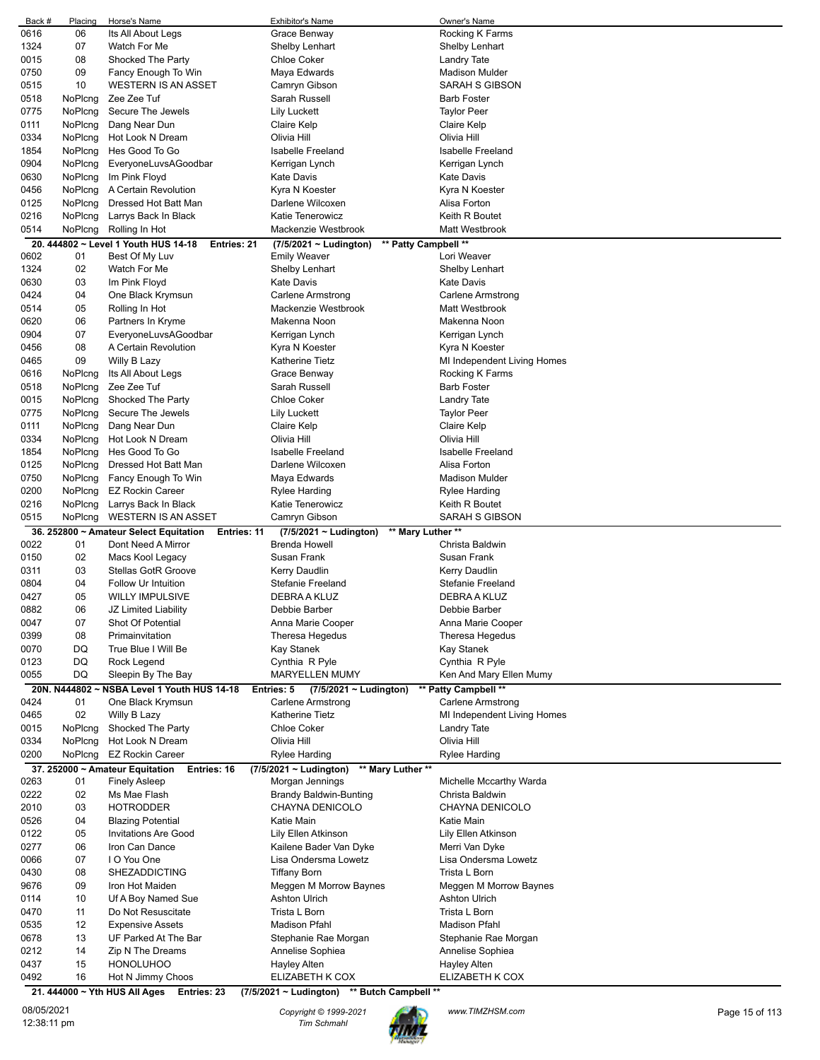| Back # | Placing | Horse's Name | Exhibitor's Name | Owner's Name |
|---|---|---|---|---|
| 0616 | 06 | Its All About Legs | Grace Benway | Rocking K Farms |
| 1324 | 07 | Watch For Me | Shelby Lenhart | Shelby Lenhart |
| 0015 | 08 | Shocked The Party | Chloe Coker | Landry Tate |
| 0750 | 09 | Fancy Enough To Win | Maya Edwards | Madison Mulder |
| 0515 | 10 | WESTERN IS AN ASSET | Camryn Gibson | SARAH S GIBSON |
| 0518 | NoPlcng | Zee Zee Tuf | Sarah Russell | Barb Foster |
| 0775 | NoPlcng | Secure The Jewels | Lily Luckett | Taylor Peer |
| 0111 | NoPlcng | Dang Near Dun | Claire Kelp | Claire Kelp |
| 0334 | NoPlcng | Hot Look N Dream | Olivia Hill | Olivia Hill |
| 1854 | NoPlcng | Hes Good To Go | Isabelle Freeland | Isabelle Freeland |
| 0904 | NoPlcng | EveryoneLuvsAGoodbar | Kerrigan Lynch | Kerrigan Lynch |
| 0630 | NoPlcng | Im Pink Floyd | Kate Davis | Kate Davis |
| 0456 | NoPlcng | A Certain Revolution | Kyra N Koester | Kyra N Koester |
| 0125 | NoPlcng | Dressed Hot Batt Man | Darlene Wilcoxen | Alisa Forton |
| 0216 | NoPlcng | Larrys Back In Black | Katie Tenerowicz | Keith R Boutet |
| 0514 | NoPlcng | Rolling In Hot | Mackenzie Westbrook | Matt Westbrook |

**20. 444802 ~ Level 1 Youth HUS 14-18 Entries: 21 (7/5/2021 ~ Ludington) ** Patty Campbell ****

| Back # | Placing | Horse's Name | Exhibitor's Name | Owner's Name |
|---|---|---|---|---|
| 0602 | 01 | Best Of My Luv | Emily Weaver | Lori Weaver |
| 1324 | 02 | Watch For Me | Shelby Lenhart | Shelby Lenhart |
| 0630 | 03 | Im Pink Floyd | Kate Davis | Kate Davis |
| 0424 | 04 | One Black Krymsun | Carlene Armstrong | Carlene Armstrong |
| 0514 | 05 | Rolling In Hot | Mackenzie Westbrook | Matt Westbrook |
| 0620 | 06 | Partners In Kryme | Makenna Noon | Makenna Noon |
| 0904 | 07 | EveryoneLuvsAGoodbar | Kerrigan Lynch | Kerrigan Lynch |
| 0456 | 08 | A Certain Revolution | Kyra N Koester | Kyra N Koester |
| 0465 | 09 | Willy B Lazy | Katherine Tietz | MI Independent Living Homes |
| 0616 | NoPlcng | Its All About Legs | Grace Benway | Rocking K Farms |
| 0518 | NoPlcng | Zee Zee Tuf | Sarah Russell | Barb Foster |
| 0015 | NoPlcng | Shocked The Party | Chloe Coker | Landry Tate |
| 0775 | NoPlcng | Secure The Jewels | Lily Luckett | Taylor Peer |
| 0111 | NoPlcng | Dang Near Dun | Claire Kelp | Claire Kelp |
| 0334 | NoPlcng | Hot Look N Dream | Olivia Hill | Olivia Hill |
| 1854 | NoPlcng | Hes Good To Go | Isabelle Freeland | Isabelle Freeland |
| 0125 | NoPlcng | Dressed Hot Batt Man | Darlene Wilcoxen | Alisa Forton |
| 0750 | NoPlcng | Fancy Enough To Win | Maya Edwards | Madison Mulder |
| 0200 | NoPlcng | EZ Rockin Career | Rylee Harding | Rylee Harding |
| 0216 | NoPlcng | Larrys Back In Black | Katie Tenerowicz | Keith R Boutet |
| 0515 | NoPlcng | WESTERN IS AN ASSET | Camryn Gibson | SARAH S GIBSON |

**36. 252800 ~ Amateur Select Equitation Entries: 11 (7/5/2021 ~ Ludington) ** Mary Luther ****

| Back # | Placing | Horse's Name | Exhibitor's Name | Owner's Name |
|---|---|---|---|---|
| 0022 | 01 | Dont Need A Mirror | Brenda Howell | Christa Baldwin |
| 0150 | 02 | Macs Kool Legacy | Susan Frank | Susan Frank |
| 0311 | 03 | Stellas GotR Groove | Kerry Daudlin | Kerry Daudlin |
| 0804 | 04 | Follow Ur Intuition | Stefanie Freeland | Stefanie Freeland |
| 0427 | 05 | WILLY IMPULSIVE | DEBRA A KLUZ | DEBRA A KLUZ |
| 0882 | 06 | JZ Limited Liability | Debbie Barber | Debbie Barber |
| 0047 | 07 | Shot Of Potential | Anna Marie Cooper | Anna Marie Cooper |
| 0399 | 08 | Primainvitation | Theresa Hegedus | Theresa Hegedus |
| 0070 | DQ | True Blue I Will Be | Kay Stanek | Kay Stanek |
| 0123 | DQ | Rock Legend | Cynthia R Pyle | Cynthia R Pyle |
| 0055 | DQ | Sleepin By The Bay | MARYELLEN MUMY | Ken And Mary Ellen Mumy |

**20N. N444802 ~ NSBA Level 1 Youth HUS 14-18 Entries: 5 (7/5/2021 ~ Ludington) ** Patty Campbell ****

| Back # | Placing | Horse's Name | Exhibitor's Name | Owner's Name |
|---|---|---|---|---|
| 0424 | 01 | One Black Krymsun | Carlene Armstrong | Carlene Armstrong |
| 0465 | 02 | Willy B Lazy | Katherine Tietz | MI Independent Living Homes |
| 0015 | NoPlcng | Shocked The Party | Chloe Coker | Landry Tate |
| 0334 | NoPlcng | Hot Look N Dream | Olivia Hill | Olivia Hill |
| 0200 | NoPlcng | EZ Rockin Career | Rylee Harding | Rylee Harding |

**37. 252000 ~ Amateur Equitation Entries: 16 (7/5/2021 ~ Ludington) ** Mary Luther ****

| Back # | Placing | Horse's Name | Exhibitor's Name | Owner's Name |
|---|---|---|---|---|
| 0263 | 01 | Finely Asleep | Morgan Jennings | Michelle Mccarthy Warda |
| 0222 | 02 | Ms Mae Flash | Brandy Baldwin-Bunting | Christa Baldwin |
| 2010 | 03 | HOTRODDER | CHAYNA DENICOLO | CHAYNA DENICOLO |
| 0526 | 04 | Blazing Potential | Katie Main | Katie Main |
| 0122 | 05 | Invitations Are Good | Lily Ellen Atkinson | Lily Ellen Atkinson |
| 0277 | 06 | Iron Can Dance | Kailene Bader Van Dyke | Merri Van Dyke |
| 0066 | 07 | I O You One | Lisa Ondersma Lowetz | Lisa Ondersma Lowetz |
| 0430 | 08 | SHEZADDICTING | Tiffany Born | Trista L Born |
| 9676 | 09 | Iron Hot Maiden | Meggen M Morrow Baynes | Meggen M Morrow Baynes |
| 0114 | 10 | Uf A Boy Named Sue | Ashton Ulrich | Ashton Ulrich |
| 0470 | 11 | Do Not Resuscitate | Trista L Born | Trista L Born |
| 0535 | 12 | Expensive Assets | Madison Pfahl | Madison Pfahl |
| 0678 | 13 | UF Parked At The Bar | Stephanie Rae Morgan | Stephanie Rae Morgan |
| 0212 | 14 | Zip N The Dreams | Annelise Sophiea | Annelise Sophiea |
| 0437 | 15 | HONOLUHOO | Hayley Alten | Hayley Alten |
| 0492 | 16 | Hot N Jimmy Choos | ELIZABETH K COX | ELIZABETH K COX |

**21. 444000 ~ Yth HUS All Ages Entries: 23 (7/5/2021 ~ Ludington) ** Butch Campbell ****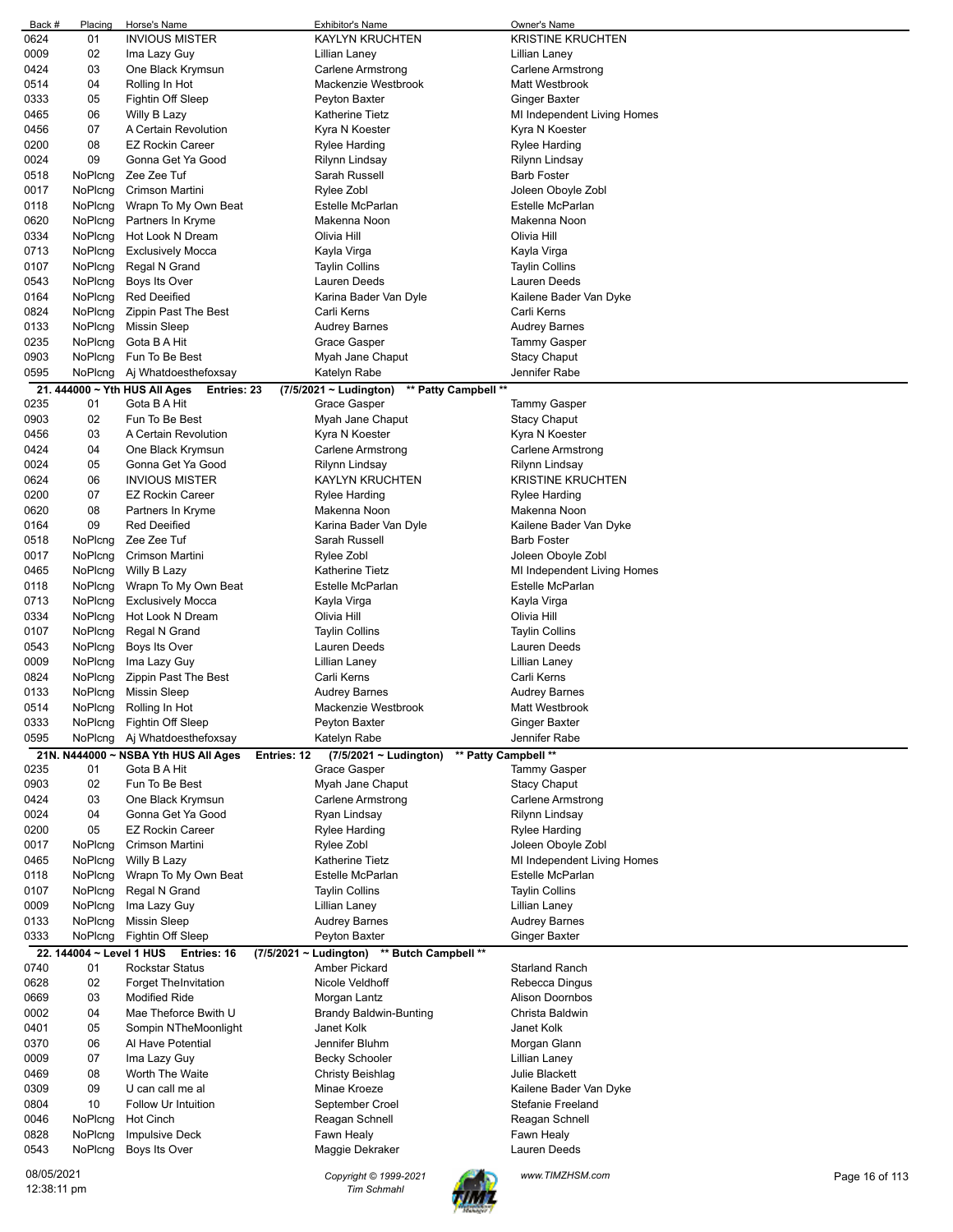| Back # | Placing | Horse's Name | Exhibitor's Name | Owner's Name |
|---|---|---|---|---|
| 0624 | 01 | INVIOUS MISTER | KAYLYN KRUCHTEN | KRISTINE KRUCHTEN |
| 0009 | 02 | Ima Lazy Guy | Lillian Laney | Lillian Laney |
| 0424 | 03 | One Black Krymsun | Carlene Armstrong | Carlene Armstrong |
| 0514 | 04 | Rolling In Hot | Mackenzie Westbrook | Matt Westbrook |
| 0333 | 05 | Fightin Off Sleep | Peyton Baxter | Ginger Baxter |
| 0465 | 06 | Willy B Lazy | Katherine Tietz | MI Independent Living Homes |
| 0456 | 07 | A Certain Revolution | Kyra N Koester | Kyra N Koester |
| 0200 | 08 | EZ Rockin Career | Rylee Harding | Rylee Harding |
| 0024 | 09 | Gonna Get Ya Good | Rilynn Lindsay | Rilynn Lindsay |
| 0518 | NoPlcng | Zee Zee Tuf | Sarah Russell | Barb Foster |
| 0017 | NoPlcng | Crimson Martini | Rylee Zobl | Joleen Oboyle Zobl |
| 0118 | NoPlcng | Wrapn To My Own Beat | Estelle McParlan | Estelle McParlan |
| 0620 | NoPlcng | Partners In Kryme | Makenna Noon | Makenna Noon |
| 0334 | NoPlcng | Hot Look N Dream | Olivia Hill | Olivia Hill |
| 0713 | NoPlcng | Exclusively Mocca | Kayla Virga | Kayla Virga |
| 0107 | NoPlcng | Regal N Grand | Taylin Collins | Taylin Collins |
| 0543 | NoPlcng | Boys Its Over | Lauren Deeds | Lauren Deeds |
| 0164 | NoPlcng | Red Deeified | Karina Bader Van Dyle | Kailene Bader Van Dyke |
| 0824 | NoPlcng | Zippin Past The Best | Carli Kerns | Carli Kerns |
| 0133 | NoPlcng | Missin Sleep | Audrey Barnes | Audrey Barnes |
| 0235 | NoPlcng | Gota B A Hit | Grace Gasper | Tammy Gasper |
| 0903 | NoPlcng | Fun To Be Best | Myah Jane Chaput | Stacy Chaput |
| 0595 | NoPlcng | Aj Whatdoesthefoxsay | Katelyn Rabe | Jennifer Rabe |

**21. 444000 ~ Yth HUS All Ages Entries: 23 (7/5/2021 ~ Ludington) ** Patty Campbell ****

| Back # | Placing | Horse's Name | Exhibitor's Name | Owner's Name |
|---|---|---|---|---|
| 0235 | 01 | Gota B A Hit | Grace Gasper | Tammy Gasper |
| 0903 | 02 | Fun To Be Best | Myah Jane Chaput | Stacy Chaput |
| 0456 | 03 | A Certain Revolution | Kyra N Koester | Kyra N Koester |
| 0424 | 04 | One Black Krymsun | Carlene Armstrong | Carlene Armstrong |
| 0024 | 05 | Gonna Get Ya Good | Rilynn Lindsay | Rilynn Lindsay |
| 0624 | 06 | INVIOUS MISTER | KAYLYN KRUCHTEN | KRISTINE KRUCHTEN |
| 0200 | 07 | EZ Rockin Career | Rylee Harding | Rylee Harding |
| 0620 | 08 | Partners In Kryme | Makenna Noon | Makenna Noon |
| 0164 | 09 | Red Deeified | Karina Bader Van Dyle | Kailene Bader Van Dyke |
| 0518 | NoPlcng | Zee Zee Tuf | Sarah Russell | Barb Foster |
| 0017 | NoPlcng | Crimson Martini | Rylee Zobl | Joleen Oboyle Zobl |
| 0465 | NoPlcng | Willy B Lazy | Katherine Tietz | MI Independent Living Homes |
| 0118 | NoPlcng | Wrapn To My Own Beat | Estelle McParlan | Estelle McParlan |
| 0713 | NoPlcng | Exclusively Mocca | Kayla Virga | Kayla Virga |
| 0334 | NoPlcng | Hot Look N Dream | Olivia Hill | Olivia Hill |
| 0107 | NoPlcng | Regal N Grand | Taylin Collins | Taylin Collins |
| 0543 | NoPlcng | Boys Its Over | Lauren Deeds | Lauren Deeds |
| 0009 | NoPlcng | Ima Lazy Guy | Lillian Laney | Lillian Laney |
| 0824 | NoPlcng | Zippin Past The Best | Carli Kerns | Carli Kerns |
| 0133 | NoPlcng | Missin Sleep | Audrey Barnes | Audrey Barnes |
| 0514 | NoPlcng | Rolling In Hot | Mackenzie Westbrook | Matt Westbrook |
| 0333 | NoPlcng | Fightin Off Sleep | Peyton Baxter | Ginger Baxter |
| 0595 | NoPlcng | Aj Whatdoesthefoxsay | Katelyn Rabe | Jennifer Rabe |

**21N. N444000 ~ NSBA Yth HUS All Ages Entries: 12 (7/5/2021 ~ Ludington) ** Patty Campbell ****

| Back # | Placing | Horse's Name | Exhibitor's Name | Owner's Name |
|---|---|---|---|---|
| 0235 | 01 | Gota B A Hit | Grace Gasper | Tammy Gasper |
| 0903 | 02 | Fun To Be Best | Myah Jane Chaput | Stacy Chaput |
| 0424 | 03 | One Black Krymsun | Carlene Armstrong | Carlene Armstrong |
| 0024 | 04 | Gonna Get Ya Good | Ryan Lindsay | Rilynn Lindsay |
| 0200 | 05 | EZ Rockin Career | Rylee Harding | Rylee Harding |
| 0017 | NoPlcng | Crimson Martini | Rylee Zobl | Joleen Oboyle Zobl |
| 0465 | NoPlcng | Willy B Lazy | Katherine Tietz | MI Independent Living Homes |
| 0118 | NoPlcng | Wrapn To My Own Beat | Estelle McParlan | Estelle McParlan |
| 0107 | NoPlcng | Regal N Grand | Taylin Collins | Taylin Collins |
| 0009 | NoPlcng | Ima Lazy Guy | Lillian Laney | Lillian Laney |
| 0133 | NoPlcng | Missin Sleep | Audrey Barnes | Audrey Barnes |
| 0333 | NoPlcng | Fightin Off Sleep | Peyton Baxter | Ginger Baxter |

**22. 144004 ~ Level 1 HUS Entries: 16 (7/5/2021 ~ Ludington) ** Butch Campbell ****

| Back # | Placing | Horse's Name | Exhibitor's Name | Owner's Name |
|---|---|---|---|---|
| 0740 | 01 | Rockstar Status | Amber Pickard | Starland Ranch |
| 0628 | 02 | Forget TheInvitation | Nicole Veldhoff | Rebecca Dingus |
| 0669 | 03 | Modified Ride | Morgan Lantz | Alison Doornbos |
| 0002 | 04 | Mae Theforce Bwith U | Brandy Baldwin-Bunting | Christa Baldwin |
| 0401 | 05 | Sompin NTheMoonlight | Janet Kolk | Janet Kolk |
| 0370 | 06 | Al Have Potential | Jennifer Bluhm | Morgan Glann |
| 0009 | 07 | Ima Lazy Guy | Becky Schooler | Lillian Laney |
| 0469 | 08 | Worth The Waite | Christy Beishlag | Julie Blackett |
| 0309 | 09 | U can call me al | Minae Kroeze | Kailene Bader Van Dyke |
| 0804 | 10 | Follow Ur Intuition | September Croel | Stefanie Freeland |
| 0046 | NoPlcng | Hot Cinch | Reagan Schnell | Reagan Schnell |
| 0828 | NoPlcng | Impulsive Deck | Fawn Healy | Fawn Healy |
| 0543 | NoPlcng | Boys Its Over | Maggie Dekraker | Lauren Deeds |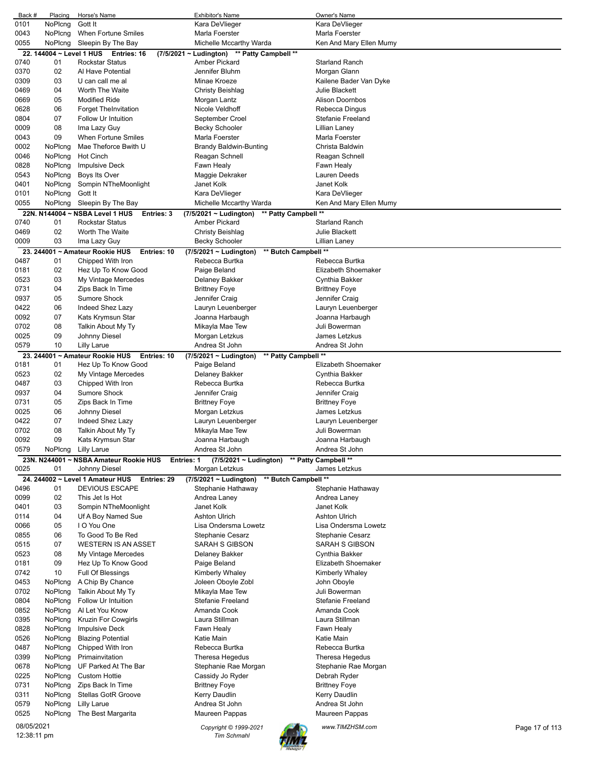| Back # | Placing | Horse's Name | Exhibitor's Name | Owner's Name |
|---|---|---|---|---|
| 0101 | NoPlcng | Gott It | Kara DeVlieger | Kara DeVlieger |
| 0043 | NoPlcng | When Fortune Smiles | Marla Foerster | Marla Foerster |
| 0055 | NoPlcng | Sleepin By The Bay | Michelle Mccarthy Warda | Ken And Mary Ellen Mumy |

**22. 144004 ~ Level 1 HUS Entries: 16 (7/5/2021 ~ Ludington) ** Patty Campbell ****

| Back # | Placing | Horse's Name | Exhibitor's Name | Owner's Name |
|---|---|---|---|---|
| 0740 | 01 | Rockstar Status | Amber Pickard | Starland Ranch |
| 0370 | 02 | Al Have Potential | Jennifer Bluhm | Morgan Glann |
| 0309 | 03 | U can call me al | Minae Kroeze | Kailene Bader Van Dyke |
| 0469 | 04 | Worth The Waite | Christy Beishlag | Julie Blackett |
| 0669 | 05 | Modified Ride | Morgan Lantz | Alison Doornbos |
| 0628 | 06 | Forget TheInvitation | Nicole Veldhoff | Rebecca Dingus |
| 0804 | 07 | Follow Ur Intuition | September Croel | Stefanie Freeland |
| 0009 | 08 | Ima Lazy Guy | Becky Schooler | Lillian Laney |
| 0043 | 09 | When Fortune Smiles | Marla Foerster | Marla Foerster |
| 0002 | NoPlcng | Mae Theforce Bwith U | Brandy Baldwin-Bunting | Christa Baldwin |
| 0046 | NoPlcng | Hot Cinch | Reagan Schnell | Reagan Schnell |
| 0828 | NoPlcng | Impulsive Deck | Fawn Healy | Fawn Healy |
| 0543 | NoPlcng | Boys Its Over | Maggie Dekraker | Lauren Deeds |
| 0401 | NoPlcng | Sompin NTheMoonlight | Janet Kolk | Janet Kolk |
| 0101 | NoPlcng | Gott It | Kara DeVlieger | Kara DeVlieger |
| 0055 | NoPlcng | Sleepin By The Bay | Michelle Mccarthy Warda | Ken And Mary Ellen Mumy |

**22N. N144004 ~ NSBA Level 1 HUS Entries: 3 (7/5/2021 ~ Ludington) ** Patty Campbell ****

| Back # | Placing | Horse's Name | Exhibitor's Name | Owner's Name |
|---|---|---|---|---|
| 0740 | 01 | Rockstar Status | Amber Pickard | Starland Ranch |
| 0469 | 02 | Worth The Waite | Christy Beishlag | Julie Blackett |
| 0009 | 03 | Ima Lazy Guy | Becky Schooler | Lillian Laney |

**23. 244001 ~ Amateur Rookie HUS Entries: 10 (7/5/2021 ~ Ludington) ** Butch Campbell ****

| Back # | Placing | Horse's Name | Exhibitor's Name | Owner's Name |
|---|---|---|---|---|
| 0487 | 01 | Chipped With Iron | Rebecca Burtka | Rebecca Burtka |
| 0181 | 02 | Hez Up To Know Good | Paige Beland | Elizabeth Shoemaker |
| 0523 | 03 | My Vintage Mercedes | Delaney Bakker | Cynthia Bakker |
| 0731 | 04 | Zips Back In Time | Brittney Foye | Brittney Foye |
| 0937 | 05 | Sumore Shock | Jennifer Craig | Jennifer Craig |
| 0422 | 06 | Indeed Shez Lazy | Lauryn Leuenberger | Lauryn Leuenberger |
| 0092 | 07 | Kats Krymsun Star | Joanna Harbaugh | Joanna Harbaugh |
| 0702 | 08 | Talkin About My Ty | Mikayla Mae Tew | Juli Bowerman |
| 0025 | 09 | Johnny Diesel | Morgan Letzkus | James Letzkus |
| 0579 | 10 | Lilly Larue | Andrea St John | Andrea St John |

**23. 244001 ~ Amateur Rookie HUS Entries: 10 (7/5/2021 ~ Ludington) ** Patty Campbell ****

| Back # | Placing | Horse's Name | Exhibitor's Name | Owner's Name |
|---|---|---|---|---|
| 0181 | 01 | Hez Up To Know Good | Paige Beland | Elizabeth Shoemaker |
| 0523 | 02 | My Vintage Mercedes | Delaney Bakker | Cynthia Bakker |
| 0487 | 03 | Chipped With Iron | Rebecca Burtka | Rebecca Burtka |
| 0937 | 04 | Sumore Shock | Jennifer Craig | Jennifer Craig |
| 0731 | 05 | Zips Back In Time | Brittney Foye | Brittney Foye |
| 0025 | 06 | Johnny Diesel | Morgan Letzkus | James Letzkus |
| 0422 | 07 | Indeed Shez Lazy | Lauryn Leuenberger | Lauryn Leuenberger |
| 0702 | 08 | Talkin About My Ty | Mikayla Mae Tew | Juli Bowerman |
| 0092 | 09 | Kats Krymsun Star | Joanna Harbaugh | Joanna Harbaugh |
| 0579 | NoPlcng | Lilly Larue | Andrea St John | Andrea St John |

**23N. N244001 ~ NSBA Amateur Rookie HUS Entries: 1 (7/5/2021 ~ Ludington) ** Patty Campbell ****

| Back # | Placing | Horse's Name | Exhibitor's Name | Owner's Name |
|---|---|---|---|---|
| 0025 | 01 | Johnny Diesel | Morgan Letzkus | James Letzkus |

**24. 244002 ~ Level 1 Amateur HUS Entries: 29 (7/5/2021 ~ Ludington) ** Butch Campbell ****

| Back # | Placing | Horse's Name | Exhibitor's Name | Owner's Name |
|---|---|---|---|---|
| 0496 | 01 | DEVIOUS ESCAPE | Stephanie Hathaway | Stephanie Hathaway |
| 0099 | 02 | This Jet Is Hot | Andrea Laney | Andrea Laney |
| 0401 | 03 | Sompin NTheMoonlight | Janet Kolk | Janet Kolk |
| 0114 | 04 | Uf A Boy Named Sue | Ashton Ulrich | Ashton Ulrich |
| 0066 | 05 | I O You One | Lisa Ondersma Lowetz | Lisa Ondersma Lowetz |
| 0855 | 06 | To Good To Be Red | Stephanie Cesarz | Stephanie Cesarz |
| 0515 | 07 | WESTERN IS AN ASSET | SARAH S GIBSON | SARAH S GIBSON |
| 0523 | 08 | My Vintage Mercedes | Delaney Bakker | Cynthia Bakker |
| 0181 | 09 | Hez Up To Know Good | Paige Beland | Elizabeth Shoemaker |
| 0742 | 10 | Full Of Blessings | Kimberly Whaley | Kimberly Whaley |
| 0453 | NoPlcng | A Chip By Chance | Joleen Oboyle Zobl | John Oboyle |
| 0702 | NoPlcng | Talkin About My Ty | Mikayla Mae Tew | Juli Bowerman |
| 0804 | NoPlcng | Follow Ur Intuition | Stefanie Freeland | Stefanie Freeland |
| 0852 | NoPlcng | Al Let You Know | Amanda Cook | Amanda Cook |
| 0395 | NoPlcng | Kruzin For Cowgirls | Laura Stillman | Laura Stillman |
| 0828 | NoPlcng | Impulsive Deck | Fawn Healy | Fawn Healy |
| 0526 | NoPlcng | Blazing Potential | Katie Main | Katie Main |
| 0487 | NoPlcng | Chipped With Iron | Rebecca Burtka | Rebecca Burtka |
| 0399 | NoPlcng | Primainvitation | Theresa Hegedus | Theresa Hegedus |
| 0678 | NoPlcng | UF Parked At The Bar | Stephanie Rae Morgan | Stephanie Rae Morgan |
| 0225 | NoPlcng | Custom Hottie | Cassidy Jo Ryder | Debrah Ryder |
| 0731 | NoPlcng | Zips Back In Time | Brittney Foye | Brittney Foye |
| 0311 | NoPlcng | Stellas GotR Groove | Kerry Daudlin | Kerry Daudlin |
| 0579 | NoPlcng | Lilly Larue | Andrea St John | Andrea St John |
| 0525 | NoPlcng | The Best Margarita | Maureen Pappas | Maureen Pappas |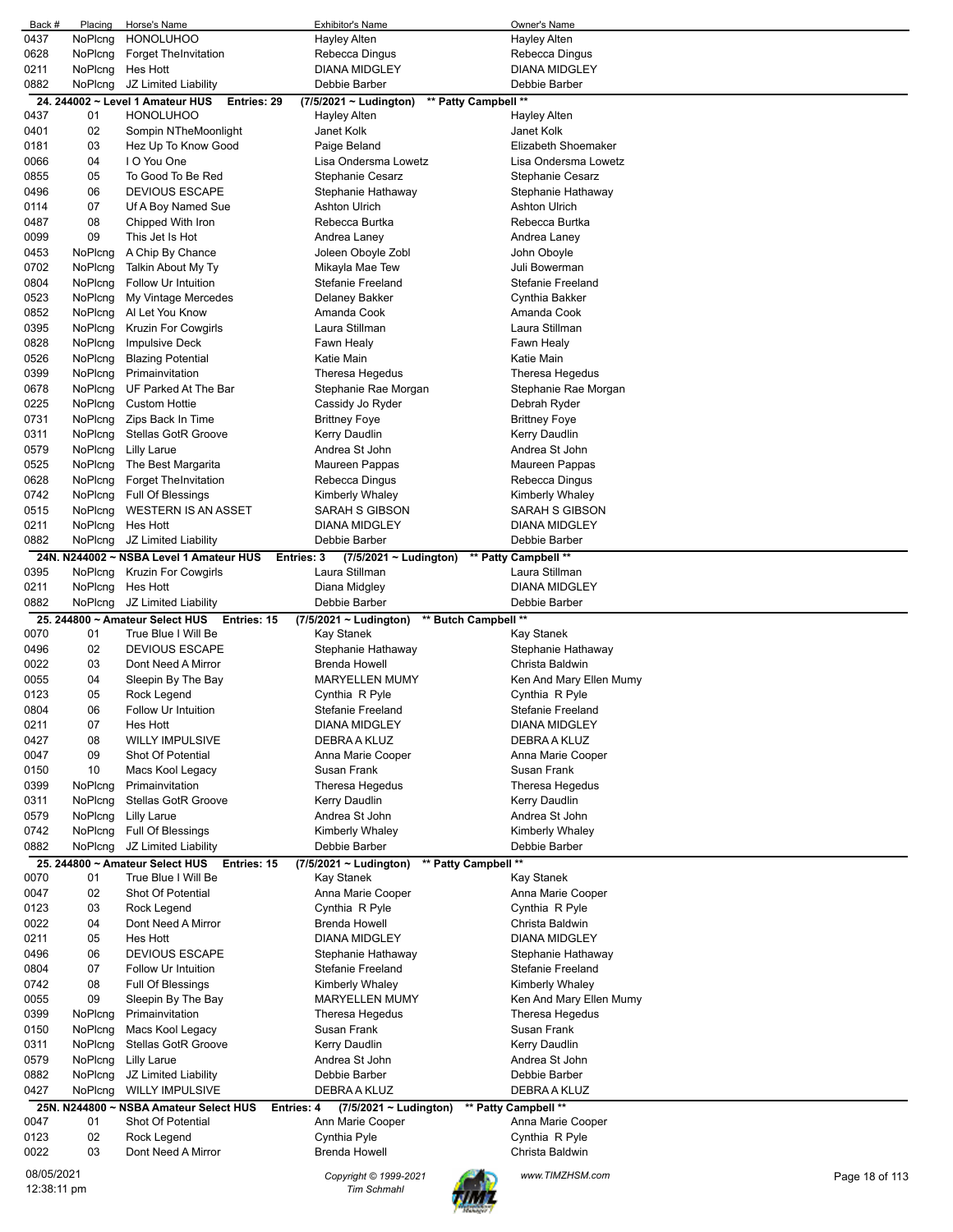| Back # | Placing | Horse's Name | Exhibitor's Name | Owner's Name |
|---|---|---|---|---|
| 0437 | NoPlcng | HONOLUHOO | Hayley Alten | Hayley Alten |
| 0628 | NoPlcng | Forget TheInvitation | Rebecca Dingus | Rebecca Dingus |
| 0211 | NoPlcng | Hes Hott | DIANA MIDGLEY | DIANA MIDGLEY |
| 0882 | NoPlcng | JZ Limited Liability | Debbie Barber | Debbie Barber |

**24. 244002 ~ Level 1 Amateur HUS Entries: 29 (7/5/2021 ~ Ludington) \*\* Patty Campbell \*\***

| Back # | Placing | Horse's Name | Exhibitor's Name | Owner's Name |
|---|---|---|---|---|
| 0437 | 01 | HONOLUHOO | Hayley Alten | Hayley Alten |
| 0401 | 02 | Sompin NTheMoonlight | Janet Kolk | Janet Kolk |
| 0181 | 03 | Hez Up To Know Good | Paige Beland | Elizabeth Shoemaker |
| 0066 | 04 | I O You One | Lisa Ondersma Lowetz | Lisa Ondersma Lowetz |
| 0855 | 05 | To Good To Be Red | Stephanie Cesarz | Stephanie Cesarz |
| 0496 | 06 | DEVIOUS ESCAPE | Stephanie Hathaway | Stephanie Hathaway |
| 0114 | 07 | Uf A Boy Named Sue | Ashton Ulrich | Ashton Ulrich |
| 0487 | 08 | Chipped With Iron | Rebecca Burtka | Rebecca Burtka |
| 0099 | 09 | This Jet Is Hot | Andrea Laney | Andrea Laney |
| 0453 | NoPlcng | A Chip By Chance | Joleen Oboyle Zobl | John Oboyle |
| 0702 | NoPlcng | Talkin About My Ty | Mikayla Mae Tew | Juli Bowerman |
| 0804 | NoPlcng | Follow Ur Intuition | Stefanie Freeland | Stefanie Freeland |
| 0523 | NoPlcng | My Vintage Mercedes | Delaney Bakker | Cynthia Bakker |
| 0852 | NoPlcng | Al Let You Know | Amanda Cook | Amanda Cook |
| 0395 | NoPlcng | Kruzin For Cowgirls | Laura Stillman | Laura Stillman |
| 0828 | NoPlcng | Impulsive Deck | Fawn Healy | Fawn Healy |
| 0526 | NoPlcng | Blazing Potential | Katie Main | Katie Main |
| 0399 | NoPlcng | Primainvitation | Theresa Hegedus | Theresa Hegedus |
| 0678 | NoPlcng | UF Parked At The Bar | Stephanie Rae Morgan | Stephanie Rae Morgan |
| 0225 | NoPlcng | Custom Hottie | Cassidy Jo Ryder | Debrah Ryder |
| 0731 | NoPlcng | Zips Back In Time | Brittney Foye | Brittney Foye |
| 0311 | NoPlcng | Stellas GotR Groove | Kerry Daudlin | Kerry Daudlin |
| 0579 | NoPlcng | Lilly Larue | Andrea St John | Andrea St John |
| 0525 | NoPlcng | The Best Margarita | Maureen Pappas | Maureen Pappas |
| 0628 | NoPlcng | Forget TheInvitation | Rebecca Dingus | Rebecca Dingus |
| 0742 | NoPlcng | Full Of Blessings | Kimberly Whaley | Kimberly Whaley |
| 0515 | NoPlcng | WESTERN IS AN ASSET | SARAH S GIBSON | SARAH S GIBSON |
| 0211 | NoPlcng | Hes Hott | DIANA MIDGLEY | DIANA MIDGLEY |
| 0882 | NoPlcng | JZ Limited Liability | Debbie Barber | Debbie Barber |

**24N. N244002 ~ NSBA Level 1 Amateur HUS Entries: 3 (7/5/2021 ~ Ludington) \*\* Patty Campbell \*\***

| Back # | Placing | Horse's Name | Exhibitor's Name | Owner's Name |
|---|---|---|---|---|
| 0395 | NoPlcng | Kruzin For Cowgirls | Laura Stillman | Laura Stillman |
| 0211 | NoPlcng | Hes Hott | Diana Midgley | DIANA MIDGLEY |
| 0882 | NoPlcng | JZ Limited Liability | Debbie Barber | Debbie Barber |

**25. 244800 ~ Amateur Select HUS Entries: 15 (7/5/2021 ~ Ludington) \*\* Butch Campbell \*\***

| Back # | Placing | Horse's Name | Exhibitor's Name | Owner's Name |
|---|---|---|---|---|
| 0070 | 01 | True Blue I Will Be | Kay Stanek | Kay Stanek |
| 0496 | 02 | DEVIOUS ESCAPE | Stephanie Hathaway | Stephanie Hathaway |
| 0022 | 03 | Dont Need A Mirror | Brenda Howell | Christa Baldwin |
| 0055 | 04 | Sleepin By The Bay | MARYELLEN MUMY | Ken And Mary Ellen Mumy |
| 0123 | 05 | Rock Legend | Cynthia R Pyle | Cynthia R Pyle |
| 0804 | 06 | Follow Ur Intuition | Stefanie Freeland | Stefanie Freeland |
| 0211 | 07 | Hes Hott | DIANA MIDGLEY | DIANA MIDGLEY |
| 0427 | 08 | WILLY IMPULSIVE | DEBRA A KLUZ | DEBRA A KLUZ |
| 0047 | 09 | Shot Of Potential | Anna Marie Cooper | Anna Marie Cooper |
| 0150 | 10 | Macs Kool Legacy | Susan Frank | Susan Frank |
| 0399 | NoPlcng | Primainvitation | Theresa Hegedus | Theresa Hegedus |
| 0311 | NoPlcng | Stellas GotR Groove | Kerry Daudlin | Kerry Daudlin |
| 0579 | NoPlcng | Lilly Larue | Andrea St John | Andrea St John |
| 0742 | NoPlcng | Full Of Blessings | Kimberly Whaley | Kimberly Whaley |
| 0882 | NoPlcng | JZ Limited Liability | Debbie Barber | Debbie Barber |

**25. 244800 ~ Amateur Select HUS Entries: 15 (7/5/2021 ~ Ludington) \*\* Patty Campbell \*\***

| Back # | Placing | Horse's Name | Exhibitor's Name | Owner's Name |
|---|---|---|---|---|
| 0070 | 01 | True Blue I Will Be | Kay Stanek | Kay Stanek |
| 0047 | 02 | Shot Of Potential | Anna Marie Cooper | Anna Marie Cooper |
| 0123 | 03 | Rock Legend | Cynthia R Pyle | Cynthia R Pyle |
| 0022 | 04 | Dont Need A Mirror | Brenda Howell | Christa Baldwin |
| 0211 | 05 | Hes Hott | DIANA MIDGLEY | DIANA MIDGLEY |
| 0496 | 06 | DEVIOUS ESCAPE | Stephanie Hathaway | Stephanie Hathaway |
| 0804 | 07 | Follow Ur Intuition | Stefanie Freeland | Stefanie Freeland |
| 0742 | 08 | Full Of Blessings | Kimberly Whaley | Kimberly Whaley |
| 0055 | 09 | Sleepin By The Bay | MARYELLEN MUMY | Ken And Mary Ellen Mumy |
| 0399 | NoPlcng | Primainvitation | Theresa Hegedus | Theresa Hegedus |
| 0150 | NoPlcng | Macs Kool Legacy | Susan Frank | Susan Frank |
| 0311 | NoPlcng | Stellas GotR Groove | Kerry Daudlin | Kerry Daudlin |
| 0579 | NoPlcng | Lilly Larue | Andrea St John | Andrea St John |
| 0882 | NoPlcng | JZ Limited Liability | Debbie Barber | Debbie Barber |
| 0427 | NoPlcng | WILLY IMPULSIVE | DEBRA A KLUZ | DEBRA A KLUZ |

**25N. N244800 ~ NSBA Amateur Select HUS Entries: 4 (7/5/2021 ~ Ludington) \*\* Patty Campbell \*\***

| Back # | Placing | Horse's Name | Exhibitor's Name | Owner's Name |
|---|---|---|---|---|
| 0047 | 01 | Shot Of Potential | Ann Marie Cooper | Anna Marie Cooper |
| 0123 | 02 | Rock Legend | Cynthia Pyle | Cynthia R Pyle |
| 0022 | 03 | Dont Need A Mirror | Brenda Howell | Christa Baldwin |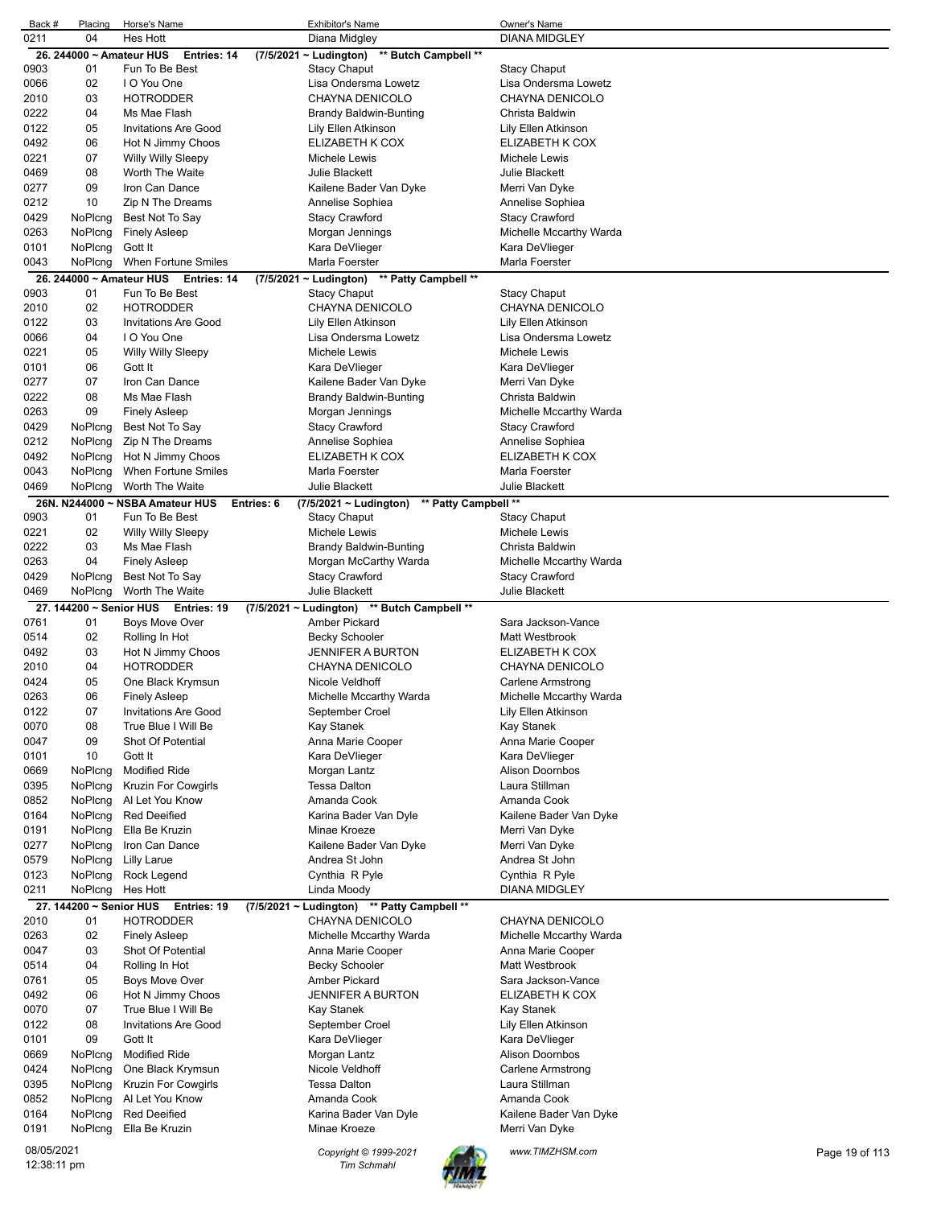| Back # | Placing | Horse's Name | Exhibitor's Name | Owner's Name |
|---|---|---|---|---|
| 0211 | 04 | Hes Hott | Diana Midgley | DIANA MIDGLEY |

**26. 244000 ~ Amateur HUS Entries: 14 (7/5/2021 ~ Ludington) \*\* Butch Campbell \*\***

| Back # | Placing | Horse's Name | Exhibitor's Name | Owner's Name |
|---|---|---|---|---|
| 0903 | 01 | Fun To Be Best | Stacy Chaput | Stacy Chaput |
| 0066 | 02 | I O You One | Lisa Ondersma Lowetz | Lisa Ondersma Lowetz |
| 2010 | 03 | HOTRODDER | CHAYNA DENICOLO | CHAYNA DENICOLO |
| 0222 | 04 | Ms Mae Flash | Brandy Baldwin-Bunting | Christa Baldwin |
| 0122 | 05 | Invitations Are Good | Lily Ellen Atkinson | Lily Ellen Atkinson |
| 0492 | 06 | Hot N Jimmy Choos | ELIZABETH K COX | ELIZABETH K COX |
| 0221 | 07 | Willy Willy Sleepy | Michele Lewis | Michele Lewis |
| 0469 | 08 | Worth The Waite | Julie Blackett | Julie Blackett |
| 0277 | 09 | Iron Can Dance | Kailene Bader Van Dyke | Merri Van Dyke |
| 0212 | 10 | Zip N The Dreams | Annelise Sophiea | Annelise Sophiea |
| 0429 | NoPlcng | Best Not To Say | Stacy Crawford | Stacy Crawford |
| 0263 | NoPlcng | Finely Asleep | Morgan Jennings | Michelle Mccarthy Warda |
| 0101 | NoPlcng | Gott It | Kara DeVlieger | Kara DeVlieger |
| 0043 | NoPlcng | When Fortune Smiles | Marla Foerster | Marla Foerster |

**26. 244000 ~ Amateur HUS Entries: 14 (7/5/2021 ~ Ludington) \*\* Patty Campbell \*\***

| Back # | Placing | Horse's Name | Exhibitor's Name | Owner's Name |
|---|---|---|---|---|
| 0903 | 01 | Fun To Be Best | Stacy Chaput | Stacy Chaput |
| 2010 | 02 | HOTRODDER | CHAYNA DENICOLO | CHAYNA DENICOLO |
| 0122 | 03 | Invitations Are Good | Lily Ellen Atkinson | Lily Ellen Atkinson |
| 0066 | 04 | I O You One | Lisa Ondersma Lowetz | Lisa Ondersma Lowetz |
| 0221 | 05 | Willy Willy Sleepy | Michele Lewis | Michele Lewis |
| 0101 | 06 | Gott It | Kara DeVlieger | Kara DeVlieger |
| 0277 | 07 | Iron Can Dance | Kailene Bader Van Dyke | Merri Van Dyke |
| 0222 | 08 | Ms Mae Flash | Brandy Baldwin-Bunting | Christa Baldwin |
| 0263 | 09 | Finely Asleep | Morgan Jennings | Michelle Mccarthy Warda |
| 0429 | NoPlcng | Best Not To Say | Stacy Crawford | Stacy Crawford |
| 0212 | NoPlcng | Zip N The Dreams | Annelise Sophiea | Annelise Sophiea |
| 0492 | NoPlcng | Hot N Jimmy Choos | ELIZABETH K COX | ELIZABETH K COX |
| 0043 | NoPlcng | When Fortune Smiles | Marla Foerster | Marla Foerster |
| 0469 | NoPlcng | Worth The Waite | Julie Blackett | Julie Blackett |

**26N. N244000 ~ NSBA Amateur HUS Entries: 6 (7/5/2021 ~ Ludington) \*\* Patty Campbell \*\***

| Back # | Placing | Horse's Name | Exhibitor's Name | Owner's Name |
|---|---|---|---|---|
| 0903 | 01 | Fun To Be Best | Stacy Chaput | Stacy Chaput |
| 0221 | 02 | Willy Willy Sleepy | Michele Lewis | Michele Lewis |
| 0222 | 03 | Ms Mae Flash | Brandy Baldwin-Bunting | Christa Baldwin |
| 0263 | 04 | Finely Asleep | Morgan McCarthy Warda | Michelle Mccarthy Warda |
| 0429 | NoPlcng | Best Not To Say | Stacy Crawford | Stacy Crawford |
| 0469 | NoPlcng | Worth The Waite | Julie Blackett | Julie Blackett |

**27. 144200 ~ Senior HUS Entries: 19 (7/5/2021 ~ Ludington) \*\* Butch Campbell \*\***

| Back # | Placing | Horse's Name | Exhibitor's Name | Owner's Name |
|---|---|---|---|---|
| 0761 | 01 | Boys Move Over | Amber Pickard | Sara Jackson-Vance |
| 0514 | 02 | Rolling In Hot | Becky Schooler | Matt Westbrook |
| 0492 | 03 | Hot N Jimmy Choos | JENNIFER A BURTON | ELIZABETH K COX |
| 2010 | 04 | HOTRODDER | CHAYNA DENICOLO | CHAYNA DENICOLO |
| 0424 | 05 | One Black Krymsun | Nicole Veldhoff | Carlene Armstrong |
| 0263 | 06 | Finely Asleep | Michelle Mccarthy Warda | Michelle Mccarthy Warda |
| 0122 | 07 | Invitations Are Good | September Croel | Lily Ellen Atkinson |
| 0070 | 08 | True Blue I Will Be | Kay Stanek | Kay Stanek |
| 0047 | 09 | Shot Of Potential | Anna Marie Cooper | Anna Marie Cooper |
| 0101 | 10 | Gott It | Kara DeVlieger | Kara DeVlieger |
| 0669 | NoPlcng | Modified Ride | Morgan Lantz | Alison Doornbos |
| 0395 | NoPlcng | Kruzin For Cowgirls | Tessa Dalton | Laura Stillman |
| 0852 | NoPlcng | Al Let You Know | Amanda Cook | Amanda Cook |
| 0164 | NoPlcng | Red Deeified | Karina Bader Van Dyle | Kailene Bader Van Dyke |
| 0191 | NoPlcng | Ella Be Kruzin | Minae Kroeze | Merri Van Dyke |
| 0277 | NoPlcng | Iron Can Dance | Kailene Bader Van Dyke | Merri Van Dyke |
| 0579 | NoPlcng | Lilly Larue | Andrea St John | Andrea St John |
| 0123 | NoPlcng | Rock Legend | Cynthia R Pyle | Cynthia R Pyle |
| 0211 | NoPlcng | Hes Hott | Linda Moody | DIANA MIDGLEY |

**27. 144200 ~ Senior HUS Entries: 19 (7/5/2021 ~ Ludington) \*\* Patty Campbell \*\***

| Back # | Placing | Horse's Name | Exhibitor's Name | Owner's Name |
|---|---|---|---|---|
| 2010 | 01 | HOTRODDER | CHAYNA DENICOLO | CHAYNA DENICOLO |
| 0263 | 02 | Finely Asleep | Michelle Mccarthy Warda | Michelle Mccarthy Warda |
| 0047 | 03 | Shot Of Potential | Anna Marie Cooper | Anna Marie Cooper |
| 0514 | 04 | Rolling In Hot | Becky Schooler | Matt Westbrook |
| 0761 | 05 | Boys Move Over | Amber Pickard | Sara Jackson-Vance |
| 0492 | 06 | Hot N Jimmy Choos | JENNIFER A BURTON | ELIZABETH K COX |
| 0070 | 07 | True Blue I Will Be | Kay Stanek | Kay Stanek |
| 0122 | 08 | Invitations Are Good | September Croel | Lily Ellen Atkinson |
| 0101 | 09 | Gott It | Kara DeVlieger | Kara DeVlieger |
| 0669 | NoPlcng | Modified Ride | Morgan Lantz | Alison Doornbos |
| 0424 | NoPlcng | One Black Krymsun | Nicole Veldhoff | Carlene Armstrong |
| 0395 | NoPlcng | Kruzin For Cowgirls | Tessa Dalton | Laura Stillman |
| 0852 | NoPlcng | Al Let You Know | Amanda Cook | Amanda Cook |
| 0164 | NoPlcng | Red Deeified | Karina Bader Van Dyle | Kailene Bader Van Dyke |
| 0191 | NoPlcng | Ella Be Kruzin | Minae Kroeze | Merri Van Dyke |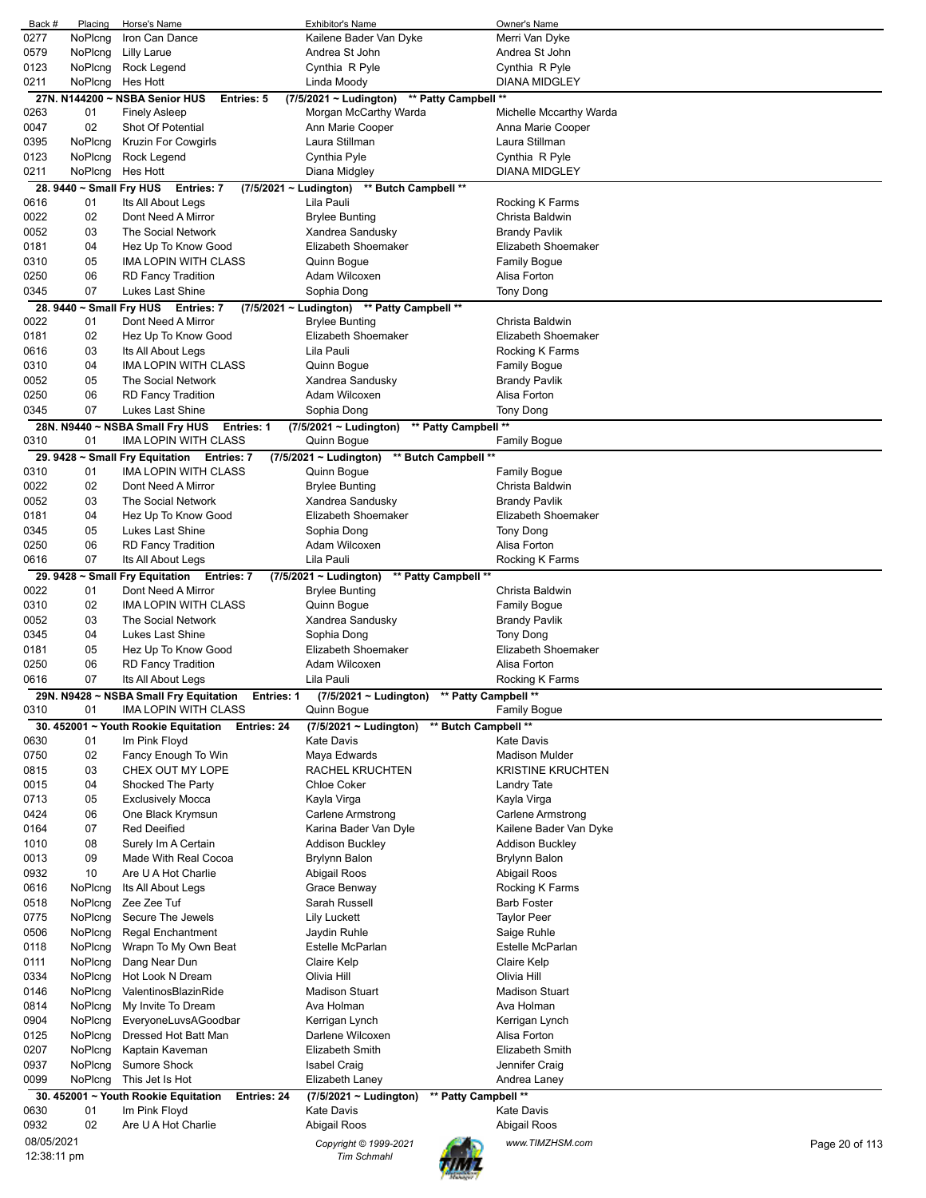| Back # | Placing | Horse's Name | Exhibitor's Name | Owner's Name |
|---|---|---|---|---|
| 0277 | NoPlcng | Iron Can Dance | Kailene Bader Van Dyke | Merri Van Dyke |
| 0579 | NoPlcng | Lilly Larue | Andrea St John | Andrea St John |
| 0123 | NoPlcng | Rock Legend | Cynthia R Pyle | Cynthia R Pyle |
| 0211 | NoPlcng | Hes Hott | Linda Moody | DIANA MIDGLEY |

**27N. N144200 ~ NSBA Senior HUS Entries: 5 (7/5/2021 ~ Ludington) \*\* Patty Campbell \*\***

| Back # | Placing | Horse's Name | Exhibitor's Name | Owner's Name |
|---|---|---|---|---|
| 0263 | 01 | Finely Asleep | Morgan McCarthy Warda | Michelle Mccarthy Warda |
| 0047 | 02 | Shot Of Potential | Ann Marie Cooper | Anna Marie Cooper |
| 0395 | NoPlcng | Kruzin For Cowgirls | Laura Stillman | Laura Stillman |
| 0123 | NoPlcng | Rock Legend | Cynthia Pyle | Cynthia R Pyle |
| 0211 | NoPlcng | Hes Hott | Diana Midgley | DIANA MIDGLEY |

**28. 9440 ~ Small Fry HUS Entries: 7 (7/5/2021 ~ Ludington) \*\* Butch Campbell \*\***

| Back # | Placing | Horse's Name | Exhibitor's Name | Owner's Name |
|---|---|---|---|---|
| 0616 | 01 | Its All About Legs | Lila Pauli | Rocking K Farms |
| 0022 | 02 | Dont Need A Mirror | Brylee Bunting | Christa Baldwin |
| 0052 | 03 | The Social Network | Xandrea Sandusky | Brandy Pavlik |
| 0181 | 04 | Hez Up To Know Good | Elizabeth Shoemaker | Elizabeth Shoemaker |
| 0310 | 05 | IMA LOPIN WITH CLASS | Quinn Bogue | Family Bogue |
| 0250 | 06 | RD Fancy Tradition | Adam Wilcoxen | Alisa Forton |
| 0345 | 07 | Lukes Last Shine | Sophia Dong | Tony Dong |

**28. 9440 ~ Small Fry HUS Entries: 7 (7/5/2021 ~ Ludington) \*\* Patty Campbell \*\***

| Back # | Placing | Horse's Name | Exhibitor's Name | Owner's Name |
|---|---|---|---|---|
| 0022 | 01 | Dont Need A Mirror | Brylee Bunting | Christa Baldwin |
| 0181 | 02 | Hez Up To Know Good | Elizabeth Shoemaker | Elizabeth Shoemaker |
| 0616 | 03 | Its All About Legs | Lila Pauli | Rocking K Farms |
| 0310 | 04 | IMA LOPIN WITH CLASS | Quinn Bogue | Family Bogue |
| 0052 | 05 | The Social Network | Xandrea Sandusky | Brandy Pavlik |
| 0250 | 06 | RD Fancy Tradition | Adam Wilcoxen | Alisa Forton |
| 0345 | 07 | Lukes Last Shine | Sophia Dong | Tony Dong |

**28N. N9440 ~ NSBA Small Fry HUS Entries: 1 (7/5/2021 ~ Ludington) \*\* Patty Campbell \*\***

| Back # | Placing | Horse's Name | Exhibitor's Name | Owner's Name |
|---|---|---|---|---|
| 0310 | 01 | IMA LOPIN WITH CLASS | Quinn Bogue | Family Bogue |

**29. 9428 ~ Small Fry Equitation Entries: 7 (7/5/2021 ~ Ludington) \*\* Butch Campbell \*\***

| Back # | Placing | Horse's Name | Exhibitor's Name | Owner's Name |
|---|---|---|---|---|
| 0310 | 01 | IMA LOPIN WITH CLASS | Quinn Bogue | Family Bogue |
| 0022 | 02 | Dont Need A Mirror | Brylee Bunting | Christa Baldwin |
| 0052 | 03 | The Social Network | Xandrea Sandusky | Brandy Pavlik |
| 0181 | 04 | Hez Up To Know Good | Elizabeth Shoemaker | Elizabeth Shoemaker |
| 0345 | 05 | Lukes Last Shine | Sophia Dong | Tony Dong |
| 0250 | 06 | RD Fancy Tradition | Adam Wilcoxen | Alisa Forton |
| 0616 | 07 | Its All About Legs | Lila Pauli | Rocking K Farms |

**29. 9428 ~ Small Fry Equitation Entries: 7 (7/5/2021 ~ Ludington) \*\* Patty Campbell \*\***

| Back # | Placing | Horse's Name | Exhibitor's Name | Owner's Name |
|---|---|---|---|---|
| 0022 | 01 | Dont Need A Mirror | Brylee Bunting | Christa Baldwin |
| 0310 | 02 | IMA LOPIN WITH CLASS | Quinn Bogue | Family Bogue |
| 0052 | 03 | The Social Network | Xandrea Sandusky | Brandy Pavlik |
| 0345 | 04 | Lukes Last Shine | Sophia Dong | Tony Dong |
| 0181 | 05 | Hez Up To Know Good | Elizabeth Shoemaker | Elizabeth Shoemaker |
| 0250 | 06 | RD Fancy Tradition | Adam Wilcoxen | Alisa Forton |
| 0616 | 07 | Its All About Legs | Lila Pauli | Rocking K Farms |

**29N. N9428 ~ NSBA Small Fry Equitation Entries: 1 (7/5/2021 ~ Ludington) \*\* Patty Campbell \*\***

| Back # | Placing | Horse's Name | Exhibitor's Name | Owner's Name |
|---|---|---|---|---|
| 0310 | 01 | IMA LOPIN WITH CLASS | Quinn Bogue | Family Bogue |

**30. 452001 ~ Youth Rookie Equitation Entries: 24 (7/5/2021 ~ Ludington) \*\* Butch Campbell \*\***

| Back # | Placing | Horse's Name | Exhibitor's Name | Owner's Name |
|---|---|---|---|---|
| 0630 | 01 | Im Pink Floyd | Kate Davis | Kate Davis |
| 0750 | 02 | Fancy Enough To Win | Maya Edwards | Madison Mulder |
| 0815 | 03 | CHEX OUT MY LOPE | RACHEL KRUCHTEN | KRISTINE KRUCHTEN |
| 0015 | 04 | Shocked The Party | Chloe Coker | Landry Tate |
| 0713 | 05 | Exclusively Mocca | Kayla Virga | Kayla Virga |
| 0424 | 06 | One Black Krymsun | Carlene Armstrong | Carlene Armstrong |
| 0164 | 07 | Red Deeified | Karina Bader Van Dyle | Kailene Bader Van Dyke |
| 1010 | 08 | Surely Im A Certain | Addison Buckley | Addison Buckley |
| 0013 | 09 | Made With Real Cocoa | Brylynn Balon | Brylynn Balon |
| 0932 | 10 | Are U A Hot Charlie | Abigail Roos | Abigail Roos |
| 0616 | NoPlcng | Its All About Legs | Grace Benway | Rocking K Farms |
| 0518 | NoPlcng | Zee Zee Tuf | Sarah Russell | Barb Foster |
| 0775 | NoPlcng | Secure The Jewels | Lily Luckett | Taylor Peer |
| 0506 | NoPlcng | Regal Enchantment | Jaydin Ruhle | Saige Ruhle |
| 0118 | NoPlcng | Wrapn To My Own Beat | Estelle McParlan | Estelle McParlan |
| 0111 | NoPlcng | Dang Near Dun | Claire Kelp | Claire Kelp |
| 0334 | NoPlcng | Hot Look N Dream | Olivia Hill | Olivia Hill |
| 0146 | NoPlcng | ValentinosBlazinRide | Madison Stuart | Madison Stuart |
| 0814 | NoPlcng | My Invite To Dream | Ava Holman | Ava Holman |
| 0904 | NoPlcng | EveryoneLuvsAGoodbar | Kerrigan Lynch | Kerrigan Lynch |
| 0125 | NoPlcng | Dressed Hot Batt Man | Darlene Wilcoxen | Alisa Forton |
| 0207 | NoPlcng | Kaptain Kaveman | Elizabeth Smith | Elizabeth Smith |
| 0937 | NoPlcng | Sumore Shock | Isabel Craig | Jennifer Craig |
| 0099 | NoPlcng | This Jet Is Hot | Elizabeth Laney | Andrea Laney |

**30. 452001 ~ Youth Rookie Equitation Entries: 24 (7/5/2021 ~ Ludington) \*\* Patty Campbell \*\***

| Back # | Placing | Horse's Name | Exhibitor's Name | Owner's Name |
|---|---|---|---|---|
| 0630 | 01 | Im Pink Floyd | Kate Davis | Kate Davis |
| 0932 | 02 | Are U A Hot Charlie | Abigail Roos | Abigail Roos |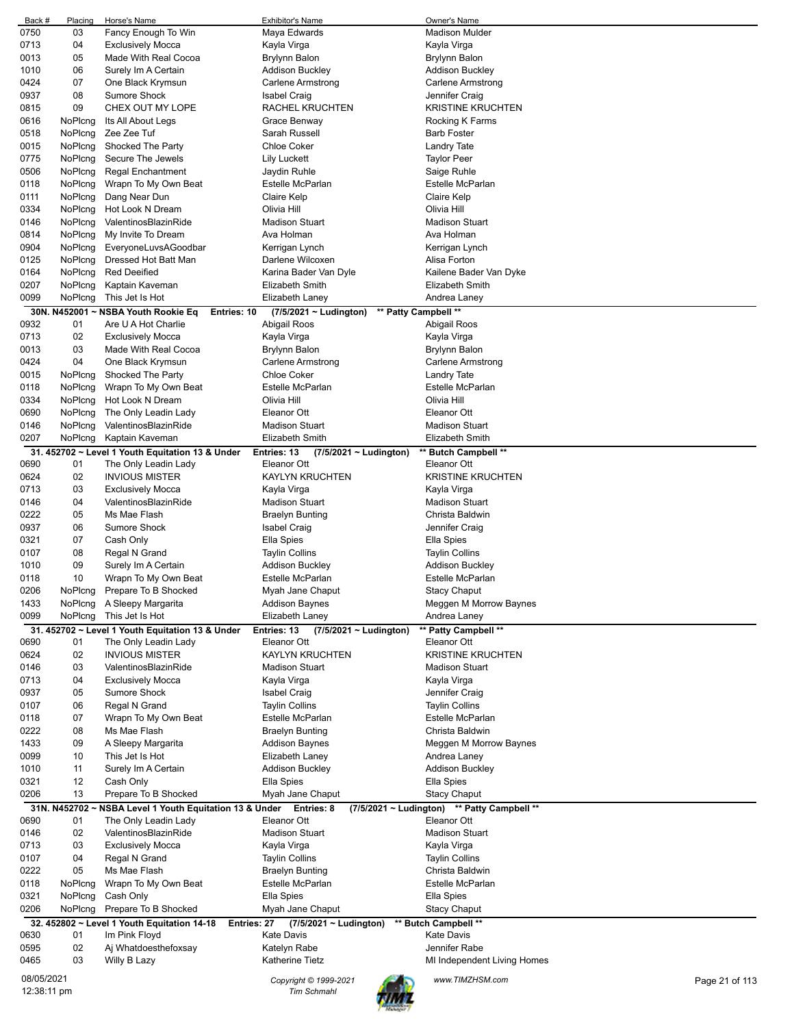| Back # | Placing | Horse's Name | Exhibitor's Name | Owner's Name |
|---|---|---|---|---|
| 0750 | 03 | Fancy Enough To Win | Maya Edwards | Madison Mulder |
| 0713 | 04 | Exclusively Mocca | Kayla Virga | Kayla Virga |
| 0013 | 05 | Made With Real Cocoa | Brylynn Balon | Brylynn Balon |
| 1010 | 06 | Surely Im A Certain | Addison Buckley | Addison Buckley |
| 0424 | 07 | One Black Krymsun | Carlene Armstrong | Carlene Armstrong |
| 0937 | 08 | Sumore Shock | Isabel Craig | Jennifer Craig |
| 0815 | 09 | CHEX OUT MY LOPE | RACHEL KRUCHTEN | KRISTINE KRUCHTEN |
| 0616 | NoPlcng | Its All About Legs | Grace Benway | Rocking K Farms |
| 0518 | NoPlcng | Zee Zee Tuf | Sarah Russell | Barb Foster |
| 0015 | NoPlcng | Shocked The Party | Chloe Coker | Landry Tate |
| 0775 | NoPlcng | Secure The Jewels | Lily Luckett | Taylor Peer |
| 0506 | NoPlcng | Regal Enchantment | Jaydin Ruhle | Saige Ruhle |
| 0118 | NoPlcng | Wrapn To My Own Beat | Estelle McParlan | Estelle McParlan |
| 0111 | NoPlcng | Dang Near Dun | Claire Kelp | Claire Kelp |
| 0334 | NoPlcng | Hot Look N Dream | Olivia Hill | Olivia Hill |
| 0146 | NoPlcng | ValentinosBlazinRide | Madison Stuart | Madison Stuart |
| 0814 | NoPlcng | My Invite To Dream | Ava Holman | Ava Holman |
| 0904 | NoPlcng | EveryoneLuvsAGoodbar | Kerrigan Lynch | Kerrigan Lynch |
| 0125 | NoPlcng | Dressed Hot Batt Man | Darlene Wilcoxen | Alisa Forton |
| 0164 | NoPlcng | Red Deeified | Karina Bader Van Dyle | Kailene Bader Van Dyke |
| 0207 | NoPlcng | Kaptain Kaveman | Elizabeth Smith | Elizabeth Smith |
| 0099 | NoPlcng | This Jet Is Hot | Elizabeth Laney | Andrea Laney |

**30N. N452001 ~ NSBA Youth Rookie Eq — Entries: 10 — (7/5/2021 ~ Ludington) — ** Patty Campbell ****

| Back # | Placing | Horse's Name | Exhibitor's Name | Owner's Name |
|---|---|---|---|---|
| 0932 | 01 | Are U A Hot Charlie | Abigail Roos | Abigail Roos |
| 0713 | 02 | Exclusively Mocca | Kayla Virga | Kayla Virga |
| 0013 | 03 | Made With Real Cocoa | Brylynn Balon | Brylynn Balon |
| 0424 | 04 | One Black Krymsun | Carlene Armstrong | Carlene Armstrong |
| 0015 | NoPlcng | Shocked The Party | Chloe Coker | Landry Tate |
| 0118 | NoPlcng | Wrapn To My Own Beat | Estelle McParlan | Estelle McParlan |
| 0334 | NoPlcng | Hot Look N Dream | Olivia Hill | Olivia Hill |
| 0690 | NoPlcng | The Only Leadin Lady | Eleanor Ott | Eleanor Ott |
| 0146 | NoPlcng | ValentinosBlazinRide | Madison Stuart | Madison Stuart |
| 0207 | NoPlcng | Kaptain Kaveman | Elizabeth Smith | Elizabeth Smith |

**31. 452702 ~ Level 1 Youth Equitation 13 & Under — Entries: 13 — (7/5/2021 ~ Ludington) — ** Butch Campbell ****

| Back # | Placing | Horse's Name | Exhibitor's Name | Owner's Name |
|---|---|---|---|---|
| 0690 | 01 | The Only Leadin Lady | Eleanor Ott | Eleanor Ott |
| 0624 | 02 | INVIOUS MISTER | KAYLYN KRUCHTEN | KRISTINE KRUCHTEN |
| 0713 | 03 | Exclusively Mocca | Kayla Virga | Kayla Virga |
| 0146 | 04 | ValentinosBlazinRide | Madison Stuart | Madison Stuart |
| 0222 | 05 | Ms Mae Flash | Braelyn Bunting | Christa Baldwin |
| 0937 | 06 | Sumore Shock | Isabel Craig | Jennifer Craig |
| 0321 | 07 | Cash Only | Ella Spies | Ella Spies |
| 0107 | 08 | Regal N Grand | Taylin Collins | Taylin Collins |
| 1010 | 09 | Surely Im A Certain | Addison Buckley | Addison Buckley |
| 0118 | 10 | Wrapn To My Own Beat | Estelle McParlan | Estelle McParlan |
| 0206 | NoPlcng | Prepare To B Shocked | Myah Jane Chaput | Stacy Chaput |
| 1433 | NoPlcng | A Sleepy Margarita | Addison Baynes | Meggen M Morrow Baynes |
| 0099 | NoPlcng | This Jet Is Hot | Elizabeth Laney | Andrea Laney |

**31. 452702 ~ Level 1 Youth Equitation 13 & Under — Entries: 13 — (7/5/2021 ~ Ludington) — ** Patty Campbell ****

| Back # | Placing | Horse's Name | Exhibitor's Name | Owner's Name |
|---|---|---|---|---|
| 0690 | 01 | The Only Leadin Lady | Eleanor Ott | Eleanor Ott |
| 0624 | 02 | INVIOUS MISTER | KAYLYN KRUCHTEN | KRISTINE KRUCHTEN |
| 0146 | 03 | ValentinosBlazinRide | Madison Stuart | Madison Stuart |
| 0713 | 04 | Exclusively Mocca | Kayla Virga | Kayla Virga |
| 0937 | 05 | Sumore Shock | Isabel Craig | Jennifer Craig |
| 0107 | 06 | Regal N Grand | Taylin Collins | Taylin Collins |
| 0118 | 07 | Wrapn To My Own Beat | Estelle McParlan | Estelle McParlan |
| 0222 | 08 | Ms Mae Flash | Braelyn Bunting | Christa Baldwin |
| 1433 | 09 | A Sleepy Margarita | Addison Baynes | Meggen M Morrow Baynes |
| 0099 | 10 | This Jet Is Hot | Elizabeth Laney | Andrea Laney |
| 1010 | 11 | Surely Im A Certain | Addison Buckley | Addison Buckley |
| 0321 | 12 | Cash Only | Ella Spies | Ella Spies |
| 0206 | 13 | Prepare To B Shocked | Myah Jane Chaput | Stacy Chaput |

**31N. N452702 ~ NSBA Level 1 Youth Equitation 13 & Under — Entries: 8 — (7/5/2021 ~ Ludington) — ** Patty Campbell ****

| Back # | Placing | Horse's Name | Exhibitor's Name | Owner's Name |
|---|---|---|---|---|
| 0690 | 01 | The Only Leadin Lady | Eleanor Ott | Eleanor Ott |
| 0146 | 02 | ValentinosBlazinRide | Madison Stuart | Madison Stuart |
| 0713 | 03 | Exclusively Mocca | Kayla Virga | Kayla Virga |
| 0107 | 04 | Regal N Grand | Taylin Collins | Taylin Collins |
| 0222 | 05 | Ms Mae Flash | Braelyn Bunting | Christa Baldwin |
| 0118 | NoPlcng | Wrapn To My Own Beat | Estelle McParlan | Estelle McParlan |
| 0321 | NoPlcng | Cash Only | Ella Spies | Ella Spies |
| 0206 | NoPlcng | Prepare To B Shocked | Myah Jane Chaput | Stacy Chaput |

**32. 452802 ~ Level 1 Youth Equitation 14-18 — Entries: 27 — (7/5/2021 ~ Ludington) — ** Butch Campbell ****

| Back # | Placing | Horse's Name | Exhibitor's Name | Owner's Name |
|---|---|---|---|---|
| 0630 | 01 | Im Pink Floyd | Kate Davis | Kate Davis |
| 0595 | 02 | Aj Whatdoesthefoxsay | Katelyn Rabe | Jennifer Rabe |
| 0465 | 03 | Willy B Lazy | Katherine Tietz | MI Independent Living Homes |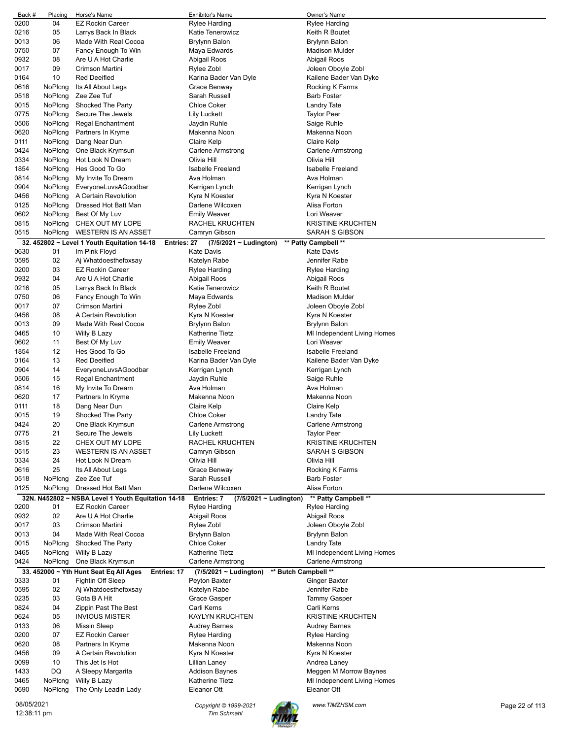| Back # | Placing | Horse's Name | Exhibitor's Name | Owner's Name |
|---|---|---|---|---|
| 0200 | 04 | EZ Rockin Career | Rylee Harding | Rylee Harding |
| 0216 | 05 | Larrys Back In Black | Katie Tenerowicz | Keith R Boutet |
| 0013 | 06 | Made With Real Cocoa | Brylynn Balon | Brylynn Balon |
| 0750 | 07 | Fancy Enough To Win | Maya Edwards | Madison Mulder |
| 0932 | 08 | Are U A Hot Charlie | Abigail Roos | Abigail Roos |
| 0017 | 09 | Crimson Martini | Rylee Zobl | Joleen Oboyle Zobl |
| 0164 | 10 | Red Deeified | Karina Bader Van Dyle | Kailene Bader Van Dyke |
| 0616 | NoPlcng | Its All About Legs | Grace Benway | Rocking K Farms |
| 0518 | NoPlcng | Zee Zee Tuf | Sarah Russell | Barb Foster |
| 0015 | NoPlcng | Shocked The Party | Chloe Coker | Landry Tate |
| 0775 | NoPlcng | Secure The Jewels | Lily Luckett | Taylor Peer |
| 0506 | NoPlcng | Regal Enchantment | Jaydin Ruhle | Saige Ruhle |
| 0620 | NoPlcng | Partners In Kryme | Makenna Noon | Makenna Noon |
| 0111 | NoPlcng | Dang Near Dun | Claire Kelp | Claire Kelp |
| 0424 | NoPlcng | One Black Krymsun | Carlene Armstrong | Carlene Armstrong |
| 0334 | NoPlcng | Hot Look N Dream | Olivia Hill | Olivia Hill |
| 1854 | NoPlcng | Hes Good To Go | Isabelle Freeland | Isabelle Freeland |
| 0814 | NoPlcng | My Invite To Dream | Ava Holman | Ava Holman |
| 0904 | NoPlcng | EveryoneLuvsAGoodbar | Kerrigan Lynch | Kerrigan Lynch |
| 0456 | NoPlcng | A Certain Revolution | Kyra N Koester | Kyra N Koester |
| 0125 | NoPlcng | Dressed Hot Batt Man | Darlene Wilcoxen | Alisa Forton |
| 0602 | NoPlcng | Best Of My Luv | Emily Weaver | Lori Weaver |
| 0815 | NoPlcng | CHEX OUT MY LOPE | RACHEL KRUCHTEN | KRISTINE KRUCHTEN |
| 0515 | NoPlcng | WESTERN IS AN ASSET | Camryn Gibson | SARAH S GIBSON |

**32. 452802 ~ Level 1 Youth Equitation 14-18 Entries: 27 (7/5/2021 ~ Ludington) \*\* Patty Campbell \*\***

| Back # | Placing | Horse's Name | Exhibitor's Name | Owner's Name |
|---|---|---|---|---|
| 0630 | 01 | Im Pink Floyd | Kate Davis | Kate Davis |
| 0595 | 02 | Aj Whatdoesthefoxsay | Katelyn Rabe | Jennifer Rabe |
| 0200 | 03 | EZ Rockin Career | Rylee Harding | Rylee Harding |
| 0932 | 04 | Are U A Hot Charlie | Abigail Roos | Abigail Roos |
| 0216 | 05 | Larrys Back In Black | Katie Tenerowicz | Keith R Boutet |
| 0750 | 06 | Fancy Enough To Win | Maya Edwards | Madison Mulder |
| 0017 | 07 | Crimson Martini | Rylee Zobl | Joleen Oboyle Zobl |
| 0456 | 08 | A Certain Revolution | Kyra N Koester | Kyra N Koester |
| 0013 | 09 | Made With Real Cocoa | Brylynn Balon | Brylynn Balon |
| 0465 | 10 | Willy B Lazy | Katherine Tietz | MI Independent Living Homes |
| 0602 | 11 | Best Of My Luv | Emily Weaver | Lori Weaver |
| 1854 | 12 | Hes Good To Go | Isabelle Freeland | Isabelle Freeland |
| 0164 | 13 | Red Deeified | Karina Bader Van Dyle | Kailene Bader Van Dyke |
| 0904 | 14 | EveryoneLuvsAGoodbar | Kerrigan Lynch | Kerrigan Lynch |
| 0506 | 15 | Regal Enchantment | Jaydin Ruhle | Saige Ruhle |
| 0814 | 16 | My Invite To Dream | Ava Holman | Ava Holman |
| 0620 | 17 | Partners In Kryme | Makenna Noon | Makenna Noon |
| 0111 | 18 | Dang Near Dun | Claire Kelp | Claire Kelp |
| 0015 | 19 | Shocked The Party | Chloe Coker | Landry Tate |
| 0424 | 20 | One Black Krymsun | Carlene Armstrong | Carlene Armstrong |
| 0775 | 21 | Secure The Jewels | Lily Luckett | Taylor Peer |
| 0815 | 22 | CHEX OUT MY LOPE | RACHEL KRUCHTEN | KRISTINE KRUCHTEN |
| 0515 | 23 | WESTERN IS AN ASSET | Camryn Gibson | SARAH S GIBSON |
| 0334 | 24 | Hot Look N Dream | Olivia Hill | Olivia Hill |
| 0616 | 25 | Its All About Legs | Grace Benway | Rocking K Farms |
| 0518 | NoPlcng | Zee Zee Tuf | Sarah Russell | Barb Foster |
| 0125 | NoPlcng | Dressed Hot Batt Man | Darlene Wilcoxen | Alisa Forton |

**32N. N452802 ~ NSBA Level 1 Youth Equitation 14-18 Entries: 7 (7/5/2021 ~ Ludington) \*\* Patty Campbell \*\***

| Back # | Placing | Horse's Name | Exhibitor's Name | Owner's Name |
|---|---|---|---|---|
| 0200 | 01 | EZ Rockin Career | Rylee Harding | Rylee Harding |
| 0932 | 02 | Are U A Hot Charlie | Abigail Roos | Abigail Roos |
| 0017 | 03 | Crimson Martini | Rylee Zobl | Joleen Oboyle Zobl |
| 0013 | 04 | Made With Real Cocoa | Brylynn Balon | Brylynn Balon |
| 0015 | NoPlcng | Shocked The Party | Chloe Coker | Landry Tate |
| 0465 | NoPlcng | Willy B Lazy | Katherine Tietz | MI Independent Living Homes |
| 0424 | NoPlcng | One Black Krymsun | Carlene Armstrong | Carlene Armstrong |

**33. 452000 ~ Yth Hunt Seat Eq All Ages Entries: 17 (7/5/2021 ~ Ludington) \*\* Butch Campbell \*\***

| Back # | Placing | Horse's Name | Exhibitor's Name | Owner's Name |
|---|---|---|---|---|
| 0333 | 01 | Fightin Off Sleep | Peyton Baxter | Ginger Baxter |
| 0595 | 02 | Aj Whatdoesthefoxsay | Katelyn Rabe | Jennifer Rabe |
| 0235 | 03 | Gota B A Hit | Grace Gasper | Tammy Gasper |
| 0824 | 04 | Zippin Past The Best | Carli Kerns | Carli Kerns |
| 0624 | 05 | INVIOUS MISTER | KAYLYN KRUCHTEN | KRISTINE KRUCHTEN |
| 0133 | 06 | Missin Sleep | Audrey Barnes | Audrey Barnes |
| 0200 | 07 | EZ Rockin Career | Rylee Harding | Rylee Harding |
| 0620 | 08 | Partners In Kryme | Makenna Noon | Makenna Noon |
| 0456 | 09 | A Certain Revolution | Kyra N Koester | Kyra N Koester |
| 0099 | 10 | This Jet Is Hot | Lillian Laney | Andrea Laney |
| 1433 | DQ | A Sleepy Margarita | Addison Baynes | Meggen M Morrow Baynes |
| 0465 | NoPlcng | Willy B Lazy | Katherine Tietz | MI Independent Living Homes |
| 0690 | NoPlcng | The Only Leadin Lady | Eleanor Ott | Eleanor Ott |

08/05/2021 12:38:11 pm — Copyright © 1999-2021 Tim Schmahl — www.TIMZHSM.com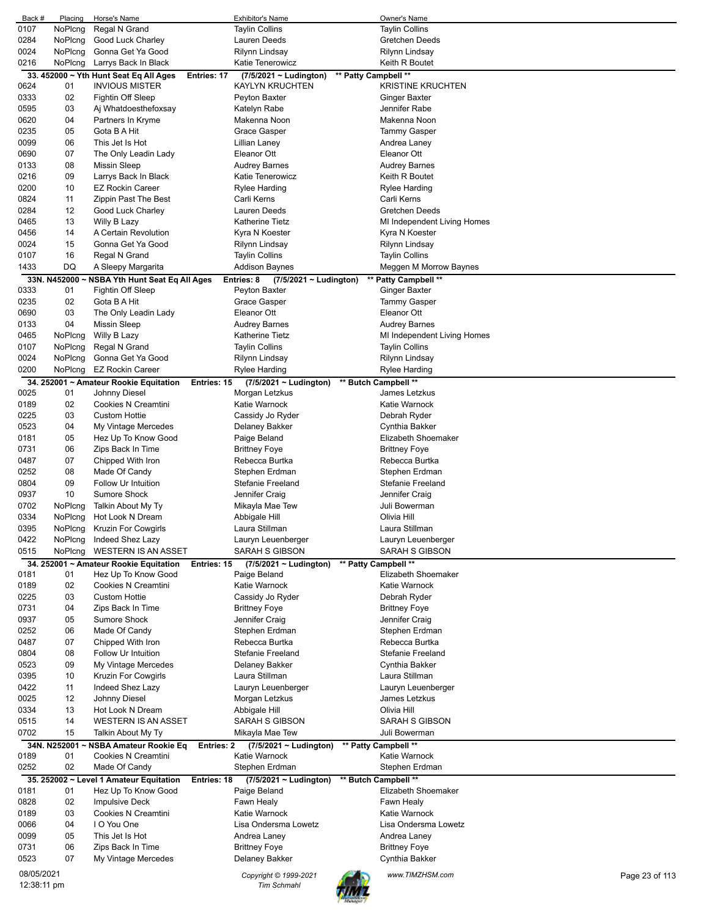| Back # | Placing | Horse's Name | Exhibitor's Name | Owner's Name |
|---|---|---|---|---|
| 0107 | NoPlcng | Regal N Grand | Taylin Collins | Taylin Collins |
| 0284 | NoPlcng | Good Luck Charley | Lauren Deeds | Gretchen Deeds |
| 0024 | NoPlcng | Gonna Get Ya Good | Rilynn Lindsay | Rilynn Lindsay |
| 0216 | NoPlcng | Larrys Back In Black | Katie Tenerowicz | Keith R Boutet |

**33. 452000 ~ Yth Hunt Seat Eq All Ages Entries: 17 (7/5/2021 ~ Ludington) \*\* Patty Campbell \*\***

| Back # | Placing | Horse's Name | Exhibitor's Name | Owner's Name |
|---|---|---|---|---|
| 0624 | 01 | INVIOUS MISTER | KAYLYN KRUCHTEN | KRISTINE KRUCHTEN |
| 0333 | 02 | Fightin Off Sleep | Peyton Baxter | Ginger Baxter |
| 0595 | 03 | Aj Whatdoesthefoxsay | Katelyn Rabe | Jennifer Rabe |
| 0620 | 04 | Partners In Kryme | Makenna Noon | Makenna Noon |
| 0235 | 05 | Gota B A Hit | Grace Gasper | Tammy Gasper |
| 0099 | 06 | This Jet Is Hot | Lillian Laney | Andrea Laney |
| 0690 | 07 | The Only Leadin Lady | Eleanor Ott | Eleanor Ott |
| 0133 | 08 | Missin Sleep | Audrey Barnes | Audrey Barnes |
| 0216 | 09 | Larrys Back In Black | Katie Tenerowicz | Keith R Boutet |
| 0200 | 10 | EZ Rockin Career | Rylee Harding | Rylee Harding |
| 0824 | 11 | Zippin Past The Best | Carli Kerns | Carli Kerns |
| 0284 | 12 | Good Luck Charley | Lauren Deeds | Gretchen Deeds |
| 0465 | 13 | Willy B Lazy | Katherine Tietz | MI Independent Living Homes |
| 0456 | 14 | A Certain Revolution | Kyra N Koester | Kyra N Koester |
| 0024 | 15 | Gonna Get Ya Good | Rilynn Lindsay | Rilynn Lindsay |
| 0107 | 16 | Regal N Grand | Taylin Collins | Taylin Collins |
| 1433 | DQ | A Sleepy Margarita | Addison Baynes | Meggen M Morrow Baynes |

**33N. N452000 ~ NSBA Yth Hunt Seat Eq All Ages Entries: 8 (7/5/2021 ~ Ludington) \*\* Patty Campbell \*\***

| Back # | Placing | Horse's Name | Exhibitor's Name | Owner's Name |
|---|---|---|---|---|
| 0333 | 01 | Fightin Off Sleep | Peyton Baxter | Ginger Baxter |
| 0235 | 02 | Gota B A Hit | Grace Gasper | Tammy Gasper |
| 0690 | 03 | The Only Leadin Lady | Eleanor Ott | Eleanor Ott |
| 0133 | 04 | Missin Sleep | Audrey Barnes | Audrey Barnes |
| 0465 | NoPlcng | Willy B Lazy | Katherine Tietz | MI Independent Living Homes |
| 0107 | NoPlcng | Regal N Grand | Taylin Collins | Taylin Collins |
| 0024 | NoPlcng | Gonna Get Ya Good | Rilynn Lindsay | Rilynn Lindsay |
| 0200 | NoPlcng | EZ Rockin Career | Rylee Harding | Rylee Harding |

**34. 252001 ~ Amateur Rookie Equitation Entries: 15 (7/5/2021 ~ Ludington) \*\* Butch Campbell \*\***

| Back # | Placing | Horse's Name | Exhibitor's Name | Owner's Name |
|---|---|---|---|---|
| 0025 | 01 | Johnny Diesel | Morgan Letzkus | James Letzkus |
| 0189 | 02 | Cookies N Creamtini | Katie Warnock | Katie Warnock |
| 0225 | 03 | Custom Hottie | Cassidy Jo Ryder | Debrah Ryder |
| 0523 | 04 | My Vintage Mercedes | Delaney Bakker | Cynthia Bakker |
| 0181 | 05 | Hez Up To Know Good | Paige Beland | Elizabeth Shoemaker |
| 0731 | 06 | Zips Back In Time | Brittney Foye | Brittney Foye |
| 0487 | 07 | Chipped With Iron | Rebecca Burtka | Rebecca Burtka |
| 0252 | 08 | Made Of Candy | Stephen Erdman | Stephen Erdman |
| 0804 | 09 | Follow Ur Intuition | Stefanie Freeland | Stefanie Freeland |
| 0937 | 10 | Sumore Shock | Jennifer Craig | Jennifer Craig |
| 0702 | NoPlcng | Talkin About My Ty | Mikayla Mae Tew | Juli Bowerman |
| 0334 | NoPlcng | Hot Look N Dream | Abbigale Hill | Olivia Hill |
| 0395 | NoPlcng | Kruzin For Cowgirls | Laura Stillman | Laura Stillman |
| 0422 | NoPlcng | Indeed Shez Lazy | Lauryn Leuenberger | Lauryn Leuenberger |
| 0515 | NoPlcng | WESTERN IS AN ASSET | SARAH S GIBSON | SARAH S GIBSON |

**34. 252001 ~ Amateur Rookie Equitation Entries: 15 (7/5/2021 ~ Ludington) \*\* Patty Campbell \*\***

| Back # | Placing | Horse's Name | Exhibitor's Name | Owner's Name |
|---|---|---|---|---|
| 0181 | 01 | Hez Up To Know Good | Paige Beland | Elizabeth Shoemaker |
| 0189 | 02 | Cookies N Creamtini | Katie Warnock | Katie Warnock |
| 0225 | 03 | Custom Hottie | Cassidy Jo Ryder | Debrah Ryder |
| 0731 | 04 | Zips Back In Time | Brittney Foye | Brittney Foye |
| 0937 | 05 | Sumore Shock | Jennifer Craig | Jennifer Craig |
| 0252 | 06 | Made Of Candy | Stephen Erdman | Stephen Erdman |
| 0487 | 07 | Chipped With Iron | Rebecca Burtka | Rebecca Burtka |
| 0804 | 08 | Follow Ur Intuition | Stefanie Freeland | Stefanie Freeland |
| 0523 | 09 | My Vintage Mercedes | Delaney Bakker | Cynthia Bakker |
| 0395 | 10 | Kruzin For Cowgirls | Laura Stillman | Laura Stillman |
| 0422 | 11 | Indeed Shez Lazy | Lauryn Leuenberger | Lauryn Leuenberger |
| 0025 | 12 | Johnny Diesel | Morgan Letzkus | James Letzkus |
| 0334 | 13 | Hot Look N Dream | Abbigale Hill | Olivia Hill |
| 0515 | 14 | WESTERN IS AN ASSET | SARAH S GIBSON | SARAH S GIBSON |
| 0702 | 15 | Talkin About My Ty | Mikayla Mae Tew | Juli Bowerman |

**34N. N252001 ~ NSBA Amateur Rookie Eq Entries: 2 (7/5/2021 ~ Ludington) \*\* Patty Campbell \*\***

| Back # | Placing | Horse's Name | Exhibitor's Name | Owner's Name |
|---|---|---|---|---|
| 0189 | 01 | Cookies N Creamtini | Katie Warnock | Katie Warnock |
| 0252 | 02 | Made Of Candy | Stephen Erdman | Stephen Erdman |

**35. 252002 ~ Level 1 Amateur Equitation Entries: 18 (7/5/2021 ~ Ludington) \*\* Butch Campbell \*\***

| Back # | Placing | Horse's Name | Exhibitor's Name | Owner's Name |
|---|---|---|---|---|
| 0181 | 01 | Hez Up To Know Good | Paige Beland | Elizabeth Shoemaker |
| 0828 | 02 | Impulsive Deck | Fawn Healy | Fawn Healy |
| 0189 | 03 | Cookies N Creamtini | Katie Warnock | Katie Warnock |
| 0066 | 04 | I O You One | Lisa Ondersma Lowetz | Lisa Ondersma Lowetz |
| 0099 | 05 | This Jet Is Hot | Andrea Laney | Andrea Laney |
| 0731 | 06 | Zips Back In Time | Brittney Foye | Brittney Foye |
| 0523 | 07 | My Vintage Mercedes | Delaney Bakker | Cynthia Bakker |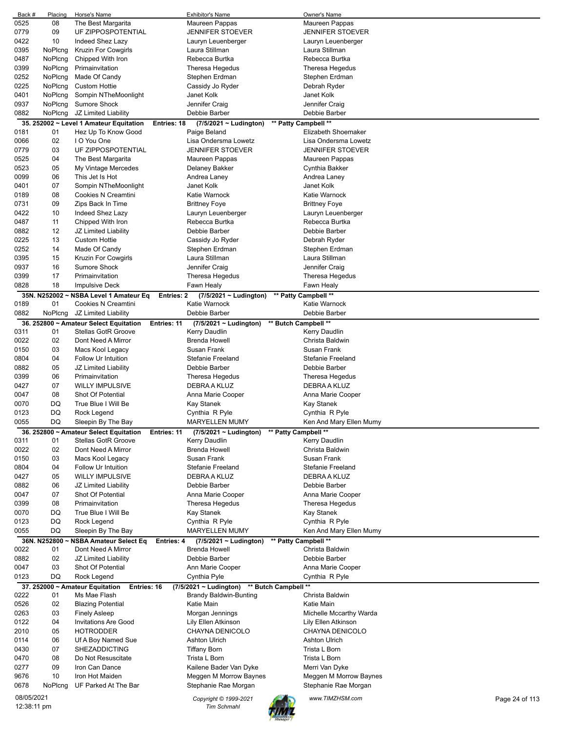| Back # | Placing | Horse's Name | Exhibitor's Name | Owner's Name |
|---|---|---|---|---|
| 0525 | 08 | The Best Margarita | Maureen Pappas | Maureen Pappas |
| 0779 | 09 | UF ZIPPOSPOTENTIAL | JENNIFER STOEVER | JENNIFER STOEVER |
| 0422 | 10 | Indeed Shez Lazy | Lauryn Leuenberger | Lauryn Leuenberger |
| 0395 | NoPlcng | Kruzin For Cowgirls | Laura Stillman | Laura Stillman |
| 0487 | NoPlcng | Chipped With Iron | Rebecca Burtka | Rebecca Burtka |
| 0399 | NoPlcng | Primainvitation | Theresa Hegedus | Theresa Hegedus |
| 0252 | NoPlcng | Made Of Candy | Stephen Erdman | Stephen Erdman |
| 0225 | NoPlcng | Custom Hottie | Cassidy Jo Ryder | Debrah Ryder |
| 0401 | NoPlcng | Sompin NTheMoonlight | Janet Kolk | Janet Kolk |
| 0937 | NoPlcng | Sumore Shock | Jennifer Craig | Jennifer Craig |
| 0882 | NoPlcng | JZ Limited Liability | Debbie Barber | Debbie Barber |

**35. 252002 ~ Level 1 Amateur Equitation Entries: 18 (7/5/2021 ~ Ludington) \*\* Patty Campbell \*\***

| Back # | Placing | Horse's Name | Exhibitor's Name | Owner's Name |
|---|---|---|---|---|
| 0181 | 01 | Hez Up To Know Good | Paige Beland | Elizabeth Shoemaker |
| 0066 | 02 | I O You One | Lisa Ondersma Lowetz | Lisa Ondersma Lowetz |
| 0779 | 03 | UF ZIPPOSPOTENTIAL | JENNIFER STOEVER | JENNIFER STOEVER |
| 0525 | 04 | The Best Margarita | Maureen Pappas | Maureen Pappas |
| 0523 | 05 | My Vintage Mercedes | Delaney Bakker | Cynthia Bakker |
| 0099 | 06 | This Jet Is Hot | Andrea Laney | Andrea Laney |
| 0401 | 07 | Sompin NTheMoonlight | Janet Kolk | Janet Kolk |
| 0189 | 08 | Cookies N Creamtini | Katie Warnock | Katie Warnock |
| 0731 | 09 | Zips Back In Time | Brittney Foye | Brittney Foye |
| 0422 | 10 | Indeed Shez Lazy | Lauryn Leuenberger | Lauryn Leuenberger |
| 0487 | 11 | Chipped With Iron | Rebecca Burtka | Rebecca Burtka |
| 0882 | 12 | JZ Limited Liability | Debbie Barber | Debbie Barber |
| 0225 | 13 | Custom Hottie | Cassidy Jo Ryder | Debrah Ryder |
| 0252 | 14 | Made Of Candy | Stephen Erdman | Stephen Erdman |
| 0395 | 15 | Kruzin For Cowgirls | Laura Stillman | Laura Stillman |
| 0937 | 16 | Sumore Shock | Jennifer Craig | Jennifer Craig |
| 0399 | 17 | Primainvitation | Theresa Hegedus | Theresa Hegedus |
| 0828 | 18 | Impulsive Deck | Fawn Healy | Fawn Healy |

**35N. N252002 ~ NSBA Level 1 Amateur Eq Entries: 2 (7/5/2021 ~ Ludington) \*\* Patty Campbell \*\***

| Back # | Placing | Horse's Name | Exhibitor's Name | Owner's Name |
|---|---|---|---|---|
| 0189 | 01 | Cookies N Creamtini | Katie Warnock | Katie Warnock |
| 0882 | NoPlcng | JZ Limited Liability | Debbie Barber | Debbie Barber |

**36. 252800 ~ Amateur Select Equitation Entries: 11 (7/5/2021 ~ Ludington) \*\* Butch Campbell \*\***

| Back # | Placing | Horse's Name | Exhibitor's Name | Owner's Name |
|---|---|---|---|---|
| 0311 | 01 | Stellas GotR Groove | Kerry Daudlin | Kerry Daudlin |
| 0022 | 02 | Dont Need A Mirror | Brenda Howell | Christa Baldwin |
| 0150 | 03 | Macs Kool Legacy | Susan Frank | Susan Frank |
| 0804 | 04 | Follow Ur Intuition | Stefanie Freeland | Stefanie Freeland |
| 0882 | 05 | JZ Limited Liability | Debbie Barber | Debbie Barber |
| 0399 | 06 | Primainvitation | Theresa Hegedus | Theresa Hegedus |
| 0427 | 07 | WILLY IMPULSIVE | DEBRA A KLUZ | DEBRA A KLUZ |
| 0047 | 08 | Shot Of Potential | Anna Marie Cooper | Anna Marie Cooper |
| 0070 | DQ | True Blue I Will Be | Kay Stanek | Kay Stanek |
| 0123 | DQ | Rock Legend | Cynthia R Pyle | Cynthia R Pyle |
| 0055 | DQ | Sleepin By The Bay | MARYELLEN MUMY | Ken And Mary Ellen Mumy |

**36. 252800 ~ Amateur Select Equitation Entries: 11 (7/5/2021 ~ Ludington) \*\* Patty Campbell \*\***

| Back # | Placing | Horse's Name | Exhibitor's Name | Owner's Name |
|---|---|---|---|---|
| 0311 | 01 | Stellas GotR Groove | Kerry Daudlin | Kerry Daudlin |
| 0022 | 02 | Dont Need A Mirror | Brenda Howell | Christa Baldwin |
| 0150 | 03 | Macs Kool Legacy | Susan Frank | Susan Frank |
| 0804 | 04 | Follow Ur Intuition | Stefanie Freeland | Stefanie Freeland |
| 0427 | 05 | WILLY IMPULSIVE | DEBRA A KLUZ | DEBRA A KLUZ |
| 0882 | 06 | JZ Limited Liability | Debbie Barber | Debbie Barber |
| 0047 | 07 | Shot Of Potential | Anna Marie Cooper | Anna Marie Cooper |
| 0399 | 08 | Primainvitation | Theresa Hegedus | Theresa Hegedus |
| 0070 | DQ | True Blue I Will Be | Kay Stanek | Kay Stanek |
| 0123 | DQ | Rock Legend | Cynthia R Pyle | Cynthia R Pyle |
| 0055 | DQ | Sleepin By The Bay | MARYELLEN MUMY | Ken And Mary Ellen Mumy |

**36N. N252800 ~ NSBA Amateur Select Eq Entries: 4 (7/5/2021 ~ Ludington) \*\* Patty Campbell \*\***

| Back # | Placing | Horse's Name | Exhibitor's Name | Owner's Name |
|---|---|---|---|---|
| 0022 | 01 | Dont Need A Mirror | Brenda Howell | Christa Baldwin |
| 0882 | 02 | JZ Limited Liability | Debbie Barber | Debbie Barber |
| 0047 | 03 | Shot Of Potential | Ann Marie Cooper | Anna Marie Cooper |
| 0123 | DQ | Rock Legend | Cynthia Pyle | Cynthia R Pyle |

**37. 252000 ~ Amateur Equitation Entries: 16 (7/5/2021 ~ Ludington) \*\* Butch Campbell \*\***

| Back # | Placing | Horse's Name | Exhibitor's Name | Owner's Name |
|---|---|---|---|---|
| 0222 | 01 | Ms Mae Flash | Brandy Baldwin-Bunting | Christa Baldwin |
| 0526 | 02 | Blazing Potential | Katie Main | Katie Main |
| 0263 | 03 | Finely Asleep | Morgan Jennings | Michelle Mccarthy Warda |
| 0122 | 04 | Invitations Are Good | Lily Ellen Atkinson | Lily Ellen Atkinson |
| 2010 | 05 | HOTRODDER | CHAYNA DENICOLO | CHAYNA DENICOLO |
| 0114 | 06 | Uf A Boy Named Sue | Ashton Ulrich | Ashton Ulrich |
| 0430 | 07 | SHEZADDICTING | Tiffany Born | Trista L Born |
| 0470 | 08 | Do Not Resuscitate | Trista L Born | Trista L Born |
| 0277 | 09 | Iron Can Dance | Kailene Bader Van Dyke | Merri Van Dyke |
| 9676 | 10 | Iron Hot Maiden | Meggen M Morrow Baynes | Meggen M Morrow Baynes |
| 0678 | NoPlcng | UF Parked At The Bar | Stephanie Rae Morgan | Stephanie Rae Morgan |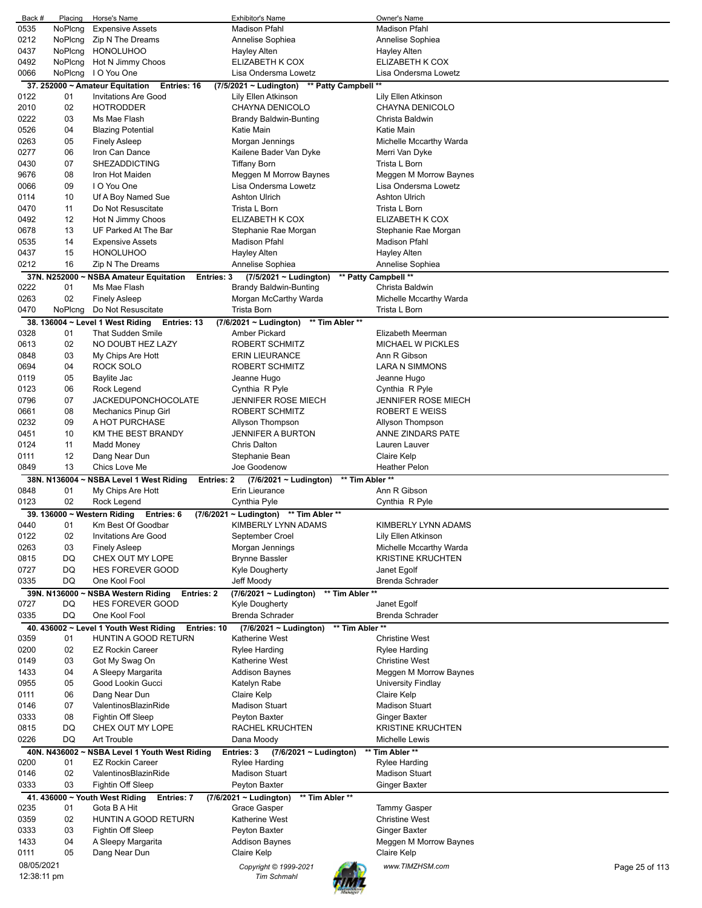| Back # | Placing | Horse's Name | Exhibitor's Name | Owner's Name |
|---|---|---|---|---|
| 0535 | NoPlcng | Expensive Assets | Madison Pfahl | Madison Pfahl |
| 0212 | NoPlcng | Zip N The Dreams | Annelise Sophiea | Annelise Sophiea |
| 0437 | NoPlcng | HONOLUHOO | Hayley Alten | Hayley Alten |
| 0492 | NoPlcng | Hot N Jimmy Choos | ELIZABETH K COX | ELIZABETH K COX |
| 0066 | NoPlcng | I O You One | Lisa Ondersma Lowetz | Lisa Ondersma Lowetz |

**37. 252000 ~ Amateur Equitation Entries: 16 (7/5/2021 ~ Ludington) \*\* Patty Campbell \*\***

| Back # | Placing | Horse's Name | Exhibitor's Name | Owner's Name |
|---|---|---|---|---|
| 0122 | 01 | Invitations Are Good | Lily Ellen Atkinson | Lily Ellen Atkinson |
| 2010 | 02 | HOTRODDER | CHAYNA DENICOLO | CHAYNA DENICOLO |
| 0222 | 03 | Ms Mae Flash | Brandy Baldwin-Bunting | Christa Baldwin |
| 0526 | 04 | Blazing Potential | Katie Main | Katie Main |
| 0263 | 05 | Finely Asleep | Morgan Jennings | Michelle Mccarthy Warda |
| 0277 | 06 | Iron Can Dance | Kailene Bader Van Dyke | Merri Van Dyke |
| 0430 | 07 | SHEZADDICTING | Tiffany Born | Trista L Born |
| 9676 | 08 | Iron Hot Maiden | Meggen M Morrow Baynes | Meggen M Morrow Baynes |
| 0066 | 09 | I O You One | Lisa Ondersma Lowetz | Lisa Ondersma Lowetz |
| 0114 | 10 | Uf A Boy Named Sue | Ashton Ulrich | Ashton Ulrich |
| 0470 | 11 | Do Not Resuscitate | Trista L Born | Trista L Born |
| 0492 | 12 | Hot N Jimmy Choos | ELIZABETH K COX | ELIZABETH K COX |
| 0678 | 13 | UF Parked At The Bar | Stephanie Rae Morgan | Stephanie Rae Morgan |
| 0535 | 14 | Expensive Assets | Madison Pfahl | Madison Pfahl |
| 0437 | 15 | HONOLUHOO | Hayley Alten | Hayley Alten |
| 0212 | 16 | Zip N The Dreams | Annelise Sophiea | Annelise Sophiea |

**37N. N252000 ~ NSBA Amateur Equitation Entries: 3 (7/5/2021 ~ Ludington) \*\* Patty Campbell \*\***

| Back # | Placing | Horse's Name | Exhibitor's Name | Owner's Name |
|---|---|---|---|---|
| 0222 | 01 | Ms Mae Flash | Brandy Baldwin-Bunting | Christa Baldwin |
| 0263 | 02 | Finely Asleep | Morgan McCarthy Warda | Michelle Mccarthy Warda |
| 0470 | NoPlcng | Do Not Resuscitate | Trista Born | Trista L Born |

**38. 136004 ~ Level 1 West Riding Entries: 13 (7/6/2021 ~ Ludington) \*\* Tim Abler \*\***

| Back # | Placing | Horse's Name | Exhibitor's Name | Owner's Name |
|---|---|---|---|---|
| 0328 | 01 | That Sudden Smile | Amber Pickard | Elizabeth Meerman |
| 0613 | 02 | NO DOUBT HEZ LAZY | ROBERT SCHMITZ | MICHAEL W PICKLES |
| 0848 | 03 | My Chips Are Hott | ERIN LIEURANCE | Ann R Gibson |
| 0694 | 04 | ROCK SOLO | ROBERT SCHMITZ | LARA N SIMMONS |
| 0119 | 05 | Baylite Jac | Jeanne Hugo | Jeanne Hugo |
| 0123 | 06 | Rock Legend | Cynthia R Pyle | Cynthia R Pyle |
| 0796 | 07 | JACKEDUPONCHOCOLATE | JENNIFER ROSE MIECH | JENNIFER ROSE MIECH |
| 0661 | 08 | Mechanics Pinup Girl | ROBERT SCHMITZ | ROBERT E WEISS |
| 0232 | 09 | A HOT PURCHASE | Allyson Thompson | Allyson Thompson |
| 0451 | 10 | KM THE BEST BRANDY | JENNIFER A BURTON | ANNE ZINDARS PATE |
| 0124 | 11 | Madd Money | Chris Dalton | Lauren Lauver |
| 0111 | 12 | Dang Near Dun | Stephanie Bean | Claire Kelp |
| 0849 | 13 | Chics Love Me | Joe Goodenow | Heather Pelon |

**38N. N136004 ~ NSBA Level 1 West Riding Entries: 2 (7/6/2021 ~ Ludington) \*\* Tim Abler \*\***

| Back # | Placing | Horse's Name | Exhibitor's Name | Owner's Name |
|---|---|---|---|---|
| 0848 | 01 | My Chips Are Hott | Erin Lieurance | Ann R Gibson |
| 0123 | 02 | Rock Legend | Cynthia Pyle | Cynthia R Pyle |

**39. 136000 ~ Western Riding Entries: 6 (7/6/2021 ~ Ludington) \*\* Tim Abler \*\***

| Back # | Placing | Horse's Name | Exhibitor's Name | Owner's Name |
|---|---|---|---|---|
| 0440 | 01 | Km Best Of Goodbar | KIMBERLY LYNN ADAMS | KIMBERLY LYNN ADAMS |
| 0122 | 02 | Invitations Are Good | September Croel | Lily Ellen Atkinson |
| 0263 | 03 | Finely Asleep | Morgan Jennings | Michelle Mccarthy Warda |
| 0815 | DQ | CHEX OUT MY LOPE | Brynne Bassler | KRISTINE KRUCHTEN |
| 0727 | DQ | HES FOREVER GOOD | Kyle Dougherty | Janet Egolf |
| 0335 | DQ | One Kool Fool | Jeff Moody | Brenda Schrader |

**39N. N136000 ~ NSBA Western Riding Entries: 2 (7/6/2021 ~ Ludington) \*\* Tim Abler \*\***

| Back # | Placing | Horse's Name | Exhibitor's Name | Owner's Name |
|---|---|---|---|---|
| 0727 | DQ | HES FOREVER GOOD | Kyle Dougherty | Janet Egolf |
| 0335 | DQ | One Kool Fool | Brenda Schrader | Brenda Schrader |

**40. 436002 ~ Level 1 Youth West Riding Entries: 10 (7/6/2021 ~ Ludington) \*\* Tim Abler \*\***

| Back # | Placing | Horse's Name | Exhibitor's Name | Owner's Name |
|---|---|---|---|---|
| 0359 | 01 | HUNTIN A GOOD RETURN | Katherine West | Christine West |
| 0200 | 02 | EZ Rockin Career | Rylee Harding | Rylee Harding |
| 0149 | 03 | Got My Swag On | Katherine West | Christine West |
| 1433 | 04 | A Sleepy Margarita | Addison Baynes | Meggen M Morrow Baynes |
| 0955 | 05 | Good Lookin Gucci | Katelyn Rabe | University Findlay |
| 0111 | 06 | Dang Near Dun | Claire Kelp | Claire Kelp |
| 0146 | 07 | ValentinosBlazinRide | Madison Stuart | Madison Stuart |
| 0333 | 08 | Fightin Off Sleep | Peyton Baxter | Ginger Baxter |
| 0815 | DQ | CHEX OUT MY LOPE | RACHEL KRUCHTEN | KRISTINE KRUCHTEN |
| 0226 | DQ | Art Trouble | Dana Moody | Michelle Lewis |

**40N. N436002 ~ NSBA Level 1 Youth West Riding Entries: 3 (7/6/2021 ~ Ludington) \*\* Tim Abler \*\***

| Back # | Placing | Horse's Name | Exhibitor's Name | Owner's Name |
|---|---|---|---|---|
| 0200 | 01 | EZ Rockin Career | Rylee Harding | Rylee Harding |
| 0146 | 02 | ValentinosBlazinRide | Madison Stuart | Madison Stuart |
| 0333 | 03 | Fightin Off Sleep | Peyton Baxter | Ginger Baxter |

**41. 436000 ~ Youth West Riding Entries: 7 (7/6/2021 ~ Ludington) \*\* Tim Abler \*\***

| Back # | Placing | Horse's Name | Exhibitor's Name | Owner's Name |
|---|---|---|---|---|
| 0235 | 01 | Gota B A Hit | Grace Gasper | Tammy Gasper |
| 0359 | 02 | HUNTIN A GOOD RETURN | Katherine West | Christine West |
| 0333 | 03 | Fightin Off Sleep | Peyton Baxter | Ginger Baxter |
| 1433 | 04 | A Sleepy Margarita | Addison Baynes | Meggen M Morrow Baynes |
| 0111 | 05 | Dang Near Dun | Claire Kelp | Claire Kelp |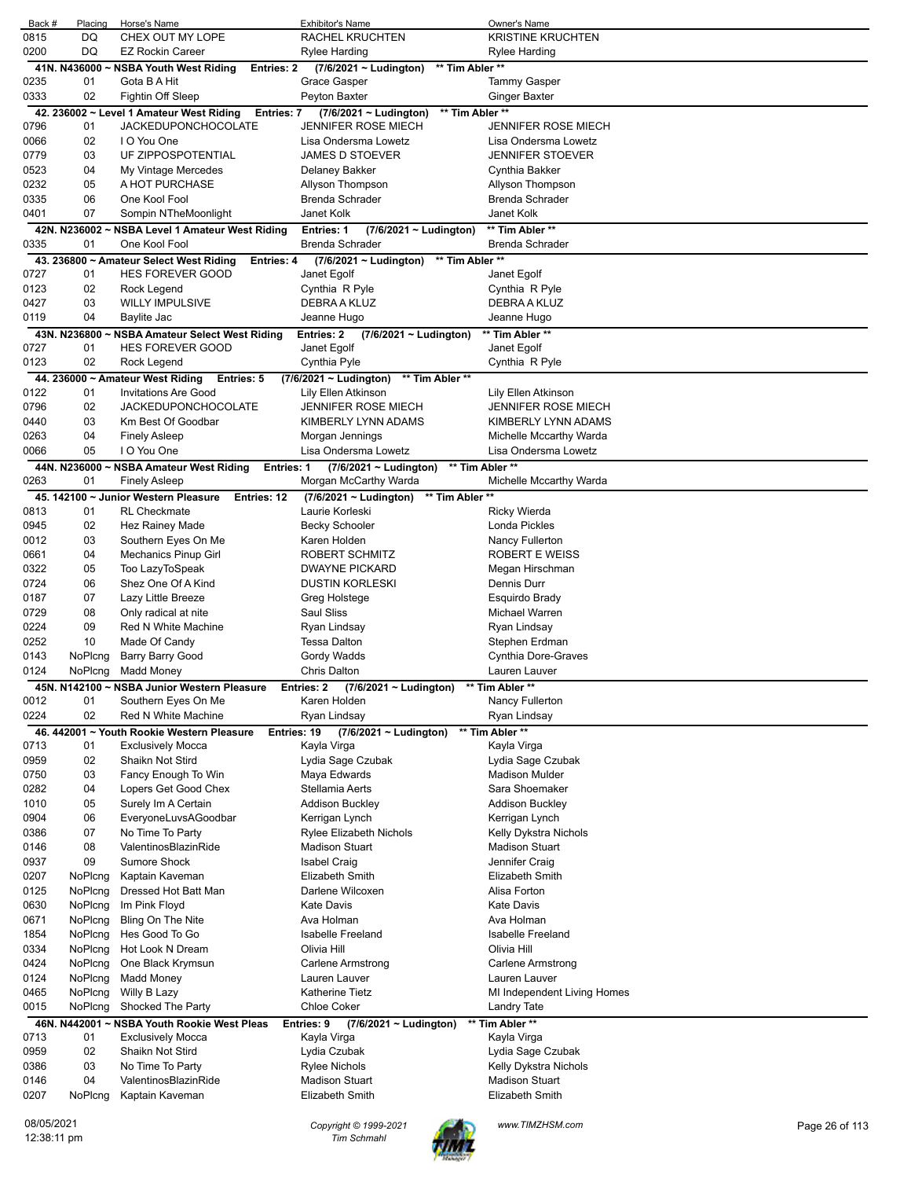| Back # | Placing | Horse's Name | Exhibitor's Name | Owner's Name |
|---|---|---|---|---|
| 0815 | DQ | CHEX OUT MY LOPE | RACHEL KRUCHTEN | KRISTINE KRUCHTEN |
| 0200 | DQ | EZ Rockin Career | Rylee Harding | Rylee Harding |

**41N. N436000 ~ NSBA Youth West Riding Entries: 2 (7/6/2021 ~ Ludington) \*\* Tim Abler \*\***

| Back # | Placing | Horse's Name | Exhibitor's Name | Owner's Name |
|---|---|---|---|---|
| 0235 | 01 | Gota B A Hit | Grace Gasper | Tammy Gasper |
| 0333 | 02 | Fightin Off Sleep | Peyton Baxter | Ginger Baxter |

**42. 236002 ~ Level 1 Amateur West Riding Entries: 7 (7/6/2021 ~ Ludington) \*\* Tim Abler \*\***

| Back # | Placing | Horse's Name | Exhibitor's Name | Owner's Name |
|---|---|---|---|---|
| 0796 | 01 | JACKEDUPONCHOCOLATE | JENNIFER ROSE MIECH | JENNIFER ROSE MIECH |
| 0066 | 02 | I O You One | Lisa Ondersma Lowetz | Lisa Ondersma Lowetz |
| 0779 | 03 | UF ZIPPOSPOTENTIAL | JAMES D STOEVER | JENNIFER STOEVER |
| 0523 | 04 | My Vintage Mercedes | Delaney Bakker | Cynthia Bakker |
| 0232 | 05 | A HOT PURCHASE | Allyson Thompson | Allyson Thompson |
| 0335 | 06 | One Kool Fool | Brenda Schrader | Brenda Schrader |
| 0401 | 07 | Sompin NTheMoonlight | Janet Kolk | Janet Kolk |

**42N. N236002 ~ NSBA Level 1 Amateur West Riding Entries: 1 (7/6/2021 ~ Ludington) \*\* Tim Abler \*\***

| Back # | Placing | Horse's Name | Exhibitor's Name | Owner's Name |
|---|---|---|---|---|
| 0335 | 01 | One Kool Fool | Brenda Schrader | Brenda Schrader |

**43. 236800 ~ Amateur Select West Riding Entries: 4 (7/6/2021 ~ Ludington) \*\* Tim Abler \*\***

| Back # | Placing | Horse's Name | Exhibitor's Name | Owner's Name |
|---|---|---|---|---|
| 0727 | 01 | HES FOREVER GOOD | Janet Egolf | Janet Egolf |
| 0123 | 02 | Rock Legend | Cynthia R Pyle | Cynthia R Pyle |
| 0427 | 03 | WILLY IMPULSIVE | DEBRA A KLUZ | DEBRA A KLUZ |
| 0119 | 04 | Baylite Jac | Jeanne Hugo | Jeanne Hugo |

**43N. N236800 ~ NSBA Amateur Select West Riding Entries: 2 (7/6/2021 ~ Ludington) \*\* Tim Abler \*\***

| Back # | Placing | Horse's Name | Exhibitor's Name | Owner's Name |
|---|---|---|---|---|
| 0727 | 01 | HES FOREVER GOOD | Janet Egolf | Janet Egolf |
| 0123 | 02 | Rock Legend | Cynthia Pyle | Cynthia R Pyle |

**44. 236000 ~ Amateur West Riding Entries: 5 (7/6/2021 ~ Ludington) \*\* Tim Abler \*\***

| Back # | Placing | Horse's Name | Exhibitor's Name | Owner's Name |
|---|---|---|---|---|
| 0122 | 01 | Invitations Are Good | Lily Ellen Atkinson | Lily Ellen Atkinson |
| 0796 | 02 | JACKEDUPONCHOCOLATE | JENNIFER ROSE MIECH | JENNIFER ROSE MIECH |
| 0440 | 03 | Km Best Of Goodbar | KIMBERLY LYNN ADAMS | KIMBERLY LYNN ADAMS |
| 0263 | 04 | Finely Asleep | Morgan Jennings | Michelle Mccarthy Warda |
| 0066 | 05 | I O You One | Lisa Ondersma Lowetz | Lisa Ondersma Lowetz |

**44N. N236000 ~ NSBA Amateur West Riding Entries: 1 (7/6/2021 ~ Ludington) \*\* Tim Abler \*\***

| Back # | Placing | Horse's Name | Exhibitor's Name | Owner's Name |
|---|---|---|---|---|
| 0263 | 01 | Finely Asleep | Morgan McCarthy Warda | Michelle Mccarthy Warda |

**45. 142100 ~ Junior Western Pleasure Entries: 12 (7/6/2021 ~ Ludington) \*\* Tim Abler \*\***

| Back # | Placing | Horse's Name | Exhibitor's Name | Owner's Name |
|---|---|---|---|---|
| 0813 | 01 | RL Checkmate | Laurie Korleski | Ricky Wierda |
| 0945 | 02 | Hez Rainey Made | Becky Schooler | Londa Pickles |
| 0012 | 03 | Southern Eyes On Me | Karen Holden | Nancy Fullerton |
| 0661 | 04 | Mechanics Pinup Girl | ROBERT SCHMITZ | ROBERT E WEISS |
| 0322 | 05 | Too LazyToSpeak | DWAYNE PICKARD | Megan Hirschman |
| 0724 | 06 | Shez One Of A Kind | DUSTIN KORLESKI | Dennis Durr |
| 0187 | 07 | Lazy Little Breeze | Greg Holstege | Esquirdo Brady |
| 0729 | 08 | Only radical at nite | Saul Sliss | Michael Warren |
| 0224 | 09 | Red N White Machine | Ryan Lindsay | Ryan Lindsay |
| 0252 | 10 | Made Of Candy | Tessa Dalton | Stephen Erdman |
| 0143 | NoPlcng | Barry Barry Good | Gordy Wadds | Cynthia Dore-Graves |
| 0124 | NoPlcng | Madd Money | Chris Dalton | Lauren Lauver |

**45N. N142100 ~ NSBA Junior Western Pleasure Entries: 2 (7/6/2021 ~ Ludington) \*\* Tim Abler \*\***

| Back # | Placing | Horse's Name | Exhibitor's Name | Owner's Name |
|---|---|---|---|---|
| 0012 | 01 | Southern Eyes On Me | Karen Holden | Nancy Fullerton |
| 0224 | 02 | Red N White Machine | Ryan Lindsay | Ryan Lindsay |

**46. 442001 ~ Youth Rookie Western Pleasure Entries: 19 (7/6/2021 ~ Ludington) \*\* Tim Abler \*\***

| Back # | Placing | Horse's Name | Exhibitor's Name | Owner's Name |
|---|---|---|---|---|
| 0713 | 01 | Exclusively Mocca | Kayla Virga | Kayla Virga |
| 0959 | 02 | Shaikn Not Stird | Lydia Sage Czubak | Lydia Sage Czubak |
| 0750 | 03 | Fancy Enough To Win | Maya Edwards | Madison Mulder |
| 0282 | 04 | Lopers Get Good Chex | Stellamia Aerts | Sara Shoemaker |
| 1010 | 05 | Surely Im A Certain | Addison Buckley | Addison Buckley |
| 0904 | 06 | EveryoneLuvsAGoodbar | Kerrigan Lynch | Kerrigan Lynch |
| 0386 | 07 | No Time To Party | Rylee Elizabeth Nichols | Kelly Dykstra Nichols |
| 0146 | 08 | ValentinosBlazinRide | Madison Stuart | Madison Stuart |
| 0937 | 09 | Sumore Shock | Isabel Craig | Jennifer Craig |
| 0207 | NoPlcng | Kaptain Kaveman | Elizabeth Smith | Elizabeth Smith |
| 0125 | NoPlcng | Dressed Hot Batt Man | Darlene Wilcoxen | Alisa Forton |
| 0630 | NoPlcng | Im Pink Floyd | Kate Davis | Kate Davis |
| 0671 | NoPlcng | Bling On The Nite | Ava Holman | Ava Holman |
| 1854 | NoPlcng | Hes Good To Go | Isabelle Freeland | Isabelle Freeland |
| 0334 | NoPlcng | Hot Look N Dream | Olivia Hill | Olivia Hill |
| 0424 | NoPlcng | One Black Krymsun | Carlene Armstrong | Carlene Armstrong |
| 0124 | NoPlcng | Madd Money | Lauren Lauver | Lauren Lauver |
| 0465 | NoPlcng | Willy B Lazy | Katherine Tietz | MI Independent Living Homes |
| 0015 | NoPlcng | Shocked The Party | Chloe Coker | Landry Tate |

**46N. N442001 ~ NSBA Youth Rookie West Pleas Entries: 9 (7/6/2021 ~ Ludington) \*\* Tim Abler \*\***

| Back # | Placing | Horse's Name | Exhibitor's Name | Owner's Name |
|---|---|---|---|---|
| 0713 | 01 | Exclusively Mocca | Kayla Virga | Kayla Virga |
| 0959 | 02 | Shaikn Not Stird | Lydia Czubak | Lydia Sage Czubak |
| 0386 | 03 | No Time To Party | Rylee Nichols | Kelly Dykstra Nichols |
| 0146 | 04 | ValentinosBlazinRide | Madison Stuart | Madison Stuart |
| 0207 | NoPlcng | Kaptain Kaveman | Elizabeth Smith | Elizabeth Smith |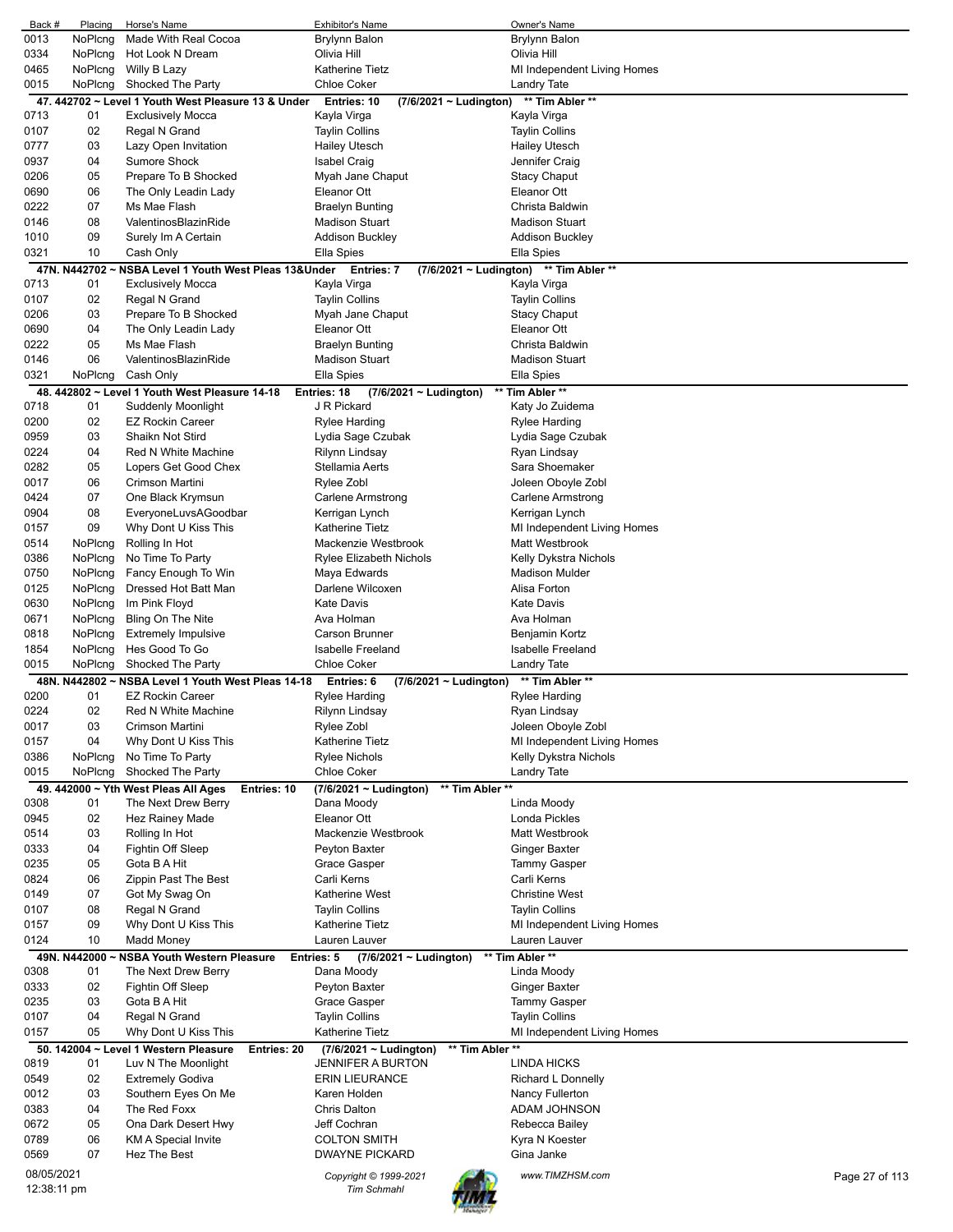| Back # | Placing | Horse's Name | Exhibitor's Name | Owner's Name |
|---|---|---|---|---|
| 0013 | NoPlcng | Made With Real Cocoa | Brylynn Balon | Brylynn Balon |
| 0334 | NoPlcng | Hot Look N Dream | Olivia Hill | Olivia Hill |
| 0465 | NoPlcng | Willy B Lazy | Katherine Tietz | MI Independent Living Homes |
| 0015 | NoPlcng | Shocked The Party | Chloe Coker | Landry Tate |

**47. 442702 ~ Level 1 Youth West Pleasure 13 & Under    Entries: 10    (7/6/2021 ~ Ludington)    \*\* Tim Abler \*\***

| Back # | Placing | Horse's Name | Exhibitor's Name | Owner's Name |
|---|---|---|---|---|
| 0713 | 01 | Exclusively Mocca | Kayla Virga | Kayla Virga |
| 0107 | 02 | Regal N Grand | Taylin Collins | Taylin Collins |
| 0777 | 03 | Lazy Open Invitation | Hailey Utesch | Hailey Utesch |
| 0937 | 04 | Sumore Shock | Isabel Craig | Jennifer Craig |
| 0206 | 05 | Prepare To B Shocked | Myah Jane Chaput | Stacy Chaput |
| 0690 | 06 | The Only Leadin Lady | Eleanor Ott | Eleanor Ott |
| 0222 | 07 | Ms Mae Flash | Braelyn Bunting | Christa Baldwin |
| 0146 | 08 | ValentinosBlazinRide | Madison Stuart | Madison Stuart |
| 1010 | 09 | Surely Im A Certain | Addison Buckley | Addison Buckley |
| 0321 | 10 | Cash Only | Ella Spies | Ella Spies |

**47N. N442702 ~ NSBA Level 1 Youth West Pleas 13&Under    Entries: 7    (7/6/2021 ~ Ludington)    \*\* Tim Abler \*\***

| Back # | Placing | Horse's Name | Exhibitor's Name | Owner's Name |
|---|---|---|---|---|
| 0713 | 01 | Exclusively Mocca | Kayla Virga | Kayla Virga |
| 0107 | 02 | Regal N Grand | Taylin Collins | Taylin Collins |
| 0206 | 03 | Prepare To B Shocked | Myah Jane Chaput | Stacy Chaput |
| 0690 | 04 | The Only Leadin Lady | Eleanor Ott | Eleanor Ott |
| 0222 | 05 | Ms Mae Flash | Braelyn Bunting | Christa Baldwin |
| 0146 | 06 | ValentinosBlazinRide | Madison Stuart | Madison Stuart |
| 0321 | NoPlcng | Cash Only | Ella Spies | Ella Spies |

**48. 442802 ~ Level 1 Youth West Pleasure 14-18    Entries: 18    (7/6/2021 ~ Ludington)    \*\* Tim Abler \*\***

| Back # | Placing | Horse's Name | Exhibitor's Name | Owner's Name |
|---|---|---|---|---|
| 0718 | 01 | Suddenly Moonlight | J R Pickard | Katy Jo Zuidema |
| 0200 | 02 | EZ Rockin Career | Rylee Harding | Rylee Harding |
| 0959 | 03 | Shaikn Not Stird | Lydia Sage Czubak | Lydia Sage Czubak |
| 0224 | 04 | Red N White Machine | Rilynn Lindsay | Ryan Lindsay |
| 0282 | 05 | Lopers Get Good Chex | Stellamia Aerts | Sara Shoemaker |
| 0017 | 06 | Crimson Martini | Rylee Zobl | Joleen Oboyle Zobl |
| 0424 | 07 | One Black Krymsun | Carlene Armstrong | Carlene Armstrong |
| 0904 | 08 | EveryoneLuvsAGoodbar | Kerrigan Lynch | Kerrigan Lynch |
| 0157 | 09 | Why Dont U Kiss This | Katherine Tietz | MI Independent Living Homes |
| 0514 | NoPlcng | Rolling In Hot | Mackenzie Westbrook | Matt Westbrook |
| 0386 | NoPlcng | No Time To Party | Rylee Elizabeth Nichols | Kelly Dykstra Nichols |
| 0750 | NoPlcng | Fancy Enough To Win | Maya Edwards | Madison Mulder |
| 0125 | NoPlcng | Dressed Hot Batt Man | Darlene Wilcoxen | Alisa Forton |
| 0630 | NoPlcng | Im Pink Floyd | Kate Davis | Kate Davis |
| 0671 | NoPlcng | Bling On The Nite | Ava Holman | Ava Holman |
| 0818 | NoPlcng | Extremely Impulsive | Carson Brunner | Benjamin Kortz |
| 1854 | NoPlcng | Hes Good To Go | Isabelle Freeland | Isabelle Freeland |
| 0015 | NoPlcng | Shocked The Party | Chloe Coker | Landry Tate |

**48N. N442802 ~ NSBA Level 1 Youth West Pleas 14-18    Entries: 6    (7/6/2021 ~ Ludington)    \*\* Tim Abler \*\***

| Back # | Placing | Horse's Name | Exhibitor's Name | Owner's Name |
|---|---|---|---|---|
| 0200 | 01 | EZ Rockin Career | Rylee Harding | Rylee Harding |
| 0224 | 02 | Red N White Machine | Rilynn Lindsay | Ryan Lindsay |
| 0017 | 03 | Crimson Martini | Rylee Zobl | Joleen Oboyle Zobl |
| 0157 | 04 | Why Dont U Kiss This | Katherine Tietz | MI Independent Living Homes |
| 0386 | NoPlcng | No Time To Party | Rylee Nichols | Kelly Dykstra Nichols |
| 0015 | NoPlcng | Shocked The Party | Chloe Coker | Landry Tate |

**49. 442000 ~ Yth West Pleas All Ages    Entries: 10    (7/6/2021 ~ Ludington)    \*\* Tim Abler \*\***

| Back # | Placing | Horse's Name | Exhibitor's Name | Owner's Name |
|---|---|---|---|---|
| 0308 | 01 | The Next Drew Berry | Dana Moody | Linda Moody |
| 0945 | 02 | Hez Rainey Made | Eleanor Ott | Londa Pickles |
| 0514 | 03 | Rolling In Hot | Mackenzie Westbrook | Matt Westbrook |
| 0333 | 04 | Fightin Off Sleep | Peyton Baxter | Ginger Baxter |
| 0235 | 05 | Gota B A Hit | Grace Gasper | Tammy Gasper |
| 0824 | 06 | Zippin Past The Best | Carli Kerns | Carli Kerns |
| 0149 | 07 | Got My Swag On | Katherine West | Christine West |
| 0107 | 08 | Regal N Grand | Taylin Collins | Taylin Collins |
| 0157 | 09 | Why Dont U Kiss This | Katherine Tietz | MI Independent Living Homes |
| 0124 | 10 | Madd Money | Lauren Lauver | Lauren Lauver |

**49N. N442000 ~ NSBA Youth Western Pleasure    Entries: 5    (7/6/2021 ~ Ludington)    \*\* Tim Abler \*\***

| Back # | Placing | Horse's Name | Exhibitor's Name | Owner's Name |
|---|---|---|---|---|
| 0308 | 01 | The Next Drew Berry | Dana Moody | Linda Moody |
| 0333 | 02 | Fightin Off Sleep | Peyton Baxter | Ginger Baxter |
| 0235 | 03 | Gota B A Hit | Grace Gasper | Tammy Gasper |
| 0107 | 04 | Regal N Grand | Taylin Collins | Taylin Collins |
| 0157 | 05 | Why Dont U Kiss This | Katherine Tietz | MI Independent Living Homes |

**50. 142004 ~ Level 1 Western Pleasure    Entries: 20    (7/6/2021 ~ Ludington)    \*\* Tim Abler \*\***

| Back # | Placing | Horse's Name | Exhibitor's Name | Owner's Name |
|---|---|---|---|---|
| 0819 | 01 | Luv N The Moonlight | JENNIFER A BURTON | LINDA HICKS |
| 0549 | 02 | Extremely Godiva | ERIN LIEURANCE | Richard L Donnelly |
| 0012 | 03 | Southern Eyes On Me | Karen Holden | Nancy Fullerton |
| 0383 | 04 | The Red Foxx | Chris Dalton | ADAM JOHNSON |
| 0672 | 05 | Ona Dark Desert Hwy | Jeff Cochran | Rebecca Bailey |
| 0789 | 06 | KM A Special Invite | COLTON SMITH | Kyra N Koester |
| 0569 | 07 | Hez The Best | DWAYNE PICKARD | Gina Janke |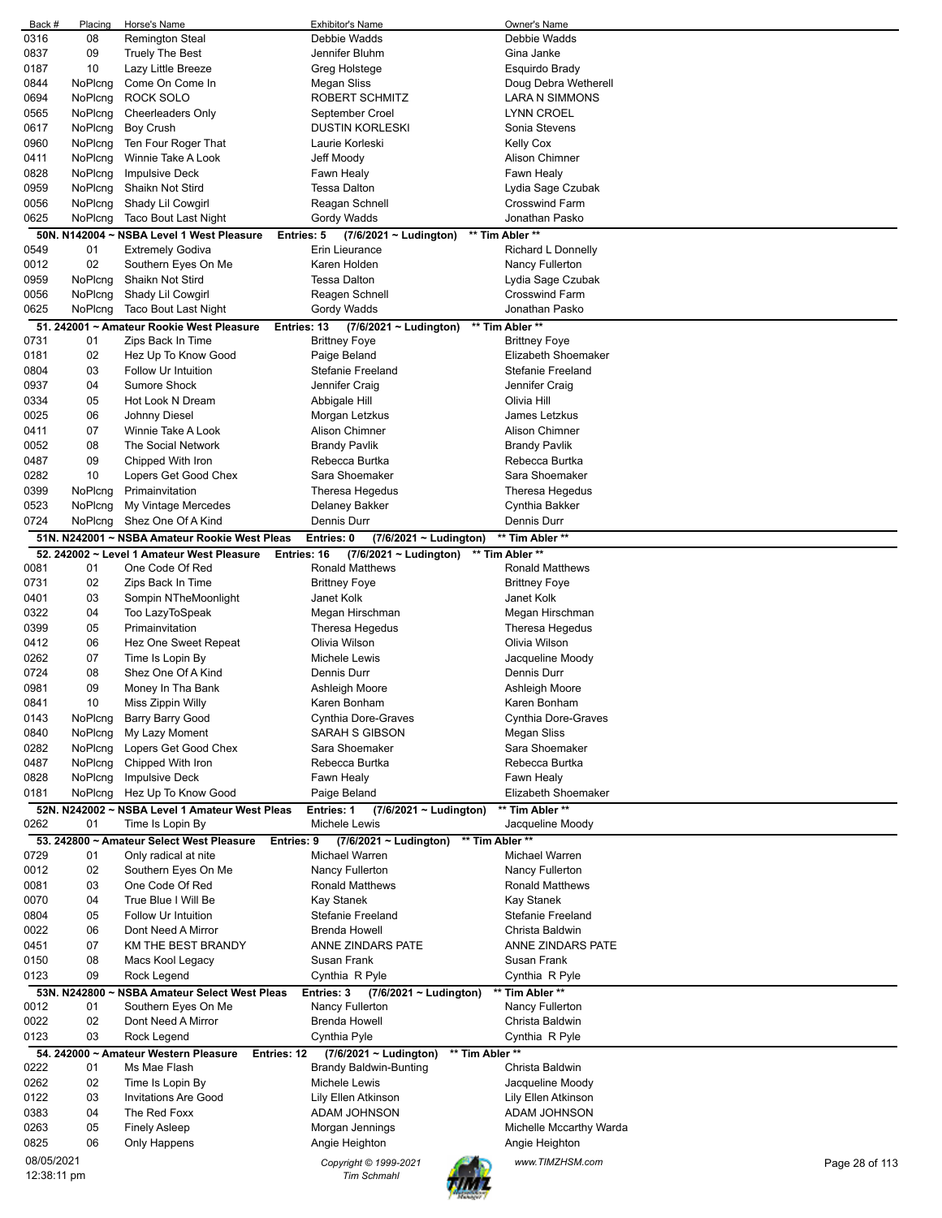| Back # | Placing | Horse's Name | Exhibitor's Name | Owner's Name |
|---|---|---|---|---|
| 0316 | 08 | Remington Steal | Debbie Wadds | Debbie Wadds |
| 0837 | 09 | Truely The Best | Jennifer Bluhm | Gina Janke |
| 0187 | 10 | Lazy Little Breeze | Greg Holstege | Esquirdo Brady |
| 0844 | NoPlcng | Come On Come In | Megan Sliss | Doug Debra Wetherell |
| 0694 | NoPlcng | ROCK SOLO | ROBERT SCHMITZ | LARA N SIMMONS |
| 0565 | NoPlcng | Cheerleaders Only | September Croel | LYNN CROEL |
| 0617 | NoPlcng | Boy Crush | DUSTIN KORLESKI | Sonia Stevens |
| 0960 | NoPlcng | Ten Four Roger That | Laurie Korleski | Kelly Cox |
| 0411 | NoPlcng | Winnie Take A Look | Jeff Moody | Alison Chimner |
| 0828 | NoPlcng | Impulsive Deck | Fawn Healy | Fawn Healy |
| 0959 | NoPlcng | Shaikn Not Stird | Tessa Dalton | Lydia Sage Czubak |
| 0056 | NoPlcng | Shady Lil Cowgirl | Reagan Schnell | Crosswind Farm |
| 0625 | NoPlcng | Taco Bout Last Night | Gordy Wadds | Jonathan Pasko |

**50N. N142004 ~ NSBA Level 1 West Pleasure Entries: 5 (7/6/2021 ~ Ludington) \*\* Tim Abler \*\***

| Back # | Placing | Horse's Name | Exhibitor's Name | Owner's Name |
|---|---|---|---|---|
| 0549 | 01 | Extremely Godiva | Erin Lieurance | Richard L Donnelly |
| 0012 | 02 | Southern Eyes On Me | Karen Holden | Nancy Fullerton |
| 0959 | NoPlcng | Shaikn Not Stird | Tessa Dalton | Lydia Sage Czubak |
| 0056 | NoPlcng | Shady Lil Cowgirl | Reagen Schnell | Crosswind Farm |
| 0625 | NoPlcng | Taco Bout Last Night | Gordy Wadds | Jonathan Pasko |

**51. 242001 ~ Amateur Rookie West Pleasure Entries: 13 (7/6/2021 ~ Ludington) \*\* Tim Abler \*\***

| Back # | Placing | Horse's Name | Exhibitor's Name | Owner's Name |
|---|---|---|---|---|
| 0731 | 01 | Zips Back In Time | Brittney Foye | Brittney Foye |
| 0181 | 02 | Hez Up To Know Good | Paige Beland | Elizabeth Shoemaker |
| 0804 | 03 | Follow Ur Intuition | Stefanie Freeland | Stefanie Freeland |
| 0937 | 04 | Sumore Shock | Jennifer Craig | Jennifer Craig |
| 0334 | 05 | Hot Look N Dream | Abbigale Hill | Olivia Hill |
| 0025 | 06 | Johnny Diesel | Morgan Letzkus | James Letzkus |
| 0411 | 07 | Winnie Take A Look | Alison Chimner | Alison Chimner |
| 0052 | 08 | The Social Network | Brandy Pavlik | Brandy Pavlik |
| 0487 | 09 | Chipped With Iron | Rebecca Burtka | Rebecca Burtka |
| 0282 | 10 | Lopers Get Good Chex | Sara Shoemaker | Sara Shoemaker |
| 0399 | NoPlcng | Primainvitation | Theresa Hegedus | Theresa Hegedus |
| 0523 | NoPlcng | My Vintage Mercedes | Delaney Bakker | Cynthia Bakker |
| 0724 | NoPlcng | Shez One Of A Kind | Dennis Durr | Dennis Durr |

**51N. N242001 ~ NSBA Amateur Rookie West Pleas Entries: 0 (7/6/2021 ~ Ludington) \*\* Tim Abler \*\***

**52. 242002 ~ Level 1 Amateur West Pleasure Entries: 16 (7/6/2021 ~ Ludington) \*\* Tim Abler \*\***

| Back # | Placing | Horse's Name | Exhibitor's Name | Owner's Name |
|---|---|---|---|---|
| 0081 | 01 | One Code Of Red | Ronald Matthews | Ronald Matthews |
| 0731 | 02 | Zips Back In Time | Brittney Foye | Brittney Foye |
| 0401 | 03 | Sompin NTheMoonlight | Janet Kolk | Janet Kolk |
| 0322 | 04 | Too LazyToSpeak | Megan Hirschman | Megan Hirschman |
| 0399 | 05 | Primainvitation | Theresa Hegedus | Theresa Hegedus |
| 0412 | 06 | Hez One Sweet Repeat | Olivia Wilson | Olivia Wilson |
| 0262 | 07 | Time Is Lopin By | Michele Lewis | Jacqueline Moody |
| 0724 | 08 | Shez One Of A Kind | Dennis Durr | Dennis Durr |
| 0981 | 09 | Money In Tha Bank | Ashleigh Moore | Ashleigh Moore |
| 0841 | 10 | Miss Zippin Willy | Karen Bonham | Karen Bonham |
| 0143 | NoPlcng | Barry Barry Good | Cynthia Dore-Graves | Cynthia Dore-Graves |
| 0840 | NoPlcng | My Lazy Moment | SARAH S GIBSON | Megan Sliss |
| 0282 | NoPlcng | Lopers Get Good Chex | Sara Shoemaker | Sara Shoemaker |
| 0487 | NoPlcng | Chipped With Iron | Rebecca Burtka | Rebecca Burtka |
| 0828 | NoPlcng | Impulsive Deck | Fawn Healy | Fawn Healy |
| 0181 | NoPlcng | Hez Up To Know Good | Paige Beland | Elizabeth Shoemaker |

**52N. N242002 ~ NSBA Level 1 Amateur West Pleas Entries: 1 (7/6/2021 ~ Ludington) \*\* Tim Abler \*\***

| Back # | Placing | Horse's Name | Exhibitor's Name | Owner's Name |
|---|---|---|---|---|
| 0262 | 01 | Time Is Lopin By | Michele Lewis | Jacqueline Moody |

**53. 242800 ~ Amateur Select West Pleasure Entries: 9 (7/6/2021 ~ Ludington) \*\* Tim Abler \*\***

| Back # | Placing | Horse's Name | Exhibitor's Name | Owner's Name |
|---|---|---|---|---|
| 0729 | 01 | Only radical at nite | Michael Warren | Michael Warren |
| 0012 | 02 | Southern Eyes On Me | Nancy Fullerton | Nancy Fullerton |
| 0081 | 03 | One Code Of Red | Ronald Matthews | Ronald Matthews |
| 0070 | 04 | True Blue I Will Be | Kay Stanek | Kay Stanek |
| 0804 | 05 | Follow Ur Intuition | Stefanie Freeland | Stefanie Freeland |
| 0022 | 06 | Dont Need A Mirror | Brenda Howell | Christa Baldwin |
| 0451 | 07 | KM THE BEST BRANDY | ANNE ZINDARS PATE | ANNE ZINDARS PATE |
| 0150 | 08 | Macs Kool Legacy | Susan Frank | Susan Frank |
| 0123 | 09 | Rock Legend | Cynthia R Pyle | Cynthia R Pyle |

**53N. N242800 ~ NSBA Amateur Select West Pleas Entries: 3 (7/6/2021 ~ Ludington) \*\* Tim Abler \*\***

| Back # | Placing | Horse's Name | Exhibitor's Name | Owner's Name |
|---|---|---|---|---|
| 0012 | 01 | Southern Eyes On Me | Nancy Fullerton | Nancy Fullerton |
| 0022 | 02 | Dont Need A Mirror | Brenda Howell | Christa Baldwin |
| 0123 | 03 | Rock Legend | Cynthia Pyle | Cynthia R Pyle |

**54. 242000 ~ Amateur Western Pleasure Entries: 12 (7/6/2021 ~ Ludington) \*\* Tim Abler \*\***

| Back # | Placing | Horse's Name | Exhibitor's Name | Owner's Name |
|---|---|---|---|---|
| 0222 | 01 | Ms Mae Flash | Brandy Baldwin-Bunting | Christa Baldwin |
| 0262 | 02 | Time Is Lopin By | Michele Lewis | Jacqueline Moody |
| 0122 | 03 | Invitations Are Good | Lily Ellen Atkinson | Lily Ellen Atkinson |
| 0383 | 04 | The Red Foxx | ADAM JOHNSON | ADAM JOHNSON |
| 0263 | 05 | Finely Asleep | Morgan Jennings | Michelle Mccarthy Warda |
| 0825 | 06 | Only Happens | Angie Heighton | Angie Heighton |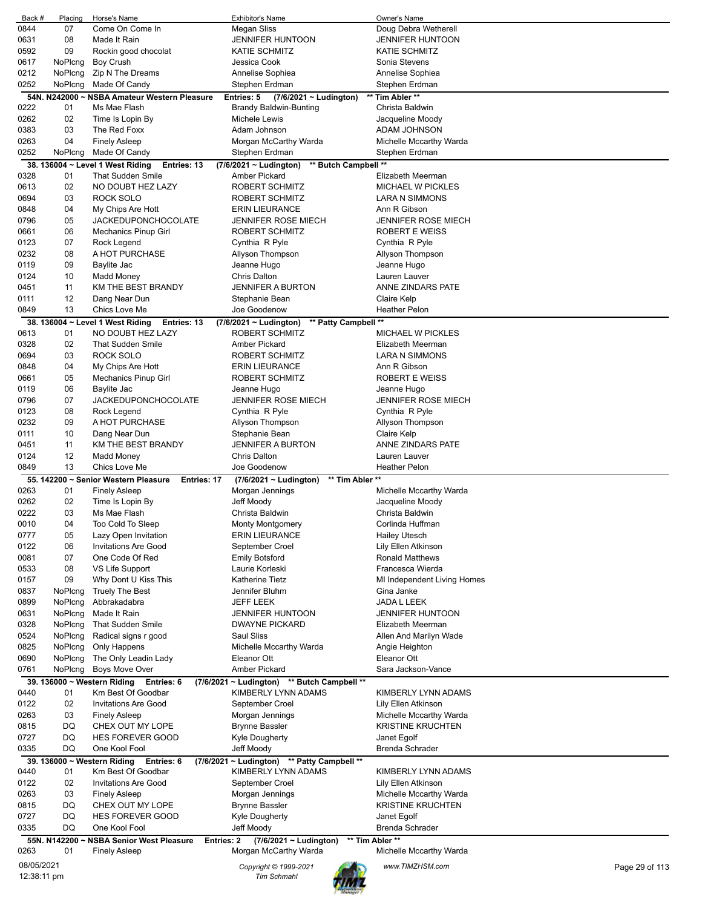| Back # | Placing | Horse's Name | Exhibitor's Name | Owner's Name |
|---|---|---|---|---|
| 0844 | 07 | Come On Come In | Megan Sliss | Doug Debra Wetherell |
| 0631 | 08 | Made It Rain | JENNIFER HUNTOON | JENNIFER HUNTOON |
| 0592 | 09 | Rockin good chocolat | KATIE SCHMITZ | KATIE SCHMITZ |
| 0617 | NoPlcng | Boy Crush | Jessica Cook | Sonia Stevens |
| 0212 | NoPlcng | Zip N The Dreams | Annelise Sophiea | Annelise Sophiea |
| 0252 | NoPlcng | Made Of Candy | Stephen Erdman | Stephen Erdman |

**54N. N242000 ~ NSBA Amateur Western Pleasure Entries: 5 (7/6/2021 ~ Ludington) \*\* Tim Abler \*\***

| Back # | Placing | Horse's Name | Exhibitor's Name | Owner's Name |
|---|---|---|---|---|
| 0222 | 01 | Ms Mae Flash | Brandy Baldwin-Bunting | Christa Baldwin |
| 0262 | 02 | Time Is Lopin By | Michele Lewis | Jacqueline Moody |
| 0383 | 03 | The Red Foxx | Adam Johnson | ADAM JOHNSON |
| 0263 | 04 | Finely Asleep | Morgan McCarthy Warda | Michelle Mccarthy Warda |
| 0252 | NoPlcng | Made Of Candy | Stephen Erdman | Stephen Erdman |

**38. 136004 ~ Level 1 West Riding Entries: 13 (7/6/2021 ~ Ludington) \*\* Butch Campbell \*\***

| Back # | Placing | Horse's Name | Exhibitor's Name | Owner's Name |
|---|---|---|---|---|
| 0328 | 01 | That Sudden Smile | Amber Pickard | Elizabeth Meerman |
| 0613 | 02 | NO DOUBT HEZ LAZY | ROBERT SCHMITZ | MICHAEL W PICKLES |
| 0694 | 03 | ROCK SOLO | ROBERT SCHMITZ | LARA N SIMMONS |
| 0848 | 04 | My Chips Are Hott | ERIN LIEURANCE | Ann R Gibson |
| 0796 | 05 | JACKEDUPONCHOCOLATE | JENNIFER ROSE MIECH | JENNIFER ROSE MIECH |
| 0661 | 06 | Mechanics Pinup Girl | ROBERT SCHMITZ | ROBERT E WEISS |
| 0123 | 07 | Rock Legend | Cynthia R Pyle | Cynthia R Pyle |
| 0232 | 08 | A HOT PURCHASE | Allyson Thompson | Allyson Thompson |
| 0119 | 09 | Baylite Jac | Jeanne Hugo | Jeanne Hugo |
| 0124 | 10 | Madd Money | Chris Dalton | Lauren Lauver |
| 0451 | 11 | KM THE BEST BRANDY | JENNIFER A BURTON | ANNE ZINDARS PATE |
| 0111 | 12 | Dang Near Dun | Stephanie Bean | Claire Kelp |
| 0849 | 13 | Chics Love Me | Joe Goodenow | Heather Pelon |

**38. 136004 ~ Level 1 West Riding Entries: 13 (7/6/2021 ~ Ludington) \*\* Patty Campbell \*\***

| Back # | Placing | Horse's Name | Exhibitor's Name | Owner's Name |
|---|---|---|---|---|
| 0613 | 01 | NO DOUBT HEZ LAZY | ROBERT SCHMITZ | MICHAEL W PICKLES |
| 0328 | 02 | That Sudden Smile | Amber Pickard | Elizabeth Meerman |
| 0694 | 03 | ROCK SOLO | ROBERT SCHMITZ | LARA N SIMMONS |
| 0848 | 04 | My Chips Are Hott | ERIN LIEURANCE | Ann R Gibson |
| 0661 | 05 | Mechanics Pinup Girl | ROBERT SCHMITZ | ROBERT E WEISS |
| 0119 | 06 | Baylite Jac | Jeanne Hugo | Jeanne Hugo |
| 0796 | 07 | JACKEDUPONCHOCOLATE | JENNIFER ROSE MIECH | JENNIFER ROSE MIECH |
| 0123 | 08 | Rock Legend | Cynthia R Pyle | Cynthia R Pyle |
| 0232 | 09 | A HOT PURCHASE | Allyson Thompson | Allyson Thompson |
| 0111 | 10 | Dang Near Dun | Stephanie Bean | Claire Kelp |
| 0451 | 11 | KM THE BEST BRANDY | JENNIFER A BURTON | ANNE ZINDARS PATE |
| 0124 | 12 | Madd Money | Chris Dalton | Lauren Lauver |
| 0849 | 13 | Chics Love Me | Joe Goodenow | Heather Pelon |

**55. 142200 ~ Senior Western Pleasure Entries: 17 (7/6/2021 ~ Ludington) \*\* Tim Abler \*\***

| Back # | Placing | Horse's Name | Exhibitor's Name | Owner's Name |
|---|---|---|---|---|
| 0263 | 01 | Finely Asleep | Morgan Jennings | Michelle Mccarthy Warda |
| 0262 | 02 | Time Is Lopin By | Jeff Moody | Jacqueline Moody |
| 0222 | 03 | Ms Mae Flash | Christa Baldwin | Christa Baldwin |
| 0010 | 04 | Too Cold To Sleep | Monty Montgomery | Corlinda Huffman |
| 0777 | 05 | Lazy Open Invitation | ERIN LIEURANCE | Hailey Utesch |
| 0122 | 06 | Invitations Are Good | September Croel | Lily Ellen Atkinson |
| 0081 | 07 | One Code Of Red | Emily Botsford | Ronald Matthews |
| 0533 | 08 | VS Life Support | Laurie Korleski | Francesca Wierda |
| 0157 | 09 | Why Dont U Kiss This | Katherine Tietz | MI Independent Living Homes |
| 0837 | NoPlcng | Truely The Best | Jennifer Bluhm | Gina Janke |
| 0899 | NoPlcng | Abbrakadabra | JEFF LEEK | JADA L LEEK |
| 0631 | NoPlcng | Made It Rain | JENNIFER HUNTOON | JENNIFER HUNTOON |
| 0328 | NoPlcng | That Sudden Smile | DWAYNE PICKARD | Elizabeth Meerman |
| 0524 | NoPlcng | Radical signs r good | Saul Sliss | Allen And Marilyn Wade |
| 0825 | NoPlcng | Only Happens | Michelle Mccarthy Warda | Angie Heighton |
| 0690 | NoPlcng | The Only Leadin Lady | Eleanor Ott | Eleanor Ott |
| 0761 | NoPlcng | Boys Move Over | Amber Pickard | Sara Jackson-Vance |

**39. 136000 ~ Western Riding Entries: 6 (7/6/2021 ~ Ludington) \*\* Butch Campbell \*\***

| Back # | Placing | Horse's Name | Exhibitor's Name | Owner's Name |
|---|---|---|---|---|
| 0440 | 01 | Km Best Of Goodbar | KIMBERLY LYNN ADAMS | KIMBERLY LYNN ADAMS |
| 0122 | 02 | Invitations Are Good | September Croel | Lily Ellen Atkinson |
| 0263 | 03 | Finely Asleep | Morgan Jennings | Michelle Mccarthy Warda |
| 0815 | DQ | CHEX OUT MY LOPE | Brynne Bassler | KRISTINE KRUCHTEN |
| 0727 | DQ | HES FOREVER GOOD | Kyle Dougherty | Janet Egolf |
| 0335 | DQ | One Kool Fool | Jeff Moody | Brenda Schrader |

**39. 136000 ~ Western Riding Entries: 6 (7/6/2021 ~ Ludington) \*\* Patty Campbell \*\***

| Back # | Placing | Horse's Name | Exhibitor's Name | Owner's Name |
|---|---|---|---|---|
| 0440 | 01 | Km Best Of Goodbar | KIMBERLY LYNN ADAMS | KIMBERLY LYNN ADAMS |
| 0122 | 02 | Invitations Are Good | September Croel | Lily Ellen Atkinson |
| 0263 | 03 | Finely Asleep | Morgan Jennings | Michelle Mccarthy Warda |
| 0815 | DQ | CHEX OUT MY LOPE | Brynne Bassler | KRISTINE KRUCHTEN |
| 0727 | DQ | HES FOREVER GOOD | Kyle Dougherty | Janet Egolf |
| 0335 | DQ | One Kool Fool | Jeff Moody | Brenda Schrader |

**55N. N142200 ~ NSBA Senior West Pleasure Entries: 2 (7/6/2021 ~ Ludington) \*\* Tim Abler \*\***

| Back # | Placing | Horse's Name | Exhibitor's Name | Owner's Name |
|---|---|---|---|---|
| 0263 | 01 | Finely Asleep | Morgan McCarthy Warda | Michelle Mccarthy Warda |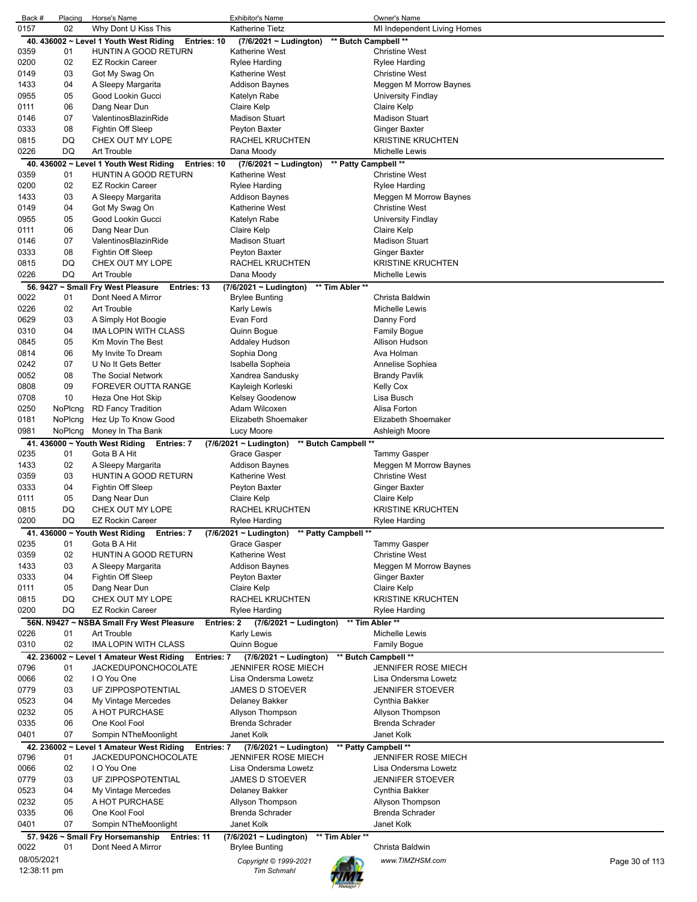| Back # | Placing | Horse's Name | Exhibitor's Name | Owner's Name |
|---|---|---|---|---|
| 0157 | 02 | Why Dont U Kiss This | Katherine Tietz | MI Independent Living Homes |

**40. 436002 ~ Level 1 Youth West Riding  Entries: 10  (7/6/2021 ~ Ludington)  \*\* Butch Campbell \*\***

| Back # | Placing | Horse's Name | Exhibitor's Name | Owner's Name |
|---|---|---|---|---|
| 0359 | 01 | HUNTIN A GOOD RETURN | Katherine West | Christine West |
| 0200 | 02 | EZ Rockin Career | Rylee Harding | Rylee Harding |
| 0149 | 03 | Got My Swag On | Katherine West | Christine West |
| 1433 | 04 | A Sleepy Margarita | Addison Baynes | Meggen M Morrow Baynes |
| 0955 | 05 | Good Lookin Gucci | Katelyn Rabe | University Findlay |
| 0111 | 06 | Dang Near Dun | Claire Kelp | Claire Kelp |
| 0146 | 07 | ValentinosBlazinRide | Madison Stuart | Madison Stuart |
| 0333 | 08 | Fightin Off Sleep | Peyton Baxter | Ginger Baxter |
| 0815 | DQ | CHEX OUT MY LOPE | RACHEL KRUCHTEN | KRISTINE KRUCHTEN |
| 0226 | DQ | Art Trouble | Dana Moody | Michelle Lewis |

**40. 436002 ~ Level 1 Youth West Riding  Entries: 10  (7/6/2021 ~ Ludington)  \*\* Patty Campbell \*\***

| Back # | Placing | Horse's Name | Exhibitor's Name | Owner's Name |
|---|---|---|---|---|
| 0359 | 01 | HUNTIN A GOOD RETURN | Katherine West | Christine West |
| 0200 | 02 | EZ Rockin Career | Rylee Harding | Rylee Harding |
| 1433 | 03 | A Sleepy Margarita | Addison Baynes | Meggen M Morrow Baynes |
| 0149 | 04 | Got My Swag On | Katherine West | Christine West |
| 0955 | 05 | Good Lookin Gucci | Katelyn Rabe | University Findlay |
| 0111 | 06 | Dang Near Dun | Claire Kelp | Claire Kelp |
| 0146 | 07 | ValentinosBlazinRide | Madison Stuart | Madison Stuart |
| 0333 | 08 | Fightin Off Sleep | Peyton Baxter | Ginger Baxter |
| 0815 | DQ | CHEX OUT MY LOPE | RACHEL KRUCHTEN | KRISTINE KRUCHTEN |
| 0226 | DQ | Art Trouble | Dana Moody | Michelle Lewis |

**56. 9427 ~ Small Fry West Pleasure  Entries: 13  (7/6/2021 ~ Ludington)  \*\* Tim Abler \*\***

| Back # | Placing | Horse's Name | Exhibitor's Name | Owner's Name |
|---|---|---|---|---|
| 0022 | 01 | Dont Need A Mirror | Brylee Bunting | Christa Baldwin |
| 0226 | 02 | Art Trouble | Karly Lewis | Michelle Lewis |
| 0629 | 03 | A Simply Hot Boogie | Evan Ford | Danny Ford |
| 0310 | 04 | IMA LOPIN WITH CLASS | Quinn Bogue | Family Bogue |
| 0845 | 05 | Km Movin The Best | Addaley Hudson | Allison Hudson |
| 0814 | 06 | My Invite To Dream | Sophia Dong | Ava Holman |
| 0242 | 07 | U No It Gets Better | Isabella Sopheia | Annelise Sophiea |
| 0052 | 08 | The Social Network | Xandrea Sandusky | Brandy Pavlik |
| 0808 | 09 | FOREVER OUTTA RANGE | Kayleigh Korleski | Kelly Cox |
| 0708 | 10 | Heza One Hot Skip | Kelsey Goodenow | Lisa Busch |
| 0250 | NoPlcng | RD Fancy Tradition | Adam Wilcoxen | Alisa Forton |
| 0181 | NoPlcng | Hez Up To Know Good | Elizabeth Shoemaker | Elizabeth Shoemaker |
| 0981 | NoPlcng | Money In Tha Bank | Lucy Moore | Ashleigh Moore |

**41. 436000 ~ Youth West Riding  Entries: 7  (7/6/2021 ~ Ludington)  \*\* Butch Campbell \*\***

| Back # | Placing | Horse's Name | Exhibitor's Name | Owner's Name |
|---|---|---|---|---|
| 0235 | 01 | Gota B A Hit | Grace Gasper | Tammy Gasper |
| 1433 | 02 | A Sleepy Margarita | Addison Baynes | Meggen M Morrow Baynes |
| 0359 | 03 | HUNTIN A GOOD RETURN | Katherine West | Christine West |
| 0333 | 04 | Fightin Off Sleep | Peyton Baxter | Ginger Baxter |
| 0111 | 05 | Dang Near Dun | Claire Kelp | Claire Kelp |
| 0815 | DQ | CHEX OUT MY LOPE | RACHEL KRUCHTEN | KRISTINE KRUCHTEN |
| 0200 | DQ | EZ Rockin Career | Rylee Harding | Rylee Harding |

**41. 436000 ~ Youth West Riding  Entries: 7  (7/6/2021 ~ Ludington)  \*\* Patty Campbell \*\***

| Back # | Placing | Horse's Name | Exhibitor's Name | Owner's Name |
|---|---|---|---|---|
| 0235 | 01 | Gota B A Hit | Grace Gasper | Tammy Gasper |
| 0359 | 02 | HUNTIN A GOOD RETURN | Katherine West | Christine West |
| 1433 | 03 | A Sleepy Margarita | Addison Baynes | Meggen M Morrow Baynes |
| 0333 | 04 | Fightin Off Sleep | Peyton Baxter | Ginger Baxter |
| 0111 | 05 | Dang Near Dun | Claire Kelp | Claire Kelp |
| 0815 | DQ | CHEX OUT MY LOPE | RACHEL KRUCHTEN | KRISTINE KRUCHTEN |
| 0200 | DQ | EZ Rockin Career | Rylee Harding | Rylee Harding |

**56N. N9427 ~ NSBA Small Fry West Pleasure  Entries: 2  (7/6/2021 ~ Ludington)  \*\* Tim Abler \*\***

| Back # | Placing | Horse's Name | Exhibitor's Name | Owner's Name |
|---|---|---|---|---|
| 0226 | 01 | Art Trouble | Karly Lewis | Michelle Lewis |
| 0310 | 02 | IMA LOPIN WITH CLASS | Quinn Bogue | Family Bogue |

**42. 236002 ~ Level 1 Amateur West Riding  Entries: 7  (7/6/2021 ~ Ludington)  \*\* Butch Campbell \*\***

| Back # | Placing | Horse's Name | Exhibitor's Name | Owner's Name |
|---|---|---|---|---|
| 0796 | 01 | JACKEDUPONCHOCOLATE | JENNIFER ROSE MIECH | JENNIFER ROSE MIECH |
| 0066 | 02 | I O You One | Lisa Ondersma Lowetz | Lisa Ondersma Lowetz |
| 0779 | 03 | UF ZIPPOSPOTENTIAL | JAMES D STOEVER | JENNIFER STOEVER |
| 0523 | 04 | My Vintage Mercedes | Delaney Bakker | Cynthia Bakker |
| 0232 | 05 | A HOT PURCHASE | Allyson Thompson | Allyson Thompson |
| 0335 | 06 | One Kool Fool | Brenda Schrader | Brenda Schrader |
| 0401 | 07 | Sompin NTheMoonlight | Janet Kolk | Janet Kolk |

**42. 236002 ~ Level 1 Amateur West Riding  Entries: 7  (7/6/2021 ~ Ludington)  \*\* Patty Campbell \*\***

| Back # | Placing | Horse's Name | Exhibitor's Name | Owner's Name |
|---|---|---|---|---|
| 0796 | 01 | JACKEDUPONCHOCOLATE | JENNIFER ROSE MIECH | JENNIFER ROSE MIECH |
| 0066 | 02 | I O You One | Lisa Ondersma Lowetz | Lisa Ondersma Lowetz |
| 0779 | 03 | UF ZIPPOSPOTENTIAL | JAMES D STOEVER | JENNIFER STOEVER |
| 0523 | 04 | My Vintage Mercedes | Delaney Bakker | Cynthia Bakker |
| 0232 | 05 | A HOT PURCHASE | Allyson Thompson | Allyson Thompson |
| 0335 | 06 | One Kool Fool | Brenda Schrader | Brenda Schrader |
| 0401 | 07 | Sompin NTheMoonlight | Janet Kolk | Janet Kolk |

**57. 9426 ~ Small Fry Horsemanship  Entries: 11  (7/6/2021 ~ Ludington)  \*\* Tim Abler \*\***

| Back # | Placing | Horse's Name | Exhibitor's Name | Owner's Name |
|---|---|---|---|---|
| 0022 | 01 | Dont Need A Mirror | Brylee Bunting | Christa Baldwin |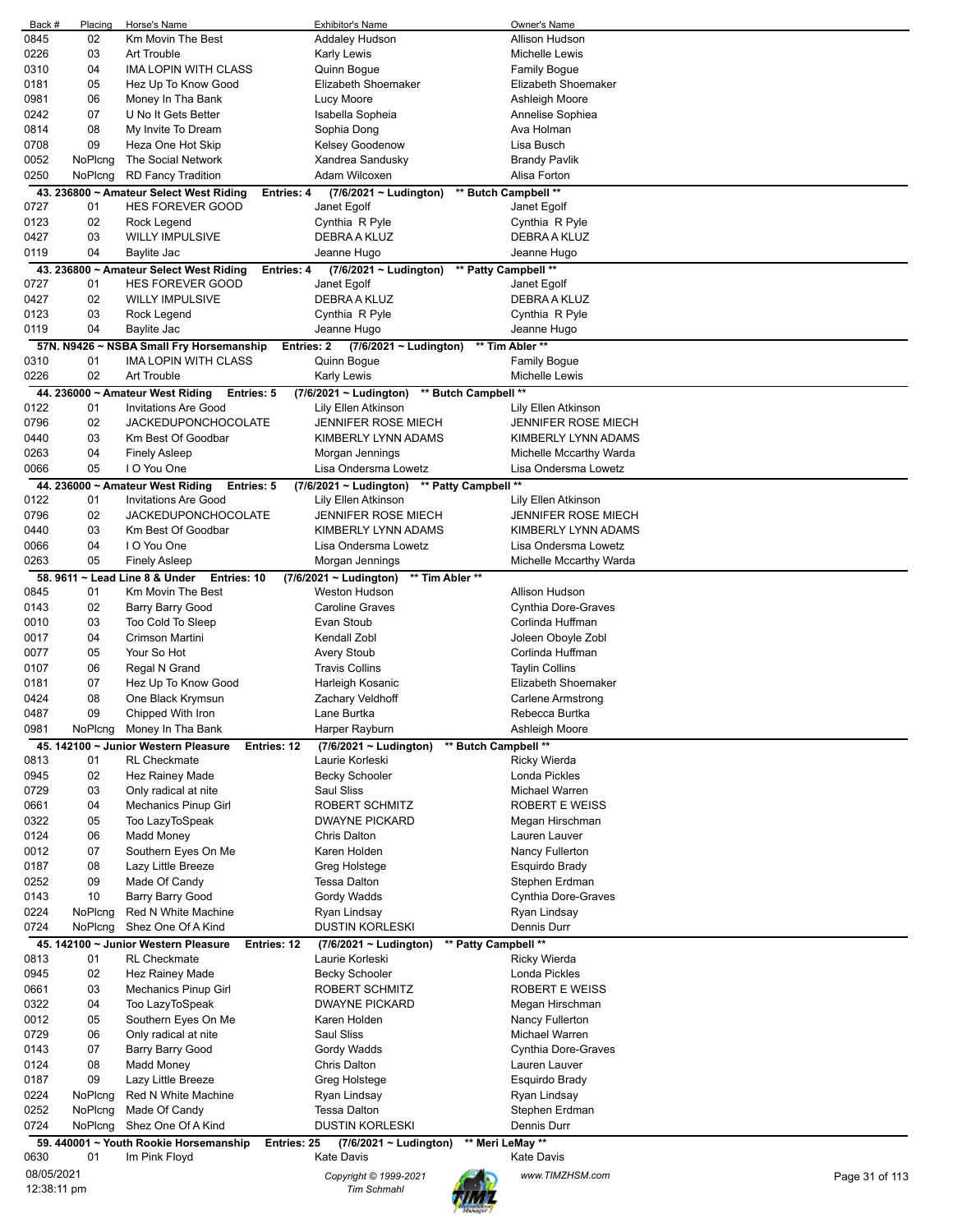| Back # | Placing | Horse's Name | Exhibitor's Name | Owner's Name |
|---|---|---|---|---|
| 0845 | 02 | Km Movin The Best | Addaley Hudson | Allison Hudson |
| 0226 | 03 | Art Trouble | Karly Lewis | Michelle Lewis |
| 0310 | 04 | IMA LOPIN WITH CLASS | Quinn Bogue | Family Bogue |
| 0181 | 05 | Hez Up To Know Good | Elizabeth Shoemaker | Elizabeth Shoemaker |
| 0981 | 06 | Money In Tha Bank | Lucy Moore | Ashleigh Moore |
| 0242 | 07 | U No It Gets Better | Isabella Sopheia | Annelise Sophiea |
| 0814 | 08 | My Invite To Dream | Sophia Dong | Ava Holman |
| 0708 | 09 | Heza One Hot Skip | Kelsey Goodenow | Lisa Busch |
| 0052 | NoPlcng | The Social Network | Xandrea Sandusky | Brandy Pavlik |
| 0250 | NoPlcng | RD Fancy Tradition | Adam Wilcoxen | Alisa Forton |

**43. 236800 ~ Amateur Select West Riding Entries: 4 (7/6/2021 ~ Ludington) \*\* Butch Campbell \*\***

| Back # | Placing | Horse's Name | Exhibitor's Name | Owner's Name |
|---|---|---|---|---|
| 0727 | 01 | HES FOREVER GOOD | Janet Egolf | Janet Egolf |
| 0123 | 02 | Rock Legend | Cynthia R Pyle | Cynthia R Pyle |
| 0427 | 03 | WILLY IMPULSIVE | DEBRA A KLUZ | DEBRA A KLUZ |
| 0119 | 04 | Baylite Jac | Jeanne Hugo | Jeanne Hugo |

**43. 236800 ~ Amateur Select West Riding Entries: 4 (7/6/2021 ~ Ludington) \*\* Patty Campbell \*\***

| Back # | Placing | Horse's Name | Exhibitor's Name | Owner's Name |
|---|---|---|---|---|
| 0727 | 01 | HES FOREVER GOOD | Janet Egolf | Janet Egolf |
| 0427 | 02 | WILLY IMPULSIVE | DEBRA A KLUZ | DEBRA A KLUZ |
| 0123 | 03 | Rock Legend | Cynthia R Pyle | Cynthia R Pyle |
| 0119 | 04 | Baylite Jac | Jeanne Hugo | Jeanne Hugo |

**57N. N9426 ~ NSBA Small Fry Horsemanship Entries: 2 (7/6/2021 ~ Ludington) \*\* Tim Abler \*\***

| Back # | Placing | Horse's Name | Exhibitor's Name | Owner's Name |
|---|---|---|---|---|
| 0310 | 01 | IMA LOPIN WITH CLASS | Quinn Bogue | Family Bogue |
| 0226 | 02 | Art Trouble | Karly Lewis | Michelle Lewis |

**44. 236000 ~ Amateur West Riding Entries: 5 (7/6/2021 ~ Ludington) \*\* Butch Campbell \*\***

| Back # | Placing | Horse's Name | Exhibitor's Name | Owner's Name |
|---|---|---|---|---|
| 0122 | 01 | Invitations Are Good | Lily Ellen Atkinson | Lily Ellen Atkinson |
| 0796 | 02 | JACKEDUPONCHOCOLATE | JENNIFER ROSE MIECH | JENNIFER ROSE MIECH |
| 0440 | 03 | Km Best Of Goodbar | KIMBERLY LYNN ADAMS | KIMBERLY LYNN ADAMS |
| 0263 | 04 | Finely Asleep | Morgan Jennings | Michelle Mccarthy Warda |
| 0066 | 05 | I O You One | Lisa Ondersma Lowetz | Lisa Ondersma Lowetz |

**44. 236000 ~ Amateur West Riding Entries: 5 (7/6/2021 ~ Ludington) \*\* Patty Campbell \*\***

| Back # | Placing | Horse's Name | Exhibitor's Name | Owner's Name |
|---|---|---|---|---|
| 0122 | 01 | Invitations Are Good | Lily Ellen Atkinson | Lily Ellen Atkinson |
| 0796 | 02 | JACKEDUPONCHOCOLATE | JENNIFER ROSE MIECH | JENNIFER ROSE MIECH |
| 0440 | 03 | Km Best Of Goodbar | KIMBERLY LYNN ADAMS | KIMBERLY LYNN ADAMS |
| 0066 | 04 | I O You One | Lisa Ondersma Lowetz | Lisa Ondersma Lowetz |
| 0263 | 05 | Finely Asleep | Morgan Jennings | Michelle Mccarthy Warda |

**58. 9611 ~ Lead Line 8 & Under Entries: 10 (7/6/2021 ~ Ludington) \*\* Tim Abler \*\***

| Back # | Placing | Horse's Name | Exhibitor's Name | Owner's Name |
|---|---|---|---|---|
| 0845 | 01 | Km Movin The Best | Weston Hudson | Allison Hudson |
| 0143 | 02 | Barry Barry Good | Caroline Graves | Cynthia Dore-Graves |
| 0010 | 03 | Too Cold To Sleep | Evan Stoub | Corlinda Huffman |
| 0017 | 04 | Crimson Martini | Kendall Zobl | Joleen Oboyle Zobl |
| 0077 | 05 | Your So Hot | Avery Stoub | Corlinda Huffman |
| 0107 | 06 | Regal N Grand | Travis Collins | Taylin Collins |
| 0181 | 07 | Hez Up To Know Good | Harleigh Kosanic | Elizabeth Shoemaker |
| 0424 | 08 | One Black Krymsun | Zachary Veldhoff | Carlene Armstrong |
| 0487 | 09 | Chipped With Iron | Lane Burtka | Rebecca Burtka |
| 0981 | NoPlcng | Money In Tha Bank | Harper Rayburn | Ashleigh Moore |

**45. 142100 ~ Junior Western Pleasure Entries: 12 (7/6/2021 ~ Ludington) \*\* Butch Campbell \*\***

| Back # | Placing | Horse's Name | Exhibitor's Name | Owner's Name |
|---|---|---|---|---|
| 0813 | 01 | RL Checkmate | Laurie Korleski | Ricky Wierda |
| 0945 | 02 | Hez Rainey Made | Becky Schooler | Londa Pickles |
| 0729 | 03 | Only radical at nite | Saul Sliss | Michael Warren |
| 0661 | 04 | Mechanics Pinup Girl | ROBERT SCHMITZ | ROBERT E WEISS |
| 0322 | 05 | Too LazyToSpeak | DWAYNE PICKARD | Megan Hirschman |
| 0124 | 06 | Madd Money | Chris Dalton | Lauren Lauver |
| 0012 | 07 | Southern Eyes On Me | Karen Holden | Nancy Fullerton |
| 0187 | 08 | Lazy Little Breeze | Greg Holstege | Esquirdo Brady |
| 0252 | 09 | Made Of Candy | Tessa Dalton | Stephen Erdman |
| 0143 | 10 | Barry Barry Good | Gordy Wadds | Cynthia Dore-Graves |
| 0224 | NoPlcng | Red N White Machine | Ryan Lindsay | Ryan Lindsay |
| 0724 | NoPlcng | Shez One Of A Kind | DUSTIN KORLESKI | Dennis Durr |

**45. 142100 ~ Junior Western Pleasure Entries: 12 (7/6/2021 ~ Ludington) \*\* Patty Campbell \*\***

| Back # | Placing | Horse's Name | Exhibitor's Name | Owner's Name |
|---|---|---|---|---|
| 0813 | 01 | RL Checkmate | Laurie Korleski | Ricky Wierda |
| 0945 | 02 | Hez Rainey Made | Becky Schooler | Londa Pickles |
| 0661 | 03 | Mechanics Pinup Girl | ROBERT SCHMITZ | ROBERT E WEISS |
| 0322 | 04 | Too LazyToSpeak | DWAYNE PICKARD | Megan Hirschman |
| 0012 | 05 | Southern Eyes On Me | Karen Holden | Nancy Fullerton |
| 0729 | 06 | Only radical at nite | Saul Sliss | Michael Warren |
| 0143 | 07 | Barry Barry Good | Gordy Wadds | Cynthia Dore-Graves |
| 0124 | 08 | Madd Money | Chris Dalton | Lauren Lauver |
| 0187 | 09 | Lazy Little Breeze | Greg Holstege | Esquirdo Brady |
| 0224 | NoPlcng | Red N White Machine | Ryan Lindsay | Ryan Lindsay |
| 0252 | NoPlcng | Made Of Candy | Tessa Dalton | Stephen Erdman |
| 0724 | NoPlcng | Shez One Of A Kind | DUSTIN KORLESKI | Dennis Durr |

**59. 440001 ~ Youth Rookie Horsemanship Entries: 25 (7/6/2021 ~ Ludington) \*\* Meri LeMay \*\***

| Back # | Placing | Horse's Name | Exhibitor's Name | Owner's Name |
|---|---|---|---|---|
| 0630 | 01 | Im Pink Floyd | Kate Davis | Kate Davis |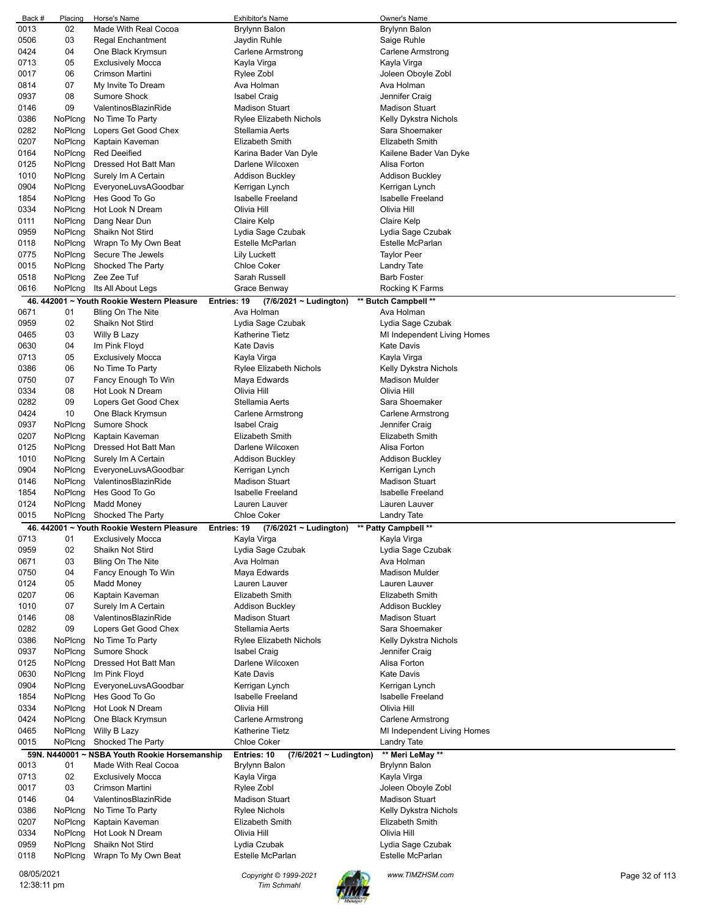| Back # | Placing | Horse's Name | Exhibitor's Name | Owner's Name |
|---|---|---|---|---|
| 0013 | 02 | Made With Real Cocoa | Brylynn Balon | Brylynn Balon |
| 0506 | 03 | Regal Enchantment | Jaydin Ruhle | Saige Ruhle |
| 0424 | 04 | One Black Krymsun | Carlene Armstrong | Carlene Armstrong |
| 0713 | 05 | Exclusively Mocca | Kayla Virga | Kayla Virga |
| 0017 | 06 | Crimson Martini | Rylee Zobl | Joleen Oboyle Zobl |
| 0814 | 07 | My Invite To Dream | Ava Holman | Ava Holman |
| 0937 | 08 | Sumore Shock | Isabel Craig | Jennifer Craig |
| 0146 | 09 | ValentinosBlazinRide | Madison Stuart | Madison Stuart |
| 0386 | NoPlcng | No Time To Party | Rylee Elizabeth Nichols | Kelly Dykstra Nichols |
| 0282 | NoPlcng | Lopers Get Good Chex | Stellamia Aerts | Sara Shoemaker |
| 0207 | NoPlcng | Kaptain Kaveman | Elizabeth Smith | Elizabeth Smith |
| 0164 | NoPlcng | Red Deeified | Karina Bader Van Dyle | Kailene Bader Van Dyke |
| 0125 | NoPlcng | Dressed Hot Batt Man | Darlene Wilcoxen | Alisa Forton |
| 1010 | NoPlcng | Surely Im A Certain | Addison Buckley | Addison Buckley |
| 0904 | NoPlcng | EveryoneLuvsAGoodbar | Kerrigan Lynch | Kerrigan Lynch |
| 1854 | NoPlcng | Hes Good To Go | Isabelle Freeland | Isabelle Freeland |
| 0334 | NoPlcng | Hot Look N Dream | Olivia Hill | Olivia Hill |
| 0111 | NoPlcng | Dang Near Dun | Claire Kelp | Claire Kelp |
| 0959 | NoPlcng | Shaikn Not Stird | Lydia Sage Czubak | Lydia Sage Czubak |
| 0118 | NoPlcng | Wrapn To My Own Beat | Estelle McParlan | Estelle McParlan |
| 0775 | NoPlcng | Secure The Jewels | Lily Luckett | Taylor Peer |
| 0015 | NoPlcng | Shocked The Party | Chloe Coker | Landry Tate |
| 0518 | NoPlcng | Zee Zee Tuf | Sarah Russell | Barb Foster |
| 0616 | NoPlcng | Its All About Legs | Grace Benway | Rocking K Farms |

**46. 442001 ~ Youth Rookie Western Pleasure — Entries: 19 — (7/6/2021 ~ Ludington) — \*\* Butch Campbell \*\***

| Back # | Placing | Horse's Name | Exhibitor's Name | Owner's Name |
|---|---|---|---|---|
| 0671 | 01 | Bling On The Nite | Ava Holman | Ava Holman |
| 0959 | 02 | Shaikn Not Stird | Lydia Sage Czubak | Lydia Sage Czubak |
| 0465 | 03 | Willy B Lazy | Katherine Tietz | MI Independent Living Homes |
| 0630 | 04 | Im Pink Floyd | Kate Davis | Kate Davis |
| 0713 | 05 | Exclusively Mocca | Kayla Virga | Kayla Virga |
| 0386 | 06 | No Time To Party | Rylee Elizabeth Nichols | Kelly Dykstra Nichols |
| 0750 | 07 | Fancy Enough To Win | Maya Edwards | Madison Mulder |
| 0334 | 08 | Hot Look N Dream | Olivia Hill | Olivia Hill |
| 0282 | 09 | Lopers Get Good Chex | Stellamia Aerts | Sara Shoemaker |
| 0424 | 10 | One Black Krymsun | Carlene Armstrong | Carlene Armstrong |
| 0937 | NoPlcng | Sumore Shock | Isabel Craig | Jennifer Craig |
| 0207 | NoPlcng | Kaptain Kaveman | Elizabeth Smith | Elizabeth Smith |
| 0125 | NoPlcng | Dressed Hot Batt Man | Darlene Wilcoxen | Alisa Forton |
| 1010 | NoPlcng | Surely Im A Certain | Addison Buckley | Addison Buckley |
| 0904 | NoPlcng | EveryoneLuvsAGoodbar | Kerrigan Lynch | Kerrigan Lynch |
| 0146 | NoPlcng | ValentinosBlazinRide | Madison Stuart | Madison Stuart |
| 1854 | NoPlcng | Hes Good To Go | Isabelle Freeland | Isabelle Freeland |
| 0124 | NoPlcng | Madd Money | Lauren Lauver | Lauren Lauver |
| 0015 | NoPlcng | Shocked The Party | Chloe Coker | Landry Tate |

**46. 442001 ~ Youth Rookie Western Pleasure — Entries: 19 — (7/6/2021 ~ Ludington) — \*\* Patty Campbell \*\***

| Back # | Placing | Horse's Name | Exhibitor's Name | Owner's Name |
|---|---|---|---|---|
| 0713 | 01 | Exclusively Mocca | Kayla Virga | Kayla Virga |
| 0959 | 02 | Shaikn Not Stird | Lydia Sage Czubak | Lydia Sage Czubak |
| 0671 | 03 | Bling On The Nite | Ava Holman | Ava Holman |
| 0750 | 04 | Fancy Enough To Win | Maya Edwards | Madison Mulder |
| 0124 | 05 | Madd Money | Lauren Lauver | Lauren Lauver |
| 0207 | 06 | Kaptain Kaveman | Elizabeth Smith | Elizabeth Smith |
| 1010 | 07 | Surely Im A Certain | Addison Buckley | Addison Buckley |
| 0146 | 08 | ValentinosBlazinRide | Madison Stuart | Madison Stuart |
| 0282 | 09 | Lopers Get Good Chex | Stellamia Aerts | Sara Shoemaker |
| 0386 | NoPlcng | No Time To Party | Rylee Elizabeth Nichols | Kelly Dykstra Nichols |
| 0937 | NoPlcng | Sumore Shock | Isabel Craig | Jennifer Craig |
| 0125 | NoPlcng | Dressed Hot Batt Man | Darlene Wilcoxen | Alisa Forton |
| 0630 | NoPlcng | Im Pink Floyd | Kate Davis | Kate Davis |
| 0904 | NoPlcng | EveryoneLuvsAGoodbar | Kerrigan Lynch | Kerrigan Lynch |
| 1854 | NoPlcng | Hes Good To Go | Isabelle Freeland | Isabelle Freeland |
| 0334 | NoPlcng | Hot Look N Dream | Olivia Hill | Olivia Hill |
| 0424 | NoPlcng | One Black Krymsun | Carlene Armstrong | Carlene Armstrong |
| 0465 | NoPlcng | Willy B Lazy | Katherine Tietz | MI Independent Living Homes |
| 0015 | NoPlcng | Shocked The Party | Chloe Coker | Landry Tate |

**59N. N440001 ~ NSBA Youth Rookie Horsemanship — Entries: 10 — (7/6/2021 ~ Ludington) — \*\* Meri LeMay \*\***

| Back # | Placing | Horse's Name | Exhibitor's Name | Owner's Name |
|---|---|---|---|---|
| 0013 | 01 | Made With Real Cocoa | Brylynn Balon | Brylynn Balon |
| 0713 | 02 | Exclusively Mocca | Kayla Virga | Kayla Virga |
| 0017 | 03 | Crimson Martini | Rylee Zobl | Joleen Oboyle Zobl |
| 0146 | 04 | ValentinosBlazinRide | Madison Stuart | Madison Stuart |
| 0386 | NoPlcng | No Time To Party | Rylee Nichols | Kelly Dykstra Nichols |
| 0207 | NoPlcng | Kaptain Kaveman | Elizabeth Smith | Elizabeth Smith |
| 0334 | NoPlcng | Hot Look N Dream | Olivia Hill | Olivia Hill |
| 0959 | NoPlcng | Shaikn Not Stird | Lydia Czubak | Lydia Sage Czubak |
| 0118 | NoPlcng | Wrapn To My Own Beat | Estelle McParlan | Estelle McParlan |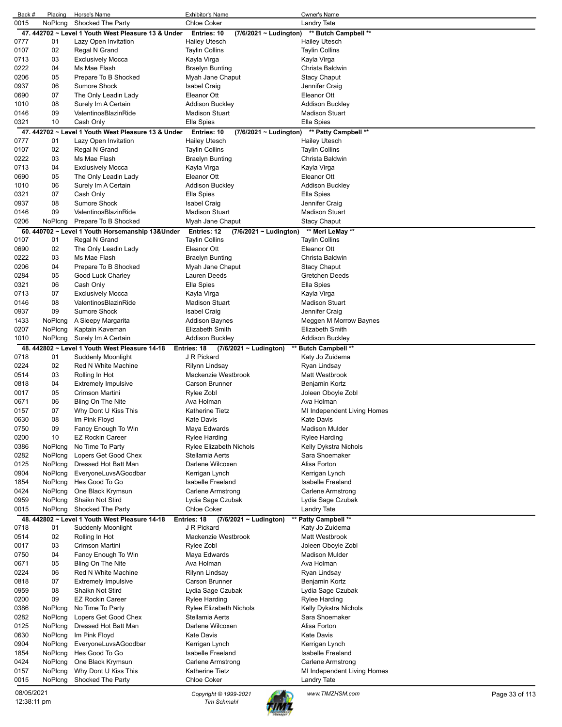| Back # | Placing | Horse's Name | Exhibitor's Name | Owner's Name |
|---|---|---|---|---|
| 0015 | NoPlcng | Shocked The Party | Chloe Coker | Landry Tate |

**47. 442702 ~ Level 1 Youth West Pleasure 13 & Under — Entries: 10 — (7/6/2021 ~ Ludington) — \*\* Butch Campbell \*\***

| Back # | Placing | Horse's Name | Exhibitor's Name | Owner's Name |
|---|---|---|---|---|
| 0777 | 01 | Lazy Open Invitation | Hailey Utesch | Hailey Utesch |
| 0107 | 02 | Regal N Grand | Taylin Collins | Taylin Collins |
| 0713 | 03 | Exclusively Mocca | Kayla Virga | Kayla Virga |
| 0222 | 04 | Ms Mae Flash | Braelyn Bunting | Christa Baldwin |
| 0206 | 05 | Prepare To B Shocked | Myah Jane Chaput | Stacy Chaput |
| 0937 | 06 | Sumore Shock | Isabel Craig | Jennifer Craig |
| 0690 | 07 | The Only Leadin Lady | Eleanor Ott | Eleanor Ott |
| 1010 | 08 | Surely Im A Certain | Addison Buckley | Addison Buckley |
| 0146 | 09 | ValentinosBlazinRide | Madison Stuart | Madison Stuart |
| 0321 | 10 | Cash Only | Ella Spies | Ella Spies |

**47. 442702 ~ Level 1 Youth West Pleasure 13 & Under — Entries: 10 — (7/6/2021 ~ Ludington) — \*\* Patty Campbell \*\***

| Back # | Placing | Horse's Name | Exhibitor's Name | Owner's Name |
|---|---|---|---|---|
| 0777 | 01 | Lazy Open Invitation | Hailey Utesch | Hailey Utesch |
| 0107 | 02 | Regal N Grand | Taylin Collins | Taylin Collins |
| 0222 | 03 | Ms Mae Flash | Braelyn Bunting | Christa Baldwin |
| 0713 | 04 | Exclusively Mocca | Kayla Virga | Kayla Virga |
| 0690 | 05 | The Only Leadin Lady | Eleanor Ott | Eleanor Ott |
| 1010 | 06 | Surely Im A Certain | Addison Buckley | Addison Buckley |
| 0321 | 07 | Cash Only | Ella Spies | Ella Spies |
| 0937 | 08 | Sumore Shock | Isabel Craig | Jennifer Craig |
| 0146 | 09 | ValentinosBlazinRide | Madison Stuart | Madison Stuart |
| 0206 | NoPlcng | Prepare To B Shocked | Myah Jane Chaput | Stacy Chaput |

**60. 440702 ~ Level 1 Youth Horsemanship 13&Under — Entries: 12 — (7/6/2021 ~ Ludington) — \*\* Meri LeMay \*\***

| Back # | Placing | Horse's Name | Exhibitor's Name | Owner's Name |
|---|---|---|---|---|
| 0107 | 01 | Regal N Grand | Taylin Collins | Taylin Collins |
| 0690 | 02 | The Only Leadin Lady | Eleanor Ott | Eleanor Ott |
| 0222 | 03 | Ms Mae Flash | Braelyn Bunting | Christa Baldwin |
| 0206 | 04 | Prepare To B Shocked | Myah Jane Chaput | Stacy Chaput |
| 0284 | 05 | Good Luck Charley | Lauren Deeds | Gretchen Deeds |
| 0321 | 06 | Cash Only | Ella Spies | Ella Spies |
| 0713 | 07 | Exclusively Mocca | Kayla Virga | Kayla Virga |
| 0146 | 08 | ValentinosBlazinRide | Madison Stuart | Madison Stuart |
| 0937 | 09 | Sumore Shock | Isabel Craig | Jennifer Craig |
| 1433 | NoPlcng | A Sleepy Margarita | Addison Baynes | Meggen M Morrow Baynes |
| 0207 | NoPlcng | Kaptain Kaveman | Elizabeth Smith | Elizabeth Smith |
| 1010 | NoPlcng | Surely Im A Certain | Addison Buckley | Addison Buckley |

**48. 442802 ~ Level 1 Youth West Pleasure 14-18 — Entries: 18 — (7/6/2021 ~ Ludington) — \*\* Butch Campbell \*\***

| Back # | Placing | Horse's Name | Exhibitor's Name | Owner's Name |
|---|---|---|---|---|
| 0718 | 01 | Suddenly Moonlight | J R Pickard | Katy Jo Zuidema |
| 0224 | 02 | Red N White Machine | Rilynn Lindsay | Ryan Lindsay |
| 0514 | 03 | Rolling In Hot | Mackenzie Westbrook | Matt Westbrook |
| 0818 | 04 | Extremely Impulsive | Carson Brunner | Benjamin Kortz |
| 0017 | 05 | Crimson Martini | Rylee Zobl | Joleen Oboyle Zobl |
| 0671 | 06 | Bling On The Nite | Ava Holman | Ava Holman |
| 0157 | 07 | Why Dont U Kiss This | Katherine Tietz | MI Independent Living Homes |
| 0630 | 08 | Im Pink Floyd | Kate Davis | Kate Davis |
| 0750 | 09 | Fancy Enough To Win | Maya Edwards | Madison Mulder |
| 0200 | 10 | EZ Rockin Career | Rylee Harding | Rylee Harding |
| 0386 | NoPlcng | No Time To Party | Rylee Elizabeth Nichols | Kelly Dykstra Nichols |
| 0282 | NoPlcng | Lopers Get Good Chex | Stellamia Aerts | Sara Shoemaker |
| 0125 | NoPlcng | Dressed Hot Batt Man | Darlene Wilcoxen | Alisa Forton |
| 0904 | NoPlcng | EveryoneLuvsAGoodbar | Kerrigan Lynch | Kerrigan Lynch |
| 1854 | NoPlcng | Hes Good To Go | Isabelle Freeland | Isabelle Freeland |
| 0424 | NoPlcng | One Black Krymsun | Carlene Armstrong | Carlene Armstrong |
| 0959 | NoPlcng | Shaikn Not Stird | Lydia Sage Czubak | Lydia Sage Czubak |
| 0015 | NoPlcng | Shocked The Party | Chloe Coker | Landry Tate |

**48. 442802 ~ Level 1 Youth West Pleasure 14-18 — Entries: 18 — (7/6/2021 ~ Ludington) — \*\* Patty Campbell \*\***

| Back # | Placing | Horse's Name | Exhibitor's Name | Owner's Name |
|---|---|---|---|---|
| 0718 | 01 | Suddenly Moonlight | J R Pickard | Katy Jo Zuidema |
| 0514 | 02 | Rolling In Hot | Mackenzie Westbrook | Matt Westbrook |
| 0017 | 03 | Crimson Martini | Rylee Zobl | Joleen Oboyle Zobl |
| 0750 | 04 | Fancy Enough To Win | Maya Edwards | Madison Mulder |
| 0671 | 05 | Bling On The Nite | Ava Holman | Ava Holman |
| 0224 | 06 | Red N White Machine | Rilynn Lindsay | Ryan Lindsay |
| 0818 | 07 | Extremely Impulsive | Carson Brunner | Benjamin Kortz |
| 0959 | 08 | Shaikn Not Stird | Lydia Sage Czubak | Lydia Sage Czubak |
| 0200 | 09 | EZ Rockin Career | Rylee Harding | Rylee Harding |
| 0386 | NoPlcng | No Time To Party | Rylee Elizabeth Nichols | Kelly Dykstra Nichols |
| 0282 | NoPlcng | Lopers Get Good Chex | Stellamia Aerts | Sara Shoemaker |
| 0125 | NoPlcng | Dressed Hot Batt Man | Darlene Wilcoxen | Alisa Forton |
| 0630 | NoPlcng | Im Pink Floyd | Kate Davis | Kate Davis |
| 0904 | NoPlcng | EveryoneLuvsAGoodbar | Kerrigan Lynch | Kerrigan Lynch |
| 1854 | NoPlcng | Hes Good To Go | Isabelle Freeland | Isabelle Freeland |
| 0424 | NoPlcng | One Black Krymsun | Carlene Armstrong | Carlene Armstrong |
| 0157 | NoPlcng | Why Dont U Kiss This | Katherine Tietz | MI Independent Living Homes |
| 0015 | NoPlcng | Shocked The Party | Chloe Coker | Landry Tate |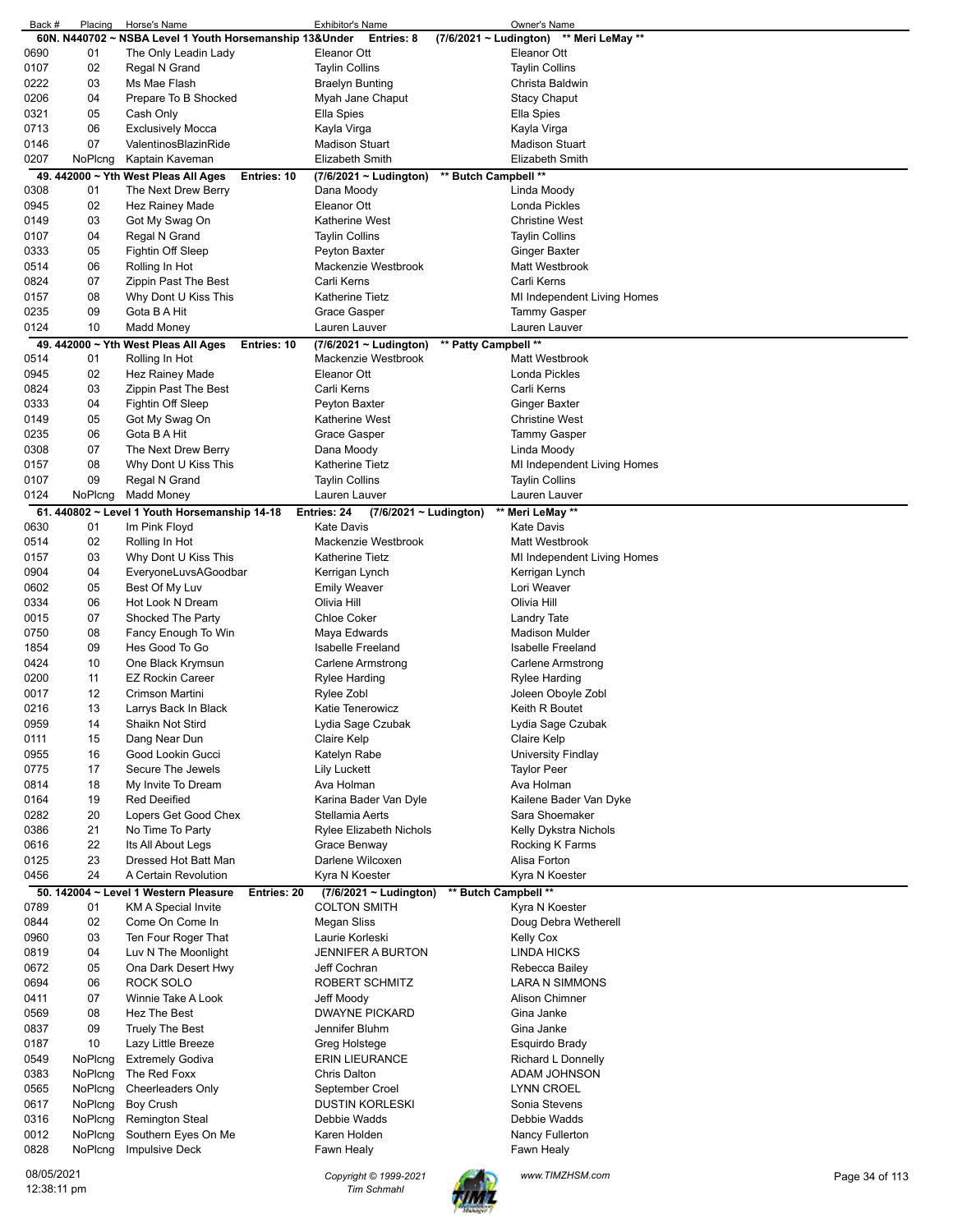| Back # | Placing | Horse's Name | Exhibitor's Name | Owner's Name |
|---|---|---|---|---|
| **60N. N440702 ~ NSBA Level 1 Youth Horsemanship 13&Under Entries: 8 (7/6/2021 ~ Ludington) ** Meri LeMay **** | | | | |
| 0690 | 01 | The Only Leadin Lady | Eleanor Ott | Eleanor Ott |
| 0107 | 02 | Regal N Grand | Taylin Collins | Taylin Collins |
| 0222 | 03 | Ms Mae Flash | Braelyn Bunting | Christa Baldwin |
| 0206 | 04 | Prepare To B Shocked | Myah Jane Chaput | Stacy Chaput |
| 0321 | 05 | Cash Only | Ella Spies | Ella Spies |
| 0713 | 06 | Exclusively Mocca | Kayla Virga | Kayla Virga |
| 0146 | 07 | ValentinosBlazinRide | Madison Stuart | Madison Stuart |
| 0207 | NoPlcng | Kaptain Kaveman | Elizabeth Smith | Elizabeth Smith |
| **49. 442000 ~ Yth West Pleas All Ages Entries: 10 (7/6/2021 ~ Ludington) ** Butch Campbell **** | | | | |
| 0308 | 01 | The Next Drew Berry | Dana Moody | Linda Moody |
| 0945 | 02 | Hez Rainey Made | Eleanor Ott | Londa Pickles |
| 0149 | 03 | Got My Swag On | Katherine West | Christine West |
| 0107 | 04 | Regal N Grand | Taylin Collins | Taylin Collins |
| 0333 | 05 | Fightin Off Sleep | Peyton Baxter | Ginger Baxter |
| 0514 | 06 | Rolling In Hot | Mackenzie Westbrook | Matt Westbrook |
| 0824 | 07 | Zippin Past The Best | Carli Kerns | Carli Kerns |
| 0157 | 08 | Why Dont U Kiss This | Katherine Tietz | MI Independent Living Homes |
| 0235 | 09 | Gota B A Hit | Grace Gasper | Tammy Gasper |
| 0124 | 10 | Madd Money | Lauren Lauver | Lauren Lauver |
| **49. 442000 ~ Yth West Pleas All Ages Entries: 10 (7/6/2021 ~ Ludington) ** Patty Campbell **** | | | | |
| 0514 | 01 | Rolling In Hot | Mackenzie Westbrook | Matt Westbrook |
| 0945 | 02 | Hez Rainey Made | Eleanor Ott | Londa Pickles |
| 0824 | 03 | Zippin Past The Best | Carli Kerns | Carli Kerns |
| 0333 | 04 | Fightin Off Sleep | Peyton Baxter | Ginger Baxter |
| 0149 | 05 | Got My Swag On | Katherine West | Christine West |
| 0235 | 06 | Gota B A Hit | Grace Gasper | Tammy Gasper |
| 0308 | 07 | The Next Drew Berry | Dana Moody | Linda Moody |
| 0157 | 08 | Why Dont U Kiss This | Katherine Tietz | MI Independent Living Homes |
| 0107 | 09 | Regal N Grand | Taylin Collins | Taylin Collins |
| 0124 | NoPlcng | Madd Money | Lauren Lauver | Lauren Lauver |
| **61. 440802 ~ Level 1 Youth Horsemanship 14-18 Entries: 24 (7/6/2021 ~ Ludington) ** Meri LeMay **** | | | | |
| 0630 | 01 | Im Pink Floyd | Kate Davis | Kate Davis |
| 0514 | 02 | Rolling In Hot | Mackenzie Westbrook | Matt Westbrook |
| 0157 | 03 | Why Dont U Kiss This | Katherine Tietz | MI Independent Living Homes |
| 0904 | 04 | EveryoneLuvsAGoodbar | Kerrigan Lynch | Kerrigan Lynch |
| 0602 | 05 | Best Of My Luv | Emily Weaver | Lori Weaver |
| 0334 | 06 | Hot Look N Dream | Olivia Hill | Olivia Hill |
| 0015 | 07 | Shocked The Party | Chloe Coker | Landry Tate |
| 0750 | 08 | Fancy Enough To Win | Maya Edwards | Madison Mulder |
| 1854 | 09 | Hes Good To Go | Isabelle Freeland | Isabelle Freeland |
| 0424 | 10 | One Black Krymsun | Carlene Armstrong | Carlene Armstrong |
| 0200 | 11 | EZ Rockin Career | Rylee Harding | Rylee Harding |
| 0017 | 12 | Crimson Martini | Rylee Zobl | Joleen Oboyle Zobl |
| 0216 | 13 | Larrys Back In Black | Katie Tenerowicz | Keith R Boutet |
| 0959 | 14 | Shaikn Not Stird | Lydia Sage Czubak | Lydia Sage Czubak |
| 0111 | 15 | Dang Near Dun | Claire Kelp | Claire Kelp |
| 0955 | 16 | Good Lookin Gucci | Katelyn Rabe | University Findlay |
| 0775 | 17 | Secure The Jewels | Lily Luckett | Taylor Peer |
| 0814 | 18 | My Invite To Dream | Ava Holman | Ava Holman |
| 0164 | 19 | Red Deeified | Karina Bader Van Dyle | Kailene Bader Van Dyke |
| 0282 | 20 | Lopers Get Good Chex | Stellamia Aerts | Sara Shoemaker |
| 0386 | 21 | No Time To Party | Rylee Elizabeth Nichols | Kelly Dykstra Nichols |
| 0616 | 22 | Its All About Legs | Grace Benway | Rocking K Farms |
| 0125 | 23 | Dressed Hot Batt Man | Darlene Wilcoxen | Alisa Forton |
| 0456 | 24 | A Certain Revolution | Kyra N Koester | Kyra N Koester |
| **50. 142004 ~ Level 1 Western Pleasure Entries: 20 (7/6/2021 ~ Ludington) ** Butch Campbell **** | | | | |
| 0789 | 01 | KM A Special Invite | COLTON SMITH | Kyra N Koester |
| 0844 | 02 | Come On Come In | Megan Sliss | Doug Debra Wetherell |
| 0960 | 03 | Ten Four Roger That | Laurie Korleski | Kelly Cox |
| 0819 | 04 | Luv N The Moonlight | JENNIFER A BURTON | LINDA HICKS |
| 0672 | 05 | Ona Dark Desert Hwy | Jeff Cochran | Rebecca Bailey |
| 0694 | 06 | ROCK SOLO | ROBERT SCHMITZ | LARA N SIMMONS |
| 0411 | 07 | Winnie Take A Look | Jeff Moody | Alison Chimner |
| 0569 | 08 | Hez The Best | DWAYNE PICKARD | Gina Janke |
| 0837 | 09 | Truely The Best | Jennifer Bluhm | Gina Janke |
| 0187 | 10 | Lazy Little Breeze | Greg Holstege | Esquirdo Brady |
| 0549 | NoPlcng | Extremely Godiva | ERIN LIEURANCE | Richard L Donnelly |
| 0383 | NoPlcng | The Red Foxx | Chris Dalton | ADAM JOHNSON |
| 0565 | NoPlcng | Cheerleaders Only | September Croel | LYNN CROEL |
| 0617 | NoPlcng | Boy Crush | DUSTIN KORLESKI | Sonia Stevens |
| 0316 | NoPlcng | Remington Steal | Debbie Wadds | Debbie Wadds |
| 0012 | NoPlcng | Southern Eyes On Me | Karen Holden | Nancy Fullerton |
| 0828 | NoPlcng | Impulsive Deck | Fawn Healy | Fawn Healy |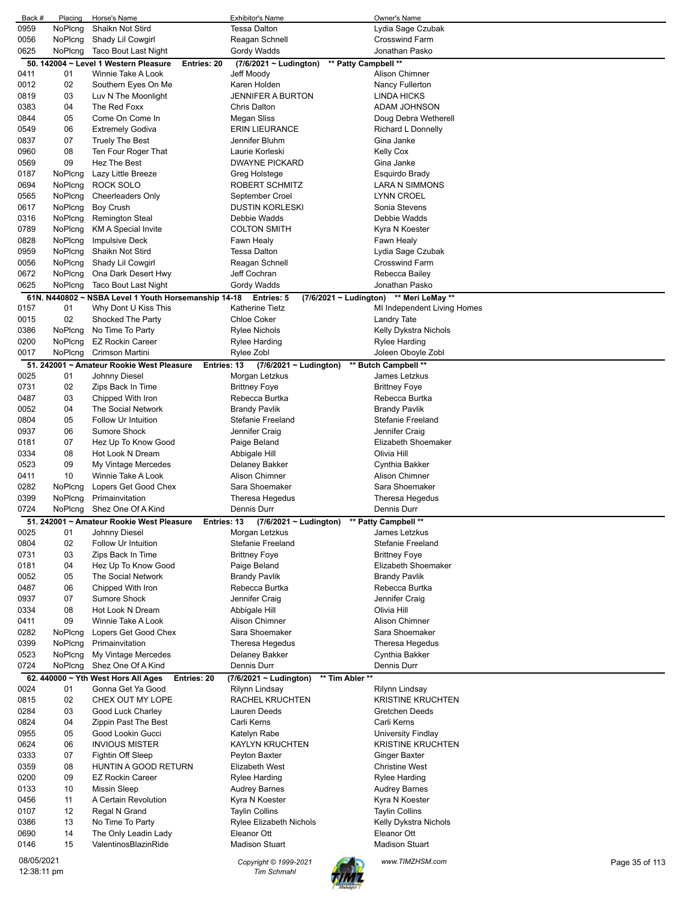| Back # | Placing | Horse's Name | Exhibitor's Name | Owner's Name |
|---|---|---|---|---|
| 0959 | NoPlcng | Shaikn Not Stird | Tessa Dalton | Lydia Sage Czubak |
| 0056 | NoPlcng | Shady Lil Cowgirl | Reagan Schnell | Crosswind Farm |
| 0625 | NoPlcng | Taco Bout Last Night | Gordy Wadds | Jonathan Pasko |

**50. 142004 ~ Level 1 Western Pleasure Entries: 20 (7/6/2021 ~ Ludington) ** Patty Campbell ****

| Back # | Placing | Horse's Name | Exhibitor's Name | Owner's Name |
|---|---|---|---|---|
| 0411 | 01 | Winnie Take A Look | Jeff Moody | Alison Chimner |
| 0012 | 02 | Southern Eyes On Me | Karen Holden | Nancy Fullerton |
| 0819 | 03 | Luv N The Moonlight | JENNIFER A BURTON | LINDA HICKS |
| 0383 | 04 | The Red Foxx | Chris Dalton | ADAM JOHNSON |
| 0844 | 05 | Come On Come In | Megan Sliss | Doug Debra Wetherell |
| 0549 | 06 | Extremely Godiva | ERIN LIEURANCE | Richard L Donnelly |
| 0837 | 07 | Truely The Best | Jennifer Bluhm | Gina Janke |
| 0960 | 08 | Ten Four Roger That | Laurie Korleski | Kelly Cox |
| 0569 | 09 | Hez The Best | DWAYNE PICKARD | Gina Janke |
| 0187 | NoPlcng | Lazy Little Breeze | Greg Holstege | Esquirdo Brady |
| 0694 | NoPlcng | ROCK SOLO | ROBERT SCHMITZ | LARA N SIMMONS |
| 0565 | NoPlcng | Cheerleaders Only | September Croel | LYNN CROEL |
| 0617 | NoPlcng | Boy Crush | DUSTIN KORLESKI | Sonia Stevens |
| 0316 | NoPlcng | Remington Steal | Debbie Wadds | Debbie Wadds |
| 0789 | NoPlcng | KM A Special Invite | COLTON SMITH | Kyra N Koester |
| 0828 | NoPlcng | Impulsive Deck | Fawn Healy | Fawn Healy |
| 0959 | NoPlcng | Shaikn Not Stird | Tessa Dalton | Lydia Sage Czubak |
| 0056 | NoPlcng | Shady Lil Cowgirl | Reagan Schnell | Crosswind Farm |
| 0672 | NoPlcng | Ona Dark Desert Hwy | Jeff Cochran | Rebecca Bailey |
| 0625 | NoPlcng | Taco Bout Last Night | Gordy Wadds | Jonathan Pasko |

**61N. N440802 ~ NSBA Level 1 Youth Horsemanship 14-18 Entries: 5 (7/6/2021 ~ Ludington) ** Meri LeMay ****

| Back # | Placing | Horse's Name | Exhibitor's Name | Owner's Name |
|---|---|---|---|---|
| 0157 | 01 | Why Dont U Kiss This | Katherine Tietz | MI Independent Living Homes |
| 0015 | 02 | Shocked The Party | Chloe Coker | Landry Tate |
| 0386 | NoPlcng | No Time To Party | Rylee Nichols | Kelly Dykstra Nichols |
| 0200 | NoPlcng | EZ Rockin Career | Rylee Harding | Rylee Harding |
| 0017 | NoPlcng | Crimson Martini | Rylee Zobl | Joleen Oboyle Zobl |

**51. 242001 ~ Amateur Rookie West Pleasure Entries: 13 (7/6/2021 ~ Ludington) ** Butch Campbell ****

| Back # | Placing | Horse's Name | Exhibitor's Name | Owner's Name |
|---|---|---|---|---|
| 0025 | 01 | Johnny Diesel | Morgan Letzkus | James Letzkus |
| 0731 | 02 | Zips Back In Time | Brittney Foye | Brittney Foye |
| 0487 | 03 | Chipped With Iron | Rebecca Burtka | Rebecca Burtka |
| 0052 | 04 | The Social Network | Brandy Pavlik | Brandy Pavlik |
| 0804 | 05 | Follow Ur Intuition | Stefanie Freeland | Stefanie Freeland |
| 0937 | 06 | Sumore Shock | Jennifer Craig | Jennifer Craig |
| 0181 | 07 | Hez Up To Know Good | Paige Beland | Elizabeth Shoemaker |
| 0334 | 08 | Hot Look N Dream | Abbigale Hill | Olivia Hill |
| 0523 | 09 | My Vintage Mercedes | Delaney Bakker | Cynthia Bakker |
| 0411 | 10 | Winnie Take A Look | Alison Chimner | Alison Chimner |
| 0282 | NoPlcng | Lopers Get Good Chex | Sara Shoemaker | Sara Shoemaker |
| 0399 | NoPlcng | Primainvitation | Theresa Hegedus | Theresa Hegedus |
| 0724 | NoPlcng | Shez One Of A Kind | Dennis Durr | Dennis Durr |

**51. 242001 ~ Amateur Rookie West Pleasure Entries: 13 (7/6/2021 ~ Ludington) ** Patty Campbell ****

| Back # | Placing | Horse's Name | Exhibitor's Name | Owner's Name |
|---|---|---|---|---|
| 0025 | 01 | Johnny Diesel | Morgan Letzkus | James Letzkus |
| 0804 | 02 | Follow Ur Intuition | Stefanie Freeland | Stefanie Freeland |
| 0731 | 03 | Zips Back In Time | Brittney Foye | Brittney Foye |
| 0181 | 04 | Hez Up To Know Good | Paige Beland | Elizabeth Shoemaker |
| 0052 | 05 | The Social Network | Brandy Pavlik | Brandy Pavlik |
| 0487 | 06 | Chipped With Iron | Rebecca Burtka | Rebecca Burtka |
| 0937 | 07 | Sumore Shock | Jennifer Craig | Jennifer Craig |
| 0334 | 08 | Hot Look N Dream | Abbigale Hill | Olivia Hill |
| 0411 | 09 | Winnie Take A Look | Alison Chimner | Alison Chimner |
| 0282 | NoPlcng | Lopers Get Good Chex | Sara Shoemaker | Sara Shoemaker |
| 0399 | NoPlcng | Primainvitation | Theresa Hegedus | Theresa Hegedus |
| 0523 | NoPlcng | My Vintage Mercedes | Delaney Bakker | Cynthia Bakker |
| 0724 | NoPlcng | Shez One Of A Kind | Dennis Durr | Dennis Durr |

**62. 440000 ~ Yth West Hors All Ages Entries: 20 (7/6/2021 ~ Ludington) ** Tim Abler ****

| Back # | Placing | Horse's Name | Exhibitor's Name | Owner's Name |
|---|---|---|---|---|
| 0024 | 01 | Gonna Get Ya Good | Rilynn Lindsay | Rilynn Lindsay |
| 0815 | 02 | CHEX OUT MY LOPE | RACHEL KRUCHTEN | KRISTINE KRUCHTEN |
| 0284 | 03 | Good Luck Charley | Lauren Deeds | Gretchen Deeds |
| 0824 | 04 | Zippin Past The Best | Carli Kerns | Carli Kerns |
| 0955 | 05 | Good Lookin Gucci | Katelyn Rabe | University Findlay |
| 0624 | 06 | INVIOUS MISTER | KAYLYN KRUCHTEN | KRISTINE KRUCHTEN |
| 0333 | 07 | Fightin Off Sleep | Peyton Baxter | Ginger Baxter |
| 0359 | 08 | HUNTIN A GOOD RETURN | Elizabeth West | Christine West |
| 0200 | 09 | EZ Rockin Career | Rylee Harding | Rylee Harding |
| 0133 | 10 | Missin Sleep | Audrey Barnes | Audrey Barnes |
| 0456 | 11 | A Certain Revolution | Kyra N Koester | Kyra N Koester |
| 0107 | 12 | Regal N Grand | Taylin Collins | Taylin Collins |
| 0386 | 13 | No Time To Party | Rylee Elizabeth Nichols | Kelly Dykstra Nichols |
| 0690 | 14 | The Only Leadin Lady | Eleanor Ott | Eleanor Ott |
| 0146 | 15 | ValentinosBlazinRide | Madison Stuart | Madison Stuart |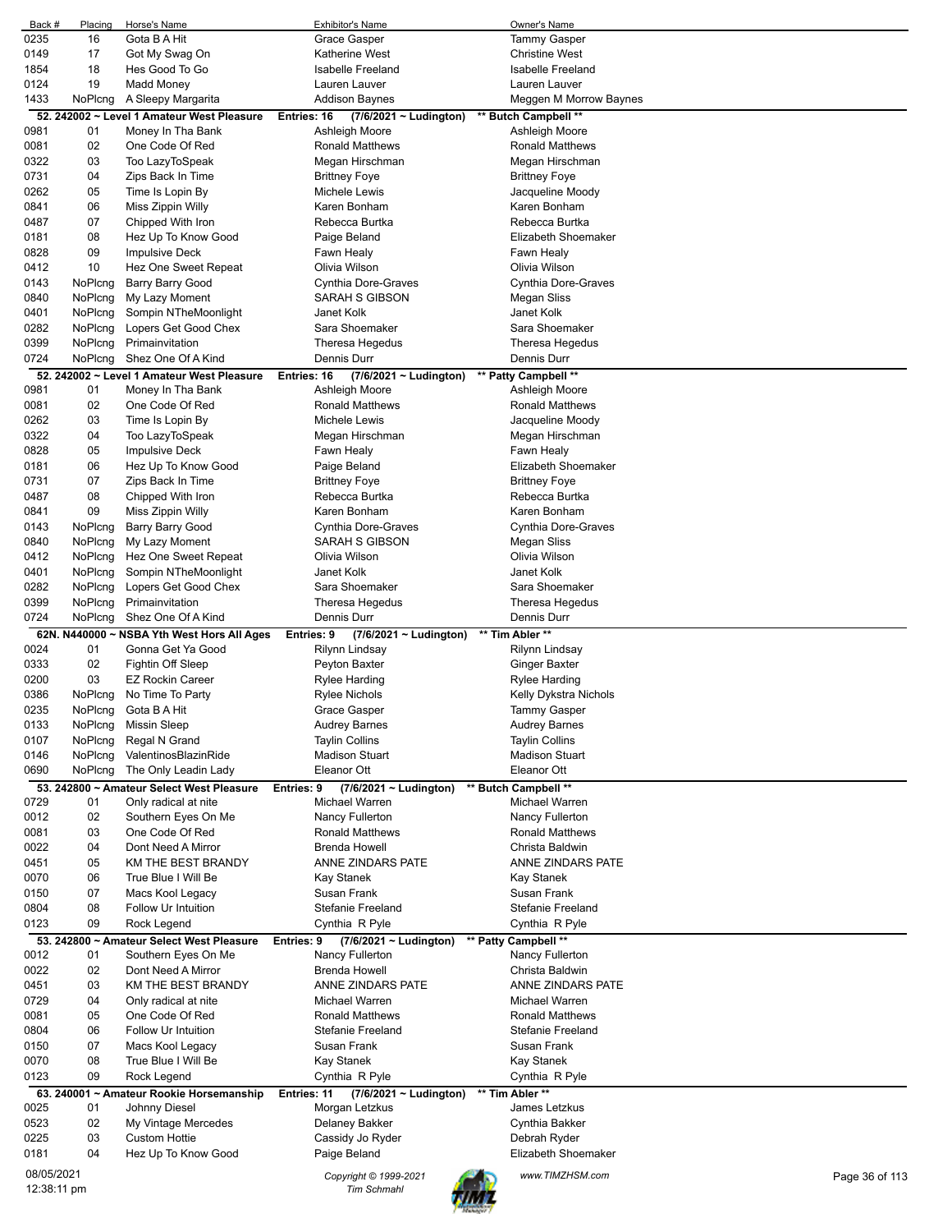| Back # | Placing | Horse's Name | Exhibitor's Name | Owner's Name |
|---|---|---|---|---|
| 0235 | 16 | Gota B A Hit | Grace Gasper | Tammy Gasper |
| 0149 | 17 | Got My Swag On | Katherine West | Christine West |
| 1854 | 18 | Hes Good To Go | Isabelle Freeland | Isabelle Freeland |
| 0124 | 19 | Madd Money | Lauren Lauver | Lauren Lauver |
| 1433 | NoPlcng | A Sleepy Margarita | Addison Baynes | Meggen M Morrow Baynes |

**52. 242002 ~ Level 1 Amateur West Pleasure — Entries: 16 — (7/6/2021 ~ Ludington) — \*\* Butch Campbell \*\***

| Back # | Placing | Horse's Name | Exhibitor's Name | Owner's Name |
|---|---|---|---|---|
| 0981 | 01 | Money In Tha Bank | Ashleigh Moore | Ashleigh Moore |
| 0081 | 02 | One Code Of Red | Ronald Matthews | Ronald Matthews |
| 0322 | 03 | Too LazyToSpeak | Megan Hirschman | Megan Hirschman |
| 0731 | 04 | Zips Back In Time | Brittney Foye | Brittney Foye |
| 0262 | 05 | Time Is Lopin By | Michele Lewis | Jacqueline Moody |
| 0841 | 06 | Miss Zippin Willy | Karen Bonham | Karen Bonham |
| 0487 | 07 | Chipped With Iron | Rebecca Burtka | Rebecca Burtka |
| 0181 | 08 | Hez Up To Know Good | Paige Beland | Elizabeth Shoemaker |
| 0828 | 09 | Impulsive Deck | Fawn Healy | Fawn Healy |
| 0412 | 10 | Hez One Sweet Repeat | Olivia Wilson | Olivia Wilson |
| 0143 | NoPlcng | Barry Barry Good | Cynthia Dore-Graves | Cynthia Dore-Graves |
| 0840 | NoPlcng | My Lazy Moment | SARAH S GIBSON | Megan Sliss |
| 0401 | NoPlcng | Sompin NTheMoonlight | Janet Kolk | Janet Kolk |
| 0282 | NoPlcng | Lopers Get Good Chex | Sara Shoemaker | Sara Shoemaker |
| 0399 | NoPlcng | Primainvitation | Theresa Hegedus | Theresa Hegedus |
| 0724 | NoPlcng | Shez One Of A Kind | Dennis Durr | Dennis Durr |

**52. 242002 ~ Level 1 Amateur West Pleasure — Entries: 16 — (7/6/2021 ~ Ludington) — \*\* Patty Campbell \*\***

| Back # | Placing | Horse's Name | Exhibitor's Name | Owner's Name |
|---|---|---|---|---|
| 0981 | 01 | Money In Tha Bank | Ashleigh Moore | Ashleigh Moore |
| 0081 | 02 | One Code Of Red | Ronald Matthews | Ronald Matthews |
| 0262 | 03 | Time Is Lopin By | Michele Lewis | Jacqueline Moody |
| 0322 | 04 | Too LazyToSpeak | Megan Hirschman | Megan Hirschman |
| 0828 | 05 | Impulsive Deck | Fawn Healy | Fawn Healy |
| 0181 | 06 | Hez Up To Know Good | Paige Beland | Elizabeth Shoemaker |
| 0731 | 07 | Zips Back In Time | Brittney Foye | Brittney Foye |
| 0487 | 08 | Chipped With Iron | Rebecca Burtka | Rebecca Burtka |
| 0841 | 09 | Miss Zippin Willy | Karen Bonham | Karen Bonham |
| 0143 | NoPlcng | Barry Barry Good | Cynthia Dore-Graves | Cynthia Dore-Graves |
| 0840 | NoPlcng | My Lazy Moment | SARAH S GIBSON | Megan Sliss |
| 0412 | NoPlcng | Hez One Sweet Repeat | Olivia Wilson | Olivia Wilson |
| 0401 | NoPlcng | Sompin NTheMoonlight | Janet Kolk | Janet Kolk |
| 0282 | NoPlcng | Lopers Get Good Chex | Sara Shoemaker | Sara Shoemaker |
| 0399 | NoPlcng | Primainvitation | Theresa Hegedus | Theresa Hegedus |
| 0724 | NoPlcng | Shez One Of A Kind | Dennis Durr | Dennis Durr |

**62N. N440000 ~ NSBA Yth West Hors All Ages — Entries: 9 — (7/6/2021 ~ Ludington) — \*\* Tim Abler \*\***

| Back # | Placing | Horse's Name | Exhibitor's Name | Owner's Name |
|---|---|---|---|---|
| 0024 | 01 | Gonna Get Ya Good | Rilynn Lindsay | Rilynn Lindsay |
| 0333 | 02 | Fightin Off Sleep | Peyton Baxter | Ginger Baxter |
| 0200 | 03 | EZ Rockin Career | Rylee Harding | Rylee Harding |
| 0386 | NoPlcng | No Time To Party | Rylee Nichols | Kelly Dykstra Nichols |
| 0235 | NoPlcng | Gota B A Hit | Grace Gasper | Tammy Gasper |
| 0133 | NoPlcng | Missin Sleep | Audrey Barnes | Audrey Barnes |
| 0107 | NoPlcng | Regal N Grand | Taylin Collins | Taylin Collins |
| 0146 | NoPlcng | ValentinosBlazinRide | Madison Stuart | Madison Stuart |
| 0690 | NoPlcng | The Only Leadin Lady | Eleanor Ott | Eleanor Ott |

**53. 242800 ~ Amateur Select West Pleasure — Entries: 9 — (7/6/2021 ~ Ludington) — \*\* Butch Campbell \*\***

| Back # | Placing | Horse's Name | Exhibitor's Name | Owner's Name |
|---|---|---|---|---|
| 0729 | 01 | Only radical at nite | Michael Warren | Michael Warren |
| 0012 | 02 | Southern Eyes On Me | Nancy Fullerton | Nancy Fullerton |
| 0081 | 03 | One Code Of Red | Ronald Matthews | Ronald Matthews |
| 0022 | 04 | Dont Need A Mirror | Brenda Howell | Christa Baldwin |
| 0451 | 05 | KM THE BEST BRANDY | ANNE ZINDARS PATE | ANNE ZINDARS PATE |
| 0070 | 06 | True Blue I Will Be | Kay Stanek | Kay Stanek |
| 0150 | 07 | Macs Kool Legacy | Susan Frank | Susan Frank |
| 0804 | 08 | Follow Ur Intuition | Stefanie Freeland | Stefanie Freeland |
| 0123 | 09 | Rock Legend | Cynthia R Pyle | Cynthia R Pyle |

**53. 242800 ~ Amateur Select West Pleasure — Entries: 9 — (7/6/2021 ~ Ludington) — \*\* Patty Campbell \*\***

| Back # | Placing | Horse's Name | Exhibitor's Name | Owner's Name |
|---|---|---|---|---|
| 0012 | 01 | Southern Eyes On Me | Nancy Fullerton | Nancy Fullerton |
| 0022 | 02 | Dont Need A Mirror | Brenda Howell | Christa Baldwin |
| 0451 | 03 | KM THE BEST BRANDY | ANNE ZINDARS PATE | ANNE ZINDARS PATE |
| 0729 | 04 | Only radical at nite | Michael Warren | Michael Warren |
| 0081 | 05 | One Code Of Red | Ronald Matthews | Ronald Matthews |
| 0804 | 06 | Follow Ur Intuition | Stefanie Freeland | Stefanie Freeland |
| 0150 | 07 | Macs Kool Legacy | Susan Frank | Susan Frank |
| 0070 | 08 | True Blue I Will Be | Kay Stanek | Kay Stanek |
| 0123 | 09 | Rock Legend | Cynthia R Pyle | Cynthia R Pyle |

**63. 240001 ~ Amateur Rookie Horsemanship — Entries: 11 — (7/6/2021 ~ Ludington) — \*\* Tim Abler \*\***

| Back # | Placing | Horse's Name | Exhibitor's Name | Owner's Name |
|---|---|---|---|---|
| 0025 | 01 | Johnny Diesel | Morgan Letzkus | James Letzkus |
| 0523 | 02 | My Vintage Mercedes | Delaney Bakker | Cynthia Bakker |
| 0225 | 03 | Custom Hottie | Cassidy Jo Ryder | Debrah Ryder |
| 0181 | 04 | Hez Up To Know Good | Paige Beland | Elizabeth Shoemaker |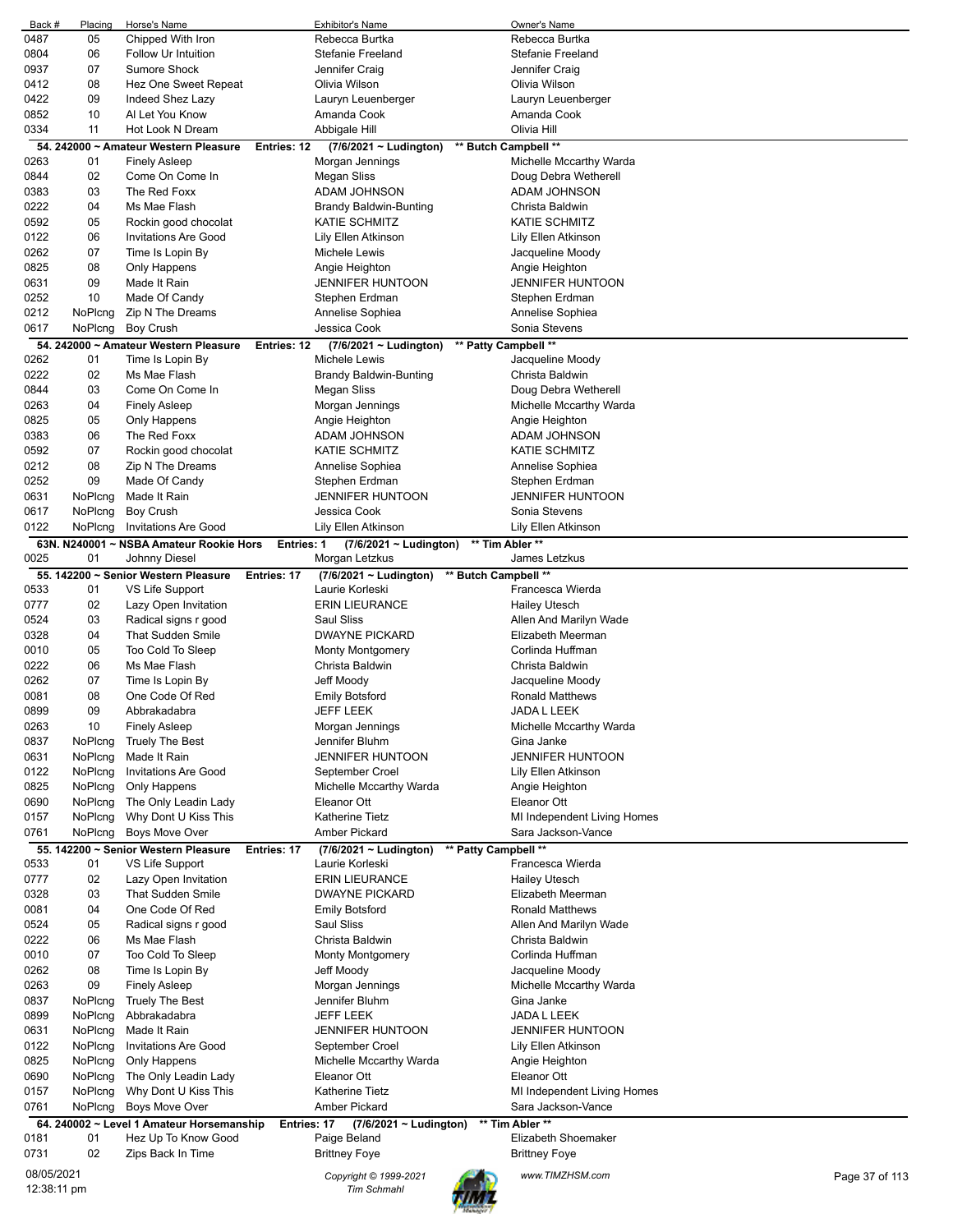| Back # | Placing | Horse's Name | Exhibitor's Name | Owner's Name |
|---|---|---|---|---|
| 0487 | 05 | Chipped With Iron | Rebecca Burtka | Rebecca Burtka |
| 0804 | 06 | Follow Ur Intuition | Stefanie Freeland | Stefanie Freeland |
| 0937 | 07 | Sumore Shock | Jennifer Craig | Jennifer Craig |
| 0412 | 08 | Hez One Sweet Repeat | Olivia Wilson | Olivia Wilson |
| 0422 | 09 | Indeed Shez Lazy | Lauryn Leuenberger | Lauryn Leuenberger |
| 0852 | 10 | Al Let You Know | Amanda Cook | Amanda Cook |
| 0334 | 11 | Hot Look N Dream | Abbigale Hill | Olivia Hill |

**54. 242000 ~ Amateur Western Pleasure Entries: 12 (7/6/2021 ~ Ludington) \*\* Butch Campbell \*\***

| Back # | Placing | Horse's Name | Exhibitor's Name | Owner's Name |
|---|---|---|---|---|
| 0263 | 01 | Finely Asleep | Morgan Jennings | Michelle Mccarthy Warda |
| 0844 | 02 | Come On Come In | Megan Sliss | Doug Debra Wetherell |
| 0383 | 03 | The Red Foxx | ADAM JOHNSON | ADAM JOHNSON |
| 0222 | 04 | Ms Mae Flash | Brandy Baldwin-Bunting | Christa Baldwin |
| 0592 | 05 | Rockin good chocolat | KATIE SCHMITZ | KATIE SCHMITZ |
| 0122 | 06 | Invitations Are Good | Lily Ellen Atkinson | Lily Ellen Atkinson |
| 0262 | 07 | Time Is Lopin By | Michele Lewis | Jacqueline Moody |
| 0825 | 08 | Only Happens | Angie Heighton | Angie Heighton |
| 0631 | 09 | Made It Rain | JENNIFER HUNTOON | JENNIFER HUNTOON |
| 0252 | 10 | Made Of Candy | Stephen Erdman | Stephen Erdman |
| 0212 | NoPlcng | Zip N The Dreams | Annelise Sophiea | Annelise Sophiea |
| 0617 | NoPlcng | Boy Crush | Jessica Cook | Sonia Stevens |

**54. 242000 ~ Amateur Western Pleasure Entries: 12 (7/6/2021 ~ Ludington) \*\* Patty Campbell \*\***

| Back # | Placing | Horse's Name | Exhibitor's Name | Owner's Name |
|---|---|---|---|---|
| 0262 | 01 | Time Is Lopin By | Michele Lewis | Jacqueline Moody |
| 0222 | 02 | Ms Mae Flash | Brandy Baldwin-Bunting | Christa Baldwin |
| 0844 | 03 | Come On Come In | Megan Sliss | Doug Debra Wetherell |
| 0263 | 04 | Finely Asleep | Morgan Jennings | Michelle Mccarthy Warda |
| 0825 | 05 | Only Happens | Angie Heighton | Angie Heighton |
| 0383 | 06 | The Red Foxx | ADAM JOHNSON | ADAM JOHNSON |
| 0592 | 07 | Rockin good chocolat | KATIE SCHMITZ | KATIE SCHMITZ |
| 0212 | 08 | Zip N The Dreams | Annelise Sophiea | Annelise Sophiea |
| 0252 | 09 | Made Of Candy | Stephen Erdman | Stephen Erdman |
| 0631 | NoPlcng | Made It Rain | JENNIFER HUNTOON | JENNIFER HUNTOON |
| 0617 | NoPlcng | Boy Crush | Jessica Cook | Sonia Stevens |
| 0122 | NoPlcng | Invitations Are Good | Lily Ellen Atkinson | Lily Ellen Atkinson |

**63N. N240001 ~ NSBA Amateur Rookie Hors Entries: 1 (7/6/2021 ~ Ludington) \*\* Tim Abler \*\***

| Back # | Placing | Horse's Name | Exhibitor's Name | Owner's Name |
|---|---|---|---|---|
| 0025 | 01 | Johnny Diesel | Morgan Letzkus | James Letzkus |

**55. 142200 ~ Senior Western Pleasure Entries: 17 (7/6/2021 ~ Ludington) \*\* Butch Campbell \*\***

| Back # | Placing | Horse's Name | Exhibitor's Name | Owner's Name |
|---|---|---|---|---|
| 0533 | 01 | VS Life Support | Laurie Korleski | Francesca Wierda |
| 0777 | 02 | Lazy Open Invitation | ERIN LIEURANCE | Hailey Utesch |
| 0524 | 03 | Radical signs r good | Saul Sliss | Allen And Marilyn Wade |
| 0328 | 04 | That Sudden Smile | DWAYNE PICKARD | Elizabeth Meerman |
| 0010 | 05 | Too Cold To Sleep | Monty Montgomery | Corlinda Huffman |
| 0222 | 06 | Ms Mae Flash | Christa Baldwin | Christa Baldwin |
| 0262 | 07 | Time Is Lopin By | Jeff Moody | Jacqueline Moody |
| 0081 | 08 | One Code Of Red | Emily Botsford | Ronald Matthews |
| 0899 | 09 | Abbrakadabra | JEFF LEEK | JADA L LEEK |
| 0263 | 10 | Finely Asleep | Morgan Jennings | Michelle Mccarthy Warda |
| 0837 | NoPlcng | Truely The Best | Jennifer Bluhm | Gina Janke |
| 0631 | NoPlcng | Made It Rain | JENNIFER HUNTOON | JENNIFER HUNTOON |
| 0122 | NoPlcng | Invitations Are Good | September Croel | Lily Ellen Atkinson |
| 0825 | NoPlcng | Only Happens | Michelle Mccarthy Warda | Angie Heighton |
| 0690 | NoPlcng | The Only Leadin Lady | Eleanor Ott | Eleanor Ott |
| 0157 | NoPlcng | Why Dont U Kiss This | Katherine Tietz | MI Independent Living Homes |
| 0761 | NoPlcng | Boys Move Over | Amber Pickard | Sara Jackson-Vance |

**55. 142200 ~ Senior Western Pleasure Entries: 17 (7/6/2021 ~ Ludington) \*\* Patty Campbell \*\***

| Back # | Placing | Horse's Name | Exhibitor's Name | Owner's Name |
|---|---|---|---|---|
| 0533 | 01 | VS Life Support | Laurie Korleski | Francesca Wierda |
| 0777 | 02 | Lazy Open Invitation | ERIN LIEURANCE | Hailey Utesch |
| 0328 | 03 | That Sudden Smile | DWAYNE PICKARD | Elizabeth Meerman |
| 0081 | 04 | One Code Of Red | Emily Botsford | Ronald Matthews |
| 0524 | 05 | Radical signs r good | Saul Sliss | Allen And Marilyn Wade |
| 0222 | 06 | Ms Mae Flash | Christa Baldwin | Christa Baldwin |
| 0010 | 07 | Too Cold To Sleep | Monty Montgomery | Corlinda Huffman |
| 0262 | 08 | Time Is Lopin By | Jeff Moody | Jacqueline Moody |
| 0263 | 09 | Finely Asleep | Morgan Jennings | Michelle Mccarthy Warda |
| 0837 | NoPlcng | Truely The Best | Jennifer Bluhm | Gina Janke |
| 0899 | NoPlcng | Abbrakadabra | JEFF LEEK | JADA L LEEK |
| 0631 | NoPlcng | Made It Rain | JENNIFER HUNTOON | JENNIFER HUNTOON |
| 0122 | NoPlcng | Invitations Are Good | September Croel | Lily Ellen Atkinson |
| 0825 | NoPlcng | Only Happens | Michelle Mccarthy Warda | Angie Heighton |
| 0690 | NoPlcng | The Only Leadin Lady | Eleanor Ott | Eleanor Ott |
| 0157 | NoPlcng | Why Dont U Kiss This | Katherine Tietz | MI Independent Living Homes |
| 0761 | NoPlcng | Boys Move Over | Amber Pickard | Sara Jackson-Vance |

**64. 240002 ~ Level 1 Amateur Horsemanship Entries: 17 (7/6/2021 ~ Ludington) \*\* Tim Abler \*\***

| Back # | Placing | Horse's Name | Exhibitor's Name | Owner's Name |
|---|---|---|---|---|
| 0181 | 01 | Hez Up To Know Good | Paige Beland | Elizabeth Shoemaker |
| 0731 | 02 | Zips Back In Time | Brittney Foye | Brittney Foye |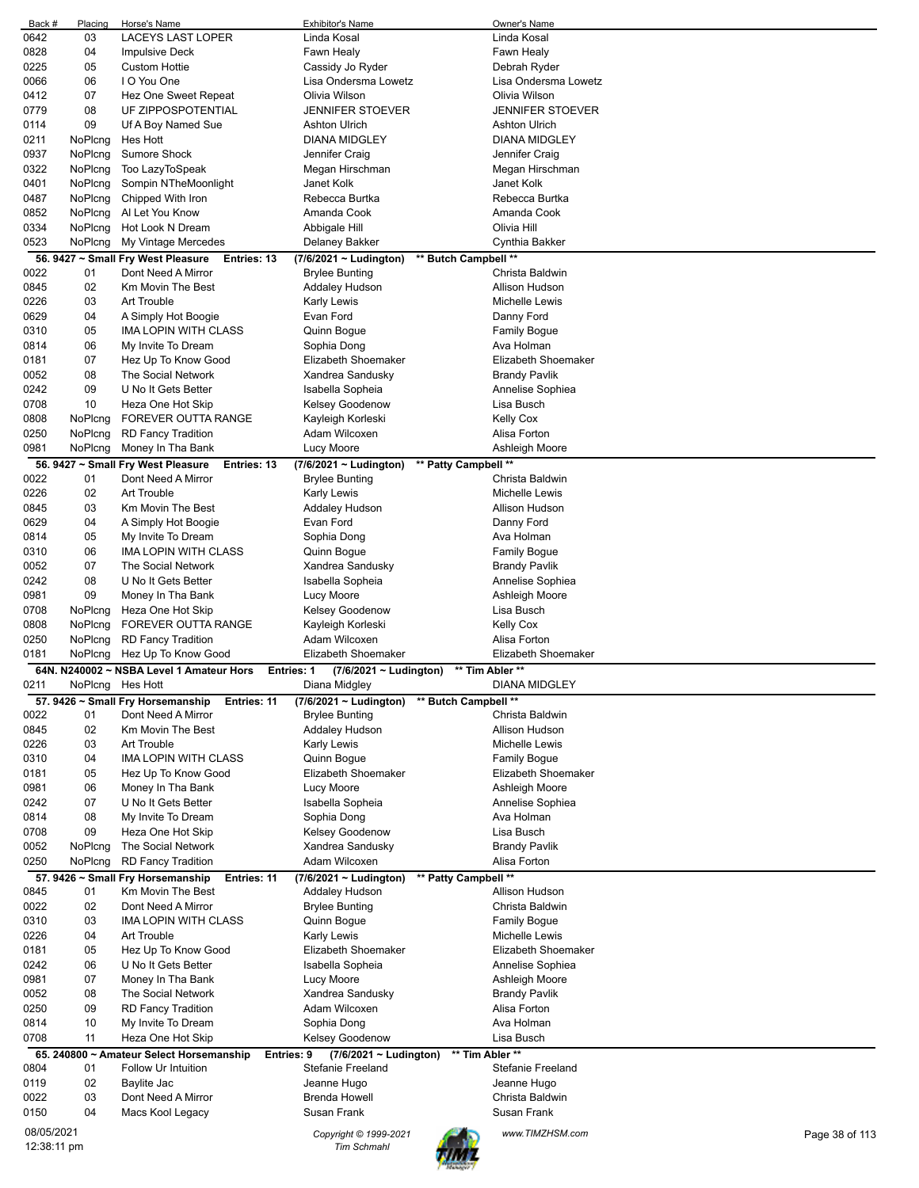| Back # | Placing | Horse's Name | Exhibitor's Name | Owner's Name |
|---|---|---|---|---|
| 0642 | 03 | LACEYS LAST LOPER | Linda Kosal | Linda Kosal |
| 0828 | 04 | Impulsive Deck | Fawn Healy | Fawn Healy |
| 0225 | 05 | Custom Hottie | Cassidy Jo Ryder | Debrah Ryder |
| 0066 | 06 | I O You One | Lisa Ondersma Lowetz | Lisa Ondersma Lowetz |
| 0412 | 07 | Hez One Sweet Repeat | Olivia Wilson | Olivia Wilson |
| 0779 | 08 | UF ZIPPOSPOTENTIAL | JENNIFER STOEVER | JENNIFER STOEVER |
| 0114 | 09 | Uf A Boy Named Sue | Ashton Ulrich | Ashton Ulrich |
| 0211 | NoPlcng | Hes Hott | DIANA MIDGLEY | DIANA MIDGLEY |
| 0937 | NoPlcng | Sumore Shock | Jennifer Craig | Jennifer Craig |
| 0322 | NoPlcng | Too LazyToSpeak | Megan Hirschman | Megan Hirschman |
| 0401 | NoPlcng | Sompin NTheMoonlight | Janet Kolk | Janet Kolk |
| 0487 | NoPlcng | Chipped With Iron | Rebecca Burtka | Rebecca Burtka |
| 0852 | NoPlcng | Al Let You Know | Amanda Cook | Amanda Cook |
| 0334 | NoPlcng | Hot Look N Dream | Abbigale Hill | Olivia Hill |
| 0523 | NoPlcng | My Vintage Mercedes | Delaney Bakker | Cynthia Bakker |

**56. 9427 ~ Small Fry West Pleasure    Entries: 13    (7/6/2021 ~ Ludington)    \*\* Butch Campbell \*\***

| Back # | Placing | Horse's Name | Exhibitor's Name | Owner's Name |
|---|---|---|---|---|
| 0022 | 01 | Dont Need A Mirror | Brylee Bunting | Christa Baldwin |
| 0845 | 02 | Km Movin The Best | Addaley Hudson | Allison Hudson |
| 0226 | 03 | Art Trouble | Karly Lewis | Michelle Lewis |
| 0629 | 04 | A Simply Hot Boogie | Evan Ford | Danny Ford |
| 0310 | 05 | IMA LOPIN WITH CLASS | Quinn Bogue | Family Bogue |
| 0814 | 06 | My Invite To Dream | Sophia Dong | Ava Holman |
| 0181 | 07 | Hez Up To Know Good | Elizabeth Shoemaker | Elizabeth Shoemaker |
| 0052 | 08 | The Social Network | Xandrea Sandusky | Brandy Pavlik |
| 0242 | 09 | U No It Gets Better | Isabella Sopheia | Annelise Sophiea |
| 0708 | 10 | Heza One Hot Skip | Kelsey Goodenow | Lisa Busch |
| 0808 | NoPlcng | FOREVER OUTTA RANGE | Kayleigh Korleski | Kelly Cox |
| 0250 | NoPlcng | RD Fancy Tradition | Adam Wilcoxen | Alisa Forton |
| 0981 | NoPlcng | Money In Tha Bank | Lucy Moore | Ashleigh Moore |

**56. 9427 ~ Small Fry West Pleasure    Entries: 13    (7/6/2021 ~ Ludington)    \*\* Patty Campbell \*\***

| Back # | Placing | Horse's Name | Exhibitor's Name | Owner's Name |
|---|---|---|---|---|
| 0022 | 01 | Dont Need A Mirror | Brylee Bunting | Christa Baldwin |
| 0226 | 02 | Art Trouble | Karly Lewis | Michelle Lewis |
| 0845 | 03 | Km Movin The Best | Addaley Hudson | Allison Hudson |
| 0629 | 04 | A Simply Hot Boogie | Evan Ford | Danny Ford |
| 0814 | 05 | My Invite To Dream | Sophia Dong | Ava Holman |
| 0310 | 06 | IMA LOPIN WITH CLASS | Quinn Bogue | Family Bogue |
| 0052 | 07 | The Social Network | Xandrea Sandusky | Brandy Pavlik |
| 0242 | 08 | U No It Gets Better | Isabella Sopheia | Annelise Sophiea |
| 0981 | 09 | Money In Tha Bank | Lucy Moore | Ashleigh Moore |
| 0708 | NoPlcng | Heza One Hot Skip | Kelsey Goodenow | Lisa Busch |
| 0808 | NoPlcng | FOREVER OUTTA RANGE | Kayleigh Korleski | Kelly Cox |
| 0250 | NoPlcng | RD Fancy Tradition | Adam Wilcoxen | Alisa Forton |
| 0181 | NoPlcng | Hez Up To Know Good | Elizabeth Shoemaker | Elizabeth Shoemaker |

**64N. N240002 ~ NSBA Level 1 Amateur Hors    Entries: 1    (7/6/2021 ~ Ludington)    \*\* Tim Abler \*\***

| Back # | Placing | Horse's Name | Exhibitor's Name | Owner's Name |
|---|---|---|---|---|
| 0211 | NoPlcng | Hes Hott | Diana Midgley | DIANA MIDGLEY |

**57. 9426 ~ Small Fry Horsemanship    Entries: 11    (7/6/2021 ~ Ludington)    \*\* Butch Campbell \*\***

| Back # | Placing | Horse's Name | Exhibitor's Name | Owner's Name |
|---|---|---|---|---|
| 0022 | 01 | Dont Need A Mirror | Brylee Bunting | Christa Baldwin |
| 0845 | 02 | Km Movin The Best | Addaley Hudson | Allison Hudson |
| 0226 | 03 | Art Trouble | Karly Lewis | Michelle Lewis |
| 0310 | 04 | IMA LOPIN WITH CLASS | Quinn Bogue | Family Bogue |
| 0181 | 05 | Hez Up To Know Good | Elizabeth Shoemaker | Elizabeth Shoemaker |
| 0981 | 06 | Money In Tha Bank | Lucy Moore | Ashleigh Moore |
| 0242 | 07 | U No It Gets Better | Isabella Sopheia | Annelise Sophiea |
| 0814 | 08 | My Invite To Dream | Sophia Dong | Ava Holman |
| 0708 | 09 | Heza One Hot Skip | Kelsey Goodenow | Lisa Busch |
| 0052 | NoPlcng | The Social Network | Xandrea Sandusky | Brandy Pavlik |
| 0250 | NoPlcng | RD Fancy Tradition | Adam Wilcoxen | Alisa Forton |

**57. 9426 ~ Small Fry Horsemanship    Entries: 11    (7/6/2021 ~ Ludington)    \*\* Patty Campbell \*\***

| Back # | Placing | Horse's Name | Exhibitor's Name | Owner's Name |
|---|---|---|---|---|
| 0845 | 01 | Km Movin The Best | Addaley Hudson | Allison Hudson |
| 0022 | 02 | Dont Need A Mirror | Brylee Bunting | Christa Baldwin |
| 0310 | 03 | IMA LOPIN WITH CLASS | Quinn Bogue | Family Bogue |
| 0226 | 04 | Art Trouble | Karly Lewis | Michelle Lewis |
| 0181 | 05 | Hez Up To Know Good | Elizabeth Shoemaker | Elizabeth Shoemaker |
| 0242 | 06 | U No It Gets Better | Isabella Sopheia | Annelise Sophiea |
| 0981 | 07 | Money In Tha Bank | Lucy Moore | Ashleigh Moore |
| 0052 | 08 | The Social Network | Xandrea Sandusky | Brandy Pavlik |
| 0250 | 09 | RD Fancy Tradition | Adam Wilcoxen | Alisa Forton |
| 0814 | 10 | My Invite To Dream | Sophia Dong | Ava Holman |
| 0708 | 11 | Heza One Hot Skip | Kelsey Goodenow | Lisa Busch |

**65. 240800 ~ Amateur Select Horsemanship    Entries: 9    (7/6/2021 ~ Ludington)    \*\* Tim Abler \*\***

| Back # | Placing | Horse's Name | Exhibitor's Name | Owner's Name |
|---|---|---|---|---|
| 0804 | 01 | Follow Ur Intuition | Stefanie Freeland | Stefanie Freeland |
| 0119 | 02 | Baylite Jac | Jeanne Hugo | Jeanne Hugo |
| 0022 | 03 | Dont Need A Mirror | Brenda Howell | Christa Baldwin |
| 0150 | 04 | Macs Kool Legacy | Susan Frank | Susan Frank |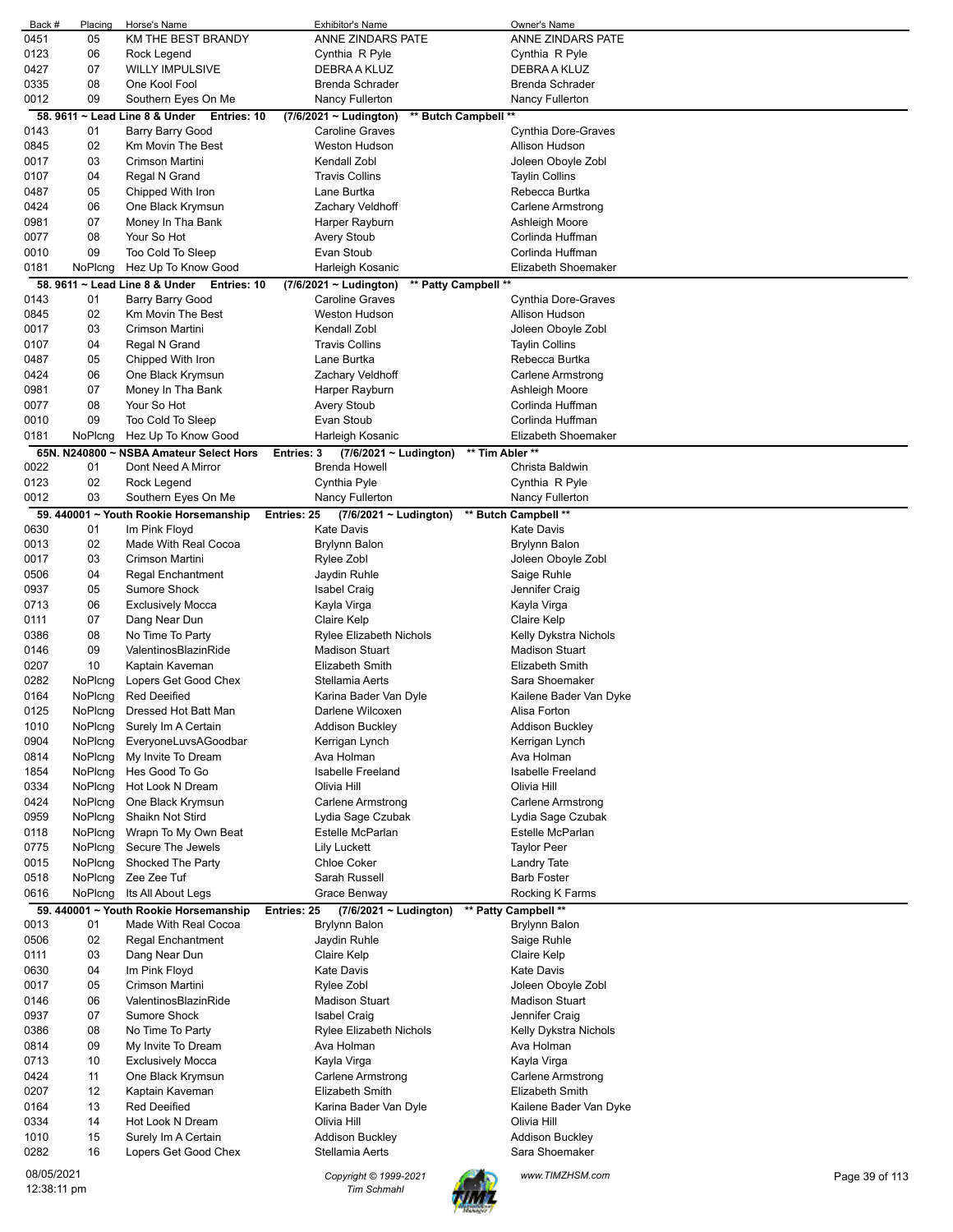| Back # | Placing | Horse's Name | Exhibitor's Name | Owner's Name |
|---|---|---|---|---|
| 0451 | 05 | KM THE BEST BRANDY | ANNE ZINDARS PATE | ANNE ZINDARS PATE |
| 0123 | 06 | Rock Legend | Cynthia R Pyle | Cynthia R Pyle |
| 0427 | 07 | WILLY IMPULSIVE | DEBRA A KLUZ | DEBRA A KLUZ |
| 0335 | 08 | One Kool Fool | Brenda Schrader | Brenda Schrader |
| 0012 | 09 | Southern Eyes On Me | Nancy Fullerton | Nancy Fullerton |

**58. 9611 ~ Lead Line 8 & Under Entries: 10 (7/6/2021 ~ Ludington) \*\* Butch Campbell \*\***

| Back # | Placing | Horse's Name | Exhibitor's Name | Owner's Name |
|---|---|---|---|---|
| 0143 | 01 | Barry Barry Good | Caroline Graves | Cynthia Dore-Graves |
| 0845 | 02 | Km Movin The Best | Weston Hudson | Allison Hudson |
| 0017 | 03 | Crimson Martini | Kendall Zobl | Joleen Oboyle Zobl |
| 0107 | 04 | Regal N Grand | Travis Collins | Taylin Collins |
| 0487 | 05 | Chipped With Iron | Lane Burtka | Rebecca Burtka |
| 0424 | 06 | One Black Krymsun | Zachary Veldhoff | Carlene Armstrong |
| 0981 | 07 | Money In Tha Bank | Harper Rayburn | Ashleigh Moore |
| 0077 | 08 | Your So Hot | Avery Stoub | Corlinda Huffman |
| 0010 | 09 | Too Cold To Sleep | Evan Stoub | Corlinda Huffman |
| 0181 | NoPlcng | Hez Up To Know Good | Harleigh Kosanic | Elizabeth Shoemaker |

**58. 9611 ~ Lead Line 8 & Under Entries: 10 (7/6/2021 ~ Ludington) \*\* Patty Campbell \*\***

| Back # | Placing | Horse's Name | Exhibitor's Name | Owner's Name |
|---|---|---|---|---|
| 0143 | 01 | Barry Barry Good | Caroline Graves | Cynthia Dore-Graves |
| 0845 | 02 | Km Movin The Best | Weston Hudson | Allison Hudson |
| 0017 | 03 | Crimson Martini | Kendall Zobl | Joleen Oboyle Zobl |
| 0107 | 04 | Regal N Grand | Travis Collins | Taylin Collins |
| 0487 | 05 | Chipped With Iron | Lane Burtka | Rebecca Burtka |
| 0424 | 06 | One Black Krymsun | Zachary Veldhoff | Carlene Armstrong |
| 0981 | 07 | Money In Tha Bank | Harper Rayburn | Ashleigh Moore |
| 0077 | 08 | Your So Hot | Avery Stoub | Corlinda Huffman |
| 0010 | 09 | Too Cold To Sleep | Evan Stoub | Corlinda Huffman |
| 0181 | NoPlcng | Hez Up To Know Good | Harleigh Kosanic | Elizabeth Shoemaker |

**65N. N240800 ~ NSBA Amateur Select Hors Entries: 3 (7/6/2021 ~ Ludington) \*\* Tim Abler \*\***

| Back # | Placing | Horse's Name | Exhibitor's Name | Owner's Name |
|---|---|---|---|---|
| 0022 | 01 | Dont Need A Mirror | Brenda Howell | Christa Baldwin |
| 0123 | 02 | Rock Legend | Cynthia Pyle | Cynthia R Pyle |
| 0012 | 03 | Southern Eyes On Me | Nancy Fullerton | Nancy Fullerton |

**59. 440001 ~ Youth Rookie Horsemanship Entries: 25 (7/6/2021 ~ Ludington) \*\* Butch Campbell \*\***

| Back # | Placing | Horse's Name | Exhibitor's Name | Owner's Name |
|---|---|---|---|---|
| 0630 | 01 | Im Pink Floyd | Kate Davis | Kate Davis |
| 0013 | 02 | Made With Real Cocoa | Brylynn Balon | Brylynn Balon |
| 0017 | 03 | Crimson Martini | Rylee Zobl | Joleen Oboyle Zobl |
| 0506 | 04 | Regal Enchantment | Jaydin Ruhle | Saige Ruhle |
| 0937 | 05 | Sumore Shock | Isabel Craig | Jennifer Craig |
| 0713 | 06 | Exclusively Mocca | Kayla Virga | Kayla Virga |
| 0111 | 07 | Dang Near Dun | Claire Kelp | Claire Kelp |
| 0386 | 08 | No Time To Party | Rylee Elizabeth Nichols | Kelly Dykstra Nichols |
| 0146 | 09 | ValentinosBlazinRide | Madison Stuart | Madison Stuart |
| 0207 | 10 | Kaptain Kaveman | Elizabeth Smith | Elizabeth Smith |
| 0282 | NoPlcng | Lopers Get Good Chex | Stellamia Aerts | Sara Shoemaker |
| 0164 | NoPlcng | Red Deeified | Karina Bader Van Dyle | Kailene Bader Van Dyke |
| 0125 | NoPlcng | Dressed Hot Batt Man | Darlene Wilcoxen | Alisa Forton |
| 1010 | NoPlcng | Surely Im A Certain | Addison Buckley | Addison Buckley |
| 0904 | NoPlcng | EveryoneLuvsAGoodbar | Kerrigan Lynch | Kerrigan Lynch |
| 0814 | NoPlcng | My Invite To Dream | Ava Holman | Ava Holman |
| 1854 | NoPlcng | Hes Good To Go | Isabelle Freeland | Isabelle Freeland |
| 0334 | NoPlcng | Hot Look N Dream | Olivia Hill | Olivia Hill |
| 0424 | NoPlcng | One Black Krymsun | Carlene Armstrong | Carlene Armstrong |
| 0959 | NoPlcng | Shaikn Not Stird | Lydia Sage Czubak | Lydia Sage Czubak |
| 0118 | NoPlcng | Wrapn To My Own Beat | Estelle McParlan | Estelle McParlan |
| 0775 | NoPlcng | Secure The Jewels | Lily Luckett | Taylor Peer |
| 0015 | NoPlcng | Shocked The Party | Chloe Coker | Landry Tate |
| 0518 | NoPlcng | Zee Zee Tuf | Sarah Russell | Barb Foster |
| 0616 | NoPlcng | Its All About Legs | Grace Benway | Rocking K Farms |

**59. 440001 ~ Youth Rookie Horsemanship Entries: 25 (7/6/2021 ~ Ludington) \*\* Patty Campbell \*\***

| Back # | Placing | Horse's Name | Exhibitor's Name | Owner's Name |
|---|---|---|---|---|
| 0013 | 01 | Made With Real Cocoa | Brylynn Balon | Brylynn Balon |
| 0506 | 02 | Regal Enchantment | Jaydin Ruhle | Saige Ruhle |
| 0111 | 03 | Dang Near Dun | Claire Kelp | Claire Kelp |
| 0630 | 04 | Im Pink Floyd | Kate Davis | Kate Davis |
| 0017 | 05 | Crimson Martini | Rylee Zobl | Joleen Oboyle Zobl |
| 0146 | 06 | ValentinosBlazinRide | Madison Stuart | Madison Stuart |
| 0937 | 07 | Sumore Shock | Isabel Craig | Jennifer Craig |
| 0386 | 08 | No Time To Party | Rylee Elizabeth Nichols | Kelly Dykstra Nichols |
| 0814 | 09 | My Invite To Dream | Ava Holman | Ava Holman |
| 0713 | 10 | Exclusively Mocca | Kayla Virga | Kayla Virga |
| 0424 | 11 | One Black Krymsun | Carlene Armstrong | Carlene Armstrong |
| 0207 | 12 | Kaptain Kaveman | Elizabeth Smith | Elizabeth Smith |
| 0164 | 13 | Red Deeified | Karina Bader Van Dyle | Kailene Bader Van Dyke |
| 0334 | 14 | Hot Look N Dream | Olivia Hill | Olivia Hill |
| 1010 | 15 | Surely Im A Certain | Addison Buckley | Addison Buckley |
| 0282 | 16 | Lopers Get Good Chex | Stellamia Aerts | Sara Shoemaker |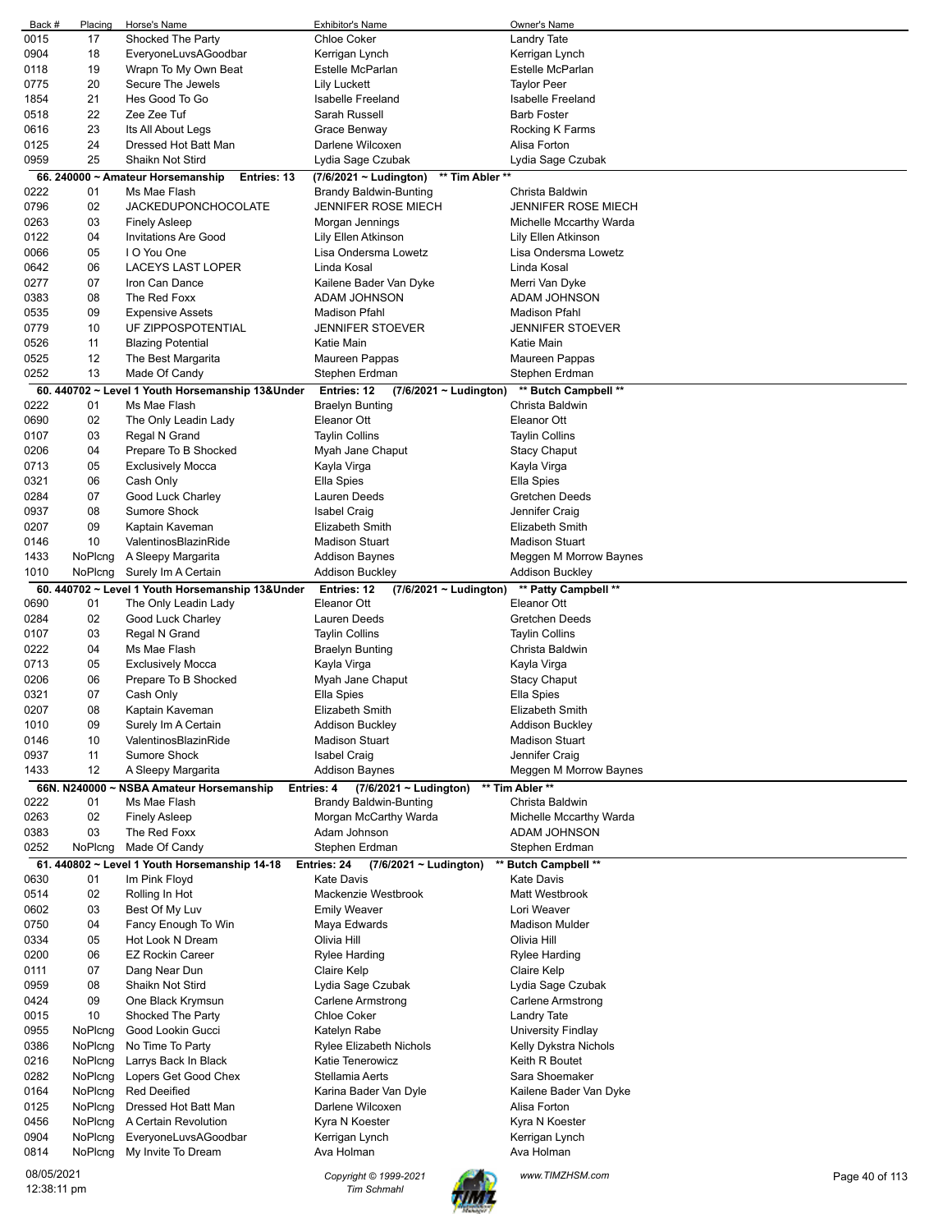| Back # | Placing | Horse's Name | Exhibitor's Name | Owner's Name |
|---|---|---|---|---|
| 0015 | 17 | Shocked The Party | Chloe Coker | Landry Tate |
| 0904 | 18 | EveryoneLuvsAGoodbar | Kerrigan Lynch | Kerrigan Lynch |
| 0118 | 19 | Wrapn To My Own Beat | Estelle McParlan | Estelle McParlan |
| 0775 | 20 | Secure The Jewels | Lily Luckett | Taylor Peer |
| 1854 | 21 | Hes Good To Go | Isabelle Freeland | Isabelle Freeland |
| 0518 | 22 | Zee Zee Tuf | Sarah Russell | Barb Foster |
| 0616 | 23 | Its All About Legs | Grace Benway | Rocking K Farms |
| 0125 | 24 | Dressed Hot Batt Man | Darlene Wilcoxen | Alisa Forton |
| 0959 | 25 | Shaikn Not Stird | Lydia Sage Czubak | Lydia Sage Czubak |

**66. 240000 ~ Amateur Horsemanship  Entries: 13  (7/6/2021 ~ Ludington)  \*\* Tim Abler \*\***

| Back # | Placing | Horse's Name | Exhibitor's Name | Owner's Name |
|---|---|---|---|---|
| 0222 | 01 | Ms Mae Flash | Brandy Baldwin-Bunting | Christa Baldwin |
| 0796 | 02 | JACKEDUPONCHOCOLATE | JENNIFER ROSE MIECH | JENNIFER ROSE MIECH |
| 0263 | 03 | Finely Asleep | Morgan Jennings | Michelle Mccarthy Warda |
| 0122 | 04 | Invitations Are Good | Lily Ellen Atkinson | Lily Ellen Atkinson |
| 0066 | 05 | I O You One | Lisa Ondersma Lowetz | Lisa Ondersma Lowetz |
| 0642 | 06 | LACEYS LAST LOPER | Linda Kosal | Linda Kosal |
| 0277 | 07 | Iron Can Dance | Kailene Bader Van Dyke | Merri Van Dyke |
| 0383 | 08 | The Red Foxx | ADAM JOHNSON | ADAM JOHNSON |
| 0535 | 09 | Expensive Assets | Madison Pfahl | Madison Pfahl |
| 0779 | 10 | UF ZIPPOSPOTENTIAL | JENNIFER STOEVER | JENNIFER STOEVER |
| 0526 | 11 | Blazing Potential | Katie Main | Katie Main |
| 0525 | 12 | The Best Margarita | Maureen Pappas | Maureen Pappas |
| 0252 | 13 | Made Of Candy | Stephen Erdman | Stephen Erdman |

**60. 440702 ~ Level 1 Youth Horsemanship 13&Under  Entries: 12  (7/6/2021 ~ Ludington)  \*\* Butch Campbell \*\***

| Back # | Placing | Horse's Name | Exhibitor's Name | Owner's Name |
|---|---|---|---|---|
| 0222 | 01 | Ms Mae Flash | Braelyn Bunting | Christa Baldwin |
| 0690 | 02 | The Only Leadin Lady | Eleanor Ott | Eleanor Ott |
| 0107 | 03 | Regal N Grand | Taylin Collins | Taylin Collins |
| 0206 | 04 | Prepare To B Shocked | Myah Jane Chaput | Stacy Chaput |
| 0713 | 05 | Exclusively Mocca | Kayla Virga | Kayla Virga |
| 0321 | 06 | Cash Only | Ella Spies | Ella Spies |
| 0284 | 07 | Good Luck Charley | Lauren Deeds | Gretchen Deeds |
| 0937 | 08 | Sumore Shock | Isabel Craig | Jennifer Craig |
| 0207 | 09 | Kaptain Kaveman | Elizabeth Smith | Elizabeth Smith |
| 0146 | 10 | ValentinosBlazinRide | Madison Stuart | Madison Stuart |
| 1433 | NoPlcng | A Sleepy Margarita | Addison Baynes | Meggen M Morrow Baynes |
| 1010 | NoPlcng | Surely Im A Certain | Addison Buckley | Addison Buckley |

**60. 440702 ~ Level 1 Youth Horsemanship 13&Under  Entries: 12  (7/6/2021 ~ Ludington)  \*\* Patty Campbell \*\***

| Back # | Placing | Horse's Name | Exhibitor's Name | Owner's Name |
|---|---|---|---|---|
| 0690 | 01 | The Only Leadin Lady | Eleanor Ott | Eleanor Ott |
| 0284 | 02 | Good Luck Charley | Lauren Deeds | Gretchen Deeds |
| 0107 | 03 | Regal N Grand | Taylin Collins | Taylin Collins |
| 0222 | 04 | Ms Mae Flash | Braelyn Bunting | Christa Baldwin |
| 0713 | 05 | Exclusively Mocca | Kayla Virga | Kayla Virga |
| 0206 | 06 | Prepare To B Shocked | Myah Jane Chaput | Stacy Chaput |
| 0321 | 07 | Cash Only | Ella Spies | Ella Spies |
| 0207 | 08 | Kaptain Kaveman | Elizabeth Smith | Elizabeth Smith |
| 1010 | 09 | Surely Im A Certain | Addison Buckley | Addison Buckley |
| 0146 | 10 | ValentinosBlazinRide | Madison Stuart | Madison Stuart |
| 0937 | 11 | Sumore Shock | Isabel Craig | Jennifer Craig |
| 1433 | 12 | A Sleepy Margarita | Addison Baynes | Meggen M Morrow Baynes |

**66N. N240000 ~ NSBA Amateur Horsemanship  Entries: 4  (7/6/2021 ~ Ludington)  \*\* Tim Abler \*\***

| Back # | Placing | Horse's Name | Exhibitor's Name | Owner's Name |
|---|---|---|---|---|
| 0222 | 01 | Ms Mae Flash | Brandy Baldwin-Bunting | Christa Baldwin |
| 0263 | 02 | Finely Asleep | Morgan McCarthy Warda | Michelle Mccarthy Warda |
| 0383 | 03 | The Red Foxx | Adam Johnson | ADAM JOHNSON |
| 0252 | NoPlcng | Made Of Candy | Stephen Erdman | Stephen Erdman |

**61. 440802 ~ Level 1 Youth Horsemanship 14-18  Entries: 24  (7/6/2021 ~ Ludington)  \*\* Butch Campbell \*\***

| Back # | Placing | Horse's Name | Exhibitor's Name | Owner's Name |
|---|---|---|---|---|
| 0630 | 01 | Im Pink Floyd | Kate Davis | Kate Davis |
| 0514 | 02 | Rolling In Hot | Mackenzie Westbrook | Matt Westbrook |
| 0602 | 03 | Best Of My Luv | Emily Weaver | Lori Weaver |
| 0750 | 04 | Fancy Enough To Win | Maya Edwards | Madison Mulder |
| 0334 | 05 | Hot Look N Dream | Olivia Hill | Olivia Hill |
| 0200 | 06 | EZ Rockin Career | Rylee Harding | Rylee Harding |
| 0111 | 07 | Dang Near Dun | Claire Kelp | Claire Kelp |
| 0959 | 08 | Shaikn Not Stird | Lydia Sage Czubak | Lydia Sage Czubak |
| 0424 | 09 | One Black Krymsun | Carlene Armstrong | Carlene Armstrong |
| 0015 | 10 | Shocked The Party | Chloe Coker | Landry Tate |
| 0955 | NoPlcng | Good Lookin Gucci | Katelyn Rabe | University Findlay |
| 0386 | NoPlcng | No Time To Party | Rylee Elizabeth Nichols | Kelly Dykstra Nichols |
| 0216 | NoPlcng | Larrys Back In Black | Katie Tenerowicz | Keith R Boutet |
| 0282 | NoPlcng | Lopers Get Good Chex | Stellamia Aerts | Sara Shoemaker |
| 0164 | NoPlcng | Red Deeified | Karina Bader Van Dyle | Kailene Bader Van Dyke |
| 0125 | NoPlcng | Dressed Hot Batt Man | Darlene Wilcoxen | Alisa Forton |
| 0456 | NoPlcng | A Certain Revolution | Kyra N Koester | Kyra N Koester |
| 0904 | NoPlcng | EveryoneLuvsAGoodbar | Kerrigan Lynch | Kerrigan Lynch |
| 0814 | NoPlcng | My Invite To Dream | Ava Holman | Ava Holman |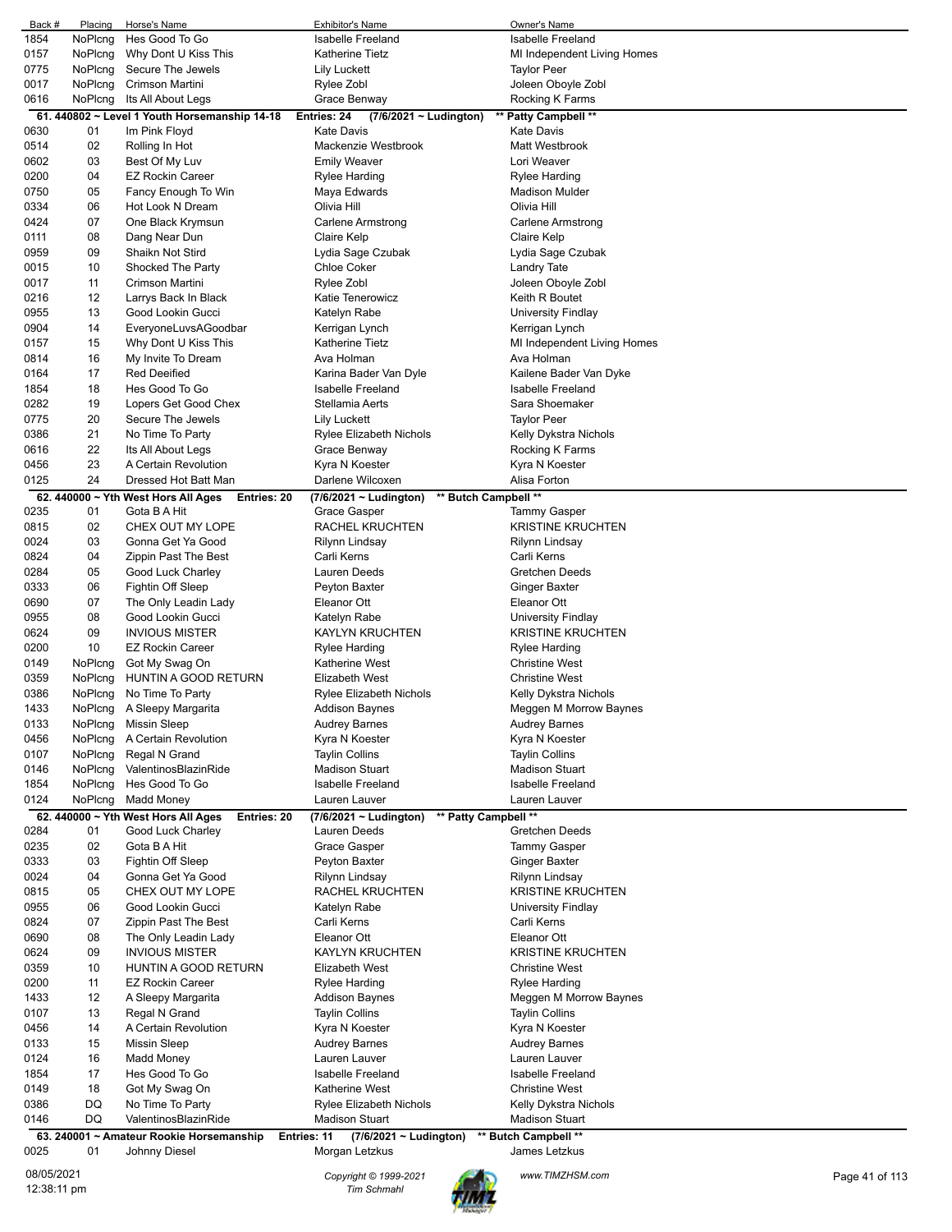| Back # | Placing | Horse's Name | Exhibitor's Name | Owner's Name |
|---|---|---|---|---|
| 1854 | NoPlcng | Hes Good To Go | Isabelle Freeland | Isabelle Freeland |
| 0157 | NoPlcng | Why Dont U Kiss This | Katherine Tietz | MI Independent Living Homes |
| 0775 | NoPlcng | Secure The Jewels | Lily Luckett | Taylor Peer |
| 0017 | NoPlcng | Crimson Martini | Rylee Zobl | Joleen Oboyle Zobl |
| 0616 | NoPlcng | Its All About Legs | Grace Benway | Rocking K Farms |

**61. 440802 ~ Level 1 Youth Horsemanship 14-18 Entries: 24 (7/6/2021 ~ Ludington) \*\* Patty Campbell \*\***

| Back # | Placing | Horse's Name | Exhibitor's Name | Owner's Name |
|---|---|---|---|---|
| 0630 | 01 | Im Pink Floyd | Kate Davis | Kate Davis |
| 0514 | 02 | Rolling In Hot | Mackenzie Westbrook | Matt Westbrook |
| 0602 | 03 | Best Of My Luv | Emily Weaver | Lori Weaver |
| 0200 | 04 | EZ Rockin Career | Rylee Harding | Rylee Harding |
| 0750 | 05 | Fancy Enough To Win | Maya Edwards | Madison Mulder |
| 0334 | 06 | Hot Look N Dream | Olivia Hill | Olivia Hill |
| 0424 | 07 | One Black Krymsun | Carlene Armstrong | Carlene Armstrong |
| 0111 | 08 | Dang Near Dun | Claire Kelp | Claire Kelp |
| 0959 | 09 | Shaikn Not Stird | Lydia Sage Czubak | Lydia Sage Czubak |
| 0015 | 10 | Shocked The Party | Chloe Coker | Landry Tate |
| 0017 | 11 | Crimson Martini | Rylee Zobl | Joleen Oboyle Zobl |
| 0216 | 12 | Larrys Back In Black | Katie Tenerowicz | Keith R Boutet |
| 0955 | 13 | Good Lookin Gucci | Katelyn Rabe | University Findlay |
| 0904 | 14 | EveryoneLuvsAGoodbar | Kerrigan Lynch | Kerrigan Lynch |
| 0157 | 15 | Why Dont U Kiss This | Katherine Tietz | MI Independent Living Homes |
| 0814 | 16 | My Invite To Dream | Ava Holman | Ava Holman |
| 0164 | 17 | Red Deeified | Karina Bader Van Dyle | Kailene Bader Van Dyke |
| 1854 | 18 | Hes Good To Go | Isabelle Freeland | Isabelle Freeland |
| 0282 | 19 | Lopers Get Good Chex | Stellamia Aerts | Sara Shoemaker |
| 0775 | 20 | Secure The Jewels | Lily Luckett | Taylor Peer |
| 0386 | 21 | No Time To Party | Rylee Elizabeth Nichols | Kelly Dykstra Nichols |
| 0616 | 22 | Its All About Legs | Grace Benway | Rocking K Farms |
| 0456 | 23 | A Certain Revolution | Kyra N Koester | Kyra N Koester |
| 0125 | 24 | Dressed Hot Batt Man | Darlene Wilcoxen | Alisa Forton |

**62. 440000 ~ Yth West Hors All Ages Entries: 20 (7/6/2021 ~ Ludington) \*\* Butch Campbell \*\***

| Back # | Placing | Horse's Name | Exhibitor's Name | Owner's Name |
|---|---|---|---|---|
| 0235 | 01 | Gota B A Hit | Grace Gasper | Tammy Gasper |
| 0815 | 02 | CHEX OUT MY LOPE | RACHEL KRUCHTEN | KRISTINE KRUCHTEN |
| 0024 | 03 | Gonna Get Ya Good | Rilynn Lindsay | Rilynn Lindsay |
| 0824 | 04 | Zippin Past The Best | Carli Kerns | Carli Kerns |
| 0284 | 05 | Good Luck Charley | Lauren Deeds | Gretchen Deeds |
| 0333 | 06 | Fightin Off Sleep | Peyton Baxter | Ginger Baxter |
| 0690 | 07 | The Only Leadin Lady | Eleanor Ott | Eleanor Ott |
| 0955 | 08 | Good Lookin Gucci | Katelyn Rabe | University Findlay |
| 0624 | 09 | INVIOUS MISTER | KAYLYN KRUCHTEN | KRISTINE KRUCHTEN |
| 0200 | 10 | EZ Rockin Career | Rylee Harding | Rylee Harding |
| 0149 | NoPlcng | Got My Swag On | Katherine West | Christine West |
| 0359 | NoPlcng | HUNTIN A GOOD RETURN | Elizabeth West | Christine West |
| 0386 | NoPlcng | No Time To Party | Rylee Elizabeth Nichols | Kelly Dykstra Nichols |
| 1433 | NoPlcng | A Sleepy Margarita | Addison Baynes | Meggen M Morrow Baynes |
| 0133 | NoPlcng | Missin Sleep | Audrey Barnes | Audrey Barnes |
| 0456 | NoPlcng | A Certain Revolution | Kyra N Koester | Kyra N Koester |
| 0107 | NoPlcng | Regal N Grand | Taylin Collins | Taylin Collins |
| 0146 | NoPlcng | ValentinosBlazinRide | Madison Stuart | Madison Stuart |
| 1854 | NoPlcng | Hes Good To Go | Isabelle Freeland | Isabelle Freeland |
| 0124 | NoPlcng | Madd Money | Lauren Lauver | Lauren Lauver |

**62. 440000 ~ Yth West Hors All Ages Entries: 20 (7/6/2021 ~ Ludington) \*\* Patty Campbell \*\***

| Back # | Placing | Horse's Name | Exhibitor's Name | Owner's Name |
|---|---|---|---|---|
| 0284 | 01 | Good Luck Charley | Lauren Deeds | Gretchen Deeds |
| 0235 | 02 | Gota B A Hit | Grace Gasper | Tammy Gasper |
| 0333 | 03 | Fightin Off Sleep | Peyton Baxter | Ginger Baxter |
| 0024 | 04 | Gonna Get Ya Good | Rilynn Lindsay | Rilynn Lindsay |
| 0815 | 05 | CHEX OUT MY LOPE | RACHEL KRUCHTEN | KRISTINE KRUCHTEN |
| 0955 | 06 | Good Lookin Gucci | Katelyn Rabe | University Findlay |
| 0824 | 07 | Zippin Past The Best | Carli Kerns | Carli Kerns |
| 0690 | 08 | The Only Leadin Lady | Eleanor Ott | Eleanor Ott |
| 0624 | 09 | INVIOUS MISTER | KAYLYN KRUCHTEN | KRISTINE KRUCHTEN |
| 0359 | 10 | HUNTIN A GOOD RETURN | Elizabeth West | Christine West |
| 0200 | 11 | EZ Rockin Career | Rylee Harding | Rylee Harding |
| 1433 | 12 | A Sleepy Margarita | Addison Baynes | Meggen M Morrow Baynes |
| 0107 | 13 | Regal N Grand | Taylin Collins | Taylin Collins |
| 0456 | 14 | A Certain Revolution | Kyra N Koester | Kyra N Koester |
| 0133 | 15 | Missin Sleep | Audrey Barnes | Audrey Barnes |
| 0124 | 16 | Madd Money | Lauren Lauver | Lauren Lauver |
| 1854 | 17 | Hes Good To Go | Isabelle Freeland | Isabelle Freeland |
| 0149 | 18 | Got My Swag On | Katherine West | Christine West |
| 0386 | DQ | No Time To Party | Rylee Elizabeth Nichols | Kelly Dykstra Nichols |
| 0146 | DQ | ValentinosBlazinRide | Madison Stuart | Madison Stuart |

**63. 240001 ~ Amateur Rookie Horsemanship Entries: 11 (7/6/2021 ~ Ludington) \*\* Butch Campbell \*\***

| Back # | Placing | Horse's Name | Exhibitor's Name | Owner's Name |
|---|---|---|---|---|
| 0025 | 01 | Johnny Diesel | Morgan Letzkus | James Letzkus |

08/05/2021 12:38:11 pm Copyright © 1999-2021 Tim Schmahl www.TIMZHSM.com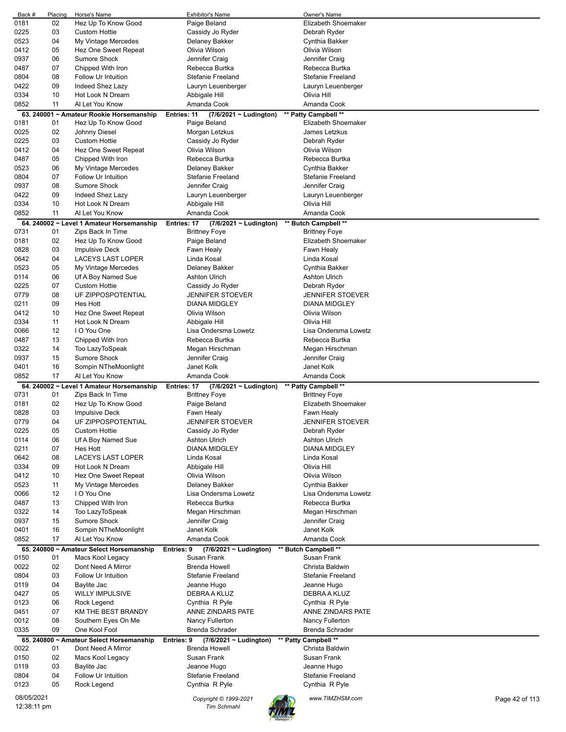| Back # | Placing | Horse's Name | Exhibitor's Name | Owner's Name |
|---|---|---|---|---|
| 0181 | 02 | Hez Up To Know Good | Paige Beland | Elizabeth Shoemaker |
| 0225 | 03 | Custom Hottie | Cassidy Jo Ryder | Debrah Ryder |
| 0523 | 04 | My Vintage Mercedes | Delaney Bakker | Cynthia Bakker |
| 0412 | 05 | Hez One Sweet Repeat | Olivia Wilson | Olivia Wilson |
| 0937 | 06 | Sumore Shock | Jennifer Craig | Jennifer Craig |
| 0487 | 07 | Chipped With Iron | Rebecca Burtka | Rebecca Burtka |
| 0804 | 08 | Follow Ur Intuition | Stefanie Freeland | Stefanie Freeland |
| 0422 | 09 | Indeed Shez Lazy | Lauryn Leuenberger | Lauryn Leuenberger |
| 0334 | 10 | Hot Look N Dream | Abbigale Hill | Olivia Hill |
| 0852 | 11 | Al Let You Know | Amanda Cook | Amanda Cook |

**63. 240001 ~ Amateur Rookie Horsemanship** Entries: 11 (7/6/2021 ~ Ludington) ** Patty Campbell **

| Back # | Placing | Horse's Name | Exhibitor's Name | Owner's Name |
|---|---|---|---|---|
| 0181 | 01 | Hez Up To Know Good | Paige Beland | Elizabeth Shoemaker |
| 0025 | 02 | Johnny Diesel | Morgan Letzkus | James Letzkus |
| 0225 | 03 | Custom Hottie | Cassidy Jo Ryder | Debrah Ryder |
| 0412 | 04 | Hez One Sweet Repeat | Olivia Wilson | Olivia Wilson |
| 0487 | 05 | Chipped With Iron | Rebecca Burtka | Rebecca Burtka |
| 0523 | 06 | My Vintage Mercedes | Delaney Bakker | Cynthia Bakker |
| 0804 | 07 | Follow Ur Intuition | Stefanie Freeland | Stefanie Freeland |
| 0937 | 08 | Sumore Shock | Jennifer Craig | Jennifer Craig |
| 0422 | 09 | Indeed Shez Lazy | Lauryn Leuenberger | Lauryn Leuenberger |
| 0334 | 10 | Hot Look N Dream | Abbigale Hill | Olivia Hill |
| 0852 | 11 | Al Let You Know | Amanda Cook | Amanda Cook |

**64. 240002 ~ Level 1 Amateur Horsemanship** Entries: 17 (7/6/2021 ~ Ludington) ** Butch Campbell **

| Back # | Placing | Horse's Name | Exhibitor's Name | Owner's Name |
|---|---|---|---|---|
| 0731 | 01 | Zips Back In Time | Brittney Foye | Brittney Foye |
| 0181 | 02 | Hez Up To Know Good | Paige Beland | Elizabeth Shoemaker |
| 0828 | 03 | Impulsive Deck | Fawn Healy | Fawn Healy |
| 0642 | 04 | LACEYS LAST LOPER | Linda Kosal | Linda Kosal |
| 0523 | 05 | My Vintage Mercedes | Delaney Bakker | Cynthia Bakker |
| 0114 | 06 | Uf A Boy Named Sue | Ashton Ulrich | Ashton Ulrich |
| 0225 | 07 | Custom Hottie | Cassidy Jo Ryder | Debrah Ryder |
| 0779 | 08 | UF ZIPPOSPOTENTIAL | JENNIFER STOEVER | JENNIFER STOEVER |
| 0211 | 09 | Hes Hott | DIANA MIDGLEY | DIANA MIDGLEY |
| 0412 | 10 | Hez One Sweet Repeat | Olivia Wilson | Olivia Wilson |
| 0334 | 11 | Hot Look N Dream | Abbigale Hill | Olivia Hill |
| 0066 | 12 | I O You One | Lisa Ondersma Lowetz | Lisa Ondersma Lowetz |
| 0487 | 13 | Chipped With Iron | Rebecca Burtka | Rebecca Burtka |
| 0322 | 14 | Too LazyToSpeak | Megan Hirschman | Megan Hirschman |
| 0937 | 15 | Sumore Shock | Jennifer Craig | Jennifer Craig |
| 0401 | 16 | Sompin NTheMoonlight | Janet Kolk | Janet Kolk |
| 0852 | 17 | Al Let You Know | Amanda Cook | Amanda Cook |

**64. 240002 ~ Level 1 Amateur Horsemanship** Entries: 17 (7/6/2021 ~ Ludington) ** Patty Campbell **

| Back # | Placing | Horse's Name | Exhibitor's Name | Owner's Name |
|---|---|---|---|---|
| 0731 | 01 | Zips Back In Time | Brittney Foye | Brittney Foye |
| 0181 | 02 | Hez Up To Know Good | Paige Beland | Elizabeth Shoemaker |
| 0828 | 03 | Impulsive Deck | Fawn Healy | Fawn Healy |
| 0779 | 04 | UF ZIPPOSPOTENTIAL | JENNIFER STOEVER | JENNIFER STOEVER |
| 0225 | 05 | Custom Hottie | Cassidy Jo Ryder | Debrah Ryder |
| 0114 | 06 | Uf A Boy Named Sue | Ashton Ulrich | Ashton Ulrich |
| 0211 | 07 | Hes Hott | DIANA MIDGLEY | DIANA MIDGLEY |
| 0642 | 08 | LACEYS LAST LOPER | Linda Kosal | Linda Kosal |
| 0334 | 09 | Hot Look N Dream | Abbigale Hill | Olivia Hill |
| 0412 | 10 | Hez One Sweet Repeat | Olivia Wilson | Olivia Wilson |
| 0523 | 11 | My Vintage Mercedes | Delaney Bakker | Cynthia Bakker |
| 0066 | 12 | I O You One | Lisa Ondersma Lowetz | Lisa Ondersma Lowetz |
| 0487 | 13 | Chipped With Iron | Rebecca Burtka | Rebecca Burtka |
| 0322 | 14 | Too LazyToSpeak | Megan Hirschman | Megan Hirschman |
| 0937 | 15 | Sumore Shock | Jennifer Craig | Jennifer Craig |
| 0401 | 16 | Sompin NTheMoonlight | Janet Kolk | Janet Kolk |
| 0852 | 17 | Al Let You Know | Amanda Cook | Amanda Cook |

**65. 240800 ~ Amateur Select Horsemanship** Entries: 9 (7/6/2021 ~ Ludington) ** Butch Campbell **

| Back # | Placing | Horse's Name | Exhibitor's Name | Owner's Name |
|---|---|---|---|---|
| 0150 | 01 | Macs Kool Legacy | Susan Frank | Susan Frank |
| 0022 | 02 | Dont Need A Mirror | Brenda Howell | Christa Baldwin |
| 0804 | 03 | Follow Ur Intuition | Stefanie Freeland | Stefanie Freeland |
| 0119 | 04 | Baylite Jac | Jeanne Hugo | Jeanne Hugo |
| 0427 | 05 | WILLY IMPULSIVE | DEBRA A KLUZ | DEBRA A KLUZ |
| 0123 | 06 | Rock Legend | Cynthia R Pyle | Cynthia R Pyle |
| 0451 | 07 | KM THE BEST BRANDY | ANNE ZINDARS PATE | ANNE ZINDARS PATE |
| 0012 | 08 | Southern Eyes On Me | Nancy Fullerton | Nancy Fullerton |
| 0335 | 09 | One Kool Fool | Brenda Schrader | Brenda Schrader |

**65. 240800 ~ Amateur Select Horsemanship** Entries: 9 (7/6/2021 ~ Ludington) ** Patty Campbell **

| Back # | Placing | Horse's Name | Exhibitor's Name | Owner's Name |
|---|---|---|---|---|
| 0022 | 01 | Dont Need A Mirror | Brenda Howell | Christa Baldwin |
| 0150 | 02 | Macs Kool Legacy | Susan Frank | Susan Frank |
| 0119 | 03 | Baylite Jac | Jeanne Hugo | Jeanne Hugo |
| 0804 | 04 | Follow Ur Intuition | Stefanie Freeland | Stefanie Freeland |
| 0123 | 05 | Rock Legend | Cynthia R Pyle | Cynthia R Pyle |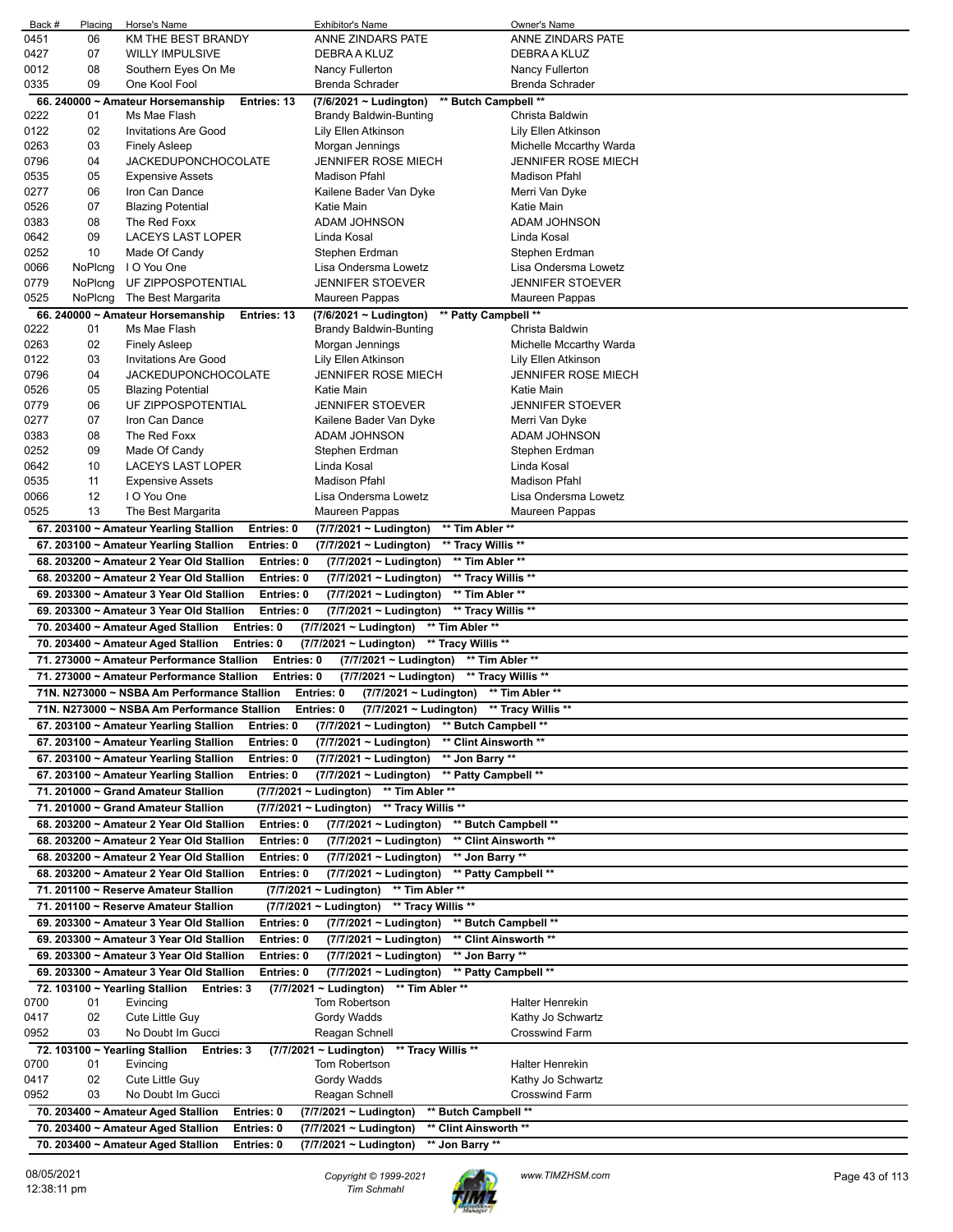| Back # | Placing | Horse's Name | Exhibitor's Name | Owner's Name |
|---|---|---|---|---|
| 0451 | 06 | KM THE BEST BRANDY | ANNE ZINDARS PATE | ANNE ZINDARS PATE |
| 0427 | 07 | WILLY IMPULSIVE | DEBRA A KLUZ | DEBRA A KLUZ |
| 0012 | 08 | Southern Eyes On Me | Nancy Fullerton | Nancy Fullerton |
| 0335 | 09 | One Kool Fool | Brenda Schrader | Brenda Schrader |

**66. 240000 ~ Amateur Horsemanship Entries: 13 (7/6/2021 ~ Ludington) \*\* Butch Campbell \*\***

| Back # | Placing | Horse's Name | Exhibitor's Name | Owner's Name |
|---|---|---|---|---|
| 0222 | 01 | Ms Mae Flash | Brandy Baldwin-Bunting | Christa Baldwin |
| 0122 | 02 | Invitations Are Good | Lily Ellen Atkinson | Lily Ellen Atkinson |
| 0263 | 03 | Finely Asleep | Morgan Jennings | Michelle Mccarthy Warda |
| 0796 | 04 | JACKEDUPONCHOCOLATE | JENNIFER ROSE MIECH | JENNIFER ROSE MIECH |
| 0535 | 05 | Expensive Assets | Madison Pfahl | Madison Pfahl |
| 0277 | 06 | Iron Can Dance | Kailene Bader Van Dyke | Merri Van Dyke |
| 0526 | 07 | Blazing Potential | Katie Main | Katie Main |
| 0383 | 08 | The Red Foxx | ADAM JOHNSON | ADAM JOHNSON |
| 0642 | 09 | LACEYS LAST LOPER | Linda Kosal | Linda Kosal |
| 0252 | 10 | Made Of Candy | Stephen Erdman | Stephen Erdman |
| 0066 | NoPlcng | I O You One | Lisa Ondersma Lowetz | Lisa Ondersma Lowetz |
| 0779 | NoPlcng | UF ZIPPOSPOTENTIAL | JENNIFER STOEVER | JENNIFER STOEVER |
| 0525 | NoPlcng | The Best Margarita | Maureen Pappas | Maureen Pappas |

**66. 240000 ~ Amateur Horsemanship Entries: 13 (7/6/2021 ~ Ludington) \*\* Patty Campbell \*\***

| Back # | Placing | Horse's Name | Exhibitor's Name | Owner's Name |
|---|---|---|---|---|
| 0222 | 01 | Ms Mae Flash | Brandy Baldwin-Bunting | Christa Baldwin |
| 0263 | 02 | Finely Asleep | Morgan Jennings | Michelle Mccarthy Warda |
| 0122 | 03 | Invitations Are Good | Lily Ellen Atkinson | Lily Ellen Atkinson |
| 0796 | 04 | JACKEDUPONCHOCOLATE | JENNIFER ROSE MIECH | JENNIFER ROSE MIECH |
| 0526 | 05 | Blazing Potential | Katie Main | Katie Main |
| 0779 | 06 | UF ZIPPOSPOTENTIAL | JENNIFER STOEVER | JENNIFER STOEVER |
| 0277 | 07 | Iron Can Dance | Kailene Bader Van Dyke | Merri Van Dyke |
| 0383 | 08 | The Red Foxx | ADAM JOHNSON | ADAM JOHNSON |
| 0252 | 09 | Made Of Candy | Stephen Erdman | Stephen Erdman |
| 0642 | 10 | LACEYS LAST LOPER | Linda Kosal | Linda Kosal |
| 0535 | 11 | Expensive Assets | Madison Pfahl | Madison Pfahl |
| 0066 | 12 | I O You One | Lisa Ondersma Lowetz | Lisa Ondersma Lowetz |
| 0525 | 13 | The Best Margarita | Maureen Pappas | Maureen Pappas |

**67. 203100 ~ Amateur Yearling Stallion Entries: 0 (7/7/2021 ~ Ludington) \*\* Tim Abler \*\***

**67. 203100 ~ Amateur Yearling Stallion Entries: 0 (7/7/2021 ~ Ludington) \*\* Tracy Willis \*\***

**68. 203200 ~ Amateur 2 Year Old Stallion Entries: 0 (7/7/2021 ~ Ludington) \*\* Tim Abler \*\***

**68. 203200 ~ Amateur 2 Year Old Stallion Entries: 0 (7/7/2021 ~ Ludington) \*\* Tracy Willis \*\***

**69. 203300 ~ Amateur 3 Year Old Stallion Entries: 0 (7/7/2021 ~ Ludington) \*\* Tim Abler \*\***

**69. 203300 ~ Amateur 3 Year Old Stallion Entries: 0 (7/7/2021 ~ Ludington) \*\* Tracy Willis \*\***

**70. 203400 ~ Amateur Aged Stallion Entries: 0 (7/7/2021 ~ Ludington) \*\* Tim Abler \*\***

**70. 203400 ~ Amateur Aged Stallion Entries: 0 (7/7/2021 ~ Ludington) \*\* Tracy Willis \*\***

**71. 273000 ~ Amateur Performance Stallion Entries: 0 (7/7/2021 ~ Ludington) \*\* Tim Abler \*\***

**71. 273000 ~ Amateur Performance Stallion Entries: 0 (7/7/2021 ~ Ludington) \*\* Tracy Willis \*\***

**71N. N273000 ~ NSBA Am Performance Stallion Entries: 0 (7/7/2021 ~ Ludington) \*\* Tim Abler \*\***

**71N. N273000 ~ NSBA Am Performance Stallion Entries: 0 (7/7/2021 ~ Ludington) \*\* Tracy Willis \*\***

**67. 203100 ~ Amateur Yearling Stallion Entries: 0 (7/7/2021 ~ Ludington) \*\* Butch Campbell \*\***

**67. 203100 ~ Amateur Yearling Stallion Entries: 0 (7/7/2021 ~ Ludington) \*\* Clint Ainsworth \*\***

**67. 203100 ~ Amateur Yearling Stallion Entries: 0 (7/7/2021 ~ Ludington) \*\* Jon Barry \*\***

**67. 203100 ~ Amateur Yearling Stallion Entries: 0 (7/7/2021 ~ Ludington) \*\* Patty Campbell \*\***

**71. 201000 ~ Grand Amateur Stallion (7/7/2021 ~ Ludington) \*\* Tim Abler \*\***

**71. 201000 ~ Grand Amateur Stallion (7/7/2021 ~ Ludington) \*\* Tracy Willis \*\***

**68. 203200 ~ Amateur 2 Year Old Stallion Entries: 0 (7/7/2021 ~ Ludington) \*\* Butch Campbell \*\***

**68. 203200 ~ Amateur 2 Year Old Stallion Entries: 0 (7/7/2021 ~ Ludington) \*\* Clint Ainsworth \*\***

**68. 203200 ~ Amateur 2 Year Old Stallion Entries: 0 (7/7/2021 ~ Ludington) \*\* Jon Barry \*\***

**68. 203200 ~ Amateur 2 Year Old Stallion Entries: 0 (7/7/2021 ~ Ludington) \*\* Patty Campbell \*\***

**71. 201100 ~ Reserve Amateur Stallion (7/7/2021 ~ Ludington) \*\* Tim Abler \*\***

**71. 201100 ~ Reserve Amateur Stallion (7/7/2021 ~ Ludington) \*\* Tracy Willis \*\***

**69. 203300 ~ Amateur 3 Year Old Stallion Entries: 0 (7/7/2021 ~ Ludington) \*\* Butch Campbell \*\***

**69. 203300 ~ Amateur 3 Year Old Stallion Entries: 0 (7/7/2021 ~ Ludington) \*\* Clint Ainsworth \*\***

**69. 203300 ~ Amateur 3 Year Old Stallion Entries: 0 (7/7/2021 ~ Ludington) \*\* Jon Barry \*\***

**69. 203300 ~ Amateur 3 Year Old Stallion Entries: 0 (7/7/2021 ~ Ludington) \*\* Patty Campbell \*\***

**72. 103100 ~ Yearling Stallion Entries: 3 (7/7/2021 ~ Ludington) \*\* Tim Abler \*\***

| Back # | Placing | Horse's Name | Exhibitor's Name | Owner's Name |
|---|---|---|---|---|
| 0700 | 01 | Evincing | Tom Robertson | Halter Henrekin |
| 0417 | 02 | Cute Little Guy | Gordy Wadds | Kathy Jo Schwartz |
| 0952 | 03 | No Doubt Im Gucci | Reagan Schnell | Crosswind Farm |

**72. 103100 ~ Yearling Stallion Entries: 3 (7/7/2021 ~ Ludington) \*\* Tracy Willis \*\***

| Back # | Placing | Horse's Name | Exhibitor's Name | Owner's Name |
|---|---|---|---|---|
| 0700 | 01 | Evincing | Tom Robertson | Halter Henrekin |
| 0417 | 02 | Cute Little Guy | Gordy Wadds | Kathy Jo Schwartz |
| 0952 | 03 | No Doubt Im Gucci | Reagan Schnell | Crosswind Farm |

**70. 203400 ~ Amateur Aged Stallion Entries: 0 (7/7/2021 ~ Ludington) \*\* Butch Campbell \*\***

**70. 203400 ~ Amateur Aged Stallion Entries: 0 (7/7/2021 ~ Ludington) \*\* Clint Ainsworth \*\***

**70. 203400 ~ Amateur Aged Stallion Entries: 0 (7/7/2021 ~ Ludington) \*\* Jon Barry \*\***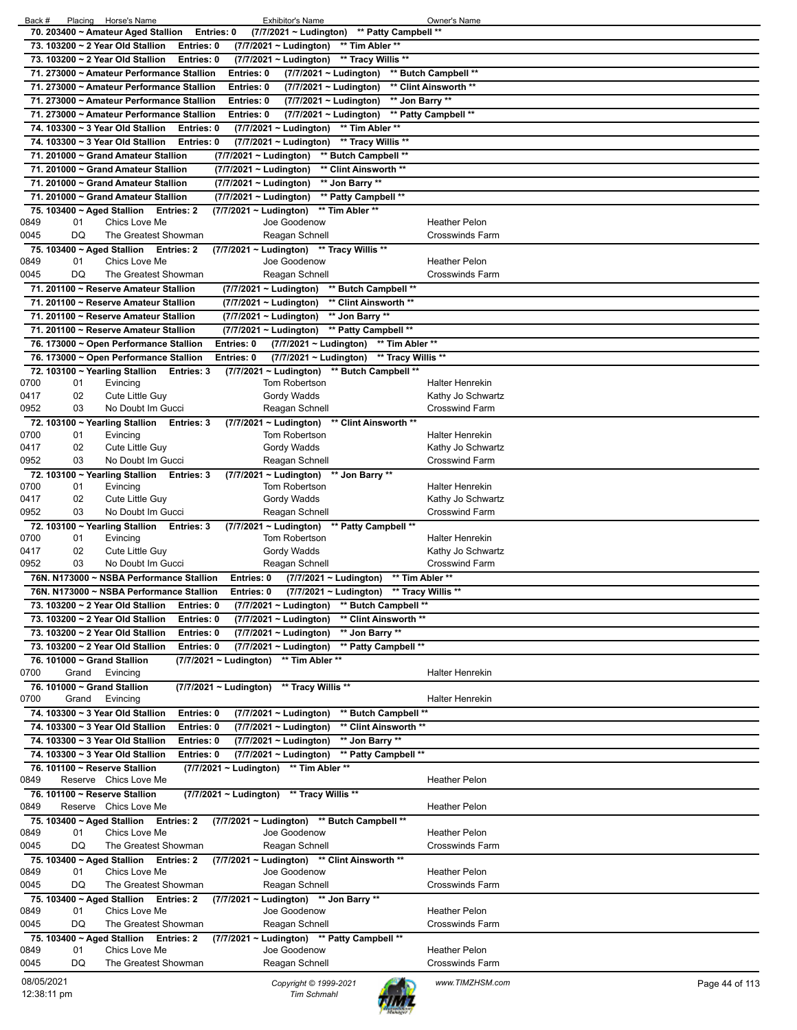| Back # | Placing | Horse's Name | Exhibitor's Name | Owner's Name |
|---|---|---|---|---|
| **70. 203400 ~ Amateur Aged Stallion Entries: 0 (7/7/2021 ~ Ludington) ** Patty Campbell **** | | | | |
| **73. 103200 ~ 2 Year Old Stallion Entries: 0 (7/7/2021 ~ Ludington) ** Tim Abler **** | | | | |
| **73. 103200 ~ 2 Year Old Stallion Entries: 0 (7/7/2021 ~ Ludington) ** Tracy Willis **** | | | | |
| **71. 273000 ~ Amateur Performance Stallion Entries: 0 (7/7/2021 ~ Ludington) ** Butch Campbell **** | | | | |
| **71. 273000 ~ Amateur Performance Stallion Entries: 0 (7/7/2021 ~ Ludington) ** Clint Ainsworth **** | | | | |
| **71. 273000 ~ Amateur Performance Stallion Entries: 0 (7/7/2021 ~ Ludington) ** Jon Barry **** | | | | |
| **71. 273000 ~ Amateur Performance Stallion Entries: 0 (7/7/2021 ~ Ludington) ** Patty Campbell **** | | | | |
| **74. 103300 ~ 3 Year Old Stallion Entries: 0 (7/7/2021 ~ Ludington) ** Tim Abler **** | | | | |
| **74. 103300 ~ 3 Year Old Stallion Entries: 0 (7/7/2021 ~ Ludington) ** Tracy Willis **** | | | | |
| **71. 201000 ~ Grand Amateur Stallion (7/7/2021 ~ Ludington) ** Butch Campbell **** | | | | |
| **71. 201000 ~ Grand Amateur Stallion (7/7/2021 ~ Ludington) ** Clint Ainsworth **** | | | | |
| **71. 201000 ~ Grand Amateur Stallion (7/7/2021 ~ Ludington) ** Jon Barry **** | | | | |
| **71. 201000 ~ Grand Amateur Stallion (7/7/2021 ~ Ludington) ** Patty Campbell **** | | | | |
| **75. 103400 ~ Aged Stallion Entries: 2 (7/7/2021 ~ Ludington) ** Tim Abler **** | | | | |
| 0849 | 01 | Chics Love Me | Joe Goodenow | Heather Pelon |
| 0045 | DQ | The Greatest Showman | Reagan Schnell | Crosswinds Farm |
| **75. 103400 ~ Aged Stallion Entries: 2 (7/7/2021 ~ Ludington) ** Tracy Willis **** | | | | |
| 0849 | 01 | Chics Love Me | Joe Goodenow | Heather Pelon |
| 0045 | DQ | The Greatest Showman | Reagan Schnell | Crosswinds Farm |
| **71. 201100 ~ Reserve Amateur Stallion (7/7/2021 ~ Ludington) ** Butch Campbell **** | | | | |
| **71. 201100 ~ Reserve Amateur Stallion (7/7/2021 ~ Ludington) ** Clint Ainsworth **** | | | | |
| **71. 201100 ~ Reserve Amateur Stallion (7/7/2021 ~ Ludington) ** Jon Barry **** | | | | |
| **71. 201100 ~ Reserve Amateur Stallion (7/7/2021 ~ Ludington) ** Patty Campbell **** | | | | |
| **76. 173000 ~ Open Performance Stallion Entries: 0 (7/7/2021 ~ Ludington) ** Tim Abler **** | | | | |
| **76. 173000 ~ Open Performance Stallion Entries: 0 (7/7/2021 ~ Ludington) ** Tracy Willis **** | | | | |
| **72. 103100 ~ Yearling Stallion Entries: 3 (7/7/2021 ~ Ludington) ** Butch Campbell **** | | | | |
| 0700 | 01 | Evincing | Tom Robertson | Halter Henrekin |
| 0417 | 02 | Cute Little Guy | Gordy Wadds | Kathy Jo Schwartz |
| 0952 | 03 | No Doubt Im Gucci | Reagan Schnell | Crosswind Farm |
| **72. 103100 ~ Yearling Stallion Entries: 3 (7/7/2021 ~ Ludington) ** Clint Ainsworth **** | | | | |
| 0700 | 01 | Evincing | Tom Robertson | Halter Henrekin |
| 0417 | 02 | Cute Little Guy | Gordy Wadds | Kathy Jo Schwartz |
| 0952 | 03 | No Doubt Im Gucci | Reagan Schnell | Crosswind Farm |
| **72. 103100 ~ Yearling Stallion Entries: 3 (7/7/2021 ~ Ludington) ** Jon Barry **** | | | | |
| 0700 | 01 | Evincing | Tom Robertson | Halter Henrekin |
| 0417 | 02 | Cute Little Guy | Gordy Wadds | Kathy Jo Schwartz |
| 0952 | 03 | No Doubt Im Gucci | Reagan Schnell | Crosswind Farm |
| **72. 103100 ~ Yearling Stallion Entries: 3 (7/7/2021 ~ Ludington) ** Patty Campbell **** | | | | |
| 0700 | 01 | Evincing | Tom Robertson | Halter Henrekin |
| 0417 | 02 | Cute Little Guy | Gordy Wadds | Kathy Jo Schwartz |
| 0952 | 03 | No Doubt Im Gucci | Reagan Schnell | Crosswind Farm |
| **76N. N173000 ~ NSBA Performance Stallion Entries: 0 (7/7/2021 ~ Ludington) ** Tim Abler **** | | | | |
| **76N. N173000 ~ NSBA Performance Stallion Entries: 0 (7/7/2021 ~ Ludington) ** Tracy Willis **** | | | | |
| **73. 103200 ~ 2 Year Old Stallion Entries: 0 (7/7/2021 ~ Ludington) ** Butch Campbell **** | | | | |
| **73. 103200 ~ 2 Year Old Stallion Entries: 0 (7/7/2021 ~ Ludington) ** Clint Ainsworth **** | | | | |
| **73. 103200 ~ 2 Year Old Stallion Entries: 0 (7/7/2021 ~ Ludington) ** Jon Barry **** | | | | |
| **73. 103200 ~ 2 Year Old Stallion Entries: 0 (7/7/2021 ~ Ludington) ** Patty Campbell **** | | | | |
| **76. 101000 ~ Grand Stallion (7/7/2021 ~ Ludington) ** Tim Abler **** | | | | |
| 0700 | Grand | Evincing | | Halter Henrekin |
| **76. 101000 ~ Grand Stallion (7/7/2021 ~ Ludington) ** Tracy Willis **** | | | | |
| 0700 | Grand | Evincing | | Halter Henrekin |
| **74. 103300 ~ 3 Year Old Stallion Entries: 0 (7/7/2021 ~ Ludington) ** Butch Campbell **** | | | | |
| **74. 103300 ~ 3 Year Old Stallion Entries: 0 (7/7/2021 ~ Ludington) ** Clint Ainsworth **** | | | | |
| **74. 103300 ~ 3 Year Old Stallion Entries: 0 (7/7/2021 ~ Ludington) ** Jon Barry **** | | | | |
| **74. 103300 ~ 3 Year Old Stallion Entries: 0 (7/7/2021 ~ Ludington) ** Patty Campbell **** | | | | |
| **76. 101100 ~ Reserve Stallion (7/7/2021 ~ Ludington) ** Tim Abler **** | | | | |
| 0849 | Reserve | Chics Love Me | | Heather Pelon |
| **76. 101100 ~ Reserve Stallion (7/7/2021 ~ Ludington) ** Tracy Willis **** | | | | |
| 0849 | Reserve | Chics Love Me | | Heather Pelon |
| **75. 103400 ~ Aged Stallion Entries: 2 (7/7/2021 ~ Ludington) ** Butch Campbell **** | | | | |
| 0849 | 01 | Chics Love Me | Joe Goodenow | Heather Pelon |
| 0045 | DQ | The Greatest Showman | Reagan Schnell | Crosswinds Farm |
| **75. 103400 ~ Aged Stallion Entries: 2 (7/7/2021 ~ Ludington) ** Clint Ainsworth **** | | | | |
| 0849 | 01 | Chics Love Me | Joe Goodenow | Heather Pelon |
| 0045 | DQ | The Greatest Showman | Reagan Schnell | Crosswinds Farm |
| **75. 103400 ~ Aged Stallion Entries: 2 (7/7/2021 ~ Ludington) ** Jon Barry **** | | | | |
| 0849 | 01 | Chics Love Me | Joe Goodenow | Heather Pelon |
| 0045 | DQ | The Greatest Showman | Reagan Schnell | Crosswinds Farm |
| **75. 103400 ~ Aged Stallion Entries: 2 (7/7/2021 ~ Ludington) ** Patty Campbell **** | | | | |
| 0849 | 01 | Chics Love Me | Joe Goodenow | Heather Pelon |
| 0045 | DQ | The Greatest Showman | Reagan Schnell | Crosswinds Farm |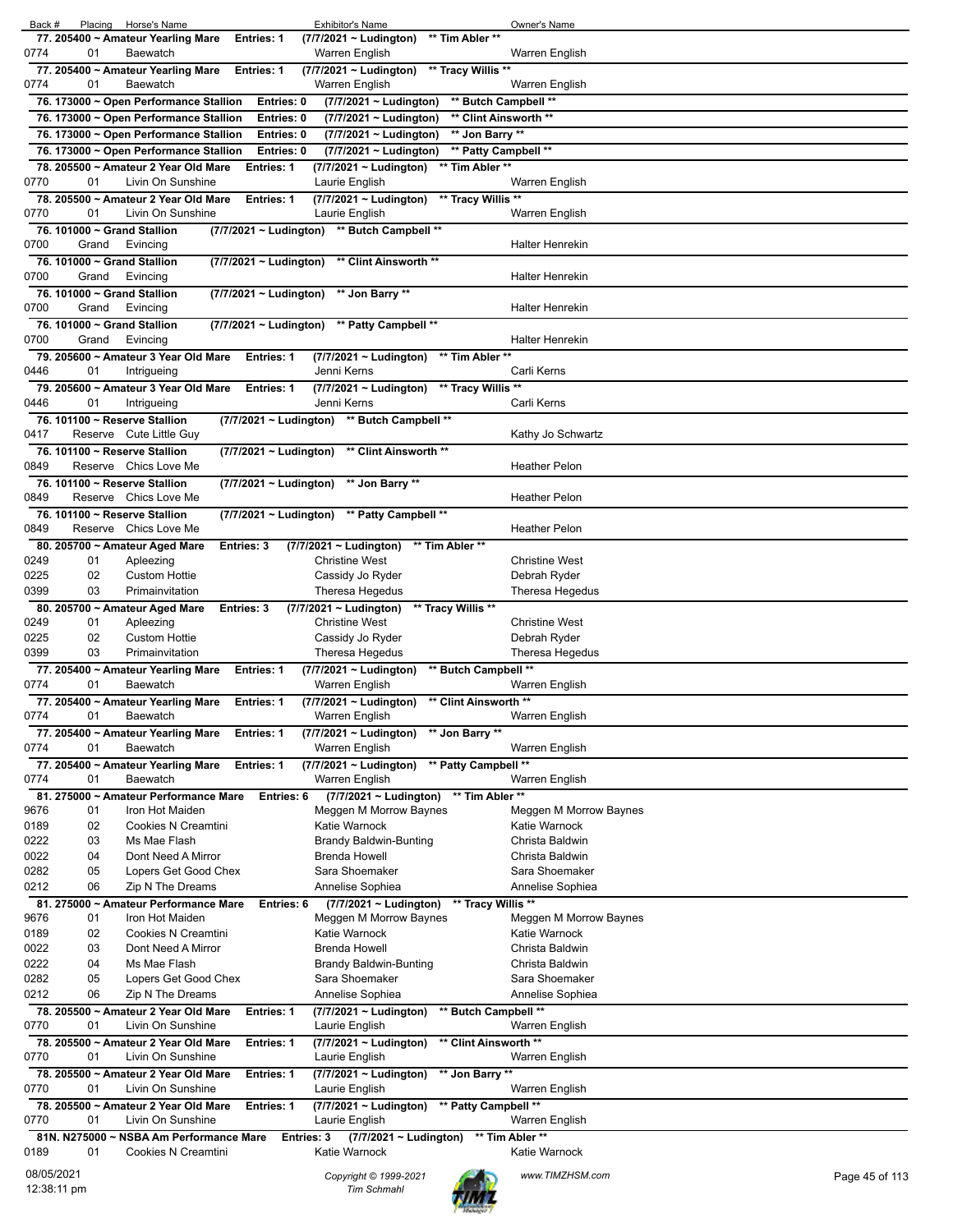| Back # | Placing | Horse's Name | Exhibitor's Name | Owner's Name |
|---|---|---|---|---|
| **77. 205400 ~ Amateur Yearling Mare** | | **Entries: 1** | **(7/7/2021 ~ Ludington) \*\* Tim Abler \*\*** | |
| 0774 | 01 | Baewatch | Warren English | Warren English |
| **77. 205400 ~ Amateur Yearling Mare** | | **Entries: 1** | **(7/7/2021 ~ Ludington) \*\* Tracy Willis \*\*** | |
| 0774 | 01 | Baewatch | Warren English | Warren English |
| **76. 173000 ~ Open Performance Stallion** | | **Entries: 0** | **(7/7/2021 ~ Ludington) \*\* Butch Campbell \*\*** | |
| **76. 173000 ~ Open Performance Stallion** | | **Entries: 0** | **(7/7/2021 ~ Ludington) \*\* Clint Ainsworth \*\*** | |
| **76. 173000 ~ Open Performance Stallion** | | **Entries: 0** | **(7/7/2021 ~ Ludington) \*\* Jon Barry \*\*** | |
| **76. 173000 ~ Open Performance Stallion** | | **Entries: 0** | **(7/7/2021 ~ Ludington) \*\* Patty Campbell \*\*** | |
| **78. 205500 ~ Amateur 2 Year Old Mare** | | **Entries: 1** | **(7/7/2021 ~ Ludington) \*\* Tim Abler \*\*** | |
| 0770 | 01 | Livin On Sunshine | Laurie English | Warren English |
| **78. 205500 ~ Amateur 2 Year Old Mare** | | **Entries: 1** | **(7/7/2021 ~ Ludington) \*\* Tracy Willis \*\*** | |
| 0770 | 01 | Livin On Sunshine | Laurie English | Warren English |
| **76. 101000 ~ Grand Stallion** | | | **(7/7/2021 ~ Ludington) \*\* Butch Campbell \*\*** | |
| 0700 | Grand | Evincing | | Halter Henrekin |
| **76. 101000 ~ Grand Stallion** | | | **(7/7/2021 ~ Ludington) \*\* Clint Ainsworth \*\*** | |
| 0700 | Grand | Evincing | | Halter Henrekin |
| **76. 101000 ~ Grand Stallion** | | | **(7/7/2021 ~ Ludington) \*\* Jon Barry \*\*** | |
| 0700 | Grand | Evincing | | Halter Henrekin |
| **76. 101000 ~ Grand Stallion** | | | **(7/7/2021 ~ Ludington) \*\* Patty Campbell \*\*** | |
| 0700 | Grand | Evincing | | Halter Henrekin |
| **79. 205600 ~ Amateur 3 Year Old Mare** | | **Entries: 1** | **(7/7/2021 ~ Ludington) \*\* Tim Abler \*\*** | |
| 0446 | 01 | Intrigueing | Jenni Kerns | Carli Kerns |
| **79. 205600 ~ Amateur 3 Year Old Mare** | | **Entries: 1** | **(7/7/2021 ~ Ludington) \*\* Tracy Willis \*\*** | |
| 0446 | 01 | Intrigueing | Jenni Kerns | Carli Kerns |
| **76. 101100 ~ Reserve Stallion** | | | **(7/7/2021 ~ Ludington) \*\* Butch Campbell \*\*** | |
| 0417 | Reserve | Cute Little Guy | | Kathy Jo Schwartz |
| **76. 101100 ~ Reserve Stallion** | | | **(7/7/2021 ~ Ludington) \*\* Clint Ainsworth \*\*** | |
| 0849 | Reserve | Chics Love Me | | Heather Pelon |
| **76. 101100 ~ Reserve Stallion** | | | **(7/7/2021 ~ Ludington) \*\* Jon Barry \*\*** | |
| 0849 | Reserve | Chics Love Me | | Heather Pelon |
| **76. 101100 ~ Reserve Stallion** | | | **(7/7/2021 ~ Ludington) \*\* Patty Campbell \*\*** | |
| 0849 | Reserve | Chics Love Me | | Heather Pelon |
| **80. 205700 ~ Amateur Aged Mare** | | **Entries: 3** | **(7/7/2021 ~ Ludington) \*\* Tim Abler \*\*** | |
| 0249 | 01 | Apleezing | Christine West | Christine West |
| 0225 | 02 | Custom Hottie | Cassidy Jo Ryder | Debrah Ryder |
| 0399 | 03 | Primainvitation | Theresa Hegedus | Theresa Hegedus |
| **80. 205700 ~ Amateur Aged Mare** | | **Entries: 3** | **(7/7/2021 ~ Ludington) \*\* Tracy Willis \*\*** | |
| 0249 | 01 | Apleezing | Christine West | Christine West |
| 0225 | 02 | Custom Hottie | Cassidy Jo Ryder | Debrah Ryder |
| 0399 | 03 | Primainvitation | Theresa Hegedus | Theresa Hegedus |
| **77. 205400 ~ Amateur Yearling Mare** | | **Entries: 1** | **(7/7/2021 ~ Ludington) \*\* Butch Campbell \*\*** | |
| 0774 | 01 | Baewatch | Warren English | Warren English |
| **77. 205400 ~ Amateur Yearling Mare** | | **Entries: 1** | **(7/7/2021 ~ Ludington) \*\* Clint Ainsworth \*\*** | |
| 0774 | 01 | Baewatch | Warren English | Warren English |
| **77. 205400 ~ Amateur Yearling Mare** | | **Entries: 1** | **(7/7/2021 ~ Ludington) \*\* Jon Barry \*\*** | |
| 0774 | 01 | Baewatch | Warren English | Warren English |
| **77. 205400 ~ Amateur Yearling Mare** | | **Entries: 1** | **(7/7/2021 ~ Ludington) \*\* Patty Campbell \*\*** | |
| 0774 | 01 | Baewatch | Warren English | Warren English |
| **81. 275000 ~ Amateur Performance Mare** | | **Entries: 6** | **(7/7/2021 ~ Ludington) \*\* Tim Abler \*\*** | |
| 9676 | 01 | Iron Hot Maiden | Meggen M Morrow Baynes | Meggen M Morrow Baynes |
| 0189 | 02 | Cookies N Creamtini | Katie Warnock | Katie Warnock |
| 0222 | 03 | Ms Mae Flash | Brandy Baldwin-Bunting | Christa Baldwin |
| 0022 | 04 | Dont Need A Mirror | Brenda Howell | Christa Baldwin |
| 0282 | 05 | Lopers Get Good Chex | Sara Shoemaker | Sara Shoemaker |
| 0212 | 06 | Zip N The Dreams | Annelise Sophiea | Annelise Sophiea |
| **81. 275000 ~ Amateur Performance Mare** | | **Entries: 6** | **(7/7/2021 ~ Ludington) \*\* Tracy Willis \*\*** | |
| 9676 | 01 | Iron Hot Maiden | Meggen M Morrow Baynes | Meggen M Morrow Baynes |
| 0189 | 02 | Cookies N Creamtini | Katie Warnock | Katie Warnock |
| 0022 | 03 | Dont Need A Mirror | Brenda Howell | Christa Baldwin |
| 0222 | 04 | Ms Mae Flash | Brandy Baldwin-Bunting | Christa Baldwin |
| 0282 | 05 | Lopers Get Good Chex | Sara Shoemaker | Sara Shoemaker |
| 0212 | 06 | Zip N The Dreams | Annelise Sophiea | Annelise Sophiea |
| **78. 205500 ~ Amateur 2 Year Old Mare** | | **Entries: 1** | **(7/7/2021 ~ Ludington) \*\* Butch Campbell \*\*** | |
| 0770 | 01 | Livin On Sunshine | Laurie English | Warren English |
| **78. 205500 ~ Amateur 2 Year Old Mare** | | **Entries: 1** | **(7/7/2021 ~ Ludington) \*\* Clint Ainsworth \*\*** | |
| 0770 | 01 | Livin On Sunshine | Laurie English | Warren English |
| **78. 205500 ~ Amateur 2 Year Old Mare** | | **Entries: 1** | **(7/7/2021 ~ Ludington) \*\* Jon Barry \*\*** | |
| 0770 | 01 | Livin On Sunshine | Laurie English | Warren English |
| **78. 205500 ~ Amateur 2 Year Old Mare** | | **Entries: 1** | **(7/7/2021 ~ Ludington) \*\* Patty Campbell \*\*** | |
| 0770 | 01 | Livin On Sunshine | Laurie English | Warren English |
| **81N. N275000 ~ NSBA Am Performance Mare** | | **Entries: 3** | **(7/7/2021 ~ Ludington) \*\* Tim Abler \*\*** | |
| 0189 | 01 | Cookies N Creamtini | Katie Warnock | Katie Warnock |

08/05/2021
12:38:11 pm

Copyright © 1999-2021
Tim Schmahl

www.TIMZHSM.com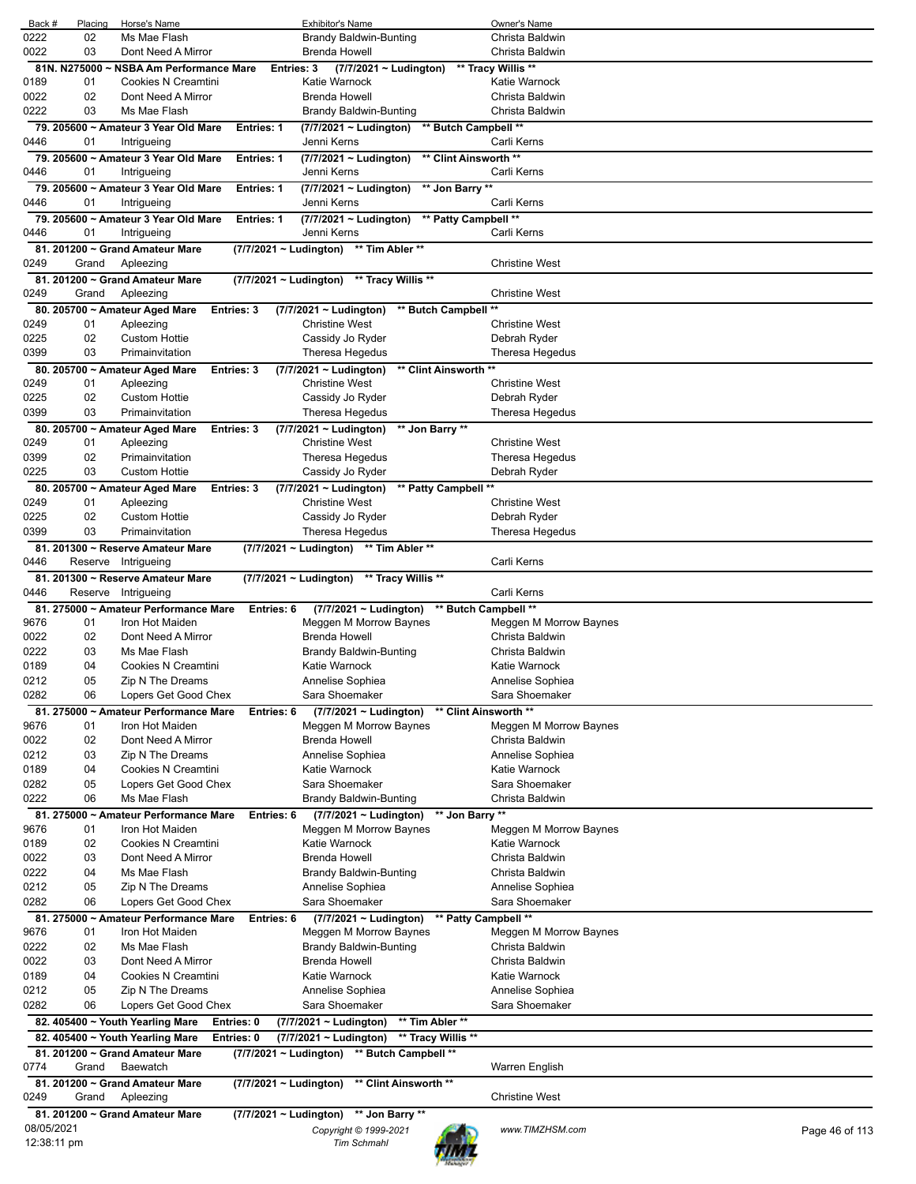| Back # | Placing | Horse's Name | Exhibitor's Name | Owner's Name |
|---|---|---|---|---|
| 0222 | 02 | Ms Mae Flash | Brandy Baldwin-Bunting | Christa Baldwin |
| 0022 | 03 | Dont Need A Mirror | Brenda Howell | Christa Baldwin |

**81N. N275000 ~ NSBA Am Performance Mare  Entries: 3  (7/7/2021 ~ Ludington)  \*\* Tracy Willis \*\***

| Back # | Placing | Horse's Name | Exhibitor's Name | Owner's Name |
|---|---|---|---|---|
| 0189 | 01 | Cookies N Creamtini | Katie Warnock | Katie Warnock |
| 0022 | 02 | Dont Need A Mirror | Brenda Howell | Christa Baldwin |
| 0222 | 03 | Ms Mae Flash | Brandy Baldwin-Bunting | Christa Baldwin |

**79. 205600 ~ Amateur 3 Year Old Mare  Entries: 1  (7/7/2021 ~ Ludington)  \*\* Butch Campbell \*\***

| Back # | Placing | Horse's Name | Exhibitor's Name | Owner's Name |
|---|---|---|---|---|
| 0446 | 01 | Intrigueing | Jenni Kerns | Carli Kerns |

**79. 205600 ~ Amateur 3 Year Old Mare  Entries: 1  (7/7/2021 ~ Ludington)  \*\* Clint Ainsworth \*\***

| Back # | Placing | Horse's Name | Exhibitor's Name | Owner's Name |
|---|---|---|---|---|
| 0446 | 01 | Intrigueing | Jenni Kerns | Carli Kerns |

**79. 205600 ~ Amateur 3 Year Old Mare  Entries: 1  (7/7/2021 ~ Ludington)  \*\* Jon Barry \*\***

| Back # | Placing | Horse's Name | Exhibitor's Name | Owner's Name |
|---|---|---|---|---|
| 0446 | 01 | Intrigueing | Jenni Kerns | Carli Kerns |

**79. 205600 ~ Amateur 3 Year Old Mare  Entries: 1  (7/7/2021 ~ Ludington)  \*\* Patty Campbell \*\***

| Back # | Placing | Horse's Name | Exhibitor's Name | Owner's Name |
|---|---|---|---|---|
| 0446 | 01 | Intrigueing | Jenni Kerns | Carli Kerns |

**81. 201200 ~ Grand Amateur Mare  (7/7/2021 ~ Ludington)  \*\* Tim Abler \*\***

| Back # | Placing | Horse's Name | Exhibitor's Name | Owner's Name |
|---|---|---|---|---|
| 0249 | Grand | Apleezing | | Christine West |

**81. 201200 ~ Grand Amateur Mare  (7/7/2021 ~ Ludington)  \*\* Tracy Willis \*\***

| Back # | Placing | Horse's Name | Exhibitor's Name | Owner's Name |
|---|---|---|---|---|
| 0249 | Grand | Apleezing | | Christine West |

**80. 205700 ~ Amateur Aged Mare  Entries: 3  (7/7/2021 ~ Ludington)  \*\* Butch Campbell \*\***

| Back # | Placing | Horse's Name | Exhibitor's Name | Owner's Name |
|---|---|---|---|---|
| 0249 | 01 | Apleezing | Christine West | Christine West |
| 0225 | 02 | Custom Hottie | Cassidy Jo Ryder | Debrah Ryder |
| 0399 | 03 | Primainvitation | Theresa Hegedus | Theresa Hegedus |

**80. 205700 ~ Amateur Aged Mare  Entries: 3  (7/7/2021 ~ Ludington)  \*\* Clint Ainsworth \*\***

| Back # | Placing | Horse's Name | Exhibitor's Name | Owner's Name |
|---|---|---|---|---|
| 0249 | 01 | Apleezing | Christine West | Christine West |
| 0225 | 02 | Custom Hottie | Cassidy Jo Ryder | Debrah Ryder |
| 0399 | 03 | Primainvitation | Theresa Hegedus | Theresa Hegedus |

**80. 205700 ~ Amateur Aged Mare  Entries: 3  (7/7/2021 ~ Ludington)  \*\* Jon Barry \*\***

| Back # | Placing | Horse's Name | Exhibitor's Name | Owner's Name |
|---|---|---|---|---|
| 0249 | 01 | Apleezing | Christine West | Christine West |
| 0399 | 02 | Primainvitation | Theresa Hegedus | Theresa Hegedus |
| 0225 | 03 | Custom Hottie | Cassidy Jo Ryder | Debrah Ryder |

**80. 205700 ~ Amateur Aged Mare  Entries: 3  (7/7/2021 ~ Ludington)  \*\* Patty Campbell \*\***

| Back # | Placing | Horse's Name | Exhibitor's Name | Owner's Name |
|---|---|---|---|---|
| 0249 | 01 | Apleezing | Christine West | Christine West |
| 0225 | 02 | Custom Hottie | Cassidy Jo Ryder | Debrah Ryder |
| 0399 | 03 | Primainvitation | Theresa Hegedus | Theresa Hegedus |

**81. 201300 ~ Reserve Amateur Mare  (7/7/2021 ~ Ludington)  \*\* Tim Abler \*\***

| Back # | Placing | Horse's Name | Exhibitor's Name | Owner's Name |
|---|---|---|---|---|
| 0446 | Reserve | Intrigueing | | Carli Kerns |

**81. 201300 ~ Reserve Amateur Mare  (7/7/2021 ~ Ludington)  \*\* Tracy Willis \*\***

| Back # | Placing | Horse's Name | Exhibitor's Name | Owner's Name |
|---|---|---|---|---|
| 0446 | Reserve | Intrigueing | | Carli Kerns |

**81. 275000 ~ Amateur Performance Mare  Entries: 6  (7/7/2021 ~ Ludington)  \*\* Butch Campbell \*\***

| Back # | Placing | Horse's Name | Exhibitor's Name | Owner's Name |
|---|---|---|---|---|
| 9676 | 01 | Iron Hot Maiden | Meggen M Morrow Baynes | Meggen M Morrow Baynes |
| 0022 | 02 | Dont Need A Mirror | Brenda Howell | Christa Baldwin |
| 0222 | 03 | Ms Mae Flash | Brandy Baldwin-Bunting | Christa Baldwin |
| 0189 | 04 | Cookies N Creamtini | Katie Warnock | Katie Warnock |
| 0212 | 05 | Zip N The Dreams | Annelise Sophiea | Annelise Sophiea |
| 0282 | 06 | Lopers Get Good Chex | Sara Shoemaker | Sara Shoemaker |

**81. 275000 ~ Amateur Performance Mare  Entries: 6  (7/7/2021 ~ Ludington)  \*\* Clint Ainsworth \*\***

| Back # | Placing | Horse's Name | Exhibitor's Name | Owner's Name |
|---|---|---|---|---|
| 9676 | 01 | Iron Hot Maiden | Meggen M Morrow Baynes | Meggen M Morrow Baynes |
| 0022 | 02 | Dont Need A Mirror | Brenda Howell | Christa Baldwin |
| 0212 | 03 | Zip N The Dreams | Annelise Sophiea | Annelise Sophiea |
| 0189 | 04 | Cookies N Creamtini | Katie Warnock | Katie Warnock |
| 0282 | 05 | Lopers Get Good Chex | Sara Shoemaker | Sara Shoemaker |
| 0222 | 06 | Ms Mae Flash | Brandy Baldwin-Bunting | Christa Baldwin |

**81. 275000 ~ Amateur Performance Mare  Entries: 6  (7/7/2021 ~ Ludington)  \*\* Jon Barry \*\***

| Back # | Placing | Horse's Name | Exhibitor's Name | Owner's Name |
|---|---|---|---|---|
| 9676 | 01 | Iron Hot Maiden | Meggen M Morrow Baynes | Meggen M Morrow Baynes |
| 0189 | 02 | Cookies N Creamtini | Katie Warnock | Katie Warnock |
| 0022 | 03 | Dont Need A Mirror | Brenda Howell | Christa Baldwin |
| 0222 | 04 | Ms Mae Flash | Brandy Baldwin-Bunting | Christa Baldwin |
| 0212 | 05 | Zip N The Dreams | Annelise Sophiea | Annelise Sophiea |
| 0282 | 06 | Lopers Get Good Chex | Sara Shoemaker | Sara Shoemaker |

**81. 275000 ~ Amateur Performance Mare  Entries: 6  (7/7/2021 ~ Ludington)  \*\* Patty Campbell \*\***

| Back # | Placing | Horse's Name | Exhibitor's Name | Owner's Name |
|---|---|---|---|---|
| 9676 | 01 | Iron Hot Maiden | Meggen M Morrow Baynes | Meggen M Morrow Baynes |
| 0222 | 02 | Ms Mae Flash | Brandy Baldwin-Bunting | Christa Baldwin |
| 0022 | 03 | Dont Need A Mirror | Brenda Howell | Christa Baldwin |
| 0189 | 04 | Cookies N Creamtini | Katie Warnock | Katie Warnock |
| 0212 | 05 | Zip N The Dreams | Annelise Sophiea | Annelise Sophiea |
| 0282 | 06 | Lopers Get Good Chex | Sara Shoemaker | Sara Shoemaker |

**82. 405400 ~ Youth Yearling Mare  Entries: 0  (7/7/2021 ~ Ludington)  \*\* Tim Abler \*\***

**82. 405400 ~ Youth Yearling Mare  Entries: 0  (7/7/2021 ~ Ludington)  \*\* Tracy Willis \*\***

**81. 201200 ~ Grand Amateur Mare  (7/7/2021 ~ Ludington)  \*\* Butch Campbell \*\***

| Back # | Placing | Horse's Name | Exhibitor's Name | Owner's Name |
|---|---|---|---|---|
| 0774 | Grand | Baewatch | | Warren English |

**81. 201200 ~ Grand Amateur Mare  (7/7/2021 ~ Ludington)  \*\* Clint Ainsworth \*\***

| Back # | Placing | Horse's Name | Exhibitor's Name | Owner's Name |
|---|---|---|---|---|
| 0249 | Grand | Apleezing | | Christine West |

**81. 201200 ~ Grand Amateur Mare  (7/7/2021 ~ Ludington)  \*\* Jon Barry \*\***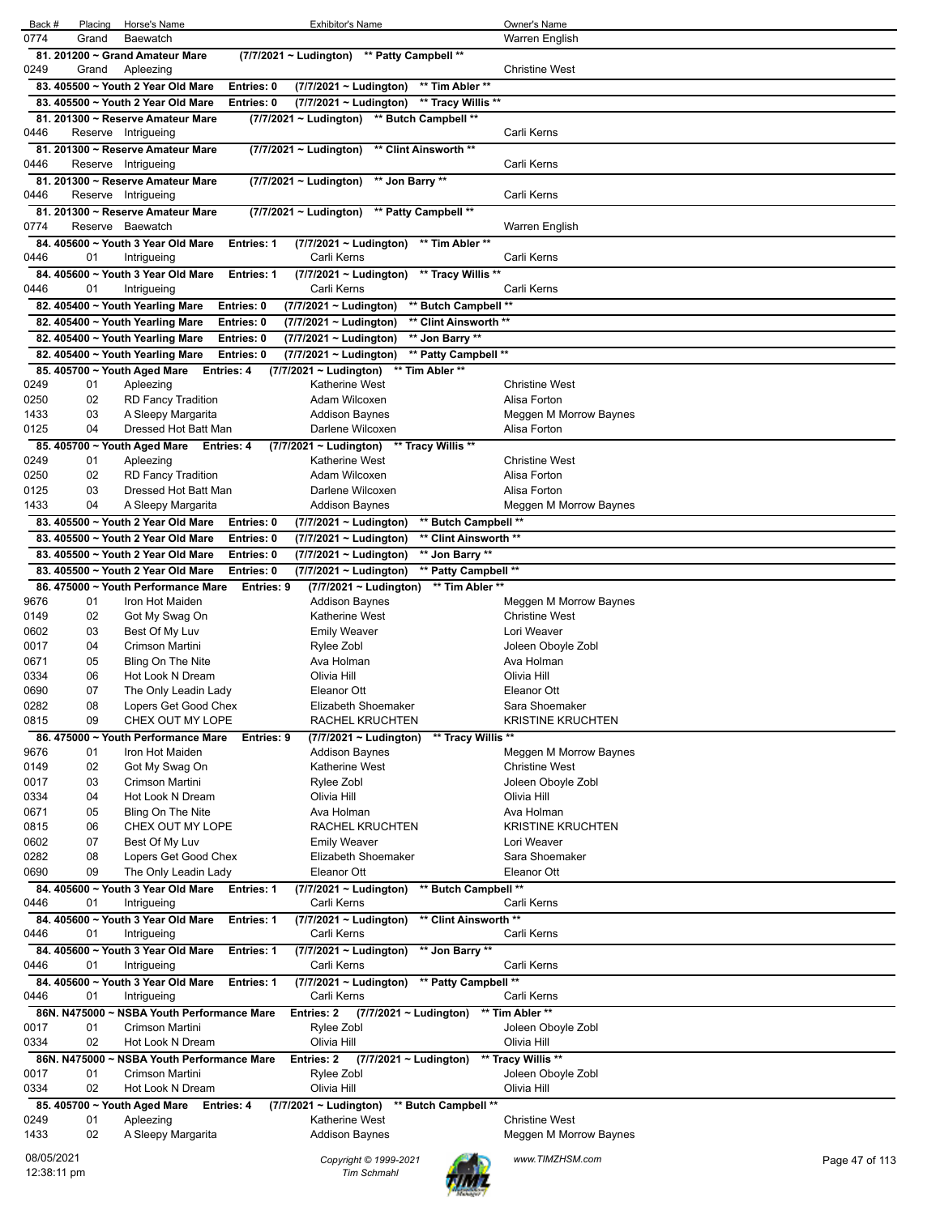| Back # | Placing | Horse's Name | Exhibitor's Name | Owner's Name |
|---|---|---|---|---|
| 0774 | Grand | Baewatch | | Warren English |

**81. 201200 ~ Grand Amateur Mare (7/7/2021 ~ Ludington) \*\* Patty Campbell \*\***

| Back # | Placing | Horse's Name | Exhibitor's Name | Owner's Name |
|---|---|---|---|---|
| 0249 | Grand | Apleezing | | Christine West |

**83. 405500 ~ Youth 2 Year Old Mare Entries: 0 (7/7/2021 ~ Ludington) \*\* Tim Abler \*\***

**83. 405500 ~ Youth 2 Year Old Mare Entries: 0 (7/7/2021 ~ Ludington) \*\* Tracy Willis \*\***

**81. 201300 ~ Reserve Amateur Mare (7/7/2021 ~ Ludington) \*\* Butch Campbell \*\***

| Back # | Placing | Horse's Name | Exhibitor's Name | Owner's Name |
|---|---|---|---|---|
| 0446 | Reserve | Intrigueing | | Carli Kerns |

**81. 201300 ~ Reserve Amateur Mare (7/7/2021 ~ Ludington) \*\* Clint Ainsworth \*\***

| Back # | Placing | Horse's Name | Exhibitor's Name | Owner's Name |
|---|---|---|---|---|
| 0446 | Reserve | Intrigueing | | Carli Kerns |

**81. 201300 ~ Reserve Amateur Mare (7/7/2021 ~ Ludington) \*\* Jon Barry \*\***

| Back # | Placing | Horse's Name | Exhibitor's Name | Owner's Name |
|---|---|---|---|---|
| 0446 | Reserve | Intrigueing | | Carli Kerns |

**81. 201300 ~ Reserve Amateur Mare (7/7/2021 ~ Ludington) \*\* Patty Campbell \*\***

| Back # | Placing | Horse's Name | Exhibitor's Name | Owner's Name |
|---|---|---|---|---|
| 0774 | Reserve | Baewatch | | Warren English |

**84. 405600 ~ Youth 3 Year Old Mare Entries: 1 (7/7/2021 ~ Ludington) \*\* Tim Abler \*\***

| Back # | Placing | Horse's Name | Exhibitor's Name | Owner's Name |
|---|---|---|---|---|
| 0446 | 01 | Intrigueing | Carli Kerns | Carli Kerns |

**84. 405600 ~ Youth 3 Year Old Mare Entries: 1 (7/7/2021 ~ Ludington) \*\* Tracy Willis \*\***

| Back # | Placing | Horse's Name | Exhibitor's Name | Owner's Name |
|---|---|---|---|---|
| 0446 | 01 | Intrigueing | Carli Kerns | Carli Kerns |

**82. 405400 ~ Youth Yearling Mare Entries: 0 (7/7/2021 ~ Ludington) \*\* Butch Campbell \*\***

**82. 405400 ~ Youth Yearling Mare Entries: 0 (7/7/2021 ~ Ludington) \*\* Clint Ainsworth \*\***

**82. 405400 ~ Youth Yearling Mare Entries: 0 (7/7/2021 ~ Ludington) \*\* Jon Barry \*\***

**82. 405400 ~ Youth Yearling Mare Entries: 0 (7/7/2021 ~ Ludington) \*\* Patty Campbell \*\***

**85. 405700 ~ Youth Aged Mare Entries: 4 (7/7/2021 ~ Ludington) \*\* Tim Abler \*\***

| Back # | Placing | Horse's Name | Exhibitor's Name | Owner's Name |
|---|---|---|---|---|
| 0249 | 01 | Apleezing | Katherine West | Christine West |
| 0250 | 02 | RD Fancy Tradition | Adam Wilcoxen | Alisa Forton |
| 1433 | 03 | A Sleepy Margarita | Addison Baynes | Meggen M Morrow Baynes |
| 0125 | 04 | Dressed Hot Batt Man | Darlene Wilcoxen | Alisa Forton |

**85. 405700 ~ Youth Aged Mare Entries: 4 (7/7/2021 ~ Ludington) \*\* Tracy Willis \*\***

| Back # | Placing | Horse's Name | Exhibitor's Name | Owner's Name |
|---|---|---|---|---|
| 0249 | 01 | Apleezing | Katherine West | Christine West |
| 0250 | 02 | RD Fancy Tradition | Adam Wilcoxen | Alisa Forton |
| 0125 | 03 | Dressed Hot Batt Man | Darlene Wilcoxen | Alisa Forton |
| 1433 | 04 | A Sleepy Margarita | Addison Baynes | Meggen M Morrow Baynes |

**83. 405500 ~ Youth 2 Year Old Mare Entries: 0 (7/7/2021 ~ Ludington) \*\* Butch Campbell \*\***

**83. 405500 ~ Youth 2 Year Old Mare Entries: 0 (7/7/2021 ~ Ludington) \*\* Clint Ainsworth \*\***

**83. 405500 ~ Youth 2 Year Old Mare Entries: 0 (7/7/2021 ~ Ludington) \*\* Jon Barry \*\***

**83. 405500 ~ Youth 2 Year Old Mare Entries: 0 (7/7/2021 ~ Ludington) \*\* Patty Campbell \*\***

**86. 475000 ~ Youth Performance Mare Entries: 9 (7/7/2021 ~ Ludington) \*\* Tim Abler \*\***

| Back # | Placing | Horse's Name | Exhibitor's Name | Owner's Name |
|---|---|---|---|---|
| 9676 | 01 | Iron Hot Maiden | Addison Baynes | Meggen M Morrow Baynes |
| 0149 | 02 | Got My Swag On | Katherine West | Christine West |
| 0602 | 03 | Best Of My Luv | Emily Weaver | Lori Weaver |
| 0017 | 04 | Crimson Martini | Rylee Zobl | Joleen Oboyle Zobl |
| 0671 | 05 | Bling On The Nite | Ava Holman | Ava Holman |
| 0334 | 06 | Hot Look N Dream | Olivia Hill | Olivia Hill |
| 0690 | 07 | The Only Leadin Lady | Eleanor Ott | Eleanor Ott |
| 0282 | 08 | Lopers Get Good Chex | Elizabeth Shoemaker | Sara Shoemaker |
| 0815 | 09 | CHEX OUT MY LOPE | RACHEL KRUCHTEN | KRISTINE KRUCHTEN |

**86. 475000 ~ Youth Performance Mare Entries: 9 (7/7/2021 ~ Ludington) \*\* Tracy Willis \*\***

| Back # | Placing | Horse's Name | Exhibitor's Name | Owner's Name |
|---|---|---|---|---|
| 9676 | 01 | Iron Hot Maiden | Addison Baynes | Meggen M Morrow Baynes |
| 0149 | 02 | Got My Swag On | Katherine West | Christine West |
| 0017 | 03 | Crimson Martini | Rylee Zobl | Joleen Oboyle Zobl |
| 0334 | 04 | Hot Look N Dream | Olivia Hill | Olivia Hill |
| 0671 | 05 | Bling On The Nite | Ava Holman | Ava Holman |
| 0815 | 06 | CHEX OUT MY LOPE | RACHEL KRUCHTEN | KRISTINE KRUCHTEN |
| 0602 | 07 | Best Of My Luv | Emily Weaver | Lori Weaver |
| 0282 | 08 | Lopers Get Good Chex | Elizabeth Shoemaker | Sara Shoemaker |
| 0690 | 09 | The Only Leadin Lady | Eleanor Ott | Eleanor Ott |

**84. 405600 ~ Youth 3 Year Old Mare Entries: 1 (7/7/2021 ~ Ludington) \*\* Butch Campbell \*\***

| Back # | Placing | Horse's Name | Exhibitor's Name | Owner's Name |
|---|---|---|---|---|
| 0446 | 01 | Intrigueing | Carli Kerns | Carli Kerns |

**84. 405600 ~ Youth 3 Year Old Mare Entries: 1 (7/7/2021 ~ Ludington) \*\* Clint Ainsworth \*\***

| Back # | Placing | Horse's Name | Exhibitor's Name | Owner's Name |
|---|---|---|---|---|
| 0446 | 01 | Intrigueing | Carli Kerns | Carli Kerns |

**84. 405600 ~ Youth 3 Year Old Mare Entries: 1 (7/7/2021 ~ Ludington) \*\* Jon Barry \*\***

| Back # | Placing | Horse's Name | Exhibitor's Name | Owner's Name |
|---|---|---|---|---|
| 0446 | 01 | Intrigueing | Carli Kerns | Carli Kerns |

**84. 405600 ~ Youth 3 Year Old Mare Entries: 1 (7/7/2021 ~ Ludington) \*\* Patty Campbell \*\***

| Back # | Placing | Horse's Name | Exhibitor's Name | Owner's Name |
|---|---|---|---|---|
| 0446 | 01 | Intrigueing | Carli Kerns | Carli Kerns |

**86N. N475000 ~ NSBA Youth Performance Mare Entries: 2 (7/7/2021 ~ Ludington) \*\* Tim Abler \*\***

| Back # | Placing | Horse's Name | Exhibitor's Name | Owner's Name |
|---|---|---|---|---|
| 0017 | 01 | Crimson Martini | Rylee Zobl | Joleen Oboyle Zobl |
| 0334 | 02 | Hot Look N Dream | Olivia Hill | Olivia Hill |

**86N. N475000 ~ NSBA Youth Performance Mare Entries: 2 (7/7/2021 ~ Ludington) \*\* Tracy Willis \*\***

| Back # | Placing | Horse's Name | Exhibitor's Name | Owner's Name |
|---|---|---|---|---|
| 0017 | 01 | Crimson Martini | Rylee Zobl | Joleen Oboyle Zobl |
| 0334 | 02 | Hot Look N Dream | Olivia Hill | Olivia Hill |

**85. 405700 ~ Youth Aged Mare Entries: 4 (7/7/2021 ~ Ludington) \*\* Butch Campbell \*\***

| Back # | Placing | Horse's Name | Exhibitor's Name | Owner's Name |
|---|---|---|---|---|
| 0249 | 01 | Apleezing | Katherine West | Christine West |
| 1433 | 02 | A Sleepy Margarita | Addison Baynes | Meggen M Morrow Baynes |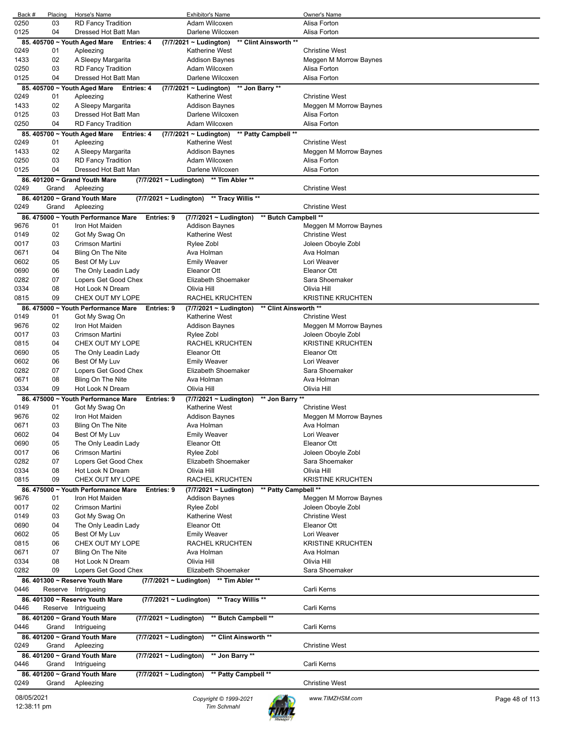| Back # | Placing | Horse's Name | Exhibitor's Name | Owner's Name |
|---|---|---|---|---|
| 0250 | 03 | RD Fancy Tradition | Adam Wilcoxen | Alisa Forton |
| 0125 | 04 | Dressed Hot Batt Man | Darlene Wilcoxen | Alisa Forton |

**85. 405700 ~ Youth Aged Mare  Entries: 4  (7/7/2021 ~ Ludington)  \*\* Clint Ainsworth \*\***

| Back # | Placing | Horse's Name | Exhibitor's Name | Owner's Name |
|---|---|---|---|---|
| 0249 | 01 | Apleezing | Katherine West | Christine West |
| 1433 | 02 | A Sleepy Margarita | Addison Baynes | Meggen M Morrow Baynes |
| 0250 | 03 | RD Fancy Tradition | Adam Wilcoxen | Alisa Forton |
| 0125 | 04 | Dressed Hot Batt Man | Darlene Wilcoxen | Alisa Forton |

**85. 405700 ~ Youth Aged Mare  Entries: 4  (7/7/2021 ~ Ludington)  \*\* Jon Barry \*\***

| Back # | Placing | Horse's Name | Exhibitor's Name | Owner's Name |
|---|---|---|---|---|
| 0249 | 01 | Apleezing | Katherine West | Christine West |
| 1433 | 02 | A Sleepy Margarita | Addison Baynes | Meggen M Morrow Baynes |
| 0125 | 03 | Dressed Hot Batt Man | Darlene Wilcoxen | Alisa Forton |
| 0250 | 04 | RD Fancy Tradition | Adam Wilcoxen | Alisa Forton |

**85. 405700 ~ Youth Aged Mare  Entries: 4  (7/7/2021 ~ Ludington)  \*\* Patty Campbell \*\***

| Back # | Placing | Horse's Name | Exhibitor's Name | Owner's Name |
|---|---|---|---|---|
| 0249 | 01 | Apleezing | Katherine West | Christine West |
| 1433 | 02 | A Sleepy Margarita | Addison Baynes | Meggen M Morrow Baynes |
| 0250 | 03 | RD Fancy Tradition | Adam Wilcoxen | Alisa Forton |
| 0125 | 04 | Dressed Hot Batt Man | Darlene Wilcoxen | Alisa Forton |

**86. 401200 ~ Grand Youth Mare  (7/7/2021 ~ Ludington)  \*\* Tim Abler \*\***

| Back # | Placing | Horse's Name | Exhibitor's Name | Owner's Name |
|---|---|---|---|---|
| 0249 | Grand | Apleezing | | Christine West |

**86. 401200 ~ Grand Youth Mare  (7/7/2021 ~ Ludington)  \*\* Tracy Willis \*\***

| Back # | Placing | Horse's Name | Exhibitor's Name | Owner's Name |
|---|---|---|---|---|
| 0249 | Grand | Apleezing | | Christine West |

**86. 475000 ~ Youth Performance Mare  Entries: 9  (7/7/2021 ~ Ludington)  \*\* Butch Campbell \*\***

| Back # | Placing | Horse's Name | Exhibitor's Name | Owner's Name |
|---|---|---|---|---|
| 9676 | 01 | Iron Hot Maiden | Addison Baynes | Meggen M Morrow Baynes |
| 0149 | 02 | Got My Swag On | Katherine West | Christine West |
| 0017 | 03 | Crimson Martini | Rylee Zobl | Joleen Oboyle Zobl |
| 0671 | 04 | Bling On The Nite | Ava Holman | Ava Holman |
| 0602 | 05 | Best Of My Luv | Emily Weaver | Lori Weaver |
| 0690 | 06 | The Only Leadin Lady | Eleanor Ott | Eleanor Ott |
| 0282 | 07 | Lopers Get Good Chex | Elizabeth Shoemaker | Sara Shoemaker |
| 0334 | 08 | Hot Look N Dream | Olivia Hill | Olivia Hill |
| 0815 | 09 | CHEX OUT MY LOPE | RACHEL KRUCHTEN | KRISTINE KRUCHTEN |

**86. 475000 ~ Youth Performance Mare  Entries: 9  (7/7/2021 ~ Ludington)  \*\* Clint Ainsworth \*\***

| Back # | Placing | Horse's Name | Exhibitor's Name | Owner's Name |
|---|---|---|---|---|
| 0149 | 01 | Got My Swag On | Katherine West | Christine West |
| 9676 | 02 | Iron Hot Maiden | Addison Baynes | Meggen M Morrow Baynes |
| 0017 | 03 | Crimson Martini | Rylee Zobl | Joleen Oboyle Zobl |
| 0815 | 04 | CHEX OUT MY LOPE | RACHEL KRUCHTEN | KRISTINE KRUCHTEN |
| 0690 | 05 | The Only Leadin Lady | Eleanor Ott | Eleanor Ott |
| 0602 | 06 | Best Of My Luv | Emily Weaver | Lori Weaver |
| 0282 | 07 | Lopers Get Good Chex | Elizabeth Shoemaker | Sara Shoemaker |
| 0671 | 08 | Bling On The Nite | Ava Holman | Ava Holman |
| 0334 | 09 | Hot Look N Dream | Olivia Hill | Olivia Hill |

**86. 475000 ~ Youth Performance Mare  Entries: 9  (7/7/2021 ~ Ludington)  \*\* Jon Barry \*\***

| Back # | Placing | Horse's Name | Exhibitor's Name | Owner's Name |
|---|---|---|---|---|
| 0149 | 01 | Got My Swag On | Katherine West | Christine West |
| 9676 | 02 | Iron Hot Maiden | Addison Baynes | Meggen M Morrow Baynes |
| 0671 | 03 | Bling On The Nite | Ava Holman | Ava Holman |
| 0602 | 04 | Best Of My Luv | Emily Weaver | Lori Weaver |
| 0690 | 05 | The Only Leadin Lady | Eleanor Ott | Eleanor Ott |
| 0017 | 06 | Crimson Martini | Rylee Zobl | Joleen Oboyle Zobl |
| 0282 | 07 | Lopers Get Good Chex | Elizabeth Shoemaker | Sara Shoemaker |
| 0334 | 08 | Hot Look N Dream | Olivia Hill | Olivia Hill |
| 0815 | 09 | CHEX OUT MY LOPE | RACHEL KRUCHTEN | KRISTINE KRUCHTEN |

**86. 475000 ~ Youth Performance Mare  Entries: 9  (7/7/2021 ~ Ludington)  \*\* Patty Campbell \*\***

| Back # | Placing | Horse's Name | Exhibitor's Name | Owner's Name |
|---|---|---|---|---|
| 9676 | 01 | Iron Hot Maiden | Addison Baynes | Meggen M Morrow Baynes |
| 0017 | 02 | Crimson Martini | Rylee Zobl | Joleen Oboyle Zobl |
| 0149 | 03 | Got My Swag On | Katherine West | Christine West |
| 0690 | 04 | The Only Leadin Lady | Eleanor Ott | Eleanor Ott |
| 0602 | 05 | Best Of My Luv | Emily Weaver | Lori Weaver |
| 0815 | 06 | CHEX OUT MY LOPE | RACHEL KRUCHTEN | KRISTINE KRUCHTEN |
| 0671 | 07 | Bling On The Nite | Ava Holman | Ava Holman |
| 0334 | 08 | Hot Look N Dream | Olivia Hill | Olivia Hill |
| 0282 | 09 | Lopers Get Good Chex | Elizabeth Shoemaker | Sara Shoemaker |

**86. 401300 ~ Reserve Youth Mare  (7/7/2021 ~ Ludington)  \*\* Tim Abler \*\***

| Back # | Placing | Horse's Name | Exhibitor's Name | Owner's Name |
|---|---|---|---|---|
| 0446 | Reserve | Intrigueing | | Carli Kerns |

**86. 401300 ~ Reserve Youth Mare  (7/7/2021 ~ Ludington)  \*\* Tracy Willis \*\***

| Back # | Placing | Horse's Name | Exhibitor's Name | Owner's Name |
|---|---|---|---|---|
| 0446 | Reserve | Intrigueing | | Carli Kerns |

**86. 401200 ~ Grand Youth Mare  (7/7/2021 ~ Ludington)  \*\* Butch Campbell \*\***

| Back # | Placing | Horse's Name | Exhibitor's Name | Owner's Name |
|---|---|---|---|---|
| 0446 | Grand | Intrigueing | | Carli Kerns |

**86. 401200 ~ Grand Youth Mare  (7/7/2021 ~ Ludington)  \*\* Clint Ainsworth \*\***

| Back # | Placing | Horse's Name | Exhibitor's Name | Owner's Name |
|---|---|---|---|---|
| 0249 | Grand | Apleezing | | Christine West |

**86. 401200 ~ Grand Youth Mare  (7/7/2021 ~ Ludington)  \*\* Jon Barry \*\***

| Back # | Placing | Horse's Name | Exhibitor's Name | Owner's Name |
|---|---|---|---|---|
| 0446 | Grand | Intrigueing | | Carli Kerns |

**86. 401200 ~ Grand Youth Mare  (7/7/2021 ~ Ludington)  \*\* Patty Campbell \*\***

| Back # | Placing | Horse's Name | Exhibitor's Name | Owner's Name |
|---|---|---|---|---|
| 0249 | Grand | Apleezing | | Christine West |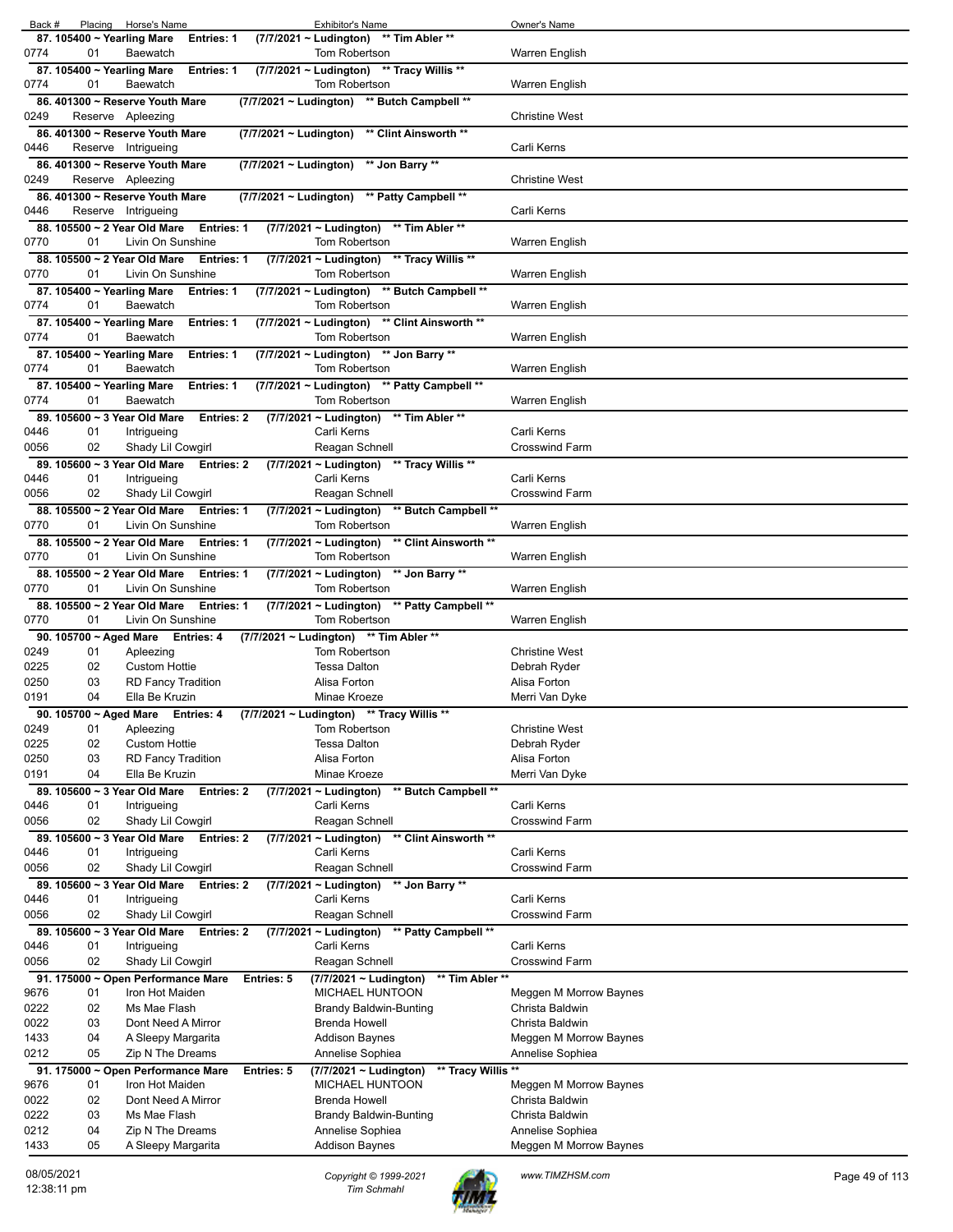| Back # | Placing | Horse's Name | Exhibitor's Name | Owner's Name |
|---|---|---|---|---|
| **87. 105400 ~ Yearling Mare Entries: 1 (7/7/2021 ~ Ludington) \*\* Tim Abler \*\*** | | | | |
| 0774 | 01 | Baewatch | Tom Robertson | Warren English |
| **87. 105400 ~ Yearling Mare Entries: 1 (7/7/2021 ~ Ludington) \*\* Tracy Willis \*\*** | | | | |
| 0774 | 01 | Baewatch | Tom Robertson | Warren English |
| **86. 401300 ~ Reserve Youth Mare (7/7/2021 ~ Ludington) \*\* Butch Campbell \*\*** | | | | |
| 0249 | Reserve | Apleezing | | Christine West |
| **86. 401300 ~ Reserve Youth Mare (7/7/2021 ~ Ludington) \*\* Clint Ainsworth \*\*** | | | | |
| 0446 | Reserve | Intrigueing | | Carli Kerns |
| **86. 401300 ~ Reserve Youth Mare (7/7/2021 ~ Ludington) \*\* Jon Barry \*\*** | | | | |
| 0249 | Reserve | Apleezing | | Christine West |
| **86. 401300 ~ Reserve Youth Mare (7/7/2021 ~ Ludington) \*\* Patty Campbell \*\*** | | | | |
| 0446 | Reserve | Intrigueing | | Carli Kerns |
| **88. 105500 ~ 2 Year Old Mare Entries: 1 (7/7/2021 ~ Ludington) \*\* Tim Abler \*\*** | | | | |
| 0770 | 01 | Livin On Sunshine | Tom Robertson | Warren English |
| **88. 105500 ~ 2 Year Old Mare Entries: 1 (7/7/2021 ~ Ludington) \*\* Tracy Willis \*\*** | | | | |
| 0770 | 01 | Livin On Sunshine | Tom Robertson | Warren English |
| **87. 105400 ~ Yearling Mare Entries: 1 (7/7/2021 ~ Ludington) \*\* Butch Campbell \*\*** | | | | |
| 0774 | 01 | Baewatch | Tom Robertson | Warren English |
| **87. 105400 ~ Yearling Mare Entries: 1 (7/7/2021 ~ Ludington) \*\* Clint Ainsworth \*\*** | | | | |
| 0774 | 01 | Baewatch | Tom Robertson | Warren English |
| **87. 105400 ~ Yearling Mare Entries: 1 (7/7/2021 ~ Ludington) \*\* Jon Barry \*\*** | | | | |
| 0774 | 01 | Baewatch | Tom Robertson | Warren English |
| **87. 105400 ~ Yearling Mare Entries: 1 (7/7/2021 ~ Ludington) \*\* Patty Campbell \*\*** | | | | |
| 0774 | 01 | Baewatch | Tom Robertson | Warren English |
| **89. 105600 ~ 3 Year Old Mare Entries: 2 (7/7/2021 ~ Ludington) \*\* Tim Abler \*\*** | | | | |
| 0446 | 01 | Intrigueing | Carli Kerns | Carli Kerns |
| 0056 | 02 | Shady Lil Cowgirl | Reagan Schnell | Crosswind Farm |
| **89. 105600 ~ 3 Year Old Mare Entries: 2 (7/7/2021 ~ Ludington) \*\* Tracy Willis \*\*** | | | | |
| 0446 | 01 | Intrigueing | Carli Kerns | Carli Kerns |
| 0056 | 02 | Shady Lil Cowgirl | Reagan Schnell | Crosswind Farm |
| **88. 105500 ~ 2 Year Old Mare Entries: 1 (7/7/2021 ~ Ludington) \*\* Butch Campbell \*\*** | | | | |
| 0770 | 01 | Livin On Sunshine | Tom Robertson | Warren English |
| **88. 105500 ~ 2 Year Old Mare Entries: 1 (7/7/2021 ~ Ludington) \*\* Clint Ainsworth \*\*** | | | | |
| 0770 | 01 | Livin On Sunshine | Tom Robertson | Warren English |
| **88. 105500 ~ 2 Year Old Mare Entries: 1 (7/7/2021 ~ Ludington) \*\* Jon Barry \*\*** | | | | |
| 0770 | 01 | Livin On Sunshine | Tom Robertson | Warren English |
| **88. 105500 ~ 2 Year Old Mare Entries: 1 (7/7/2021 ~ Ludington) \*\* Patty Campbell \*\*** | | | | |
| 0770 | 01 | Livin On Sunshine | Tom Robertson | Warren English |
| **90. 105700 ~ Aged Mare Entries: 4 (7/7/2021 ~ Ludington) \*\* Tim Abler \*\*** | | | | |
| 0249 | 01 | Apleezing | Tom Robertson | Christine West |
| 0225 | 02 | Custom Hottie | Tessa Dalton | Debrah Ryder |
| 0250 | 03 | RD Fancy Tradition | Alisa Forton | Alisa Forton |
| 0191 | 04 | Ella Be Kruzin | Minae Kroeze | Merri Van Dyke |
| **90. 105700 ~ Aged Mare Entries: 4 (7/7/2021 ~ Ludington) \*\* Tracy Willis \*\*** | | | | |
| 0249 | 01 | Apleezing | Tom Robertson | Christine West |
| 0225 | 02 | Custom Hottie | Tessa Dalton | Debrah Ryder |
| 0250 | 03 | RD Fancy Tradition | Alisa Forton | Alisa Forton |
| 0191 | 04 | Ella Be Kruzin | Minae Kroeze | Merri Van Dyke |
| **89. 105600 ~ 3 Year Old Mare Entries: 2 (7/7/2021 ~ Ludington) \*\* Butch Campbell \*\*** | | | | |
| 0446 | 01 | Intrigueing | Carli Kerns | Carli Kerns |
| 0056 | 02 | Shady Lil Cowgirl | Reagan Schnell | Crosswind Farm |
| **89. 105600 ~ 3 Year Old Mare Entries: 2 (7/7/2021 ~ Ludington) \*\* Clint Ainsworth \*\*** | | | | |
| 0446 | 01 | Intrigueing | Carli Kerns | Carli Kerns |
| 0056 | 02 | Shady Lil Cowgirl | Reagan Schnell | Crosswind Farm |
| **89. 105600 ~ 3 Year Old Mare Entries: 2 (7/7/2021 ~ Ludington) \*\* Jon Barry \*\*** | | | | |
| 0446 | 01 | Intrigueing | Carli Kerns | Carli Kerns |
| 0056 | 02 | Shady Lil Cowgirl | Reagan Schnell | Crosswind Farm |
| **89. 105600 ~ 3 Year Old Mare Entries: 2 (7/7/2021 ~ Ludington) \*\* Patty Campbell \*\*** | | | | |
| 0446 | 01 | Intrigueing | Carli Kerns | Carli Kerns |
| 0056 | 02 | Shady Lil Cowgirl | Reagan Schnell | Crosswind Farm |
| **91. 175000 ~ Open Performance Mare Entries: 5 (7/7/2021 ~ Ludington) \*\* Tim Abler \*\*** | | | | |
| 9676 | 01 | Iron Hot Maiden | MICHAEL HUNTOON | Meggen M Morrow Baynes |
| 0222 | 02 | Ms Mae Flash | Brandy Baldwin-Bunting | Christa Baldwin |
| 0022 | 03 | Dont Need A Mirror | Brenda Howell | Christa Baldwin |
| 1433 | 04 | A Sleepy Margarita | Addison Baynes | Meggen M Morrow Baynes |
| 0212 | 05 | Zip N The Dreams | Annelise Sophiea | Annelise Sophiea |
| **91. 175000 ~ Open Performance Mare Entries: 5 (7/7/2021 ~ Ludington) \*\* Tracy Willis \*\*** | | | | |
| 9676 | 01 | Iron Hot Maiden | MICHAEL HUNTOON | Meggen M Morrow Baynes |
| 0022 | 02 | Dont Need A Mirror | Brenda Howell | Christa Baldwin |
| 0222 | 03 | Ms Mae Flash | Brandy Baldwin-Bunting | Christa Baldwin |
| 0212 | 04 | Zip N The Dreams | Annelise Sophiea | Annelise Sophiea |
| 1433 | 05 | A Sleepy Margarita | Addison Baynes | Meggen M Morrow Baynes |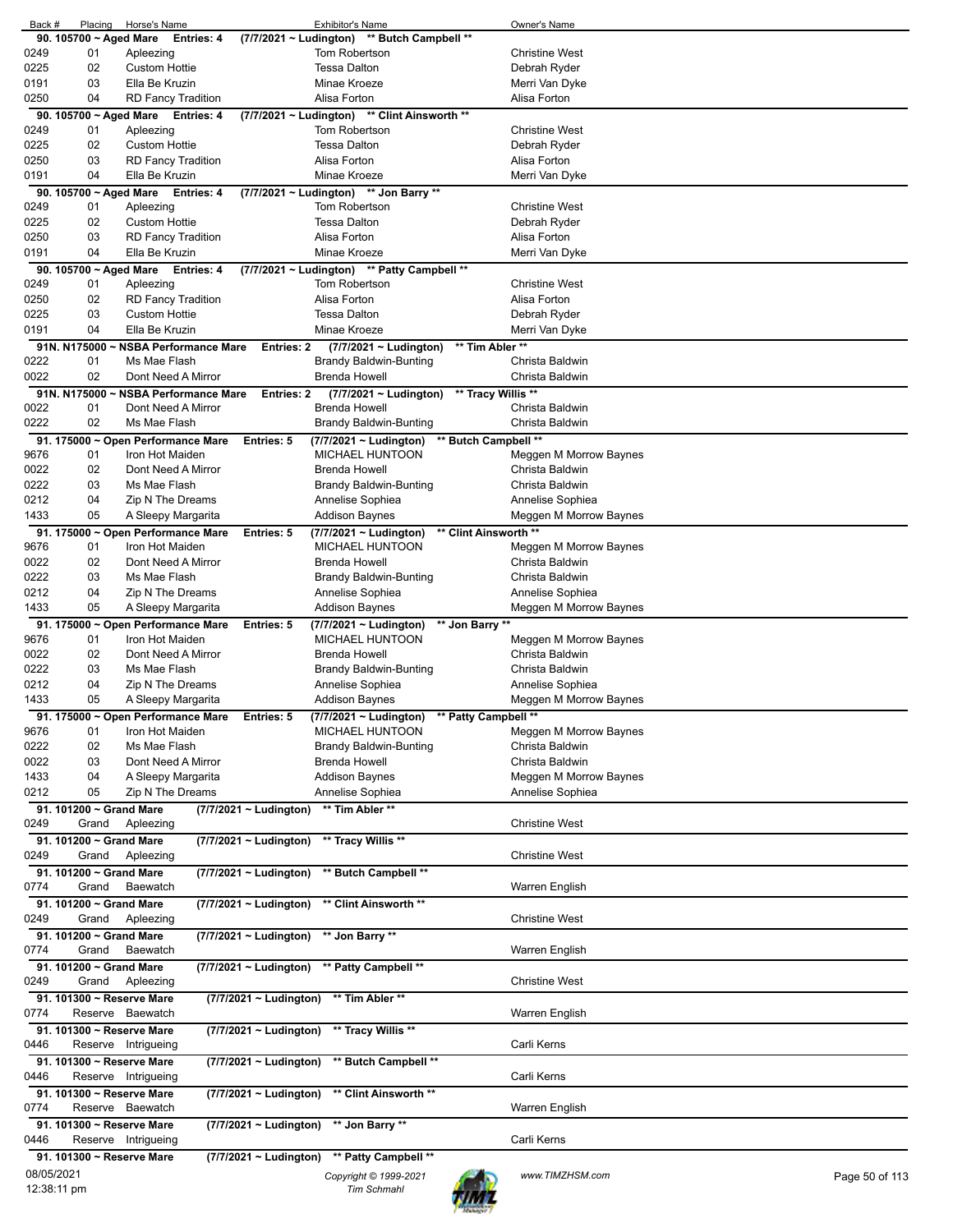| Back # | Placing | Horse's Name | Exhibitor's Name | Owner's Name |
|---|---|---|---|---|
| **90. 105700 ~ Aged Mare Entries: 4 (7/7/2021 ~ Ludington) ** Butch Campbell **** | | | | |
| 0249 | 01 | Apleezing | Tom Robertson | Christine West |
| 0225 | 02 | Custom Hottie | Tessa Dalton | Debrah Ryder |
| 0191 | 03 | Ella Be Kruzin | Minae Kroeze | Merri Van Dyke |
| 0250 | 04 | RD Fancy Tradition | Alisa Forton | Alisa Forton |
| **90. 105700 ~ Aged Mare Entries: 4 (7/7/2021 ~ Ludington) ** Clint Ainsworth **** | | | | |
| 0249 | 01 | Apleezing | Tom Robertson | Christine West |
| 0225 | 02 | Custom Hottie | Tessa Dalton | Debrah Ryder |
| 0250 | 03 | RD Fancy Tradition | Alisa Forton | Alisa Forton |
| 0191 | 04 | Ella Be Kruzin | Minae Kroeze | Merri Van Dyke |
| **90. 105700 ~ Aged Mare Entries: 4 (7/7/2021 ~ Ludington) ** Jon Barry **** | | | | |
| 0249 | 01 | Apleezing | Tom Robertson | Christine West |
| 0225 | 02 | Custom Hottie | Tessa Dalton | Debrah Ryder |
| 0250 | 03 | RD Fancy Tradition | Alisa Forton | Alisa Forton |
| 0191 | 04 | Ella Be Kruzin | Minae Kroeze | Merri Van Dyke |
| **90. 105700 ~ Aged Mare Entries: 4 (7/7/2021 ~ Ludington) ** Patty Campbell **** | | | | |
| 0249 | 01 | Apleezing | Tom Robertson | Christine West |
| 0250 | 02 | RD Fancy Tradition | Alisa Forton | Alisa Forton |
| 0225 | 03 | Custom Hottie | Tessa Dalton | Debrah Ryder |
| 0191 | 04 | Ella Be Kruzin | Minae Kroeze | Merri Van Dyke |
| **91N. N175000 ~ NSBA Performance Mare Entries: 2 (7/7/2021 ~ Ludington) ** Tim Abler **** | | | | |
| 0222 | 01 | Ms Mae Flash | Brandy Baldwin-Bunting | Christa Baldwin |
| 0022 | 02 | Dont Need A Mirror | Brenda Howell | Christa Baldwin |
| **91N. N175000 ~ NSBA Performance Mare Entries: 2 (7/7/2021 ~ Ludington) ** Tracy Willis **** | | | | |
| 0022 | 01 | Dont Need A Mirror | Brenda Howell | Christa Baldwin |
| 0222 | 02 | Ms Mae Flash | Brandy Baldwin-Bunting | Christa Baldwin |
| **91. 175000 ~ Open Performance Mare Entries: 5 (7/7/2021 ~ Ludington) ** Butch Campbell **** | | | | |
| 9676 | 01 | Iron Hot Maiden | MICHAEL HUNTOON | Meggen M Morrow Baynes |
| 0022 | 02 | Dont Need A Mirror | Brenda Howell | Christa Baldwin |
| 0222 | 03 | Ms Mae Flash | Brandy Baldwin-Bunting | Christa Baldwin |
| 0212 | 04 | Zip N The Dreams | Annelise Sophiea | Annelise Sophiea |
| 1433 | 05 | A Sleepy Margarita | Addison Baynes | Meggen M Morrow Baynes |
| **91. 175000 ~ Open Performance Mare Entries: 5 (7/7/2021 ~ Ludington) ** Clint Ainsworth **** | | | | |
| 9676 | 01 | Iron Hot Maiden | MICHAEL HUNTOON | Meggen M Morrow Baynes |
| 0022 | 02 | Dont Need A Mirror | Brenda Howell | Christa Baldwin |
| 0222 | 03 | Ms Mae Flash | Brandy Baldwin-Bunting | Christa Baldwin |
| 0212 | 04 | Zip N The Dreams | Annelise Sophiea | Annelise Sophiea |
| 1433 | 05 | A Sleepy Margarita | Addison Baynes | Meggen M Morrow Baynes |
| **91. 175000 ~ Open Performance Mare Entries: 5 (7/7/2021 ~ Ludington) ** Jon Barry **** | | | | |
| 9676 | 01 | Iron Hot Maiden | MICHAEL HUNTOON | Meggen M Morrow Baynes |
| 0022 | 02 | Dont Need A Mirror | Brenda Howell | Christa Baldwin |
| 0222 | 03 | Ms Mae Flash | Brandy Baldwin-Bunting | Christa Baldwin |
| 0212 | 04 | Zip N The Dreams | Annelise Sophiea | Annelise Sophiea |
| 1433 | 05 | A Sleepy Margarita | Addison Baynes | Meggen M Morrow Baynes |
| **91. 175000 ~ Open Performance Mare Entries: 5 (7/7/2021 ~ Ludington) ** Patty Campbell **** | | | | |
| 9676 | 01 | Iron Hot Maiden | MICHAEL HUNTOON | Meggen M Morrow Baynes |
| 0222 | 02 | Ms Mae Flash | Brandy Baldwin-Bunting | Christa Baldwin |
| 0022 | 03 | Dont Need A Mirror | Brenda Howell | Christa Baldwin |
| 1433 | 04 | A Sleepy Margarita | Addison Baynes | Meggen M Morrow Baynes |
| 0212 | 05 | Zip N The Dreams | Annelise Sophiea | Annelise Sophiea |
| **91. 101200 ~ Grand Mare (7/7/2021 ~ Ludington) ** Tim Abler **** | | | | |
| 0249 | Grand | Apleezing | | Christine West |
| **91. 101200 ~ Grand Mare (7/7/2021 ~ Ludington) ** Tracy Willis **** | | | | |
| 0249 | Grand | Apleezing | | Christine West |
| **91. 101200 ~ Grand Mare (7/7/2021 ~ Ludington) ** Butch Campbell **** | | | | |
| 0774 | Grand | Baewatch | | Warren English |
| **91. 101200 ~ Grand Mare (7/7/2021 ~ Ludington) ** Clint Ainsworth **** | | | | |
| 0249 | Grand | Apleezing | | Christine West |
| **91. 101200 ~ Grand Mare (7/7/2021 ~ Ludington) ** Jon Barry **** | | | | |
| 0774 | Grand | Baewatch | | Warren English |
| **91. 101200 ~ Grand Mare (7/7/2021 ~ Ludington) ** Patty Campbell **** | | | | |
| 0249 | Grand | Apleezing | | Christine West |
| **91. 101300 ~ Reserve Mare (7/7/2021 ~ Ludington) ** Tim Abler **** | | | | |
| 0774 | Reserve | Baewatch | | Warren English |
| **91. 101300 ~ Reserve Mare (7/7/2021 ~ Ludington) ** Tracy Willis **** | | | | |
| 0446 | Reserve | Intrigueing | | Carli Kerns |
| **91. 101300 ~ Reserve Mare (7/7/2021 ~ Ludington) ** Butch Campbell **** | | | | |
| 0446 | Reserve | Intrigueing | | Carli Kerns |
| **91. 101300 ~ Reserve Mare (7/7/2021 ~ Ludington) ** Clint Ainsworth **** | | | | |
| 0774 | Reserve | Baewatch | | Warren English |
| **91. 101300 ~ Reserve Mare (7/7/2021 ~ Ludington) ** Jon Barry **** | | | | |
| 0446 | Reserve | Intrigueing | | Carli Kerns |
| **91. 101300 ~ Reserve Mare (7/7/2021 ~ Ludington) ** Patty Campbell **** | | | | |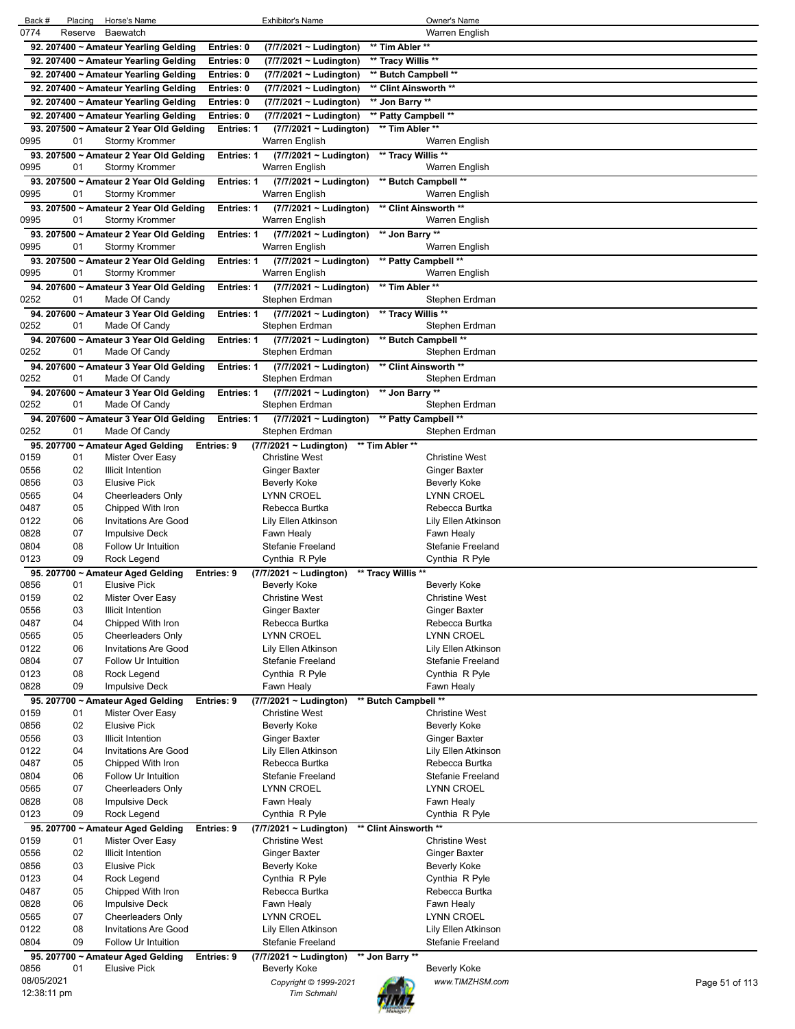| Back # | Placing | Horse's Name | Exhibitor's Name | Owner's Name |
|---|---|---|---|---|
| 0774 | Reserve | Baewatch | | Warren English |

**92. 207400 ~ Amateur Yearling Gelding Entries: 0 (7/7/2021 ~ Ludington) ** Tim Abler ****

**92. 207400 ~ Amateur Yearling Gelding Entries: 0 (7/7/2021 ~ Ludington) ** Tracy Willis ****

**92. 207400 ~ Amateur Yearling Gelding Entries: 0 (7/7/2021 ~ Ludington) ** Butch Campbell ****

**92. 207400 ~ Amateur Yearling Gelding Entries: 0 (7/7/2021 ~ Ludington) ** Clint Ainsworth ****

**92. 207400 ~ Amateur Yearling Gelding Entries: 0 (7/7/2021 ~ Ludington) ** Jon Barry ****

**92. 207400 ~ Amateur Yearling Gelding Entries: 0 (7/7/2021 ~ Ludington) ** Patty Campbell ****

**93. 207500 ~ Amateur 2 Year Old Gelding Entries: 1 (7/7/2021 ~ Ludington) ** Tim Abler ****

| Back # | Placing | Horse's Name | Exhibitor's Name | Owner's Name |
|---|---|---|---|---|
| 0995 | 01 | Stormy Krommer | Warren English | Warren English |

**93. 207500 ~ Amateur 2 Year Old Gelding Entries: 1 (7/7/2021 ~ Ludington) ** Tracy Willis ****

| Back # | Placing | Horse's Name | Exhibitor's Name | Owner's Name |
|---|---|---|---|---|
| 0995 | 01 | Stormy Krommer | Warren English | Warren English |

**93. 207500 ~ Amateur 2 Year Old Gelding Entries: 1 (7/7/2021 ~ Ludington) ** Butch Campbell ****

| Back # | Placing | Horse's Name | Exhibitor's Name | Owner's Name |
|---|---|---|---|---|
| 0995 | 01 | Stormy Krommer | Warren English | Warren English |

**93. 207500 ~ Amateur 2 Year Old Gelding Entries: 1 (7/7/2021 ~ Ludington) ** Clint Ainsworth ****

| Back # | Placing | Horse's Name | Exhibitor's Name | Owner's Name |
|---|---|---|---|---|
| 0995 | 01 | Stormy Krommer | Warren English | Warren English |

**93. 207500 ~ Amateur 2 Year Old Gelding Entries: 1 (7/7/2021 ~ Ludington) ** Jon Barry ****

| Back # | Placing | Horse's Name | Exhibitor's Name | Owner's Name |
|---|---|---|---|---|
| 0995 | 01 | Stormy Krommer | Warren English | Warren English |

**93. 207500 ~ Amateur 2 Year Old Gelding Entries: 1 (7/7/2021 ~ Ludington) ** Patty Campbell ****

| Back # | Placing | Horse's Name | Exhibitor's Name | Owner's Name |
|---|---|---|---|---|
| 0995 | 01 | Stormy Krommer | Warren English | Warren English |

**94. 207600 ~ Amateur 3 Year Old Gelding Entries: 1 (7/7/2021 ~ Ludington) ** Tim Abler ****

| Back # | Placing | Horse's Name | Exhibitor's Name | Owner's Name |
|---|---|---|---|---|
| 0252 | 01 | Made Of Candy | Stephen Erdman | Stephen Erdman |

**94. 207600 ~ Amateur 3 Year Old Gelding Entries: 1 (7/7/2021 ~ Ludington) ** Tracy Willis ****

| Back # | Placing | Horse's Name | Exhibitor's Name | Owner's Name |
|---|---|---|---|---|
| 0252 | 01 | Made Of Candy | Stephen Erdman | Stephen Erdman |

**94. 207600 ~ Amateur 3 Year Old Gelding Entries: 1 (7/7/2021 ~ Ludington) ** Butch Campbell ****

| Back # | Placing | Horse's Name | Exhibitor's Name | Owner's Name |
|---|---|---|---|---|
| 0252 | 01 | Made Of Candy | Stephen Erdman | Stephen Erdman |

**94. 207600 ~ Amateur 3 Year Old Gelding Entries: 1 (7/7/2021 ~ Ludington) ** Clint Ainsworth ****

| Back # | Placing | Horse's Name | Exhibitor's Name | Owner's Name |
|---|---|---|---|---|
| 0252 | 01 | Made Of Candy | Stephen Erdman | Stephen Erdman |

**94. 207600 ~ Amateur 3 Year Old Gelding Entries: 1 (7/7/2021 ~ Ludington) ** Jon Barry ****

| Back # | Placing | Horse's Name | Exhibitor's Name | Owner's Name |
|---|---|---|---|---|
| 0252 | 01 | Made Of Candy | Stephen Erdman | Stephen Erdman |

**94. 207600 ~ Amateur 3 Year Old Gelding Entries: 1 (7/7/2021 ~ Ludington) ** Patty Campbell ****

| Back # | Placing | Horse's Name | Exhibitor's Name | Owner's Name |
|---|---|---|---|---|
| 0252 | 01 | Made Of Candy | Stephen Erdman | Stephen Erdman |

**95. 207700 ~ Amateur Aged Gelding Entries: 9 (7/7/2021 ~ Ludington) ** Tim Abler ****

| Back # | Placing | Horse's Name | Exhibitor's Name | Owner's Name |
|---|---|---|---|---|
| 0159 | 01 | Mister Over Easy | Christine West | Christine West |
| 0556 | 02 | Illicit Intention | Ginger Baxter | Ginger Baxter |
| 0856 | 03 | Elusive Pick | Beverly Koke | Beverly Koke |
| 0565 | 04 | Cheerleaders Only | LYNN CROEL | LYNN CROEL |
| 0487 | 05 | Chipped With Iron | Rebecca Burtka | Rebecca Burtka |
| 0122 | 06 | Invitations Are Good | Lily Ellen Atkinson | Lily Ellen Atkinson |
| 0828 | 07 | Impulsive Deck | Fawn Healy | Fawn Healy |
| 0804 | 08 | Follow Ur Intuition | Stefanie Freeland | Stefanie Freeland |
| 0123 | 09 | Rock Legend | Cynthia R Pyle | Cynthia R Pyle |

**95. 207700 ~ Amateur Aged Gelding Entries: 9 (7/7/2021 ~ Ludington) ** Tracy Willis ****

| Back # | Placing | Horse's Name | Exhibitor's Name | Owner's Name |
|---|---|---|---|---|
| 0856 | 01 | Elusive Pick | Beverly Koke | Beverly Koke |
| 0159 | 02 | Mister Over Easy | Christine West | Christine West |
| 0556 | 03 | Illicit Intention | Ginger Baxter | Ginger Baxter |
| 0487 | 04 | Chipped With Iron | Rebecca Burtka | Rebecca Burtka |
| 0565 | 05 | Cheerleaders Only | LYNN CROEL | LYNN CROEL |
| 0122 | 06 | Invitations Are Good | Lily Ellen Atkinson | Lily Ellen Atkinson |
| 0804 | 07 | Follow Ur Intuition | Stefanie Freeland | Stefanie Freeland |
| 0123 | 08 | Rock Legend | Cynthia R Pyle | Cynthia R Pyle |
| 0828 | 09 | Impulsive Deck | Fawn Healy | Fawn Healy |

**95. 207700 ~ Amateur Aged Gelding Entries: 9 (7/7/2021 ~ Ludington) ** Butch Campbell ****

| Back # | Placing | Horse's Name | Exhibitor's Name | Owner's Name |
|---|---|---|---|---|
| 0159 | 01 | Mister Over Easy | Christine West | Christine West |
| 0856 | 02 | Elusive Pick | Beverly Koke | Beverly Koke |
| 0556 | 03 | Illicit Intention | Ginger Baxter | Ginger Baxter |
| 0122 | 04 | Invitations Are Good | Lily Ellen Atkinson | Lily Ellen Atkinson |
| 0487 | 05 | Chipped With Iron | Rebecca Burtka | Rebecca Burtka |
| 0804 | 06 | Follow Ur Intuition | Stefanie Freeland | Stefanie Freeland |
| 0565 | 07 | Cheerleaders Only | LYNN CROEL | LYNN CROEL |
| 0828 | 08 | Impulsive Deck | Fawn Healy | Fawn Healy |
| 0123 | 09 | Rock Legend | Cynthia R Pyle | Cynthia R Pyle |

**95. 207700 ~ Amateur Aged Gelding Entries: 9 (7/7/2021 ~ Ludington) ** Clint Ainsworth ****

| Back # | Placing | Horse's Name | Exhibitor's Name | Owner's Name |
|---|---|---|---|---|
| 0159 | 01 | Mister Over Easy | Christine West | Christine West |
| 0556 | 02 | Illicit Intention | Ginger Baxter | Ginger Baxter |
| 0856 | 03 | Elusive Pick | Beverly Koke | Beverly Koke |
| 0123 | 04 | Rock Legend | Cynthia R Pyle | Cynthia R Pyle |
| 0487 | 05 | Chipped With Iron | Rebecca Burtka | Rebecca Burtka |
| 0828 | 06 | Impulsive Deck | Fawn Healy | Fawn Healy |
| 0565 | 07 | Cheerleaders Only | LYNN CROEL | LYNN CROEL |
| 0122 | 08 | Invitations Are Good | Lily Ellen Atkinson | Lily Ellen Atkinson |
| 0804 | 09 | Follow Ur Intuition | Stefanie Freeland | Stefanie Freeland |

**95. 207700 ~ Amateur Aged Gelding Entries: 9 (7/7/2021 ~ Ludington) ** Jon Barry ****

| Back # | Placing | Horse's Name | Exhibitor's Name | Owner's Name |
|---|---|---|---|---|
| 0856 | 01 | Elusive Pick | Beverly Koke | Beverly Koke |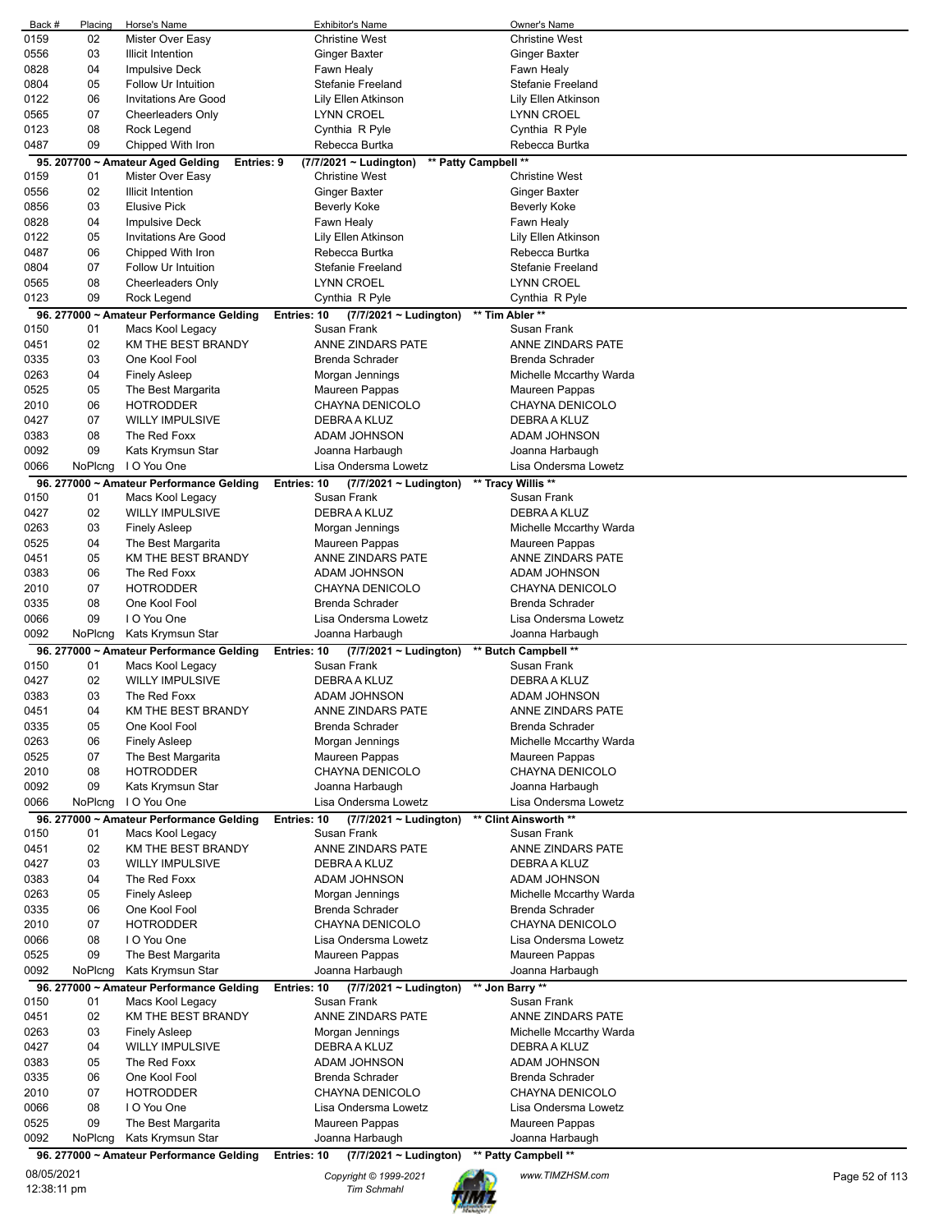| Back # | Placing | Horse's Name | Exhibitor's Name | Owner's Name |
|---|---|---|---|---|
| 0159 | 02 | Mister Over Easy | Christine West | Christine West |
| 0556 | 03 | Illicit Intention | Ginger Baxter | Ginger Baxter |
| 0828 | 04 | Impulsive Deck | Fawn Healy | Fawn Healy |
| 0804 | 05 | Follow Ur Intuition | Stefanie Freeland | Stefanie Freeland |
| 0122 | 06 | Invitations Are Good | Lily Ellen Atkinson | Lily Ellen Atkinson |
| 0565 | 07 | Cheerleaders Only | LYNN CROEL | LYNN CROEL |
| 0123 | 08 | Rock Legend | Cynthia R Pyle | Cynthia R Pyle |
| 0487 | 09 | Chipped With Iron | Rebecca Burtka | Rebecca Burtka |

**95. 207700 ~ Amateur Aged Gelding Entries: 9 (7/7/2021 ~ Ludington) ** Patty Campbell ****

| Back # | Placing | Horse's Name | Exhibitor's Name | Owner's Name |
|---|---|---|---|---|
| 0159 | 01 | Mister Over Easy | Christine West | Christine West |
| 0556 | 02 | Illicit Intention | Ginger Baxter | Ginger Baxter |
| 0856 | 03 | Elusive Pick | Beverly Koke | Beverly Koke |
| 0828 | 04 | Impulsive Deck | Fawn Healy | Fawn Healy |
| 0122 | 05 | Invitations Are Good | Lily Ellen Atkinson | Lily Ellen Atkinson |
| 0487 | 06 | Chipped With Iron | Rebecca Burtka | Rebecca Burtka |
| 0804 | 07 | Follow Ur Intuition | Stefanie Freeland | Stefanie Freeland |
| 0565 | 08 | Cheerleaders Only | LYNN CROEL | LYNN CROEL |
| 0123 | 09 | Rock Legend | Cynthia R Pyle | Cynthia R Pyle |

**96. 277000 ~ Amateur Performance Gelding Entries: 10 (7/7/2021 ~ Ludington) ** Tim Abler ****

| Back # | Placing | Horse's Name | Exhibitor's Name | Owner's Name |
|---|---|---|---|---|
| 0150 | 01 | Macs Kool Legacy | Susan Frank | Susan Frank |
| 0451 | 02 | KM THE BEST BRANDY | ANNE ZINDARS PATE | ANNE ZINDARS PATE |
| 0335 | 03 | One Kool Fool | Brenda Schrader | Brenda Schrader |
| 0263 | 04 | Finely Asleep | Morgan Jennings | Michelle Mccarthy Warda |
| 0525 | 05 | The Best Margarita | Maureen Pappas | Maureen Pappas |
| 2010 | 06 | HOTRODDER | CHAYNA DENICOLO | CHAYNA DENICOLO |
| 0427 | 07 | WILLY IMPULSIVE | DEBRA A KLUZ | DEBRA A KLUZ |
| 0383 | 08 | The Red Foxx | ADAM JOHNSON | ADAM JOHNSON |
| 0092 | 09 | Kats Krymsun Star | Joanna Harbaugh | Joanna Harbaugh |
| 0066 | NoPlcng | I O You One | Lisa Ondersma Lowetz | Lisa Ondersma Lowetz |

**96. 277000 ~ Amateur Performance Gelding Entries: 10 (7/7/2021 ~ Ludington) ** Tracy Willis ****

| Back # | Placing | Horse's Name | Exhibitor's Name | Owner's Name |
|---|---|---|---|---|
| 0150 | 01 | Macs Kool Legacy | Susan Frank | Susan Frank |
| 0427 | 02 | WILLY IMPULSIVE | DEBRA A KLUZ | DEBRA A KLUZ |
| 0263 | 03 | Finely Asleep | Morgan Jennings | Michelle Mccarthy Warda |
| 0525 | 04 | The Best Margarita | Maureen Pappas | Maureen Pappas |
| 0451 | 05 | KM THE BEST BRANDY | ANNE ZINDARS PATE | ANNE ZINDARS PATE |
| 0383 | 06 | The Red Foxx | ADAM JOHNSON | ADAM JOHNSON |
| 2010 | 07 | HOTRODDER | CHAYNA DENICOLO | CHAYNA DENICOLO |
| 0335 | 08 | One Kool Fool | Brenda Schrader | Brenda Schrader |
| 0066 | 09 | I O You One | Lisa Ondersma Lowetz | Lisa Ondersma Lowetz |
| 0092 | NoPlcng | Kats Krymsun Star | Joanna Harbaugh | Joanna Harbaugh |

**96. 277000 ~ Amateur Performance Gelding Entries: 10 (7/7/2021 ~ Ludington) ** Butch Campbell ****

| Back # | Placing | Horse's Name | Exhibitor's Name | Owner's Name |
|---|---|---|---|---|
| 0150 | 01 | Macs Kool Legacy | Susan Frank | Susan Frank |
| 0427 | 02 | WILLY IMPULSIVE | DEBRA A KLUZ | DEBRA A KLUZ |
| 0383 | 03 | The Red Foxx | ADAM JOHNSON | ADAM JOHNSON |
| 0451 | 04 | KM THE BEST BRANDY | ANNE ZINDARS PATE | ANNE ZINDARS PATE |
| 0335 | 05 | One Kool Fool | Brenda Schrader | Brenda Schrader |
| 0263 | 06 | Finely Asleep | Morgan Jennings | Michelle Mccarthy Warda |
| 0525 | 07 | The Best Margarita | Maureen Pappas | Maureen Pappas |
| 2010 | 08 | HOTRODDER | CHAYNA DENICOLO | CHAYNA DENICOLO |
| 0092 | 09 | Kats Krymsun Star | Joanna Harbaugh | Joanna Harbaugh |
| 0066 | NoPlcng | I O You One | Lisa Ondersma Lowetz | Lisa Ondersma Lowetz |

**96. 277000 ~ Amateur Performance Gelding Entries: 10 (7/7/2021 ~ Ludington) ** Clint Ainsworth ****

| Back # | Placing | Horse's Name | Exhibitor's Name | Owner's Name |
|---|---|---|---|---|
| 0150 | 01 | Macs Kool Legacy | Susan Frank | Susan Frank |
| 0451 | 02 | KM THE BEST BRANDY | ANNE ZINDARS PATE | ANNE ZINDARS PATE |
| 0427 | 03 | WILLY IMPULSIVE | DEBRA A KLUZ | DEBRA A KLUZ |
| 0383 | 04 | The Red Foxx | ADAM JOHNSON | ADAM JOHNSON |
| 0263 | 05 | Finely Asleep | Morgan Jennings | Michelle Mccarthy Warda |
| 0335 | 06 | One Kool Fool | Brenda Schrader | Brenda Schrader |
| 2010 | 07 | HOTRODDER | CHAYNA DENICOLO | CHAYNA DENICOLO |
| 0066 | 08 | I O You One | Lisa Ondersma Lowetz | Lisa Ondersma Lowetz |
| 0525 | 09 | The Best Margarita | Maureen Pappas | Maureen Pappas |
| 0092 | NoPlcng | Kats Krymsun Star | Joanna Harbaugh | Joanna Harbaugh |

**96. 277000 ~ Amateur Performance Gelding Entries: 10 (7/7/2021 ~ Ludington) ** Jon Barry ****

| Back # | Placing | Horse's Name | Exhibitor's Name | Owner's Name |
|---|---|---|---|---|
| 0150 | 01 | Macs Kool Legacy | Susan Frank | Susan Frank |
| 0451 | 02 | KM THE BEST BRANDY | ANNE ZINDARS PATE | ANNE ZINDARS PATE |
| 0263 | 03 | Finely Asleep | Morgan Jennings | Michelle Mccarthy Warda |
| 0427 | 04 | WILLY IMPULSIVE | DEBRA A KLUZ | DEBRA A KLUZ |
| 0383 | 05 | The Red Foxx | ADAM JOHNSON | ADAM JOHNSON |
| 0335 | 06 | One Kool Fool | Brenda Schrader | Brenda Schrader |
| 2010 | 07 | HOTRODDER | CHAYNA DENICOLO | CHAYNA DENICOLO |
| 0066 | 08 | I O You One | Lisa Ondersma Lowetz | Lisa Ondersma Lowetz |
| 0525 | 09 | The Best Margarita | Maureen Pappas | Maureen Pappas |
| 0092 | NoPlcng | Kats Krymsun Star | Joanna Harbaugh | Joanna Harbaugh |

**96. 277000 ~ Amateur Performance Gelding Entries: 10 (7/7/2021 ~ Ludington) ** Patty Campbell ****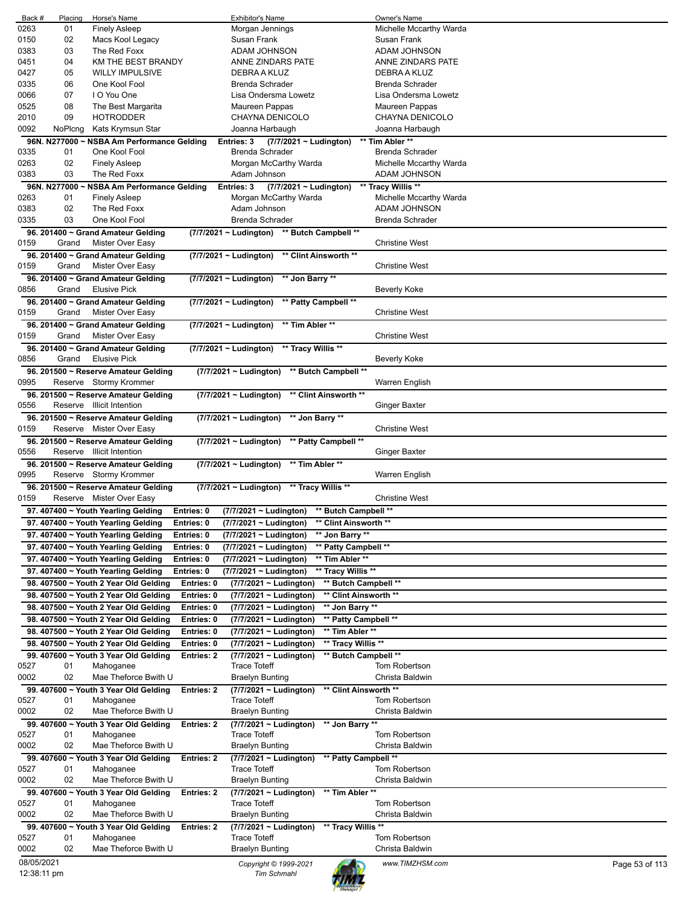| Back # | Placing | Horse's Name | Exhibitor's Name | Owner's Name |
|---|---|---|---|---|
| 0263 | 01 | Finely Asleep | Morgan Jennings | Michelle Mccarthy Warda |
| 0150 | 02 | Macs Kool Legacy | Susan Frank | Susan Frank |
| 0383 | 03 | The Red Foxx | ADAM JOHNSON | ADAM JOHNSON |
| 0451 | 04 | KM THE BEST BRANDY | ANNE ZINDARS PATE | ANNE ZINDARS PATE |
| 0427 | 05 | WILLY IMPULSIVE | DEBRA A KLUZ | DEBRA A KLUZ |
| 0335 | 06 | One Kool Fool | Brenda Schrader | Brenda Schrader |
| 0066 | 07 | I O You One | Lisa Ondersma Lowetz | Lisa Ondersma Lowetz |
| 0525 | 08 | The Best Margarita | Maureen Pappas | Maureen Pappas |
| 2010 | 09 | HOTRODDER | CHAYNA DENICOLO | CHAYNA DENICOLO |
| 0092 | NoPlcng | Kats Krymsun Star | Joanna Harbaugh | Joanna Harbaugh |

**96N. N277000 ~ NSBA Am Performance Gelding Entries: 3 (7/7/2021 ~ Ludington) \*\* Tim Abler \*\***

| Back # | Placing | Horse's Name | Exhibitor's Name | Owner's Name |
|---|---|---|---|---|
| 0335 | 01 | One Kool Fool | Brenda Schrader | Brenda Schrader |
| 0263 | 02 | Finely Asleep | Morgan McCarthy Warda | Michelle Mccarthy Warda |
| 0383 | 03 | The Red Foxx | Adam Johnson | ADAM JOHNSON |

**96N. N277000 ~ NSBA Am Performance Gelding Entries: 3 (7/7/2021 ~ Ludington) \*\* Tracy Willis \*\***

| Back # | Placing | Horse's Name | Exhibitor's Name | Owner's Name |
|---|---|---|---|---|
| 0263 | 01 | Finely Asleep | Morgan McCarthy Warda | Michelle Mccarthy Warda |
| 0383 | 02 | The Red Foxx | Adam Johnson | ADAM JOHNSON |
| 0335 | 03 | One Kool Fool | Brenda Schrader | Brenda Schrader |

**96. 201400 ~ Grand Amateur Gelding (7/7/2021 ~ Ludington) \*\* Butch Campbell \*\***

| Back # | Placing | Horse's Name | Exhibitor's Name | Owner's Name |
|---|---|---|---|---|
| 0159 | Grand | Mister Over Easy | | Christine West |

**96. 201400 ~ Grand Amateur Gelding (7/7/2021 ~ Ludington) \*\* Clint Ainsworth \*\***

| Back # | Placing | Horse's Name | Exhibitor's Name | Owner's Name |
|---|---|---|---|---|
| 0159 | Grand | Mister Over Easy | | Christine West |

**96. 201400 ~ Grand Amateur Gelding (7/7/2021 ~ Ludington) \*\* Jon Barry \*\***

| Back # | Placing | Horse's Name | Exhibitor's Name | Owner's Name |
|---|---|---|---|---|
| 0856 | Grand | Elusive Pick | | Beverly Koke |

**96. 201400 ~ Grand Amateur Gelding (7/7/2021 ~ Ludington) \*\* Patty Campbell \*\***

| Back # | Placing | Horse's Name | Exhibitor's Name | Owner's Name |
|---|---|---|---|---|
| 0159 | Grand | Mister Over Easy | | Christine West |

**96. 201400 ~ Grand Amateur Gelding (7/7/2021 ~ Ludington) \*\* Tim Abler \*\***

| Back # | Placing | Horse's Name | Exhibitor's Name | Owner's Name |
|---|---|---|---|---|
| 0159 | Grand | Mister Over Easy | | Christine West |

**96. 201400 ~ Grand Amateur Gelding (7/7/2021 ~ Ludington) \*\* Tracy Willis \*\***

| Back # | Placing | Horse's Name | Exhibitor's Name | Owner's Name |
|---|---|---|---|---|
| 0856 | Grand | Elusive Pick | | Beverly Koke |

**96. 201500 ~ Reserve Amateur Gelding (7/7/2021 ~ Ludington) \*\* Butch Campbell \*\***

| Back # | Placing | Horse's Name | Exhibitor's Name | Owner's Name |
|---|---|---|---|---|
| 0995 | Reserve | Stormy Krommer | | Warren English |

**96. 201500 ~ Reserve Amateur Gelding (7/7/2021 ~ Ludington) \*\* Clint Ainsworth \*\***

| Back # | Placing | Horse's Name | Exhibitor's Name | Owner's Name |
|---|---|---|---|---|
| 0556 | Reserve | Illicit Intention | | Ginger Baxter |

**96. 201500 ~ Reserve Amateur Gelding (7/7/2021 ~ Ludington) \*\* Jon Barry \*\***

| Back # | Placing | Horse's Name | Exhibitor's Name | Owner's Name |
|---|---|---|---|---|
| 0159 | Reserve | Mister Over Easy | | Christine West |

**96. 201500 ~ Reserve Amateur Gelding (7/7/2021 ~ Ludington) \*\* Patty Campbell \*\***

| Back # | Placing | Horse's Name | Exhibitor's Name | Owner's Name |
|---|---|---|---|---|
| 0556 | Reserve | Illicit Intention | | Ginger Baxter |

**96. 201500 ~ Reserve Amateur Gelding (7/7/2021 ~ Ludington) \*\* Tim Abler \*\***

| Back # | Placing | Horse's Name | Exhibitor's Name | Owner's Name |
|---|---|---|---|---|
| 0995 | Reserve | Stormy Krommer | | Warren English |

**96. 201500 ~ Reserve Amateur Gelding (7/7/2021 ~ Ludington) \*\* Tracy Willis \*\***

| Back # | Placing | Horse's Name | Exhibitor's Name | Owner's Name |
|---|---|---|---|---|
| 0159 | Reserve | Mister Over Easy | | Christine West |

**97. 407400 ~ Youth Yearling Gelding Entries: 0 (7/7/2021 ~ Ludington) \*\* Butch Campbell \*\***

**97. 407400 ~ Youth Yearling Gelding Entries: 0 (7/7/2021 ~ Ludington) \*\* Clint Ainsworth \*\***

**97. 407400 ~ Youth Yearling Gelding Entries: 0 (7/7/2021 ~ Ludington) \*\* Jon Barry \*\***

**97. 407400 ~ Youth Yearling Gelding Entries: 0 (7/7/2021 ~ Ludington) \*\* Patty Campbell \*\***

**97. 407400 ~ Youth Yearling Gelding Entries: 0 (7/7/2021 ~ Ludington) \*\* Tim Abler \*\***

**97. 407400 ~ Youth Yearling Gelding Entries: 0 (7/7/2021 ~ Ludington) \*\* Tracy Willis \*\***

**98. 407500 ~ Youth 2 Year Old Gelding Entries: 0 (7/7/2021 ~ Ludington) \*\* Butch Campbell \*\***

**98. 407500 ~ Youth 2 Year Old Gelding Entries: 0 (7/7/2021 ~ Ludington) \*\* Clint Ainsworth \*\***

**98. 407500 ~ Youth 2 Year Old Gelding Entries: 0 (7/7/2021 ~ Ludington) \*\* Jon Barry \*\***

**98. 407500 ~ Youth 2 Year Old Gelding Entries: 0 (7/7/2021 ~ Ludington) \*\* Patty Campbell \*\***

**98. 407500 ~ Youth 2 Year Old Gelding Entries: 0 (7/7/2021 ~ Ludington) \*\* Tim Abler \*\***

**98. 407500 ~ Youth 2 Year Old Gelding Entries: 0 (7/7/2021 ~ Ludington) \*\* Tracy Willis \*\***

**99. 407600 ~ Youth 3 Year Old Gelding Entries: 2 (7/7/2021 ~ Ludington) \*\* Butch Campbell \*\***

| Back # | Placing | Horse's Name | Exhibitor's Name | Owner's Name |
|---|---|---|---|---|
| 0527 | 01 | Mahoganee | Trace Toteff | Tom Robertson |
| 0002 | 02 | Mae Theforce Bwith U | Braelyn Bunting | Christa Baldwin |

**99. 407600 ~ Youth 3 Year Old Gelding Entries: 2 (7/7/2021 ~ Ludington) \*\* Clint Ainsworth \*\***

| Back # | Placing | Horse's Name | Exhibitor's Name | Owner's Name |
|---|---|---|---|---|
| 0527 | 01 | Mahoganee | Trace Toteff | Tom Robertson |
| 0002 | 02 | Mae Theforce Bwith U | Braelyn Bunting | Christa Baldwin |

**99. 407600 ~ Youth 3 Year Old Gelding Entries: 2 (7/7/2021 ~ Ludington) \*\* Jon Barry \*\***

| Back # | Placing | Horse's Name | Exhibitor's Name | Owner's Name |
|---|---|---|---|---|
| 0527 | 01 | Mahoganee | Trace Toteff | Tom Robertson |
| 0002 | 02 | Mae Theforce Bwith U | Braelyn Bunting | Christa Baldwin |

**99. 407600 ~ Youth 3 Year Old Gelding Entries: 2 (7/7/2021 ~ Ludington) \*\* Patty Campbell \*\***

| Back # | Placing | Horse's Name | Exhibitor's Name | Owner's Name |
|---|---|---|---|---|
| 0527 | 01 | Mahoganee | Trace Toteff | Tom Robertson |
| 0002 | 02 | Mae Theforce Bwith U | Braelyn Bunting | Christa Baldwin |

**99. 407600 ~ Youth 3 Year Old Gelding Entries: 2 (7/7/2021 ~ Ludington) \*\* Tim Abler \*\***

| Back # | Placing | Horse's Name | Exhibitor's Name | Owner's Name |
|---|---|---|---|---|
| 0527 | 01 | Mahoganee | Trace Toteff | Tom Robertson |
| 0002 | 02 | Mae Theforce Bwith U | Braelyn Bunting | Christa Baldwin |

**99. 407600 ~ Youth 3 Year Old Gelding Entries: 2 (7/7/2021 ~ Ludington) \*\* Tracy Willis \*\***

| Back # | Placing | Horse's Name | Exhibitor's Name | Owner's Name |
|---|---|---|---|---|
| 0527 | 01 | Mahoganee | Trace Toteff | Tom Robertson |
| 0002 | 02 | Mae Theforce Bwith U | Braelyn Bunting | Christa Baldwin |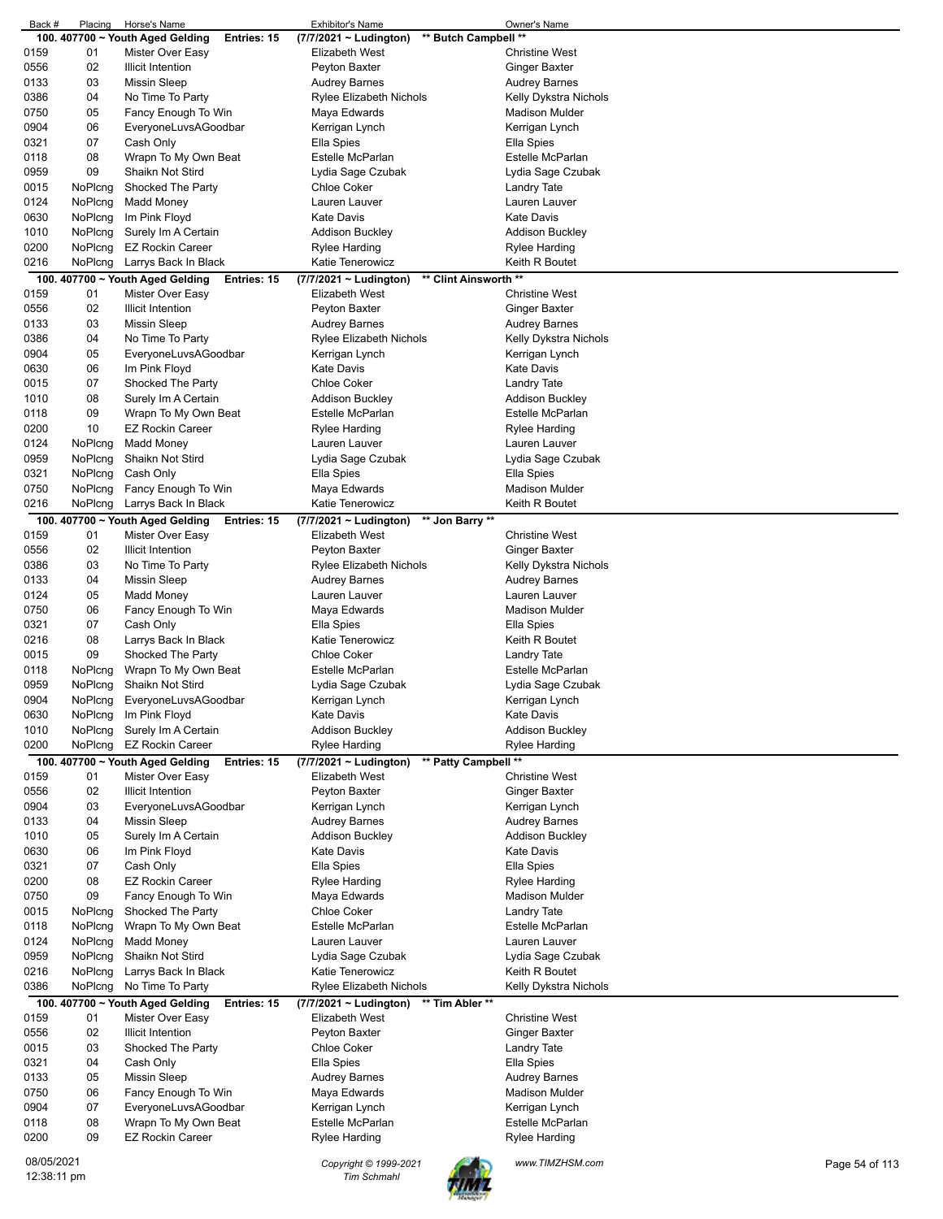| Back # | Placing | Horse's Name | Exhibitor's Name | Owner's Name |
|---|---|---|---|---|
| **100. 407700 ~ Youth Aged Gelding** | | **Entries: 15** | **(7/7/2021 ~ Ludington) \*\* Butch Campbell \*\*** | |
| 0159 | 01 | Mister Over Easy | Elizabeth West | Christine West |
| 0556 | 02 | Illicit Intention | Peyton Baxter | Ginger Baxter |
| 0133 | 03 | Missin Sleep | Audrey Barnes | Audrey Barnes |
| 0386 | 04 | No Time To Party | Rylee Elizabeth Nichols | Kelly Dykstra Nichols |
| 0750 | 05 | Fancy Enough To Win | Maya Edwards | Madison Mulder |
| 0904 | 06 | EveryoneLuvsAGoodbar | Kerrigan Lynch | Kerrigan Lynch |
| 0321 | 07 | Cash Only | Ella Spies | Ella Spies |
| 0118 | 08 | Wrapn To My Own Beat | Estelle McParlan | Estelle McParlan |
| 0959 | 09 | Shaikn Not Stird | Lydia Sage Czubak | Lydia Sage Czubak |
| 0015 | NoPlcng | Shocked The Party | Chloe Coker | Landry Tate |
| 0124 | NoPlcng | Madd Money | Lauren Lauver | Lauren Lauver |
| 0630 | NoPlcng | Im Pink Floyd | Kate Davis | Kate Davis |
| 1010 | NoPlcng | Surely Im A Certain | Addison Buckley | Addison Buckley |
| 0200 | NoPlcng | EZ Rockin Career | Rylee Harding | Rylee Harding |
| 0216 | NoPlcng | Larrys Back In Black | Katie Tenerowicz | Keith R Boutet |
| **100. 407700 ~ Youth Aged Gelding** | | **Entries: 15** | **(7/7/2021 ~ Ludington) \*\* Clint Ainsworth \*\*** | |
| 0159 | 01 | Mister Over Easy | Elizabeth West | Christine West |
| 0556 | 02 | Illicit Intention | Peyton Baxter | Ginger Baxter |
| 0133 | 03 | Missin Sleep | Audrey Barnes | Audrey Barnes |
| 0386 | 04 | No Time To Party | Rylee Elizabeth Nichols | Kelly Dykstra Nichols |
| 0904 | 05 | EveryoneLuvsAGoodbar | Kerrigan Lynch | Kerrigan Lynch |
| 0630 | 06 | Im Pink Floyd | Kate Davis | Kate Davis |
| 0015 | 07 | Shocked The Party | Chloe Coker | Landry Tate |
| 1010 | 08 | Surely Im A Certain | Addison Buckley | Addison Buckley |
| 0118 | 09 | Wrapn To My Own Beat | Estelle McParlan | Estelle McParlan |
| 0200 | 10 | EZ Rockin Career | Rylee Harding | Rylee Harding |
| 0124 | NoPlcng | Madd Money | Lauren Lauver | Lauren Lauver |
| 0959 | NoPlcng | Shaikn Not Stird | Lydia Sage Czubak | Lydia Sage Czubak |
| 0321 | NoPlcng | Cash Only | Ella Spies | Ella Spies |
| 0750 | NoPlcng | Fancy Enough To Win | Maya Edwards | Madison Mulder |
| 0216 | NoPlcng | Larrys Back In Black | Katie Tenerowicz | Keith R Boutet |
| **100. 407700 ~ Youth Aged Gelding** | | **Entries: 15** | **(7/7/2021 ~ Ludington) \*\* Jon Barry \*\*** | |
| 0159 | 01 | Mister Over Easy | Elizabeth West | Christine West |
| 0556 | 02 | Illicit Intention | Peyton Baxter | Ginger Baxter |
| 0386 | 03 | No Time To Party | Rylee Elizabeth Nichols | Kelly Dykstra Nichols |
| 0133 | 04 | Missin Sleep | Audrey Barnes | Audrey Barnes |
| 0124 | 05 | Madd Money | Lauren Lauver | Lauren Lauver |
| 0750 | 06 | Fancy Enough To Win | Maya Edwards | Madison Mulder |
| 0321 | 07 | Cash Only | Ella Spies | Ella Spies |
| 0216 | 08 | Larrys Back In Black | Katie Tenerowicz | Keith R Boutet |
| 0015 | 09 | Shocked The Party | Chloe Coker | Landry Tate |
| 0118 | NoPlcng | Wrapn To My Own Beat | Estelle McParlan | Estelle McParlan |
| 0959 | NoPlcng | Shaikn Not Stird | Lydia Sage Czubak | Lydia Sage Czubak |
| 0904 | NoPlcng | EveryoneLuvsAGoodbar | Kerrigan Lynch | Kerrigan Lynch |
| 0630 | NoPlcng | Im Pink Floyd | Kate Davis | Kate Davis |
| 1010 | NoPlcng | Surely Im A Certain | Addison Buckley | Addison Buckley |
| 0200 | NoPlcng | EZ Rockin Career | Rylee Harding | Rylee Harding |
| **100. 407700 ~ Youth Aged Gelding** | | **Entries: 15** | **(7/7/2021 ~ Ludington) \*\* Patty Campbell \*\*** | |
| 0159 | 01 | Mister Over Easy | Elizabeth West | Christine West |
| 0556 | 02 | Illicit Intention | Peyton Baxter | Ginger Baxter |
| 0904 | 03 | EveryoneLuvsAGoodbar | Kerrigan Lynch | Kerrigan Lynch |
| 0133 | 04 | Missin Sleep | Audrey Barnes | Audrey Barnes |
| 1010 | 05 | Surely Im A Certain | Addison Buckley | Addison Buckley |
| 0630 | 06 | Im Pink Floyd | Kate Davis | Kate Davis |
| 0321 | 07 | Cash Only | Ella Spies | Ella Spies |
| 0200 | 08 | EZ Rockin Career | Rylee Harding | Rylee Harding |
| 0750 | 09 | Fancy Enough To Win | Maya Edwards | Madison Mulder |
| 0015 | NoPlcng | Shocked The Party | Chloe Coker | Landry Tate |
| 0118 | NoPlcng | Wrapn To My Own Beat | Estelle McParlan | Estelle McParlan |
| 0124 | NoPlcng | Madd Money | Lauren Lauver | Lauren Lauver |
| 0959 | NoPlcng | Shaikn Not Stird | Lydia Sage Czubak | Lydia Sage Czubak |
| 0216 | NoPlcng | Larrys Back In Black | Katie Tenerowicz | Keith R Boutet |
| 0386 | NoPlcng | No Time To Party | Rylee Elizabeth Nichols | Kelly Dykstra Nichols |
| **100. 407700 ~ Youth Aged Gelding** | | **Entries: 15** | **(7/7/2021 ~ Ludington) \*\* Tim Abler \*\*** | |
| 0159 | 01 | Mister Over Easy | Elizabeth West | Christine West |
| 0556 | 02 | Illicit Intention | Peyton Baxter | Ginger Baxter |
| 0015 | 03 | Shocked The Party | Chloe Coker | Landry Tate |
| 0321 | 04 | Cash Only | Ella Spies | Ella Spies |
| 0133 | 05 | Missin Sleep | Audrey Barnes | Audrey Barnes |
| 0750 | 06 | Fancy Enough To Win | Maya Edwards | Madison Mulder |
| 0904 | 07 | EveryoneLuvsAGoodbar | Kerrigan Lynch | Kerrigan Lynch |
| 0118 | 08 | Wrapn To My Own Beat | Estelle McParlan | Estelle McParlan |
| 0200 | 09 | EZ Rockin Career | Rylee Harding | Rylee Harding |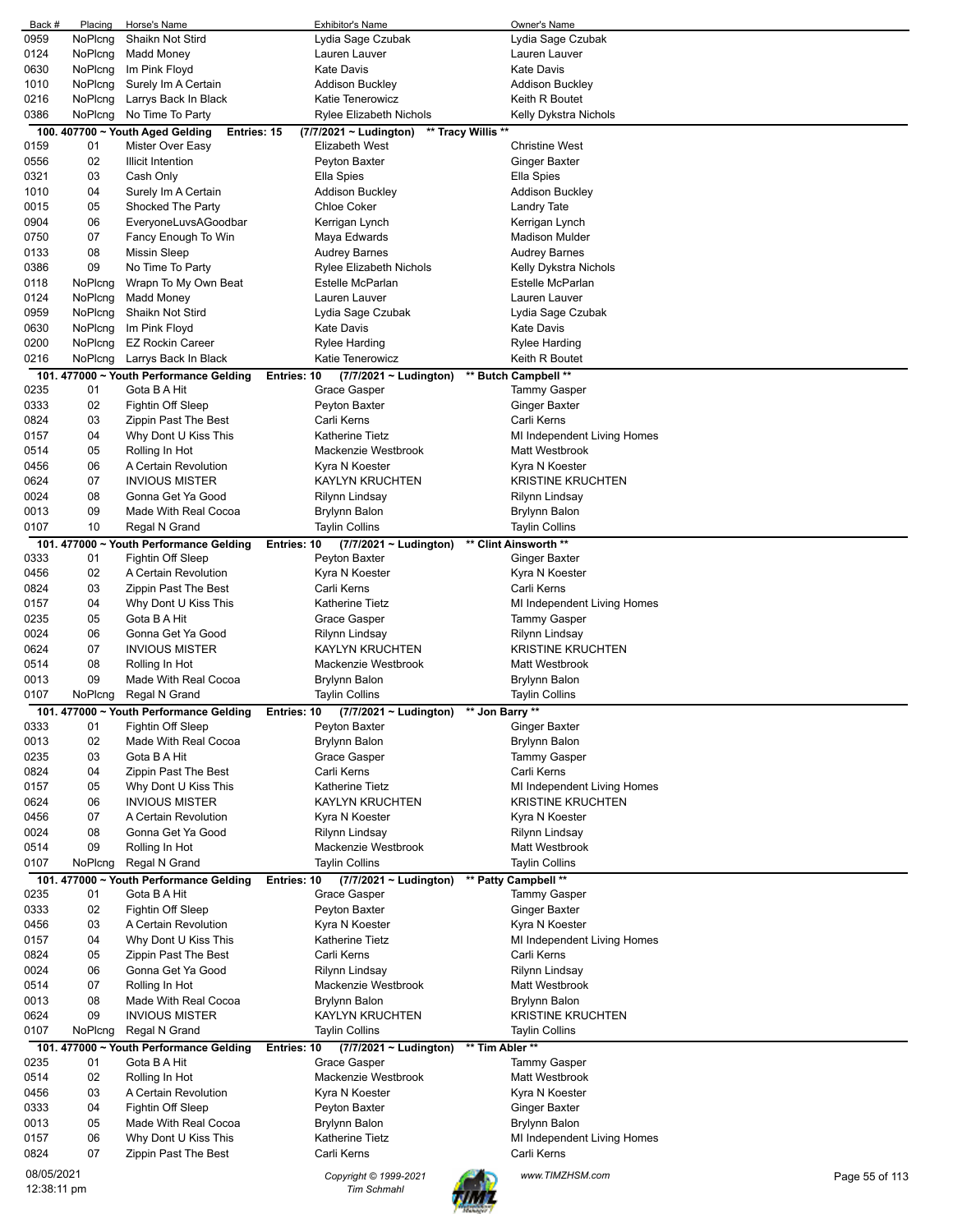| Back # | Placing | Horse's Name | Exhibitor's Name | Owner's Name |
|---|---|---|---|---|
| 0959 | NoPlcng | Shaikn Not Stird | Lydia Sage Czubak | Lydia Sage Czubak |
| 0124 | NoPlcng | Madd Money | Lauren Lauver | Lauren Lauver |
| 0630 | NoPlcng | Im Pink Floyd | Kate Davis | Kate Davis |
| 1010 | NoPlcng | Surely Im A Certain | Addison Buckley | Addison Buckley |
| 0216 | NoPlcng | Larrys Back In Black | Katie Tenerowicz | Keith R Boutet |
| 0386 | NoPlcng | No Time To Party | Rylee Elizabeth Nichols | Kelly Dykstra Nichols |

**100. 407700 ~ Youth Aged Gelding Entries: 15 (7/7/2021 ~ Ludington) ** Tracy Willis ****

| Back # | Placing | Horse's Name | Exhibitor's Name | Owner's Name |
|---|---|---|---|---|
| 0159 | 01 | Mister Over Easy | Elizabeth West | Christine West |
| 0556 | 02 | Illicit Intention | Peyton Baxter | Ginger Baxter |
| 0321 | 03 | Cash Only | Ella Spies | Ella Spies |
| 1010 | 04 | Surely Im A Certain | Addison Buckley | Addison Buckley |
| 0015 | 05 | Shocked The Party | Chloe Coker | Landry Tate |
| 0904 | 06 | EveryoneLuvsAGoodbar | Kerrigan Lynch | Kerrigan Lynch |
| 0750 | 07 | Fancy Enough To Win | Maya Edwards | Madison Mulder |
| 0133 | 08 | Missin Sleep | Audrey Barnes | Audrey Barnes |
| 0386 | 09 | No Time To Party | Rylee Elizabeth Nichols | Kelly Dykstra Nichols |
| 0118 | NoPlcng | Wrapn To My Own Beat | Estelle McParlan | Estelle McParlan |
| 0124 | NoPlcng | Madd Money | Lauren Lauver | Lauren Lauver |
| 0959 | NoPlcng | Shaikn Not Stird | Lydia Sage Czubak | Lydia Sage Czubak |
| 0630 | NoPlcng | Im Pink Floyd | Kate Davis | Kate Davis |
| 0200 | NoPlcng | EZ Rockin Career | Rylee Harding | Rylee Harding |
| 0216 | NoPlcng | Larrys Back In Black | Katie Tenerowicz | Keith R Boutet |

**101. 477000 ~ Youth Performance Gelding Entries: 10 (7/7/2021 ~ Ludington) ** Butch Campbell ****

| Back # | Placing | Horse's Name | Exhibitor's Name | Owner's Name |
|---|---|---|---|---|
| 0235 | 01 | Gota B A Hit | Grace Gasper | Tammy Gasper |
| 0333 | 02 | Fightin Off Sleep | Peyton Baxter | Ginger Baxter |
| 0824 | 03 | Zippin Past The Best | Carli Kerns | Carli Kerns |
| 0157 | 04 | Why Dont U Kiss This | Katherine Tietz | MI Independent Living Homes |
| 0514 | 05 | Rolling In Hot | Mackenzie Westbrook | Matt Westbrook |
| 0456 | 06 | A Certain Revolution | Kyra N Koester | Kyra N Koester |
| 0624 | 07 | INVIOUS MISTER | KAYLYN KRUCHTEN | KRISTINE KRUCHTEN |
| 0024 | 08 | Gonna Get Ya Good | Rilynn Lindsay | Rilynn Lindsay |
| 0013 | 09 | Made With Real Cocoa | Brylynn Balon | Brylynn Balon |
| 0107 | 10 | Regal N Grand | Taylin Collins | Taylin Collins |

**101. 477000 ~ Youth Performance Gelding Entries: 10 (7/7/2021 ~ Ludington) ** Clint Ainsworth ****

| Back # | Placing | Horse's Name | Exhibitor's Name | Owner's Name |
|---|---|---|---|---|
| 0333 | 01 | Fightin Off Sleep | Peyton Baxter | Ginger Baxter |
| 0456 | 02 | A Certain Revolution | Kyra N Koester | Kyra N Koester |
| 0824 | 03 | Zippin Past The Best | Carli Kerns | Carli Kerns |
| 0157 | 04 | Why Dont U Kiss This | Katherine Tietz | MI Independent Living Homes |
| 0235 | 05 | Gota B A Hit | Grace Gasper | Tammy Gasper |
| 0024 | 06 | Gonna Get Ya Good | Rilynn Lindsay | Rilynn Lindsay |
| 0624 | 07 | INVIOUS MISTER | KAYLYN KRUCHTEN | KRISTINE KRUCHTEN |
| 0514 | 08 | Rolling In Hot | Mackenzie Westbrook | Matt Westbrook |
| 0013 | 09 | Made With Real Cocoa | Brylynn Balon | Brylynn Balon |
| 0107 | NoPlcng | Regal N Grand | Taylin Collins | Taylin Collins |

**101. 477000 ~ Youth Performance Gelding Entries: 10 (7/7/2021 ~ Ludington) ** Jon Barry ****

| Back # | Placing | Horse's Name | Exhibitor's Name | Owner's Name |
|---|---|---|---|---|
| 0333 | 01 | Fightin Off Sleep | Peyton Baxter | Ginger Baxter |
| 0013 | 02 | Made With Real Cocoa | Brylynn Balon | Brylynn Balon |
| 0235 | 03 | Gota B A Hit | Grace Gasper | Tammy Gasper |
| 0824 | 04 | Zippin Past The Best | Carli Kerns | Carli Kerns |
| 0157 | 05 | Why Dont U Kiss This | Katherine Tietz | MI Independent Living Homes |
| 0624 | 06 | INVIOUS MISTER | KAYLYN KRUCHTEN | KRISTINE KRUCHTEN |
| 0456 | 07 | A Certain Revolution | Kyra N Koester | Kyra N Koester |
| 0024 | 08 | Gonna Get Ya Good | Rilynn Lindsay | Rilynn Lindsay |
| 0514 | 09 | Rolling In Hot | Mackenzie Westbrook | Matt Westbrook |
| 0107 | NoPlcng | Regal N Grand | Taylin Collins | Taylin Collins |

**101. 477000 ~ Youth Performance Gelding Entries: 10 (7/7/2021 ~ Ludington) ** Patty Campbell ****

| Back # | Placing | Horse's Name | Exhibitor's Name | Owner's Name |
|---|---|---|---|---|
| 0235 | 01 | Gota B A Hit | Grace Gasper | Tammy Gasper |
| 0333 | 02 | Fightin Off Sleep | Peyton Baxter | Ginger Baxter |
| 0456 | 03 | A Certain Revolution | Kyra N Koester | Kyra N Koester |
| 0157 | 04 | Why Dont U Kiss This | Katherine Tietz | MI Independent Living Homes |
| 0824 | 05 | Zippin Past The Best | Carli Kerns | Carli Kerns |
| 0024 | 06 | Gonna Get Ya Good | Rilynn Lindsay | Rilynn Lindsay |
| 0514 | 07 | Rolling In Hot | Mackenzie Westbrook | Matt Westbrook |
| 0013 | 08 | Made With Real Cocoa | Brylynn Balon | Brylynn Balon |
| 0624 | 09 | INVIOUS MISTER | KAYLYN KRUCHTEN | KRISTINE KRUCHTEN |
| 0107 | NoPlcng | Regal N Grand | Taylin Collins | Taylin Collins |

**101. 477000 ~ Youth Performance Gelding Entries: 10 (7/7/2021 ~ Ludington) ** Tim Abler ****

| Back # | Placing | Horse's Name | Exhibitor's Name | Owner's Name |
|---|---|---|---|---|
| 0235 | 01 | Gota B A Hit | Grace Gasper | Tammy Gasper |
| 0514 | 02 | Rolling In Hot | Mackenzie Westbrook | Matt Westbrook |
| 0456 | 03 | A Certain Revolution | Kyra N Koester | Kyra N Koester |
| 0333 | 04 | Fightin Off Sleep | Peyton Baxter | Ginger Baxter |
| 0013 | 05 | Made With Real Cocoa | Brylynn Balon | Brylynn Balon |
| 0157 | 06 | Why Dont U Kiss This | Katherine Tietz | MI Independent Living Homes |
| 0824 | 07 | Zippin Past The Best | Carli Kerns | Carli Kerns |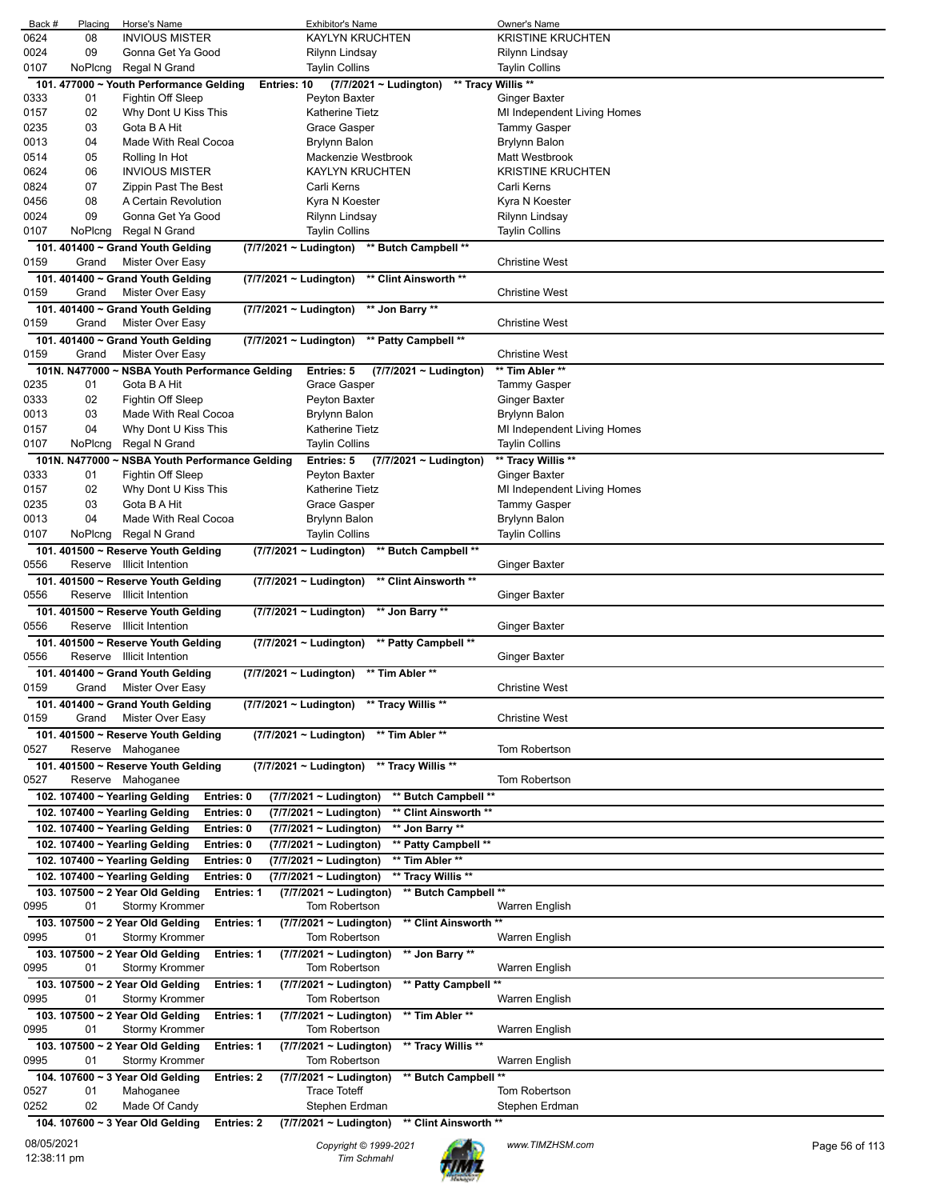| Back # | Placing | Horse's Name | Exhibitor's Name | Owner's Name |
|---|---|---|---|---|
| 0624 | 08 | INVIOUS MISTER | KAYLYN KRUCHTEN | KRISTINE KRUCHTEN |
| 0024 | 09 | Gonna Get Ya Good | Rilynn Lindsay | Rilynn Lindsay |
| 0107 | NoPlcng | Regal N Grand | Taylin Collins | Taylin Collins |

**101. 477000 ~ Youth Performance Gelding Entries: 10 (7/7/2021 ~ Ludington) \*\* Tracy Willis \*\***

| Back # | Placing | Horse's Name | Exhibitor's Name | Owner's Name |
|---|---|---|---|---|
| 0333 | 01 | Fightin Off Sleep | Peyton Baxter | Ginger Baxter |
| 0157 | 02 | Why Dont U Kiss This | Katherine Tietz | MI Independent Living Homes |
| 0235 | 03 | Gota B A Hit | Grace Gasper | Tammy Gasper |
| 0013 | 04 | Made With Real Cocoa | Brylynn Balon | Brylynn Balon |
| 0514 | 05 | Rolling In Hot | Mackenzie Westbrook | Matt Westbrook |
| 0624 | 06 | INVIOUS MISTER | KAYLYN KRUCHTEN | KRISTINE KRUCHTEN |
| 0824 | 07 | Zippin Past The Best | Carli Kerns | Carli Kerns |
| 0456 | 08 | A Certain Revolution | Kyra N Koester | Kyra N Koester |
| 0024 | 09 | Gonna Get Ya Good | Rilynn Lindsay | Rilynn Lindsay |
| 0107 | NoPlcng | Regal N Grand | Taylin Collins | Taylin Collins |

**101. 401400 ~ Grand Youth Gelding (7/7/2021 ~ Ludington) \*\* Butch Campbell \*\***

| 0159 | Grand | Mister Over Easy | | Christine West |
|---|---|---|---|---|

**101. 401400 ~ Grand Youth Gelding (7/7/2021 ~ Ludington) \*\* Clint Ainsworth \*\***

| 0159 | Grand | Mister Over Easy | | Christine West |
|---|---|---|---|---|

**101. 401400 ~ Grand Youth Gelding (7/7/2021 ~ Ludington) \*\* Jon Barry \*\***

| 0159 | Grand | Mister Over Easy | | Christine West |
|---|---|---|---|---|

**101. 401400 ~ Grand Youth Gelding (7/7/2021 ~ Ludington) \*\* Patty Campbell \*\***

| 0159 | Grand | Mister Over Easy | | Christine West |
|---|---|---|---|---|

**101N. N477000 ~ NSBA Youth Performance Gelding Entries: 5 (7/7/2021 ~ Ludington) \*\* Tim Abler \*\***

| Back # | Placing | Horse's Name | Exhibitor's Name | Owner's Name |
|---|---|---|---|---|
| 0235 | 01 | Gota B A Hit | Grace Gasper | Tammy Gasper |
| 0333 | 02 | Fightin Off Sleep | Peyton Baxter | Ginger Baxter |
| 0013 | 03 | Made With Real Cocoa | Brylynn Balon | Brylynn Balon |
| 0157 | 04 | Why Dont U Kiss This | Katherine Tietz | MI Independent Living Homes |
| 0107 | NoPlcng | Regal N Grand | Taylin Collins | Taylin Collins |

**101N. N477000 ~ NSBA Youth Performance Gelding Entries: 5 (7/7/2021 ~ Ludington) \*\* Tracy Willis \*\***

| Back # | Placing | Horse's Name | Exhibitor's Name | Owner's Name |
|---|---|---|---|---|
| 0333 | 01 | Fightin Off Sleep | Peyton Baxter | Ginger Baxter |
| 0157 | 02 | Why Dont U Kiss This | Katherine Tietz | MI Independent Living Homes |
| 0235 | 03 | Gota B A Hit | Grace Gasper | Tammy Gasper |
| 0013 | 04 | Made With Real Cocoa | Brylynn Balon | Brylynn Balon |
| 0107 | NoPlcng | Regal N Grand | Taylin Collins | Taylin Collins |

**101. 401500 ~ Reserve Youth Gelding (7/7/2021 ~ Ludington) \*\* Butch Campbell \*\***

| 0556 | Reserve | Illicit Intention | | Ginger Baxter |
|---|---|---|---|---|

**101. 401500 ~ Reserve Youth Gelding (7/7/2021 ~ Ludington) \*\* Clint Ainsworth \*\***

| 0556 | Reserve | Illicit Intention | | Ginger Baxter |
|---|---|---|---|---|

**101. 401500 ~ Reserve Youth Gelding (7/7/2021 ~ Ludington) \*\* Jon Barry \*\***

| 0556 | Reserve | Illicit Intention | | Ginger Baxter |
|---|---|---|---|---|

**101. 401500 ~ Reserve Youth Gelding (7/7/2021 ~ Ludington) \*\* Patty Campbell \*\***

| 0556 | Reserve | Illicit Intention | | Ginger Baxter |
|---|---|---|---|---|

**101. 401400 ~ Grand Youth Gelding (7/7/2021 ~ Ludington) \*\* Tim Abler \*\***

| 0159 | Grand | Mister Over Easy | | Christine West |
|---|---|---|---|---|

**101. 401400 ~ Grand Youth Gelding (7/7/2021 ~ Ludington) \*\* Tracy Willis \*\***

| 0159 | Grand | Mister Over Easy | | Christine West |
|---|---|---|---|---|

**101. 401500 ~ Reserve Youth Gelding (7/7/2021 ~ Ludington) \*\* Tim Abler \*\***

| 0527 | Reserve | Mahoganee | | Tom Robertson |
|---|---|---|---|---|

**101. 401500 ~ Reserve Youth Gelding (7/7/2021 ~ Ludington) \*\* Tracy Willis \*\***

| 0527 | Reserve | Mahoganee | | Tom Robertson |
|---|---|---|---|---|

**102. 107400 ~ Yearling Gelding Entries: 0 (7/7/2021 ~ Ludington) \*\* Butch Campbell \*\***

**102. 107400 ~ Yearling Gelding Entries: 0 (7/7/2021 ~ Ludington) \*\* Clint Ainsworth \*\***

**102. 107400 ~ Yearling Gelding Entries: 0 (7/7/2021 ~ Ludington) \*\* Jon Barry \*\***

**102. 107400 ~ Yearling Gelding Entries: 0 (7/7/2021 ~ Ludington) \*\* Patty Campbell \*\***

**102. 107400 ~ Yearling Gelding Entries: 0 (7/7/2021 ~ Ludington) \*\* Tim Abler \*\***

**102. 107400 ~ Yearling Gelding Entries: 0 (7/7/2021 ~ Ludington) \*\* Tracy Willis \*\***

**103. 107500 ~ 2 Year Old Gelding Entries: 1 (7/7/2021 ~ Ludington) \*\* Butch Campbell \*\***

| 0995 | 01 | Stormy Krommer | Tom Robertson | Warren English |
|---|---|---|---|---|

**103. 107500 ~ 2 Year Old Gelding Entries: 1 (7/7/2021 ~ Ludington) \*\* Clint Ainsworth \*\***

| 0995 | 01 | Stormy Krommer | Tom Robertson | Warren English |
|---|---|---|---|---|

**103. 107500 ~ 2 Year Old Gelding Entries: 1 (7/7/2021 ~ Ludington) \*\* Jon Barry \*\***

| 0995 | 01 | Stormy Krommer | Tom Robertson | Warren English |
|---|---|---|---|---|

**103. 107500 ~ 2 Year Old Gelding Entries: 1 (7/7/2021 ~ Ludington) \*\* Patty Campbell \*\***

| 0995 | 01 | Stormy Krommer | Tom Robertson | Warren English |
|---|---|---|---|---|

**103. 107500 ~ 2 Year Old Gelding Entries: 1 (7/7/2021 ~ Ludington) \*\* Tim Abler \*\***

| 0995 | 01 | Stormy Krommer | Tom Robertson | Warren English |
|---|---|---|---|---|

**103. 107500 ~ 2 Year Old Gelding Entries: 1 (7/7/2021 ~ Ludington) \*\* Tracy Willis \*\***

| 0995 | 01 | Stormy Krommer | Tom Robertson | Warren English |
|---|---|---|---|---|

**104. 107600 ~ 3 Year Old Gelding Entries: 2 (7/7/2021 ~ Ludington) \*\* Butch Campbell \*\***

| Back # | Placing | Horse's Name | Exhibitor's Name | Owner's Name |
|---|---|---|---|---|
| 0527 | 01 | Mahoganee | Trace Toteff | Tom Robertson |
| 0252 | 02 | Made Of Candy | Stephen Erdman | Stephen Erdman |

**104. 107600 ~ 3 Year Old Gelding Entries: 2 (7/7/2021 ~ Ludington) \*\* Clint Ainsworth \*\***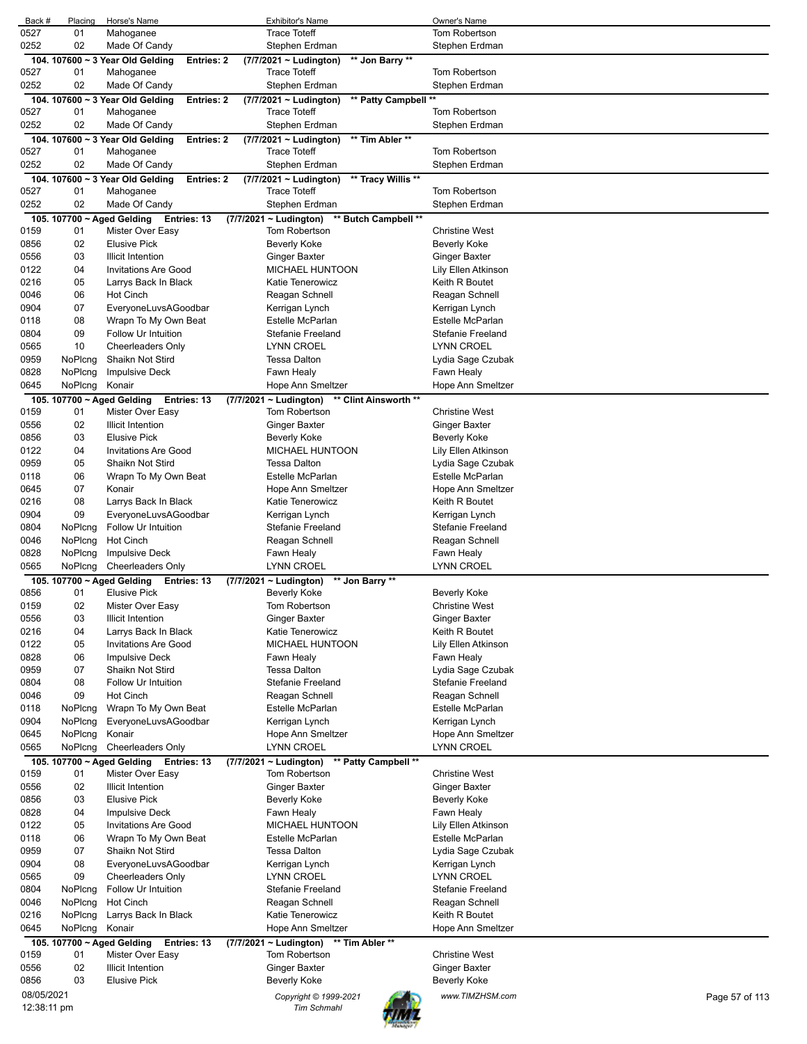| Back # | Placing | Horse's Name | Exhibitor's Name | Owner's Name |
|---|---|---|---|---|
| 0527 | 01 | Mahoganee | Trace Toteff | Tom Robertson |
| 0252 | 02 | Made Of Candy | Stephen Erdman | Stephen Erdman |

**104. 107600 ~ 3 Year Old Gelding Entries: 2 (7/7/2021 ~ Ludington) \*\* Jon Barry \*\***

| Back # | Placing | Horse's Name | Exhibitor's Name | Owner's Name |
|---|---|---|---|---|
| 0527 | 01 | Mahoganee | Trace Toteff | Tom Robertson |
| 0252 | 02 | Made Of Candy | Stephen Erdman | Stephen Erdman |

**104. 107600 ~ 3 Year Old Gelding Entries: 2 (7/7/2021 ~ Ludington) \*\* Patty Campbell \*\***

| Back # | Placing | Horse's Name | Exhibitor's Name | Owner's Name |
|---|---|---|---|---|
| 0527 | 01 | Mahoganee | Trace Toteff | Tom Robertson |
| 0252 | 02 | Made Of Candy | Stephen Erdman | Stephen Erdman |

**104. 107600 ~ 3 Year Old Gelding Entries: 2 (7/7/2021 ~ Ludington) \*\* Tim Abler \*\***

| Back # | Placing | Horse's Name | Exhibitor's Name | Owner's Name |
|---|---|---|---|---|
| 0527 | 01 | Mahoganee | Trace Toteff | Tom Robertson |
| 0252 | 02 | Made Of Candy | Stephen Erdman | Stephen Erdman |

**104. 107600 ~ 3 Year Old Gelding Entries: 2 (7/7/2021 ~ Ludington) \*\* Tracy Willis \*\***

| Back # | Placing | Horse's Name | Exhibitor's Name | Owner's Name |
|---|---|---|---|---|
| 0527 | 01 | Mahoganee | Trace Toteff | Tom Robertson |
| 0252 | 02 | Made Of Candy | Stephen Erdman | Stephen Erdman |

**105. 107700 ~ Aged Gelding Entries: 13 (7/7/2021 ~ Ludington) \*\* Butch Campbell \*\***

| Back # | Placing | Horse's Name | Exhibitor's Name | Owner's Name |
|---|---|---|---|---|
| 0159 | 01 | Mister Over Easy | Tom Robertson | Christine West |
| 0856 | 02 | Elusive Pick | Beverly Koke | Beverly Koke |
| 0556 | 03 | Illicit Intention | Ginger Baxter | Ginger Baxter |
| 0122 | 04 | Invitations Are Good | MICHAEL HUNTOON | Lily Ellen Atkinson |
| 0216 | 05 | Larrys Back In Black | Katie Tenerowicz | Keith R Boutet |
| 0046 | 06 | Hot Cinch | Reagan Schnell | Reagan Schnell |
| 0904 | 07 | EveryoneLuvsAGoodbar | Kerrigan Lynch | Kerrigan Lynch |
| 0118 | 08 | Wrapn To My Own Beat | Estelle McParlan | Estelle McParlan |
| 0804 | 09 | Follow Ur Intuition | Stefanie Freeland | Stefanie Freeland |
| 0565 | 10 | Cheerleaders Only | LYNN CROEL | LYNN CROEL |
| 0959 | NoPlcng | Shaikn Not Stird | Tessa Dalton | Lydia Sage Czubak |
| 0828 | NoPlcng | Impulsive Deck | Fawn Healy | Fawn Healy |
| 0645 | NoPlcng | Konair | Hope Ann Smeltzer | Hope Ann Smeltzer |

**105. 107700 ~ Aged Gelding Entries: 13 (7/7/2021 ~ Ludington) \*\* Clint Ainsworth \*\***

| Back # | Placing | Horse's Name | Exhibitor's Name | Owner's Name |
|---|---|---|---|---|
| 0159 | 01 | Mister Over Easy | Tom Robertson | Christine West |
| 0556 | 02 | Illicit Intention | Ginger Baxter | Ginger Baxter |
| 0856 | 03 | Elusive Pick | Beverly Koke | Beverly Koke |
| 0122 | 04 | Invitations Are Good | MICHAEL HUNTOON | Lily Ellen Atkinson |
| 0959 | 05 | Shaikn Not Stird | Tessa Dalton | Lydia Sage Czubak |
| 0118 | 06 | Wrapn To My Own Beat | Estelle McParlan | Estelle McParlan |
| 0645 | 07 | Konair | Hope Ann Smeltzer | Hope Ann Smeltzer |
| 0216 | 08 | Larrys Back In Black | Katie Tenerowicz | Keith R Boutet |
| 0904 | 09 | EveryoneLuvsAGoodbar | Kerrigan Lynch | Kerrigan Lynch |
| 0804 | NoPlcng | Follow Ur Intuition | Stefanie Freeland | Stefanie Freeland |
| 0046 | NoPlcng | Hot Cinch | Reagan Schnell | Reagan Schnell |
| 0828 | NoPlcng | Impulsive Deck | Fawn Healy | Fawn Healy |
| 0565 | NoPlcng | Cheerleaders Only | LYNN CROEL | LYNN CROEL |

**105. 107700 ~ Aged Gelding Entries: 13 (7/7/2021 ~ Ludington) \*\* Jon Barry \*\***

| Back # | Placing | Horse's Name | Exhibitor's Name | Owner's Name |
|---|---|---|---|---|
| 0856 | 01 | Elusive Pick | Beverly Koke | Beverly Koke |
| 0159 | 02 | Mister Over Easy | Tom Robertson | Christine West |
| 0556 | 03 | Illicit Intention | Ginger Baxter | Ginger Baxter |
| 0216 | 04 | Larrys Back In Black | Katie Tenerowicz | Keith R Boutet |
| 0122 | 05 | Invitations Are Good | MICHAEL HUNTOON | Lily Ellen Atkinson |
| 0828 | 06 | Impulsive Deck | Fawn Healy | Fawn Healy |
| 0959 | 07 | Shaikn Not Stird | Tessa Dalton | Lydia Sage Czubak |
| 0804 | 08 | Follow Ur Intuition | Stefanie Freeland | Stefanie Freeland |
| 0046 | 09 | Hot Cinch | Reagan Schnell | Reagan Schnell |
| 0118 | NoPlcng | Wrapn To My Own Beat | Estelle McParlan | Estelle McParlan |
| 0904 | NoPlcng | EveryoneLuvsAGoodbar | Kerrigan Lynch | Kerrigan Lynch |
| 0645 | NoPlcng | Konair | Hope Ann Smeltzer | Hope Ann Smeltzer |
| 0565 | NoPlcng | Cheerleaders Only | LYNN CROEL | LYNN CROEL |

**105. 107700 ~ Aged Gelding Entries: 13 (7/7/2021 ~ Ludington) \*\* Patty Campbell \*\***

| Back # | Placing | Horse's Name | Exhibitor's Name | Owner's Name |
|---|---|---|---|---|
| 0159 | 01 | Mister Over Easy | Tom Robertson | Christine West |
| 0556 | 02 | Illicit Intention | Ginger Baxter | Ginger Baxter |
| 0856 | 03 | Elusive Pick | Beverly Koke | Beverly Koke |
| 0828 | 04 | Impulsive Deck | Fawn Healy | Fawn Healy |
| 0122 | 05 | Invitations Are Good | MICHAEL HUNTOON | Lily Ellen Atkinson |
| 0118 | 06 | Wrapn To My Own Beat | Estelle McParlan | Estelle McParlan |
| 0959 | 07 | Shaikn Not Stird | Tessa Dalton | Lydia Sage Czubak |
| 0904 | 08 | EveryoneLuvsAGoodbar | Kerrigan Lynch | Kerrigan Lynch |
| 0565 | 09 | Cheerleaders Only | LYNN CROEL | LYNN CROEL |
| 0804 | NoPlcng | Follow Ur Intuition | Stefanie Freeland | Stefanie Freeland |
| 0046 | NoPlcng | Hot Cinch | Reagan Schnell | Reagan Schnell |
| 0216 | NoPlcng | Larrys Back In Black | Katie Tenerowicz | Keith R Boutet |
| 0645 | NoPlcng | Konair | Hope Ann Smeltzer | Hope Ann Smeltzer |

**105. 107700 ~ Aged Gelding Entries: 13 (7/7/2021 ~ Ludington) \*\* Tim Abler \*\***

| Back # | Placing | Horse's Name | Exhibitor's Name | Owner's Name |
|---|---|---|---|---|
| 0159 | 01 | Mister Over Easy | Tom Robertson | Christine West |
| 0556 | 02 | Illicit Intention | Ginger Baxter | Ginger Baxter |
| 0856 | 03 | Elusive Pick | Beverly Koke | Beverly Koke |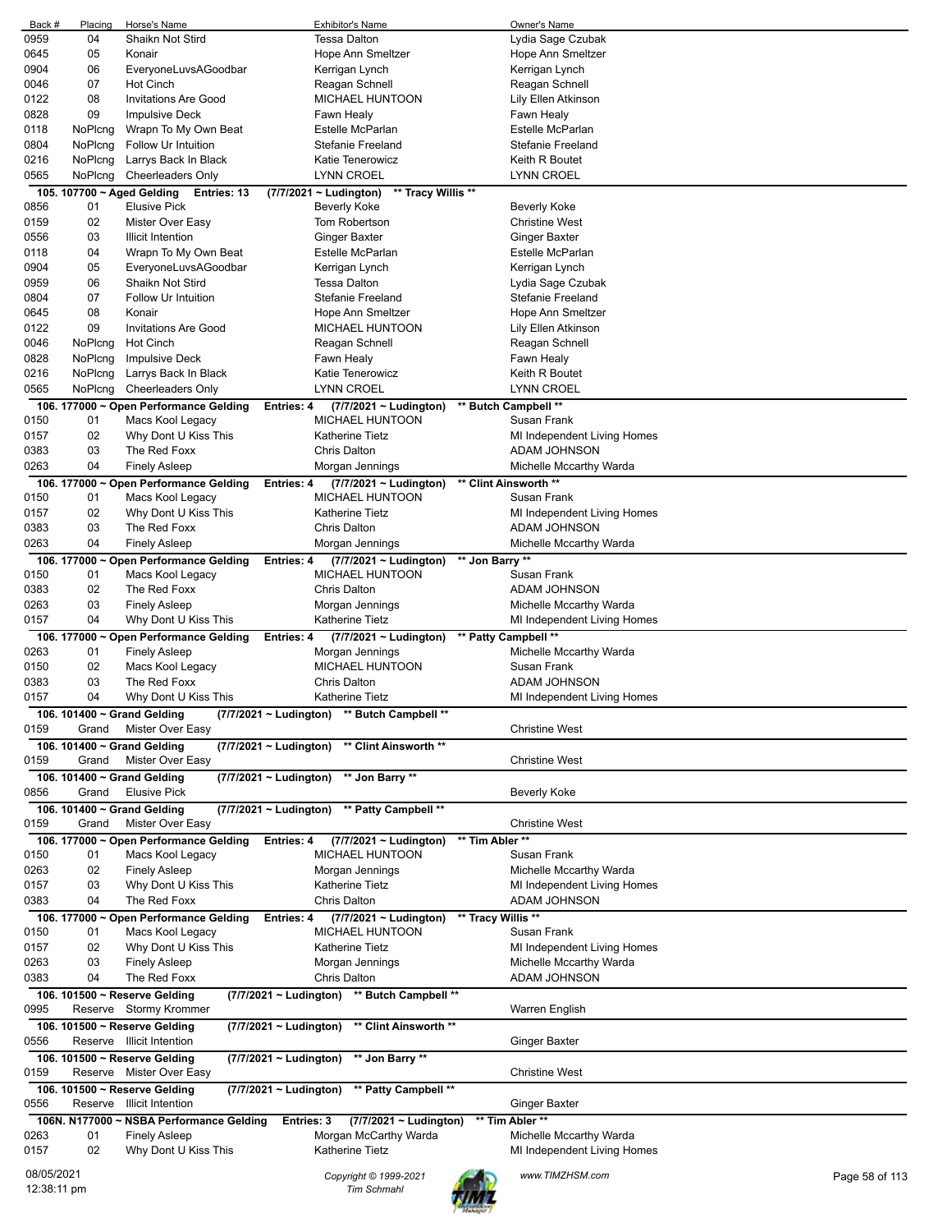| Back # | Placing | Horse's Name | Exhibitor's Name | Owner's Name |
|---|---|---|---|---|
| 0959 | 04 | Shaikn Not Stird | Tessa Dalton | Lydia Sage Czubak |
| 0645 | 05 | Konair | Hope Ann Smeltzer | Hope Ann Smeltzer |
| 0904 | 06 | EveryoneLuvsAGoodbar | Kerrigan Lynch | Kerrigan Lynch |
| 0046 | 07 | Hot Cinch | Reagan Schnell | Reagan Schnell |
| 0122 | 08 | Invitations Are Good | MICHAEL HUNTOON | Lily Ellen Atkinson |
| 0828 | 09 | Impulsive Deck | Fawn Healy | Fawn Healy |
| 0118 | NoPlcng | Wrapn To My Own Beat | Estelle McParlan | Estelle McParlan |
| 0804 | NoPlcng | Follow Ur Intuition | Stefanie Freeland | Stefanie Freeland |
| 0216 | NoPlcng | Larrys Back In Black | Katie Tenerowicz | Keith R Boutet |
| 0565 | NoPlcng | Cheerleaders Only | LYNN CROEL | LYNN CROEL |

**105. 107700 ~ Aged Gelding Entries: 13 (7/7/2021 ~ Ludington) ** Tracy Willis ****

| Back # | Placing | Horse's Name | Exhibitor's Name | Owner's Name |
|---|---|---|---|---|
| 0856 | 01 | Elusive Pick | Beverly Koke | Beverly Koke |
| 0159 | 02 | Mister Over Easy | Tom Robertson | Christine West |
| 0556 | 03 | Illicit Intention | Ginger Baxter | Ginger Baxter |
| 0118 | 04 | Wrapn To My Own Beat | Estelle McParlan | Estelle McParlan |
| 0904 | 05 | EveryoneLuvsAGoodbar | Kerrigan Lynch | Kerrigan Lynch |
| 0959 | 06 | Shaikn Not Stird | Tessa Dalton | Lydia Sage Czubak |
| 0804 | 07 | Follow Ur Intuition | Stefanie Freeland | Stefanie Freeland |
| 0645 | 08 | Konair | Hope Ann Smeltzer | Hope Ann Smeltzer |
| 0122 | 09 | Invitations Are Good | MICHAEL HUNTOON | Lily Ellen Atkinson |
| 0046 | NoPlcng | Hot Cinch | Reagan Schnell | Reagan Schnell |
| 0828 | NoPlcng | Impulsive Deck | Fawn Healy | Fawn Healy |
| 0216 | NoPlcng | Larrys Back In Black | Katie Tenerowicz | Keith R Boutet |
| 0565 | NoPlcng | Cheerleaders Only | LYNN CROEL | LYNN CROEL |

**106. 177000 ~ Open Performance Gelding Entries: 4 (7/7/2021 ~ Ludington) ** Butch Campbell ****

| Back # | Placing | Horse's Name | Exhibitor's Name | Owner's Name |
|---|---|---|---|---|
| 0150 | 01 | Macs Kool Legacy | MICHAEL HUNTOON | Susan Frank |
| 0157 | 02 | Why Dont U Kiss This | Katherine Tietz | MI Independent Living Homes |
| 0383 | 03 | The Red Foxx | Chris Dalton | ADAM JOHNSON |
| 0263 | 04 | Finely Asleep | Morgan Jennings | Michelle Mccarthy Warda |

**106. 177000 ~ Open Performance Gelding Entries: 4 (7/7/2021 ~ Ludington) ** Clint Ainsworth ****

| Back # | Placing | Horse's Name | Exhibitor's Name | Owner's Name |
|---|---|---|---|---|
| 0150 | 01 | Macs Kool Legacy | MICHAEL HUNTOON | Susan Frank |
| 0157 | 02 | Why Dont U Kiss This | Katherine Tietz | MI Independent Living Homes |
| 0383 | 03 | The Red Foxx | Chris Dalton | ADAM JOHNSON |
| 0263 | 04 | Finely Asleep | Morgan Jennings | Michelle Mccarthy Warda |

**106. 177000 ~ Open Performance Gelding Entries: 4 (7/7/2021 ~ Ludington) ** Jon Barry ****

| Back # | Placing | Horse's Name | Exhibitor's Name | Owner's Name |
|---|---|---|---|---|
| 0150 | 01 | Macs Kool Legacy | MICHAEL HUNTOON | Susan Frank |
| 0383 | 02 | The Red Foxx | Chris Dalton | ADAM JOHNSON |
| 0263 | 03 | Finely Asleep | Morgan Jennings | Michelle Mccarthy Warda |
| 0157 | 04 | Why Dont U Kiss This | Katherine Tietz | MI Independent Living Homes |

**106. 177000 ~ Open Performance Gelding Entries: 4 (7/7/2021 ~ Ludington) ** Patty Campbell ****

| Back # | Placing | Horse's Name | Exhibitor's Name | Owner's Name |
|---|---|---|---|---|
| 0263 | 01 | Finely Asleep | Morgan Jennings | Michelle Mccarthy Warda |
| 0150 | 02 | Macs Kool Legacy | MICHAEL HUNTOON | Susan Frank |
| 0383 | 03 | The Red Foxx | Chris Dalton | ADAM JOHNSON |
| 0157 | 04 | Why Dont U Kiss This | Katherine Tietz | MI Independent Living Homes |

**106. 101400 ~ Grand Gelding (7/7/2021 ~ Ludington) ** Butch Campbell ****

| Back # | Placing | Horse's Name | Exhibitor's Name | Owner's Name |
|---|---|---|---|---|
| 0159 | Grand | Mister Over Easy | | Christine West |

**106. 101400 ~ Grand Gelding (7/7/2021 ~ Ludington) ** Clint Ainsworth ****

| Back # | Placing | Horse's Name | Exhibitor's Name | Owner's Name |
|---|---|---|---|---|
| 0159 | Grand | Mister Over Easy | | Christine West |

**106. 101400 ~ Grand Gelding (7/7/2021 ~ Ludington) ** Jon Barry ****

| Back # | Placing | Horse's Name | Exhibitor's Name | Owner's Name |
|---|---|---|---|---|
| 0856 | Grand | Elusive Pick | | Beverly Koke |

**106. 101400 ~ Grand Gelding (7/7/2021 ~ Ludington) ** Patty Campbell ****

| Back # | Placing | Horse's Name | Exhibitor's Name | Owner's Name |
|---|---|---|---|---|
| 0159 | Grand | Mister Over Easy | | Christine West |

**106. 177000 ~ Open Performance Gelding Entries: 4 (7/7/2021 ~ Ludington) ** Tim Abler ****

| Back # | Placing | Horse's Name | Exhibitor's Name | Owner's Name |
|---|---|---|---|---|
| 0150 | 01 | Macs Kool Legacy | MICHAEL HUNTOON | Susan Frank |
| 0263 | 02 | Finely Asleep | Morgan Jennings | Michelle Mccarthy Warda |
| 0157 | 03 | Why Dont U Kiss This | Katherine Tietz | MI Independent Living Homes |
| 0383 | 04 | The Red Foxx | Chris Dalton | ADAM JOHNSON |

**106. 177000 ~ Open Performance Gelding Entries: 4 (7/7/2021 ~ Ludington) ** Tracy Willis ****

| Back # | Placing | Horse's Name | Exhibitor's Name | Owner's Name |
|---|---|---|---|---|
| 0150 | 01 | Macs Kool Legacy | MICHAEL HUNTOON | Susan Frank |
| 0157 | 02 | Why Dont U Kiss This | Katherine Tietz | MI Independent Living Homes |
| 0263 | 03 | Finely Asleep | Morgan Jennings | Michelle Mccarthy Warda |
| 0383 | 04 | The Red Foxx | Chris Dalton | ADAM JOHNSON |

**106. 101500 ~ Reserve Gelding (7/7/2021 ~ Ludington) ** Butch Campbell ****

| Back # | Placing | Horse's Name | Exhibitor's Name | Owner's Name |
|---|---|---|---|---|
| 0995 | Reserve | Stormy Krommer | | Warren English |

**106. 101500 ~ Reserve Gelding (7/7/2021 ~ Ludington) ** Clint Ainsworth ****

| Back # | Placing | Horse's Name | Exhibitor's Name | Owner's Name |
|---|---|---|---|---|
| 0556 | Reserve | Illicit Intention | | Ginger Baxter |

**106. 101500 ~ Reserve Gelding (7/7/2021 ~ Ludington) ** Jon Barry ****

| Back # | Placing | Horse's Name | Exhibitor's Name | Owner's Name |
|---|---|---|---|---|
| 0159 | Reserve | Mister Over Easy | | Christine West |

**106. 101500 ~ Reserve Gelding (7/7/2021 ~ Ludington) ** Patty Campbell ****

| Back # | Placing | Horse's Name | Exhibitor's Name | Owner's Name |
|---|---|---|---|---|
| 0556 | Reserve | Illicit Intention | | Ginger Baxter |

**106N. N177000 ~ NSBA Performance Gelding Entries: 3 (7/7/2021 ~ Ludington) ** Tim Abler ****

| Back # | Placing | Horse's Name | Exhibitor's Name | Owner's Name |
|---|---|---|---|---|
| 0263 | 01 | Finely Asleep | Morgan McCarthy Warda | Michelle Mccarthy Warda |
| 0157 | 02 | Why Dont U Kiss This | Katherine Tietz | MI Independent Living Homes |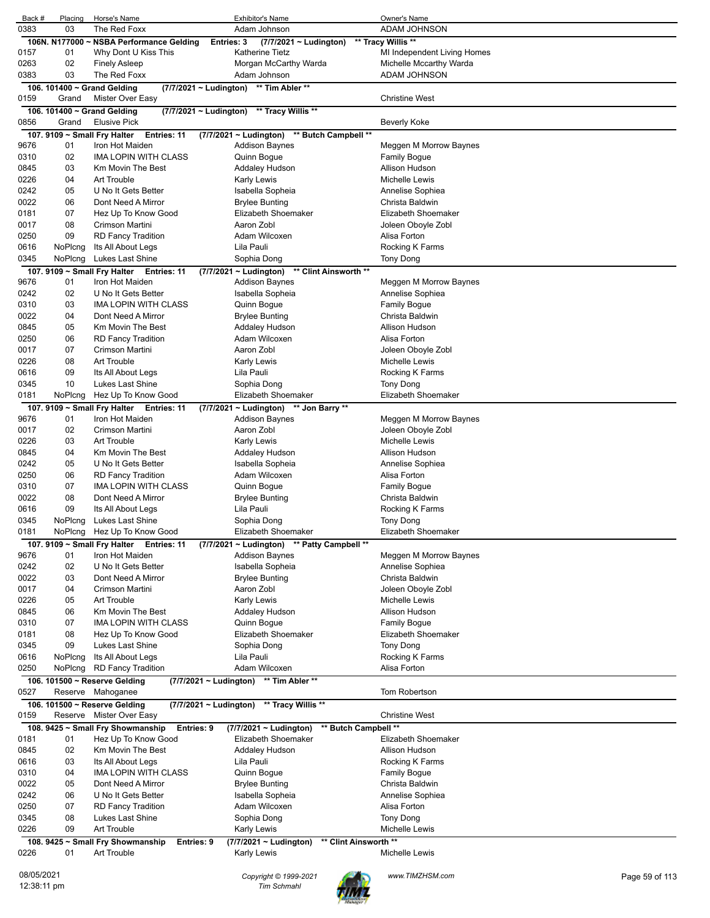| Back # | Placing | Horse's Name | Exhibitor's Name | Owner's Name |
|---|---|---|---|---|
| 0383 | 03 | The Red Foxx | Adam Johnson | ADAM JOHNSON |
| **106N. N177000 ~ NSBA Performance Gelding** | | **Entries: 3** | **(7/7/2021 ~ Ludington)** | **\*\* Tracy Willis \*\*** |
| 0157 | 01 | Why Dont U Kiss This | Katherine Tietz | MI Independent Living Homes |
| 0263 | 02 | Finely Asleep | Morgan McCarthy Warda | Michelle Mccarthy Warda |
| 0383 | 03 | The Red Foxx | Adam Johnson | ADAM JOHNSON |
| **106. 101400 ~ Grand Gelding** | | **(7/7/2021 ~ Ludington)** | **\*\* Tim Abler \*\*** | |
| 0159 | Grand | Mister Over Easy | | Christine West |
| **106. 101400 ~ Grand Gelding** | | **(7/7/2021 ~ Ludington)** | **\*\* Tracy Willis \*\*** | |
| 0856 | Grand | Elusive Pick | | Beverly Koke |
| **107. 9109 ~ Small Fry Halter** | | **Entries: 11** | **(7/7/2021 ~ Ludington) \*\* Butch Campbell \*\*** | |
| 9676 | 01 | Iron Hot Maiden | Addison Baynes | Meggen M Morrow Baynes |
| 0310 | 02 | IMA LOPIN WITH CLASS | Quinn Bogue | Family Bogue |
| 0845 | 03 | Km Movin The Best | Addaley Hudson | Allison Hudson |
| 0226 | 04 | Art Trouble | Karly Lewis | Michelle Lewis |
| 0242 | 05 | U No It Gets Better | Isabella Sophiea | Annelise Sophiea |
| 0022 | 06 | Dont Need A Mirror | Brylee Bunting | Christa Baldwin |
| 0181 | 07 | Hez Up To Know Good | Elizabeth Shoemaker | Elizabeth Shoemaker |
| 0017 | 08 | Crimson Martini | Aaron Zobl | Joleen Oboyle Zobl |
| 0250 | 09 | RD Fancy Tradition | Adam Wilcoxen | Alisa Forton |
| 0616 | NoPlcng | Its All About Legs | Lila Pauli | Rocking K Farms |
| 0345 | NoPlcng | Lukes Last Shine | Sophia Dong | Tony Dong |
| **107. 9109 ~ Small Fry Halter** | | **Entries: 11** | **(7/7/2021 ~ Ludington) \*\* Clint Ainsworth \*\*** | |
| 9676 | 01 | Iron Hot Maiden | Addison Baynes | Meggen M Morrow Baynes |
| 0242 | 02 | U No It Gets Better | Isabella Sophiea | Annelise Sophiea |
| 0310 | 03 | IMA LOPIN WITH CLASS | Quinn Bogue | Family Bogue |
| 0022 | 04 | Dont Need A Mirror | Brylee Bunting | Christa Baldwin |
| 0845 | 05 | Km Movin The Best | Addaley Hudson | Allison Hudson |
| 0250 | 06 | RD Fancy Tradition | Adam Wilcoxen | Alisa Forton |
| 0017 | 07 | Crimson Martini | Aaron Zobl | Joleen Oboyle Zobl |
| 0226 | 08 | Art Trouble | Karly Lewis | Michelle Lewis |
| 0616 | 09 | Its All About Legs | Lila Pauli | Rocking K Farms |
| 0345 | 10 | Lukes Last Shine | Sophia Dong | Tony Dong |
| 0181 | NoPlcng | Hez Up To Know Good | Elizabeth Shoemaker | Elizabeth Shoemaker |
| **107. 9109 ~ Small Fry Halter** | | **Entries: 11** | **(7/7/2021 ~ Ludington) \*\* Jon Barry \*\*** | |
| 9676 | 01 | Iron Hot Maiden | Addison Baynes | Meggen M Morrow Baynes |
| 0017 | 02 | Crimson Martini | Aaron Zobl | Joleen Oboyle Zobl |
| 0226 | 03 | Art Trouble | Karly Lewis | Michelle Lewis |
| 0845 | 04 | Km Movin The Best | Addaley Hudson | Allison Hudson |
| 0242 | 05 | U No It Gets Better | Isabella Sophiea | Annelise Sophiea |
| 0250 | 06 | RD Fancy Tradition | Adam Wilcoxen | Alisa Forton |
| 0310 | 07 | IMA LOPIN WITH CLASS | Quinn Bogue | Family Bogue |
| 0022 | 08 | Dont Need A Mirror | Brylee Bunting | Christa Baldwin |
| 0616 | 09 | Its All About Legs | Lila Pauli | Rocking K Farms |
| 0345 | NoPlcng | Lukes Last Shine | Sophia Dong | Tony Dong |
| 0181 | NoPlcng | Hez Up To Know Good | Elizabeth Shoemaker | Elizabeth Shoemaker |
| **107. 9109 ~ Small Fry Halter** | | **Entries: 11** | **(7/7/2021 ~ Ludington) \*\* Patty Campbell \*\*** | |
| 9676 | 01 | Iron Hot Maiden | Addison Baynes | Meggen M Morrow Baynes |
| 0242 | 02 | U No It Gets Better | Isabella Sophiea | Annelise Sophiea |
| 0022 | 03 | Dont Need A Mirror | Brylee Bunting | Christa Baldwin |
| 0017 | 04 | Crimson Martini | Aaron Zobl | Joleen Oboyle Zobl |
| 0226 | 05 | Art Trouble | Karly Lewis | Michelle Lewis |
| 0845 | 06 | Km Movin The Best | Addaley Hudson | Allison Hudson |
| 0310 | 07 | IMA LOPIN WITH CLASS | Quinn Bogue | Family Bogue |
| 0181 | 08 | Hez Up To Know Good | Elizabeth Shoemaker | Elizabeth Shoemaker |
| 0345 | 09 | Lukes Last Shine | Sophia Dong | Tony Dong |
| 0616 | NoPlcng | Its All About Legs | Lila Pauli | Rocking K Farms |
| 0250 | NoPlcng | RD Fancy Tradition | Adam Wilcoxen | Alisa Forton |
| **106. 101500 ~ Reserve Gelding** | | **(7/7/2021 ~ Ludington)** | **\*\* Tim Abler \*\*** | |
| 0527 | Reserve | Mahoganee | | Tom Robertson |
| **106. 101500 ~ Reserve Gelding** | | **(7/7/2021 ~ Ludington)** | **\*\* Tracy Willis \*\*** | |
| 0159 | Reserve | Mister Over Easy | | Christine West |
| **108. 9425 ~ Small Fry Showmanship** | | **Entries: 9** | **(7/7/2021 ~ Ludington) \*\* Butch Campbell \*\*** | |
| 0181 | 01 | Hez Up To Know Good | Elizabeth Shoemaker | Elizabeth Shoemaker |
| 0845 | 02 | Km Movin The Best | Addaley Hudson | Allison Hudson |
| 0616 | 03 | Its All About Legs | Lila Pauli | Rocking K Farms |
| 0310 | 04 | IMA LOPIN WITH CLASS | Quinn Bogue | Family Bogue |
| 0022 | 05 | Dont Need A Mirror | Brylee Bunting | Christa Baldwin |
| 0242 | 06 | U No It Gets Better | Isabella Sophiea | Annelise Sophiea |
| 0250 | 07 | RD Fancy Tradition | Adam Wilcoxen | Alisa Forton |
| 0345 | 08 | Lukes Last Shine | Sophia Dong | Tony Dong |
| 0226 | 09 | Art Trouble | Karly Lewis | Michelle Lewis |
| **108. 9425 ~ Small Fry Showmanship** | | **Entries: 9** | **(7/7/2021 ~ Ludington) \*\* Clint Ainsworth \*\*** | |
| 0226 | 01 | Art Trouble | Karly Lewis | Michelle Lewis |

08/05/2021
12:38:11 pm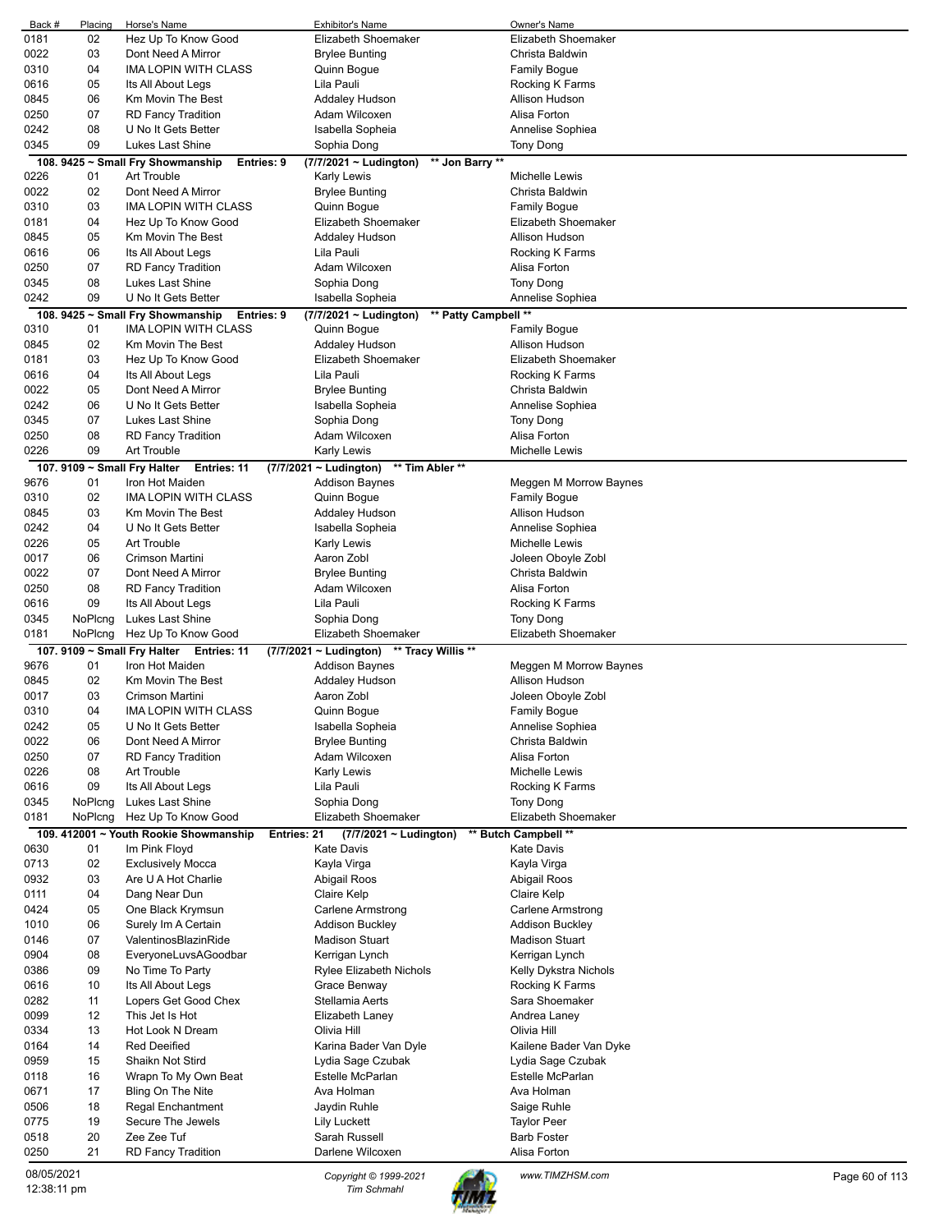| Back # | Placing | Horse's Name | Exhibitor's Name | Owner's Name |
|---|---|---|---|---|
| 0181 | 02 | Hez Up To Know Good | Elizabeth Shoemaker | Elizabeth Shoemaker |
| 0022 | 03 | Dont Need A Mirror | Brylee Bunting | Christa Baldwin |
| 0310 | 04 | IMA LOPIN WITH CLASS | Quinn Bogue | Family Bogue |
| 0616 | 05 | Its All About Legs | Lila Pauli | Rocking K Farms |
| 0845 | 06 | Km Movin The Best | Addaley Hudson | Allison Hudson |
| 0250 | 07 | RD Fancy Tradition | Adam Wilcoxen | Alisa Forton |
| 0242 | 08 | U No It Gets Better | Isabella Sopheia | Annelise Sophiea |
| 0345 | 09 | Lukes Last Shine | Sophia Dong | Tony Dong |

**108. 9425 ~ Small Fry Showmanship Entries: 9 (7/7/2021 ~ Ludington) ** Jon Barry ****

| Back # | Placing | Horse's Name | Exhibitor's Name | Owner's Name |
|---|---|---|---|---|
| 0226 | 01 | Art Trouble | Karly Lewis | Michelle Lewis |
| 0022 | 02 | Dont Need A Mirror | Brylee Bunting | Christa Baldwin |
| 0310 | 03 | IMA LOPIN WITH CLASS | Quinn Bogue | Family Bogue |
| 0181 | 04 | Hez Up To Know Good | Elizabeth Shoemaker | Elizabeth Shoemaker |
| 0845 | 05 | Km Movin The Best | Addaley Hudson | Allison Hudson |
| 0616 | 06 | Its All About Legs | Lila Pauli | Rocking K Farms |
| 0250 | 07 | RD Fancy Tradition | Adam Wilcoxen | Alisa Forton |
| 0345 | 08 | Lukes Last Shine | Sophia Dong | Tony Dong |
| 0242 | 09 | U No It Gets Better | Isabella Sopheia | Annelise Sophiea |

**108. 9425 ~ Small Fry Showmanship Entries: 9 (7/7/2021 ~ Ludington) ** Patty Campbell ****

| Back # | Placing | Horse's Name | Exhibitor's Name | Owner's Name |
|---|---|---|---|---|
| 0310 | 01 | IMA LOPIN WITH CLASS | Quinn Bogue | Family Bogue |
| 0845 | 02 | Km Movin The Best | Addaley Hudson | Allison Hudson |
| 0181 | 03 | Hez Up To Know Good | Elizabeth Shoemaker | Elizabeth Shoemaker |
| 0616 | 04 | Its All About Legs | Lila Pauli | Rocking K Farms |
| 0022 | 05 | Dont Need A Mirror | Brylee Bunting | Christa Baldwin |
| 0242 | 06 | U No It Gets Better | Isabella Sopheia | Annelise Sophiea |
| 0345 | 07 | Lukes Last Shine | Sophia Dong | Tony Dong |
| 0250 | 08 | RD Fancy Tradition | Adam Wilcoxen | Alisa Forton |
| 0226 | 09 | Art Trouble | Karly Lewis | Michelle Lewis |

**107. 9109 ~ Small Fry Halter Entries: 11 (7/7/2021 ~ Ludington) ** Tim Abler ****

| Back # | Placing | Horse's Name | Exhibitor's Name | Owner's Name |
|---|---|---|---|---|
| 9676 | 01 | Iron Hot Maiden | Addison Baynes | Meggen M Morrow Baynes |
| 0310 | 02 | IMA LOPIN WITH CLASS | Quinn Bogue | Family Bogue |
| 0845 | 03 | Km Movin The Best | Addaley Hudson | Allison Hudson |
| 0242 | 04 | U No It Gets Better | Isabella Sopheia | Annelise Sophiea |
| 0226 | 05 | Art Trouble | Karly Lewis | Michelle Lewis |
| 0017 | 06 | Crimson Martini | Aaron Zobl | Joleen Oboyle Zobl |
| 0022 | 07 | Dont Need A Mirror | Brylee Bunting | Christa Baldwin |
| 0250 | 08 | RD Fancy Tradition | Adam Wilcoxen | Alisa Forton |
| 0616 | 09 | Its All About Legs | Lila Pauli | Rocking K Farms |
| 0345 | NoPlcng | Lukes Last Shine | Sophia Dong | Tony Dong |
| 0181 | NoPlcng | Hez Up To Know Good | Elizabeth Shoemaker | Elizabeth Shoemaker |

**107. 9109 ~ Small Fry Halter Entries: 11 (7/7/2021 ~ Ludington) ** Tracy Willis ****

| Back # | Placing | Horse's Name | Exhibitor's Name | Owner's Name |
|---|---|---|---|---|
| 9676 | 01 | Iron Hot Maiden | Addison Baynes | Meggen M Morrow Baynes |
| 0845 | 02 | Km Movin The Best | Addaley Hudson | Allison Hudson |
| 0017 | 03 | Crimson Martini | Aaron Zobl | Joleen Oboyle Zobl |
| 0310 | 04 | IMA LOPIN WITH CLASS | Quinn Bogue | Family Bogue |
| 0242 | 05 | U No It Gets Better | Isabella Sopheia | Annelise Sophiea |
| 0022 | 06 | Dont Need A Mirror | Brylee Bunting | Christa Baldwin |
| 0250 | 07 | RD Fancy Tradition | Adam Wilcoxen | Alisa Forton |
| 0226 | 08 | Art Trouble | Karly Lewis | Michelle Lewis |
| 0616 | 09 | Its All About Legs | Lila Pauli | Rocking K Farms |
| 0345 | NoPlcng | Lukes Last Shine | Sophia Dong | Tony Dong |
| 0181 | NoPlcng | Hez Up To Know Good | Elizabeth Shoemaker | Elizabeth Shoemaker |

**109. 412001 ~ Youth Rookie Showmanship Entries: 21 (7/7/2021 ~ Ludington) ** Butch Campbell ****

| Back # | Placing | Horse's Name | Exhibitor's Name | Owner's Name |
|---|---|---|---|---|
| 0630 | 01 | Im Pink Floyd | Kate Davis | Kate Davis |
| 0713 | 02 | Exclusively Mocca | Kayla Virga | Kayla Virga |
| 0932 | 03 | Are U A Hot Charlie | Abigail Roos | Abigail Roos |
| 0111 | 04 | Dang Near Dun | Claire Kelp | Claire Kelp |
| 0424 | 05 | One Black Krymsun | Carlene Armstrong | Carlene Armstrong |
| 1010 | 06 | Surely Im A Certain | Addison Buckley | Addison Buckley |
| 0146 | 07 | ValentinosBlazinRide | Madison Stuart | Madison Stuart |
| 0904 | 08 | EveryoneLuvsAGoodbar | Kerrigan Lynch | Kerrigan Lynch |
| 0386 | 09 | No Time To Party | Rylee Elizabeth Nichols | Kelly Dykstra Nichols |
| 0616 | 10 | Its All About Legs | Grace Benway | Rocking K Farms |
| 0282 | 11 | Lopers Get Good Chex | Stellamia Aerts | Sara Shoemaker |
| 0099 | 12 | This Jet Is Hot | Elizabeth Laney | Andrea Laney |
| 0334 | 13 | Hot Look N Dream | Olivia Hill | Olivia Hill |
| 0164 | 14 | Red Deeified | Karina Bader Van Dyle | Kailene Bader Van Dyke |
| 0959 | 15 | Shaikn Not Stird | Lydia Sage Czubak | Lydia Sage Czubak |
| 0118 | 16 | Wrapn To My Own Beat | Estelle McParlan | Estelle McParlan |
| 0671 | 17 | Bling On The Nite | Ava Holman | Ava Holman |
| 0506 | 18 | Regal Enchantment | Jaydin Ruhle | Saige Ruhle |
| 0775 | 19 | Secure The Jewels | Lily Luckett | Taylor Peer |
| 0518 | 20 | Zee Zee Tuf | Sarah Russell | Barb Foster |
| 0250 | 21 | RD Fancy Tradition | Darlene Wilcoxen | Alisa Forton |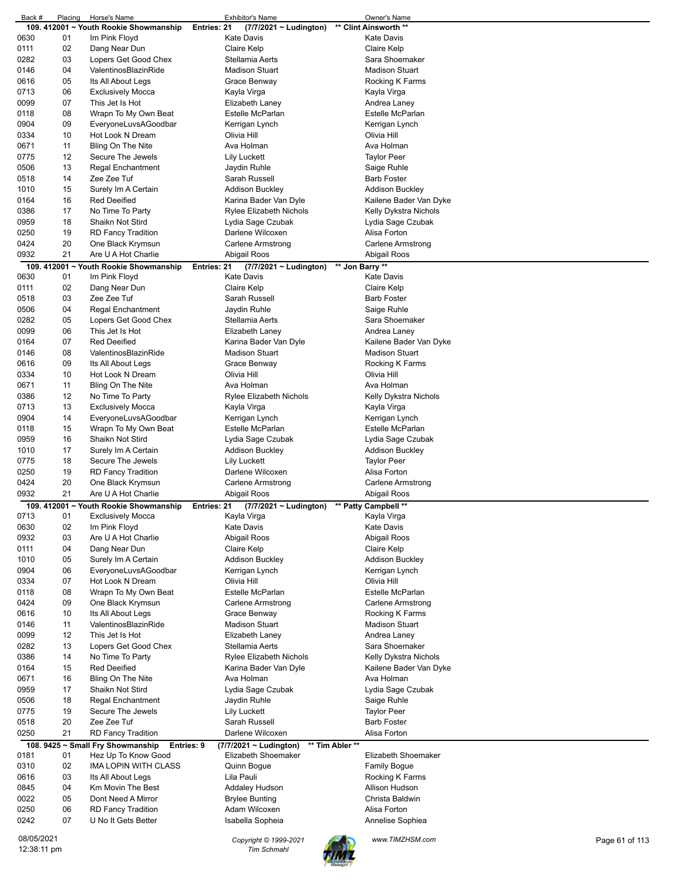| Back # | Placing | Horse's Name | Exhibitor's Name | Owner's Name |
|---|---|---|---|---|
| **109. 412001 ~ Youth Rookie Showmanship** | | **Entries: 21** | **(7/7/2021 ~ Ludington)** | **\*\* Clint Ainsworth \*\*** |
| 0630 | 01 | Im Pink Floyd | Kate Davis | Kate Davis |
| 0111 | 02 | Dang Near Dun | Claire Kelp | Claire Kelp |
| 0282 | 03 | Lopers Get Good Chex | Stellamia Aerts | Sara Shoemaker |
| 0146 | 04 | ValentinosBlazinRide | Madison Stuart | Madison Stuart |
| 0616 | 05 | Its All About Legs | Grace Benway | Rocking K Farms |
| 0713 | 06 | Exclusively Mocca | Kayla Virga | Kayla Virga |
| 0099 | 07 | This Jet Is Hot | Elizabeth Laney | Andrea Laney |
| 0118 | 08 | Wrapn To My Own Beat | Estelle McParlan | Estelle McParlan |
| 0904 | 09 | EveryoneLuvsAGoodbar | Kerrigan Lynch | Kerrigan Lynch |
| 0334 | 10 | Hot Look N Dream | Olivia Hill | Olivia Hill |
| 0671 | 11 | Bling On The Nite | Ava Holman | Ava Holman |
| 0775 | 12 | Secure The Jewels | Lily Luckett | Taylor Peer |
| 0506 | 13 | Regal Enchantment | Jaydin Ruhle | Saige Ruhle |
| 0518 | 14 | Zee Zee Tuf | Sarah Russell | Barb Foster |
| 1010 | 15 | Surely Im A Certain | Addison Buckley | Addison Buckley |
| 0164 | 16 | Red Deeified | Karina Bader Van Dyle | Kailene Bader Van Dyke |
| 0386 | 17 | No Time To Party | Rylee Elizabeth Nichols | Kelly Dykstra Nichols |
| 0959 | 18 | Shaikn Not Stird | Lydia Sage Czubak | Lydia Sage Czubak |
| 0250 | 19 | RD Fancy Tradition | Darlene Wilcoxen | Alisa Forton |
| 0424 | 20 | One Black Krymsun | Carlene Armstrong | Carlene Armstrong |
| 0932 | 21 | Are U A Hot Charlie | Abigail Roos | Abigail Roos |
| **109. 412001 ~ Youth Rookie Showmanship** | | **Entries: 21** | **(7/7/2021 ~ Ludington)** | **\*\* Jon Barry \*\*** |
| 0630 | 01 | Im Pink Floyd | Kate Davis | Kate Davis |
| 0111 | 02 | Dang Near Dun | Claire Kelp | Claire Kelp |
| 0518 | 03 | Zee Zee Tuf | Sarah Russell | Barb Foster |
| 0506 | 04 | Regal Enchantment | Jaydin Ruhle | Saige Ruhle |
| 0282 | 05 | Lopers Get Good Chex | Stellamia Aerts | Sara Shoemaker |
| 0099 | 06 | This Jet Is Hot | Elizabeth Laney | Andrea Laney |
| 0164 | 07 | Red Deeified | Karina Bader Van Dyle | Kailene Bader Van Dyke |
| 0146 | 08 | ValentinosBlazinRide | Madison Stuart | Madison Stuart |
| 0616 | 09 | Its All About Legs | Grace Benway | Rocking K Farms |
| 0334 | 10 | Hot Look N Dream | Olivia Hill | Olivia Hill |
| 0671 | 11 | Bling On The Nite | Ava Holman | Ava Holman |
| 0386 | 12 | No Time To Party | Rylee Elizabeth Nichols | Kelly Dykstra Nichols |
| 0713 | 13 | Exclusively Mocca | Kayla Virga | Kayla Virga |
| 0904 | 14 | EveryoneLuvsAGoodbar | Kerrigan Lynch | Kerrigan Lynch |
| 0118 | 15 | Wrapn To My Own Beat | Estelle McParlan | Estelle McParlan |
| 0959 | 16 | Shaikn Not Stird | Lydia Sage Czubak | Lydia Sage Czubak |
| 1010 | 17 | Surely Im A Certain | Addison Buckley | Addison Buckley |
| 0775 | 18 | Secure The Jewels | Lily Luckett | Taylor Peer |
| 0250 | 19 | RD Fancy Tradition | Darlene Wilcoxen | Alisa Forton |
| 0424 | 20 | One Black Krymsun | Carlene Armstrong | Carlene Armstrong |
| 0932 | 21 | Are U A Hot Charlie | Abigail Roos | Abigail Roos |
| **109. 412001 ~ Youth Rookie Showmanship** | | **Entries: 21** | **(7/7/2021 ~ Ludington)** | **\*\* Patty Campbell \*\*** |
| 0713 | 01 | Exclusively Mocca | Kayla Virga | Kayla Virga |
| 0630 | 02 | Im Pink Floyd | Kate Davis | Kate Davis |
| 0932 | 03 | Are U A Hot Charlie | Abigail Roos | Abigail Roos |
| 0111 | 04 | Dang Near Dun | Claire Kelp | Claire Kelp |
| 1010 | 05 | Surely Im A Certain | Addison Buckley | Addison Buckley |
| 0904 | 06 | EveryoneLuvsAGoodbar | Kerrigan Lynch | Kerrigan Lynch |
| 0334 | 07 | Hot Look N Dream | Olivia Hill | Olivia Hill |
| 0118 | 08 | Wrapn To My Own Beat | Estelle McParlan | Estelle McParlan |
| 0424 | 09 | One Black Krymsun | Carlene Armstrong | Carlene Armstrong |
| 0616 | 10 | Its All About Legs | Grace Benway | Rocking K Farms |
| 0146 | 11 | ValentinosBlazinRide | Madison Stuart | Madison Stuart |
| 0099 | 12 | This Jet Is Hot | Elizabeth Laney | Andrea Laney |
| 0282 | 13 | Lopers Get Good Chex | Stellamia Aerts | Sara Shoemaker |
| 0386 | 14 | No Time To Party | Rylee Elizabeth Nichols | Kelly Dykstra Nichols |
| 0164 | 15 | Red Deeified | Karina Bader Van Dyle | Kailene Bader Van Dyke |
| 0671 | 16 | Bling On The Nite | Ava Holman | Ava Holman |
| 0959 | 17 | Shaikn Not Stird | Lydia Sage Czubak | Lydia Sage Czubak |
| 0506 | 18 | Regal Enchantment | Jaydin Ruhle | Saige Ruhle |
| 0775 | 19 | Secure The Jewels | Lily Luckett | Taylor Peer |
| 0518 | 20 | Zee Zee Tuf | Sarah Russell | Barb Foster |
| 0250 | 21 | RD Fancy Tradition | Darlene Wilcoxen | Alisa Forton |
| **108. 9425 ~ Small Fry Showmanship** | | **Entries: 9** | **(7/7/2021 ~ Ludington)** | **\*\* Tim Abler \*\*** |
| 0181 | 01 | Hez Up To Know Good | Elizabeth Shoemaker | Elizabeth Shoemaker |
| 0310 | 02 | IMA LOPIN WITH CLASS | Quinn Bogue | Family Bogue |
| 0616 | 03 | Its All About Legs | Lila Pauli | Rocking K Farms |
| 0845 | 04 | Km Movin The Best | Addaley Hudson | Allison Hudson |
| 0022 | 05 | Dont Need A Mirror | Brylee Bunting | Christa Baldwin |
| 0250 | 06 | RD Fancy Tradition | Adam Wilcoxen | Alisa Forton |
| 0242 | 07 | U No It Gets Better | Isabella Sopheia | Annelise Sophiea |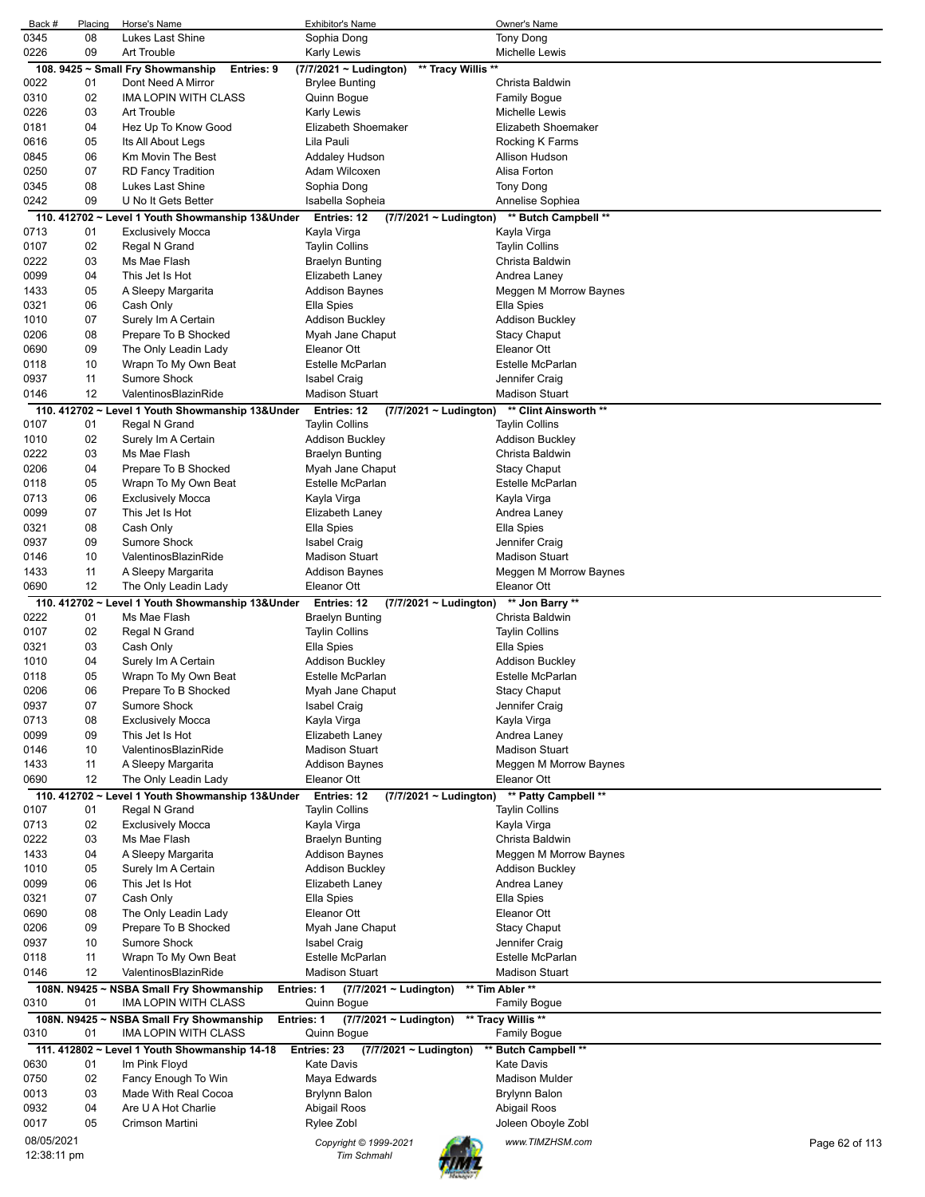| Back # | Placing | Horse's Name | Exhibitor's Name | Owner's Name |
|---|---|---|---|---|
| 0345 | 08 | Lukes Last Shine | Sophia Dong | Tony Dong |
| 0226 | 09 | Art Trouble | Karly Lewis | Michelle Lewis |

**108. 9425 ~ Small Fry Showmanship Entries: 9 (7/7/2021 ~ Ludington) ** Tracy Willis ****

| Back # | Placing | Horse's Name | Exhibitor's Name | Owner's Name |
|---|---|---|---|---|
| 0022 | 01 | Dont Need A Mirror | Brylee Bunting | Christa Baldwin |
| 0310 | 02 | IMA LOPIN WITH CLASS | Quinn Bogue | Family Bogue |
| 0226 | 03 | Art Trouble | Karly Lewis | Michelle Lewis |
| 0181 | 04 | Hez Up To Know Good | Elizabeth Shoemaker | Elizabeth Shoemaker |
| 0616 | 05 | Its All About Legs | Lila Pauli | Rocking K Farms |
| 0845 | 06 | Km Movin The Best | Addaley Hudson | Allison Hudson |
| 0250 | 07 | RD Fancy Tradition | Adam Wilcoxen | Alisa Forton |
| 0345 | 08 | Lukes Last Shine | Sophia Dong | Tony Dong |
| 0242 | 09 | U No It Gets Better | Isabella Sopheia | Annelise Sophiea |

**110. 412702 ~ Level 1 Youth Showmanship 13&Under Entries: 12 (7/7/2021 ~ Ludington) ** Butch Campbell ****

| Back # | Placing | Horse's Name | Exhibitor's Name | Owner's Name |
|---|---|---|---|---|
| 0713 | 01 | Exclusively Mocca | Kayla Virga | Kayla Virga |
| 0107 | 02 | Regal N Grand | Taylin Collins | Taylin Collins |
| 0222 | 03 | Ms Mae Flash | Braelyn Bunting | Christa Baldwin |
| 0099 | 04 | This Jet Is Hot | Elizabeth Laney | Andrea Laney |
| 1433 | 05 | A Sleepy Margarita | Addison Baynes | Meggen M Morrow Baynes |
| 0321 | 06 | Cash Only | Ella Spies | Ella Spies |
| 1010 | 07 | Surely Im A Certain | Addison Buckley | Addison Buckley |
| 0206 | 08 | Prepare To B Shocked | Myah Jane Chaput | Stacy Chaput |
| 0690 | 09 | The Only Leadin Lady | Eleanor Ott | Eleanor Ott |
| 0118 | 10 | Wrapn To My Own Beat | Estelle McParlan | Estelle McParlan |
| 0937 | 11 | Sumore Shock | Isabel Craig | Jennifer Craig |
| 0146 | 12 | ValentinosBlazinRide | Madison Stuart | Madison Stuart |

**110. 412702 ~ Level 1 Youth Showmanship 13&Under Entries: 12 (7/7/2021 ~ Ludington) ** Clint Ainsworth ****

| Back # | Placing | Horse's Name | Exhibitor's Name | Owner's Name |
|---|---|---|---|---|
| 0107 | 01 | Regal N Grand | Taylin Collins | Taylin Collins |
| 1010 | 02 | Surely Im A Certain | Addison Buckley | Addison Buckley |
| 0222 | 03 | Ms Mae Flash | Braelyn Bunting | Christa Baldwin |
| 0206 | 04 | Prepare To B Shocked | Myah Jane Chaput | Stacy Chaput |
| 0118 | 05 | Wrapn To My Own Beat | Estelle McParlan | Estelle McParlan |
| 0713 | 06 | Exclusively Mocca | Kayla Virga | Kayla Virga |
| 0099 | 07 | This Jet Is Hot | Elizabeth Laney | Andrea Laney |
| 0321 | 08 | Cash Only | Ella Spies | Ella Spies |
| 0937 | 09 | Sumore Shock | Isabel Craig | Jennifer Craig |
| 0146 | 10 | ValentinosBlazinRide | Madison Stuart | Madison Stuart |
| 1433 | 11 | A Sleepy Margarita | Addison Baynes | Meggen M Morrow Baynes |
| 0690 | 12 | The Only Leadin Lady | Eleanor Ott | Eleanor Ott |

**110. 412702 ~ Level 1 Youth Showmanship 13&Under Entries: 12 (7/7/2021 ~ Ludington) ** Jon Barry ****

| Back # | Placing | Horse's Name | Exhibitor's Name | Owner's Name |
|---|---|---|---|---|
| 0222 | 01 | Ms Mae Flash | Braelyn Bunting | Christa Baldwin |
| 0107 | 02 | Regal N Grand | Taylin Collins | Taylin Collins |
| 0321 | 03 | Cash Only | Ella Spies | Ella Spies |
| 1010 | 04 | Surely Im A Certain | Addison Buckley | Addison Buckley |
| 0118 | 05 | Wrapn To My Own Beat | Estelle McParlan | Estelle McParlan |
| 0206 | 06 | Prepare To B Shocked | Myah Jane Chaput | Stacy Chaput |
| 0937 | 07 | Sumore Shock | Isabel Craig | Jennifer Craig |
| 0713 | 08 | Exclusively Mocca | Kayla Virga | Kayla Virga |
| 0099 | 09 | This Jet Is Hot | Elizabeth Laney | Andrea Laney |
| 0146 | 10 | ValentinosBlazinRide | Madison Stuart | Madison Stuart |
| 1433 | 11 | A Sleepy Margarita | Addison Baynes | Meggen M Morrow Baynes |
| 0690 | 12 | The Only Leadin Lady | Eleanor Ott | Eleanor Ott |

**110. 412702 ~ Level 1 Youth Showmanship 13&Under Entries: 12 (7/7/2021 ~ Ludington) ** Patty Campbell ****

| Back # | Placing | Horse's Name | Exhibitor's Name | Owner's Name |
|---|---|---|---|---|
| 0107 | 01 | Regal N Grand | Taylin Collins | Taylin Collins |
| 0713 | 02 | Exclusively Mocca | Kayla Virga | Kayla Virga |
| 0222 | 03 | Ms Mae Flash | Braelyn Bunting | Christa Baldwin |
| 1433 | 04 | A Sleepy Margarita | Addison Baynes | Meggen M Morrow Baynes |
| 1010 | 05 | Surely Im A Certain | Addison Buckley | Addison Buckley |
| 0099 | 06 | This Jet Is Hot | Elizabeth Laney | Andrea Laney |
| 0321 | 07 | Cash Only | Ella Spies | Ella Spies |
| 0690 | 08 | The Only Leadin Lady | Eleanor Ott | Eleanor Ott |
| 0206 | 09 | Prepare To B Shocked | Myah Jane Chaput | Stacy Chaput |
| 0937 | 10 | Sumore Shock | Isabel Craig | Jennifer Craig |
| 0118 | 11 | Wrapn To My Own Beat | Estelle McParlan | Estelle McParlan |
| 0146 | 12 | ValentinosBlazinRide | Madison Stuart | Madison Stuart |

**108N. N9425 ~ NSBA Small Fry Showmanship Entries: 1 (7/7/2021 ~ Ludington) ** Tim Abler ****

| Back # | Placing | Horse's Name | Exhibitor's Name | Owner's Name |
|---|---|---|---|---|
| 0310 | 01 | IMA LOPIN WITH CLASS | Quinn Bogue | Family Bogue |

**108N. N9425 ~ NSBA Small Fry Showmanship Entries: 1 (7/7/2021 ~ Ludington) ** Tracy Willis ****

| Back # | Placing | Horse's Name | Exhibitor's Name | Owner's Name |
|---|---|---|---|---|
| 0310 | 01 | IMA LOPIN WITH CLASS | Quinn Bogue | Family Bogue |

**111. 412802 ~ Level 1 Youth Showmanship 14-18 Entries: 23 (7/7/2021 ~ Ludington) ** Butch Campbell ****

| Back # | Placing | Horse's Name | Exhibitor's Name | Owner's Name |
|---|---|---|---|---|
| 0630 | 01 | Im Pink Floyd | Kate Davis | Kate Davis |
| 0750 | 02 | Fancy Enough To Win | Maya Edwards | Madison Mulder |
| 0013 | 03 | Made With Real Cocoa | Brylynn Balon | Brylynn Balon |
| 0932 | 04 | Are U A Hot Charlie | Abigail Roos | Abigail Roos |
| 0017 | 05 | Crimson Martini | Rylee Zobl | Joleen Oboyle Zobl |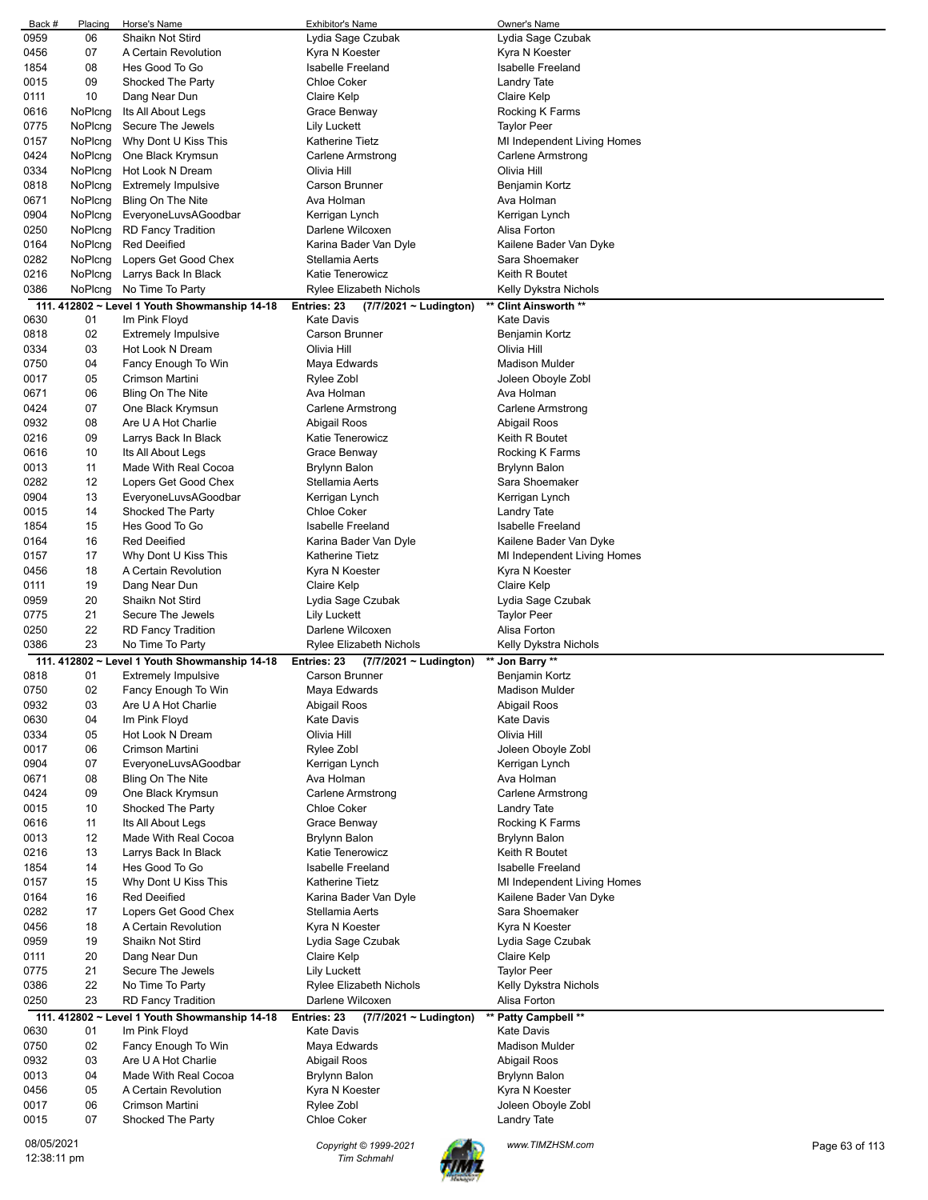| Back # | Placing | Horse's Name | Exhibitor's Name | Owner's Name |
|---|---|---|---|---|
| 0959 | 06 | Shaikn Not Stird | Lydia Sage Czubak | Lydia Sage Czubak |
| 0456 | 07 | A Certain Revolution | Kyra N Koester | Kyra N Koester |
| 1854 | 08 | Hes Good To Go | Isabelle Freeland | Isabelle Freeland |
| 0015 | 09 | Shocked The Party | Chloe Coker | Landry Tate |
| 0111 | 10 | Dang Near Dun | Claire Kelp | Claire Kelp |
| 0616 | NoPlcng | Its All About Legs | Grace Benway | Rocking K Farms |
| 0775 | NoPlcng | Secure The Jewels | Lily Luckett | Taylor Peer |
| 0157 | NoPlcng | Why Dont U Kiss This | Katherine Tietz | MI Independent Living Homes |
| 0424 | NoPlcng | One Black Krymsun | Carlene Armstrong | Carlene Armstrong |
| 0334 | NoPlcng | Hot Look N Dream | Olivia Hill | Olivia Hill |
| 0818 | NoPlcng | Extremely Impulsive | Carson Brunner | Benjamin Kortz |
| 0671 | NoPlcng | Bling On The Nite | Ava Holman | Ava Holman |
| 0904 | NoPlcng | EveryoneLuvsAGoodbar | Kerrigan Lynch | Kerrigan Lynch |
| 0250 | NoPlcng | RD Fancy Tradition | Darlene Wilcoxen | Alisa Forton |
| 0164 | NoPlcng | Red Deeified | Karina Bader Van Dyle | Kailene Bader Van Dyke |
| 0282 | NoPlcng | Lopers Get Good Chex | Stellamia Aerts | Sara Shoemaker |
| 0216 | NoPlcng | Larrys Back In Black | Katie Tenerowicz | Keith R Boutet |
| 0386 | NoPlcng | No Time To Party | Rylee Elizabeth Nichols | Kelly Dykstra Nichols |

**111. 412802 ~ Level 1 Youth Showmanship 14-18 — Entries: 23 — (7/7/2021 ~ Ludington) — \*\* Clint Ainsworth \*\***

| Back # | Placing | Horse's Name | Exhibitor's Name | Owner's Name |
|---|---|---|---|---|
| 0630 | 01 | Im Pink Floyd | Kate Davis | Kate Davis |
| 0818 | 02 | Extremely Impulsive | Carson Brunner | Benjamin Kortz |
| 0334 | 03 | Hot Look N Dream | Olivia Hill | Olivia Hill |
| 0750 | 04 | Fancy Enough To Win | Maya Edwards | Madison Mulder |
| 0017 | 05 | Crimson Martini | Rylee Zobl | Joleen Oboyle Zobl |
| 0671 | 06 | Bling On The Nite | Ava Holman | Ava Holman |
| 0424 | 07 | One Black Krymsun | Carlene Armstrong | Carlene Armstrong |
| 0932 | 08 | Are U A Hot Charlie | Abigail Roos | Abigail Roos |
| 0216 | 09 | Larrys Back In Black | Katie Tenerowicz | Keith R Boutet |
| 0616 | 10 | Its All About Legs | Grace Benway | Rocking K Farms |
| 0013 | 11 | Made With Real Cocoa | Brylynn Balon | Brylynn Balon |
| 0282 | 12 | Lopers Get Good Chex | Stellamia Aerts | Sara Shoemaker |
| 0904 | 13 | EveryoneLuvsAGoodbar | Kerrigan Lynch | Kerrigan Lynch |
| 0015 | 14 | Shocked The Party | Chloe Coker | Landry Tate |
| 1854 | 15 | Hes Good To Go | Isabelle Freeland | Isabelle Freeland |
| 0164 | 16 | Red Deeified | Karina Bader Van Dyle | Kailene Bader Van Dyke |
| 0157 | 17 | Why Dont U Kiss This | Katherine Tietz | MI Independent Living Homes |
| 0456 | 18 | A Certain Revolution | Kyra N Koester | Kyra N Koester |
| 0111 | 19 | Dang Near Dun | Claire Kelp | Claire Kelp |
| 0959 | 20 | Shaikn Not Stird | Lydia Sage Czubak | Lydia Sage Czubak |
| 0775 | 21 | Secure The Jewels | Lily Luckett | Taylor Peer |
| 0250 | 22 | RD Fancy Tradition | Darlene Wilcoxen | Alisa Forton |
| 0386 | 23 | No Time To Party | Rylee Elizabeth Nichols | Kelly Dykstra Nichols |

**111. 412802 ~ Level 1 Youth Showmanship 14-18 — Entries: 23 — (7/7/2021 ~ Ludington) — \*\* Jon Barry \*\***

| Back # | Placing | Horse's Name | Exhibitor's Name | Owner's Name |
|---|---|---|---|---|
| 0818 | 01 | Extremely Impulsive | Carson Brunner | Benjamin Kortz |
| 0750 | 02 | Fancy Enough To Win | Maya Edwards | Madison Mulder |
| 0932 | 03 | Are U A Hot Charlie | Abigail Roos | Abigail Roos |
| 0630 | 04 | Im Pink Floyd | Kate Davis | Kate Davis |
| 0334 | 05 | Hot Look N Dream | Olivia Hill | Olivia Hill |
| 0017 | 06 | Crimson Martini | Rylee Zobl | Joleen Oboyle Zobl |
| 0904 | 07 | EveryoneLuvsAGoodbar | Kerrigan Lynch | Kerrigan Lynch |
| 0671 | 08 | Bling On The Nite | Ava Holman | Ava Holman |
| 0424 | 09 | One Black Krymsun | Carlene Armstrong | Carlene Armstrong |
| 0015 | 10 | Shocked The Party | Chloe Coker | Landry Tate |
| 0616 | 11 | Its All About Legs | Grace Benway | Rocking K Farms |
| 0013 | 12 | Made With Real Cocoa | Brylynn Balon | Brylynn Balon |
| 0216 | 13 | Larrys Back In Black | Katie Tenerowicz | Keith R Boutet |
| 1854 | 14 | Hes Good To Go | Isabelle Freeland | Isabelle Freeland |
| 0157 | 15 | Why Dont U Kiss This | Katherine Tietz | MI Independent Living Homes |
| 0164 | 16 | Red Deeified | Karina Bader Van Dyle | Kailene Bader Van Dyke |
| 0282 | 17 | Lopers Get Good Chex | Stellamia Aerts | Sara Shoemaker |
| 0456 | 18 | A Certain Revolution | Kyra N Koester | Kyra N Koester |
| 0959 | 19 | Shaikn Not Stird | Lydia Sage Czubak | Lydia Sage Czubak |
| 0111 | 20 | Dang Near Dun | Claire Kelp | Claire Kelp |
| 0775 | 21 | Secure The Jewels | Lily Luckett | Taylor Peer |
| 0386 | 22 | No Time To Party | Rylee Elizabeth Nichols | Kelly Dykstra Nichols |
| 0250 | 23 | RD Fancy Tradition | Darlene Wilcoxen | Alisa Forton |

**111. 412802 ~ Level 1 Youth Showmanship 14-18 — Entries: 23 — (7/7/2021 ~ Ludington) — \*\* Patty Campbell \*\***

| Back # | Placing | Horse's Name | Exhibitor's Name | Owner's Name |
|---|---|---|---|---|
| 0630 | 01 | Im Pink Floyd | Kate Davis | Kate Davis |
| 0750 | 02 | Fancy Enough To Win | Maya Edwards | Madison Mulder |
| 0932 | 03 | Are U A Hot Charlie | Abigail Roos | Abigail Roos |
| 0013 | 04 | Made With Real Cocoa | Brylynn Balon | Brylynn Balon |
| 0456 | 05 | A Certain Revolution | Kyra N Koester | Kyra N Koester |
| 0017 | 06 | Crimson Martini | Rylee Zobl | Joleen Oboyle Zobl |
| 0015 | 07 | Shocked The Party | Chloe Coker | Landry Tate |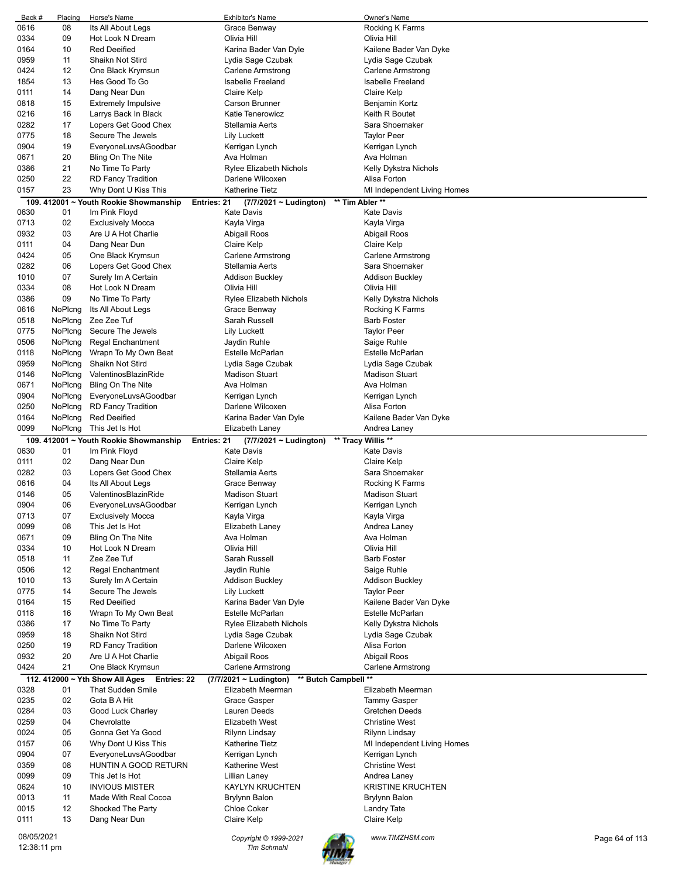| Back # | Placing | Horse's Name | Exhibitor's Name | Owner's Name |
|---|---|---|---|---|
| 0616 | 08 | Its All About Legs | Grace Benway | Rocking K Farms |
| 0334 | 09 | Hot Look N Dream | Olivia Hill | Olivia Hill |
| 0164 | 10 | Red Deeified | Karina Bader Van Dyle | Kailene Bader Van Dyke |
| 0959 | 11 | Shaikn Not Stird | Lydia Sage Czubak | Lydia Sage Czubak |
| 0424 | 12 | One Black Krymsun | Carlene Armstrong | Carlene Armstrong |
| 1854 | 13 | Hes Good To Go | Isabelle Freeland | Isabelle Freeland |
| 0111 | 14 | Dang Near Dun | Claire Kelp | Claire Kelp |
| 0818 | 15 | Extremely Impulsive | Carson Brunner | Benjamin Kortz |
| 0216 | 16 | Larrys Back In Black | Katie Tenerowicz | Keith R Boutet |
| 0282 | 17 | Lopers Get Good Chex | Stellamia Aerts | Sara Shoemaker |
| 0775 | 18 | Secure The Jewels | Lily Luckett | Taylor Peer |
| 0904 | 19 | EveryoneLuvsAGoodbar | Kerrigan Lynch | Kerrigan Lynch |
| 0671 | 20 | Bling On The Nite | Ava Holman | Ava Holman |
| 0386 | 21 | No Time To Party | Rylee Elizabeth Nichols | Kelly Dykstra Nichols |
| 0250 | 22 | RD Fancy Tradition | Darlene Wilcoxen | Alisa Forton |
| 0157 | 23 | Why Dont U Kiss This | Katherine Tietz | MI Independent Living Homes |

**109. 412001 ~ Youth Rookie Showmanship  Entries: 21  (7/7/2021 ~ Ludington)  \*\* Tim Abler \*\***

| Back # | Placing | Horse's Name | Exhibitor's Name | Owner's Name |
|---|---|---|---|---|
| 0630 | 01 | Im Pink Floyd | Kate Davis | Kate Davis |
| 0713 | 02 | Exclusively Mocca | Kayla Virga | Kayla Virga |
| 0932 | 03 | Are U A Hot Charlie | Abigail Roos | Abigail Roos |
| 0111 | 04 | Dang Near Dun | Claire Kelp | Claire Kelp |
| 0424 | 05 | One Black Krymsun | Carlene Armstrong | Carlene Armstrong |
| 0282 | 06 | Lopers Get Good Chex | Stellamia Aerts | Sara Shoemaker |
| 1010 | 07 | Surely Im A Certain | Addison Buckley | Addison Buckley |
| 0334 | 08 | Hot Look N Dream | Olivia Hill | Olivia Hill |
| 0386 | 09 | No Time To Party | Rylee Elizabeth Nichols | Kelly Dykstra Nichols |
| 0616 | NoPlcng | Its All About Legs | Grace Benway | Rocking K Farms |
| 0518 | NoPlcng | Zee Zee Tuf | Sarah Russell | Barb Foster |
| 0775 | NoPlcng | Secure The Jewels | Lily Luckett | Taylor Peer |
| 0506 | NoPlcng | Regal Enchantment | Jaydin Ruhle | Saige Ruhle |
| 0118 | NoPlcng | Wrapn To My Own Beat | Estelle McParlan | Estelle McParlan |
| 0959 | NoPlcng | Shaikn Not Stird | Lydia Sage Czubak | Lydia Sage Czubak |
| 0146 | NoPlcng | ValentinosBlazinRide | Madison Stuart | Madison Stuart |
| 0671 | NoPlcng | Bling On The Nite | Ava Holman | Ava Holman |
| 0904 | NoPlcng | EveryoneLuvsAGoodbar | Kerrigan Lynch | Kerrigan Lynch |
| 0250 | NoPlcng | RD Fancy Tradition | Darlene Wilcoxen | Alisa Forton |
| 0164 | NoPlcng | Red Deeified | Karina Bader Van Dyle | Kailene Bader Van Dyke |
| 0099 | NoPlcng | This Jet Is Hot | Elizabeth Laney | Andrea Laney |

**109. 412001 ~ Youth Rookie Showmanship  Entries: 21  (7/7/2021 ~ Ludington)  \*\* Tracy Willis \*\***

| Back # | Placing | Horse's Name | Exhibitor's Name | Owner's Name |
|---|---|---|---|---|
| 0630 | 01 | Im Pink Floyd | Kate Davis | Kate Davis |
| 0111 | 02 | Dang Near Dun | Claire Kelp | Claire Kelp |
| 0282 | 03 | Lopers Get Good Chex | Stellamia Aerts | Sara Shoemaker |
| 0616 | 04 | Its All About Legs | Grace Benway | Rocking K Farms |
| 0146 | 05 | ValentinosBlazinRide | Madison Stuart | Madison Stuart |
| 0904 | 06 | EveryoneLuvsAGoodbar | Kerrigan Lynch | Kerrigan Lynch |
| 0713 | 07 | Exclusively Mocca | Kayla Virga | Kayla Virga |
| 0099 | 08 | This Jet Is Hot | Elizabeth Laney | Andrea Laney |
| 0671 | 09 | Bling On The Nite | Ava Holman | Ava Holman |
| 0334 | 10 | Hot Look N Dream | Olivia Hill | Olivia Hill |
| 0518 | 11 | Zee Zee Tuf | Sarah Russell | Barb Foster |
| 0506 | 12 | Regal Enchantment | Jaydin Ruhle | Saige Ruhle |
| 1010 | 13 | Surely Im A Certain | Addison Buckley | Addison Buckley |
| 0775 | 14 | Secure The Jewels | Lily Luckett | Taylor Peer |
| 0164 | 15 | Red Deeified | Karina Bader Van Dyle | Kailene Bader Van Dyke |
| 0118 | 16 | Wrapn To My Own Beat | Estelle McParlan | Estelle McParlan |
| 0386 | 17 | No Time To Party | Rylee Elizabeth Nichols | Kelly Dykstra Nichols |
| 0959 | 18 | Shaikn Not Stird | Lydia Sage Czubak | Lydia Sage Czubak |
| 0250 | 19 | RD Fancy Tradition | Darlene Wilcoxen | Alisa Forton |
| 0932 | 20 | Are U A Hot Charlie | Abigail Roos | Abigail Roos |
| 0424 | 21 | One Black Krymsun | Carlene Armstrong | Carlene Armstrong |

**112. 412000 ~ Yth Show All Ages  Entries: 22  (7/7/2021 ~ Ludington)  \*\* Butch Campbell \*\***

| Back # | Placing | Horse's Name | Exhibitor's Name | Owner's Name |
|---|---|---|---|---|
| 0328 | 01 | That Sudden Smile | Elizabeth Meerman | Elizabeth Meerman |
| 0235 | 02 | Gota B A Hit | Grace Gasper | Tammy Gasper |
| 0284 | 03 | Good Luck Charley | Lauren Deeds | Gretchen Deeds |
| 0259 | 04 | Chevrolatte | Elizabeth West | Christine West |
| 0024 | 05 | Gonna Get Ya Good | Rilynn Lindsay | Rilynn Lindsay |
| 0157 | 06 | Why Dont U Kiss This | Katherine Tietz | MI Independent Living Homes |
| 0904 | 07 | EveryoneLuvsAGoodbar | Kerrigan Lynch | Kerrigan Lynch |
| 0359 | 08 | HUNTIN A GOOD RETURN | Katherine West | Christine West |
| 0099 | 09 | This Jet Is Hot | Lillian Laney | Andrea Laney |
| 0624 | 10 | INVIOUS MISTER | KAYLYN KRUCHTEN | KRISTINE KRUCHTEN |
| 0013 | 11 | Made With Real Cocoa | Brylynn Balon | Brylynn Balon |
| 0015 | 12 | Shocked The Party | Chloe Coker | Landry Tate |
| 0111 | 13 | Dang Near Dun | Claire Kelp | Claire Kelp |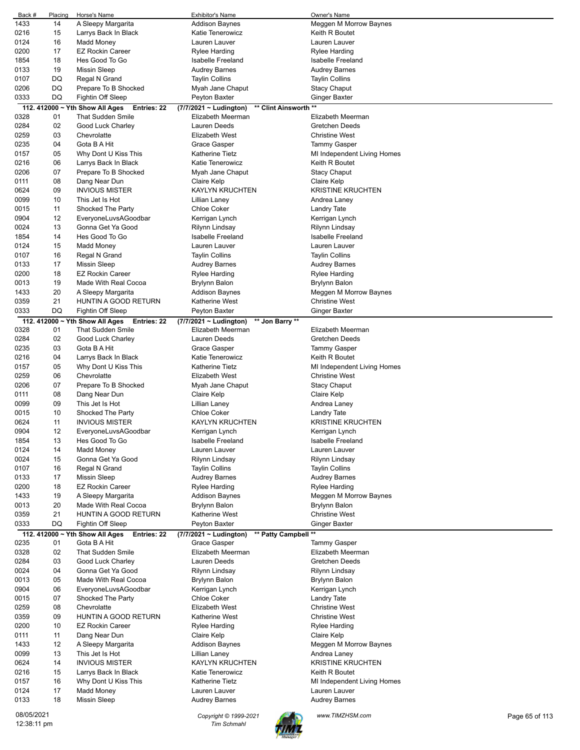| Back # | Placing | Horse's Name | Exhibitor's Name | Owner's Name |
|---|---|---|---|---|
| 1433 | 14 | A Sleepy Margarita | Addison Baynes | Meggen M Morrow Baynes |
| 0216 | 15 | Larrys Back In Black | Katie Tenerowicz | Keith R Boutet |
| 0124 | 16 | Madd Money | Lauren Lauver | Lauren Lauver |
| 0200 | 17 | EZ Rockin Career | Rylee Harding | Rylee Harding |
| 1854 | 18 | Hes Good To Go | Isabelle Freeland | Isabelle Freeland |
| 0133 | 19 | Missin Sleep | Audrey Barnes | Audrey Barnes |
| 0107 | DQ | Regal N Grand | Taylin Collins | Taylin Collins |
| 0206 | DQ | Prepare To B Shocked | Myah Jane Chaput | Stacy Chaput |
| 0333 | DQ | Fightin Off Sleep | Peyton Baxter | Ginger Baxter |

**112. 412000 ~ Yth Show All Ages Entries: 22 (7/7/2021 ~ Ludington) \*\* Clint Ainsworth \*\***

| Back # | Placing | Horse's Name | Exhibitor's Name | Owner's Name |
|---|---|---|---|---|
| 0328 | 01 | That Sudden Smile | Elizabeth Meerman | Elizabeth Meerman |
| 0284 | 02 | Good Luck Charley | Lauren Deeds | Gretchen Deeds |
| 0259 | 03 | Chevrolatte | Elizabeth West | Christine West |
| 0235 | 04 | Gota B A Hit | Grace Gasper | Tammy Gasper |
| 0157 | 05 | Why Dont U Kiss This | Katherine Tietz | MI Independent Living Homes |
| 0216 | 06 | Larrys Back In Black | Katie Tenerowicz | Keith R Boutet |
| 0206 | 07 | Prepare To B Shocked | Myah Jane Chaput | Stacy Chaput |
| 0111 | 08 | Dang Near Dun | Claire Kelp | Claire Kelp |
| 0624 | 09 | INVIOUS MISTER | KAYLYN KRUCHTEN | KRISTINE KRUCHTEN |
| 0099 | 10 | This Jet Is Hot | Lillian Laney | Andrea Laney |
| 0015 | 11 | Shocked The Party | Chloe Coker | Landry Tate |
| 0904 | 12 | EveryoneLuvsAGoodbar | Kerrigan Lynch | Kerrigan Lynch |
| 0024 | 13 | Gonna Get Ya Good | Rilynn Lindsay | Rilynn Lindsay |
| 1854 | 14 | Hes Good To Go | Isabelle Freeland | Isabelle Freeland |
| 0124 | 15 | Madd Money | Lauren Lauver | Lauren Lauver |
| 0107 | 16 | Regal N Grand | Taylin Collins | Taylin Collins |
| 0133 | 17 | Missin Sleep | Audrey Barnes | Audrey Barnes |
| 0200 | 18 | EZ Rockin Career | Rylee Harding | Rylee Harding |
| 0013 | 19 | Made With Real Cocoa | Brylynn Balon | Brylynn Balon |
| 1433 | 20 | A Sleepy Margarita | Addison Baynes | Meggen M Morrow Baynes |
| 0359 | 21 | HUNTIN A GOOD RETURN | Katherine West | Christine West |
| 0333 | DQ | Fightin Off Sleep | Peyton Baxter | Ginger Baxter |

**112. 412000 ~ Yth Show All Ages Entries: 22 (7/7/2021 ~ Ludington) \*\* Jon Barry \*\***

| Back # | Placing | Horse's Name | Exhibitor's Name | Owner's Name |
|---|---|---|---|---|
| 0328 | 01 | That Sudden Smile | Elizabeth Meerman | Elizabeth Meerman |
| 0284 | 02 | Good Luck Charley | Lauren Deeds | Gretchen Deeds |
| 0235 | 03 | Gota B A Hit | Grace Gasper | Tammy Gasper |
| 0216 | 04 | Larrys Back In Black | Katie Tenerowicz | Keith R Boutet |
| 0157 | 05 | Why Dont U Kiss This | Katherine Tietz | MI Independent Living Homes |
| 0259 | 06 | Chevrolatte | Elizabeth West | Christine West |
| 0206 | 07 | Prepare To B Shocked | Myah Jane Chaput | Stacy Chaput |
| 0111 | 08 | Dang Near Dun | Claire Kelp | Claire Kelp |
| 0099 | 09 | This Jet Is Hot | Lillian Laney | Andrea Laney |
| 0015 | 10 | Shocked The Party | Chloe Coker | Landry Tate |
| 0624 | 11 | INVIOUS MISTER | KAYLYN KRUCHTEN | KRISTINE KRUCHTEN |
| 0904 | 12 | EveryoneLuvsAGoodbar | Kerrigan Lynch | Kerrigan Lynch |
| 1854 | 13 | Hes Good To Go | Isabelle Freeland | Isabelle Freeland |
| 0124 | 14 | Madd Money | Lauren Lauver | Lauren Lauver |
| 0024 | 15 | Gonna Get Ya Good | Rilynn Lindsay | Rilynn Lindsay |
| 0107 | 16 | Regal N Grand | Taylin Collins | Taylin Collins |
| 0133 | 17 | Missin Sleep | Audrey Barnes | Audrey Barnes |
| 0200 | 18 | EZ Rockin Career | Rylee Harding | Rylee Harding |
| 1433 | 19 | A Sleepy Margarita | Addison Baynes | Meggen M Morrow Baynes |
| 0013 | 20 | Made With Real Cocoa | Brylynn Balon | Brylynn Balon |
| 0359 | 21 | HUNTIN A GOOD RETURN | Katherine West | Christine West |
| 0333 | DQ | Fightin Off Sleep | Peyton Baxter | Ginger Baxter |

**112. 412000 ~ Yth Show All Ages Entries: 22 (7/7/2021 ~ Ludington) \*\* Patty Campbell \*\***

| Back # | Placing | Horse's Name | Exhibitor's Name | Owner's Name |
|---|---|---|---|---|
| 0235 | 01 | Gota B A Hit | Grace Gasper | Tammy Gasper |
| 0328 | 02 | That Sudden Smile | Elizabeth Meerman | Elizabeth Meerman |
| 0284 | 03 | Good Luck Charley | Lauren Deeds | Gretchen Deeds |
| 0024 | 04 | Gonna Get Ya Good | Rilynn Lindsay | Rilynn Lindsay |
| 0013 | 05 | Made With Real Cocoa | Brylynn Balon | Brylynn Balon |
| 0904 | 06 | EveryoneLuvsAGoodbar | Kerrigan Lynch | Kerrigan Lynch |
| 0015 | 07 | Shocked The Party | Chloe Coker | Landry Tate |
| 0259 | 08 | Chevrolatte | Elizabeth West | Christine West |
| 0359 | 09 | HUNTIN A GOOD RETURN | Katherine West | Christine West |
| 0200 | 10 | EZ Rockin Career | Rylee Harding | Rylee Harding |
| 0111 | 11 | Dang Near Dun | Claire Kelp | Claire Kelp |
| 1433 | 12 | A Sleepy Margarita | Addison Baynes | Meggen M Morrow Baynes |
| 0099 | 13 | This Jet Is Hot | Lillian Laney | Andrea Laney |
| 0624 | 14 | INVIOUS MISTER | KAYLYN KRUCHTEN | KRISTINE KRUCHTEN |
| 0216 | 15 | Larrys Back In Black | Katie Tenerowicz | Keith R Boutet |
| 0157 | 16 | Why Dont U Kiss This | Katherine Tietz | MI Independent Living Homes |
| 0124 | 17 | Madd Money | Lauren Lauver | Lauren Lauver |
| 0133 | 18 | Missin Sleep | Audrey Barnes | Audrey Barnes |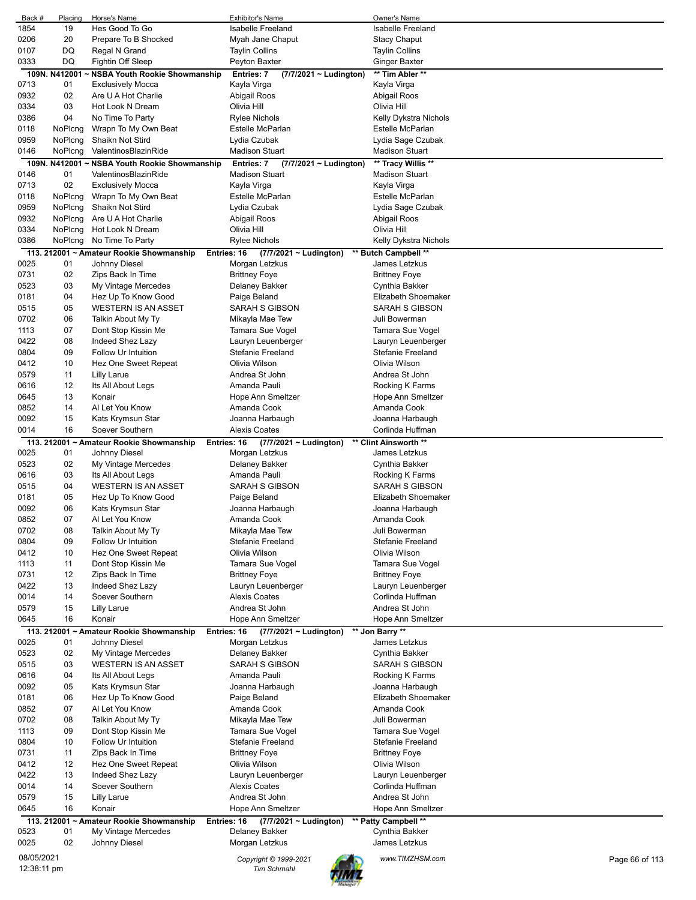| Back # | Placing | Horse's Name | Exhibitor's Name | Owner's Name |
|---|---|---|---|---|
| 1854 | 19 | Hes Good To Go | Isabelle Freeland | Isabelle Freeland |
| 0206 | 20 | Prepare To B Shocked | Myah Jane Chaput | Stacy Chaput |
| 0107 | DQ | Regal N Grand | Taylin Collins | Taylin Collins |
| 0333 | DQ | Fightin Off Sleep | Peyton Baxter | Ginger Baxter |

**109N. N412001 ~ NSBA Youth Rookie Showmanship — Entries: 7 — (7/7/2021 ~ Ludington) — \*\* Tim Abler \*\***

| Back # | Placing | Horse's Name | Exhibitor's Name | Owner's Name |
|---|---|---|---|---|
| 0713 | 01 | Exclusively Mocca | Kayla Virga | Kayla Virga |
| 0932 | 02 | Are U A Hot Charlie | Abigail Roos | Abigail Roos |
| 0334 | 03 | Hot Look N Dream | Olivia Hill | Olivia Hill |
| 0386 | 04 | No Time To Party | Rylee Nichols | Kelly Dykstra Nichols |
| 0118 | NoPlcng | Wrapn To My Own Beat | Estelle McParlan | Estelle McParlan |
| 0959 | NoPlcng | Shaikn Not Stird | Lydia Czubak | Lydia Sage Czubak |
| 0146 | NoPlcng | ValentinosBlazinRide | Madison Stuart | Madison Stuart |

**109N. N412001 ~ NSBA Youth Rookie Showmanship — Entries: 7 — (7/7/2021 ~ Ludington) — \*\* Tracy Willis \*\***

| Back # | Placing | Horse's Name | Exhibitor's Name | Owner's Name |
|---|---|---|---|---|
| 0146 | 01 | ValentinosBlazinRide | Madison Stuart | Madison Stuart |
| 0713 | 02 | Exclusively Mocca | Kayla Virga | Kayla Virga |
| 0118 | NoPlcng | Wrapn To My Own Beat | Estelle McParlan | Estelle McParlan |
| 0959 | NoPlcng | Shaikn Not Stird | Lydia Czubak | Lydia Sage Czubak |
| 0932 | NoPlcng | Are U A Hot Charlie | Abigail Roos | Abigail Roos |
| 0334 | NoPlcng | Hot Look N Dream | Olivia Hill | Olivia Hill |
| 0386 | NoPlcng | No Time To Party | Rylee Nichols | Kelly Dykstra Nichols |

**113. 212001 ~ Amateur Rookie Showmanship — Entries: 16 — (7/7/2021 ~ Ludington) — \*\* Butch Campbell \*\***

| Back # | Placing | Horse's Name | Exhibitor's Name | Owner's Name |
|---|---|---|---|---|
| 0025 | 01 | Johnny Diesel | Morgan Letzkus | James Letzkus |
| 0731 | 02 | Zips Back In Time | Brittney Foye | Brittney Foye |
| 0523 | 03 | My Vintage Mercedes | Delaney Bakker | Cynthia Bakker |
| 0181 | 04 | Hez Up To Know Good | Paige Beland | Elizabeth Shoemaker |
| 0515 | 05 | WESTERN IS AN ASSET | SARAH S GIBSON | SARAH S GIBSON |
| 0702 | 06 | Talkin About My Ty | Mikayla Mae Tew | Juli Bowerman |
| 1113 | 07 | Dont Stop Kissin Me | Tamara Sue Vogel | Tamara Sue Vogel |
| 0422 | 08 | Indeed Shez Lazy | Lauryn Leuenberger | Lauryn Leuenberger |
| 0804 | 09 | Follow Ur Intuition | Stefanie Freeland | Stefanie Freeland |
| 0412 | 10 | Hez One Sweet Repeat | Olivia Wilson | Olivia Wilson |
| 0579 | 11 | Lilly Larue | Andrea St John | Andrea St John |
| 0616 | 12 | Its All About Legs | Amanda Pauli | Rocking K Farms |
| 0645 | 13 | Konair | Hope Ann Smeltzer | Hope Ann Smeltzer |
| 0852 | 14 | Al Let You Know | Amanda Cook | Amanda Cook |
| 0092 | 15 | Kats Krymsun Star | Joanna Harbaugh | Joanna Harbaugh |
| 0014 | 16 | Soever Southern | Alexis Coates | Corlinda Huffman |

**113. 212001 ~ Amateur Rookie Showmanship — Entries: 16 — (7/7/2021 ~ Ludington) — \*\* Clint Ainsworth \*\***

| Back # | Placing | Horse's Name | Exhibitor's Name | Owner's Name |
|---|---|---|---|---|
| 0025 | 01 | Johnny Diesel | Morgan Letzkus | James Letzkus |
| 0523 | 02 | My Vintage Mercedes | Delaney Bakker | Cynthia Bakker |
| 0616 | 03 | Its All About Legs | Amanda Pauli | Rocking K Farms |
| 0515 | 04 | WESTERN IS AN ASSET | SARAH S GIBSON | SARAH S GIBSON |
| 0181 | 05 | Hez Up To Know Good | Paige Beland | Elizabeth Shoemaker |
| 0092 | 06 | Kats Krymsun Star | Joanna Harbaugh | Joanna Harbaugh |
| 0852 | 07 | Al Let You Know | Amanda Cook | Amanda Cook |
| 0702 | 08 | Talkin About My Ty | Mikayla Mae Tew | Juli Bowerman |
| 0804 | 09 | Follow Ur Intuition | Stefanie Freeland | Stefanie Freeland |
| 0412 | 10 | Hez One Sweet Repeat | Olivia Wilson | Olivia Wilson |
| 1113 | 11 | Dont Stop Kissin Me | Tamara Sue Vogel | Tamara Sue Vogel |
| 0731 | 12 | Zips Back In Time | Brittney Foye | Brittney Foye |
| 0422 | 13 | Indeed Shez Lazy | Lauryn Leuenberger | Lauryn Leuenberger |
| 0014 | 14 | Soever Southern | Alexis Coates | Corlinda Huffman |
| 0579 | 15 | Lilly Larue | Andrea St John | Andrea St John |
| 0645 | 16 | Konair | Hope Ann Smeltzer | Hope Ann Smeltzer |

**113. 212001 ~ Amateur Rookie Showmanship — Entries: 16 — (7/7/2021 ~ Ludington) — \*\* Jon Barry \*\***

| Back # | Placing | Horse's Name | Exhibitor's Name | Owner's Name |
|---|---|---|---|---|
| 0025 | 01 | Johnny Diesel | Morgan Letzkus | James Letzkus |
| 0523 | 02 | My Vintage Mercedes | Delaney Bakker | Cynthia Bakker |
| 0515 | 03 | WESTERN IS AN ASSET | SARAH S GIBSON | SARAH S GIBSON |
| 0616 | 04 | Its All About Legs | Amanda Pauli | Rocking K Farms |
| 0092 | 05 | Kats Krymsun Star | Joanna Harbaugh | Joanna Harbaugh |
| 0181 | 06 | Hez Up To Know Good | Paige Beland | Elizabeth Shoemaker |
| 0852 | 07 | Al Let You Know | Amanda Cook | Amanda Cook |
| 0702 | 08 | Talkin About My Ty | Mikayla Mae Tew | Juli Bowerman |
| 1113 | 09 | Dont Stop Kissin Me | Tamara Sue Vogel | Tamara Sue Vogel |
| 0804 | 10 | Follow Ur Intuition | Stefanie Freeland | Stefanie Freeland |
| 0731 | 11 | Zips Back In Time | Brittney Foye | Brittney Foye |
| 0412 | 12 | Hez One Sweet Repeat | Olivia Wilson | Olivia Wilson |
| 0422 | 13 | Indeed Shez Lazy | Lauryn Leuenberger | Lauryn Leuenberger |
| 0014 | 14 | Soever Southern | Alexis Coates | Corlinda Huffman |
| 0579 | 15 | Lilly Larue | Andrea St John | Andrea St John |
| 0645 | 16 | Konair | Hope Ann Smeltzer | Hope Ann Smeltzer |

**113. 212001 ~ Amateur Rookie Showmanship — Entries: 16 — (7/7/2021 ~ Ludington) — \*\* Patty Campbell \*\***

| Back # | Placing | Horse's Name | Exhibitor's Name | Owner's Name |
|---|---|---|---|---|
| 0523 | 01 | My Vintage Mercedes | Delaney Bakker | Cynthia Bakker |
| 0025 | 02 | Johnny Diesel | Morgan Letzkus | James Letzkus |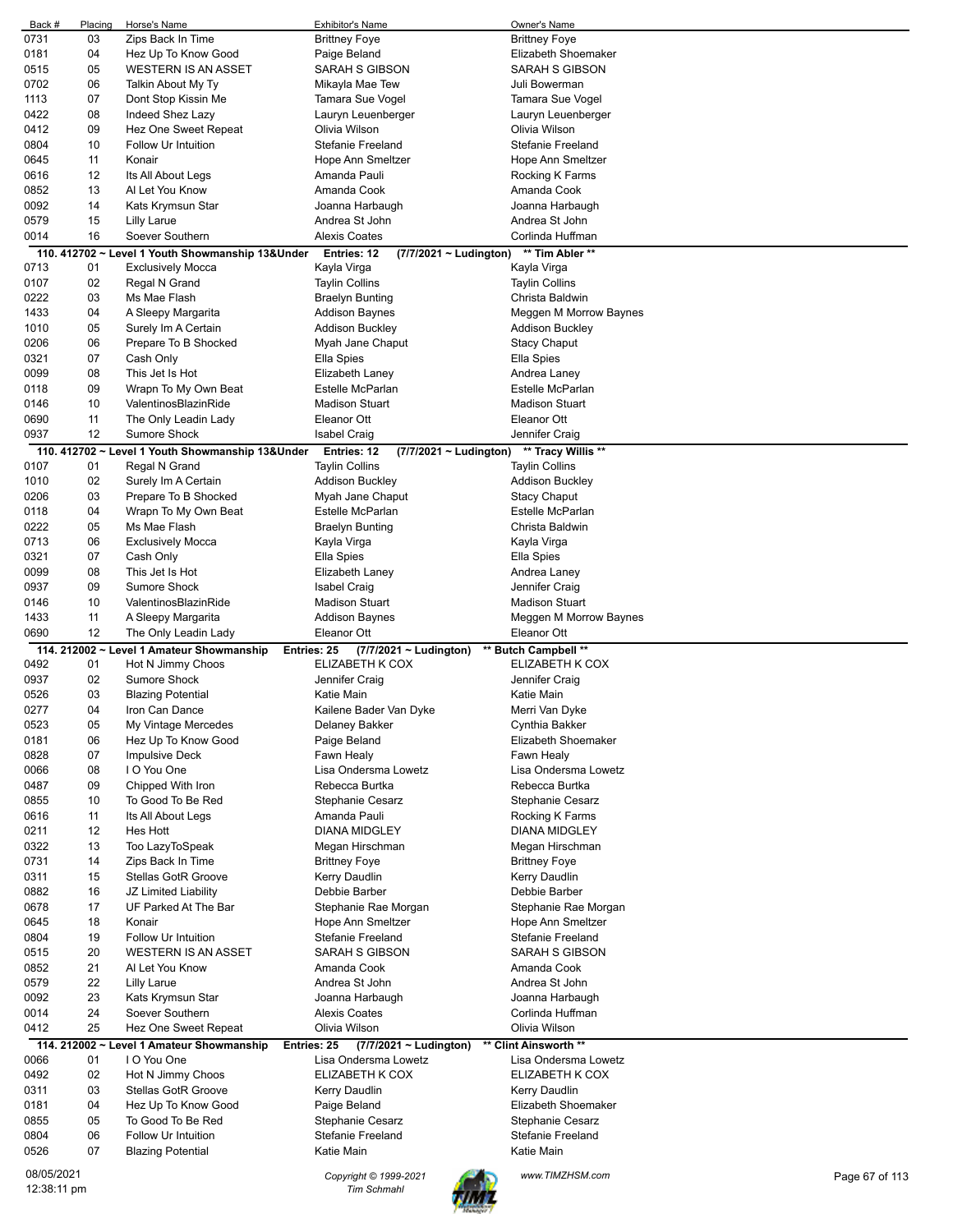| Back # | Placing | Horse's Name | Exhibitor's Name | Owner's Name |
|---|---|---|---|---|
| 0731 | 03 | Zips Back In Time | Brittney Foye | Brittney Foye |
| 0181 | 04 | Hez Up To Know Good | Paige Beland | Elizabeth Shoemaker |
| 0515 | 05 | WESTERN IS AN ASSET | SARAH S GIBSON | SARAH S GIBSON |
| 0702 | 06 | Talkin About My Ty | Mikayla Mae Tew | Juli Bowerman |
| 1113 | 07 | Dont Stop Kissin Me | Tamara Sue Vogel | Tamara Sue Vogel |
| 0422 | 08 | Indeed Shez Lazy | Lauryn Leuenberger | Lauryn Leuenberger |
| 0412 | 09 | Hez One Sweet Repeat | Olivia Wilson | Olivia Wilson |
| 0804 | 10 | Follow Ur Intuition | Stefanie Freeland | Stefanie Freeland |
| 0645 | 11 | Konair | Hope Ann Smeltzer | Hope Ann Smeltzer |
| 0616 | 12 | Its All About Legs | Amanda Pauli | Rocking K Farms |
| 0852 | 13 | Al Let You Know | Amanda Cook | Amanda Cook |
| 0092 | 14 | Kats Krymsun Star | Joanna Harbaugh | Joanna Harbaugh |
| 0579 | 15 | Lilly Larue | Andrea St John | Andrea St John |
| 0014 | 16 | Soever Southern | Alexis Coates | Corlinda Huffman |

**110. 412702 ~ Level 1 Youth Showmanship 13&Under — Entries: 12 — (7/7/2021 ~ Ludington) — \*\* Tim Abler \*\***

| Back # | Placing | Horse's Name | Exhibitor's Name | Owner's Name |
|---|---|---|---|---|
| 0713 | 01 | Exclusively Mocca | Kayla Virga | Kayla Virga |
| 0107 | 02 | Regal N Grand | Taylin Collins | Taylin Collins |
| 0222 | 03 | Ms Mae Flash | Braelyn Bunting | Christa Baldwin |
| 1433 | 04 | A Sleepy Margarita | Addison Baynes | Meggen M Morrow Baynes |
| 1010 | 05 | Surely Im A Certain | Addison Buckley | Addison Buckley |
| 0206 | 06 | Prepare To B Shocked | Myah Jane Chaput | Stacy Chaput |
| 0321 | 07 | Cash Only | Ella Spies | Ella Spies |
| 0099 | 08 | This Jet Is Hot | Elizabeth Laney | Andrea Laney |
| 0118 | 09 | Wrapn To My Own Beat | Estelle McParlan | Estelle McParlan |
| 0146 | 10 | ValentinosBlazinRide | Madison Stuart | Madison Stuart |
| 0690 | 11 | The Only Leadin Lady | Eleanor Ott | Eleanor Ott |
| 0937 | 12 | Sumore Shock | Isabel Craig | Jennifer Craig |

**110. 412702 ~ Level 1 Youth Showmanship 13&Under — Entries: 12 — (7/7/2021 ~ Ludington) — \*\* Tracy Willis \*\***

| Back # | Placing | Horse's Name | Exhibitor's Name | Owner's Name |
|---|---|---|---|---|
| 0107 | 01 | Regal N Grand | Taylin Collins | Taylin Collins |
| 1010 | 02 | Surely Im A Certain | Addison Buckley | Addison Buckley |
| 0206 | 03 | Prepare To B Shocked | Myah Jane Chaput | Stacy Chaput |
| 0118 | 04 | Wrapn To My Own Beat | Estelle McParlan | Estelle McParlan |
| 0222 | 05 | Ms Mae Flash | Braelyn Bunting | Christa Baldwin |
| 0713 | 06 | Exclusively Mocca | Kayla Virga | Kayla Virga |
| 0321 | 07 | Cash Only | Ella Spies | Ella Spies |
| 0099 | 08 | This Jet Is Hot | Elizabeth Laney | Andrea Laney |
| 0937 | 09 | Sumore Shock | Isabel Craig | Jennifer Craig |
| 0146 | 10 | ValentinosBlazinRide | Madison Stuart | Madison Stuart |
| 1433 | 11 | A Sleepy Margarita | Addison Baynes | Meggen M Morrow Baynes |
| 0690 | 12 | The Only Leadin Lady | Eleanor Ott | Eleanor Ott |

**114. 212002 ~ Level 1 Amateur Showmanship — Entries: 25 — (7/7/2021 ~ Ludington) — \*\* Butch Campbell \*\***

| Back # | Placing | Horse's Name | Exhibitor's Name | Owner's Name |
|---|---|---|---|---|
| 0492 | 01 | Hot N Jimmy Choos | ELIZABETH K COX | ELIZABETH K COX |
| 0937 | 02 | Sumore Shock | Jennifer Craig | Jennifer Craig |
| 0526 | 03 | Blazing Potential | Katie Main | Katie Main |
| 0277 | 04 | Iron Can Dance | Kailene Bader Van Dyke | Merri Van Dyke |
| 0523 | 05 | My Vintage Mercedes | Delaney Bakker | Cynthia Bakker |
| 0181 | 06 | Hez Up To Know Good | Paige Beland | Elizabeth Shoemaker |
| 0828 | 07 | Impulsive Deck | Fawn Healy | Fawn Healy |
| 0066 | 08 | I O You One | Lisa Ondersma Lowetz | Lisa Ondersma Lowetz |
| 0487 | 09 | Chipped With Iron | Rebecca Burtka | Rebecca Burtka |
| 0855 | 10 | To Good To Be Red | Stephanie Cesarz | Stephanie Cesarz |
| 0616 | 11 | Its All About Legs | Amanda Pauli | Rocking K Farms |
| 0211 | 12 | Hes Hott | DIANA MIDGLEY | DIANA MIDGLEY |
| 0322 | 13 | Too LazyToSpeak | Megan Hirschman | Megan Hirschman |
| 0731 | 14 | Zips Back In Time | Brittney Foye | Brittney Foye |
| 0311 | 15 | Stellas GotR Groove | Kerry Daudlin | Kerry Daudlin |
| 0882 | 16 | JZ Limited Liability | Debbie Barber | Debbie Barber |
| 0678 | 17 | UF Parked At The Bar | Stephanie Rae Morgan | Stephanie Rae Morgan |
| 0645 | 18 | Konair | Hope Ann Smeltzer | Hope Ann Smeltzer |
| 0804 | 19 | Follow Ur Intuition | Stefanie Freeland | Stefanie Freeland |
| 0515 | 20 | WESTERN IS AN ASSET | SARAH S GIBSON | SARAH S GIBSON |
| 0852 | 21 | Al Let You Know | Amanda Cook | Amanda Cook |
| 0579 | 22 | Lilly Larue | Andrea St John | Andrea St John |
| 0092 | 23 | Kats Krymsun Star | Joanna Harbaugh | Joanna Harbaugh |
| 0014 | 24 | Soever Southern | Alexis Coates | Corlinda Huffman |
| 0412 | 25 | Hez One Sweet Repeat | Olivia Wilson | Olivia Wilson |

**114. 212002 ~ Level 1 Amateur Showmanship — Entries: 25 — (7/7/2021 ~ Ludington) — \*\* Clint Ainsworth \*\***

| Back # | Placing | Horse's Name | Exhibitor's Name | Owner's Name |
|---|---|---|---|---|
| 0066 | 01 | I O You One | Lisa Ondersma Lowetz | Lisa Ondersma Lowetz |
| 0492 | 02 | Hot N Jimmy Choos | ELIZABETH K COX | ELIZABETH K COX |
| 0311 | 03 | Stellas GotR Groove | Kerry Daudlin | Kerry Daudlin |
| 0181 | 04 | Hez Up To Know Good | Paige Beland | Elizabeth Shoemaker |
| 0855 | 05 | To Good To Be Red | Stephanie Cesarz | Stephanie Cesarz |
| 0804 | 06 | Follow Ur Intuition | Stefanie Freeland | Stefanie Freeland |
| 0526 | 07 | Blazing Potential | Katie Main | Katie Main |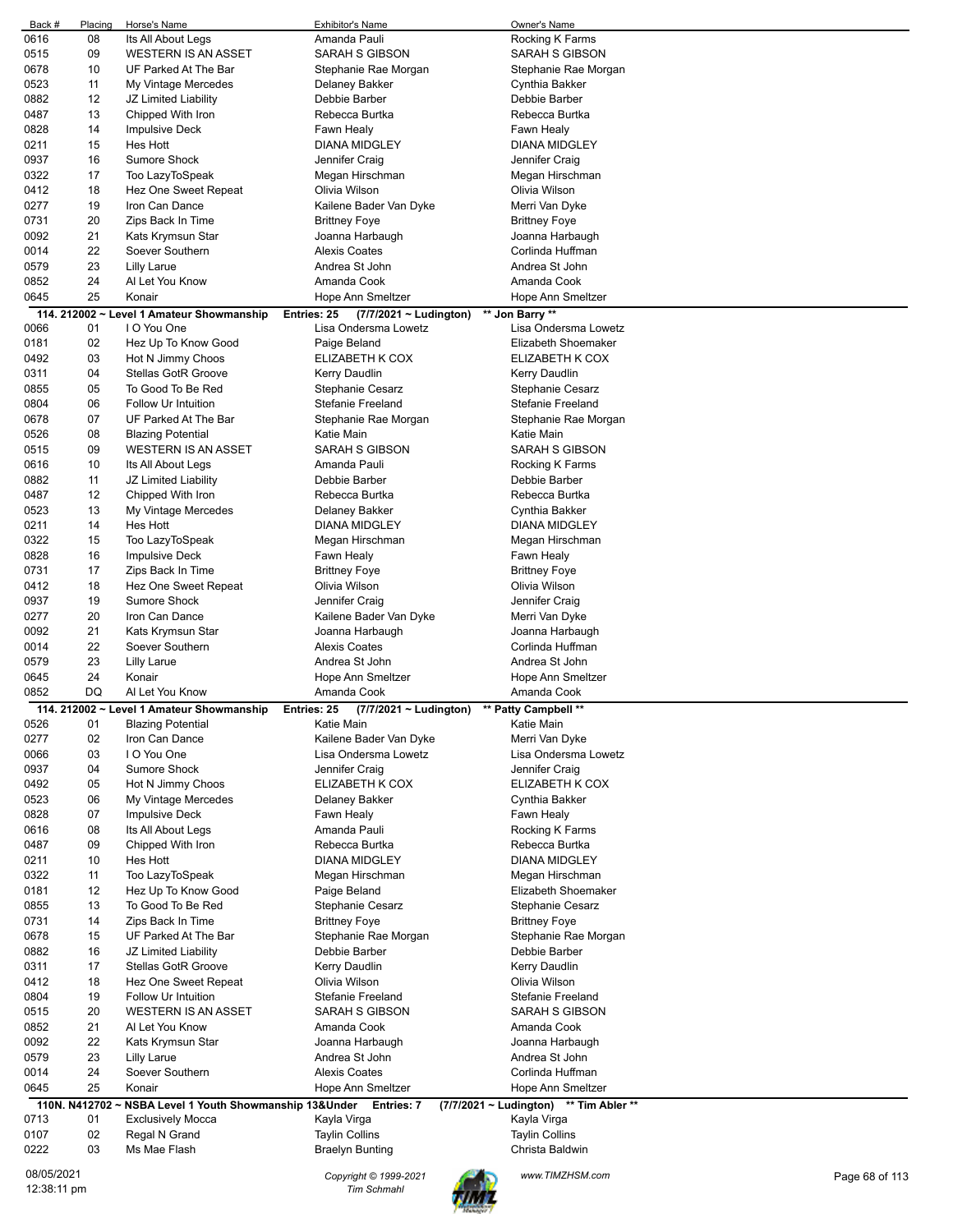| Back # | Placing | Horse's Name | Exhibitor's Name | Owner's Name |
|---|---|---|---|---|
| 0616 | 08 | Its All About Legs | Amanda Pauli | Rocking K Farms |
| 0515 | 09 | WESTERN IS AN ASSET | SARAH S GIBSON | SARAH S GIBSON |
| 0678 | 10 | UF Parked At The Bar | Stephanie Rae Morgan | Stephanie Rae Morgan |
| 0523 | 11 | My Vintage Mercedes | Delaney Bakker | Cynthia Bakker |
| 0882 | 12 | JZ Limited Liability | Debbie Barber | Debbie Barber |
| 0487 | 13 | Chipped With Iron | Rebecca Burtka | Rebecca Burtka |
| 0828 | 14 | Impulsive Deck | Fawn Healy | Fawn Healy |
| 0211 | 15 | Hes Hott | DIANA MIDGLEY | DIANA MIDGLEY |
| 0937 | 16 | Sumore Shock | Jennifer Craig | Jennifer Craig |
| 0322 | 17 | Too LazyToSpeak | Megan Hirschman | Megan Hirschman |
| 0412 | 18 | Hez One Sweet Repeat | Olivia Wilson | Olivia Wilson |
| 0277 | 19 | Iron Can Dance | Kailene Bader Van Dyke | Merri Van Dyke |
| 0731 | 20 | Zips Back In Time | Brittney Foye | Brittney Foye |
| 0092 | 21 | Kats Krymsun Star | Joanna Harbaugh | Joanna Harbaugh |
| 0014 | 22 | Soever Southern | Alexis Coates | Corlinda Huffman |
| 0579 | 23 | Lilly Larue | Andrea St John | Andrea St John |
| 0852 | 24 | Al Let You Know | Amanda Cook | Amanda Cook |
| 0645 | 25 | Konair | Hope Ann Smeltzer | Hope Ann Smeltzer |

**114. 212002 ~ Level 1 Amateur Showmanship — Entries: 25 — (7/7/2021 ~ Ludington) — \*\* Jon Barry \*\***

| Back # | Placing | Horse's Name | Exhibitor's Name | Owner's Name |
|---|---|---|---|---|
| 0066 | 01 | I O You One | Lisa Ondersma Lowetz | Lisa Ondersma Lowetz |
| 0181 | 02 | Hez Up To Know Good | Paige Beland | Elizabeth Shoemaker |
| 0492 | 03 | Hot N Jimmy Choos | ELIZABETH K COX | ELIZABETH K COX |
| 0311 | 04 | Stellas GotR Groove | Kerry Daudlin | Kerry Daudlin |
| 0855 | 05 | To Good To Be Red | Stephanie Cesarz | Stephanie Cesarz |
| 0804 | 06 | Follow Ur Intuition | Stefanie Freeland | Stefanie Freeland |
| 0678 | 07 | UF Parked At The Bar | Stephanie Rae Morgan | Stephanie Rae Morgan |
| 0526 | 08 | Blazing Potential | Katie Main | Katie Main |
| 0515 | 09 | WESTERN IS AN ASSET | SARAH S GIBSON | SARAH S GIBSON |
| 0616 | 10 | Its All About Legs | Amanda Pauli | Rocking K Farms |
| 0882 | 11 | JZ Limited Liability | Debbie Barber | Debbie Barber |
| 0487 | 12 | Chipped With Iron | Rebecca Burtka | Rebecca Burtka |
| 0523 | 13 | My Vintage Mercedes | Delaney Bakker | Cynthia Bakker |
| 0211 | 14 | Hes Hott | DIANA MIDGLEY | DIANA MIDGLEY |
| 0322 | 15 | Too LazyToSpeak | Megan Hirschman | Megan Hirschman |
| 0828 | 16 | Impulsive Deck | Fawn Healy | Fawn Healy |
| 0731 | 17 | Zips Back In Time | Brittney Foye | Brittney Foye |
| 0412 | 18 | Hez One Sweet Repeat | Olivia Wilson | Olivia Wilson |
| 0937 | 19 | Sumore Shock | Jennifer Craig | Jennifer Craig |
| 0277 | 20 | Iron Can Dance | Kailene Bader Van Dyke | Merri Van Dyke |
| 0092 | 21 | Kats Krymsun Star | Joanna Harbaugh | Joanna Harbaugh |
| 0014 | 22 | Soever Southern | Alexis Coates | Corlinda Huffman |
| 0579 | 23 | Lilly Larue | Andrea St John | Andrea St John |
| 0645 | 24 | Konair | Hope Ann Smeltzer | Hope Ann Smeltzer |
| 0852 | DQ | Al Let You Know | Amanda Cook | Amanda Cook |

**114. 212002 ~ Level 1 Amateur Showmanship — Entries: 25 — (7/7/2021 ~ Ludington) — \*\* Patty Campbell \*\***

| Back # | Placing | Horse's Name | Exhibitor's Name | Owner's Name |
|---|---|---|---|---|
| 0526 | 01 | Blazing Potential | Katie Main | Katie Main |
| 0277 | 02 | Iron Can Dance | Kailene Bader Van Dyke | Merri Van Dyke |
| 0066 | 03 | I O You One | Lisa Ondersma Lowetz | Lisa Ondersma Lowetz |
| 0937 | 04 | Sumore Shock | Jennifer Craig | Jennifer Craig |
| 0492 | 05 | Hot N Jimmy Choos | ELIZABETH K COX | ELIZABETH K COX |
| 0523 | 06 | My Vintage Mercedes | Delaney Bakker | Cynthia Bakker |
| 0828 | 07 | Impulsive Deck | Fawn Healy | Fawn Healy |
| 0616 | 08 | Its All About Legs | Amanda Pauli | Rocking K Farms |
| 0487 | 09 | Chipped With Iron | Rebecca Burtka | Rebecca Burtka |
| 0211 | 10 | Hes Hott | DIANA MIDGLEY | DIANA MIDGLEY |
| 0322 | 11 | Too LazyToSpeak | Megan Hirschman | Megan Hirschman |
| 0181 | 12 | Hez Up To Know Good | Paige Beland | Elizabeth Shoemaker |
| 0855 | 13 | To Good To Be Red | Stephanie Cesarz | Stephanie Cesarz |
| 0731 | 14 | Zips Back In Time | Brittney Foye | Brittney Foye |
| 0678 | 15 | UF Parked At The Bar | Stephanie Rae Morgan | Stephanie Rae Morgan |
| 0882 | 16 | JZ Limited Liability | Debbie Barber | Debbie Barber |
| 0311 | 17 | Stellas GotR Groove | Kerry Daudlin | Kerry Daudlin |
| 0412 | 18 | Hez One Sweet Repeat | Olivia Wilson | Olivia Wilson |
| 0804 | 19 | Follow Ur Intuition | Stefanie Freeland | Stefanie Freeland |
| 0515 | 20 | WESTERN IS AN ASSET | SARAH S GIBSON | SARAH S GIBSON |
| 0852 | 21 | Al Let You Know | Amanda Cook | Amanda Cook |
| 0092 | 22 | Kats Krymsun Star | Joanna Harbaugh | Joanna Harbaugh |
| 0579 | 23 | Lilly Larue | Andrea St John | Andrea St John |
| 0014 | 24 | Soever Southern | Alexis Coates | Corlinda Huffman |
| 0645 | 25 | Konair | Hope Ann Smeltzer | Hope Ann Smeltzer |

**110N. N412702 ~ NSBA Level 1 Youth Showmanship 18&Under — Entries: 7 — (7/7/2021 ~ Ludington) — \*\* Tim Abler \*\***

| Back # | Placing | Horse's Name | Exhibitor's Name | Owner's Name |
|---|---|---|---|---|
| 0713 | 01 | Exclusively Mocca | Kayla Virga | Kayla Virga |
| 0107 | 02 | Regal N Grand | Taylin Collins | Taylin Collins |
| 0222 | 03 | Ms Mae Flash | Braelyn Bunting | Christa Baldwin |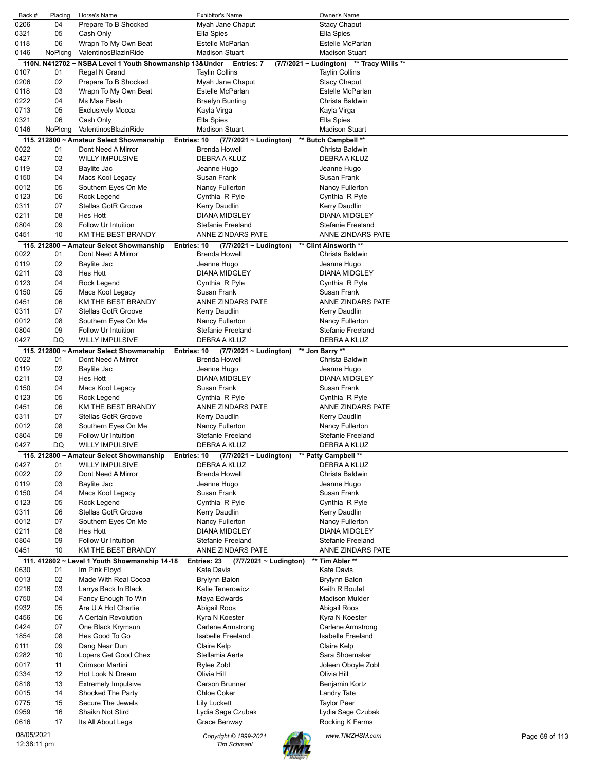| Back # | Placing | Horse's Name | Exhibitor's Name | Owner's Name |
|---|---|---|---|---|
| 0206 | 04 | Prepare To B Shocked | Myah Jane Chaput | Stacy Chaput |
| 0321 | 05 | Cash Only | Ella Spies | Ella Spies |
| 0118 | 06 | Wrapn To My Own Beat | Estelle McParlan | Estelle McParlan |
| 0146 | NoPlcng | ValentinosBlazinRide | Madison Stuart | Madison Stuart |

**110N. N412702 ~ NSBA Level 1 Youth Showmanship 13&Under Entries: 7 (7/7/2021 ~ Ludington) \*\* Tracy Willis \*\***

| Back # | Placing | Horse's Name | Exhibitor's Name | Owner's Name |
|---|---|---|---|---|
| 0107 | 01 | Regal N Grand | Taylin Collins | Taylin Collins |
| 0206 | 02 | Prepare To B Shocked | Myah Jane Chaput | Stacy Chaput |
| 0118 | 03 | Wrapn To My Own Beat | Estelle McParlan | Estelle McParlan |
| 0222 | 04 | Ms Mae Flash | Braelyn Bunting | Christa Baldwin |
| 0713 | 05 | Exclusively Mocca | Kayla Virga | Kayla Virga |
| 0321 | 06 | Cash Only | Ella Spies | Ella Spies |
| 0146 | NoPlcng | ValentinosBlazinRide | Madison Stuart | Madison Stuart |

**115. 212800 ~ Amateur Select Showmanship Entries: 10 (7/7/2021 ~ Ludington) \*\* Butch Campbell \*\***

| Back # | Placing | Horse's Name | Exhibitor's Name | Owner's Name |
|---|---|---|---|---|
| 0022 | 01 | Dont Need A Mirror | Brenda Howell | Christa Baldwin |
| 0427 | 02 | WILLY IMPULSIVE | DEBRA A KLUZ | DEBRA A KLUZ |
| 0119 | 03 | Baylite Jac | Jeanne Hugo | Jeanne Hugo |
| 0150 | 04 | Macs Kool Legacy | Susan Frank | Susan Frank |
| 0012 | 05 | Southern Eyes On Me | Nancy Fullerton | Nancy Fullerton |
| 0123 | 06 | Rock Legend | Cynthia R Pyle | Cynthia R Pyle |
| 0311 | 07 | Stellas GotR Groove | Kerry Daudlin | Kerry Daudlin |
| 0211 | 08 | Hes Hott | DIANA MIDGLEY | DIANA MIDGLEY |
| 0804 | 09 | Follow Ur Intuition | Stefanie Freeland | Stefanie Freeland |
| 0451 | 10 | KM THE BEST BRANDY | ANNE ZINDARS PATE | ANNE ZINDARS PATE |

**115. 212800 ~ Amateur Select Showmanship Entries: 10 (7/7/2021 ~ Ludington) \*\* Clint Ainsworth \*\***

| Back # | Placing | Horse's Name | Exhibitor's Name | Owner's Name |
|---|---|---|---|---|
| 0022 | 01 | Dont Need A Mirror | Brenda Howell | Christa Baldwin |
| 0119 | 02 | Baylite Jac | Jeanne Hugo | Jeanne Hugo |
| 0211 | 03 | Hes Hott | DIANA MIDGLEY | DIANA MIDGLEY |
| 0123 | 04 | Rock Legend | Cynthia R Pyle | Cynthia R Pyle |
| 0150 | 05 | Macs Kool Legacy | Susan Frank | Susan Frank |
| 0451 | 06 | KM THE BEST BRANDY | ANNE ZINDARS PATE | ANNE ZINDARS PATE |
| 0311 | 07 | Stellas GotR Groove | Kerry Daudlin | Kerry Daudlin |
| 0012 | 08 | Southern Eyes On Me | Nancy Fullerton | Nancy Fullerton |
| 0804 | 09 | Follow Ur Intuition | Stefanie Freeland | Stefanie Freeland |
| 0427 | DQ | WILLY IMPULSIVE | DEBRA A KLUZ | DEBRA A KLUZ |

**115. 212800 ~ Amateur Select Showmanship Entries: 10 (7/7/2021 ~ Ludington) \*\* Jon Barry \*\***

| Back # | Placing | Horse's Name | Exhibitor's Name | Owner's Name |
|---|---|---|---|---|
| 0022 | 01 | Dont Need A Mirror | Brenda Howell | Christa Baldwin |
| 0119 | 02 | Baylite Jac | Jeanne Hugo | Jeanne Hugo |
| 0211 | 03 | Hes Hott | DIANA MIDGLEY | DIANA MIDGLEY |
| 0150 | 04 | Macs Kool Legacy | Susan Frank | Susan Frank |
| 0123 | 05 | Rock Legend | Cynthia R Pyle | Cynthia R Pyle |
| 0451 | 06 | KM THE BEST BRANDY | ANNE ZINDARS PATE | ANNE ZINDARS PATE |
| 0311 | 07 | Stellas GotR Groove | Kerry Daudlin | Kerry Daudlin |
| 0012 | 08 | Southern Eyes On Me | Nancy Fullerton | Nancy Fullerton |
| 0804 | 09 | Follow Ur Intuition | Stefanie Freeland | Stefanie Freeland |
| 0427 | DQ | WILLY IMPULSIVE | DEBRA A KLUZ | DEBRA A KLUZ |

**115. 212800 ~ Amateur Select Showmanship Entries: 10 (7/7/2021 ~ Ludington) \*\* Patty Campbell \*\***

| Back # | Placing | Horse's Name | Exhibitor's Name | Owner's Name |
|---|---|---|---|---|
| 0427 | 01 | WILLY IMPULSIVE | DEBRA A KLUZ | DEBRA A KLUZ |
| 0022 | 02 | Dont Need A Mirror | Brenda Howell | Christa Baldwin |
| 0119 | 03 | Baylite Jac | Jeanne Hugo | Jeanne Hugo |
| 0150 | 04 | Macs Kool Legacy | Susan Frank | Susan Frank |
| 0123 | 05 | Rock Legend | Cynthia R Pyle | Cynthia R Pyle |
| 0311 | 06 | Stellas GotR Groove | Kerry Daudlin | Kerry Daudlin |
| 0012 | 07 | Southern Eyes On Me | Nancy Fullerton | Nancy Fullerton |
| 0211 | 08 | Hes Hott | DIANA MIDGLEY | DIANA MIDGLEY |
| 0804 | 09 | Follow Ur Intuition | Stefanie Freeland | Stefanie Freeland |
| 0451 | 10 | KM THE BEST BRANDY | ANNE ZINDARS PATE | ANNE ZINDARS PATE |

**111. 412802 ~ Level 1 Youth Showmanship 14-18 Entries: 23 (7/7/2021 ~ Ludington) \*\* Tim Abler \*\***

| Back # | Placing | Horse's Name | Exhibitor's Name | Owner's Name |
|---|---|---|---|---|
| 0630 | 01 | Im Pink Floyd | Kate Davis | Kate Davis |
| 0013 | 02 | Made With Real Cocoa | Brylynn Balon | Brylynn Balon |
| 0216 | 03 | Larrys Back In Black | Katie Tenerowicz | Keith R Boutet |
| 0750 | 04 | Fancy Enough To Win | Maya Edwards | Madison Mulder |
| 0932 | 05 | Are U A Hot Charlie | Abigail Roos | Abigail Roos |
| 0456 | 06 | A Certain Revolution | Kyra N Koester | Kyra N Koester |
| 0424 | 07 | One Black Krymsun | Carlene Armstrong | Carlene Armstrong |
| 1854 | 08 | Hes Good To Go | Isabelle Freeland | Isabelle Freeland |
| 0111 | 09 | Dang Near Dun | Claire Kelp | Claire Kelp |
| 0282 | 10 | Lopers Get Good Chex | Stellamia Aerts | Sara Shoemaker |
| 0017 | 11 | Crimson Martini | Rylee Zobl | Joleen Oboyle Zobl |
| 0334 | 12 | Hot Look N Dream | Olivia Hill | Olivia Hill |
| 0818 | 13 | Extremely Impulsive | Carson Brunner | Benjamin Kortz |
| 0015 | 14 | Shocked The Party | Chloe Coker | Landry Tate |
| 0775 | 15 | Secure The Jewels | Lily Luckett | Taylor Peer |
| 0959 | 16 | Shaikn Not Stird | Lydia Sage Czubak | Lydia Sage Czubak |
| 0616 | 17 | Its All About Legs | Grace Benway | Rocking K Farms |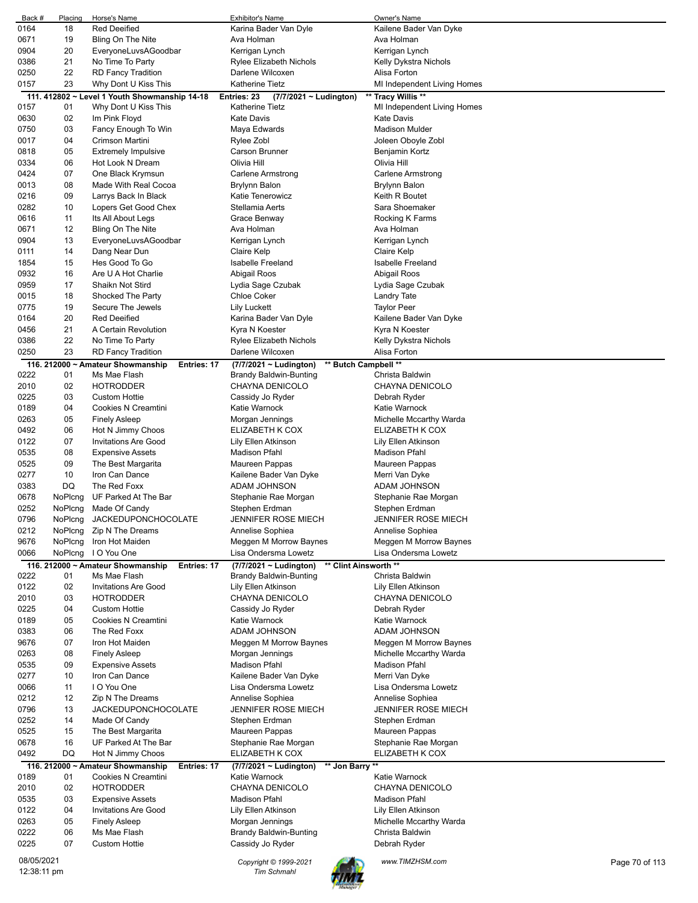| Back # | Placing | Horse's Name | Exhibitor's Name | Owner's Name |
|---|---|---|---|---|
| 0164 | 18 | Red Deeified | Karina Bader Van Dyle | Kailene Bader Van Dyke |
| 0671 | 19 | Bling On The Nite | Ava Holman | Ava Holman |
| 0904 | 20 | EveryoneLuvsAGoodbar | Kerrigan Lynch | Kerrigan Lynch |
| 0386 | 21 | No Time To Party | Rylee Elizabeth Nichols | Kelly Dykstra Nichols |
| 0250 | 22 | RD Fancy Tradition | Darlene Wilcoxen | Alisa Forton |
| 0157 | 23 | Why Dont U Kiss This | Katherine Tietz | MI Independent Living Homes |

**111. 412802 ~ Level 1 Youth Showmanship 14-18 — Entries: 23 — (7/7/2021 ~ Ludington) — \*\* Tracy Willis \*\***

| Back # | Placing | Horse's Name | Exhibitor's Name | Owner's Name |
|---|---|---|---|---|
| 0157 | 01 | Why Dont U Kiss This | Katherine Tietz | MI Independent Living Homes |
| 0630 | 02 | Im Pink Floyd | Kate Davis | Kate Davis |
| 0750 | 03 | Fancy Enough To Win | Maya Edwards | Madison Mulder |
| 0017 | 04 | Crimson Martini | Rylee Zobl | Joleen Oboyle Zobl |
| 0818 | 05 | Extremely Impulsive | Carson Brunner | Benjamin Kortz |
| 0334 | 06 | Hot Look N Dream | Olivia Hill | Olivia Hill |
| 0424 | 07 | One Black Krymsun | Carlene Armstrong | Carlene Armstrong |
| 0013 | 08 | Made With Real Cocoa | Brylynn Balon | Brylynn Balon |
| 0216 | 09 | Larrys Back In Black | Katie Tenerowicz | Keith R Boutet |
| 0282 | 10 | Lopers Get Good Chex | Stellamia Aerts | Sara Shoemaker |
| 0616 | 11 | Its All About Legs | Grace Benway | Rocking K Farms |
| 0671 | 12 | Bling On The Nite | Ava Holman | Ava Holman |
| 0904 | 13 | EveryoneLuvsAGoodbar | Kerrigan Lynch | Kerrigan Lynch |
| 0111 | 14 | Dang Near Dun | Claire Kelp | Claire Kelp |
| 1854 | 15 | Hes Good To Go | Isabelle Freeland | Isabelle Freeland |
| 0932 | 16 | Are U A Hot Charlie | Abigail Roos | Abigail Roos |
| 0959 | 17 | Shaikn Not Stird | Lydia Sage Czubak | Lydia Sage Czubak |
| 0015 | 18 | Shocked The Party | Chloe Coker | Landry Tate |
| 0775 | 19 | Secure The Jewels | Lily Luckett | Taylor Peer |
| 0164 | 20 | Red Deeified | Karina Bader Van Dyle | Kailene Bader Van Dyke |
| 0456 | 21 | A Certain Revolution | Kyra N Koester | Kyra N Koester |
| 0386 | 22 | No Time To Party | Rylee Elizabeth Nichols | Kelly Dykstra Nichols |
| 0250 | 23 | RD Fancy Tradition | Darlene Wilcoxen | Alisa Forton |

**116. 212000 ~ Amateur Showmanship — Entries: 17 — (7/7/2021 ~ Ludington) — \*\* Butch Campbell \*\***

| Back # | Placing | Horse's Name | Exhibitor's Name | Owner's Name |
|---|---|---|---|---|
| 0222 | 01 | Ms Mae Flash | Brandy Baldwin-Bunting | Christa Baldwin |
| 2010 | 02 | HOTRODDER | CHAYNA DENICOLO | CHAYNA DENICOLO |
| 0225 | 03 | Custom Hottie | Cassidy Jo Ryder | Debrah Ryder |
| 0189 | 04 | Cookies N Creamtini | Katie Warnock | Katie Warnock |
| 0263 | 05 | Finely Asleep | Morgan Jennings | Michelle Mccarthy Warda |
| 0492 | 06 | Hot N Jimmy Choos | ELIZABETH K COX | ELIZABETH K COX |
| 0122 | 07 | Invitations Are Good | Lily Ellen Atkinson | Lily Ellen Atkinson |
| 0535 | 08 | Expensive Assets | Madison Pfahl | Madison Pfahl |
| 0525 | 09 | The Best Margarita | Maureen Pappas | Maureen Pappas |
| 0277 | 10 | Iron Can Dance | Kailene Bader Van Dyke | Merri Van Dyke |
| 0383 | DQ | The Red Foxx | ADAM JOHNSON | ADAM JOHNSON |
| 0678 | NoPlcng | UF Parked At The Bar | Stephanie Rae Morgan | Stephanie Rae Morgan |
| 0252 | NoPlcng | Made Of Candy | Stephen Erdman | Stephen Erdman |
| 0796 | NoPlcng | JACKEDUPONCHOCOLATE | JENNIFER ROSE MIECH | JENNIFER ROSE MIECH |
| 0212 | NoPlcng | Zip N The Dreams | Annelise Sophiea | Annelise Sophiea |
| 9676 | NoPlcng | Iron Hot Maiden | Meggen M Morrow Baynes | Meggen M Morrow Baynes |
| 0066 | NoPlcng | I O You One | Lisa Ondersma Lowetz | Lisa Ondersma Lowetz |

**116. 212000 ~ Amateur Showmanship — Entries: 17 — (7/7/2021 ~ Ludington) — \*\* Clint Ainsworth \*\***

| Back # | Placing | Horse's Name | Exhibitor's Name | Owner's Name |
|---|---|---|---|---|
| 0222 | 01 | Ms Mae Flash | Brandy Baldwin-Bunting | Christa Baldwin |
| 0122 | 02 | Invitations Are Good | Lily Ellen Atkinson | Lily Ellen Atkinson |
| 2010 | 03 | HOTRODDER | CHAYNA DENICOLO | CHAYNA DENICOLO |
| 0225 | 04 | Custom Hottie | Cassidy Jo Ryder | Debrah Ryder |
| 0189 | 05 | Cookies N Creamtini | Katie Warnock | Katie Warnock |
| 0383 | 06 | The Red Foxx | ADAM JOHNSON | ADAM JOHNSON |
| 9676 | 07 | Iron Hot Maiden | Meggen M Morrow Baynes | Meggen M Morrow Baynes |
| 0263 | 08 | Finely Asleep | Morgan Jennings | Michelle Mccarthy Warda |
| 0535 | 09 | Expensive Assets | Madison Pfahl | Madison Pfahl |
| 0277 | 10 | Iron Can Dance | Kailene Bader Van Dyke | Merri Van Dyke |
| 0066 | 11 | I O You One | Lisa Ondersma Lowetz | Lisa Ondersma Lowetz |
| 0212 | 12 | Zip N The Dreams | Annelise Sophiea | Annelise Sophiea |
| 0796 | 13 | JACKEDUPONCHOCOLATE | JENNIFER ROSE MIECH | JENNIFER ROSE MIECH |
| 0252 | 14 | Made Of Candy | Stephen Erdman | Stephen Erdman |
| 0525 | 15 | The Best Margarita | Maureen Pappas | Maureen Pappas |
| 0678 | 16 | UF Parked At The Bar | Stephanie Rae Morgan | Stephanie Rae Morgan |
| 0492 | DQ | Hot N Jimmy Choos | ELIZABETH K COX | ELIZABETH K COX |

**116. 212000 ~ Amateur Showmanship — Entries: 17 — (7/7/2021 ~ Ludington) — \*\* Jon Barry \*\***

| Back # | Placing | Horse's Name | Exhibitor's Name | Owner's Name |
|---|---|---|---|---|
| 0189 | 01 | Cookies N Creamtini | Katie Warnock | Katie Warnock |
| 2010 | 02 | HOTRODDER | CHAYNA DENICOLO | CHAYNA DENICOLO |
| 0535 | 03 | Expensive Assets | Madison Pfahl | Madison Pfahl |
| 0122 | 04 | Invitations Are Good | Lily Ellen Atkinson | Lily Ellen Atkinson |
| 0263 | 05 | Finely Asleep | Morgan Jennings | Michelle Mccarthy Warda |
| 0222 | 06 | Ms Mae Flash | Brandy Baldwin-Bunting | Christa Baldwin |
| 0225 | 07 | Custom Hottie | Cassidy Jo Ryder | Debrah Ryder |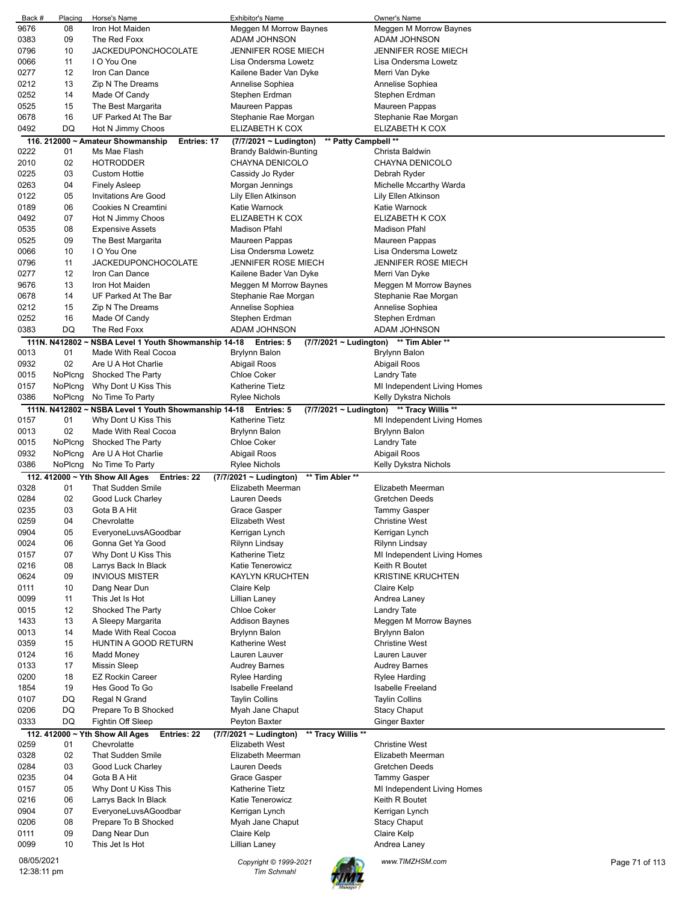| Back # | Placing | Horse's Name | Exhibitor's Name | Owner's Name |
|---|---|---|---|---|
| 9676 | 08 | Iron Hot Maiden | Meggen M Morrow Baynes | Meggen M Morrow Baynes |
| 0383 | 09 | The Red Foxx | ADAM JOHNSON | ADAM JOHNSON |
| 0796 | 10 | JACKEDUPONCHOCOLATE | JENNIFER ROSE MIECH | JENNIFER ROSE MIECH |
| 0066 | 11 | I O You One | Lisa Ondersma Lowetz | Lisa Ondersma Lowetz |
| 0277 | 12 | Iron Can Dance | Kailene Bader Van Dyke | Merri Van Dyke |
| 0212 | 13 | Zip N The Dreams | Annelise Sophiea | Annelise Sophiea |
| 0252 | 14 | Made Of Candy | Stephen Erdman | Stephen Erdman |
| 0525 | 15 | The Best Margarita | Maureen Pappas | Maureen Pappas |
| 0678 | 16 | UF Parked At The Bar | Stephanie Rae Morgan | Stephanie Rae Morgan |
| 0492 | DQ | Hot N Jimmy Choos | ELIZABETH K COX | ELIZABETH K COX |

**116. 212000 ~ Amateur Showmanship Entries: 17 (7/7/2021 ~ Ludington) ** Patty Campbell ****

| Back # | Placing | Horse's Name | Exhibitor's Name | Owner's Name |
|---|---|---|---|---|
| 0222 | 01 | Ms Mae Flash | Brandy Baldwin-Bunting | Christa Baldwin |
| 2010 | 02 | HOTRODDER | CHAYNA DENICOLO | CHAYNA DENICOLO |
| 0225 | 03 | Custom Hottie | Cassidy Jo Ryder | Debrah Ryder |
| 0263 | 04 | Finely Asleep | Morgan Jennings | Michelle Mccarthy Warda |
| 0122 | 05 | Invitations Are Good | Lily Ellen Atkinson | Lily Ellen Atkinson |
| 0189 | 06 | Cookies N Creamtini | Katie Warnock | Katie Warnock |
| 0492 | 07 | Hot N Jimmy Choos | ELIZABETH K COX | ELIZABETH K COX |
| 0535 | 08 | Expensive Assets | Madison Pfahl | Madison Pfahl |
| 0525 | 09 | The Best Margarita | Maureen Pappas | Maureen Pappas |
| 0066 | 10 | I O You One | Lisa Ondersma Lowetz | Lisa Ondersma Lowetz |
| 0796 | 11 | JACKEDUPONCHOCOLATE | JENNIFER ROSE MIECH | JENNIFER ROSE MIECH |
| 0277 | 12 | Iron Can Dance | Kailene Bader Van Dyke | Merri Van Dyke |
| 9676 | 13 | Iron Hot Maiden | Meggen M Morrow Baynes | Meggen M Morrow Baynes |
| 0678 | 14 | UF Parked At The Bar | Stephanie Rae Morgan | Stephanie Rae Morgan |
| 0212 | 15 | Zip N The Dreams | Annelise Sophiea | Annelise Sophiea |
| 0252 | 16 | Made Of Candy | Stephen Erdman | Stephen Erdman |
| 0383 | DQ | The Red Foxx | ADAM JOHNSON | ADAM JOHNSON |

**111N. N412802 ~ NSBA Level 1 Youth Showmanship 14-18 Entries: 5 (7/7/2021 ~ Ludington) ** Tim Abler ****

| Back # | Placing | Horse's Name | Exhibitor's Name | Owner's Name |
|---|---|---|---|---|
| 0013 | 01 | Made With Real Cocoa | Brylynn Balon | Brylynn Balon |
| 0932 | 02 | Are U A Hot Charlie | Abigail Roos | Abigail Roos |
| 0015 | NoPlcng | Shocked The Party | Chloe Coker | Landry Tate |
| 0157 | NoPlcng | Why Dont U Kiss This | Katherine Tietz | MI Independent Living Homes |
| 0386 | NoPlcng | No Time To Party | Rylee Nichols | Kelly Dykstra Nichols |

**111N. N412802 ~ NSBA Level 1 Youth Showmanship 14-18 Entries: 5 (7/7/2021 ~ Ludington) ** Tracy Willis ****

| Back # | Placing | Horse's Name | Exhibitor's Name | Owner's Name |
|---|---|---|---|---|
| 0157 | 01 | Why Dont U Kiss This | Katherine Tietz | MI Independent Living Homes |
| 0013 | 02 | Made With Real Cocoa | Brylynn Balon | Brylynn Balon |
| 0015 | NoPlcng | Shocked The Party | Chloe Coker | Landry Tate |
| 0932 | NoPlcng | Are U A Hot Charlie | Abigail Roos | Abigail Roos |
| 0386 | NoPlcng | No Time To Party | Rylee Nichols | Kelly Dykstra Nichols |

**112. 412000 ~ Yth Show All Ages Entries: 22 (7/7/2021 ~ Ludington) ** Tim Abler ****

| Back # | Placing | Horse's Name | Exhibitor's Name | Owner's Name |
|---|---|---|---|---|
| 0328 | 01 | That Sudden Smile | Elizabeth Meerman | Elizabeth Meerman |
| 0284 | 02 | Good Luck Charley | Lauren Deeds | Gretchen Deeds |
| 0235 | 03 | Gota B A Hit | Grace Gasper | Tammy Gasper |
| 0259 | 04 | Chevrolatte | Elizabeth West | Christine West |
| 0904 | 05 | EveryoneLuvsAGoodbar | Kerrigan Lynch | Kerrigan Lynch |
| 0024 | 06 | Gonna Get Ya Good | Rilynn Lindsay | Rilynn Lindsay |
| 0157 | 07 | Why Dont U Kiss This | Katherine Tietz | MI Independent Living Homes |
| 0216 | 08 | Larrys Back In Black | Katie Tenerowicz | Keith R Boutet |
| 0624 | 09 | INVIOUS MISTER | KAYLYN KRUCHTEN | KRISTINE KRUCHTEN |
| 0111 | 10 | Dang Near Dun | Claire Kelp | Claire Kelp |
| 0099 | 11 | This Jet Is Hot | Lillian Laney | Andrea Laney |
| 0015 | 12 | Shocked The Party | Chloe Coker | Landry Tate |
| 1433 | 13 | A Sleepy Margarita | Addison Baynes | Meggen M Morrow Baynes |
| 0013 | 14 | Made With Real Cocoa | Brylynn Balon | Brylynn Balon |
| 0359 | 15 | HUNTIN A GOOD RETURN | Katherine West | Christine West |
| 0124 | 16 | Madd Money | Lauren Lauver | Lauren Lauver |
| 0133 | 17 | Missin Sleep | Audrey Barnes | Audrey Barnes |
| 0200 | 18 | EZ Rockin Career | Rylee Harding | Rylee Harding |
| 1854 | 19 | Hes Good To Go | Isabelle Freeland | Isabelle Freeland |
| 0107 | DQ | Regal N Grand | Taylin Collins | Taylin Collins |
| 0206 | DQ | Prepare To B Shocked | Myah Jane Chaput | Stacy Chaput |
| 0333 | DQ | Fightin Off Sleep | Peyton Baxter | Ginger Baxter |

**112. 412000 ~ Yth Show All Ages Entries: 22 (7/7/2021 ~ Ludington) ** Tracy Willis ****

| Back # | Placing | Horse's Name | Exhibitor's Name | Owner's Name |
|---|---|---|---|---|
| 0259 | 01 | Chevrolatte | Elizabeth West | Christine West |
| 0328 | 02 | That Sudden Smile | Elizabeth Meerman | Elizabeth Meerman |
| 0284 | 03 | Good Luck Charley | Lauren Deeds | Gretchen Deeds |
| 0235 | 04 | Gota B A Hit | Grace Gasper | Tammy Gasper |
| 0157 | 05 | Why Dont U Kiss This | Katherine Tietz | MI Independent Living Homes |
| 0216 | 06 | Larrys Back In Black | Katie Tenerowicz | Keith R Boutet |
| 0904 | 07 | EveryoneLuvsAGoodbar | Kerrigan Lynch | Kerrigan Lynch |
| 0206 | 08 | Prepare To B Shocked | Myah Jane Chaput | Stacy Chaput |
| 0111 | 09 | Dang Near Dun | Claire Kelp | Claire Kelp |
| 0099 | 10 | This Jet Is Hot | Lillian Laney | Andrea Laney |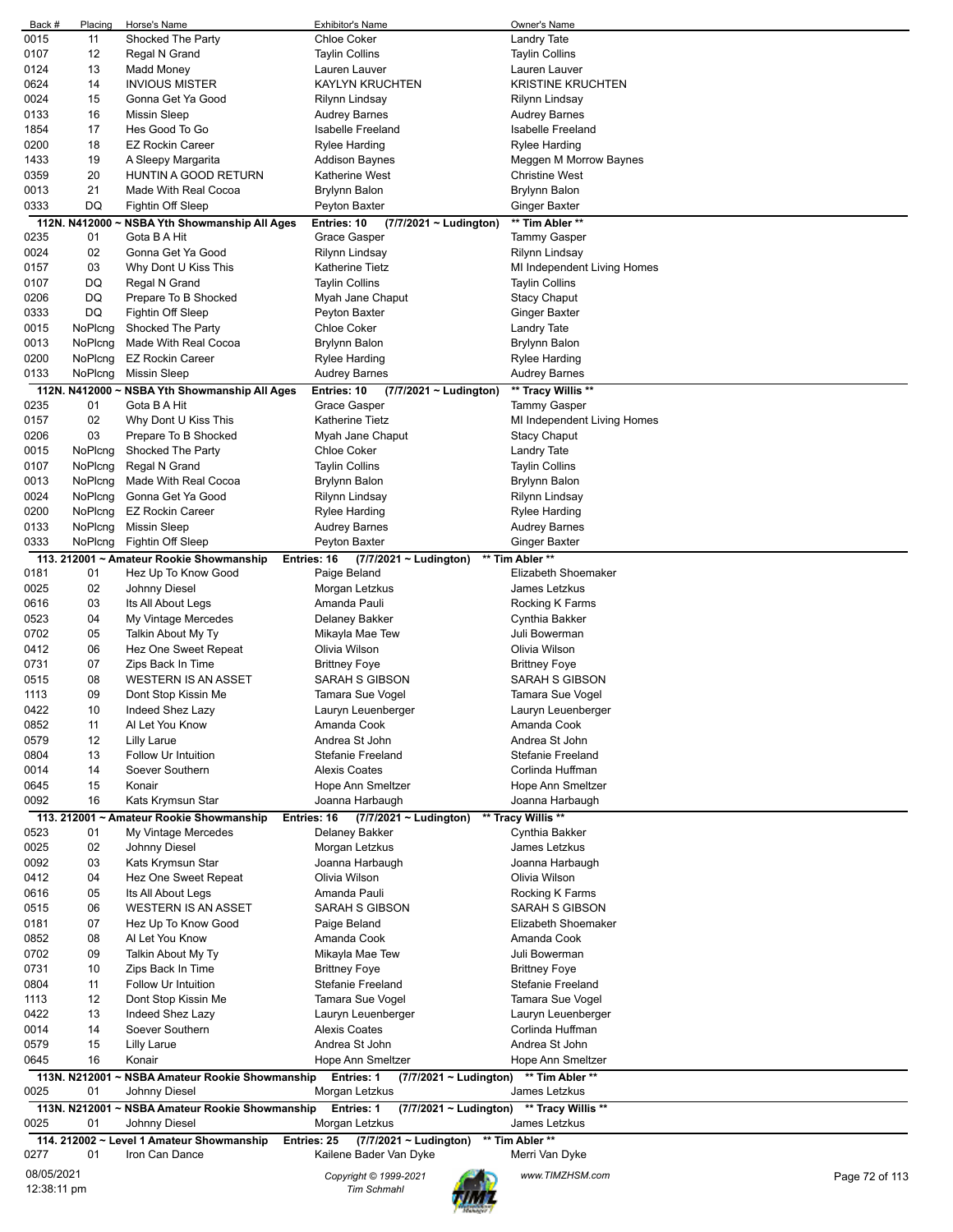| Back # | Placing | Horse's Name | Exhibitor's Name | Owner's Name |
|---|---|---|---|---|
| 0015 | 11 | Shocked The Party | Chloe Coker | Landry Tate |
| 0107 | 12 | Regal N Grand | Taylin Collins | Taylin Collins |
| 0124 | 13 | Madd Money | Lauren Lauver | Lauren Lauver |
| 0624 | 14 | INVIOUS MISTER | KAYLYN KRUCHTEN | KRISTINE KRUCHTEN |
| 0024 | 15 | Gonna Get Ya Good | Rilynn Lindsay | Rilynn Lindsay |
| 0133 | 16 | Missin Sleep | Audrey Barnes | Audrey Barnes |
| 1854 | 17 | Hes Good To Go | Isabelle Freeland | Isabelle Freeland |
| 0200 | 18 | EZ Rockin Career | Rylee Harding | Rylee Harding |
| 1433 | 19 | A Sleepy Margarita | Addison Baynes | Meggen M Morrow Baynes |
| 0359 | 20 | HUNTIN A GOOD RETURN | Katherine West | Christine West |
| 0013 | 21 | Made With Real Cocoa | Brylynn Balon | Brylynn Balon |
| 0333 | DQ | Fightin Off Sleep | Peyton Baxter | Ginger Baxter |

**112N. N412000 ~ NSBA Yth Showmanship All Ages — Entries: 10 — (7/7/2021 ~ Ludington) — \*\* Tim Abler \*\***

| Back # | Placing | Horse's Name | Exhibitor's Name | Owner's Name |
|---|---|---|---|---|
| 0235 | 01 | Gota B A Hit | Grace Gasper | Tammy Gasper |
| 0024 | 02 | Gonna Get Ya Good | Rilynn Lindsay | Rilynn Lindsay |
| 0157 | 03 | Why Dont U Kiss This | Katherine Tietz | MI Independent Living Homes |
| 0107 | DQ | Regal N Grand | Taylin Collins | Taylin Collins |
| 0206 | DQ | Prepare To B Shocked | Myah Jane Chaput | Stacy Chaput |
| 0333 | DQ | Fightin Off Sleep | Peyton Baxter | Ginger Baxter |
| 0015 | NoPlcng | Shocked The Party | Chloe Coker | Landry Tate |
| 0013 | NoPlcng | Made With Real Cocoa | Brylynn Balon | Brylynn Balon |
| 0200 | NoPlcng | EZ Rockin Career | Rylee Harding | Rylee Harding |
| 0133 | NoPlcng | Missin Sleep | Audrey Barnes | Audrey Barnes |

**112N. N412000 ~ NSBA Yth Showmanship All Ages — Entries: 10 — (7/7/2021 ~ Ludington) — \*\* Tracy Willis \*\***

| Back # | Placing | Horse's Name | Exhibitor's Name | Owner's Name |
|---|---|---|---|---|
| 0235 | 01 | Gota B A Hit | Grace Gasper | Tammy Gasper |
| 0157 | 02 | Why Dont U Kiss This | Katherine Tietz | MI Independent Living Homes |
| 0206 | 03 | Prepare To B Shocked | Myah Jane Chaput | Stacy Chaput |
| 0015 | NoPlcng | Shocked The Party | Chloe Coker | Landry Tate |
| 0107 | NoPlcng | Regal N Grand | Taylin Collins | Taylin Collins |
| 0013 | NoPlcng | Made With Real Cocoa | Brylynn Balon | Brylynn Balon |
| 0024 | NoPlcng | Gonna Get Ya Good | Rilynn Lindsay | Rilynn Lindsay |
| 0200 | NoPlcng | EZ Rockin Career | Rylee Harding | Rylee Harding |
| 0133 | NoPlcng | Missin Sleep | Audrey Barnes | Audrey Barnes |
| 0333 | NoPlcng | Fightin Off Sleep | Peyton Baxter | Ginger Baxter |

**113. 212001 ~ Amateur Rookie Showmanship — Entries: 16 — (7/7/2021 ~ Ludington) — \*\* Tim Abler \*\***

| Back # | Placing | Horse's Name | Exhibitor's Name | Owner's Name |
|---|---|---|---|---|
| 0181 | 01 | Hez Up To Know Good | Paige Beland | Elizabeth Shoemaker |
| 0025 | 02 | Johnny Diesel | Morgan Letzkus | James Letzkus |
| 0616 | 03 | Its All About Legs | Amanda Pauli | Rocking K Farms |
| 0523 | 04 | My Vintage Mercedes | Delaney Bakker | Cynthia Bakker |
| 0702 | 05 | Talkin About My Ty | Mikayla Mae Tew | Juli Bowerman |
| 0412 | 06 | Hez One Sweet Repeat | Olivia Wilson | Olivia Wilson |
| 0731 | 07 | Zips Back In Time | Brittney Foye | Brittney Foye |
| 0515 | 08 | WESTERN IS AN ASSET | SARAH S GIBSON | SARAH S GIBSON |
| 1113 | 09 | Dont Stop Kissin Me | Tamara Sue Vogel | Tamara Sue Vogel |
| 0422 | 10 | Indeed Shez Lazy | Lauryn Leuenberger | Lauryn Leuenberger |
| 0852 | 11 | Al Let You Know | Amanda Cook | Amanda Cook |
| 0579 | 12 | Lilly Larue | Andrea St John | Andrea St John |
| 0804 | 13 | Follow Ur Intuition | Stefanie Freeland | Stefanie Freeland |
| 0014 | 14 | Soever Southern | Alexis Coates | Corlinda Huffman |
| 0645 | 15 | Konair | Hope Ann Smeltzer | Hope Ann Smeltzer |
| 0092 | 16 | Kats Krymsun Star | Joanna Harbaugh | Joanna Harbaugh |

**113. 212001 ~ Amateur Rookie Showmanship — Entries: 16 — (7/7/2021 ~ Ludington) — \*\* Tracy Willis \*\***

| Back # | Placing | Horse's Name | Exhibitor's Name | Owner's Name |
|---|---|---|---|---|
| 0523 | 01 | My Vintage Mercedes | Delaney Bakker | Cynthia Bakker |
| 0025 | 02 | Johnny Diesel | Morgan Letzkus | James Letzkus |
| 0092 | 03 | Kats Krymsun Star | Joanna Harbaugh | Joanna Harbaugh |
| 0412 | 04 | Hez One Sweet Repeat | Olivia Wilson | Olivia Wilson |
| 0616 | 05 | Its All About Legs | Amanda Pauli | Rocking K Farms |
| 0515 | 06 | WESTERN IS AN ASSET | SARAH S GIBSON | SARAH S GIBSON |
| 0181 | 07 | Hez Up To Know Good | Paige Beland | Elizabeth Shoemaker |
| 0852 | 08 | Al Let You Know | Amanda Cook | Amanda Cook |
| 0702 | 09 | Talkin About My Ty | Mikayla Mae Tew | Juli Bowerman |
| 0731 | 10 | Zips Back In Time | Brittney Foye | Brittney Foye |
| 0804 | 11 | Follow Ur Intuition | Stefanie Freeland | Stefanie Freeland |
| 1113 | 12 | Dont Stop Kissin Me | Tamara Sue Vogel | Tamara Sue Vogel |
| 0422 | 13 | Indeed Shez Lazy | Lauryn Leuenberger | Lauryn Leuenberger |
| 0014 | 14 | Soever Southern | Alexis Coates | Corlinda Huffman |
| 0579 | 15 | Lilly Larue | Andrea St John | Andrea St John |
| 0645 | 16 | Konair | Hope Ann Smeltzer | Hope Ann Smeltzer |

**113N. N212001 ~ NSBA Amateur Rookie Showmanship — Entries: 1 — (7/7/2021 ~ Ludington) — \*\* Tim Abler \*\***

| Back # | Placing | Horse's Name | Exhibitor's Name | Owner's Name |
|---|---|---|---|---|
| 0025 | 01 | Johnny Diesel | Morgan Letzkus | James Letzkus |

**113N. N212001 ~ NSBA Amateur Rookie Showmanship — Entries: 1 — (7/7/2021 ~ Ludington) — \*\* Tracy Willis \*\***

| Back # | Placing | Horse's Name | Exhibitor's Name | Owner's Name |
|---|---|---|---|---|
| 0025 | 01 | Johnny Diesel | Morgan Letzkus | James Letzkus |

**114. 212002 ~ Level 1 Amateur Showmanship — Entries: 25 — (7/7/2021 ~ Ludington) — \*\* Tim Abler \*\***

| Back # | Placing | Horse's Name | Exhibitor's Name | Owner's Name |
|---|---|---|---|---|
| 0277 | 01 | Iron Can Dance | Kailene Bader Van Dyke | Merri Van Dyke |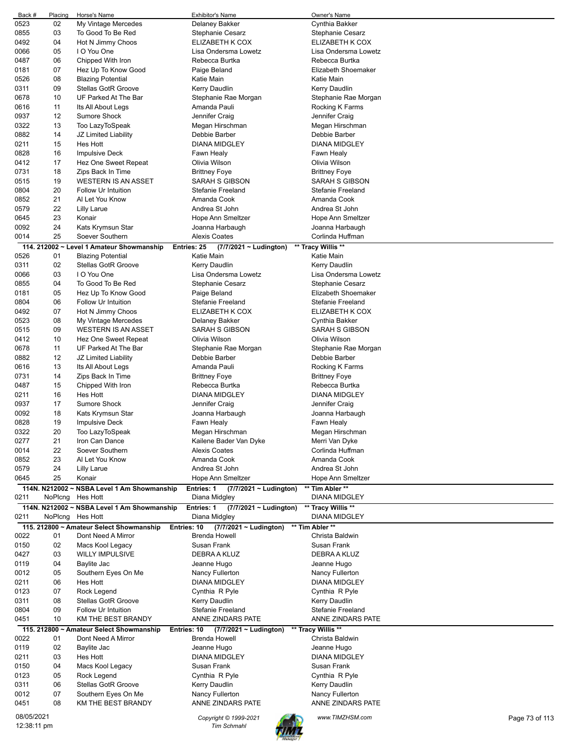| Back # | Placing | Horse's Name | Exhibitor's Name | Owner's Name |
|---|---|---|---|---|
| 0523 | 02 | My Vintage Mercedes | Delaney Bakker | Cynthia Bakker |
| 0855 | 03 | To Good To Be Red | Stephanie Cesarz | Stephanie Cesarz |
| 0492 | 04 | Hot N Jimmy Choos | ELIZABETH K COX | ELIZABETH K COX |
| 0066 | 05 | I O You One | Lisa Ondersma Lowetz | Lisa Ondersma Lowetz |
| 0487 | 06 | Chipped With Iron | Rebecca Burtka | Rebecca Burtka |
| 0181 | 07 | Hez Up To Know Good | Paige Beland | Elizabeth Shoemaker |
| 0526 | 08 | Blazing Potential | Katie Main | Katie Main |
| 0311 | 09 | Stellas GotR Groove | Kerry Daudlin | Kerry Daudlin |
| 0678 | 10 | UF Parked At The Bar | Stephanie Rae Morgan | Stephanie Rae Morgan |
| 0616 | 11 | Its All About Legs | Amanda Pauli | Rocking K Farms |
| 0937 | 12 | Sumore Shock | Jennifer Craig | Jennifer Craig |
| 0322 | 13 | Too LazyToSpeak | Megan Hirschman | Megan Hirschman |
| 0882 | 14 | JZ Limited Liability | Debbie Barber | Debbie Barber |
| 0211 | 15 | Hes Hott | DIANA MIDGLEY | DIANA MIDGLEY |
| 0828 | 16 | Impulsive Deck | Fawn Healy | Fawn Healy |
| 0412 | 17 | Hez One Sweet Repeat | Olivia Wilson | Olivia Wilson |
| 0731 | 18 | Zips Back In Time | Brittney Foye | Brittney Foye |
| 0515 | 19 | WESTERN IS AN ASSET | SARAH S GIBSON | SARAH S GIBSON |
| 0804 | 20 | Follow Ur Intuition | Stefanie Freeland | Stefanie Freeland |
| 0852 | 21 | Al Let You Know | Amanda Cook | Amanda Cook |
| 0579 | 22 | Lilly Larue | Andrea St John | Andrea St John |
| 0645 | 23 | Konair | Hope Ann Smeltzer | Hope Ann Smeltzer |
| 0092 | 24 | Kats Krymsun Star | Joanna Harbaugh | Joanna Harbaugh |
| 0014 | 25 | Soever Southern | Alexis Coates | Corlinda Huffman |

**114. 212002 ~ Level 1 Amateur Showmanship** Entries: 25 (7/7/2021 ~ Ludington) ** Tracy Willis **

| Back # | Placing | Horse's Name | Exhibitor's Name | Owner's Name |
|---|---|---|---|---|
| 0526 | 01 | Blazing Potential | Katie Main | Katie Main |
| 0311 | 02 | Stellas GotR Groove | Kerry Daudlin | Kerry Daudlin |
| 0066 | 03 | I O You One | Lisa Ondersma Lowetz | Lisa Ondersma Lowetz |
| 0855 | 04 | To Good To Be Red | Stephanie Cesarz | Stephanie Cesarz |
| 0181 | 05 | Hez Up To Know Good | Paige Beland | Elizabeth Shoemaker |
| 0804 | 06 | Follow Ur Intuition | Stefanie Freeland | Stefanie Freeland |
| 0492 | 07 | Hot N Jimmy Choos | ELIZABETH K COX | ELIZABETH K COX |
| 0523 | 08 | My Vintage Mercedes | Delaney Bakker | Cynthia Bakker |
| 0515 | 09 | WESTERN IS AN ASSET | SARAH S GIBSON | SARAH S GIBSON |
| 0412 | 10 | Hez One Sweet Repeat | Olivia Wilson | Olivia Wilson |
| 0678 | 11 | UF Parked At The Bar | Stephanie Rae Morgan | Stephanie Rae Morgan |
| 0882 | 12 | JZ Limited Liability | Debbie Barber | Debbie Barber |
| 0616 | 13 | Its All About Legs | Amanda Pauli | Rocking K Farms |
| 0731 | 14 | Zips Back In Time | Brittney Foye | Brittney Foye |
| 0487 | 15 | Chipped With Iron | Rebecca Burtka | Rebecca Burtka |
| 0211 | 16 | Hes Hott | DIANA MIDGLEY | DIANA MIDGLEY |
| 0937 | 17 | Sumore Shock | Jennifer Craig | Jennifer Craig |
| 0092 | 18 | Kats Krymsun Star | Joanna Harbaugh | Joanna Harbaugh |
| 0828 | 19 | Impulsive Deck | Fawn Healy | Fawn Healy |
| 0322 | 20 | Too LazyToSpeak | Megan Hirschman | Megan Hirschman |
| 0277 | 21 | Iron Can Dance | Kailene Bader Van Dyke | Merri Van Dyke |
| 0014 | 22 | Soever Southern | Alexis Coates | Corlinda Huffman |
| 0852 | 23 | Al Let You Know | Amanda Cook | Amanda Cook |
| 0579 | 24 | Lilly Larue | Andrea St John | Andrea St John |
| 0645 | 25 | Konair | Hope Ann Smeltzer | Hope Ann Smeltzer |

**114N. N212002 ~ NSBA Level 1 Am Showmanship** Entries: 1 (7/7/2021 ~ Ludington) ** Tim Abler **

| Back # | Placing | Horse's Name | Exhibitor's Name | Owner's Name |
|---|---|---|---|---|
| 0211 | NoPlcng | Hes Hott | Diana Midgley | DIANA MIDGLEY |

**114N. N212002 ~ NSBA Level 1 Am Showmanship** Entries: 1 (7/7/2021 ~ Ludington) ** Tracy Willis **

| Back # | Placing | Horse's Name | Exhibitor's Name | Owner's Name |
|---|---|---|---|---|
| 0211 | NoPlcng | Hes Hott | Diana Midgley | DIANA MIDGLEY |

**115. 212800 ~ Amateur Select Showmanship** Entries: 10 (7/7/2021 ~ Ludington) ** Tim Abler **

| Back # | Placing | Horse's Name | Exhibitor's Name | Owner's Name |
|---|---|---|---|---|
| 0022 | 01 | Dont Need A Mirror | Brenda Howell | Christa Baldwin |
| 0150 | 02 | Macs Kool Legacy | Susan Frank | Susan Frank |
| 0427 | 03 | WILLY IMPULSIVE | DEBRA A KLUZ | DEBRA A KLUZ |
| 0119 | 04 | Baylite Jac | Jeanne Hugo | Jeanne Hugo |
| 0012 | 05 | Southern Eyes On Me | Nancy Fullerton | Nancy Fullerton |
| 0211 | 06 | Hes Hott | DIANA MIDGLEY | DIANA MIDGLEY |
| 0123 | 07 | Rock Legend | Cynthia R Pyle | Cynthia R Pyle |
| 0311 | 08 | Stellas GotR Groove | Kerry Daudlin | Kerry Daudlin |
| 0804 | 09 | Follow Ur Intuition | Stefanie Freeland | Stefanie Freeland |
| 0451 | 10 | KM THE BEST BRANDY | ANNE ZINDARS PATE | ANNE ZINDARS PATE |

**115. 212800 ~ Amateur Select Showmanship** Entries: 10 (7/7/2021 ~ Ludington) ** Tracy Willis **

| Back # | Placing | Horse's Name | Exhibitor's Name | Owner's Name |
|---|---|---|---|---|
| 0022 | 01 | Dont Need A Mirror | Brenda Howell | Christa Baldwin |
| 0119 | 02 | Baylite Jac | Jeanne Hugo | Jeanne Hugo |
| 0211 | 03 | Hes Hott | DIANA MIDGLEY | DIANA MIDGLEY |
| 0150 | 04 | Macs Kool Legacy | Susan Frank | Susan Frank |
| 0123 | 05 | Rock Legend | Cynthia R Pyle | Cynthia R Pyle |
| 0311 | 06 | Stellas GotR Groove | Kerry Daudlin | Kerry Daudlin |
| 0012 | 07 | Southern Eyes On Me | Nancy Fullerton | Nancy Fullerton |
| 0451 | 08 | KM THE BEST BRANDY | ANNE ZINDARS PATE | ANNE ZINDARS PATE |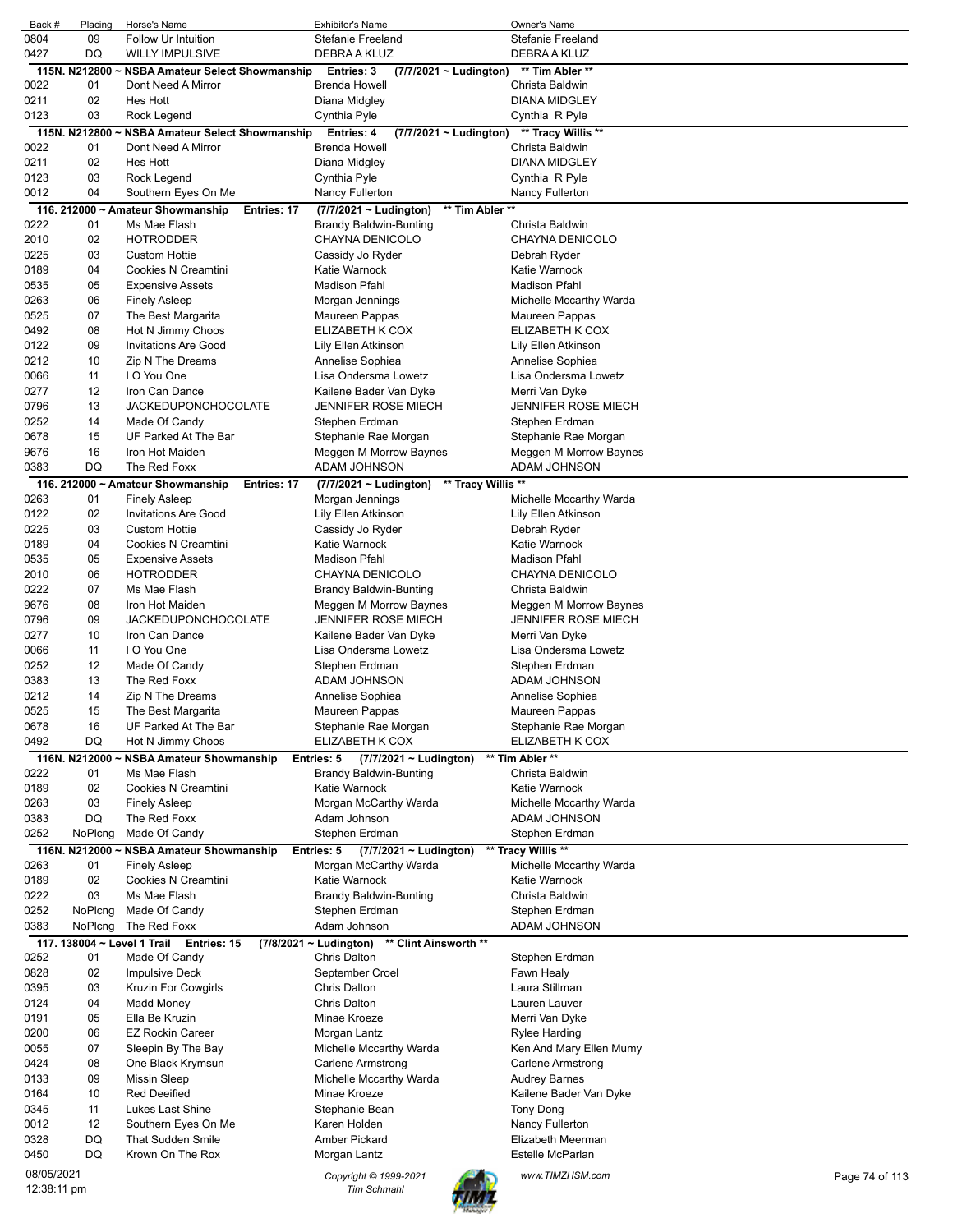| Back # | Placing | Horse's Name | Exhibitor's Name | Owner's Name |
|---|---|---|---|---|
| 0804 | 09 | Follow Ur Intuition | Stefanie Freeland | Stefanie Freeland |
| 0427 | DQ | WILLY IMPULSIVE | DEBRA A KLUZ | DEBRA A KLUZ |

**115N. N212800 ~ NSBA Amateur Select Showmanship Entries: 3 (7/7/2021 ~ Ludington) \*\* Tim Abler \*\***

| Back # | Placing | Horse's Name | Exhibitor's Name | Owner's Name |
|---|---|---|---|---|
| 0022 | 01 | Dont Need A Mirror | Brenda Howell | Christa Baldwin |
| 0211 | 02 | Hes Hott | Diana Midgley | DIANA MIDGLEY |
| 0123 | 03 | Rock Legend | Cynthia Pyle | Cynthia R Pyle |

**115N. N212800 ~ NSBA Amateur Select Showmanship Entries: 4 (7/7/2021 ~ Ludington) \*\* Tracy Willis \*\***

| Back # | Placing | Horse's Name | Exhibitor's Name | Owner's Name |
|---|---|---|---|---|
| 0022 | 01 | Dont Need A Mirror | Brenda Howell | Christa Baldwin |
| 0211 | 02 | Hes Hott | Diana Midgley | DIANA MIDGLEY |
| 0123 | 03 | Rock Legend | Cynthia Pyle | Cynthia R Pyle |
| 0012 | 04 | Southern Eyes On Me | Nancy Fullerton | Nancy Fullerton |

**116. 212000 ~ Amateur Showmanship Entries: 17 (7/7/2021 ~ Ludington) \*\* Tim Abler \*\***

| Back # | Placing | Horse's Name | Exhibitor's Name | Owner's Name |
|---|---|---|---|---|
| 0222 | 01 | Ms Mae Flash | Brandy Baldwin-Bunting | Christa Baldwin |
| 2010 | 02 | HOTRODDER | CHAYNA DENICOLO | CHAYNA DENICOLO |
| 0225 | 03 | Custom Hottie | Cassidy Jo Ryder | Debrah Ryder |
| 0189 | 04 | Cookies N Creamtini | Katie Warnock | Katie Warnock |
| 0535 | 05 | Expensive Assets | Madison Pfahl | Madison Pfahl |
| 0263 | 06 | Finely Asleep | Morgan Jennings | Michelle Mccarthy Warda |
| 0525 | 07 | The Best Margarita | Maureen Pappas | Maureen Pappas |
| 0492 | 08 | Hot N Jimmy Choos | ELIZABETH K COX | ELIZABETH K COX |
| 0122 | 09 | Invitations Are Good | Lily Ellen Atkinson | Lily Ellen Atkinson |
| 0212 | 10 | Zip N The Dreams | Annelise Sophiea | Annelise Sophiea |
| 0066 | 11 | I O You One | Lisa Ondersma Lowetz | Lisa Ondersma Lowetz |
| 0277 | 12 | Iron Can Dance | Kailene Bader Van Dyke | Merri Van Dyke |
| 0796 | 13 | JACKEDUPONCHOCOLATE | JENNIFER ROSE MIECH | JENNIFER ROSE MIECH |
| 0252 | 14 | Made Of Candy | Stephen Erdman | Stephen Erdman |
| 0678 | 15 | UF Parked At The Bar | Stephanie Rae Morgan | Stephanie Rae Morgan |
| 9676 | 16 | Iron Hot Maiden | Meggen M Morrow Baynes | Meggen M Morrow Baynes |
| 0383 | DQ | The Red Foxx | ADAM JOHNSON | ADAM JOHNSON |

**116. 212000 ~ Amateur Showmanship Entries: 17 (7/7/2021 ~ Ludington) \*\* Tracy Willis \*\***

| Back # | Placing | Horse's Name | Exhibitor's Name | Owner's Name |
|---|---|---|---|---|
| 0263 | 01 | Finely Asleep | Morgan Jennings | Michelle Mccarthy Warda |
| 0122 | 02 | Invitations Are Good | Lily Ellen Atkinson | Lily Ellen Atkinson |
| 0225 | 03 | Custom Hottie | Cassidy Jo Ryder | Debrah Ryder |
| 0189 | 04 | Cookies N Creamtini | Katie Warnock | Katie Warnock |
| 0535 | 05 | Expensive Assets | Madison Pfahl | Madison Pfahl |
| 2010 | 06 | HOTRODDER | CHAYNA DENICOLO | CHAYNA DENICOLO |
| 0222 | 07 | Ms Mae Flash | Brandy Baldwin-Bunting | Christa Baldwin |
| 9676 | 08 | Iron Hot Maiden | Meggen M Morrow Baynes | Meggen M Morrow Baynes |
| 0796 | 09 | JACKEDUPONCHOCOLATE | JENNIFER ROSE MIECH | JENNIFER ROSE MIECH |
| 0277 | 10 | Iron Can Dance | Kailene Bader Van Dyke | Merri Van Dyke |
| 0066 | 11 | I O You One | Lisa Ondersma Lowetz | Lisa Ondersma Lowetz |
| 0252 | 12 | Made Of Candy | Stephen Erdman | Stephen Erdman |
| 0383 | 13 | The Red Foxx | ADAM JOHNSON | ADAM JOHNSON |
| 0212 | 14 | Zip N The Dreams | Annelise Sophiea | Annelise Sophiea |
| 0525 | 15 | The Best Margarita | Maureen Pappas | Maureen Pappas |
| 0678 | 16 | UF Parked At The Bar | Stephanie Rae Morgan | Stephanie Rae Morgan |
| 0492 | DQ | Hot N Jimmy Choos | ELIZABETH K COX | ELIZABETH K COX |

**116N. N212000 ~ NSBA Amateur Showmanship Entries: 5 (7/7/2021 ~ Ludington) \*\* Tim Abler \*\***

| Back # | Placing | Horse's Name | Exhibitor's Name | Owner's Name |
|---|---|---|---|---|
| 0222 | 01 | Ms Mae Flash | Brandy Baldwin-Bunting | Christa Baldwin |
| 0189 | 02 | Cookies N Creamtini | Katie Warnock | Katie Warnock |
| 0263 | 03 | Finely Asleep | Morgan McCarthy Warda | Michelle Mccarthy Warda |
| 0383 | DQ | The Red Foxx | Adam Johnson | ADAM JOHNSON |
| 0252 | NoPlcng | Made Of Candy | Stephen Erdman | Stephen Erdman |

**116N. N212000 ~ NSBA Amateur Showmanship Entries: 5 (7/7/2021 ~ Ludington) \*\* Tracy Willis \*\***

| Back # | Placing | Horse's Name | Exhibitor's Name | Owner's Name |
|---|---|---|---|---|
| 0263 | 01 | Finely Asleep | Morgan McCarthy Warda | Michelle Mccarthy Warda |
| 0189 | 02 | Cookies N Creamtini | Katie Warnock | Katie Warnock |
| 0222 | 03 | Ms Mae Flash | Brandy Baldwin-Bunting | Christa Baldwin |
| 0252 | NoPlcng | Made Of Candy | Stephen Erdman | Stephen Erdman |
| 0383 | NoPlcng | The Red Foxx | Adam Johnson | ADAM JOHNSON |

**117. 138004 ~ Level 1 Trail Entries: 15 (7/8/2021 ~ Ludington) \*\* Clint Ainsworth \*\***

| Back # | Placing | Horse's Name | Exhibitor's Name | Owner's Name |
|---|---|---|---|---|
| 0252 | 01 | Made Of Candy | Chris Dalton | Stephen Erdman |
| 0828 | 02 | Impulsive Deck | September Croel | Fawn Healy |
| 0395 | 03 | Kruzin For Cowgirls | Chris Dalton | Laura Stillman |
| 0124 | 04 | Madd Money | Chris Dalton | Lauren Lauver |
| 0191 | 05 | Ella Be Kruzin | Minae Kroeze | Merri Van Dyke |
| 0200 | 06 | EZ Rockin Career | Morgan Lantz | Rylee Harding |
| 0055 | 07 | Sleepin By The Bay | Michelle Mccarthy Warda | Ken And Mary Ellen Mumy |
| 0424 | 08 | One Black Krymsun | Carlene Armstrong | Carlene Armstrong |
| 0133 | 09 | Missin Sleep | Michelle Mccarthy Warda | Audrey Barnes |
| 0164 | 10 | Red Deeified | Minae Kroeze | Kailene Bader Van Dyke |
| 0345 | 11 | Lukes Last Shine | Stephanie Bean | Tony Dong |
| 0012 | 12 | Southern Eyes On Me | Karen Holden | Nancy Fullerton |
| 0328 | DQ | That Sudden Smile | Amber Pickard | Elizabeth Meerman |
| 0450 | DQ | Krown On The Rox | Morgan Lantz | Estelle McParlan |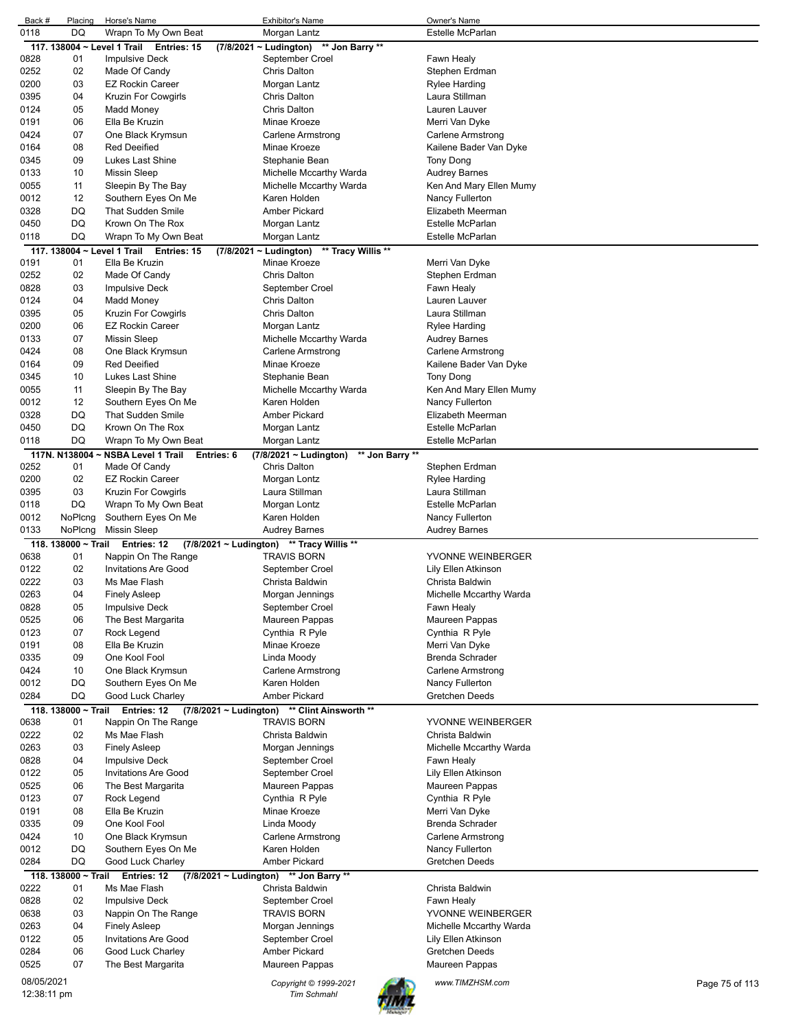| Back # | Placing | Horse's Name | Exhibitor's Name | Owner's Name |
|---|---|---|---|---|
| 0118 | DQ | Wrapn To My Own Beat | Morgan Lantz | Estelle McParlan |

**117. 138004 ~ Level 1 Trail Entries: 15 (7/8/2021 ~ Ludington) \*\* Jon Barry \*\***

| Back # | Placing | Horse's Name | Exhibitor's Name | Owner's Name |
|---|---|---|---|---|
| 0828 | 01 | Impulsive Deck | September Croel | Fawn Healy |
| 0252 | 02 | Made Of Candy | Chris Dalton | Stephen Erdman |
| 0200 | 03 | EZ Rockin Career | Morgan Lantz | Rylee Harding |
| 0395 | 04 | Kruzin For Cowgirls | Chris Dalton | Laura Stillman |
| 0124 | 05 | Madd Money | Chris Dalton | Lauren Lauver |
| 0191 | 06 | Ella Be Kruzin | Minae Kroeze | Merri Van Dyke |
| 0424 | 07 | One Black Krymsun | Carlene Armstrong | Carlene Armstrong |
| 0164 | 08 | Red Deeified | Minae Kroeze | Kailene Bader Van Dyke |
| 0345 | 09 | Lukes Last Shine | Stephanie Bean | Tony Dong |
| 0133 | 10 | Missin Sleep | Michelle Mccarthy Warda | Audrey Barnes |
| 0055 | 11 | Sleepin By The Bay | Michelle Mccarthy Warda | Ken And Mary Ellen Mumy |
| 0012 | 12 | Southern Eyes On Me | Karen Holden | Nancy Fullerton |
| 0328 | DQ | That Sudden Smile | Amber Pickard | Elizabeth Meerman |
| 0450 | DQ | Krown On The Rox | Morgan Lantz | Estelle McParlan |
| 0118 | DQ | Wrapn To My Own Beat | Morgan Lantz | Estelle McParlan |

**117. 138004 ~ Level 1 Trail Entries: 15 (7/8/2021 ~ Ludington) \*\* Tracy Willis \*\***

| Back # | Placing | Horse's Name | Exhibitor's Name | Owner's Name |
|---|---|---|---|---|
| 0191 | 01 | Ella Be Kruzin | Minae Kroeze | Merri Van Dyke |
| 0252 | 02 | Made Of Candy | Chris Dalton | Stephen Erdman |
| 0828 | 03 | Impulsive Deck | September Croel | Fawn Healy |
| 0124 | 04 | Madd Money | Chris Dalton | Lauren Lauver |
| 0395 | 05 | Kruzin For Cowgirls | Chris Dalton | Laura Stillman |
| 0200 | 06 | EZ Rockin Career | Morgan Lantz | Rylee Harding |
| 0133 | 07 | Missin Sleep | Michelle Mccarthy Warda | Audrey Barnes |
| 0424 | 08 | One Black Krymsun | Carlene Armstrong | Carlene Armstrong |
| 0164 | 09 | Red Deeified | Minae Kroeze | Kailene Bader Van Dyke |
| 0345 | 10 | Lukes Last Shine | Stephanie Bean | Tony Dong |
| 0055 | 11 | Sleepin By The Bay | Michelle Mccarthy Warda | Ken And Mary Ellen Mumy |
| 0012 | 12 | Southern Eyes On Me | Karen Holden | Nancy Fullerton |
| 0328 | DQ | That Sudden Smile | Amber Pickard | Elizabeth Meerman |
| 0450 | DQ | Krown On The Rox | Morgan Lantz | Estelle McParlan |
| 0118 | DQ | Wrapn To My Own Beat | Morgan Lantz | Estelle McParlan |

**117N. N138004 ~ NSBA Level 1 Trail Entries: 6 (7/8/2021 ~ Ludington) \*\* Jon Barry \*\***

| Back # | Placing | Horse's Name | Exhibitor's Name | Owner's Name |
|---|---|---|---|---|
| 0252 | 01 | Made Of Candy | Chris Dalton | Stephen Erdman |
| 0200 | 02 | EZ Rockin Career | Morgan Lontz | Rylee Harding |
| 0395 | 03 | Kruzin For Cowgirls | Laura Stillman | Laura Stillman |
| 0118 | DQ | Wrapn To My Own Beat | Morgan Lontz | Estelle McParlan |
| 0012 | NoPlcng | Southern Eyes On Me | Karen Holden | Nancy Fullerton |
| 0133 | NoPlcng | Missin Sleep | Audrey Barnes | Audrey Barnes |

**118. 138000 ~ Trail Entries: 12 (7/8/2021 ~ Ludington) \*\* Tracy Willis \*\***

| Back # | Placing | Horse's Name | Exhibitor's Name | Owner's Name |
|---|---|---|---|---|
| 0638 | 01 | Nappin On The Range | TRAVIS BORN | YVONNE WEINBERGER |
| 0122 | 02 | Invitations Are Good | September Croel | Lily Ellen Atkinson |
| 0222 | 03 | Ms Mae Flash | Christa Baldwin | Christa Baldwin |
| 0263 | 04 | Finely Asleep | Morgan Jennings | Michelle Mccarthy Warda |
| 0828 | 05 | Impulsive Deck | September Croel | Fawn Healy |
| 0525 | 06 | The Best Margarita | Maureen Pappas | Maureen Pappas |
| 0123 | 07 | Rock Legend | Cynthia R Pyle | Cynthia R Pyle |
| 0191 | 08 | Ella Be Kruzin | Minae Kroeze | Merri Van Dyke |
| 0335 | 09 | One Kool Fool | Linda Moody | Brenda Schrader |
| 0424 | 10 | One Black Krymsun | Carlene Armstrong | Carlene Armstrong |
| 0012 | DQ | Southern Eyes On Me | Karen Holden | Nancy Fullerton |
| 0284 | DQ | Good Luck Charley | Amber Pickard | Gretchen Deeds |

**118. 138000 ~ Trail Entries: 12 (7/8/2021 ~ Ludington) \*\* Clint Ainsworth \*\***

| Back # | Placing | Horse's Name | Exhibitor's Name | Owner's Name |
|---|---|---|---|---|
| 0638 | 01 | Nappin On The Range | TRAVIS BORN | YVONNE WEINBERGER |
| 0222 | 02 | Ms Mae Flash | Christa Baldwin | Christa Baldwin |
| 0263 | 03 | Finely Asleep | Morgan Jennings | Michelle Mccarthy Warda |
| 0828 | 04 | Impulsive Deck | September Croel | Fawn Healy |
| 0122 | 05 | Invitations Are Good | September Croel | Lily Ellen Atkinson |
| 0525 | 06 | The Best Margarita | Maureen Pappas | Maureen Pappas |
| 0123 | 07 | Rock Legend | Cynthia R Pyle | Cynthia R Pyle |
| 0191 | 08 | Ella Be Kruzin | Minae Kroeze | Merri Van Dyke |
| 0335 | 09 | One Kool Fool | Linda Moody | Brenda Schrader |
| 0424 | 10 | One Black Krymsun | Carlene Armstrong | Carlene Armstrong |
| 0012 | DQ | Southern Eyes On Me | Karen Holden | Nancy Fullerton |
| 0284 | DQ | Good Luck Charley | Amber Pickard | Gretchen Deeds |

**118. 138000 ~ Trail Entries: 12 (7/8/2021 ~ Ludington) \*\* Jon Barry \*\***

| Back # | Placing | Horse's Name | Exhibitor's Name | Owner's Name |
|---|---|---|---|---|
| 0222 | 01 | Ms Mae Flash | Christa Baldwin | Christa Baldwin |
| 0828 | 02 | Impulsive Deck | September Croel | Fawn Healy |
| 0638 | 03 | Nappin On The Range | TRAVIS BORN | YVONNE WEINBERGER |
| 0263 | 04 | Finely Asleep | Morgan Jennings | Michelle Mccarthy Warda |
| 0122 | 05 | Invitations Are Good | September Croel | Lily Ellen Atkinson |
| 0284 | 06 | Good Luck Charley | Amber Pickard | Gretchen Deeds |
| 0525 | 07 | The Best Margarita | Maureen Pappas | Maureen Pappas |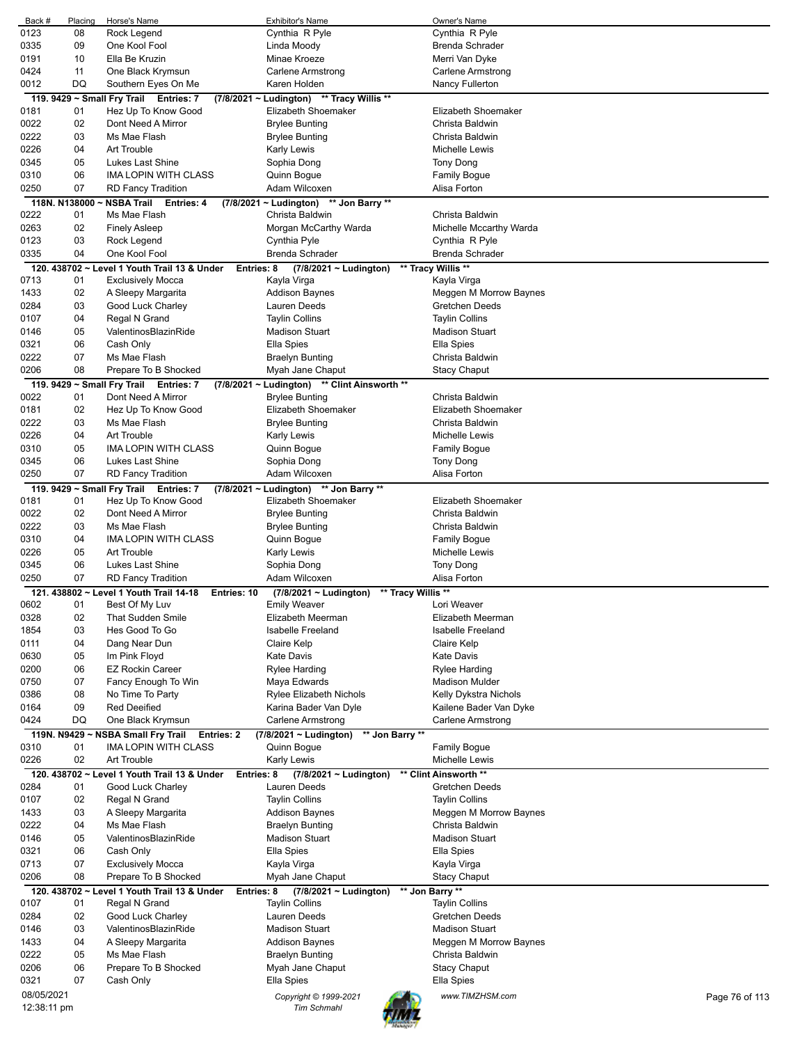| Back # | Placing | Horse's Name | Exhibitor's Name | Owner's Name |
|---|---|---|---|---|
| 0123 | 08 | Rock Legend | Cynthia R Pyle | Cynthia R Pyle |
| 0335 | 09 | One Kool Fool | Linda Moody | Brenda Schrader |
| 0191 | 10 | Ella Be Kruzin | Minae Kroeze | Merri Van Dyke |
| 0424 | 11 | One Black Krymsun | Carlene Armstrong | Carlene Armstrong |
| 0012 | DQ | Southern Eyes On Me | Karen Holden | Nancy Fullerton |

**119. 9429 ~ Small Fry Trail Entries: 7 (7/8/2021 ~ Ludington) ** Tracy Willis ****

| Back # | Placing | Horse's Name | Exhibitor's Name | Owner's Name |
|---|---|---|---|---|
| 0181 | 01 | Hez Up To Know Good | Elizabeth Shoemaker | Elizabeth Shoemaker |
| 0022 | 02 | Dont Need A Mirror | Brylee Bunting | Christa Baldwin |
| 0222 | 03 | Ms Mae Flash | Brylee Bunting | Christa Baldwin |
| 0226 | 04 | Art Trouble | Karly Lewis | Michelle Lewis |
| 0345 | 05 | Lukes Last Shine | Sophia Dong | Tony Dong |
| 0310 | 06 | IMA LOPIN WITH CLASS | Quinn Bogue | Family Bogue |
| 0250 | 07 | RD Fancy Tradition | Adam Wilcoxen | Alisa Forton |

**118N. N138000 ~ NSBA Trail Entries: 4 (7/8/2021 ~ Ludington) ** Jon Barry ****

| Back # | Placing | Horse's Name | Exhibitor's Name | Owner's Name |
|---|---|---|---|---|
| 0222 | 01 | Ms Mae Flash | Christa Baldwin | Christa Baldwin |
| 0263 | 02 | Finely Asleep | Morgan McCarthy Warda | Michelle Mccarthy Warda |
| 0123 | 03 | Rock Legend | Cynthia Pyle | Cynthia R Pyle |
| 0335 | 04 | One Kool Fool | Brenda Schrader | Brenda Schrader |

**120. 438702 ~ Level 1 Youth Trail 13 & Under Entries: 8 (7/8/2021 ~ Ludington) ** Tracy Willis ****

| Back # | Placing | Horse's Name | Exhibitor's Name | Owner's Name |
|---|---|---|---|---|
| 0713 | 01 | Exclusively Mocca | Kayla Virga | Kayla Virga |
| 1433 | 02 | A Sleepy Margarita | Addison Baynes | Meggen M Morrow Baynes |
| 0284 | 03 | Good Luck Charley | Lauren Deeds | Gretchen Deeds |
| 0107 | 04 | Regal N Grand | Taylin Collins | Taylin Collins |
| 0146 | 05 | ValentinosBlazinRide | Madison Stuart | Madison Stuart |
| 0321 | 06 | Cash Only | Ella Spies | Ella Spies |
| 0222 | 07 | Ms Mae Flash | Braelyn Bunting | Christa Baldwin |
| 0206 | 08 | Prepare To B Shocked | Myah Jane Chaput | Stacy Chaput |

**119. 9429 ~ Small Fry Trail Entries: 7 (7/8/2021 ~ Ludington) ** Clint Ainsworth ****

| Back # | Placing | Horse's Name | Exhibitor's Name | Owner's Name |
|---|---|---|---|---|
| 0022 | 01 | Dont Need A Mirror | Brylee Bunting | Christa Baldwin |
| 0181 | 02 | Hez Up To Know Good | Elizabeth Shoemaker | Elizabeth Shoemaker |
| 0222 | 03 | Ms Mae Flash | Brylee Bunting | Christa Baldwin |
| 0226 | 04 | Art Trouble | Karly Lewis | Michelle Lewis |
| 0310 | 05 | IMA LOPIN WITH CLASS | Quinn Bogue | Family Bogue |
| 0345 | 06 | Lukes Last Shine | Sophia Dong | Tony Dong |
| 0250 | 07 | RD Fancy Tradition | Adam Wilcoxen | Alisa Forton |

**119. 9429 ~ Small Fry Trail Entries: 7 (7/8/2021 ~ Ludington) ** Jon Barry ****

| Back # | Placing | Horse's Name | Exhibitor's Name | Owner's Name |
|---|---|---|---|---|
| 0181 | 01 | Hez Up To Know Good | Elizabeth Shoemaker | Elizabeth Shoemaker |
| 0022 | 02 | Dont Need A Mirror | Brylee Bunting | Christa Baldwin |
| 0222 | 03 | Ms Mae Flash | Brylee Bunting | Christa Baldwin |
| 0310 | 04 | IMA LOPIN WITH CLASS | Quinn Bogue | Family Bogue |
| 0226 | 05 | Art Trouble | Karly Lewis | Michelle Lewis |
| 0345 | 06 | Lukes Last Shine | Sophia Dong | Tony Dong |
| 0250 | 07 | RD Fancy Tradition | Adam Wilcoxen | Alisa Forton |

**121. 438802 ~ Level 1 Youth Trail 14-18 Entries: 10 (7/8/2021 ~ Ludington) ** Tracy Willis ****

| Back # | Placing | Horse's Name | Exhibitor's Name | Owner's Name |
|---|---|---|---|---|
| 0602 | 01 | Best Of My Luv | Emily Weaver | Lori Weaver |
| 0328 | 02 | That Sudden Smile | Elizabeth Meerman | Elizabeth Meerman |
| 1854 | 03 | Hes Good To Go | Isabelle Freeland | Isabelle Freeland |
| 0111 | 04 | Dang Near Dun | Claire Kelp | Claire Kelp |
| 0630 | 05 | Im Pink Floyd | Kate Davis | Kate Davis |
| 0200 | 06 | EZ Rockin Career | Rylee Harding | Rylee Harding |
| 0750 | 07 | Fancy Enough To Win | Maya Edwards | Madison Mulder |
| 0386 | 08 | No Time To Party | Rylee Elizabeth Nichols | Kelly Dykstra Nichols |
| 0164 | 09 | Red Deeified | Karina Bader Van Dyle | Kailene Bader Van Dyke |
| 0424 | DQ | One Black Krymsun | Carlene Armstrong | Carlene Armstrong |

**119N. N9429 ~ NSBA Small Fry Trail Entries: 2 (7/8/2021 ~ Ludington) ** Jon Barry ****

| Back # | Placing | Horse's Name | Exhibitor's Name | Owner's Name |
|---|---|---|---|---|
| 0310 | 01 | IMA LOPIN WITH CLASS | Quinn Bogue | Family Bogue |
| 0226 | 02 | Art Trouble | Karly Lewis | Michelle Lewis |

**120. 438702 ~ Level 1 Youth Trail 13 & Under Entries: 8 (7/8/2021 ~ Ludington) ** Clint Ainsworth ****

| Back # | Placing | Horse's Name | Exhibitor's Name | Owner's Name |
|---|---|---|---|---|
| 0284 | 01 | Good Luck Charley | Lauren Deeds | Gretchen Deeds |
| 0107 | 02 | Regal N Grand | Taylin Collins | Taylin Collins |
| 1433 | 03 | A Sleepy Margarita | Addison Baynes | Meggen M Morrow Baynes |
| 0222 | 04 | Ms Mae Flash | Braelyn Bunting | Christa Baldwin |
| 0146 | 05 | ValentinosBlazinRide | Madison Stuart | Madison Stuart |
| 0321 | 06 | Cash Only | Ella Spies | Ella Spies |
| 0713 | 07 | Exclusively Mocca | Kayla Virga | Kayla Virga |
| 0206 | 08 | Prepare To B Shocked | Myah Jane Chaput | Stacy Chaput |

**120. 438702 ~ Level 1 Youth Trail 13 & Under Entries: 8 (7/8/2021 ~ Ludington) ** Jon Barry ****

| Back # | Placing | Horse's Name | Exhibitor's Name | Owner's Name |
|---|---|---|---|---|
| 0107 | 01 | Regal N Grand | Taylin Collins | Taylin Collins |
| 0284 | 02 | Good Luck Charley | Lauren Deeds | Gretchen Deeds |
| 0146 | 03 | ValentinosBlazinRide | Madison Stuart | Madison Stuart |
| 1433 | 04 | A Sleepy Margarita | Addison Baynes | Meggen M Morrow Baynes |
| 0222 | 05 | Ms Mae Flash | Braelyn Bunting | Christa Baldwin |
| 0206 | 06 | Prepare To B Shocked | Myah Jane Chaput | Stacy Chaput |
| 0321 | 07 | Cash Only | Ella Spies | Ella Spies |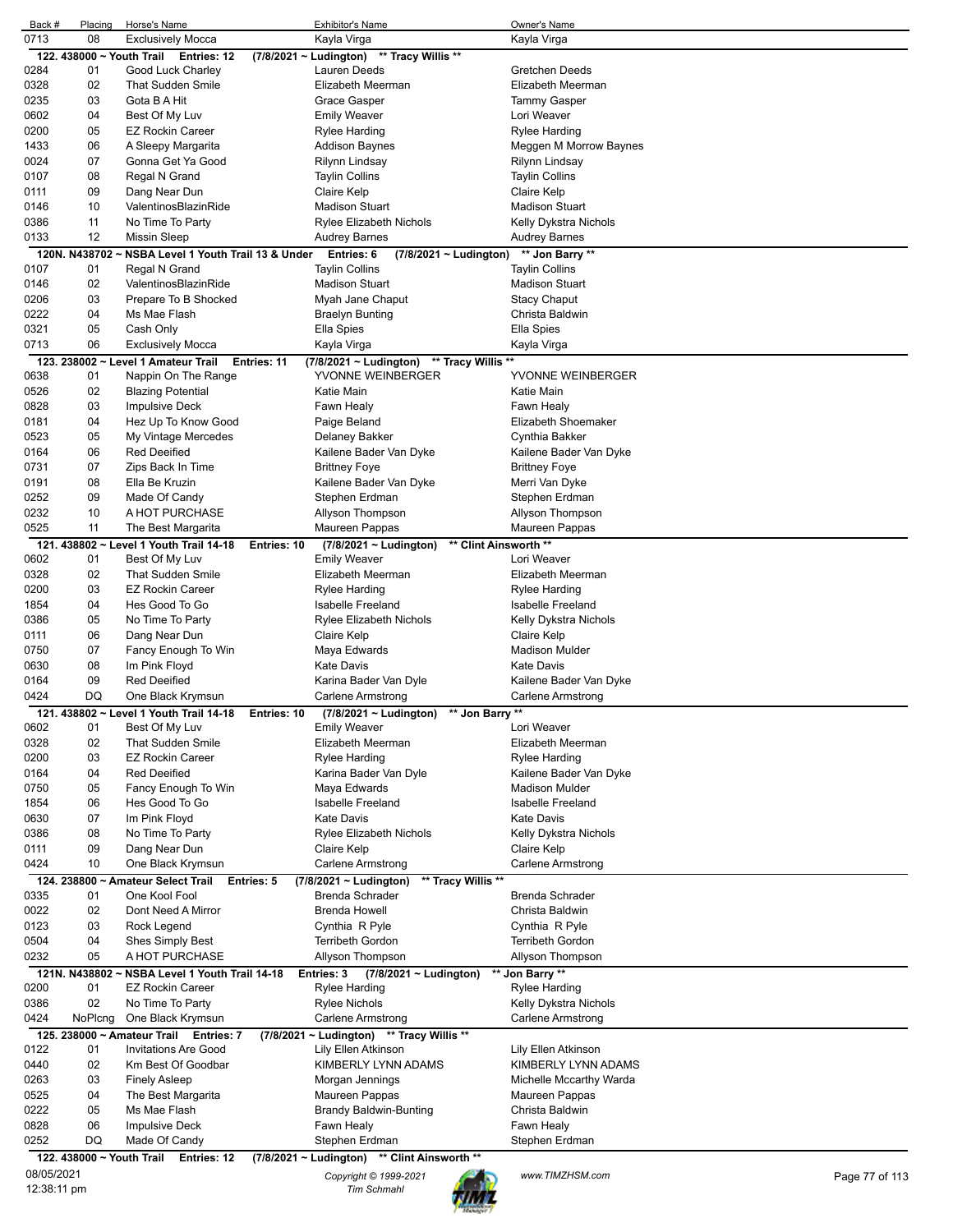| Back # | Placing | Horse's Name | Exhibitor's Name | Owner's Name |
|---|---|---|---|---|
| 0713 | 08 | Exclusively Mocca | Kayla Virga | Kayla Virga |

**122. 438000 ~ Youth Trail Entries: 12 (7/8/2021 ~ Ludington) \*\* Tracy Willis \*\***

| Back # | Placing | Horse's Name | Exhibitor's Name | Owner's Name |
|---|---|---|---|---|
| 0284 | 01 | Good Luck Charley | Lauren Deeds | Gretchen Deeds |
| 0328 | 02 | That Sudden Smile | Elizabeth Meerman | Elizabeth Meerman |
| 0235 | 03 | Gota B A Hit | Grace Gasper | Tammy Gasper |
| 0602 | 04 | Best Of My Luv | Emily Weaver | Lori Weaver |
| 0200 | 05 | EZ Rockin Career | Rylee Harding | Rylee Harding |
| 1433 | 06 | A Sleepy Margarita | Addison Baynes | Meggen M Morrow Baynes |
| 0024 | 07 | Gonna Get Ya Good | Rilynn Lindsay | Rilynn Lindsay |
| 0107 | 08 | Regal N Grand | Taylin Collins | Taylin Collins |
| 0111 | 09 | Dang Near Dun | Claire Kelp | Claire Kelp |
| 0146 | 10 | ValentinosBlazinRide | Madison Stuart | Madison Stuart |
| 0386 | 11 | No Time To Party | Rylee Elizabeth Nichols | Kelly Dykstra Nichols |
| 0133 | 12 | Missin Sleep | Audrey Barnes | Audrey Barnes |

**120N. N438702 ~ NSBA Level 1 Youth Trail 13 & Under Entries: 6 (7/8/2021 ~ Ludington) \*\* Jon Barry \*\***

| Back # | Placing | Horse's Name | Exhibitor's Name | Owner's Name |
|---|---|---|---|---|
| 0107 | 01 | Regal N Grand | Taylin Collins | Taylin Collins |
| 0146 | 02 | ValentinosBlazinRide | Madison Stuart | Madison Stuart |
| 0206 | 03 | Prepare To B Shocked | Myah Jane Chaput | Stacy Chaput |
| 0222 | 04 | Ms Mae Flash | Braelyn Bunting | Christa Baldwin |
| 0321 | 05 | Cash Only | Ella Spies | Ella Spies |
| 0713 | 06 | Exclusively Mocca | Kayla Virga | Kayla Virga |

**123. 238002 ~ Level 1 Amateur Trail Entries: 11 (7/8/2021 ~ Ludington) \*\* Tracy Willis \*\***

| Back # | Placing | Horse's Name | Exhibitor's Name | Owner's Name |
|---|---|---|---|---|
| 0638 | 01 | Nappin On The Range | YVONNE WEINBERGER | YVONNE WEINBERGER |
| 0526 | 02 | Blazing Potential | Katie Main | Katie Main |
| 0828 | 03 | Impulsive Deck | Fawn Healy | Fawn Healy |
| 0181 | 04 | Hez Up To Know Good | Paige Beland | Elizabeth Shoemaker |
| 0523 | 05 | My Vintage Mercedes | Delaney Bakker | Cynthia Bakker |
| 0164 | 06 | Red Deeified | Kailene Bader Van Dyke | Kailene Bader Van Dyke |
| 0731 | 07 | Zips Back In Time | Brittney Foye | Brittney Foye |
| 0191 | 08 | Ella Be Kruzin | Kailene Bader Van Dyke | Merri Van Dyke |
| 0252 | 09 | Made Of Candy | Stephen Erdman | Stephen Erdman |
| 0232 | 10 | A HOT PURCHASE | Allyson Thompson | Allyson Thompson |
| 0525 | 11 | The Best Margarita | Maureen Pappas | Maureen Pappas |

**121. 438802 ~ Level 1 Youth Trail 14-18 Entries: 10 (7/8/2021 ~ Ludington) \*\* Clint Ainsworth \*\***

| Back # | Placing | Horse's Name | Exhibitor's Name | Owner's Name |
|---|---|---|---|---|
| 0602 | 01 | Best Of My Luv | Emily Weaver | Lori Weaver |
| 0328 | 02 | That Sudden Smile | Elizabeth Meerman | Elizabeth Meerman |
| 0200 | 03 | EZ Rockin Career | Rylee Harding | Rylee Harding |
| 1854 | 04 | Hes Good To Go | Isabelle Freeland | Isabelle Freeland |
| 0386 | 05 | No Time To Party | Rylee Elizabeth Nichols | Kelly Dykstra Nichols |
| 0111 | 06 | Dang Near Dun | Claire Kelp | Claire Kelp |
| 0750 | 07 | Fancy Enough To Win | Maya Edwards | Madison Mulder |
| 0630 | 08 | Im Pink Floyd | Kate Davis | Kate Davis |
| 0164 | 09 | Red Deeified | Karina Bader Van Dyle | Kailene Bader Van Dyke |
| 0424 | DQ | One Black Krymsun | Carlene Armstrong | Carlene Armstrong |

**121. 438802 ~ Level 1 Youth Trail 14-18 Entries: 10 (7/8/2021 ~ Ludington) \*\* Jon Barry \*\***

| Back # | Placing | Horse's Name | Exhibitor's Name | Owner's Name |
|---|---|---|---|---|
| 0602 | 01 | Best Of My Luv | Emily Weaver | Lori Weaver |
| 0328 | 02 | That Sudden Smile | Elizabeth Meerman | Elizabeth Meerman |
| 0200 | 03 | EZ Rockin Career | Rylee Harding | Rylee Harding |
| 0164 | 04 | Red Deeified | Karina Bader Van Dyle | Kailene Bader Van Dyke |
| 0750 | 05 | Fancy Enough To Win | Maya Edwards | Madison Mulder |
| 1854 | 06 | Hes Good To Go | Isabelle Freeland | Isabelle Freeland |
| 0630 | 07 | Im Pink Floyd | Kate Davis | Kate Davis |
| 0386 | 08 | No Time To Party | Rylee Elizabeth Nichols | Kelly Dykstra Nichols |
| 0111 | 09 | Dang Near Dun | Claire Kelp | Claire Kelp |
| 0424 | 10 | One Black Krymsun | Carlene Armstrong | Carlene Armstrong |

**124. 238800 ~ Amateur Select Trail Entries: 5 (7/8/2021 ~ Ludington) \*\* Tracy Willis \*\***

| Back # | Placing | Horse's Name | Exhibitor's Name | Owner's Name |
|---|---|---|---|---|
| 0335 | 01 | One Kool Fool | Brenda Schrader | Brenda Schrader |
| 0022 | 02 | Dont Need A Mirror | Brenda Howell | Christa Baldwin |
| 0123 | 03 | Rock Legend | Cynthia R Pyle | Cynthia R Pyle |
| 0504 | 04 | Shes Simply Best | Terribeth Gordon | Terribeth Gordon |
| 0232 | 05 | A HOT PURCHASE | Allyson Thompson | Allyson Thompson |

**121N. N438802 ~ NSBA Level 1 Youth Trail 14-18 Entries: 3 (7/8/2021 ~ Ludington) \*\* Jon Barry \*\***

| Back # | Placing | Horse's Name | Exhibitor's Name | Owner's Name |
|---|---|---|---|---|
| 0200 | 01 | EZ Rockin Career | Rylee Harding | Rylee Harding |
| 0386 | 02 | No Time To Party | Rylee Nichols | Kelly Dykstra Nichols |
| 0424 | NoPlcng | One Black Krymsun | Carlene Armstrong | Carlene Armstrong |

**125. 238000 ~ Amateur Trail Entries: 7 (7/8/2021 ~ Ludington) \*\* Tracy Willis \*\***

| Back # | Placing | Horse's Name | Exhibitor's Name | Owner's Name |
|---|---|---|---|---|
| 0122 | 01 | Invitations Are Good | Lily Ellen Atkinson | Lily Ellen Atkinson |
| 0440 | 02 | Km Best Of Goodbar | KIMBERLY LYNN ADAMS | KIMBERLY LYNN ADAMS |
| 0263 | 03 | Finely Asleep | Morgan Jennings | Michelle Mccarthy Warda |
| 0525 | 04 | The Best Margarita | Maureen Pappas | Maureen Pappas |
| 0222 | 05 | Ms Mae Flash | Brandy Baldwin-Bunting | Christa Baldwin |
| 0828 | 06 | Impulsive Deck | Fawn Healy | Fawn Healy |
| 0252 | DQ | Made Of Candy | Stephen Erdman | Stephen Erdman |

**122. 438000 ~ Youth Trail Entries: 12 (7/8/2021 ~ Ludington) \*\* Clint Ainsworth \*\***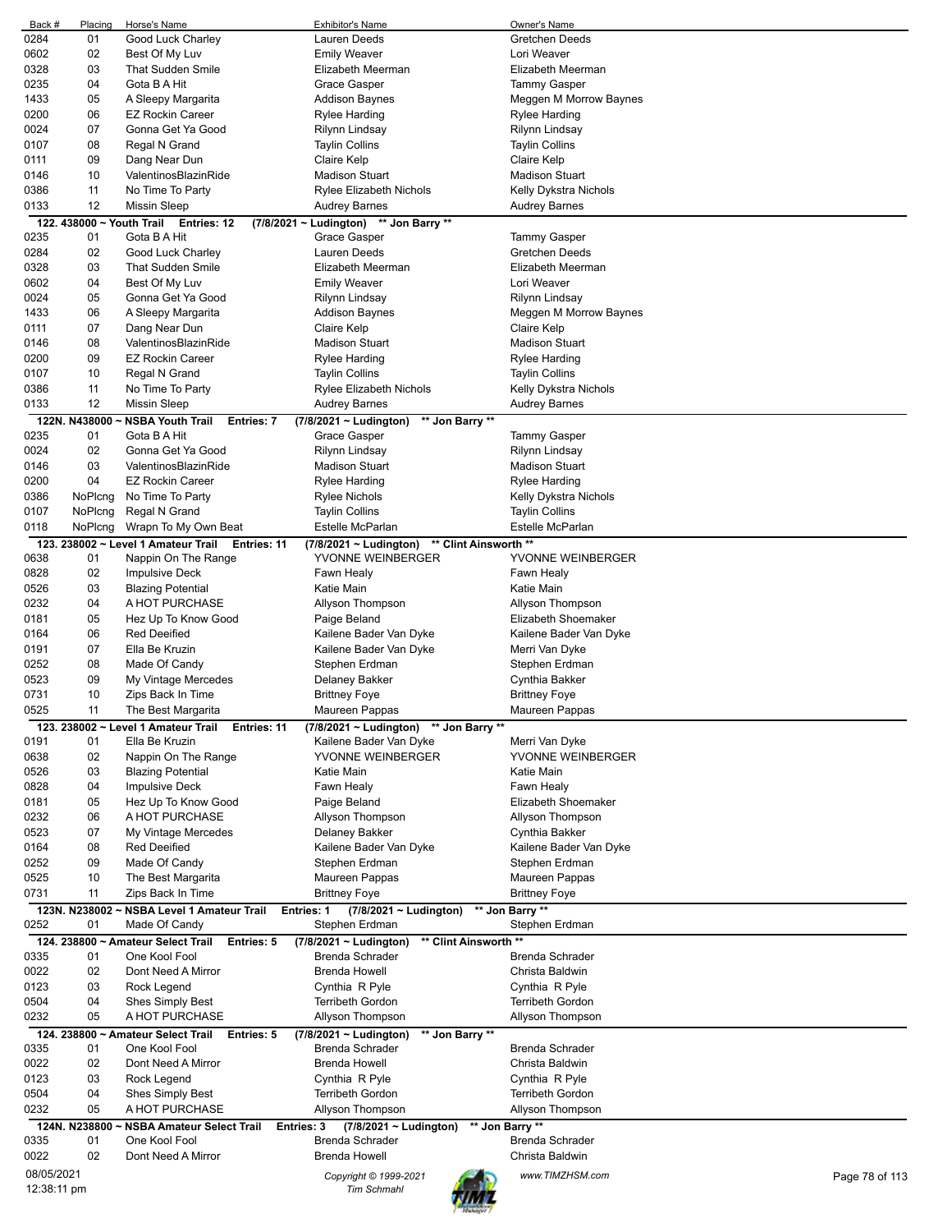| Back # | Placing | Horse's Name | Exhibitor's Name | Owner's Name |
|---|---|---|---|---|
| 0284 | 01 | Good Luck Charley | Lauren Deeds | Gretchen Deeds |
| 0602 | 02 | Best Of My Luv | Emily Weaver | Lori Weaver |
| 0328 | 03 | That Sudden Smile | Elizabeth Meerman | Elizabeth Meerman |
| 0235 | 04 | Gota B A Hit | Grace Gasper | Tammy Gasper |
| 1433 | 05 | A Sleepy Margarita | Addison Baynes | Meggen M Morrow Baynes |
| 0200 | 06 | EZ Rockin Career | Rylee Harding | Rylee Harding |
| 0024 | 07 | Gonna Get Ya Good | Rilynn Lindsay | Rilynn Lindsay |
| 0107 | 08 | Regal N Grand | Taylin Collins | Taylin Collins |
| 0111 | 09 | Dang Near Dun | Claire Kelp | Claire Kelp |
| 0146 | 10 | ValentinosBlazinRide | Madison Stuart | Madison Stuart |
| 0386 | 11 | No Time To Party | Rylee Elizabeth Nichols | Kelly Dykstra Nichols |
| 0133 | 12 | Missin Sleep | Audrey Barnes | Audrey Barnes |

**122. 438000 ~ Youth Trail Entries: 12 (7/8/2021 ~ Ludington) \*\* Jon Barry \*\***

| Back # | Placing | Horse's Name | Exhibitor's Name | Owner's Name |
|---|---|---|---|---|
| 0235 | 01 | Gota B A Hit | Grace Gasper | Tammy Gasper |
| 0284 | 02 | Good Luck Charley | Lauren Deeds | Gretchen Deeds |
| 0328 | 03 | That Sudden Smile | Elizabeth Meerman | Elizabeth Meerman |
| 0602 | 04 | Best Of My Luv | Emily Weaver | Lori Weaver |
| 0024 | 05 | Gonna Get Ya Good | Rilynn Lindsay | Rilynn Lindsay |
| 1433 | 06 | A Sleepy Margarita | Addison Baynes | Meggen M Morrow Baynes |
| 0111 | 07 | Dang Near Dun | Claire Kelp | Claire Kelp |
| 0146 | 08 | ValentinosBlazinRide | Madison Stuart | Madison Stuart |
| 0200 | 09 | EZ Rockin Career | Rylee Harding | Rylee Harding |
| 0107 | 10 | Regal N Grand | Taylin Collins | Taylin Collins |
| 0386 | 11 | No Time To Party | Rylee Elizabeth Nichols | Kelly Dykstra Nichols |
| 0133 | 12 | Missin Sleep | Audrey Barnes | Audrey Barnes |

**122N. N438000 ~ NSBA Youth Trail Entries: 7 (7/8/2021 ~ Ludington) \*\* Jon Barry \*\***

| Back # | Placing | Horse's Name | Exhibitor's Name | Owner's Name |
|---|---|---|---|---|
| 0235 | 01 | Gota B A Hit | Grace Gasper | Tammy Gasper |
| 0024 | 02 | Gonna Get Ya Good | Rilynn Lindsay | Rilynn Lindsay |
| 0146 | 03 | ValentinosBlazinRide | Madison Stuart | Madison Stuart |
| 0200 | 04 | EZ Rockin Career | Rylee Harding | Rylee Harding |
| 0386 | NoPlcng | No Time To Party | Rylee Nichols | Kelly Dykstra Nichols |
| 0107 | NoPlcng | Regal N Grand | Taylin Collins | Taylin Collins |
| 0118 | NoPlcng | Wrapn To My Own Beat | Estelle McParlan | Estelle McParlan |

**123. 238002 ~ Level 1 Amateur Trail Entries: 11 (7/8/2021 ~ Ludington) \*\* Clint Ainsworth \*\***

| Back # | Placing | Horse's Name | Exhibitor's Name | Owner's Name |
|---|---|---|---|---|
| 0638 | 01 | Nappin On The Range | YVONNE WEINBERGER | YVONNE WEINBERGER |
| 0828 | 02 | Impulsive Deck | Fawn Healy | Fawn Healy |
| 0526 | 03 | Blazing Potential | Katie Main | Katie Main |
| 0232 | 04 | A HOT PURCHASE | Allyson Thompson | Allyson Thompson |
| 0181 | 05 | Hez Up To Know Good | Paige Beland | Elizabeth Shoemaker |
| 0164 | 06 | Red Deeified | Kailene Bader Van Dyke | Kailene Bader Van Dyke |
| 0191 | 07 | Ella Be Kruzin | Kailene Bader Van Dyke | Merri Van Dyke |
| 0252 | 08 | Made Of Candy | Stephen Erdman | Stephen Erdman |
| 0523 | 09 | My Vintage Mercedes | Delaney Bakker | Cynthia Bakker |
| 0731 | 10 | Zips Back In Time | Brittney Foye | Brittney Foye |
| 0525 | 11 | The Best Margarita | Maureen Pappas | Maureen Pappas |

**123. 238002 ~ Level 1 Amateur Trail Entries: 11 (7/8/2021 ~ Ludington) \*\* Jon Barry \*\***

| Back # | Placing | Horse's Name | Exhibitor's Name | Owner's Name |
|---|---|---|---|---|
| 0191 | 01 | Ella Be Kruzin | Kailene Bader Van Dyke | Merri Van Dyke |
| 0638 | 02 | Nappin On The Range | YVONNE WEINBERGER | YVONNE WEINBERGER |
| 0526 | 03 | Blazing Potential | Katie Main | Katie Main |
| 0828 | 04 | Impulsive Deck | Fawn Healy | Fawn Healy |
| 0181 | 05 | Hez Up To Know Good | Paige Beland | Elizabeth Shoemaker |
| 0232 | 06 | A HOT PURCHASE | Allyson Thompson | Allyson Thompson |
| 0523 | 07 | My Vintage Mercedes | Delaney Bakker | Cynthia Bakker |
| 0164 | 08 | Red Deeified | Kailene Bader Van Dyke | Kailene Bader Van Dyke |
| 0252 | 09 | Made Of Candy | Stephen Erdman | Stephen Erdman |
| 0525 | 10 | The Best Margarita | Maureen Pappas | Maureen Pappas |
| 0731 | 11 | Zips Back In Time | Brittney Foye | Brittney Foye |

**123N. N238002 ~ NSBA Level 1 Amateur Trail Entries: 1 (7/8/2021 ~ Ludington) \*\* Jon Barry \*\***

| Back # | Placing | Horse's Name | Exhibitor's Name | Owner's Name |
|---|---|---|---|---|
| 0252 | 01 | Made Of Candy | Stephen Erdman | Stephen Erdman |

**124. 238800 ~ Amateur Select Trail Entries: 5 (7/8/2021 ~ Ludington) \*\* Clint Ainsworth \*\***

| Back # | Placing | Horse's Name | Exhibitor's Name | Owner's Name |
|---|---|---|---|---|
| 0335 | 01 | One Kool Fool | Brenda Schrader | Brenda Schrader |
| 0022 | 02 | Dont Need A Mirror | Brenda Howell | Christa Baldwin |
| 0123 | 03 | Rock Legend | Cynthia R Pyle | Cynthia R Pyle |
| 0504 | 04 | Shes Simply Best | Terribeth Gordon | Terribeth Gordon |
| 0232 | 05 | A HOT PURCHASE | Allyson Thompson | Allyson Thompson |

**124. 238800 ~ Amateur Select Trail Entries: 5 (7/8/2021 ~ Ludington) \*\* Jon Barry \*\***

| Back # | Placing | Horse's Name | Exhibitor's Name | Owner's Name |
|---|---|---|---|---|
| 0335 | 01 | One Kool Fool | Brenda Schrader | Brenda Schrader |
| 0022 | 02 | Dont Need A Mirror | Brenda Howell | Christa Baldwin |
| 0123 | 03 | Rock Legend | Cynthia R Pyle | Cynthia R Pyle |
| 0504 | 04 | Shes Simply Best | Terribeth Gordon | Terribeth Gordon |
| 0232 | 05 | A HOT PURCHASE | Allyson Thompson | Allyson Thompson |

**124N. N238800 ~ NSBA Amateur Select Trail Entries: 3 (7/8/2021 ~ Ludington) \*\* Jon Barry \*\***

| Back # | Placing | Horse's Name | Exhibitor's Name | Owner's Name |
|---|---|---|---|---|
| 0335 | 01 | One Kool Fool | Brenda Schrader | Brenda Schrader |
| 0022 | 02 | Dont Need A Mirror | Brenda Howell | Christa Baldwin |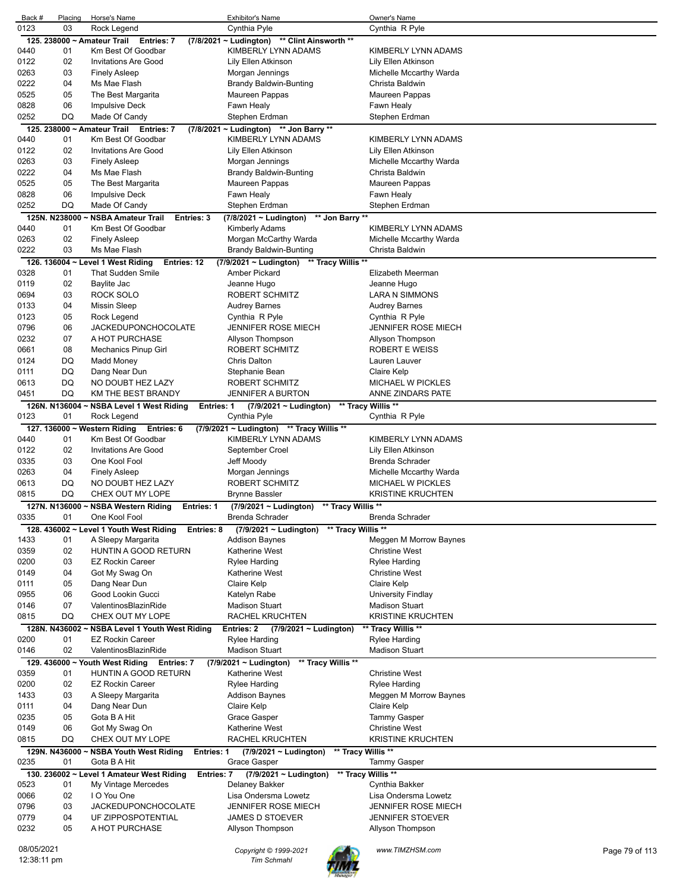| Back # | Placing | Horse's Name | Exhibitor's Name | Owner's Name |
|---|---|---|---|---|
| 0123 | 03 | Rock Legend | Cynthia Pyle | Cynthia R Pyle |

**125. 238000 ~ Amateur Trail Entries: 7 (7/8/2021 ~ Ludington) \*\* Clint Ainsworth \*\***

| Back # | Placing | Horse's Name | Exhibitor's Name | Owner's Name |
|---|---|---|---|---|
| 0440 | 01 | Km Best Of Goodbar | KIMBERLY LYNN ADAMS | KIMBERLY LYNN ADAMS |
| 0122 | 02 | Invitations Are Good | Lily Ellen Atkinson | Lily Ellen Atkinson |
| 0263 | 03 | Finely Asleep | Morgan Jennings | Michelle Mccarthy Warda |
| 0222 | 04 | Ms Mae Flash | Brandy Baldwin-Bunting | Christa Baldwin |
| 0525 | 05 | The Best Margarita | Maureen Pappas | Maureen Pappas |
| 0828 | 06 | Impulsive Deck | Fawn Healy | Fawn Healy |
| 0252 | DQ | Made Of Candy | Stephen Erdman | Stephen Erdman |

**125. 238000 ~ Amateur Trail Entries: 7 (7/8/2021 ~ Ludington) \*\* Jon Barry \*\***

| Back # | Placing | Horse's Name | Exhibitor's Name | Owner's Name |
|---|---|---|---|---|
| 0440 | 01 | Km Best Of Goodbar | KIMBERLY LYNN ADAMS | KIMBERLY LYNN ADAMS |
| 0122 | 02 | Invitations Are Good | Lily Ellen Atkinson | Lily Ellen Atkinson |
| 0263 | 03 | Finely Asleep | Morgan Jennings | Michelle Mccarthy Warda |
| 0222 | 04 | Ms Mae Flash | Brandy Baldwin-Bunting | Christa Baldwin |
| 0525 | 05 | The Best Margarita | Maureen Pappas | Maureen Pappas |
| 0828 | 06 | Impulsive Deck | Fawn Healy | Fawn Healy |
| 0252 | DQ | Made Of Candy | Stephen Erdman | Stephen Erdman |

**125N. N238000 ~ NSBA Amateur Trail Entries: 3 (7/8/2021 ~ Ludington) \*\* Jon Barry \*\***

| Back # | Placing | Horse's Name | Exhibitor's Name | Owner's Name |
|---|---|---|---|---|
| 0440 | 01 | Km Best Of Goodbar | Kimberly Adams | KIMBERLY LYNN ADAMS |
| 0263 | 02 | Finely Asleep | Morgan McCarthy Warda | Michelle Mccarthy Warda |
| 0222 | 03 | Ms Mae Flash | Brandy Baldwin-Bunting | Christa Baldwin |

**126. 136004 ~ Level 1 West Riding Entries: 12 (7/9/2021 ~ Ludington) \*\* Tracy Willis \*\***

| Back # | Placing | Horse's Name | Exhibitor's Name | Owner's Name |
|---|---|---|---|---|
| 0328 | 01 | That Sudden Smile | Amber Pickard | Elizabeth Meerman |
| 0119 | 02 | Baylite Jac | Jeanne Hugo | Jeanne Hugo |
| 0694 | 03 | ROCK SOLO | ROBERT SCHMITZ | LARA N SIMMONS |
| 0133 | 04 | Missin Sleep | Audrey Barnes | Audrey Barnes |
| 0123 | 05 | Rock Legend | Cynthia R Pyle | Cynthia R Pyle |
| 0796 | 06 | JACKEDUPONCHOCOLATE | JENNIFER ROSE MIECH | JENNIFER ROSE MIECH |
| 0232 | 07 | A HOT PURCHASE | Allyson Thompson | Allyson Thompson |
| 0661 | 08 | Mechanics Pinup Girl | ROBERT SCHMITZ | ROBERT E WEISS |
| 0124 | DQ | Madd Money | Chris Dalton | Lauren Lauver |
| 0111 | DQ | Dang Near Dun | Stephanie Bean | Claire Kelp |
| 0613 | DQ | NO DOUBT HEZ LAZY | ROBERT SCHMITZ | MICHAEL W PICKLES |
| 0451 | DQ | KM THE BEST BRANDY | JENNIFER A BURTON | ANNE ZINDARS PATE |

**126N. N136004 ~ NSBA Level 1 West Riding Entries: 1 (7/9/2021 ~ Ludington) \*\* Tracy Willis \*\***

| Back # | Placing | Horse's Name | Exhibitor's Name | Owner's Name |
|---|---|---|---|---|
| 0123 | 01 | Rock Legend | Cynthia Pyle | Cynthia R Pyle |

**127. 136000 ~ Western Riding Entries: 6 (7/9/2021 ~ Ludington) \*\* Tracy Willis \*\***

| Back # | Placing | Horse's Name | Exhibitor's Name | Owner's Name |
|---|---|---|---|---|
| 0440 | 01 | Km Best Of Goodbar | KIMBERLY LYNN ADAMS | KIMBERLY LYNN ADAMS |
| 0122 | 02 | Invitations Are Good | September Croel | Lily Ellen Atkinson |
| 0335 | 03 | One Kool Fool | Jeff Moody | Brenda Schrader |
| 0263 | 04 | Finely Asleep | Morgan Jennings | Michelle Mccarthy Warda |
| 0613 | DQ | NO DOUBT HEZ LAZY | ROBERT SCHMITZ | MICHAEL W PICKLES |
| 0815 | DQ | CHEX OUT MY LOPE | Brynne Bassler | KRISTINE KRUCHTEN |

**127N. N136000 ~ NSBA Western Riding Entries: 1 (7/9/2021 ~ Ludington) \*\* Tracy Willis \*\***

| Back # | Placing | Horse's Name | Exhibitor's Name | Owner's Name |
|---|---|---|---|---|
| 0335 | 01 | One Kool Fool | Brenda Schrader | Brenda Schrader |

**128. 436002 ~ Level 1 Youth West Riding Entries: 8 (7/9/2021 ~ Ludington) \*\* Tracy Willis \*\***

| Back # | Placing | Horse's Name | Exhibitor's Name | Owner's Name |
|---|---|---|---|---|
| 1433 | 01 | A Sleepy Margarita | Addison Baynes | Meggen M Morrow Baynes |
| 0359 | 02 | HUNTIN A GOOD RETURN | Katherine West | Christine West |
| 0200 | 03 | EZ Rockin Career | Rylee Harding | Rylee Harding |
| 0149 | 04 | Got My Swag On | Katherine West | Christine West |
| 0111 | 05 | Dang Near Dun | Claire Kelp | Claire Kelp |
| 0955 | 06 | Good Lookin Gucci | Katelyn Rabe | University Findlay |
| 0146 | 07 | ValentinosBlazinRide | Madison Stuart | Madison Stuart |
| 0815 | DQ | CHEX OUT MY LOPE | RACHEL KRUCHTEN | KRISTINE KRUCHTEN |

**128N. N436002 ~ NSBA Level 1 Youth West Riding Entries: 2 (7/9/2021 ~ Ludington) \*\* Tracy Willis \*\***

| Back # | Placing | Horse's Name | Exhibitor's Name | Owner's Name |
|---|---|---|---|---|
| 0200 | 01 | EZ Rockin Career | Rylee Harding | Rylee Harding |
| 0146 | 02 | ValentinosBlazinRide | Madison Stuart | Madison Stuart |

**129. 436000 ~ Youth West Riding Entries: 7 (7/9/2021 ~ Ludington) \*\* Tracy Willis \*\***

| Back # | Placing | Horse's Name | Exhibitor's Name | Owner's Name |
|---|---|---|---|---|
| 0359 | 01 | HUNTIN A GOOD RETURN | Katherine West | Christine West |
| 0200 | 02 | EZ Rockin Career | Rylee Harding | Rylee Harding |
| 1433 | 03 | A Sleepy Margarita | Addison Baynes | Meggen M Morrow Baynes |
| 0111 | 04 | Dang Near Dun | Claire Kelp | Claire Kelp |
| 0235 | 05 | Gota B A Hit | Grace Gasper | Tammy Gasper |
| 0149 | 06 | Got My Swag On | Katherine West | Christine West |
| 0815 | DQ | CHEX OUT MY LOPE | RACHEL KRUCHTEN | KRISTINE KRUCHTEN |

**129N. N436000 ~ NSBA Youth West Riding Entries: 1 (7/9/2021 ~ Ludington) \*\* Tracy Willis \*\***

| Back # | Placing | Horse's Name | Exhibitor's Name | Owner's Name |
|---|---|---|---|---|
| 0235 | 01 | Gota B A Hit | Grace Gasper | Tammy Gasper |

**130. 236002 ~ Level 1 Amateur West Riding Entries: 7 (7/9/2021 ~ Ludington) \*\* Tracy Willis \*\***

| Back # | Placing | Horse's Name | Exhibitor's Name | Owner's Name |
|---|---|---|---|---|
| 0523 | 01 | My Vintage Mercedes | Delaney Bakker | Cynthia Bakker |
| 0066 | 02 | I O You One | Lisa Ondersma Lowetz | Lisa Ondersma Lowetz |
| 0796 | 03 | JACKEDUPONCHOCOLATE | JENNIFER ROSE MIECH | JENNIFER ROSE MIECH |
| 0779 | 04 | UF ZIPPOSPOTENTIAL | JAMES D STOEVER | JENNIFER STOEVER |
| 0232 | 05 | A HOT PURCHASE | Allyson Thompson | Allyson Thompson |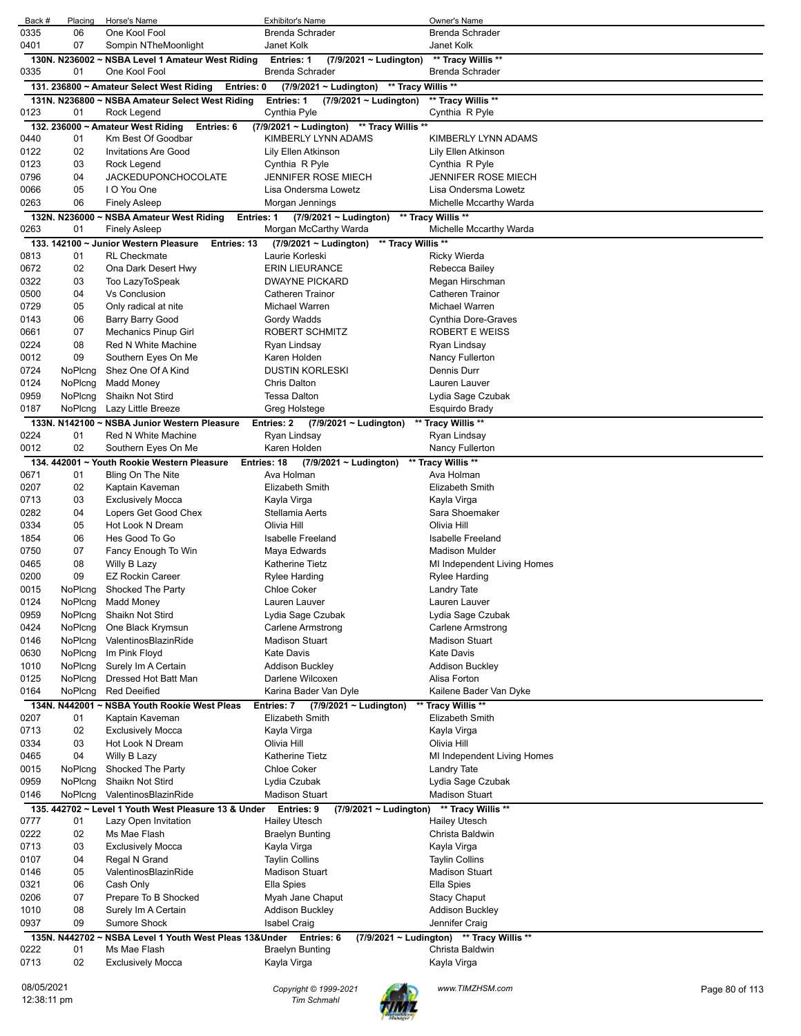| Back # | Placing | Horse's Name | Exhibitor's Name | Owner's Name |
|---|---|---|---|---|
| 0335 | 06 | One Kool Fool | Brenda Schrader | Brenda Schrader |
| 0401 | 07 | Sompin NTheMoonlight | Janet Kolk | Janet Kolk |

**130N. N236002 ~ NSBA Level 1 Amateur West Riding Entries: 1 (7/9/2021 ~ Ludington) \*\* Tracy Willis \*\***

| Back # | Placing | Horse's Name | Exhibitor's Name | Owner's Name |
|---|---|---|---|---|
| 0335 | 01 | One Kool Fool | Brenda Schrader | Brenda Schrader |

**131. 236800 ~ Amateur Select West Riding Entries: 0 (7/9/2021 ~ Ludington) \*\* Tracy Willis \*\***

**131N. N236800 ~ NSBA Amateur Select West Riding Entries: 1 (7/9/2021 ~ Ludington) \*\* Tracy Willis \*\***

| Back # | Placing | Horse's Name | Exhibitor's Name | Owner's Name |
|---|---|---|---|---|
| 0123 | 01 | Rock Legend | Cynthia Pyle | Cynthia R Pyle |

**132. 236000 ~ Amateur West Riding Entries: 6 (7/9/2021 ~ Ludington) \*\* Tracy Willis \*\***

| Back # | Placing | Horse's Name | Exhibitor's Name | Owner's Name |
|---|---|---|---|---|
| 0440 | 01 | Km Best Of Goodbar | KIMBERLY LYNN ADAMS | KIMBERLY LYNN ADAMS |
| 0122 | 02 | Invitations Are Good | Lily Ellen Atkinson | Lily Ellen Atkinson |
| 0123 | 03 | Rock Legend | Cynthia R Pyle | Cynthia R Pyle |
| 0796 | 04 | JACKEDUPONCHOCOLATE | JENNIFER ROSE MIECH | JENNIFER ROSE MIECH |
| 0066 | 05 | I O You One | Lisa Ondersma Lowetz | Lisa Ondersma Lowetz |
| 0263 | 06 | Finely Asleep | Morgan Jennings | Michelle Mccarthy Warda |

**132N. N236000 ~ NSBA Amateur West Riding Entries: 1 (7/9/2021 ~ Ludington) \*\* Tracy Willis \*\***

| Back # | Placing | Horse's Name | Exhibitor's Name | Owner's Name |
|---|---|---|---|---|
| 0263 | 01 | Finely Asleep | Morgan McCarthy Warda | Michelle Mccarthy Warda |

**133. 142100 ~ Junior Western Pleasure Entries: 13 (7/9/2021 ~ Ludington) \*\* Tracy Willis \*\***

| Back # | Placing | Horse's Name | Exhibitor's Name | Owner's Name |
|---|---|---|---|---|
| 0813 | 01 | RL Checkmate | Laurie Korleski | Ricky Wierda |
| 0672 | 02 | Ona Dark Desert Hwy | ERIN LIEURANCE | Rebecca Bailey |
| 0322 | 03 | Too LazyToSpeak | DWAYNE PICKARD | Megan Hirschman |
| 0500 | 04 | Vs Conclusion | Catheren Trainor | Catheren Trainor |
| 0729 | 05 | Only radical at nite | Michael Warren | Michael Warren |
| 0143 | 06 | Barry Barry Good | Gordy Wadds | Cynthia Dore-Graves |
| 0661 | 07 | Mechanics Pinup Girl | ROBERT SCHMITZ | ROBERT E WEISS |
| 0224 | 08 | Red N White Machine | Ryan Lindsay | Ryan Lindsay |
| 0012 | 09 | Southern Eyes On Me | Karen Holden | Nancy Fullerton |
| 0724 | NoPlcng | Shez One Of A Kind | DUSTIN KORLESKI | Dennis Durr |
| 0124 | NoPlcng | Madd Money | Chris Dalton | Lauren Lauver |
| 0959 | NoPlcng | Shaikn Not Stird | Tessa Dalton | Lydia Sage Czubak |
| 0187 | NoPlcng | Lazy Little Breeze | Greg Holstege | Esquirdo Brady |

**133N. N142100 ~ NSBA Junior Western Pleasure Entries: 2 (7/9/2021 ~ Ludington) \*\* Tracy Willis \*\***

| Back # | Placing | Horse's Name | Exhibitor's Name | Owner's Name |
|---|---|---|---|---|
| 0224 | 01 | Red N White Machine | Ryan Lindsay | Ryan Lindsay |
| 0012 | 02 | Southern Eyes On Me | Karen Holden | Nancy Fullerton |

**134. 442001 ~ Youth Rookie Western Pleasure Entries: 18 (7/9/2021 ~ Ludington) \*\* Tracy Willis \*\***

| Back # | Placing | Horse's Name | Exhibitor's Name | Owner's Name |
|---|---|---|---|---|
| 0671 | 01 | Bling On The Nite | Ava Holman | Ava Holman |
| 0207 | 02 | Kaptain Kaveman | Elizabeth Smith | Elizabeth Smith |
| 0713 | 03 | Exclusively Mocca | Kayla Virga | Kayla Virga |
| 0282 | 04 | Lopers Get Good Chex | Stellamia Aerts | Sara Shoemaker |
| 0334 | 05 | Hot Look N Dream | Olivia Hill | Olivia Hill |
| 1854 | 06 | Hes Good To Go | Isabelle Freeland | Isabelle Freeland |
| 0750 | 07 | Fancy Enough To Win | Maya Edwards | Madison Mulder |
| 0465 | 08 | Willy B Lazy | Katherine Tietz | MI Independent Living Homes |
| 0200 | 09 | EZ Rockin Career | Rylee Harding | Rylee Harding |
| 0015 | NoPlcng | Shocked The Party | Chloe Coker | Landry Tate |
| 0124 | NoPlcng | Madd Money | Lauren Lauver | Lauren Lauver |
| 0959 | NoPlcng | Shaikn Not Stird | Lydia Sage Czubak | Lydia Sage Czubak |
| 0424 | NoPlcng | One Black Krymsun | Carlene Armstrong | Carlene Armstrong |
| 0146 | NoPlcng | ValentinosBlazinRide | Madison Stuart | Madison Stuart |
| 0630 | NoPlcng | Im Pink Floyd | Kate Davis | Kate Davis |
| 1010 | NoPlcng | Surely Im A Certain | Addison Buckley | Addison Buckley |
| 0125 | NoPlcng | Dressed Hot Batt Man | Darlene Wilcoxen | Alisa Forton |
| 0164 | NoPlcng | Red Deeified | Karina Bader Van Dyle | Kailene Bader Van Dyke |

**134N. N442001 ~ NSBA Youth Rookie West Pleas Entries: 7 (7/9/2021 ~ Ludington) \*\* Tracy Willis \*\***

| Back # | Placing | Horse's Name | Exhibitor's Name | Owner's Name |
|---|---|---|---|---|
| 0207 | 01 | Kaptain Kaveman | Elizabeth Smith | Elizabeth Smith |
| 0713 | 02 | Exclusively Mocca | Kayla Virga | Kayla Virga |
| 0334 | 03 | Hot Look N Dream | Olivia Hill | Olivia Hill |
| 0465 | 04 | Willy B Lazy | Katherine Tietz | MI Independent Living Homes |
| 0015 | NoPlcng | Shocked The Party | Chloe Coker | Landry Tate |
| 0959 | NoPlcng | Shaikn Not Stird | Lydia Czubak | Lydia Sage Czubak |
| 0146 | NoPlcng | ValentinosBlazinRide | Madison Stuart | Madison Stuart |

**135. 442702 ~ Level 1 Youth West Pleasure 13 & Under Entries: 9 (7/9/2021 ~ Ludington) \*\* Tracy Willis \*\***

| Back # | Placing | Horse's Name | Exhibitor's Name | Owner's Name |
|---|---|---|---|---|
| 0777 | 01 | Lazy Open Invitation | Hailey Utesch | Hailey Utesch |
| 0222 | 02 | Ms Mae Flash | Braelyn Bunting | Christa Baldwin |
| 0713 | 03 | Exclusively Mocca | Kayla Virga | Kayla Virga |
| 0107 | 04 | Regal N Grand | Taylin Collins | Taylin Collins |
| 0146 | 05 | ValentinosBlazinRide | Madison Stuart | Madison Stuart |
| 0321 | 06 | Cash Only | Ella Spies | Ella Spies |
| 0206 | 07 | Prepare To B Shocked | Myah Jane Chaput | Stacy Chaput |
| 1010 | 08 | Surely Im A Certain | Addison Buckley | Addison Buckley |
| 0937 | 09 | Sumore Shock | Isabel Craig | Jennifer Craig |

**135N. N442702 ~ NSBA Level 1 Youth West Pleas 13&Under Entries: 6 (7/9/2021 ~ Ludington) \*\* Tracy Willis \*\***

| Back # | Placing | Horse's Name | Exhibitor's Name | Owner's Name |
|---|---|---|---|---|
| 0222 | 01 | Ms Mae Flash | Braelyn Bunting | Christa Baldwin |
| 0713 | 02 | Exclusively Mocca | Kayla Virga | Kayla Virga |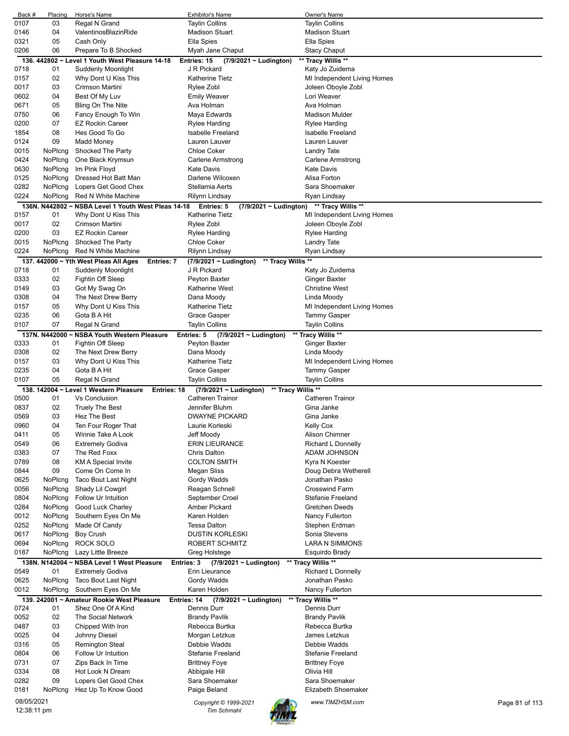| Back # | Placing | Horse's Name | Exhibitor's Name | Owner's Name |
|---|---|---|---|---|
| 0107 | 03 | Regal N Grand | Taylin Collins | Taylin Collins |
| 0146 | 04 | ValentinosBlazinRide | Madison Stuart | Madison Stuart |
| 0321 | 05 | Cash Only | Ella Spies | Ella Spies |
| 0206 | 06 | Prepare To B Shocked | Myah Jane Chaput | Stacy Chaput |

**136. 442802 ~ Level 1 Youth West Pleasure 14-18 Entries: 15 (7/9/2021 ~ Ludington) \*\* Tracy Willis \*\***

| Back # | Placing | Horse's Name | Exhibitor's Name | Owner's Name |
|---|---|---|---|---|
| 0718 | 01 | Suddenly Moonlight | J R Pickard | Katy Jo Zuidema |
| 0157 | 02 | Why Dont U Kiss This | Katherine Tietz | MI Independent Living Homes |
| 0017 | 03 | Crimson Martini | Rylee Zobl | Joleen Oboyle Zobl |
| 0602 | 04 | Best Of My Luv | Emily Weaver | Lori Weaver |
| 0671 | 05 | Bling On The Nite | Ava Holman | Ava Holman |
| 0750 | 06 | Fancy Enough To Win | Maya Edwards | Madison Mulder |
| 0200 | 07 | EZ Rockin Career | Rylee Harding | Rylee Harding |
| 1854 | 08 | Hes Good To Go | Isabelle Freeland | Isabelle Freeland |
| 0124 | 09 | Madd Money | Lauren Lauver | Lauren Lauver |
| 0015 | NoPlcng | Shocked The Party | Chloe Coker | Landry Tate |
| 0424 | NoPlcng | One Black Krymsun | Carlene Armstrong | Carlene Armstrong |
| 0630 | NoPlcng | Im Pink Floyd | Kate Davis | Kate Davis |
| 0125 | NoPlcng | Dressed Hot Batt Man | Darlene Wilcoxen | Alisa Forton |
| 0282 | NoPlcng | Lopers Get Good Chex | Stellamia Aerts | Sara Shoemaker |
| 0224 | NoPlcng | Red N White Machine | Rilynn Lindsay | Ryan Lindsay |

**136N. N442802 ~ NSBA Level 1 Youth West Pleas 14-18 Entries: 5 (7/9/2021 ~ Ludington) \*\* Tracy Willis \*\***

| Back # | Placing | Horse's Name | Exhibitor's Name | Owner's Name |
|---|---|---|---|---|
| 0157 | 01 | Why Dont U Kiss This | Katherine Tietz | MI Independent Living Homes |
| 0017 | 02 | Crimson Martini | Rylee Zobl | Joleen Oboyle Zobl |
| 0200 | 03 | EZ Rockin Career | Rylee Harding | Rylee Harding |
| 0015 | NoPlcng | Shocked The Party | Chloe Coker | Landry Tate |
| 0224 | NoPlcng | Red N White Machine | Rilynn Lindsay | Ryan Lindsay |

**137. 442000 ~ Yth West Pleas All Ages Entries: 7 (7/9/2021 ~ Ludington) \*\* Tracy Willis \*\***

| Back # | Placing | Horse's Name | Exhibitor's Name | Owner's Name |
|---|---|---|---|---|
| 0718 | 01 | Suddenly Moonlight | J R Pickard | Katy Jo Zuidema |
| 0333 | 02 | Fightin Off Sleep | Peyton Baxter | Ginger Baxter |
| 0149 | 03 | Got My Swag On | Katherine West | Christine West |
| 0308 | 04 | The Next Drew Berry | Dana Moody | Linda Moody |
| 0157 | 05 | Why Dont U Kiss This | Katherine Tietz | MI Independent Living Homes |
| 0235 | 06 | Gota B A Hit | Grace Gasper | Tammy Gasper |
| 0107 | 07 | Regal N Grand | Taylin Collins | Taylin Collins |

**137N. N442000 ~ NSBA Youth Western Pleasure Entries: 5 (7/9/2021 ~ Ludington) \*\* Tracy Willis \*\***

| Back # | Placing | Horse's Name | Exhibitor's Name | Owner's Name |
|---|---|---|---|---|
| 0333 | 01 | Fightin Off Sleep | Peyton Baxter | Ginger Baxter |
| 0308 | 02 | The Next Drew Berry | Dana Moody | Linda Moody |
| 0157 | 03 | Why Dont U Kiss This | Katherine Tietz | MI Independent Living Homes |
| 0235 | 04 | Gota B A Hit | Grace Gasper | Tammy Gasper |
| 0107 | 05 | Regal N Grand | Taylin Collins | Taylin Collins |

**138. 142004 ~ Level 1 Western Pleasure Entries: 18 (7/9/2021 ~ Ludington) \*\* Tracy Willis \*\***

| Back # | Placing | Horse's Name | Exhibitor's Name | Owner's Name |
|---|---|---|---|---|
| 0500 | 01 | Vs Conclusion | Catheren Trainor | Catheren Trainor |
| 0837 | 02 | Truely The Best | Jennifer Bluhm | Gina Janke |
| 0569 | 03 | Hez The Best | DWAYNE PICKARD | Gina Janke |
| 0960 | 04 | Ten Four Roger That | Laurie Korleski | Kelly Cox |
| 0411 | 05 | Winnie Take A Look | Jeff Moody | Alison Chimner |
| 0549 | 06 | Extremely Godiva | ERIN LIEURANCE | Richard L Donnelly |
| 0383 | 07 | The Red Foxx | Chris Dalton | ADAM JOHNSON |
| 0789 | 08 | KM A Special Invite | COLTON SMITH | Kyra N Koester |
| 0844 | 09 | Come On Come In | Megan Sliss | Doug Debra Wetherell |
| 0625 | NoPlcng | Taco Bout Last Night | Gordy Wadds | Jonathan Pasko |
| 0056 | NoPlcng | Shady Lil Cowgirl | Reagan Schnell | Crosswind Farm |
| 0804 | NoPlcng | Follow Ur Intuition | September Croel | Stefanie Freeland |
| 0284 | NoPlcng | Good Luck Charley | Amber Pickard | Gretchen Deeds |
| 0012 | NoPlcng | Southern Eyes On Me | Karen Holden | Nancy Fullerton |
| 0252 | NoPlcng | Made Of Candy | Tessa Dalton | Stephen Erdman |
| 0617 | NoPlcng | Boy Crush | DUSTIN KORLESKI | Sonia Stevens |
| 0694 | NoPlcng | ROCK SOLO | ROBERT SCHMITZ | LARA N SIMMONS |
| 0187 | NoPlcng | Lazy Little Breeze | Greg Holstege | Esquirdo Brady |

**138N. N142004 ~ NSBA Level 1 West Pleasure Entries: 3 (7/9/2021 ~ Ludington) \*\* Tracy Willis \*\***

| Back # | Placing | Horse's Name | Exhibitor's Name | Owner's Name |
|---|---|---|---|---|
| 0549 | 01 | Extremely Godiva | Erin Lieurance | Richard L Donnelly |
| 0625 | NoPlcng | Taco Bout Last Night | Gordy Wadds | Jonathan Pasko |
| 0012 | NoPlcng | Southern Eyes On Me | Karen Holden | Nancy Fullerton |

**139. 242001 ~ Amateur Rookie West Pleasure Entries: 14 (7/9/2021 ~ Ludington) \*\* Tracy Willis \*\***

| Back # | Placing | Horse's Name | Exhibitor's Name | Owner's Name |
|---|---|---|---|---|
| 0724 | 01 | Shez One Of A Kind | Dennis Durr | Dennis Durr |
| 0052 | 02 | The Social Network | Brandy Pavlik | Brandy Pavlik |
| 0487 | 03 | Chipped With Iron | Rebecca Burtka | Rebecca Burtka |
| 0025 | 04 | Johnny Diesel | Morgan Letzkus | James Letzkus |
| 0316 | 05 | Remington Steal | Debbie Wadds | Debbie Wadds |
| 0804 | 06 | Follow Ur Intuition | Stefanie Freeland | Stefanie Freeland |
| 0731 | 07 | Zips Back In Time | Brittney Foye | Brittney Foye |
| 0334 | 08 | Hot Look N Dream | Abbigale Hill | Olivia Hill |
| 0282 | 09 | Lopers Get Good Chex | Sara Shoemaker | Sara Shoemaker |
| 0181 | NoPlcng | Hez Up To Know Good | Paige Beland | Elizabeth Shoemaker |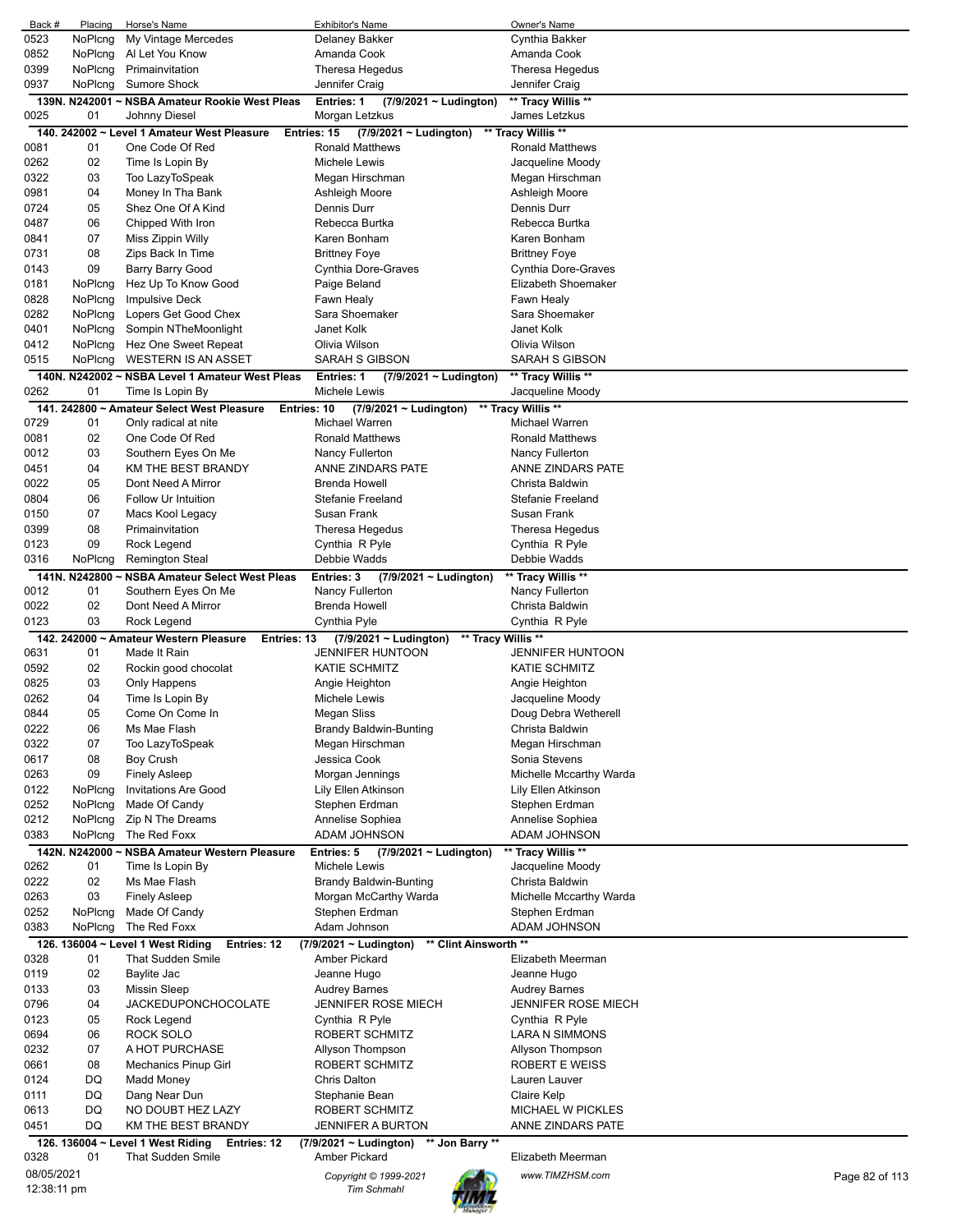| Back # | Placing | Horse's Name | Exhibitor's Name | Owner's Name |
|---|---|---|---|---|
| 0523 | NoPlcng | My Vintage Mercedes | Delaney Bakker | Cynthia Bakker |
| 0852 | NoPlcng | Al Let You Know | Amanda Cook | Amanda Cook |
| 0399 | NoPlcng | Primainvitation | Theresa Hegedus | Theresa Hegedus |
| 0937 | NoPlcng | Sumore Shock | Jennifer Craig | Jennifer Craig |

**139N. N242001 ~ NSBA Amateur Rookie West Pleas — Entries: 1 — (7/9/2021 ~ Ludington) — \*\* Tracy Willis \*\***

| Back # | Placing | Horse's Name | Exhibitor's Name | Owner's Name |
|---|---|---|---|---|
| 0025 | 01 | Johnny Diesel | Morgan Letzkus | James Letzkus |

**140. 242002 ~ Level 1 Amateur West Pleasure — Entries: 15 — (7/9/2021 ~ Ludington) — \*\* Tracy Willis \*\***

| Back # | Placing | Horse's Name | Exhibitor's Name | Owner's Name |
|---|---|---|---|---|
| 0081 | 01 | One Code Of Red | Ronald Matthews | Ronald Matthews |
| 0262 | 02 | Time Is Lopin By | Michele Lewis | Jacqueline Moody |
| 0322 | 03 | Too LazyToSpeak | Megan Hirschman | Megan Hirschman |
| 0981 | 04 | Money In Tha Bank | Ashleigh Moore | Ashleigh Moore |
| 0724 | 05 | Shez One Of A Kind | Dennis Durr | Dennis Durr |
| 0487 | 06 | Chipped With Iron | Rebecca Burtka | Rebecca Burtka |
| 0841 | 07 | Miss Zippin Willy | Karen Bonham | Karen Bonham |
| 0731 | 08 | Zips Back In Time | Brittney Foye | Brittney Foye |
| 0143 | 09 | Barry Barry Good | Cynthia Dore-Graves | Cynthia Dore-Graves |
| 0181 | NoPlcng | Hez Up To Know Good | Paige Beland | Elizabeth Shoemaker |
| 0828 | NoPlcng | Impulsive Deck | Fawn Healy | Fawn Healy |
| 0282 | NoPlcng | Lopers Get Good Chex | Sara Shoemaker | Sara Shoemaker |
| 0401 | NoPlcng | Sompin NTheMoonlight | Janet Kolk | Janet Kolk |
| 0412 | NoPlcng | Hez One Sweet Repeat | Olivia Wilson | Olivia Wilson |
| 0515 | NoPlcng | WESTERN IS AN ASSET | SARAH S GIBSON | SARAH S GIBSON |

**140N. N242002 ~ NSBA Level 1 Amateur West Pleas — Entries: 1 — (7/9/2021 ~ Ludington) — \*\* Tracy Willis \*\***

| Back # | Placing | Horse's Name | Exhibitor's Name | Owner's Name |
|---|---|---|---|---|
| 0262 | 01 | Time Is Lopin By | Michele Lewis | Jacqueline Moody |

**141. 242800 ~ Amateur Select West Pleasure — Entries: 10 — (7/9/2021 ~ Ludington) — \*\* Tracy Willis \*\***

| Back # | Placing | Horse's Name | Exhibitor's Name | Owner's Name |
|---|---|---|---|---|
| 0729 | 01 | Only radical at nite | Michael Warren | Michael Warren |
| 0081 | 02 | One Code Of Red | Ronald Matthews | Ronald Matthews |
| 0012 | 03 | Southern Eyes On Me | Nancy Fullerton | Nancy Fullerton |
| 0451 | 04 | KM THE BEST BRANDY | ANNE ZINDARS PATE | ANNE ZINDARS PATE |
| 0022 | 05 | Dont Need A Mirror | Brenda Howell | Christa Baldwin |
| 0804 | 06 | Follow Ur Intuition | Stefanie Freeland | Stefanie Freeland |
| 0150 | 07 | Macs Kool Legacy | Susan Frank | Susan Frank |
| 0399 | 08 | Primainvitation | Theresa Hegedus | Theresa Hegedus |
| 0123 | 09 | Rock Legend | Cynthia R Pyle | Cynthia R Pyle |
| 0316 | NoPlcng | Remington Steal | Debbie Wadds | Debbie Wadds |

**141N. N242800 ~ NSBA Amateur Select West Pleas — Entries: 3 — (7/9/2021 ~ Ludington) — \*\* Tracy Willis \*\***

| Back # | Placing | Horse's Name | Exhibitor's Name | Owner's Name |
|---|---|---|---|---|
| 0012 | 01 | Southern Eyes On Me | Nancy Fullerton | Nancy Fullerton |
| 0022 | 02 | Dont Need A Mirror | Brenda Howell | Christa Baldwin |
| 0123 | 03 | Rock Legend | Cynthia Pyle | Cynthia R Pyle |

**142. 242000 ~ Amateur Western Pleasure — Entries: 13 — (7/9/2021 ~ Ludington) — \*\* Tracy Willis \*\***

| Back # | Placing | Horse's Name | Exhibitor's Name | Owner's Name |
|---|---|---|---|---|
| 0631 | 01 | Made It Rain | JENNIFER HUNTOON | JENNIFER HUNTOON |
| 0592 | 02 | Rockin good chocolat | KATIE SCHMITZ | KATIE SCHMITZ |
| 0825 | 03 | Only Happens | Angie Heighton | Angie Heighton |
| 0262 | 04 | Time Is Lopin By | Michele Lewis | Jacqueline Moody |
| 0844 | 05 | Come On Come In | Megan Sliss | Doug Debra Wetherell |
| 0222 | 06 | Ms Mae Flash | Brandy Baldwin-Bunting | Christa Baldwin |
| 0322 | 07 | Too LazyToSpeak | Megan Hirschman | Megan Hirschman |
| 0617 | 08 | Boy Crush | Jessica Cook | Sonia Stevens |
| 0263 | 09 | Finely Asleep | Morgan Jennings | Michelle Mccarthy Warda |
| 0122 | NoPlcng | Invitations Are Good | Lily Ellen Atkinson | Lily Ellen Atkinson |
| 0252 | NoPlcng | Made Of Candy | Stephen Erdman | Stephen Erdman |
| 0212 | NoPlcng | Zip N The Dreams | Annelise Sophiea | Annelise Sophiea |
| 0383 | NoPlcng | The Red Foxx | ADAM JOHNSON | ADAM JOHNSON |

**142N. N242000 ~ NSBA Amateur Western Pleasure — Entries: 5 — (7/9/2021 ~ Ludington) — \*\* Tracy Willis \*\***

| Back # | Placing | Horse's Name | Exhibitor's Name | Owner's Name |
|---|---|---|---|---|
| 0262 | 01 | Time Is Lopin By | Michele Lewis | Jacqueline Moody |
| 0222 | 02 | Ms Mae Flash | Brandy Baldwin-Bunting | Christa Baldwin |
| 0263 | 03 | Finely Asleep | Morgan McCarthy Warda | Michelle Mccarthy Warda |
| 0252 | NoPlcng | Made Of Candy | Stephen Erdman | Stephen Erdman |
| 0383 | NoPlcng | The Red Foxx | Adam Johnson | ADAM JOHNSON |

**126. 136004 ~ Level 1 West Riding — Entries: 12 — (7/9/2021 ~ Ludington) — \*\* Clint Ainsworth \*\***

| Back # | Placing | Horse's Name | Exhibitor's Name | Owner's Name |
|---|---|---|---|---|
| 0328 | 01 | That Sudden Smile | Amber Pickard | Elizabeth Meerman |
| 0119 | 02 | Baylite Jac | Jeanne Hugo | Jeanne Hugo |
| 0133 | 03 | Missin Sleep | Audrey Barnes | Audrey Barnes |
| 0796 | 04 | JACKEDUPONCHOCOLATE | JENNIFER ROSE MIECH | JENNIFER ROSE MIECH |
| 0123 | 05 | Rock Legend | Cynthia R Pyle | Cynthia R Pyle |
| 0694 | 06 | ROCK SOLO | ROBERT SCHMITZ | LARA N SIMMONS |
| 0232 | 07 | A HOT PURCHASE | Allyson Thompson | Allyson Thompson |
| 0661 | 08 | Mechanics Pinup Girl | ROBERT SCHMITZ | ROBERT E WEISS |
| 0124 | DQ | Madd Money | Chris Dalton | Lauren Lauver |
| 0111 | DQ | Dang Near Dun | Stephanie Bean | Claire Kelp |
| 0613 | DQ | NO DOUBT HEZ LAZY | ROBERT SCHMITZ | MICHAEL W PICKLES |
| 0451 | DQ | KM THE BEST BRANDY | JENNIFER A BURTON | ANNE ZINDARS PATE |

**126. 136004 ~ Level 1 West Riding — Entries: 12 — (7/9/2021 ~ Ludington) — \*\* Jon Barry \*\***

| Back # | Placing | Horse's Name | Exhibitor's Name | Owner's Name |
|---|---|---|---|---|
| 0328 | 01 | That Sudden Smile | Amber Pickard | Elizabeth Meerman |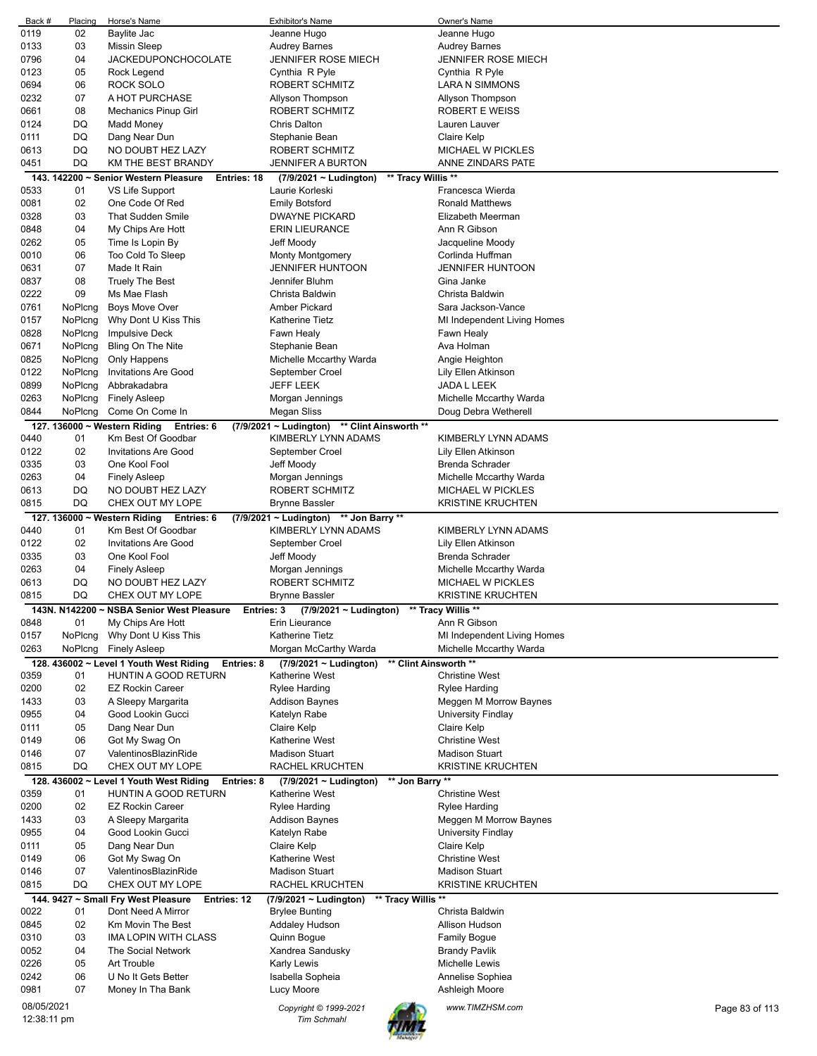| Back # | Placing | Horse's Name | Exhibitor's Name | Owner's Name |
|---|---|---|---|---|
| 0119 | 02 | Baylite Jac | Jeanne Hugo | Jeanne Hugo |
| 0133 | 03 | Missin Sleep | Audrey Barnes | Audrey Barnes |
| 0796 | 04 | JACKEDUPONCHOCOLATE | JENNIFER ROSE MIECH | JENNIFER ROSE MIECH |
| 0123 | 05 | Rock Legend | Cynthia R Pyle | Cynthia R Pyle |
| 0694 | 06 | ROCK SOLO | ROBERT SCHMITZ | LARA N SIMMONS |
| 0232 | 07 | A HOT PURCHASE | Allyson Thompson | Allyson Thompson |
| 0661 | 08 | Mechanics Pinup Girl | ROBERT SCHMITZ | ROBERT E WEISS |
| 0124 | DQ | Madd Money | Chris Dalton | Lauren Lauver |
| 0111 | DQ | Dang Near Dun | Stephanie Bean | Claire Kelp |
| 0613 | DQ | NO DOUBT HEZ LAZY | ROBERT SCHMITZ | MICHAEL W PICKLES |
| 0451 | DQ | KM THE BEST BRANDY | JENNIFER A BURTON | ANNE ZINDARS PATE |

**143. 142200 ~ Senior Western Pleasure — Entries: 18 — (7/9/2021 ~ Ludington) — ** Tracy Willis ****

| Back # | Placing | Horse's Name | Exhibitor's Name | Owner's Name |
|---|---|---|---|---|
| 0533 | 01 | VS Life Support | Laurie Korleski | Francesca Wierda |
| 0081 | 02 | One Code Of Red | Emily Botsford | Ronald Matthews |
| 0328 | 03 | That Sudden Smile | DWAYNE PICKARD | Elizabeth Meerman |
| 0848 | 04 | My Chips Are Hott | ERIN LIEURANCE | Ann R Gibson |
| 0262 | 05 | Time Is Lopin By | Jeff Moody | Jacqueline Moody |
| 0010 | 06 | Too Cold To Sleep | Monty Montgomery | Corlinda Huffman |
| 0631 | 07 | Made It Rain | JENNIFER HUNTOON | JENNIFER HUNTOON |
| 0837 | 08 | Truely The Best | Jennifer Bluhm | Gina Janke |
| 0222 | 09 | Ms Mae Flash | Christa Baldwin | Christa Baldwin |
| 0761 | NoPlcng | Boys Move Over | Amber Pickard | Sara Jackson-Vance |
| 0157 | NoPlcng | Why Dont U Kiss This | Katherine Tietz | MI Independent Living Homes |
| 0828 | NoPlcng | Impulsive Deck | Fawn Healy | Fawn Healy |
| 0671 | NoPlcng | Bling On The Nite | Stephanie Bean | Ava Holman |
| 0825 | NoPlcng | Only Happens | Michelle Mccarthy Warda | Angie Heighton |
| 0122 | NoPlcng | Invitations Are Good | September Croel | Lily Ellen Atkinson |
| 0899 | NoPlcng | Abbrakadabra | JEFF LEEK | JADA L LEEK |
| 0263 | NoPlcng | Finely Asleep | Morgan Jennings | Michelle Mccarthy Warda |
| 0844 | NoPlcng | Come On Come In | Megan Sliss | Doug Debra Wetherell |

**127. 136000 ~ Western Riding — Entries: 6 — (7/9/2021 ~ Ludington) — ** Clint Ainsworth ****

| Back # | Placing | Horse's Name | Exhibitor's Name | Owner's Name |
|---|---|---|---|---|
| 0440 | 01 | Km Best Of Goodbar | KIMBERLY LYNN ADAMS | KIMBERLY LYNN ADAMS |
| 0122 | 02 | Invitations Are Good | September Croel | Lily Ellen Atkinson |
| 0335 | 03 | One Kool Fool | Jeff Moody | Brenda Schrader |
| 0263 | 04 | Finely Asleep | Morgan Jennings | Michelle Mccarthy Warda |
| 0613 | DQ | NO DOUBT HEZ LAZY | ROBERT SCHMITZ | MICHAEL W PICKLES |
| 0815 | DQ | CHEX OUT MY LOPE | Brynne Bassler | KRISTINE KRUCHTEN |

**127. 136000 ~ Western Riding — Entries: 6 — (7/9/2021 ~ Ludington) — ** Jon Barry ****

| Back # | Placing | Horse's Name | Exhibitor's Name | Owner's Name |
|---|---|---|---|---|
| 0440 | 01 | Km Best Of Goodbar | KIMBERLY LYNN ADAMS | KIMBERLY LYNN ADAMS |
| 0122 | 02 | Invitations Are Good | September Croel | Lily Ellen Atkinson |
| 0335 | 03 | One Kool Fool | Jeff Moody | Brenda Schrader |
| 0263 | 04 | Finely Asleep | Morgan Jennings | Michelle Mccarthy Warda |
| 0613 | DQ | NO DOUBT HEZ LAZY | ROBERT SCHMITZ | MICHAEL W PICKLES |
| 0815 | DQ | CHEX OUT MY LOPE | Brynne Bassler | KRISTINE KRUCHTEN |

**143N. N142200 ~ NSBA Senior West Pleasure — Entries: 3 — (7/9/2021 ~ Ludington) — ** Tracy Willis ****

| Back # | Placing | Horse's Name | Exhibitor's Name | Owner's Name |
|---|---|---|---|---|
| 0848 | 01 | My Chips Are Hott | Erin Lieurance | Ann R Gibson |
| 0157 | NoPlcng | Why Dont U Kiss This | Katherine Tietz | MI Independent Living Homes |
| 0263 | NoPlcng | Finely Asleep | Morgan McCarthy Warda | Michelle Mccarthy Warda |

**128. 436002 ~ Level 1 Youth West Riding — Entries: 8 — (7/9/2021 ~ Ludington) — ** Clint Ainsworth ****

| Back # | Placing | Horse's Name | Exhibitor's Name | Owner's Name |
|---|---|---|---|---|
| 0359 | 01 | HUNTIN A GOOD RETURN | Katherine West | Christine West |
| 0200 | 02 | EZ Rockin Career | Rylee Harding | Rylee Harding |
| 1433 | 03 | A Sleepy Margarita | Addison Baynes | Meggen M Morrow Baynes |
| 0955 | 04 | Good Lookin Gucci | Katelyn Rabe | University Findlay |
| 0111 | 05 | Dang Near Dun | Claire Kelp | Claire Kelp |
| 0149 | 06 | Got My Swag On | Katherine West | Christine West |
| 0146 | 07 | ValentinosBlazinRide | Madison Stuart | Madison Stuart |
| 0815 | DQ | CHEX OUT MY LOPE | RACHEL KRUCHTEN | KRISTINE KRUCHTEN |

**128. 436002 ~ Level 1 Youth West Riding — Entries: 8 — (7/9/2021 ~ Ludington) — ** Jon Barry ****

| Back # | Placing | Horse's Name | Exhibitor's Name | Owner's Name |
|---|---|---|---|---|
| 0359 | 01 | HUNTIN A GOOD RETURN | Katherine West | Christine West |
| 0200 | 02 | EZ Rockin Career | Rylee Harding | Rylee Harding |
| 1433 | 03 | A Sleepy Margarita | Addison Baynes | Meggen M Morrow Baynes |
| 0955 | 04 | Good Lookin Gucci | Katelyn Rabe | University Findlay |
| 0111 | 05 | Dang Near Dun | Claire Kelp | Claire Kelp |
| 0149 | 06 | Got My Swag On | Katherine West | Christine West |
| 0146 | 07 | ValentinosBlazinRide | Madison Stuart | Madison Stuart |
| 0815 | DQ | CHEX OUT MY LOPE | RACHEL KRUCHTEN | KRISTINE KRUCHTEN |

**144. 9427 ~ Small Fry West Pleasure — Entries: 12 — (7/9/2021 ~ Ludington) — ** Tracy Willis ****

| Back # | Placing | Horse's Name | Exhibitor's Name | Owner's Name |
|---|---|---|---|---|
| 0022 | 01 | Dont Need A Mirror | Brylee Bunting | Christa Baldwin |
| 0845 | 02 | Km Movin The Best | Addaley Hudson | Allison Hudson |
| 0310 | 03 | IMA LOPIN WITH CLASS | Quinn Bogue | Family Bogue |
| 0052 | 04 | The Social Network | Xandrea Sandusky | Brandy Pavlik |
| 0226 | 05 | Art Trouble | Karly Lewis | Michelle Lewis |
| 0242 | 06 | U No It Gets Better | Isabella Sopheia | Annelise Sophiea |
| 0981 | 07 | Money In Tha Bank | Lucy Moore | Ashleigh Moore |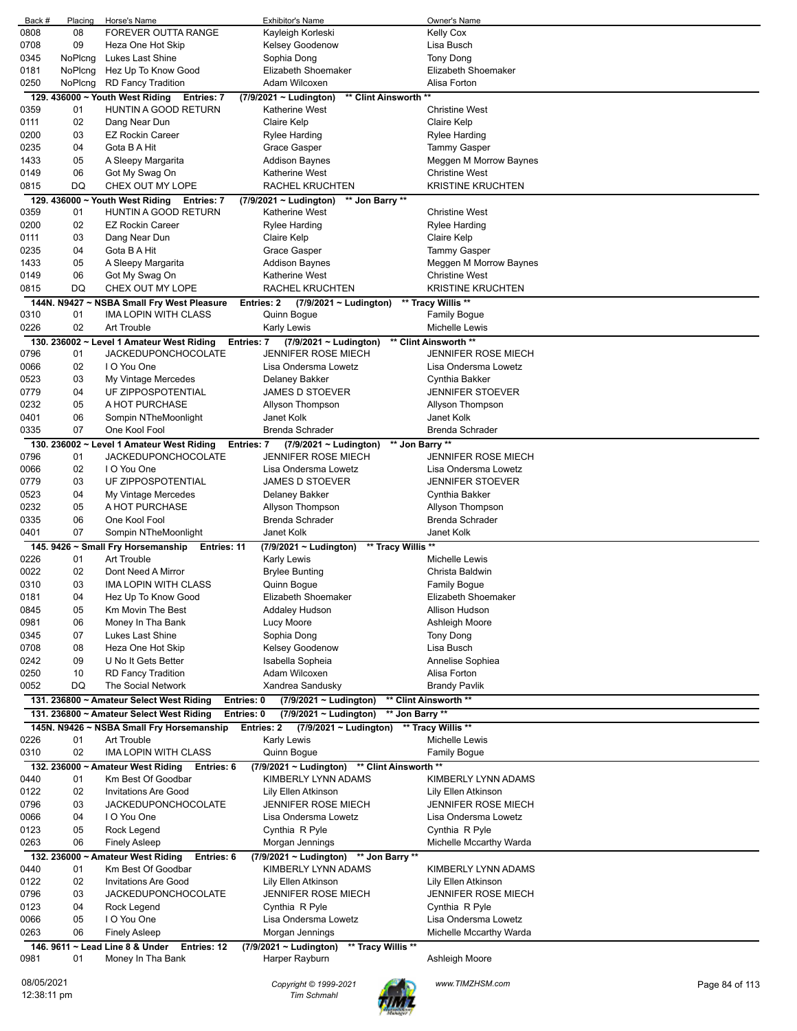| Back # | Placing | Horse's Name | Exhibitor's Name | Owner's Name |
|---|---|---|---|---|
| 0808 | 08 | FOREVER OUTTA RANGE | Kayleigh Korleski | Kelly Cox |
| 0708 | 09 | Heza One Hot Skip | Kelsey Goodenow | Lisa Busch |
| 0345 | NoPlcng | Lukes Last Shine | Sophia Dong | Tony Dong |
| 0181 | NoPlcng | Hez Up To Know Good | Elizabeth Shoemaker | Elizabeth Shoemaker |
| 0250 | NoPlcng | RD Fancy Tradition | Adam Wilcoxen | Alisa Forton |

**129. 436000 ~ Youth West Riding Entries: 7 (7/9/2021 ~ Ludington) \*\* Clint Ainsworth \*\***

| Back # | Placing | Horse's Name | Exhibitor's Name | Owner's Name |
|---|---|---|---|---|
| 0359 | 01 | HUNTIN A GOOD RETURN | Katherine West | Christine West |
| 0111 | 02 | Dang Near Dun | Claire Kelp | Claire Kelp |
| 0200 | 03 | EZ Rockin Career | Rylee Harding | Rylee Harding |
| 0235 | 04 | Gota B A Hit | Grace Gasper | Tammy Gasper |
| 1433 | 05 | A Sleepy Margarita | Addison Baynes | Meggen M Morrow Baynes |
| 0149 | 06 | Got My Swag On | Katherine West | Christine West |
| 0815 | DQ | CHEX OUT MY LOPE | RACHEL KRUCHTEN | KRISTINE KRUCHTEN |

**129. 436000 ~ Youth West Riding Entries: 7 (7/9/2021 ~ Ludington) \*\* Jon Barry \*\***

| Back # | Placing | Horse's Name | Exhibitor's Name | Owner's Name |
|---|---|---|---|---|
| 0359 | 01 | HUNTIN A GOOD RETURN | Katherine West | Christine West |
| 0200 | 02 | EZ Rockin Career | Rylee Harding | Rylee Harding |
| 0111 | 03 | Dang Near Dun | Claire Kelp | Claire Kelp |
| 0235 | 04 | Gota B A Hit | Grace Gasper | Tammy Gasper |
| 1433 | 05 | A Sleepy Margarita | Addison Baynes | Meggen M Morrow Baynes |
| 0149 | 06 | Got My Swag On | Katherine West | Christine West |
| 0815 | DQ | CHEX OUT MY LOPE | RACHEL KRUCHTEN | KRISTINE KRUCHTEN |

**144N. N9427 ~ NSBA Small Fry West Pleasure Entries: 2 (7/9/2021 ~ Ludington) \*\* Tracy Willis \*\***

| Back # | Placing | Horse's Name | Exhibitor's Name | Owner's Name |
|---|---|---|---|---|
| 0310 | 01 | IMA LOPIN WITH CLASS | Quinn Bogue | Family Bogue |
| 0226 | 02 | Art Trouble | Karly Lewis | Michelle Lewis |

**130. 236002 ~ Level 1 Amateur West Riding Entries: 7 (7/9/2021 ~ Ludington) \*\* Clint Ainsworth \*\***

| Back # | Placing | Horse's Name | Exhibitor's Name | Owner's Name |
|---|---|---|---|---|
| 0796 | 01 | JACKEDUPONCHOCOLATE | JENNIFER ROSE MIECH | JENNIFER ROSE MIECH |
| 0066 | 02 | I O You One | Lisa Ondersma Lowetz | Lisa Ondersma Lowetz |
| 0523 | 03 | My Vintage Mercedes | Delaney Bakker | Cynthia Bakker |
| 0779 | 04 | UF ZIPPOSPOTENTIAL | JAMES D STOEVER | JENNIFER STOEVER |
| 0232 | 05 | A HOT PURCHASE | Allyson Thompson | Allyson Thompson |
| 0401 | 06 | Sompin NTheMoonlight | Janet Kolk | Janet Kolk |
| 0335 | 07 | One Kool Fool | Brenda Schrader | Brenda Schrader |

**130. 236002 ~ Level 1 Amateur West Riding Entries: 7 (7/9/2021 ~ Ludington) \*\* Jon Barry \*\***

| Back # | Placing | Horse's Name | Exhibitor's Name | Owner's Name |
|---|---|---|---|---|
| 0796 | 01 | JACKEDUPONCHOCOLATE | JENNIFER ROSE MIECH | JENNIFER ROSE MIECH |
| 0066 | 02 | I O You One | Lisa Ondersma Lowetz | Lisa Ondersma Lowetz |
| 0779 | 03 | UF ZIPPOSPOTENTIAL | JAMES D STOEVER | JENNIFER STOEVER |
| 0523 | 04 | My Vintage Mercedes | Delaney Bakker | Cynthia Bakker |
| 0232 | 05 | A HOT PURCHASE | Allyson Thompson | Allyson Thompson |
| 0335 | 06 | One Kool Fool | Brenda Schrader | Brenda Schrader |
| 0401 | 07 | Sompin NTheMoonlight | Janet Kolk | Janet Kolk |

**145. 9426 ~ Small Fry Horsemanship Entries: 11 (7/9/2021 ~ Ludington) \*\* Tracy Willis \*\***

| Back # | Placing | Horse's Name | Exhibitor's Name | Owner's Name |
|---|---|---|---|---|
| 0226 | 01 | Art Trouble | Karly Lewis | Michelle Lewis |
| 0022 | 02 | Dont Need A Mirror | Brylee Bunting | Christa Baldwin |
| 0310 | 03 | IMA LOPIN WITH CLASS | Quinn Bogue | Family Bogue |
| 0181 | 04 | Hez Up To Know Good | Elizabeth Shoemaker | Elizabeth Shoemaker |
| 0845 | 05 | Km Movin The Best | Addaley Hudson | Allison Hudson |
| 0981 | 06 | Money In Tha Bank | Lucy Moore | Ashleigh Moore |
| 0345 | 07 | Lukes Last Shine | Sophia Dong | Tony Dong |
| 0708 | 08 | Heza One Hot Skip | Kelsey Goodenow | Lisa Busch |
| 0242 | 09 | U No It Gets Better | Isabella Sopheia | Annelise Sophiea |
| 0250 | 10 | RD Fancy Tradition | Adam Wilcoxen | Alisa Forton |
| 0052 | DQ | The Social Network | Xandrea Sandusky | Brandy Pavlik |

**131. 236800 ~ Amateur Select West Riding Entries: 0 (7/9/2021 ~ Ludington) \*\* Clint Ainsworth \*\***

**131. 236800 ~ Amateur Select West Riding Entries: 0 (7/9/2021 ~ Ludington) \*\* Jon Barry \*\***

**145N. N9426 ~ NSBA Small Fry Horsemanship Entries: 2 (7/9/2021 ~ Ludington) \*\* Tracy Willis \*\***

| Back # | Placing | Horse's Name | Exhibitor's Name | Owner's Name |
|---|---|---|---|---|
| 0226 | 01 | Art Trouble | Karly Lewis | Michelle Lewis |
| 0310 | 02 | IMA LOPIN WITH CLASS | Quinn Bogue | Family Bogue |

**132. 236000 ~ Amateur West Riding Entries: 6 (7/9/2021 ~ Ludington) \*\* Clint Ainsworth \*\***

| Back # | Placing | Horse's Name | Exhibitor's Name | Owner's Name |
|---|---|---|---|---|
| 0440 | 01 | Km Best Of Goodbar | KIMBERLY LYNN ADAMS | KIMBERLY LYNN ADAMS |
| 0122 | 02 | Invitations Are Good | Lily Ellen Atkinson | Lily Ellen Atkinson |
| 0796 | 03 | JACKEDUPONCHOCOLATE | JENNIFER ROSE MIECH | JENNIFER ROSE MIECH |
| 0066 | 04 | I O You One | Lisa Ondersma Lowetz | Lisa Ondersma Lowetz |
| 0123 | 05 | Rock Legend | Cynthia R Pyle | Cynthia R Pyle |
| 0263 | 06 | Finely Asleep | Morgan Jennings | Michelle Mccarthy Warda |

**132. 236000 ~ Amateur West Riding Entries: 6 (7/9/2021 ~ Ludington) \*\* Jon Barry \*\***

| Back # | Placing | Horse's Name | Exhibitor's Name | Owner's Name |
|---|---|---|---|---|
| 0440 | 01 | Km Best Of Goodbar | KIMBERLY LYNN ADAMS | KIMBERLY LYNN ADAMS |
| 0122 | 02 | Invitations Are Good | Lily Ellen Atkinson | Lily Ellen Atkinson |
| 0796 | 03 | JACKEDUPONCHOCOLATE | JENNIFER ROSE MIECH | JENNIFER ROSE MIECH |
| 0123 | 04 | Rock Legend | Cynthia R Pyle | Cynthia R Pyle |
| 0066 | 05 | I O You One | Lisa Ondersma Lowetz | Lisa Ondersma Lowetz |
| 0263 | 06 | Finely Asleep | Morgan Jennings | Michelle Mccarthy Warda |

**146. 9611 ~ Lead Line 8 & Under Entries: 12 (7/9/2021 ~ Ludington) \*\* Tracy Willis \*\***

| Back # | Placing | Horse's Name | Exhibitor's Name | Owner's Name |
|---|---|---|---|---|
| 0981 | 01 | Money In Tha Bank | Harper Rayburn | Ashleigh Moore |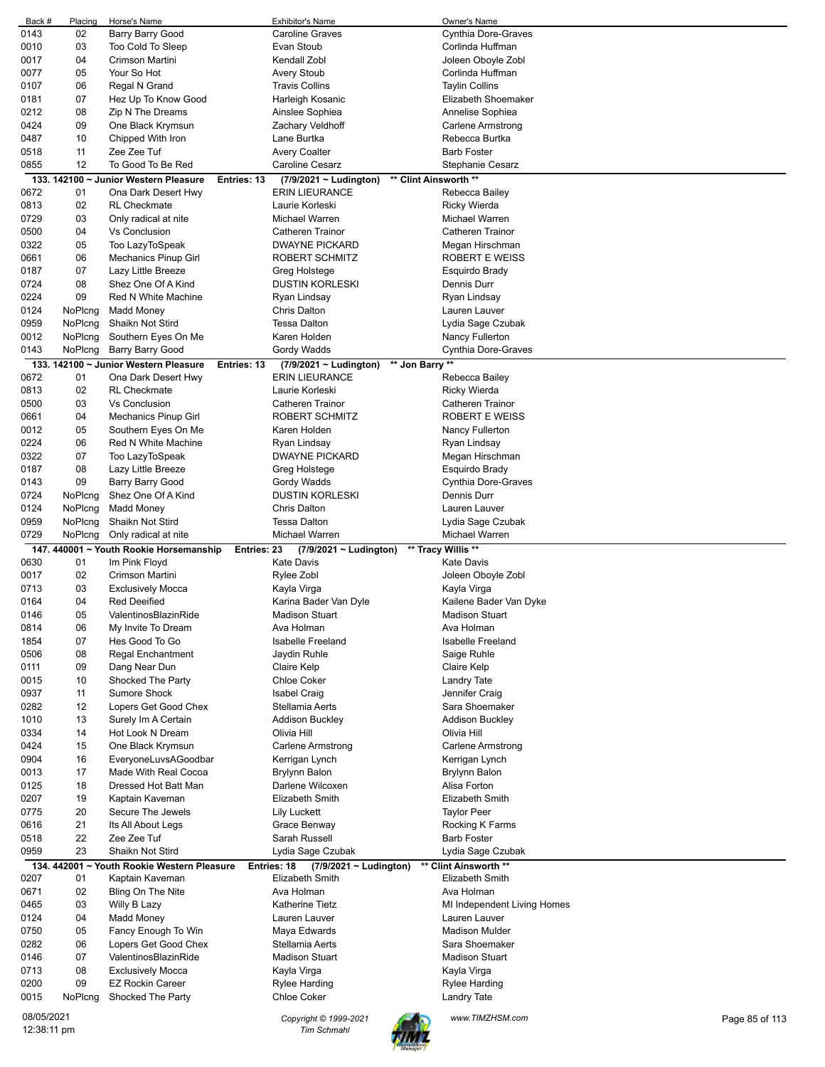| Back # | Placing | Horse's Name | Exhibitor's Name | Owner's Name |
|---|---|---|---|---|
| 0143 | 02 | Barry Barry Good | Caroline Graves | Cynthia Dore-Graves |
| 0010 | 03 | Too Cold To Sleep | Evan Stoub | Corlinda Huffman |
| 0017 | 04 | Crimson Martini | Kendall Zobl | Joleen Oboyle Zobl |
| 0077 | 05 | Your So Hot | Avery Stoub | Corlinda Huffman |
| 0107 | 06 | Regal N Grand | Travis Collins | Taylin Collins |
| 0181 | 07 | Hez Up To Know Good | Harleigh Kosanic | Elizabeth Shoemaker |
| 0212 | 08 | Zip N The Dreams | Ainslee Sophiea | Annelise Sophiea |
| 0424 | 09 | One Black Krymsun | Zachary Veldhoff | Carlene Armstrong |
| 0487 | 10 | Chipped With Iron | Lane Burtka | Rebecca Burtka |
| 0518 | 11 | Zee Zee Tuf | Avery Coalter | Barb Foster |
| 0855 | 12 | To Good To Be Red | Caroline Cesarz | Stephanie Cesarz |

**133. 142100 ~ Junior Western Pleasure Entries: 13 (7/9/2021 ~ Ludington) \*\* Clint Ainsworth \*\***

| Back # | Placing | Horse's Name | Exhibitor's Name | Owner's Name |
|---|---|---|---|---|
| 0672 | 01 | Ona Dark Desert Hwy | ERIN LIEURANCE | Rebecca Bailey |
| 0813 | 02 | RL Checkmate | Laurie Korleski | Ricky Wierda |
| 0729 | 03 | Only radical at nite | Michael Warren | Michael Warren |
| 0500 | 04 | Vs Conclusion | Catheren Trainor | Catheren Trainor |
| 0322 | 05 | Too LazyToSpeak | DWAYNE PICKARD | Megan Hirschman |
| 0661 | 06 | Mechanics Pinup Girl | ROBERT SCHMITZ | ROBERT E WEISS |
| 0187 | 07 | Lazy Little Breeze | Greg Holstege | Esquirdo Brady |
| 0724 | 08 | Shez One Of A Kind | DUSTIN KORLESKI | Dennis Durr |
| 0224 | 09 | Red N White Machine | Ryan Lindsay | Ryan Lindsay |
| 0124 | NoPlcng | Madd Money | Chris Dalton | Lauren Lauver |
| 0959 | NoPlcng | Shaikn Not Stird | Tessa Dalton | Lydia Sage Czubak |
| 0012 | NoPlcng | Southern Eyes On Me | Karen Holden | Nancy Fullerton |
| 0143 | NoPlcng | Barry Barry Good | Gordy Wadds | Cynthia Dore-Graves |

**133. 142100 ~ Junior Western Pleasure Entries: 13 (7/9/2021 ~ Ludington) \*\* Jon Barry \*\***

| Back # | Placing | Horse's Name | Exhibitor's Name | Owner's Name |
|---|---|---|---|---|
| 0672 | 01 | Ona Dark Desert Hwy | ERIN LIEURANCE | Rebecca Bailey |
| 0813 | 02 | RL Checkmate | Laurie Korleski | Ricky Wierda |
| 0500 | 03 | Vs Conclusion | Catheren Trainor | Catheren Trainor |
| 0661 | 04 | Mechanics Pinup Girl | ROBERT SCHMITZ | ROBERT E WEISS |
| 0012 | 05 | Southern Eyes On Me | Karen Holden | Nancy Fullerton |
| 0224 | 06 | Red N White Machine | Ryan Lindsay | Ryan Lindsay |
| 0322 | 07 | Too LazyToSpeak | DWAYNE PICKARD | Megan Hirschman |
| 0187 | 08 | Lazy Little Breeze | Greg Holstege | Esquirdo Brady |
| 0143 | 09 | Barry Barry Good | Gordy Wadds | Cynthia Dore-Graves |
| 0724 | NoPlcng | Shez One Of A Kind | DUSTIN KORLESKI | Dennis Durr |
| 0124 | NoPlcng | Madd Money | Chris Dalton | Lauren Lauver |
| 0959 | NoPlcng | Shaikn Not Stird | Tessa Dalton | Lydia Sage Czubak |
| 0729 | NoPlcng | Only radical at nite | Michael Warren | Michael Warren |

**147. 440001 ~ Youth Rookie Horsemanship Entries: 23 (7/9/2021 ~ Ludington) \*\* Tracy Willis \*\***

| Back # | Placing | Horse's Name | Exhibitor's Name | Owner's Name |
|---|---|---|---|---|
| 0630 | 01 | Im Pink Floyd | Kate Davis | Kate Davis |
| 0017 | 02 | Crimson Martini | Rylee Zobl | Joleen Oboyle Zobl |
| 0713 | 03 | Exclusively Mocca | Kayla Virga | Kayla Virga |
| 0164 | 04 | Red Deeified | Karina Bader Van Dyle | Kailene Bader Van Dyke |
| 0146 | 05 | ValentinosBlazinRide | Madison Stuart | Madison Stuart |
| 0814 | 06 | My Invite To Dream | Ava Holman | Ava Holman |
| 1854 | 07 | Hes Good To Go | Isabelle Freeland | Isabelle Freeland |
| 0506 | 08 | Regal Enchantment | Jaydin Ruhle | Saige Ruhle |
| 0111 | 09 | Dang Near Dun | Claire Kelp | Claire Kelp |
| 0015 | 10 | Shocked The Party | Chloe Coker | Landry Tate |
| 0937 | 11 | Sumore Shock | Isabel Craig | Jennifer Craig |
| 0282 | 12 | Lopers Get Good Chex | Stellamia Aerts | Sara Shoemaker |
| 1010 | 13 | Surely Im A Certain | Addison Buckley | Addison Buckley |
| 0334 | 14 | Hot Look N Dream | Olivia Hill | Olivia Hill |
| 0424 | 15 | One Black Krymsun | Carlene Armstrong | Carlene Armstrong |
| 0904 | 16 | EveryoneLuvsAGoodbar | Kerrigan Lynch | Kerrigan Lynch |
| 0013 | 17 | Made With Real Cocoa | Brylynn Balon | Brylynn Balon |
| 0125 | 18 | Dressed Hot Batt Man | Darlene Wilcoxen | Alisa Forton |
| 0207 | 19 | Kaptain Kaveman | Elizabeth Smith | Elizabeth Smith |
| 0775 | 20 | Secure The Jewels | Lily Luckett | Taylor Peer |
| 0616 | 21 | Its All About Legs | Grace Benway | Rocking K Farms |
| 0518 | 22 | Zee Zee Tuf | Sarah Russell | Barb Foster |
| 0959 | 23 | Shaikn Not Stird | Lydia Sage Czubak | Lydia Sage Czubak |

**134. 442001 ~ Youth Rookie Western Pleasure Entries: 18 (7/9/2021 ~ Ludington) \*\* Clint Ainsworth \*\***

| Back # | Placing | Horse's Name | Exhibitor's Name | Owner's Name |
|---|---|---|---|---|
| 0207 | 01 | Kaptain Kaveman | Elizabeth Smith | Elizabeth Smith |
| 0671 | 02 | Bling On The Nite | Ava Holman | Ava Holman |
| 0465 | 03 | Willy B Lazy | Katherine Tietz | MI Independent Living Homes |
| 0124 | 04 | Madd Money | Lauren Lauver | Lauren Lauver |
| 0750 | 05 | Fancy Enough To Win | Maya Edwards | Madison Mulder |
| 0282 | 06 | Lopers Get Good Chex | Stellamia Aerts | Sara Shoemaker |
| 0146 | 07 | ValentinosBlazinRide | Madison Stuart | Madison Stuart |
| 0713 | 08 | Exclusively Mocca | Kayla Virga | Kayla Virga |
| 0200 | 09 | EZ Rockin Career | Rylee Harding | Rylee Harding |
| 0015 | NoPlcng | Shocked The Party | Chloe Coker | Landry Tate |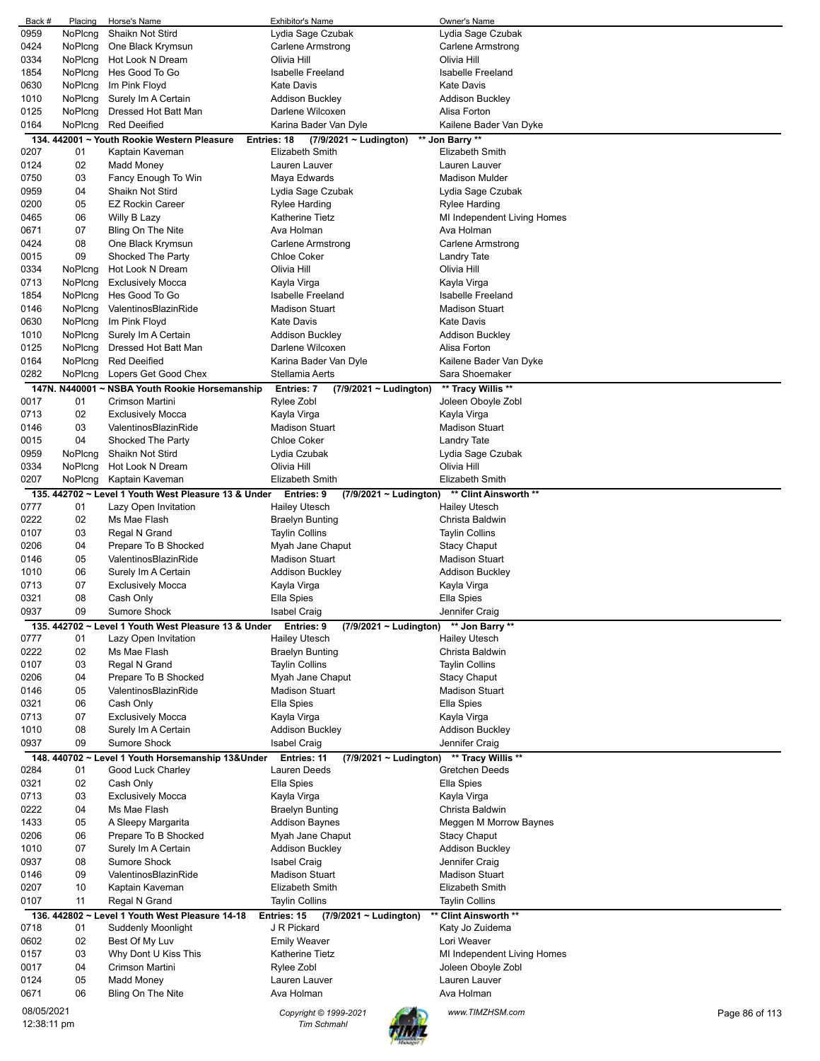| Back # | Placing | Horse's Name | Exhibitor's Name | Owner's Name |
|---|---|---|---|---|
| 0959 | NoPlcng | Shaikn Not Stird | Lydia Sage Czubak | Lydia Sage Czubak |
| 0424 | NoPlcng | One Black Krymsun | Carlene Armstrong | Carlene Armstrong |
| 0334 | NoPlcng | Hot Look N Dream | Olivia Hill | Olivia Hill |
| 1854 | NoPlcng | Hes Good To Go | Isabelle Freeland | Isabelle Freeland |
| 0630 | NoPlcng | Im Pink Floyd | Kate Davis | Kate Davis |
| 1010 | NoPlcng | Surely Im A Certain | Addison Buckley | Addison Buckley |
| 0125 | NoPlcng | Dressed Hot Batt Man | Darlene Wilcoxen | Alisa Forton |
| 0164 | NoPlcng | Red Deeified | Karina Bader Van Dyle | Kailene Bader Van Dyke |

**134. 442001 ~ Youth Rookie Western Pleasure** Entries: 18 (7/9/2021 ~ Ludington) ** Jon Barry **

| Back # | Placing | Horse's Name | Exhibitor's Name | Owner's Name |
|---|---|---|---|---|
| 0207 | 01 | Kaptain Kaveman | Elizabeth Smith | Elizabeth Smith |
| 0124 | 02 | Madd Money | Lauren Lauver | Lauren Lauver |
| 0750 | 03 | Fancy Enough To Win | Maya Edwards | Madison Mulder |
| 0959 | 04 | Shaikn Not Stird | Lydia Sage Czubak | Lydia Sage Czubak |
| 0200 | 05 | EZ Rockin Career | Rylee Harding | Rylee Harding |
| 0465 | 06 | Willy B Lazy | Katherine Tietz | MI Independent Living Homes |
| 0671 | 07 | Bling On The Nite | Ava Holman | Ava Holman |
| 0424 | 08 | One Black Krymsun | Carlene Armstrong | Carlene Armstrong |
| 0015 | 09 | Shocked The Party | Chloe Coker | Landry Tate |
| 0334 | NoPlcng | Hot Look N Dream | Olivia Hill | Olivia Hill |
| 0713 | NoPlcng | Exclusively Mocca | Kayla Virga | Kayla Virga |
| 1854 | NoPlcng | Hes Good To Go | Isabelle Freeland | Isabelle Freeland |
| 0146 | NoPlcng | ValentinosBlazinRide | Madison Stuart | Madison Stuart |
| 0630 | NoPlcng | Im Pink Floyd | Kate Davis | Kate Davis |
| 1010 | NoPlcng | Surely Im A Certain | Addison Buckley | Addison Buckley |
| 0125 | NoPlcng | Dressed Hot Batt Man | Darlene Wilcoxen | Alisa Forton |
| 0164 | NoPlcng | Red Deeified | Karina Bader Van Dyle | Kailene Bader Van Dyke |
| 0282 | NoPlcng | Lopers Get Good Chex | Stellamia Aerts | Sara Shoemaker |

**147N. N440001 ~ NSBA Youth Rookie Horsemanship** Entries: 7 (7/9/2021 ~ Ludington) ** Tracy Willis **

| Back # | Placing | Horse's Name | Exhibitor's Name | Owner's Name |
|---|---|---|---|---|
| 0017 | 01 | Crimson Martini | Rylee Zobl | Joleen Oboyle Zobl |
| 0713 | 02 | Exclusively Mocca | Kayla Virga | Kayla Virga |
| 0146 | 03 | ValentinosBlazinRide | Madison Stuart | Madison Stuart |
| 0015 | 04 | Shocked The Party | Chloe Coker | Landry Tate |
| 0959 | NoPlcng | Shaikn Not Stird | Lydia Czubak | Lydia Sage Czubak |
| 0334 | NoPlcng | Hot Look N Dream | Olivia Hill | Olivia Hill |
| 0207 | NoPlcng | Kaptain Kaveman | Elizabeth Smith | Elizabeth Smith |

**135. 442702 ~ Level 1 Youth West Pleasure 13 & Under** Entries: 9 (7/9/2021 ~ Ludington) ** Clint Ainsworth **

| Back # | Placing | Horse's Name | Exhibitor's Name | Owner's Name |
|---|---|---|---|---|
| 0777 | 01 | Lazy Open Invitation | Hailey Utesch | Hailey Utesch |
| 0222 | 02 | Ms Mae Flash | Braelyn Bunting | Christa Baldwin |
| 0107 | 03 | Regal N Grand | Taylin Collins | Taylin Collins |
| 0206 | 04 | Prepare To B Shocked | Myah Jane Chaput | Stacy Chaput |
| 0146 | 05 | ValentinosBlazinRide | Madison Stuart | Madison Stuart |
| 1010 | 06 | Surely Im A Certain | Addison Buckley | Addison Buckley |
| 0713 | 07 | Exclusively Mocca | Kayla Virga | Kayla Virga |
| 0321 | 08 | Cash Only | Ella Spies | Ella Spies |
| 0937 | 09 | Sumore Shock | Isabel Craig | Jennifer Craig |

**135. 442702 ~ Level 1 Youth West Pleasure 13 & Under** Entries: 9 (7/9/2021 ~ Ludington) ** Jon Barry **

| Back # | Placing | Horse's Name | Exhibitor's Name | Owner's Name |
|---|---|---|---|---|
| 0777 | 01 | Lazy Open Invitation | Hailey Utesch | Hailey Utesch |
| 0222 | 02 | Ms Mae Flash | Braelyn Bunting | Christa Baldwin |
| 0107 | 03 | Regal N Grand | Taylin Collins | Taylin Collins |
| 0206 | 04 | Prepare To B Shocked | Myah Jane Chaput | Stacy Chaput |
| 0146 | 05 | ValentinosBlazinRide | Madison Stuart | Madison Stuart |
| 0321 | 06 | Cash Only | Ella Spies | Ella Spies |
| 0713 | 07 | Exclusively Mocca | Kayla Virga | Kayla Virga |
| 1010 | 08 | Surely Im A Certain | Addison Buckley | Addison Buckley |
| 0937 | 09 | Sumore Shock | Isabel Craig | Jennifer Craig |

**148. 440702 ~ Level 1 Youth Horsemanship 13&Under** Entries: 11 (7/9/2021 ~ Ludington) ** Tracy Willis **

| Back # | Placing | Horse's Name | Exhibitor's Name | Owner's Name |
|---|---|---|---|---|
| 0284 | 01 | Good Luck Charley | Lauren Deeds | Gretchen Deeds |
| 0321 | 02 | Cash Only | Ella Spies | Ella Spies |
| 0713 | 03 | Exclusively Mocca | Kayla Virga | Kayla Virga |
| 0222 | 04 | Ms Mae Flash | Braelyn Bunting | Christa Baldwin |
| 1433 | 05 | A Sleepy Margarita | Addison Baynes | Meggen M Morrow Baynes |
| 0206 | 06 | Prepare To B Shocked | Myah Jane Chaput | Stacy Chaput |
| 1010 | 07 | Surely Im A Certain | Addison Buckley | Addison Buckley |
| 0937 | 08 | Sumore Shock | Isabel Craig | Jennifer Craig |
| 0146 | 09 | ValentinosBlazinRide | Madison Stuart | Madison Stuart |
| 0207 | 10 | Kaptain Kaveman | Elizabeth Smith | Elizabeth Smith |
| 0107 | 11 | Regal N Grand | Taylin Collins | Taylin Collins |

**136. 442802 ~ Level 1 Youth West Pleasure 14-18** Entries: 15 (7/9/2021 ~ Ludington) ** Clint Ainsworth **

| Back # | Placing | Horse's Name | Exhibitor's Name | Owner's Name |
|---|---|---|---|---|
| 0718 | 01 | Suddenly Moonlight | J R Pickard | Katy Jo Zuidema |
| 0602 | 02 | Best Of My Luv | Emily Weaver | Lori Weaver |
| 0157 | 03 | Why Dont U Kiss This | Katherine Tietz | MI Independent Living Homes |
| 0017 | 04 | Crimson Martini | Rylee Zobl | Joleen Oboyle Zobl |
| 0124 | 05 | Madd Money | Lauren Lauver | Lauren Lauver |
| 0671 | 06 | Bling On The Nite | Ava Holman | Ava Holman |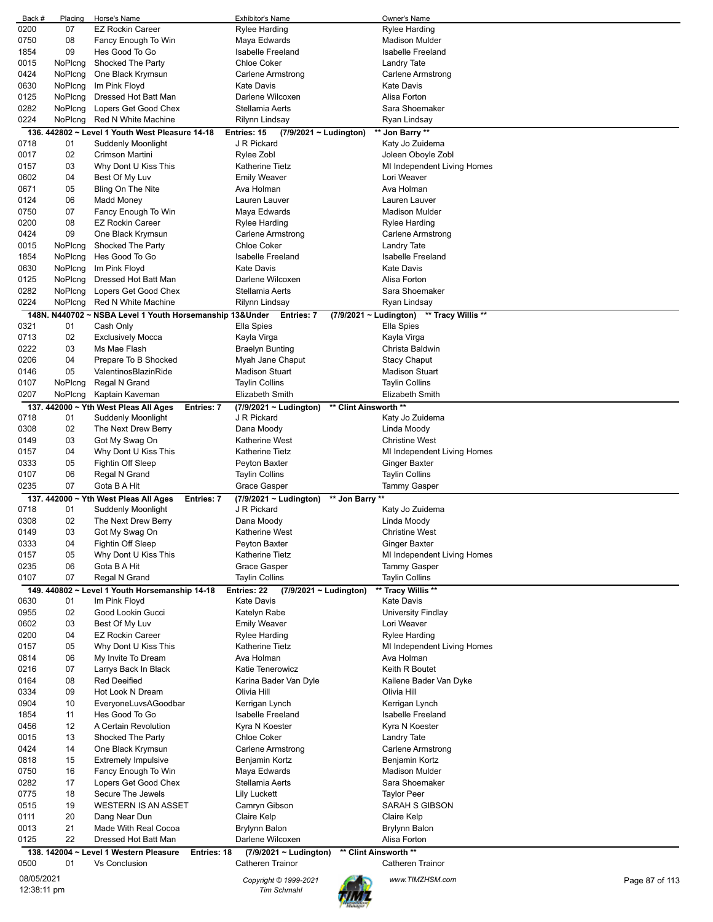| Back # | Placing | Horse's Name | Exhibitor's Name | Owner's Name |
|---|---|---|---|---|
| 0200 | 07 | EZ Rockin Career | Rylee Harding | Rylee Harding |
| 0750 | 08 | Fancy Enough To Win | Maya Edwards | Madison Mulder |
| 1854 | 09 | Hes Good To Go | Isabelle Freeland | Isabelle Freeland |
| 0015 | NoPlcng | Shocked The Party | Chloe Coker | Landry Tate |
| 0424 | NoPlcng | One Black Krymsun | Carlene Armstrong | Carlene Armstrong |
| 0630 | NoPlcng | Im Pink Floyd | Kate Davis | Kate Davis |
| 0125 | NoPlcng | Dressed Hot Batt Man | Darlene Wilcoxen | Alisa Forton |
| 0282 | NoPlcng | Lopers Get Good Chex | Stellamia Aerts | Sara Shoemaker |
| 0224 | NoPlcng | Red N White Machine | Rilynn Lindsay | Ryan Lindsay |

**136. 442802 ~ Level 1 Youth West Pleasure 14-18 — Entries: 15 — (7/9/2021 ~ Ludington) — \*\* Jon Barry \*\***

| Back # | Placing | Horse's Name | Exhibitor's Name | Owner's Name |
|---|---|---|---|---|
| 0718 | 01 | Suddenly Moonlight | J R Pickard | Katy Jo Zuidema |
| 0017 | 02 | Crimson Martini | Rylee Zobl | Joleen Oboyle Zobl |
| 0157 | 03 | Why Dont U Kiss This | Katherine Tietz | MI Independent Living Homes |
| 0602 | 04 | Best Of My Luv | Emily Weaver | Lori Weaver |
| 0671 | 05 | Bling On The Nite | Ava Holman | Ava Holman |
| 0124 | 06 | Madd Money | Lauren Lauver | Lauren Lauver |
| 0750 | 07 | Fancy Enough To Win | Maya Edwards | Madison Mulder |
| 0200 | 08 | EZ Rockin Career | Rylee Harding | Rylee Harding |
| 0424 | 09 | One Black Krymsun | Carlene Armstrong | Carlene Armstrong |
| 0015 | NoPlcng | Shocked The Party | Chloe Coker | Landry Tate |
| 1854 | NoPlcng | Hes Good To Go | Isabelle Freeland | Isabelle Freeland |
| 0630 | NoPlcng | Im Pink Floyd | Kate Davis | Kate Davis |
| 0125 | NoPlcng | Dressed Hot Batt Man | Darlene Wilcoxen | Alisa Forton |
| 0282 | NoPlcng | Lopers Get Good Chex | Stellamia Aerts | Sara Shoemaker |
| 0224 | NoPlcng | Red N White Machine | Rilynn Lindsay | Ryan Lindsay |

**148N. N440702 ~ NSBA Level 1 Youth Horsemanship 13&Under — Entries: 7 — (7/9/2021 ~ Ludington) — \*\* Tracy Willis \*\***

| Back # | Placing | Horse's Name | Exhibitor's Name | Owner's Name |
|---|---|---|---|---|
| 0321 | 01 | Cash Only | Ella Spies | Ella Spies |
| 0713 | 02 | Exclusively Mocca | Kayla Virga | Kayla Virga |
| 0222 | 03 | Ms Mae Flash | Braelyn Bunting | Christa Baldwin |
| 0206 | 04 | Prepare To B Shocked | Myah Jane Chaput | Stacy Chaput |
| 0146 | 05 | ValentinosBlazinRide | Madison Stuart | Madison Stuart |
| 0107 | NoPlcng | Regal N Grand | Taylin Collins | Taylin Collins |
| 0207 | NoPlcng | Kaptain Kaveman | Elizabeth Smith | Elizabeth Smith |

**137. 442000 ~ Yth West Pleas All Ages — Entries: 7 — (7/9/2021 ~ Ludington) — \*\* Clint Ainsworth \*\***

| Back # | Placing | Horse's Name | Exhibitor's Name | Owner's Name |
|---|---|---|---|---|
| 0718 | 01 | Suddenly Moonlight | J R Pickard | Katy Jo Zuidema |
| 0308 | 02 | The Next Drew Berry | Dana Moody | Linda Moody |
| 0149 | 03 | Got My Swag On | Katherine West | Christine West |
| 0157 | 04 | Why Dont U Kiss This | Katherine Tietz | MI Independent Living Homes |
| 0333 | 05 | Fightin Off Sleep | Peyton Baxter | Ginger Baxter |
| 0107 | 06 | Regal N Grand | Taylin Collins | Taylin Collins |
| 0235 | 07 | Gota B A Hit | Grace Gasper | Tammy Gasper |

**137. 442000 ~ Yth West Pleas All Ages — Entries: 7 — (7/9/2021 ~ Ludington) — \*\* Jon Barry \*\***

| Back # | Placing | Horse's Name | Exhibitor's Name | Owner's Name |
|---|---|---|---|---|
| 0718 | 01 | Suddenly Moonlight | J R Pickard | Katy Jo Zuidema |
| 0308 | 02 | The Next Drew Berry | Dana Moody | Linda Moody |
| 0149 | 03 | Got My Swag On | Katherine West | Christine West |
| 0333 | 04 | Fightin Off Sleep | Peyton Baxter | Ginger Baxter |
| 0157 | 05 | Why Dont U Kiss This | Katherine Tietz | MI Independent Living Homes |
| 0235 | 06 | Gota B A Hit | Grace Gasper | Tammy Gasper |
| 0107 | 07 | Regal N Grand | Taylin Collins | Taylin Collins |

**149. 440802 ~ Level 1 Youth Horsemanship 14-18 — Entries: 22 — (7/9/2021 ~ Ludington) — \*\* Tracy Willis \*\***

| Back # | Placing | Horse's Name | Exhibitor's Name | Owner's Name |
|---|---|---|---|---|
| 0630 | 01 | Im Pink Floyd | Kate Davis | Kate Davis |
| 0955 | 02 | Good Lookin Gucci | Katelyn Rabe | University Findlay |
| 0602 | 03 | Best Of My Luv | Emily Weaver | Lori Weaver |
| 0200 | 04 | EZ Rockin Career | Rylee Harding | Rylee Harding |
| 0157 | 05 | Why Dont U Kiss This | Katherine Tietz | MI Independent Living Homes |
| 0814 | 06 | My Invite To Dream | Ava Holman | Ava Holman |
| 0216 | 07 | Larrys Back In Black | Katie Tenerowicz | Keith R Boutet |
| 0164 | 08 | Red Deeified | Karina Bader Van Dyle | Kailene Bader Van Dyke |
| 0334 | 09 | Hot Look N Dream | Olivia Hill | Olivia Hill |
| 0904 | 10 | EveryoneLuvsAGoodbar | Kerrigan Lynch | Kerrigan Lynch |
| 1854 | 11 | Hes Good To Go | Isabelle Freeland | Isabelle Freeland |
| 0456 | 12 | A Certain Revolution | Kyra N Koester | Kyra N Koester |
| 0015 | 13 | Shocked The Party | Chloe Coker | Landry Tate |
| 0424 | 14 | One Black Krymsun | Carlene Armstrong | Carlene Armstrong |
| 0818 | 15 | Extremely Impulsive | Benjamin Kortz | Benjamin Kortz |
| 0750 | 16 | Fancy Enough To Win | Maya Edwards | Madison Mulder |
| 0282 | 17 | Lopers Get Good Chex | Stellamia Aerts | Sara Shoemaker |
| 0775 | 18 | Secure The Jewels | Lily Luckett | Taylor Peer |
| 0515 | 19 | WESTERN IS AN ASSET | Camryn Gibson | SARAH S GIBSON |
| 0111 | 20 | Dang Near Dun | Claire Kelp | Claire Kelp |
| 0013 | 21 | Made With Real Cocoa | Brylynn Balon | Brylynn Balon |
| 0125 | 22 | Dressed Hot Batt Man | Darlene Wilcoxen | Alisa Forton |

**138. 142004 ~ Level 1 Western Pleasure — Entries: 18 — (7/9/2021 ~ Ludington) — \*\* Clint Ainsworth \*\***

| Back # | Placing | Horse's Name | Exhibitor's Name | Owner's Name |
|---|---|---|---|---|
| 0500 | 01 | Vs Conclusion | Catheren Trainor | Catheren Trainor |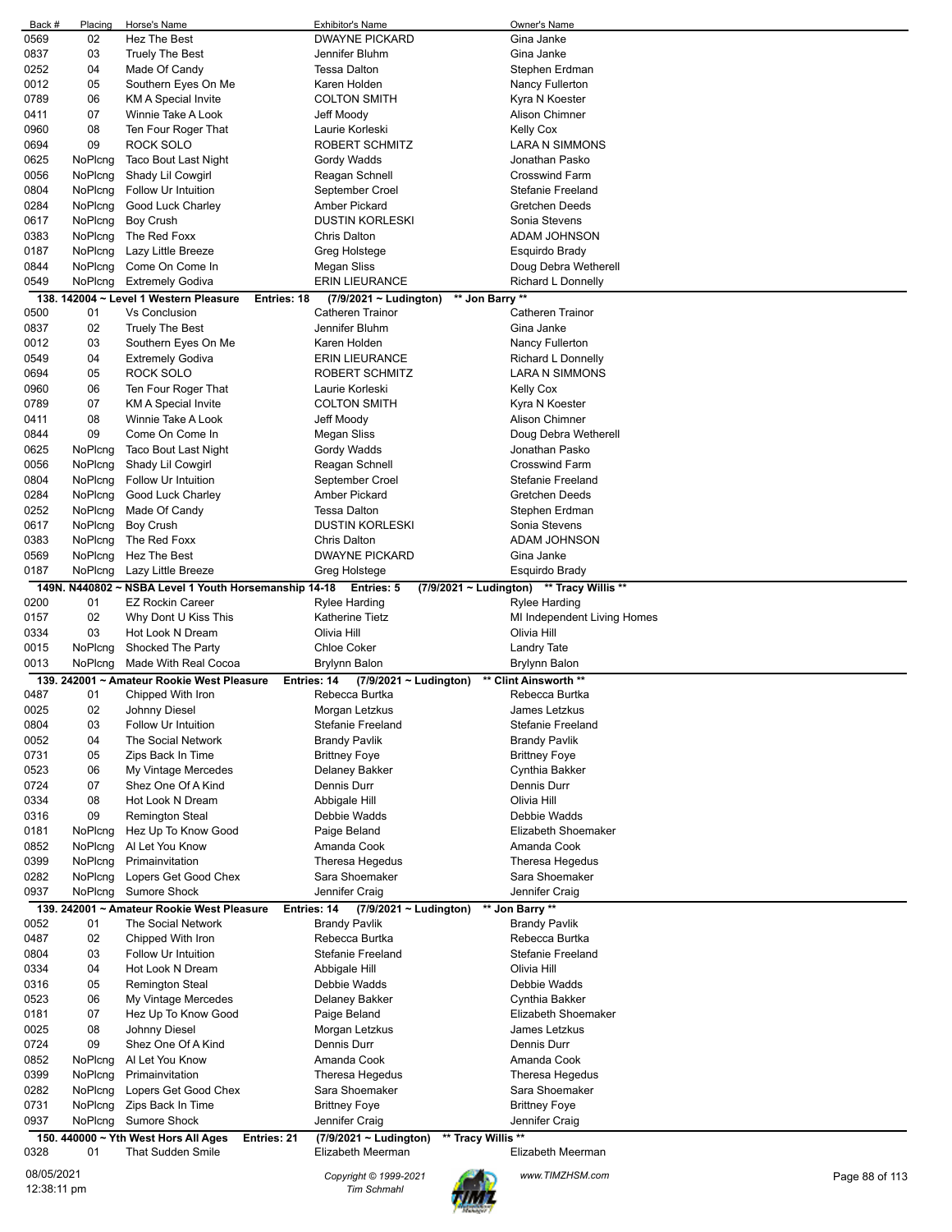| Back # | Placing | Horse's Name | Exhibitor's Name | Owner's Name |
|---|---|---|---|---|
| 0569 | 02 | Hez The Best | DWAYNE PICKARD | Gina Janke |
| 0837 | 03 | Truely The Best | Jennifer Bluhm | Gina Janke |
| 0252 | 04 | Made Of Candy | Tessa Dalton | Stephen Erdman |
| 0012 | 05 | Southern Eyes On Me | Karen Holden | Nancy Fullerton |
| 0789 | 06 | KM A Special Invite | COLTON SMITH | Kyra N Koester |
| 0411 | 07 | Winnie Take A Look | Jeff Moody | Alison Chimner |
| 0960 | 08 | Ten Four Roger That | Laurie Korleski | Kelly Cox |
| 0694 | 09 | ROCK SOLO | ROBERT SCHMITZ | LARA N SIMMONS |
| 0625 | NoPlcng | Taco Bout Last Night | Gordy Wadds | Jonathan Pasko |
| 0056 | NoPlcng | Shady Lil Cowgirl | Reagan Schnell | Crosswind Farm |
| 0804 | NoPlcng | Follow Ur Intuition | September Croel | Stefanie Freeland |
| 0284 | NoPlcng | Good Luck Charley | Amber Pickard | Gretchen Deeds |
| 0617 | NoPlcng | Boy Crush | DUSTIN KORLESKI | Sonia Stevens |
| 0383 | NoPlcng | The Red Foxx | Chris Dalton | ADAM JOHNSON |
| 0187 | NoPlcng | Lazy Little Breeze | Greg Holstege | Esquirdo Brady |
| 0844 | NoPlcng | Come On Come In | Megan Sliss | Doug Debra Wetherell |
| 0549 | NoPlcng | Extremely Godiva | ERIN LIEURANCE | Richard L Donnelly |

**138. 142004 ~ Level 1 Western Pleasure — Entries: 18 — (7/9/2021 ~ Ludington) — ** Jon Barry ****

| Back # | Placing | Horse's Name | Exhibitor's Name | Owner's Name |
|---|---|---|---|---|
| 0500 | 01 | Vs Conclusion | Catheren Trainor | Catheren Trainor |
| 0837 | 02 | Truely The Best | Jennifer Bluhm | Gina Janke |
| 0012 | 03 | Southern Eyes On Me | Karen Holden | Nancy Fullerton |
| 0549 | 04 | Extremely Godiva | ERIN LIEURANCE | Richard L Donnelly |
| 0694 | 05 | ROCK SOLO | ROBERT SCHMITZ | LARA N SIMMONS |
| 0960 | 06 | Ten Four Roger That | Laurie Korleski | Kelly Cox |
| 0789 | 07 | KM A Special Invite | COLTON SMITH | Kyra N Koester |
| 0411 | 08 | Winnie Take A Look | Jeff Moody | Alison Chimner |
| 0844 | 09 | Come On Come In | Megan Sliss | Doug Debra Wetherell |
| 0625 | NoPlcng | Taco Bout Last Night | Gordy Wadds | Jonathan Pasko |
| 0056 | NoPlcng | Shady Lil Cowgirl | Reagan Schnell | Crosswind Farm |
| 0804 | NoPlcng | Follow Ur Intuition | September Croel | Stefanie Freeland |
| 0284 | NoPlcng | Good Luck Charley | Amber Pickard | Gretchen Deeds |
| 0252 | NoPlcng | Made Of Candy | Tessa Dalton | Stephen Erdman |
| 0617 | NoPlcng | Boy Crush | DUSTIN KORLESKI | Sonia Stevens |
| 0383 | NoPlcng | The Red Foxx | Chris Dalton | ADAM JOHNSON |
| 0569 | NoPlcng | Hez The Best | DWAYNE PICKARD | Gina Janke |
| 0187 | NoPlcng | Lazy Little Breeze | Greg Holstege | Esquirdo Brady |

**149N. N440802 ~ NSBA Level 1 Youth Horsemanship 14-18 — Entries: 5 — (7/9/2021 ~ Ludington) — ** Tracy Willis ****

| Back # | Placing | Horse's Name | Exhibitor's Name | Owner's Name |
|---|---|---|---|---|
| 0200 | 01 | EZ Rockin Career | Rylee Harding | Rylee Harding |
| 0157 | 02 | Why Dont U Kiss This | Katherine Tietz | MI Independent Living Homes |
| 0334 | 03 | Hot Look N Dream | Olivia Hill | Olivia Hill |
| 0015 | NoPlcng | Shocked The Party | Chloe Coker | Landry Tate |
| 0013 | NoPlcng | Made With Real Cocoa | Brylynn Balon | Brylynn Balon |

**139. 242001 ~ Amateur Rookie West Pleasure — Entries: 14 — (7/9/2021 ~ Ludington) — ** Clint Ainsworth ****

| Back # | Placing | Horse's Name | Exhibitor's Name | Owner's Name |
|---|---|---|---|---|
| 0487 | 01 | Chipped With Iron | Rebecca Burtka | Rebecca Burtka |
| 0025 | 02 | Johnny Diesel | Morgan Letzkus | James Letzkus |
| 0804 | 03 | Follow Ur Intuition | Stefanie Freeland | Stefanie Freeland |
| 0052 | 04 | The Social Network | Brandy Pavlik | Brandy Pavlik |
| 0731 | 05 | Zips Back In Time | Brittney Foye | Brittney Foye |
| 0523 | 06 | My Vintage Mercedes | Delaney Bakker | Cynthia Bakker |
| 0724 | 07 | Shez One Of A Kind | Dennis Durr | Dennis Durr |
| 0334 | 08 | Hot Look N Dream | Abbigale Hill | Olivia Hill |
| 0316 | 09 | Remington Steal | Debbie Wadds | Debbie Wadds |
| 0181 | NoPlcng | Hez Up To Know Good | Paige Beland | Elizabeth Shoemaker |
| 0852 | NoPlcng | Al Let You Know | Amanda Cook | Amanda Cook |
| 0399 | NoPlcng | Primainvitation | Theresa Hegedus | Theresa Hegedus |
| 0282 | NoPlcng | Lopers Get Good Chex | Sara Shoemaker | Sara Shoemaker |
| 0937 | NoPlcng | Sumore Shock | Jennifer Craig | Jennifer Craig |

**139. 242001 ~ Amateur Rookie West Pleasure — Entries: 14 — (7/9/2021 ~ Ludington) — ** Jon Barry ****

| Back # | Placing | Horse's Name | Exhibitor's Name | Owner's Name |
|---|---|---|---|---|
| 0052 | 01 | The Social Network | Brandy Pavlik | Brandy Pavlik |
| 0487 | 02 | Chipped With Iron | Rebecca Burtka | Rebecca Burtka |
| 0804 | 03 | Follow Ur Intuition | Stefanie Freeland | Stefanie Freeland |
| 0334 | 04 | Hot Look N Dream | Abbigale Hill | Olivia Hill |
| 0316 | 05 | Remington Steal | Debbie Wadds | Debbie Wadds |
| 0523 | 06 | My Vintage Mercedes | Delaney Bakker | Cynthia Bakker |
| 0181 | 07 | Hez Up To Know Good | Paige Beland | Elizabeth Shoemaker |
| 0025 | 08 | Johnny Diesel | Morgan Letzkus | James Letzkus |
| 0724 | 09 | Shez One Of A Kind | Dennis Durr | Dennis Durr |
| 0852 | NoPlcng | Al Let You Know | Amanda Cook | Amanda Cook |
| 0399 | NoPlcng | Primainvitation | Theresa Hegedus | Theresa Hegedus |
| 0282 | NoPlcng | Lopers Get Good Chex | Sara Shoemaker | Sara Shoemaker |
| 0731 | NoPlcng | Zips Back In Time | Brittney Foye | Brittney Foye |
| 0937 | NoPlcng | Sumore Shock | Jennifer Craig | Jennifer Craig |

**150. 440000 ~ Yth West Hors All Ages — Entries: 21 — (7/9/2021 ~ Ludington) — ** Tracy Willis ****

| Back # | Placing | Horse's Name | Exhibitor's Name | Owner's Name |
|---|---|---|---|---|
| 0328 | 01 | That Sudden Smile | Elizabeth Meerman | Elizabeth Meerman |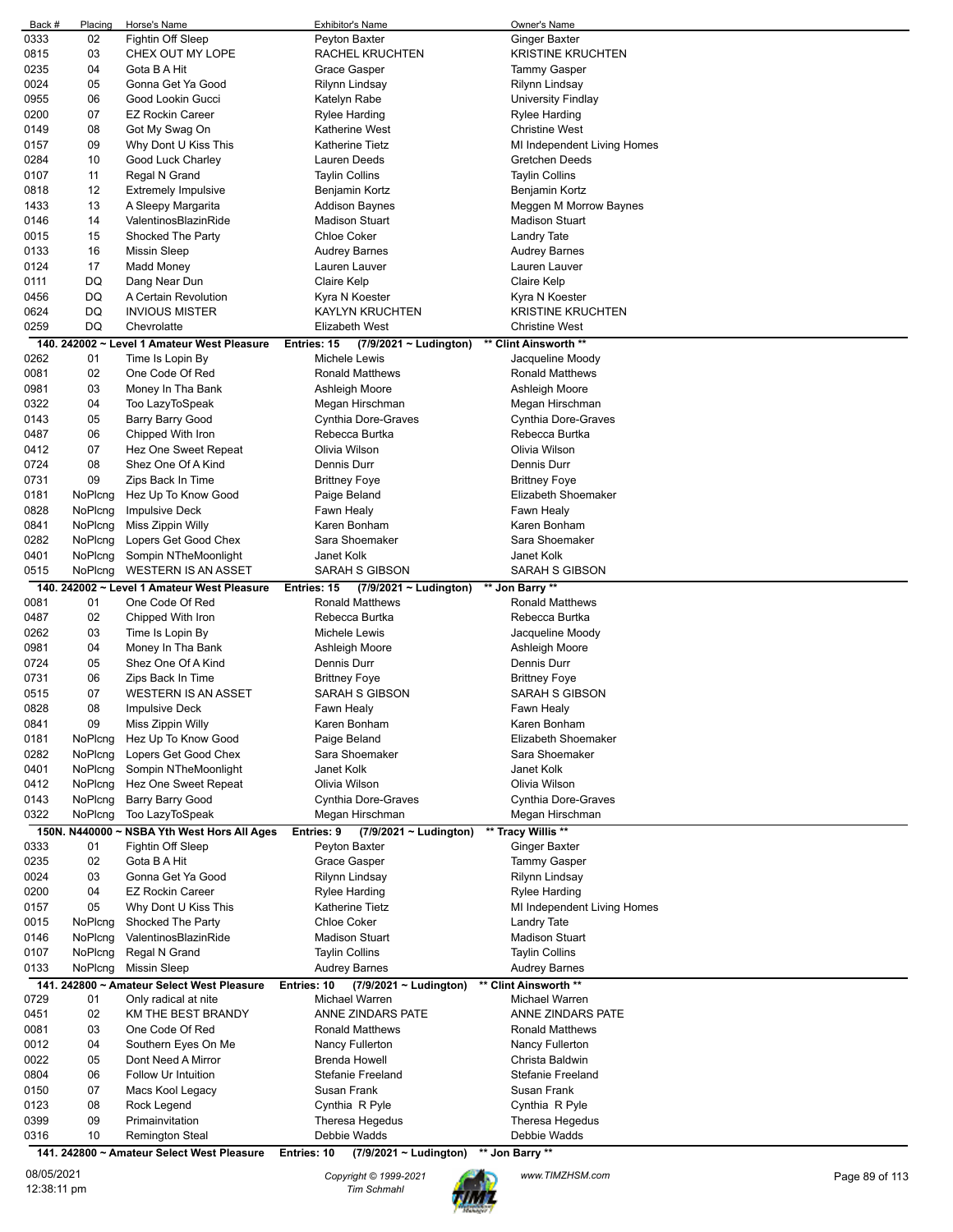| Back # | Placing | Horse's Name | Exhibitor's Name | Owner's Name |
|---|---|---|---|---|
| 0333 | 02 | Fightin Off Sleep | Peyton Baxter | Ginger Baxter |
| 0815 | 03 | CHEX OUT MY LOPE | RACHEL KRUCHTEN | KRISTINE KRUCHTEN |
| 0235 | 04 | Gota B A Hit | Grace Gasper | Tammy Gasper |
| 0024 | 05 | Gonna Get Ya Good | Rilynn Lindsay | Rilynn Lindsay |
| 0955 | 06 | Good Lookin Gucci | Katelyn Rabe | University Findlay |
| 0200 | 07 | EZ Rockin Career | Rylee Harding | Rylee Harding |
| 0149 | 08 | Got My Swag On | Katherine West | Christine West |
| 0157 | 09 | Why Dont U Kiss This | Katherine Tietz | MI Independent Living Homes |
| 0284 | 10 | Good Luck Charley | Lauren Deeds | Gretchen Deeds |
| 0107 | 11 | Regal N Grand | Taylin Collins | Taylin Collins |
| 0818 | 12 | Extremely Impulsive | Benjamin Kortz | Benjamin Kortz |
| 1433 | 13 | A Sleepy Margarita | Addison Baynes | Meggen M Morrow Baynes |
| 0146 | 14 | ValentinosBlazinRide | Madison Stuart | Madison Stuart |
| 0015 | 15 | Shocked The Party | Chloe Coker | Landry Tate |
| 0133 | 16 | Missin Sleep | Audrey Barnes | Audrey Barnes |
| 0124 | 17 | Madd Money | Lauren Lauver | Lauren Lauver |
| 0111 | DQ | Dang Near Dun | Claire Kelp | Claire Kelp |
| 0456 | DQ | A Certain Revolution | Kyra N Koester | Kyra N Koester |
| 0624 | DQ | INVIOUS MISTER | KAYLYN KRUCHTEN | KRISTINE KRUCHTEN |
| 0259 | DQ | Chevrolatte | Elizabeth West | Christine West |

**140. 242002 ~ Level 1 Amateur West Pleasure** Entries: 15 (7/9/2021 ~ Ludington) ** Clint Ainsworth **

| Back # | Placing | Horse's Name | Exhibitor's Name | Owner's Name |
|---|---|---|---|---|
| 0262 | 01 | Time Is Lopin By | Michele Lewis | Jacqueline Moody |
| 0081 | 02 | One Code Of Red | Ronald Matthews | Ronald Matthews |
| 0981 | 03 | Money In Tha Bank | Ashleigh Moore | Ashleigh Moore |
| 0322 | 04 | Too LazyToSpeak | Megan Hirschman | Megan Hirschman |
| 0143 | 05 | Barry Barry Good | Cynthia Dore-Graves | Cynthia Dore-Graves |
| 0487 | 06 | Chipped With Iron | Rebecca Burtka | Rebecca Burtka |
| 0412 | 07 | Hez One Sweet Repeat | Olivia Wilson | Olivia Wilson |
| 0724 | 08 | Shez One Of A Kind | Dennis Durr | Dennis Durr |
| 0731 | 09 | Zips Back In Time | Brittney Foye | Brittney Foye |
| 0181 | NoPlcng | Hez Up To Know Good | Paige Beland | Elizabeth Shoemaker |
| 0828 | NoPlcng | Impulsive Deck | Fawn Healy | Fawn Healy |
| 0841 | NoPlcng | Miss Zippin Willy | Karen Bonham | Karen Bonham |
| 0282 | NoPlcng | Lopers Get Good Chex | Sara Shoemaker | Sara Shoemaker |
| 0401 | NoPlcng | Sompin NTheMoonlight | Janet Kolk | Janet Kolk |
| 0515 | NoPlcng | WESTERN IS AN ASSET | SARAH S GIBSON | SARAH S GIBSON |

**140. 242002 ~ Level 1 Amateur West Pleasure** Entries: 15 (7/9/2021 ~ Ludington) ** Jon Barry **

| Back # | Placing | Horse's Name | Exhibitor's Name | Owner's Name |
|---|---|---|---|---|
| 0081 | 01 | One Code Of Red | Ronald Matthews | Ronald Matthews |
| 0487 | 02 | Chipped With Iron | Rebecca Burtka | Rebecca Burtka |
| 0262 | 03 | Time Is Lopin By | Michele Lewis | Jacqueline Moody |
| 0981 | 04 | Money In Tha Bank | Ashleigh Moore | Ashleigh Moore |
| 0724 | 05 | Shez One Of A Kind | Dennis Durr | Dennis Durr |
| 0731 | 06 | Zips Back In Time | Brittney Foye | Brittney Foye |
| 0515 | 07 | WESTERN IS AN ASSET | SARAH S GIBSON | SARAH S GIBSON |
| 0828 | 08 | Impulsive Deck | Fawn Healy | Fawn Healy |
| 0841 | 09 | Miss Zippin Willy | Karen Bonham | Karen Bonham |
| 0181 | NoPlcng | Hez Up To Know Good | Paige Beland | Elizabeth Shoemaker |
| 0282 | NoPlcng | Lopers Get Good Chex | Sara Shoemaker | Sara Shoemaker |
| 0401 | NoPlcng | Sompin NTheMoonlight | Janet Kolk | Janet Kolk |
| 0412 | NoPlcng | Hez One Sweet Repeat | Olivia Wilson | Olivia Wilson |
| 0143 | NoPlcng | Barry Barry Good | Cynthia Dore-Graves | Cynthia Dore-Graves |
| 0322 | NoPlcng | Too LazyToSpeak | Megan Hirschman | Megan Hirschman |

**150N. N440000 ~ NSBA Yth West Hors All Ages** Entries: 9 (7/9/2021 ~ Ludington) ** Tracy Willis **

| Back # | Placing | Horse's Name | Exhibitor's Name | Owner's Name |
|---|---|---|---|---|
| 0333 | 01 | Fightin Off Sleep | Peyton Baxter | Ginger Baxter |
| 0235 | 02 | Gota B A Hit | Grace Gasper | Tammy Gasper |
| 0024 | 03 | Gonna Get Ya Good | Rilynn Lindsay | Rilynn Lindsay |
| 0200 | 04 | EZ Rockin Career | Rylee Harding | Rylee Harding |
| 0157 | 05 | Why Dont U Kiss This | Katherine Tietz | MI Independent Living Homes |
| 0015 | NoPlcng | Shocked The Party | Chloe Coker | Landry Tate |
| 0146 | NoPlcng | ValentinosBlazinRide | Madison Stuart | Madison Stuart |
| 0107 | NoPlcng | Regal N Grand | Taylin Collins | Taylin Collins |
| 0133 | NoPlcng | Missin Sleep | Audrey Barnes | Audrey Barnes |

**141. 242800 ~ Amateur Select West Pleasure** Entries: 10 (7/9/2021 ~ Ludington) ** Clint Ainsworth **

| Back # | Placing | Horse's Name | Exhibitor's Name | Owner's Name |
|---|---|---|---|---|
| 0729 | 01 | Only radical at nite | Michael Warren | Michael Warren |
| 0451 | 02 | KM THE BEST BRANDY | ANNE ZINDARS PATE | ANNE ZINDARS PATE |
| 0081 | 03 | One Code Of Red | Ronald Matthews | Ronald Matthews |
| 0012 | 04 | Southern Eyes On Me | Nancy Fullerton | Nancy Fullerton |
| 0022 | 05 | Dont Need A Mirror | Brenda Howell | Christa Baldwin |
| 0804 | 06 | Follow Ur Intuition | Stefanie Freeland | Stefanie Freeland |
| 0150 | 07 | Macs Kool Legacy | Susan Frank | Susan Frank |
| 0123 | 08 | Rock Legend | Cynthia R Pyle | Cynthia R Pyle |
| 0399 | 09 | Primainvitation | Theresa Hegedus | Theresa Hegedus |
| 0316 | 10 | Remington Steal | Debbie Wadds | Debbie Wadds |

**141. 242800 ~ Amateur Select West Pleasure** Entries: 10 (7/9/2021 ~ Ludington) ** Jon Barry **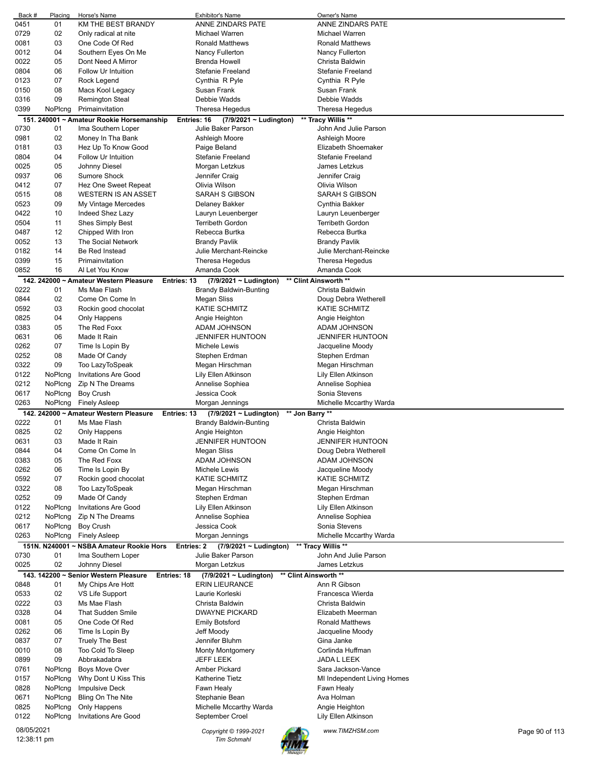| Back # | Placing | Horse's Name | Exhibitor's Name | Owner's Name |
|---|---|---|---|---|
| 0451 | 01 | KM THE BEST BRANDY | ANNE ZINDARS PATE | ANNE ZINDARS PATE |
| 0729 | 02 | Only radical at nite | Michael Warren | Michael Warren |
| 0081 | 03 | One Code Of Red | Ronald Matthews | Ronald Matthews |
| 0012 | 04 | Southern Eyes On Me | Nancy Fullerton | Nancy Fullerton |
| 0022 | 05 | Dont Need A Mirror | Brenda Howell | Christa Baldwin |
| 0804 | 06 | Follow Ur Intuition | Stefanie Freeland | Stefanie Freeland |
| 0123 | 07 | Rock Legend | Cynthia R Pyle | Cynthia R Pyle |
| 0150 | 08 | Macs Kool Legacy | Susan Frank | Susan Frank |
| 0316 | 09 | Remington Steal | Debbie Wadds | Debbie Wadds |
| 0399 | NoPlcng | Primainvitation | Theresa Hegedus | Theresa Hegedus |

**151. 240001 ~ Amateur Rookie Horsemanship   Entries: 16   (7/9/2021 ~ Ludington)   \*\* Tracy Willis \*\***

| Back # | Placing | Horse's Name | Exhibitor's Name | Owner's Name |
|---|---|---|---|---|
| 0730 | 01 | Ima Southern Loper | Julie Baker Parson | John And Julie Parson |
| 0981 | 02 | Money In Tha Bank | Ashleigh Moore | Ashleigh Moore |
| 0181 | 03 | Hez Up To Know Good | Paige Beland | Elizabeth Shoemaker |
| 0804 | 04 | Follow Ur Intuition | Stefanie Freeland | Stefanie Freeland |
| 0025 | 05 | Johnny Diesel | Morgan Letzkus | James Letzkus |
| 0937 | 06 | Sumore Shock | Jennifer Craig | Jennifer Craig |
| 0412 | 07 | Hez One Sweet Repeat | Olivia Wilson | Olivia Wilson |
| 0515 | 08 | WESTERN IS AN ASSET | SARAH S GIBSON | SARAH S GIBSON |
| 0523 | 09 | My Vintage Mercedes | Delaney Bakker | Cynthia Bakker |
| 0422 | 10 | Indeed Shez Lazy | Lauryn Leuenberger | Lauryn Leuenberger |
| 0504 | 11 | Shes Simply Best | Terribeth Gordon | Terribeth Gordon |
| 0487 | 12 | Chipped With Iron | Rebecca Burtka | Rebecca Burtka |
| 0052 | 13 | The Social Network | Brandy Pavlik | Brandy Pavlik |
| 0182 | 14 | Be Red Instead | Julie Merchant-Reincke | Julie Merchant-Reincke |
| 0399 | 15 | Primainvitation | Theresa Hegedus | Theresa Hegedus |
| 0852 | 16 | Al Let You Know | Amanda Cook | Amanda Cook |

**142. 242000 ~ Amateur Western Pleasure   Entries: 13   (7/9/2021 ~ Ludington)   \*\* Clint Ainsworth \*\***

| Back # | Placing | Horse's Name | Exhibitor's Name | Owner's Name |
|---|---|---|---|---|
| 0222 | 01 | Ms Mae Flash | Brandy Baldwin-Bunting | Christa Baldwin |
| 0844 | 02 | Come On Come In | Megan Sliss | Doug Debra Wetherell |
| 0592 | 03 | Rockin good chocolat | KATIE SCHMITZ | KATIE SCHMITZ |
| 0825 | 04 | Only Happens | Angie Heighton | Angie Heighton |
| 0383 | 05 | The Red Foxx | ADAM JOHNSON | ADAM JOHNSON |
| 0631 | 06 | Made It Rain | JENNIFER HUNTOON | JENNIFER HUNTOON |
| 0262 | 07 | Time Is Lopin By | Michele Lewis | Jacqueline Moody |
| 0252 | 08 | Made Of Candy | Stephen Erdman | Stephen Erdman |
| 0322 | 09 | Too LazyToSpeak | Megan Hirschman | Megan Hirschman |
| 0122 | NoPlcng | Invitations Are Good | Lily Ellen Atkinson | Lily Ellen Atkinson |
| 0212 | NoPlcng | Zip N The Dreams | Annelise Sophiea | Annelise Sophiea |
| 0617 | NoPlcng | Boy Crush | Jessica Cook | Sonia Stevens |
| 0263 | NoPlcng | Finely Asleep | Morgan Jennings | Michelle Mccarthy Warda |

**142. 242000 ~ Amateur Western Pleasure   Entries: 13   (7/9/2021 ~ Ludington)   \*\* Jon Barry \*\***

| Back # | Placing | Horse's Name | Exhibitor's Name | Owner's Name |
|---|---|---|---|---|
| 0222 | 01 | Ms Mae Flash | Brandy Baldwin-Bunting | Christa Baldwin |
| 0825 | 02 | Only Happens | Angie Heighton | Angie Heighton |
| 0631 | 03 | Made It Rain | JENNIFER HUNTOON | JENNIFER HUNTOON |
| 0844 | 04 | Come On Come In | Megan Sliss | Doug Debra Wetherell |
| 0383 | 05 | The Red Foxx | ADAM JOHNSON | ADAM JOHNSON |
| 0262 | 06 | Time Is Lopin By | Michele Lewis | Jacqueline Moody |
| 0592 | 07 | Rockin good chocolat | KATIE SCHMITZ | KATIE SCHMITZ |
| 0322 | 08 | Too LazyToSpeak | Megan Hirschman | Megan Hirschman |
| 0252 | 09 | Made Of Candy | Stephen Erdman | Stephen Erdman |
| 0122 | NoPlcng | Invitations Are Good | Lily Ellen Atkinson | Lily Ellen Atkinson |
| 0212 | NoPlcng | Zip N The Dreams | Annelise Sophiea | Annelise Sophiea |
| 0617 | NoPlcng | Boy Crush | Jessica Cook | Sonia Stevens |
| 0263 | NoPlcng | Finely Asleep | Morgan Jennings | Michelle Mccarthy Warda |

**151N. N240001 ~ NSBA Amateur Rookie Hors   Entries: 2   (7/9/2021 ~ Ludington)   \*\* Tracy Willis \*\***

| Back # | Placing | Horse's Name | Exhibitor's Name | Owner's Name |
|---|---|---|---|---|
| 0730 | 01 | Ima Southern Loper | Julie Baker Parson | John And Julie Parson |
| 0025 | 02 | Johnny Diesel | Morgan Letzkus | James Letzkus |

**143. 142200 ~ Senior Western Pleasure   Entries: 18   (7/9/2021 ~ Ludington)   \*\* Clint Ainsworth \*\***

| Back # | Placing | Horse's Name | Exhibitor's Name | Owner's Name |
|---|---|---|---|---|
| 0848 | 01 | My Chips Are Hott | ERIN LIEURANCE | Ann R Gibson |
| 0533 | 02 | VS Life Support | Laurie Korleski | Francesca Wierda |
| 0222 | 03 | Ms Mae Flash | Christa Baldwin | Christa Baldwin |
| 0328 | 04 | That Sudden Smile | DWAYNE PICKARD | Elizabeth Meerman |
| 0081 | 05 | One Code Of Red | Emily Botsford | Ronald Matthews |
| 0262 | 06 | Time Is Lopin By | Jeff Moody | Jacqueline Moody |
| 0837 | 07 | Truely The Best | Jennifer Bluhm | Gina Janke |
| 0010 | 08 | Too Cold To Sleep | Monty Montgomery | Corlinda Huffman |
| 0899 | 09 | Abbrakadabra | JEFF LEEK | JADA L LEEK |
| 0761 | NoPlcng | Boys Move Over | Amber Pickard | Sara Jackson-Vance |
| 0157 | NoPlcng | Why Dont U Kiss This | Katherine Tietz | MI Independent Living Homes |
| 0828 | NoPlcng | Impulsive Deck | Fawn Healy | Fawn Healy |
| 0671 | NoPlcng | Bling On The Nite | Stephanie Bean | Ava Holman |
| 0825 | NoPlcng | Only Happens | Michelle Mccarthy Warda | Angie Heighton |
| 0122 | NoPlcng | Invitations Are Good | September Croel | Lily Ellen Atkinson |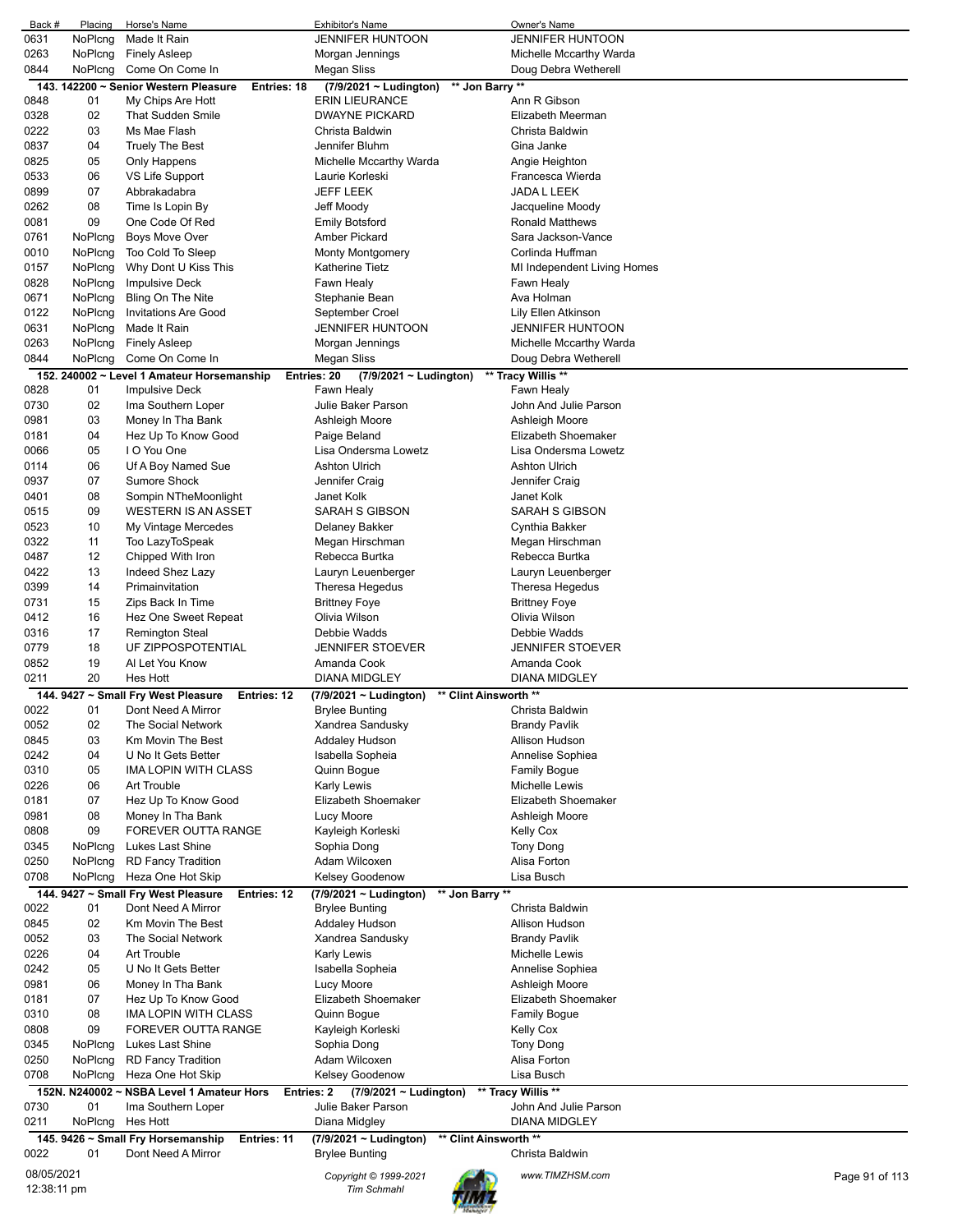| Back # | Placing | Horse's Name | Exhibitor's Name | Owner's Name |
|---|---|---|---|---|
| 0631 | NoPlcng | Made It Rain | JENNIFER HUNTOON | JENNIFER HUNTOON |
| 0263 | NoPlcng | Finely Asleep | Morgan Jennings | Michelle Mccarthy Warda |
| 0844 | NoPlcng | Come On Come In | Megan Sliss | Doug Debra Wetherell |

**143. 142200 ~ Senior Western Pleasure — Entries: 18 — (7/9/2021 ~ Ludington) — \*\* Jon Barry \*\***

| Back # | Placing | Horse's Name | Exhibitor's Name | Owner's Name |
|---|---|---|---|---|
| 0848 | 01 | My Chips Are Hott | ERIN LIEURANCE | Ann R Gibson |
| 0328 | 02 | That Sudden Smile | DWAYNE PICKARD | Elizabeth Meerman |
| 0222 | 03 | Ms Mae Flash | Christa Baldwin | Christa Baldwin |
| 0837 | 04 | Truely The Best | Jennifer Bluhm | Gina Janke |
| 0825 | 05 | Only Happens | Michelle Mccarthy Warda | Angie Heighton |
| 0533 | 06 | VS Life Support | Laurie Korleski | Francesca Wierda |
| 0899 | 07 | Abbrakadabra | JEFF LEEK | JADA L LEEK |
| 0262 | 08 | Time Is Lopin By | Jeff Moody | Jacqueline Moody |
| 0081 | 09 | One Code Of Red | Emily Botsford | Ronald Matthews |
| 0761 | NoPlcng | Boys Move Over | Amber Pickard | Sara Jackson-Vance |
| 0010 | NoPlcng | Too Cold To Sleep | Monty Montgomery | Corlinda Huffman |
| 0157 | NoPlcng | Why Dont U Kiss This | Katherine Tietz | MI Independent Living Homes |
| 0828 | NoPlcng | Impulsive Deck | Fawn Healy | Fawn Healy |
| 0671 | NoPlcng | Bling On The Nite | Stephanie Bean | Ava Holman |
| 0122 | NoPlcng | Invitations Are Good | September Croel | Lily Ellen Atkinson |
| 0631 | NoPlcng | Made It Rain | JENNIFER HUNTOON | JENNIFER HUNTOON |
| 0263 | NoPlcng | Finely Asleep | Morgan Jennings | Michelle Mccarthy Warda |
| 0844 | NoPlcng | Come On Come In | Megan Sliss | Doug Debra Wetherell |

**152. 240002 ~ Level 1 Amateur Horsemanship — Entries: 20 — (7/9/2021 ~ Ludington) — \*\* Tracy Willis \*\***

| Back # | Placing | Horse's Name | Exhibitor's Name | Owner's Name |
|---|---|---|---|---|
| 0828 | 01 | Impulsive Deck | Fawn Healy | Fawn Healy |
| 0730 | 02 | Ima Southern Loper | Julie Baker Parson | John And Julie Parson |
| 0981 | 03 | Money In Tha Bank | Ashleigh Moore | Ashleigh Moore |
| 0181 | 04 | Hez Up To Know Good | Paige Beland | Elizabeth Shoemaker |
| 0066 | 05 | I O You One | Lisa Ondersma Lowetz | Lisa Ondersma Lowetz |
| 0114 | 06 | Uf A Boy Named Sue | Ashton Ulrich | Ashton Ulrich |
| 0937 | 07 | Sumore Shock | Jennifer Craig | Jennifer Craig |
| 0401 | 08 | Sompin NTheMoonlight | Janet Kolk | Janet Kolk |
| 0515 | 09 | WESTERN IS AN ASSET | SARAH S GIBSON | SARAH S GIBSON |
| 0523 | 10 | My Vintage Mercedes | Delaney Bakker | Cynthia Bakker |
| 0322 | 11 | Too LazyToSpeak | Megan Hirschman | Megan Hirschman |
| 0487 | 12 | Chipped With Iron | Rebecca Burtka | Rebecca Burtka |
| 0422 | 13 | Indeed Shez Lazy | Lauryn Leuenberger | Lauryn Leuenberger |
| 0399 | 14 | Primainvitation | Theresa Hegedus | Theresa Hegedus |
| 0731 | 15 | Zips Back In Time | Brittney Foye | Brittney Foye |
| 0412 | 16 | Hez One Sweet Repeat | Olivia Wilson | Olivia Wilson |
| 0316 | 17 | Remington Steal | Debbie Wadds | Debbie Wadds |
| 0779 | 18 | UF ZIPPOSPOTENTIAL | JENNIFER STOEVER | JENNIFER STOEVER |
| 0852 | 19 | Al Let You Know | Amanda Cook | Amanda Cook |
| 0211 | 20 | Hes Hott | DIANA MIDGLEY | DIANA MIDGLEY |

**144. 9427 ~ Small Fry West Pleasure — Entries: 12 — (7/9/2021 ~ Ludington) — \*\* Clint Ainsworth \*\***

| Back # | Placing | Horse's Name | Exhibitor's Name | Owner's Name |
|---|---|---|---|---|
| 0022 | 01 | Dont Need A Mirror | Brylee Bunting | Christa Baldwin |
| 0052 | 02 | The Social Network | Xandrea Sandusky | Brandy Pavlik |
| 0845 | 03 | Km Movin The Best | Addaley Hudson | Allison Hudson |
| 0242 | 04 | U No It Gets Better | Isabella Sopheia | Annelise Sophiea |
| 0310 | 05 | IMA LOPIN WITH CLASS | Quinn Bogue | Family Bogue |
| 0226 | 06 | Art Trouble | Karly Lewis | Michelle Lewis |
| 0181 | 07 | Hez Up To Know Good | Elizabeth Shoemaker | Elizabeth Shoemaker |
| 0981 | 08 | Money In Tha Bank | Lucy Moore | Ashleigh Moore |
| 0808 | 09 | FOREVER OUTTA RANGE | Kayleigh Korleski | Kelly Cox |
| 0345 | NoPlcng | Lukes Last Shine | Sophia Dong | Tony Dong |
| 0250 | NoPlcng | RD Fancy Tradition | Adam Wilcoxen | Alisa Forton |
| 0708 | NoPlcng | Heza One Hot Skip | Kelsey Goodenow | Lisa Busch |

**144. 9427 ~ Small Fry West Pleasure — Entries: 12 — (7/9/2021 ~ Ludington) — \*\* Jon Barry \*\***

| Back # | Placing | Horse's Name | Exhibitor's Name | Owner's Name |
|---|---|---|---|---|
| 0022 | 01 | Dont Need A Mirror | Brylee Bunting | Christa Baldwin |
| 0845 | 02 | Km Movin The Best | Addaley Hudson | Allison Hudson |
| 0052 | 03 | The Social Network | Xandrea Sandusky | Brandy Pavlik |
| 0226 | 04 | Art Trouble | Karly Lewis | Michelle Lewis |
| 0242 | 05 | U No It Gets Better | Isabella Sopheia | Annelise Sophiea |
| 0981 | 06 | Money In Tha Bank | Lucy Moore | Ashleigh Moore |
| 0181 | 07 | Hez Up To Know Good | Elizabeth Shoemaker | Elizabeth Shoemaker |
| 0310 | 08 | IMA LOPIN WITH CLASS | Quinn Bogue | Family Bogue |
| 0808 | 09 | FOREVER OUTTA RANGE | Kayleigh Korleski | Kelly Cox |
| 0345 | NoPlcng | Lukes Last Shine | Sophia Dong | Tony Dong |
| 0250 | NoPlcng | RD Fancy Tradition | Adam Wilcoxen | Alisa Forton |
| 0708 | NoPlcng | Heza One Hot Skip | Kelsey Goodenow | Lisa Busch |

**152N. N240002 ~ NSBA Level 1 Amateur Hors — Entries: 2 — (7/9/2021 ~ Ludington) — \*\* Tracy Willis \*\***

| Back # | Placing | Horse's Name | Exhibitor's Name | Owner's Name |
|---|---|---|---|---|
| 0730 | 01 | Ima Southern Loper | Julie Baker Parson | John And Julie Parson |
| 0211 | NoPlcng | Hes Hott | Diana Midgley | DIANA MIDGLEY |

**145. 9426 ~ Small Fry Horsemanship — Entries: 11 — (7/9/2021 ~ Ludington) — \*\* Clint Ainsworth \*\***

| Back # | Placing | Horse's Name | Exhibitor's Name | Owner's Name |
|---|---|---|---|---|
| 0022 | 01 | Dont Need A Mirror | Brylee Bunting | Christa Baldwin |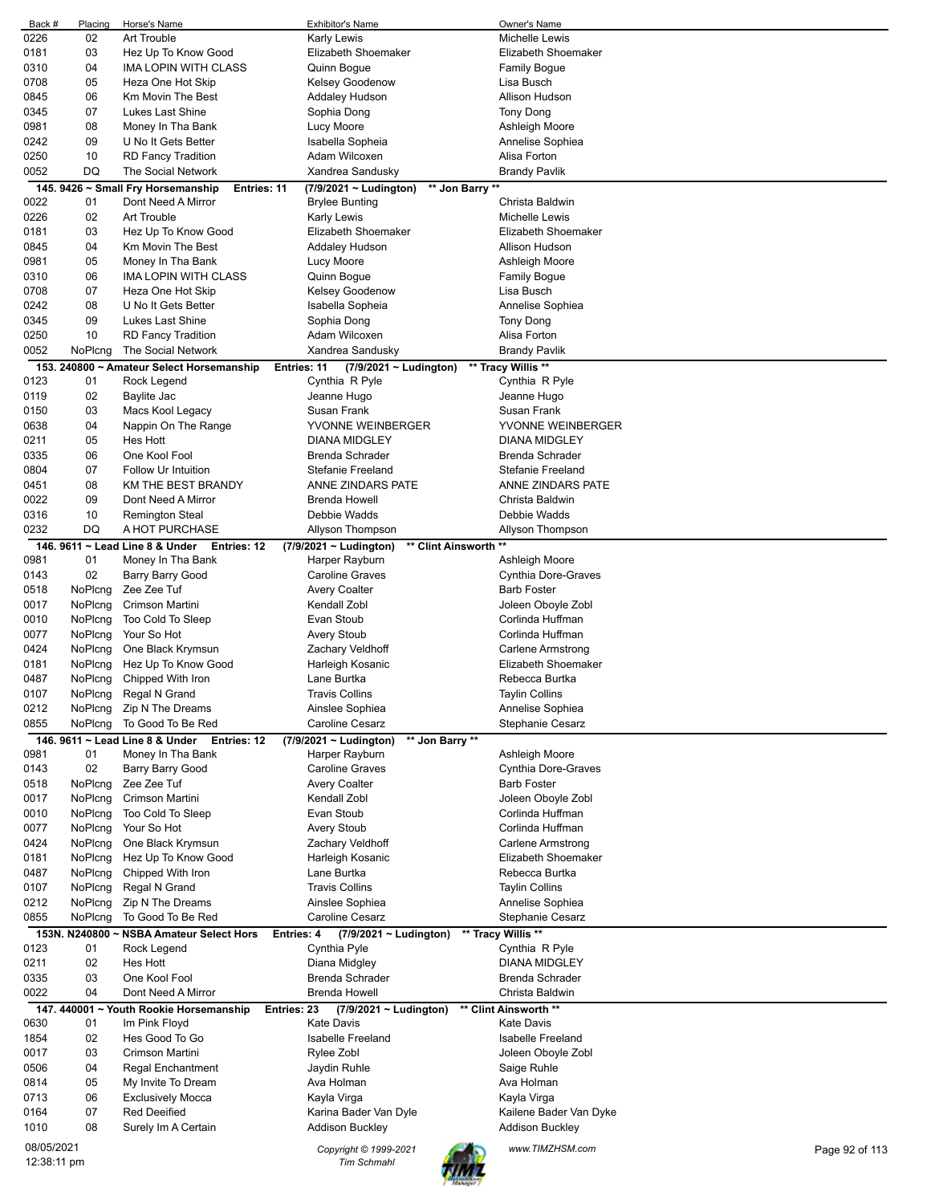| Back # | Placing | Horse's Name | Exhibitor's Name | Owner's Name |
|---|---|---|---|---|
| 0226 | 02 | Art Trouble | Karly Lewis | Michelle Lewis |
| 0181 | 03 | Hez Up To Know Good | Elizabeth Shoemaker | Elizabeth Shoemaker |
| 0310 | 04 | IMA LOPIN WITH CLASS | Quinn Bogue | Family Bogue |
| 0708 | 05 | Heza One Hot Skip | Kelsey Goodenow | Lisa Busch |
| 0845 | 06 | Km Movin The Best | Addaley Hudson | Allison Hudson |
| 0345 | 07 | Lukes Last Shine | Sophia Dong | Tony Dong |
| 0981 | 08 | Money In Tha Bank | Lucy Moore | Ashleigh Moore |
| 0242 | 09 | U No It Gets Better | Isabella Sophiea | Annelise Sophiea |
| 0250 | 10 | RD Fancy Tradition | Adam Wilcoxen | Alisa Forton |
| 0052 | DQ | The Social Network | Xandrea Sandusky | Brandy Pavlik |

**145. 9426 ~ Small Fry Horsemanship  Entries: 11  (7/9/2021 ~ Ludington)  \*\* Jon Barry \*\***

| Back # | Placing | Horse's Name | Exhibitor's Name | Owner's Name |
|---|---|---|---|---|
| 0022 | 01 | Dont Need A Mirror | Brylee Bunting | Christa Baldwin |
| 0226 | 02 | Art Trouble | Karly Lewis | Michelle Lewis |
| 0181 | 03 | Hez Up To Know Good | Elizabeth Shoemaker | Elizabeth Shoemaker |
| 0845 | 04 | Km Movin The Best | Addaley Hudson | Allison Hudson |
| 0981 | 05 | Money In Tha Bank | Lucy Moore | Ashleigh Moore |
| 0310 | 06 | IMA LOPIN WITH CLASS | Quinn Bogue | Family Bogue |
| 0708 | 07 | Heza One Hot Skip | Kelsey Goodenow | Lisa Busch |
| 0242 | 08 | U No It Gets Better | Isabella Sophiea | Annelise Sophiea |
| 0345 | 09 | Lukes Last Shine | Sophia Dong | Tony Dong |
| 0250 | 10 | RD Fancy Tradition | Adam Wilcoxen | Alisa Forton |
| 0052 | NoPlcng | The Social Network | Xandrea Sandusky | Brandy Pavlik |

**153. 240800 ~ Amateur Select Horsemanship  Entries: 11  (7/9/2021 ~ Ludington)  \*\* Tracy Willis \*\***

| Back # | Placing | Horse's Name | Exhibitor's Name | Owner's Name |
|---|---|---|---|---|
| 0123 | 01 | Rock Legend | Cynthia R Pyle | Cynthia R Pyle |
| 0119 | 02 | Baylite Jac | Jeanne Hugo | Jeanne Hugo |
| 0150 | 03 | Macs Kool Legacy | Susan Frank | Susan Frank |
| 0638 | 04 | Nappin On The Range | YVONNE WEINBERGER | YVONNE WEINBERGER |
| 0211 | 05 | Hes Hott | DIANA MIDGLEY | DIANA MIDGLEY |
| 0335 | 06 | One Kool Fool | Brenda Schrader | Brenda Schrader |
| 0804 | 07 | Follow Ur Intuition | Stefanie Freeland | Stefanie Freeland |
| 0451 | 08 | KM THE BEST BRANDY | ANNE ZINDARS PATE | ANNE ZINDARS PATE |
| 0022 | 09 | Dont Need A Mirror | Brenda Howell | Christa Baldwin |
| 0316 | 10 | Remington Steal | Debbie Wadds | Debbie Wadds |
| 0232 | DQ | A HOT PURCHASE | Allyson Thompson | Allyson Thompson |

**146. 9611 ~ Lead Line 8 & Under  Entries: 12  (7/9/2021 ~ Ludington)  \*\* Clint Ainsworth \*\***

| Back # | Placing | Horse's Name | Exhibitor's Name | Owner's Name |
|---|---|---|---|---|
| 0981 | 01 | Money In Tha Bank | Harper Rayburn | Ashleigh Moore |
| 0143 | 02 | Barry Barry Good | Caroline Graves | Cynthia Dore-Graves |
| 0518 | NoPlcng | Zee Zee Tuf | Avery Coalter | Barb Foster |
| 0017 | NoPlcng | Crimson Martini | Kendall Zobl | Joleen Oboyle Zobl |
| 0010 | NoPlcng | Too Cold To Sleep | Evan Stoub | Corlinda Huffman |
| 0077 | NoPlcng | Your So Hot | Avery Stoub | Corlinda Huffman |
| 0424 | NoPlcng | One Black Krymsun | Zachary Veldhoff | Carlene Armstrong |
| 0181 | NoPlcng | Hez Up To Know Good | Harleigh Kosanic | Elizabeth Shoemaker |
| 0487 | NoPlcng | Chipped With Iron | Lane Burtka | Rebecca Burtka |
| 0107 | NoPlcng | Regal N Grand | Travis Collins | Taylin Collins |
| 0212 | NoPlcng | Zip N The Dreams | Ainslee Sophiea | Annelise Sophiea |
| 0855 | NoPlcng | To Good To Be Red | Caroline Cesarz | Stephanie Cesarz |

**146. 9611 ~ Lead Line 8 & Under  Entries: 12  (7/9/2021 ~ Ludington)  \*\* Jon Barry \*\***

| Back # | Placing | Horse's Name | Exhibitor's Name | Owner's Name |
|---|---|---|---|---|
| 0981 | 01 | Money In Tha Bank | Harper Rayburn | Ashleigh Moore |
| 0143 | 02 | Barry Barry Good | Caroline Graves | Cynthia Dore-Graves |
| 0518 | NoPlcng | Zee Zee Tuf | Avery Coalter | Barb Foster |
| 0017 | NoPlcng | Crimson Martini | Kendall Zobl | Joleen Oboyle Zobl |
| 0010 | NoPlcng | Too Cold To Sleep | Evan Stoub | Corlinda Huffman |
| 0077 | NoPlcng | Your So Hot | Avery Stoub | Corlinda Huffman |
| 0424 | NoPlcng | One Black Krymsun | Zachary Veldhoff | Carlene Armstrong |
| 0181 | NoPlcng | Hez Up To Know Good | Harleigh Kosanic | Elizabeth Shoemaker |
| 0487 | NoPlcng | Chipped With Iron | Lane Burtka | Rebecca Burtka |
| 0107 | NoPlcng | Regal N Grand | Travis Collins | Taylin Collins |
| 0212 | NoPlcng | Zip N The Dreams | Ainslee Sophiea | Annelise Sophiea |
| 0855 | NoPlcng | To Good To Be Red | Caroline Cesarz | Stephanie Cesarz |

**153N. N240800 ~ NSBA Amateur Select Hors  Entries: 4  (7/9/2021 ~ Ludington)  \*\* Tracy Willis \*\***

| Back # | Placing | Horse's Name | Exhibitor's Name | Owner's Name |
|---|---|---|---|---|
| 0123 | 01 | Rock Legend | Cynthia Pyle | Cynthia R Pyle |
| 0211 | 02 | Hes Hott | Diana Midgley | DIANA MIDGLEY |
| 0335 | 03 | One Kool Fool | Brenda Schrader | Brenda Schrader |
| 0022 | 04 | Dont Need A Mirror | Brenda Howell | Christa Baldwin |

**147. 440001 ~ Youth Rookie Horsemanship  Entries: 23  (7/9/2021 ~ Ludington)  \*\* Clint Ainsworth \*\***

| Back # | Placing | Horse's Name | Exhibitor's Name | Owner's Name |
|---|---|---|---|---|
| 0630 | 01 | Im Pink Floyd | Kate Davis | Kate Davis |
| 1854 | 02 | Hes Good To Go | Isabelle Freeland | Isabelle Freeland |
| 0017 | 03 | Crimson Martini | Rylee Zobl | Joleen Oboyle Zobl |
| 0506 | 04 | Regal Enchantment | Jaydin Ruhle | Saige Ruhle |
| 0814 | 05 | My Invite To Dream | Ava Holman | Ava Holman |
| 0713 | 06 | Exclusively Mocca | Kayla Virga | Kayla Virga |
| 0164 | 07 | Red Deeified | Karina Bader Van Dyle | Kailene Bader Van Dyke |
| 1010 | 08 | Surely Im A Certain | Addison Buckley | Addison Buckley |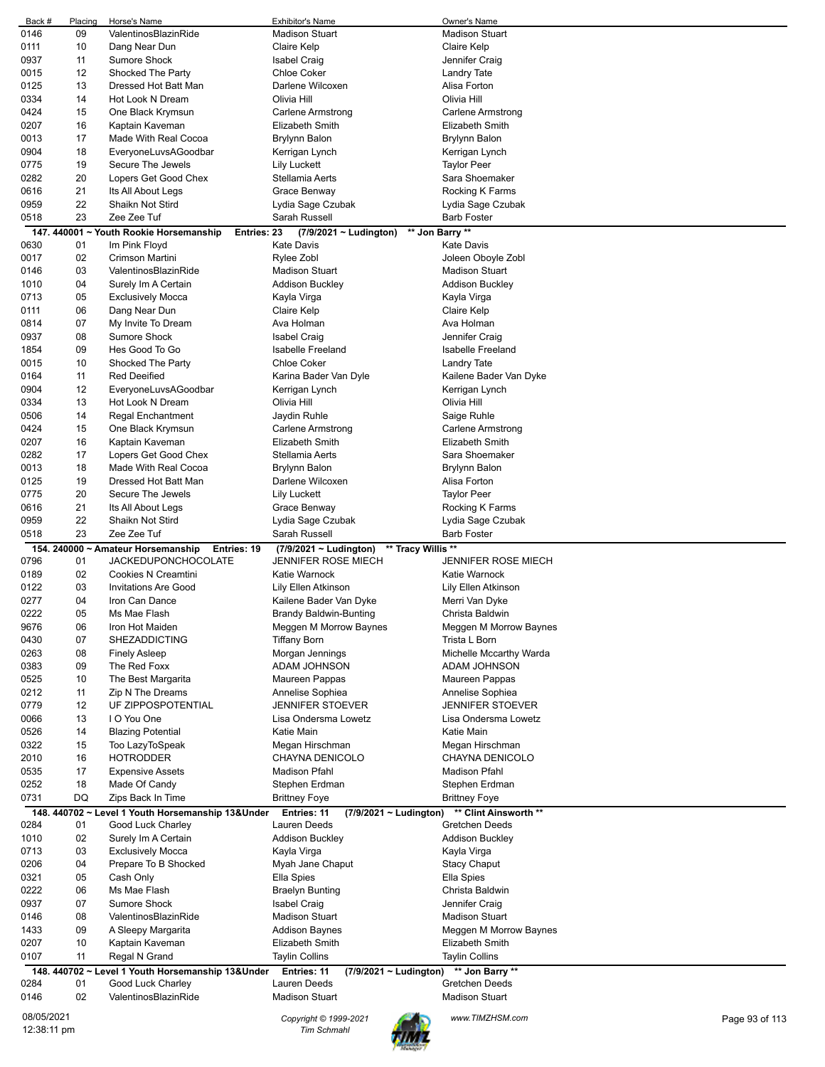| Back # | Placing | Horse's Name | Exhibitor's Name | Owner's Name |
|---|---|---|---|---|
| 0146 | 09 | ValentinosBlazinRide | Madison Stuart | Madison Stuart |
| 0111 | 10 | Dang Near Dun | Claire Kelp | Claire Kelp |
| 0937 | 11 | Sumore Shock | Isabel Craig | Jennifer Craig |
| 0015 | 12 | Shocked The Party | Chloe Coker | Landry Tate |
| 0125 | 13 | Dressed Hot Batt Man | Darlene Wilcoxen | Alisa Forton |
| 0334 | 14 | Hot Look N Dream | Olivia Hill | Olivia Hill |
| 0424 | 15 | One Black Krymsun | Carlene Armstrong | Carlene Armstrong |
| 0207 | 16 | Kaptain Kaveman | Elizabeth Smith | Elizabeth Smith |
| 0013 | 17 | Made With Real Cocoa | Brylynn Balon | Brylynn Balon |
| 0904 | 18 | EveryoneLuvsAGoodbar | Kerrigan Lynch | Kerrigan Lynch |
| 0775 | 19 | Secure The Jewels | Lily Luckett | Taylor Peer |
| 0282 | 20 | Lopers Get Good Chex | Stellamia Aerts | Sara Shoemaker |
| 0616 | 21 | Its All About Legs | Grace Benway | Rocking K Farms |
| 0959 | 22 | Shaikn Not Stird | Lydia Sage Czubak | Lydia Sage Czubak |
| 0518 | 23 | Zee Zee Tuf | Sarah Russell | Barb Foster |

**147. 440001 ~ Youth Rookie Horsemanship    Entries: 23    (7/9/2021 ~ Ludington)    ** Jon Barry ****

| Back # | Placing | Horse's Name | Exhibitor's Name | Owner's Name |
|---|---|---|---|---|
| 0630 | 01 | Im Pink Floyd | Kate Davis | Kate Davis |
| 0017 | 02 | Crimson Martini | Rylee Zobl | Joleen Oboyle Zobl |
| 0146 | 03 | ValentinosBlazinRide | Madison Stuart | Madison Stuart |
| 1010 | 04 | Surely Im A Certain | Addison Buckley | Addison Buckley |
| 0713 | 05 | Exclusively Mocca | Kayla Virga | Kayla Virga |
| 0111 | 06 | Dang Near Dun | Claire Kelp | Claire Kelp |
| 0814 | 07 | My Invite To Dream | Ava Holman | Ava Holman |
| 0937 | 08 | Sumore Shock | Isabel Craig | Jennifer Craig |
| 1854 | 09 | Hes Good To Go | Isabelle Freeland | Isabelle Freeland |
| 0015 | 10 | Shocked The Party | Chloe Coker | Landry Tate |
| 0164 | 11 | Red Deeified | Karina Bader Van Dyle | Kailene Bader Van Dyke |
| 0904 | 12 | EveryoneLuvsAGoodbar | Kerrigan Lynch | Kerrigan Lynch |
| 0334 | 13 | Hot Look N Dream | Olivia Hill | Olivia Hill |
| 0506 | 14 | Regal Enchantment | Jaydin Ruhle | Saige Ruhle |
| 0424 | 15 | One Black Krymsun | Carlene Armstrong | Carlene Armstrong |
| 0207 | 16 | Kaptain Kaveman | Elizabeth Smith | Elizabeth Smith |
| 0282 | 17 | Lopers Get Good Chex | Stellamia Aerts | Sara Shoemaker |
| 0013 | 18 | Made With Real Cocoa | Brylynn Balon | Brylynn Balon |
| 0125 | 19 | Dressed Hot Batt Man | Darlene Wilcoxen | Alisa Forton |
| 0775 | 20 | Secure The Jewels | Lily Luckett | Taylor Peer |
| 0616 | 21 | Its All About Legs | Grace Benway | Rocking K Farms |
| 0959 | 22 | Shaikn Not Stird | Lydia Sage Czubak | Lydia Sage Czubak |
| 0518 | 23 | Zee Zee Tuf | Sarah Russell | Barb Foster |

**154. 240000 ~ Amateur Horsemanship    Entries: 19    (7/9/2021 ~ Ludington)    ** Tracy Willis ****

| Back # | Placing | Horse's Name | Exhibitor's Name | Owner's Name |
|---|---|---|---|---|
| 0796 | 01 | JACKEDUPONCHOCOLATE | JENNIFER ROSE MIECH | JENNIFER ROSE MIECH |
| 0189 | 02 | Cookies N Creamtini | Katie Warnock | Katie Warnock |
| 0122 | 03 | Invitations Are Good | Lily Ellen Atkinson | Lily Ellen Atkinson |
| 0277 | 04 | Iron Can Dance | Kailene Bader Van Dyke | Merri Van Dyke |
| 0222 | 05 | Ms Mae Flash | Brandy Baldwin-Bunting | Christa Baldwin |
| 9676 | 06 | Iron Hot Maiden | Meggen M Morrow Baynes | Meggen M Morrow Baynes |
| 0430 | 07 | SHEZADDICTING | Tiffany Born | Trista L Born |
| 0263 | 08 | Finely Asleep | Morgan Jennings | Michelle Mccarthy Warda |
| 0383 | 09 | The Red Foxx | ADAM JOHNSON | ADAM JOHNSON |
| 0525 | 10 | The Best Margarita | Maureen Pappas | Maureen Pappas |
| 0212 | 11 | Zip N The Dreams | Annelise Sophiea | Annelise Sophiea |
| 0779 | 12 | UF ZIPPOSPOTENTIAL | JENNIFER STOEVER | JENNIFER STOEVER |
| 0066 | 13 | I O You One | Lisa Ondersma Lowetz | Lisa Ondersma Lowetz |
| 0526 | 14 | Blazing Potential | Katie Main | Katie Main |
| 0322 | 15 | Too LazyToSpeak | Megan Hirschman | Megan Hirschman |
| 2010 | 16 | HOTRODDER | CHAYNA DENICOLO | CHAYNA DENICOLO |
| 0535 | 17 | Expensive Assets | Madison Pfahl | Madison Pfahl |
| 0252 | 18 | Made Of Candy | Stephen Erdman | Stephen Erdman |
| 0731 | DQ | Zips Back In Time | Brittney Foye | Brittney Foye |

**148. 440702 ~ Level 1 Youth Horsemanship 13&Under    Entries: 11    (7/9/2021 ~ Ludington)    ** Clint Ainsworth ****

| Back # | Placing | Horse's Name | Exhibitor's Name | Owner's Name |
|---|---|---|---|---|
| 0284 | 01 | Good Luck Charley | Lauren Deeds | Gretchen Deeds |
| 1010 | 02 | Surely Im A Certain | Addison Buckley | Addison Buckley |
| 0713 | 03 | Exclusively Mocca | Kayla Virga | Kayla Virga |
| 0206 | 04 | Prepare To B Shocked | Myah Jane Chaput | Stacy Chaput |
| 0321 | 05 | Cash Only | Ella Spies | Ella Spies |
| 0222 | 06 | Ms Mae Flash | Braelyn Bunting | Christa Baldwin |
| 0937 | 07 | Sumore Shock | Isabel Craig | Jennifer Craig |
| 0146 | 08 | ValentinosBlazinRide | Madison Stuart | Madison Stuart |
| 1433 | 09 | A Sleepy Margarita | Addison Baynes | Meggen M Morrow Baynes |
| 0207 | 10 | Kaptain Kaveman | Elizabeth Smith | Elizabeth Smith |
| 0107 | 11 | Regal N Grand | Taylin Collins | Taylin Collins |

**148. 440702 ~ Level 1 Youth Horsemanship 13&Under    Entries: 11    (7/9/2021 ~ Ludington)    ** Jon Barry ****

| Back # | Placing | Horse's Name | Exhibitor's Name | Owner's Name |
|---|---|---|---|---|
| 0284 | 01 | Good Luck Charley | Lauren Deeds | Gretchen Deeds |
| 0146 | 02 | ValentinosBlazinRide | Madison Stuart | Madison Stuart |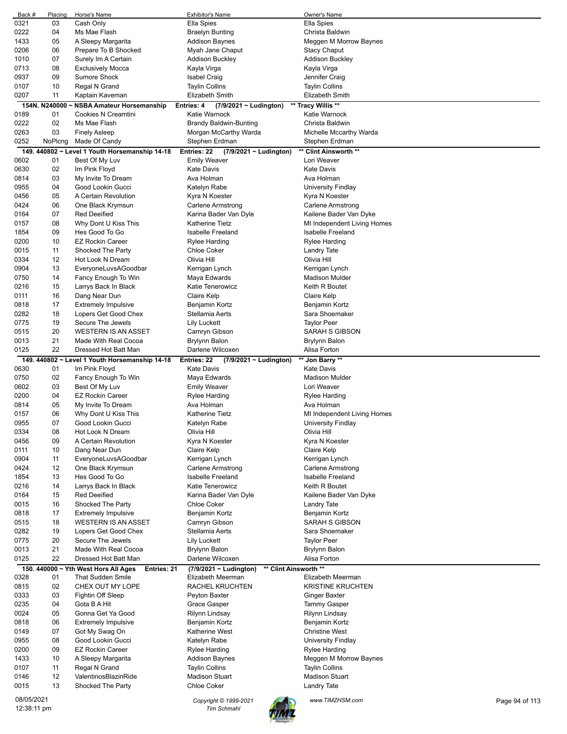| Back # | Placing | Horse's Name | Exhibitor's Name | Owner's Name |
|---|---|---|---|---|
| 0321 | 03 | Cash Only | Ella Spies | Ella Spies |
| 0222 | 04 | Ms Mae Flash | Braelyn Bunting | Christa Baldwin |
| 1433 | 05 | A Sleepy Margarita | Addison Baynes | Meggen M Morrow Baynes |
| 0206 | 06 | Prepare To B Shocked | Myah Jane Chaput | Stacy Chaput |
| 1010 | 07 | Surely Im A Certain | Addison Buckley | Addison Buckley |
| 0713 | 08 | Exclusively Mocca | Kayla Virga | Kayla Virga |
| 0937 | 09 | Sumore Shock | Isabel Craig | Jennifer Craig |
| 0107 | 10 | Regal N Grand | Taylin Collins | Taylin Collins |
| 0207 | 11 | Kaptain Kaveman | Elizabeth Smith | Elizabeth Smith |

**154N. N240000 ~ NSBA Amateur Horsemanship** Entries: 4 (7/9/2021 ~ Ludington) ** Tracy Willis **

| Back # | Placing | Horse's Name | Exhibitor's Name | Owner's Name |
|---|---|---|---|---|
| 0189 | 01 | Cookies N Creamtini | Katie Warnock | Katie Warnock |
| 0222 | 02 | Ms Mae Flash | Brandy Baldwin-Bunting | Christa Baldwin |
| 0263 | 03 | Finely Asleep | Morgan McCarthy Warda | Michelle Mccarthy Warda |
| 0252 | NoPlcng | Made Of Candy | Stephen Erdman | Stephen Erdman |

**149. 440802 ~ Level 1 Youth Horsemanship 14-18** Entries: 22 (7/9/2021 ~ Ludington) ** Clint Ainsworth **

| Back # | Placing | Horse's Name | Exhibitor's Name | Owner's Name |
|---|---|---|---|---|
| 0602 | 01 | Best Of My Luv | Emily Weaver | Lori Weaver |
| 0630 | 02 | Im Pink Floyd | Kate Davis | Kate Davis |
| 0814 | 03 | My Invite To Dream | Ava Holman | Ava Holman |
| 0955 | 04 | Good Lookin Gucci | Katelyn Rabe | University Findlay |
| 0456 | 05 | A Certain Revolution | Kyra N Koester | Kyra N Koester |
| 0424 | 06 | One Black Krymsun | Carlene Armstrong | Carlene Armstrong |
| 0164 | 07 | Red Deeified | Karina Bader Van Dyle | Kailene Bader Van Dyke |
| 0157 | 08 | Why Dont U Kiss This | Katherine Tietz | MI Independent Living Homes |
| 1854 | 09 | Hes Good To Go | Isabelle Freeland | Isabelle Freeland |
| 0200 | 10 | EZ Rockin Career | Rylee Harding | Rylee Harding |
| 0015 | 11 | Shocked The Party | Chloe Coker | Landry Tate |
| 0334 | 12 | Hot Look N Dream | Olivia Hill | Olivia Hill |
| 0904 | 13 | EveryoneLuvsAGoodbar | Kerrigan Lynch | Kerrigan Lynch |
| 0750 | 14 | Fancy Enough To Win | Maya Edwards | Madison Mulder |
| 0216 | 15 | Larrys Back In Black | Katie Tenerowicz | Keith R Boutet |
| 0111 | 16 | Dang Near Dun | Claire Kelp | Claire Kelp |
| 0818 | 17 | Extremely Impulsive | Benjamin Kortz | Benjamin Kortz |
| 0282 | 18 | Lopers Get Good Chex | Stellamia Aerts | Sara Shoemaker |
| 0775 | 19 | Secure The Jewels | Lily Luckett | Taylor Peer |
| 0515 | 20 | WESTERN IS AN ASSET | Camryn Gibson | SARAH S GIBSON |
| 0013 | 21 | Made With Real Cocoa | Brylynn Balon | Brylynn Balon |
| 0125 | 22 | Dressed Hot Batt Man | Darlene Wilcoxen | Alisa Forton |

**149. 440802 ~ Level 1 Youth Horsemanship 14-18** Entries: 22 (7/9/2021 ~ Ludington) ** Jon Barry **

| Back # | Placing | Horse's Name | Exhibitor's Name | Owner's Name |
|---|---|---|---|---|
| 0630 | 01 | Im Pink Floyd | Kate Davis | Kate Davis |
| 0750 | 02 | Fancy Enough To Win | Maya Edwards | Madison Mulder |
| 0602 | 03 | Best Of My Luv | Emily Weaver | Lori Weaver |
| 0200 | 04 | EZ Rockin Career | Rylee Harding | Rylee Harding |
| 0814 | 05 | My Invite To Dream | Ava Holman | Ava Holman |
| 0157 | 06 | Why Dont U Kiss This | Katherine Tietz | MI Independent Living Homes |
| 0955 | 07 | Good Lookin Gucci | Katelyn Rabe | University Findlay |
| 0334 | 08 | Hot Look N Dream | Olivia Hill | Olivia Hill |
| 0456 | 09 | A Certain Revolution | Kyra N Koester | Kyra N Koester |
| 0111 | 10 | Dang Near Dun | Claire Kelp | Claire Kelp |
| 0904 | 11 | EveryoneLuvsAGoodbar | Kerrigan Lynch | Kerrigan Lynch |
| 0424 | 12 | One Black Krymsun | Carlene Armstrong | Carlene Armstrong |
| 1854 | 13 | Hes Good To Go | Isabelle Freeland | Isabelle Freeland |
| 0216 | 14 | Larrys Back In Black | Katie Tenerowicz | Keith R Boutet |
| 0164 | 15 | Red Deeified | Karina Bader Van Dyle | Kailene Bader Van Dyke |
| 0015 | 16 | Shocked The Party | Chloe Coker | Landry Tate |
| 0818 | 17 | Extremely Impulsive | Benjamin Kortz | Benjamin Kortz |
| 0515 | 18 | WESTERN IS AN ASSET | Camryn Gibson | SARAH S GIBSON |
| 0282 | 19 | Lopers Get Good Chex | Stellamia Aerts | Sara Shoemaker |
| 0775 | 20 | Secure The Jewels | Lily Luckett | Taylor Peer |
| 0013 | 21 | Made With Real Cocoa | Brylynn Balon | Brylynn Balon |
| 0125 | 22 | Dressed Hot Batt Man | Darlene Wilcoxen | Alisa Forton |

**150. 440000 ~ Yth West Hors All Ages** Entries: 21 (7/9/2021 ~ Ludington) ** Clint Ainsworth **

| Back # | Placing | Horse's Name | Exhibitor's Name | Owner's Name |
|---|---|---|---|---|
| 0328 | 01 | That Sudden Smile | Elizabeth Meerman | Elizabeth Meerman |
| 0815 | 02 | CHEX OUT MY LOPE | RACHEL KRUCHTEN | KRISTINE KRUCHTEN |
| 0333 | 03 | Fightin Off Sleep | Peyton Baxter | Ginger Baxter |
| 0235 | 04 | Gota B A Hit | Grace Gasper | Tammy Gasper |
| 0024 | 05 | Gonna Get Ya Good | Rilynn Lindsay | Rilynn Lindsay |
| 0818 | 06 | Extremely Impulsive | Benjamin Kortz | Benjamin Kortz |
| 0149 | 07 | Got My Swag On | Katherine West | Christine West |
| 0955 | 08 | Good Lookin Gucci | Katelyn Rabe | University Findlay |
| 0200 | 09 | EZ Rockin Career | Rylee Harding | Rylee Harding |
| 1433 | 10 | A Sleepy Margarita | Addison Baynes | Meggen M Morrow Baynes |
| 0107 | 11 | Regal N Grand | Taylin Collins | Taylin Collins |
| 0146 | 12 | ValentinosBlazinRide | Madison Stuart | Madison Stuart |
| 0015 | 13 | Shocked The Party | Chloe Coker | Landry Tate |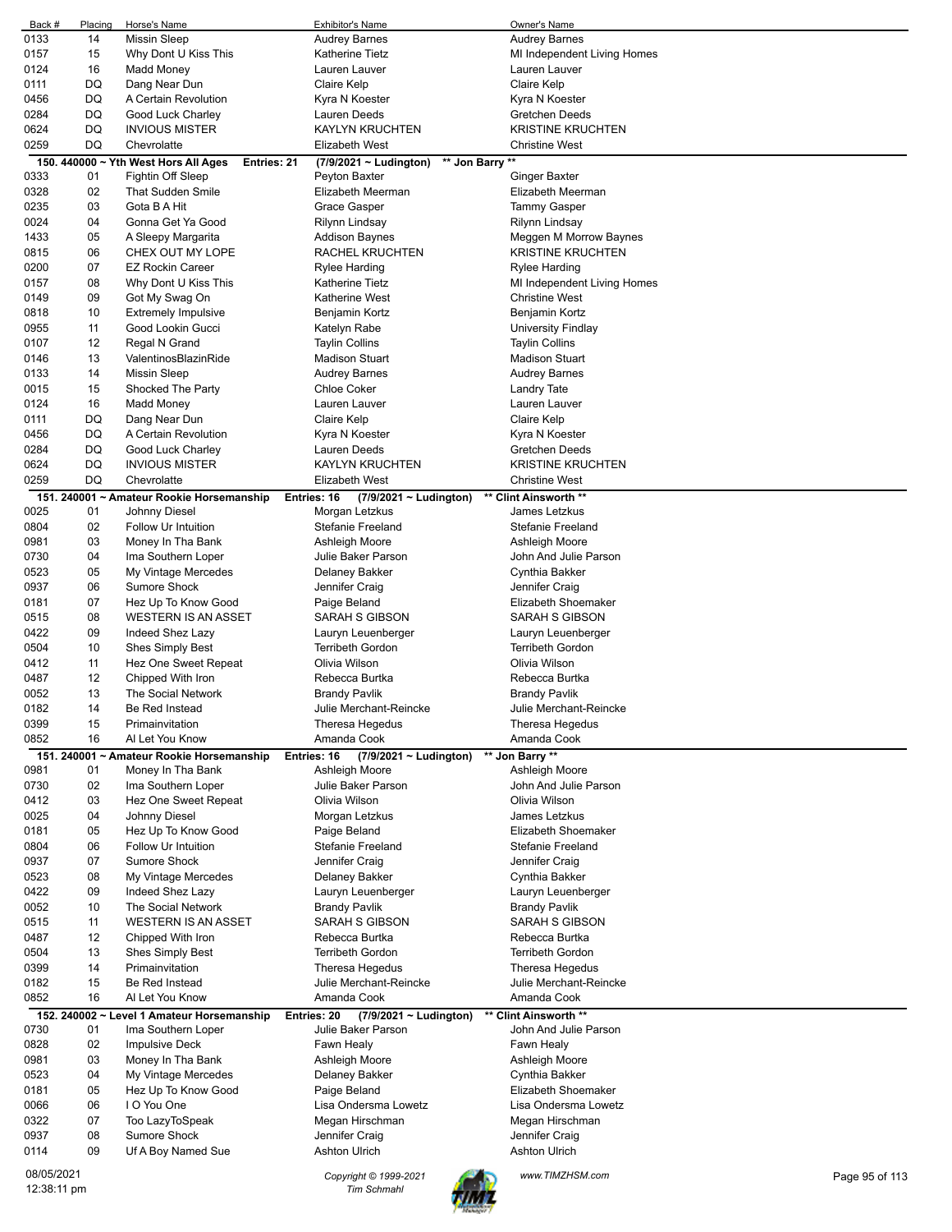| Back # | Placing | Horse's Name | Exhibitor's Name | Owner's Name |
|---|---|---|---|---|
| 0133 | 14 | Missin Sleep | Audrey Barnes | Audrey Barnes |
| 0157 | 15 | Why Dont U Kiss This | Katherine Tietz | MI Independent Living Homes |
| 0124 | 16 | Madd Money | Lauren Lauver | Lauren Lauver |
| 0111 | DQ | Dang Near Dun | Claire Kelp | Claire Kelp |
| 0456 | DQ | A Certain Revolution | Kyra N Koester | Kyra N Koester |
| 0284 | DQ | Good Luck Charley | Lauren Deeds | Gretchen Deeds |
| 0624 | DQ | INVIOUS MISTER | KAYLYN KRUCHTEN | KRISTINE KRUCHTEN |
| 0259 | DQ | Chevrolatte | Elizabeth West | Christine West |

**150. 440000 ~ Yth West Hors All Ages** Entries: 21 (7/9/2021 ~ Ludington) ** Jon Barry **

| Back # | Placing | Horse's Name | Exhibitor's Name | Owner's Name |
|---|---|---|---|---|
| 0333 | 01 | Fightin Off Sleep | Peyton Baxter | Ginger Baxter |
| 0328 | 02 | That Sudden Smile | Elizabeth Meerman | Elizabeth Meerman |
| 0235 | 03 | Gota B A Hit | Grace Gasper | Tammy Gasper |
| 0024 | 04 | Gonna Get Ya Good | Rilynn Lindsay | Rilynn Lindsay |
| 1433 | 05 | A Sleepy Margarita | Addison Baynes | Meggen M Morrow Baynes |
| 0815 | 06 | CHEX OUT MY LOPE | RACHEL KRUCHTEN | KRISTINE KRUCHTEN |
| 0200 | 07 | EZ Rockin Career | Rylee Harding | Rylee Harding |
| 0157 | 08 | Why Dont U Kiss This | Katherine Tietz | MI Independent Living Homes |
| 0149 | 09 | Got My Swag On | Katherine West | Christine West |
| 0818 | 10 | Extremely Impulsive | Benjamin Kortz | Benjamin Kortz |
| 0955 | 11 | Good Lookin Gucci | Katelyn Rabe | University Findlay |
| 0107 | 12 | Regal N Grand | Taylin Collins | Taylin Collins |
| 0146 | 13 | ValentinosBlazinRide | Madison Stuart | Madison Stuart |
| 0133 | 14 | Missin Sleep | Audrey Barnes | Audrey Barnes |
| 0015 | 15 | Shocked The Party | Chloe Coker | Landry Tate |
| 0124 | 16 | Madd Money | Lauren Lauver | Lauren Lauver |
| 0111 | DQ | Dang Near Dun | Claire Kelp | Claire Kelp |
| 0456 | DQ | A Certain Revolution | Kyra N Koester | Kyra N Koester |
| 0284 | DQ | Good Luck Charley | Lauren Deeds | Gretchen Deeds |
| 0624 | DQ | INVIOUS MISTER | KAYLYN KRUCHTEN | KRISTINE KRUCHTEN |
| 0259 | DQ | Chevrolatte | Elizabeth West | Christine West |

**151. 240001 ~ Amateur Rookie Horsemanship** Entries: 16 (7/9/2021 ~ Ludington) ** Clint Ainsworth **

| Back # | Placing | Horse's Name | Exhibitor's Name | Owner's Name |
|---|---|---|---|---|
| 0025 | 01 | Johnny Diesel | Morgan Letzkus | James Letzkus |
| 0804 | 02 | Follow Ur Intuition | Stefanie Freeland | Stefanie Freeland |
| 0981 | 03 | Money In Tha Bank | Ashleigh Moore | Ashleigh Moore |
| 0730 | 04 | Ima Southern Loper | Julie Baker Parson | John And Julie Parson |
| 0523 | 05 | My Vintage Mercedes | Delaney Bakker | Cynthia Bakker |
| 0937 | 06 | Sumore Shock | Jennifer Craig | Jennifer Craig |
| 0181 | 07 | Hez Up To Know Good | Paige Beland | Elizabeth Shoemaker |
| 0515 | 08 | WESTERN IS AN ASSET | SARAH S GIBSON | SARAH S GIBSON |
| 0422 | 09 | Indeed Shez Lazy | Lauryn Leuenberger | Lauryn Leuenberger |
| 0504 | 10 | Shes Simply Best | Terribeth Gordon | Terribeth Gordon |
| 0412 | 11 | Hez One Sweet Repeat | Olivia Wilson | Olivia Wilson |
| 0487 | 12 | Chipped With Iron | Rebecca Burtka | Rebecca Burtka |
| 0052 | 13 | The Social Network | Brandy Pavlik | Brandy Pavlik |
| 0182 | 14 | Be Red Instead | Julie Merchant-Reincke | Julie Merchant-Reincke |
| 0399 | 15 | Primainvitation | Theresa Hegedus | Theresa Hegedus |
| 0852 | 16 | Al Let You Know | Amanda Cook | Amanda Cook |

**151. 240001 ~ Amateur Rookie Horsemanship** Entries: 16 (7/9/2021 ~ Ludington) ** Jon Barry **

| Back # | Placing | Horse's Name | Exhibitor's Name | Owner's Name |
|---|---|---|---|---|
| 0981 | 01 | Money In Tha Bank | Ashleigh Moore | Ashleigh Moore |
| 0730 | 02 | Ima Southern Loper | Julie Baker Parson | John And Julie Parson |
| 0412 | 03 | Hez One Sweet Repeat | Olivia Wilson | Olivia Wilson |
| 0025 | 04 | Johnny Diesel | Morgan Letzkus | James Letzkus |
| 0181 | 05 | Hez Up To Know Good | Paige Beland | Elizabeth Shoemaker |
| 0804 | 06 | Follow Ur Intuition | Stefanie Freeland | Stefanie Freeland |
| 0937 | 07 | Sumore Shock | Jennifer Craig | Jennifer Craig |
| 0523 | 08 | My Vintage Mercedes | Delaney Bakker | Cynthia Bakker |
| 0422 | 09 | Indeed Shez Lazy | Lauryn Leuenberger | Lauryn Leuenberger |
| 0052 | 10 | The Social Network | Brandy Pavlik | Brandy Pavlik |
| 0515 | 11 | WESTERN IS AN ASSET | SARAH S GIBSON | SARAH S GIBSON |
| 0487 | 12 | Chipped With Iron | Rebecca Burtka | Rebecca Burtka |
| 0504 | 13 | Shes Simply Best | Terribeth Gordon | Terribeth Gordon |
| 0399 | 14 | Primainvitation | Theresa Hegedus | Theresa Hegedus |
| 0182 | 15 | Be Red Instead | Julie Merchant-Reincke | Julie Merchant-Reincke |
| 0852 | 16 | Al Let You Know | Amanda Cook | Amanda Cook |

**152. 240002 ~ Level 1 Amateur Horsemanship** Entries: 20 (7/9/2021 ~ Ludington) ** Clint Ainsworth **

| Back # | Placing | Horse's Name | Exhibitor's Name | Owner's Name |
|---|---|---|---|---|
| 0730 | 01 | Ima Southern Loper | Julie Baker Parson | John And Julie Parson |
| 0828 | 02 | Impulsive Deck | Fawn Healy | Fawn Healy |
| 0981 | 03 | Money In Tha Bank | Ashleigh Moore | Ashleigh Moore |
| 0523 | 04 | My Vintage Mercedes | Delaney Bakker | Cynthia Bakker |
| 0181 | 05 | Hez Up To Know Good | Paige Beland | Elizabeth Shoemaker |
| 0066 | 06 | I O You One | Lisa Ondersma Lowetz | Lisa Ondersma Lowetz |
| 0322 | 07 | Too LazyToSpeak | Megan Hirschman | Megan Hirschman |
| 0937 | 08 | Sumore Shock | Jennifer Craig | Jennifer Craig |
| 0114 | 09 | Uf A Boy Named Sue | Ashton Ulrich | Ashton Ulrich |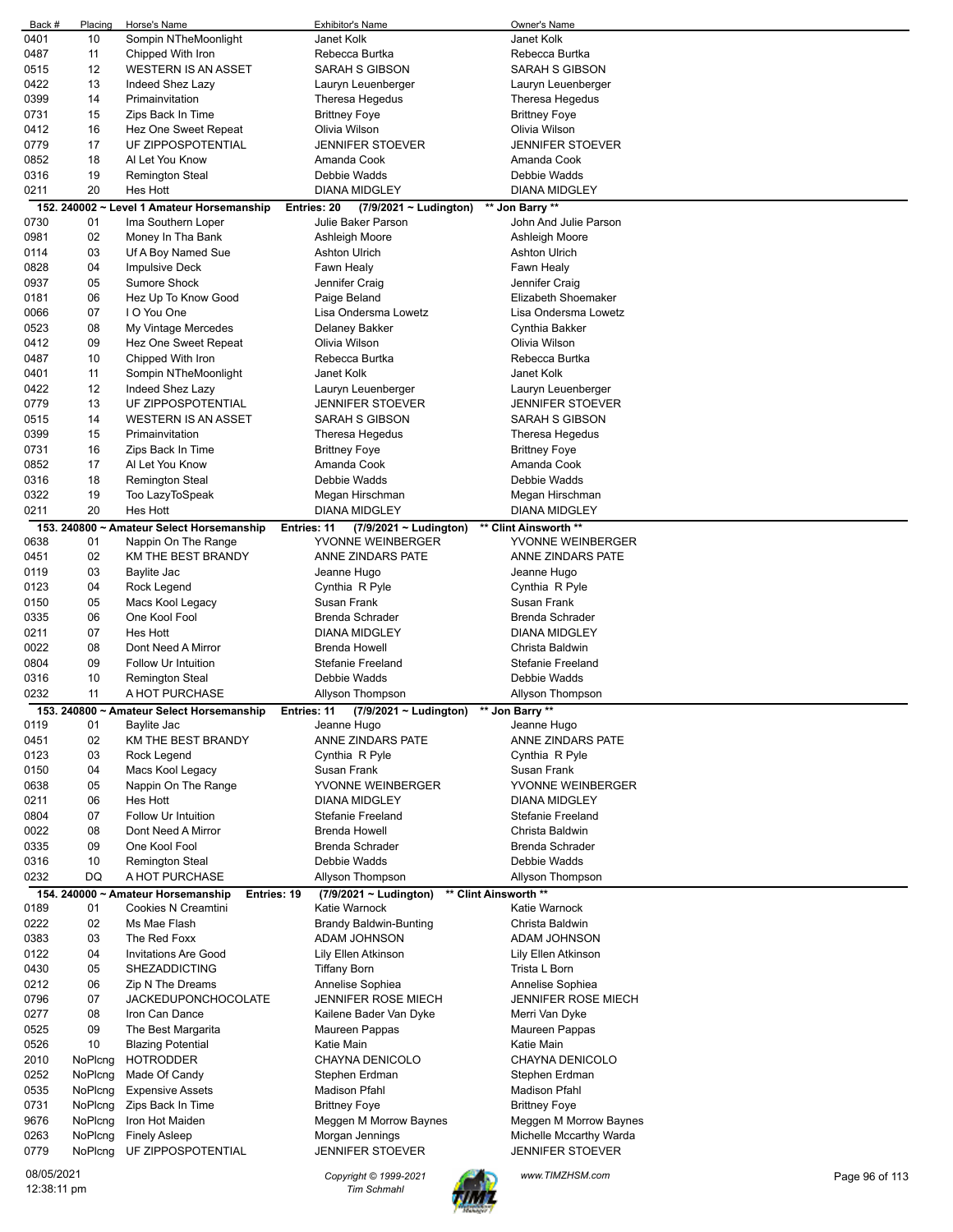| Back # | Placing | Horse's Name | Exhibitor's Name | Owner's Name |
|---|---|---|---|---|
| 0401 | 10 | Sompin NTheMoonlight | Janet Kolk | Janet Kolk |
| 0487 | 11 | Chipped With Iron | Rebecca Burtka | Rebecca Burtka |
| 0515 | 12 | WESTERN IS AN ASSET | SARAH S GIBSON | SARAH S GIBSON |
| 0422 | 13 | Indeed Shez Lazy | Lauryn Leuenberger | Lauryn Leuenberger |
| 0399 | 14 | Primainvitation | Theresa Hegedus | Theresa Hegedus |
| 0731 | 15 | Zips Back In Time | Brittney Foye | Brittney Foye |
| 0412 | 16 | Hez One Sweet Repeat | Olivia Wilson | Olivia Wilson |
| 0779 | 17 | UF ZIPPOSPOTENTIAL | JENNIFER STOEVER | JENNIFER STOEVER |
| 0852 | 18 | Al Let You Know | Amanda Cook | Amanda Cook |
| 0316 | 19 | Remington Steal | Debbie Wadds | Debbie Wadds |
| 0211 | 20 | Hes Hott | DIANA MIDGLEY | DIANA MIDGLEY |

**152. 240002 ~ Level 1 Amateur Horsemanship** Entries: 20 (7/9/2021 ~ Ludington) ** Jon Barry **

| Back # | Placing | Horse's Name | Exhibitor's Name | Owner's Name |
|---|---|---|---|---|
| 0730 | 01 | Ima Southern Loper | Julie Baker Parson | John And Julie Parson |
| 0981 | 02 | Money In Tha Bank | Ashleigh Moore | Ashleigh Moore |
| 0114 | 03 | Uf A Boy Named Sue | Ashton Ulrich | Ashton Ulrich |
| 0828 | 04 | Impulsive Deck | Fawn Healy | Fawn Healy |
| 0937 | 05 | Sumore Shock | Jennifer Craig | Jennifer Craig |
| 0181 | 06 | Hez Up To Know Good | Paige Beland | Elizabeth Shoemaker |
| 0066 | 07 | I O You One | Lisa Ondersma Lowetz | Lisa Ondersma Lowetz |
| 0523 | 08 | My Vintage Mercedes | Delaney Bakker | Cynthia Bakker |
| 0412 | 09 | Hez One Sweet Repeat | Olivia Wilson | Olivia Wilson |
| 0487 | 10 | Chipped With Iron | Rebecca Burtka | Rebecca Burtka |
| 0401 | 11 | Sompin NTheMoonlight | Janet Kolk | Janet Kolk |
| 0422 | 12 | Indeed Shez Lazy | Lauryn Leuenberger | Lauryn Leuenberger |
| 0779 | 13 | UF ZIPPOSPOTENTIAL | JENNIFER STOEVER | JENNIFER STOEVER |
| 0515 | 14 | WESTERN IS AN ASSET | SARAH S GIBSON | SARAH S GIBSON |
| 0399 | 15 | Primainvitation | Theresa Hegedus | Theresa Hegedus |
| 0731 | 16 | Zips Back In Time | Brittney Foye | Brittney Foye |
| 0852 | 17 | Al Let You Know | Amanda Cook | Amanda Cook |
| 0316 | 18 | Remington Steal | Debbie Wadds | Debbie Wadds |
| 0322 | 19 | Too LazyToSpeak | Megan Hirschman | Megan Hirschman |
| 0211 | 20 | Hes Hott | DIANA MIDGLEY | DIANA MIDGLEY |

**153. 240800 ~ Amateur Select Horsemanship** Entries: 11 (7/9/2021 ~ Ludington) ** Clint Ainsworth **

| Back # | Placing | Horse's Name | Exhibitor's Name | Owner's Name |
|---|---|---|---|---|
| 0638 | 01 | Nappin On The Range | YVONNE WEINBERGER | YVONNE WEINBERGER |
| 0451 | 02 | KM THE BEST BRANDY | ANNE ZINDARS PATE | ANNE ZINDARS PATE |
| 0119 | 03 | Baylite Jac | Jeanne Hugo | Jeanne Hugo |
| 0123 | 04 | Rock Legend | Cynthia R Pyle | Cynthia R Pyle |
| 0150 | 05 | Macs Kool Legacy | Susan Frank | Susan Frank |
| 0335 | 06 | One Kool Fool | Brenda Schrader | Brenda Schrader |
| 0211 | 07 | Hes Hott | DIANA MIDGLEY | DIANA MIDGLEY |
| 0022 | 08 | Dont Need A Mirror | Brenda Howell | Christa Baldwin |
| 0804 | 09 | Follow Ur Intuition | Stefanie Freeland | Stefanie Freeland |
| 0316 | 10 | Remington Steal | Debbie Wadds | Debbie Wadds |
| 0232 | 11 | A HOT PURCHASE | Allyson Thompson | Allyson Thompson |

**153. 240800 ~ Amateur Select Horsemanship** Entries: 11 (7/9/2021 ~ Ludington) ** Jon Barry **

| Back # | Placing | Horse's Name | Exhibitor's Name | Owner's Name |
|---|---|---|---|---|
| 0119 | 01 | Baylite Jac | Jeanne Hugo | Jeanne Hugo |
| 0451 | 02 | KM THE BEST BRANDY | ANNE ZINDARS PATE | ANNE ZINDARS PATE |
| 0123 | 03 | Rock Legend | Cynthia R Pyle | Cynthia R Pyle |
| 0150 | 04 | Macs Kool Legacy | Susan Frank | Susan Frank |
| 0638 | 05 | Nappin On The Range | YVONNE WEINBERGER | YVONNE WEINBERGER |
| 0211 | 06 | Hes Hott | DIANA MIDGLEY | DIANA MIDGLEY |
| 0804 | 07 | Follow Ur Intuition | Stefanie Freeland | Stefanie Freeland |
| 0022 | 08 | Dont Need A Mirror | Brenda Howell | Christa Baldwin |
| 0335 | 09 | One Kool Fool | Brenda Schrader | Brenda Schrader |
| 0316 | 10 | Remington Steal | Debbie Wadds | Debbie Wadds |
| 0232 | DQ | A HOT PURCHASE | Allyson Thompson | Allyson Thompson |

**154. 240000 ~ Amateur Horsemanship** Entries: 19 (7/9/2021 ~ Ludington) ** Clint Ainsworth **

| Back # | Placing | Horse's Name | Exhibitor's Name | Owner's Name |
|---|---|---|---|---|
| 0189 | 01 | Cookies N Creamtini | Katie Warnock | Katie Warnock |
| 0222 | 02 | Ms Mae Flash | Brandy Baldwin-Bunting | Christa Baldwin |
| 0383 | 03 | The Red Foxx | ADAM JOHNSON | ADAM JOHNSON |
| 0122 | 04 | Invitations Are Good | Lily Ellen Atkinson | Lily Ellen Atkinson |
| 0430 | 05 | SHEZADDICTING | Tiffany Born | Trista L Born |
| 0212 | 06 | Zip N The Dreams | Annelise Sophiea | Annelise Sophiea |
| 0796 | 07 | JACKEDUPONCHOCOLATE | JENNIFER ROSE MIECH | JENNIFER ROSE MIECH |
| 0277 | 08 | Iron Can Dance | Kailene Bader Van Dyke | Merri Van Dyke |
| 0525 | 09 | The Best Margarita | Maureen Pappas | Maureen Pappas |
| 0526 | 10 | Blazing Potential | Katie Main | Katie Main |
| 2010 | NoPlcng | HOTRODDER | CHAYNA DENICOLO | CHAYNA DENICOLO |
| 0252 | NoPlcng | Made Of Candy | Stephen Erdman | Stephen Erdman |
| 0535 | NoPlcng | Expensive Assets | Madison Pfahl | Madison Pfahl |
| 0731 | NoPlcng | Zips Back In Time | Brittney Foye | Brittney Foye |
| 9676 | NoPlcng | Iron Hot Maiden | Meggen M Morrow Baynes | Meggen M Morrow Baynes |
| 0263 | NoPlcng | Finely Asleep | Morgan Jennings | Michelle Mccarthy Warda |
| 0779 | NoPlcng | UF ZIPPOSPOTENTIAL | JENNIFER STOEVER | JENNIFER STOEVER |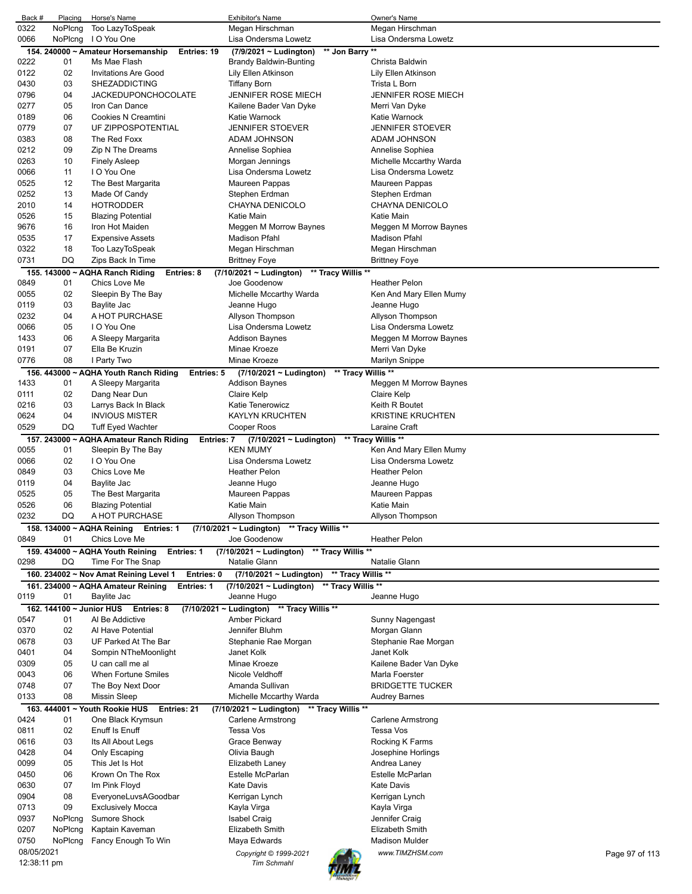| Back # | Placing | Horse's Name | Exhibitor's Name | Owner's Name |
|---|---|---|---|---|
| 0322 | NoPlcng | Too LazyToSpeak | Megan Hirschman | Megan Hirschman |
| 0066 | NoPlcng | I O You One | Lisa Ondersma Lowetz | Lisa Ondersma Lowetz |

**154. 240000 ~ Amateur Horsemanship Entries: 19 (7/9/2021 ~ Ludington) \*\* Jon Barry \*\***

| Back # | Placing | Horse's Name | Exhibitor's Name | Owner's Name |
|---|---|---|---|---|
| 0222 | 01 | Ms Mae Flash | Brandy Baldwin-Bunting | Christa Baldwin |
| 0122 | 02 | Invitations Are Good | Lily Ellen Atkinson | Lily Ellen Atkinson |
| 0430 | 03 | SHEZADDICTING | Tiffany Born | Trista L Born |
| 0796 | 04 | JACKEDUPONCHOCOLATE | JENNIFER ROSE MIECH | JENNIFER ROSE MIECH |
| 0277 | 05 | Iron Can Dance | Kailene Bader Van Dyke | Merri Van Dyke |
| 0189 | 06 | Cookies N Creamtini | Katie Warnock | Katie Warnock |
| 0779 | 07 | UF ZIPPOSPOTENTIAL | JENNIFER STOEVER | JENNIFER STOEVER |
| 0383 | 08 | The Red Foxx | ADAM JOHNSON | ADAM JOHNSON |
| 0212 | 09 | Zip N The Dreams | Annelise Sophiea | Annelise Sophiea |
| 0263 | 10 | Finely Asleep | Morgan Jennings | Michelle Mccarthy Warda |
| 0066 | 11 | I O You One | Lisa Ondersma Lowetz | Lisa Ondersma Lowetz |
| 0525 | 12 | The Best Margarita | Maureen Pappas | Maureen Pappas |
| 0252 | 13 | Made Of Candy | Stephen Erdman | Stephen Erdman |
| 2010 | 14 | HOTRODDER | CHAYNA DENICOLO | CHAYNA DENICOLO |
| 0526 | 15 | Blazing Potential | Katie Main | Katie Main |
| 9676 | 16 | Iron Hot Maiden | Meggen M Morrow Baynes | Meggen M Morrow Baynes |
| 0535 | 17 | Expensive Assets | Madison Pfahl | Madison Pfahl |
| 0322 | 18 | Too LazyToSpeak | Megan Hirschman | Megan Hirschman |
| 0731 | DQ | Zips Back In Time | Brittney Foye | Brittney Foye |

**155. 143000 ~ AQHA Ranch Riding Entries: 8 (7/10/2021 ~ Ludington) \*\* Tracy Willis \*\***

| Back # | Placing | Horse's Name | Exhibitor's Name | Owner's Name |
|---|---|---|---|---|
| 0849 | 01 | Chics Love Me | Joe Goodenow | Heather Pelon |
| 0055 | 02 | Sleepin By The Bay | Michelle Mccarthy Warda | Ken And Mary Ellen Mumy |
| 0119 | 03 | Baylite Jac | Jeanne Hugo | Jeanne Hugo |
| 0232 | 04 | A HOT PURCHASE | Allyson Thompson | Allyson Thompson |
| 0066 | 05 | I O You One | Lisa Ondersma Lowetz | Lisa Ondersma Lowetz |
| 1433 | 06 | A Sleepy Margarita | Addison Baynes | Meggen M Morrow Baynes |
| 0191 | 07 | Ella Be Kruzin | Minae Kroeze | Merri Van Dyke |
| 0776 | 08 | I Party Two | Minae Kroeze | Marilyn Snippe |

**156. 443000 ~ AQHA Youth Ranch Riding Entries: 5 (7/10/2021 ~ Ludington) \*\* Tracy Willis \*\***

| Back # | Placing | Horse's Name | Exhibitor's Name | Owner's Name |
|---|---|---|---|---|
| 1433 | 01 | A Sleepy Margarita | Addison Baynes | Meggen M Morrow Baynes |
| 0111 | 02 | Dang Near Dun | Claire Kelp | Claire Kelp |
| 0216 | 03 | Larrys Back In Black | Katie Tenerowicz | Keith R Boutet |
| 0624 | 04 | INVIOUS MISTER | KAYLYN KRUCHTEN | KRISTINE KRUCHTEN |
| 0529 | DQ | Tuff Eyed Wachter | Cooper Roos | Laraine Craft |

**157. 243000 ~ AQHA Amateur Ranch Riding Entries: 7 (7/10/2021 ~ Ludington) \*\* Tracy Willis \*\***

| Back # | Placing | Horse's Name | Exhibitor's Name | Owner's Name |
|---|---|---|---|---|
| 0055 | 01 | Sleepin By The Bay | KEN MUMY | Ken And Mary Ellen Mumy |
| 0066 | 02 | I O You One | Lisa Ondersma Lowetz | Lisa Ondersma Lowetz |
| 0849 | 03 | Chics Love Me | Heather Pelon | Heather Pelon |
| 0119 | 04 | Baylite Jac | Jeanne Hugo | Jeanne Hugo |
| 0525 | 05 | The Best Margarita | Maureen Pappas | Maureen Pappas |
| 0526 | 06 | Blazing Potential | Katie Main | Katie Main |
| 0232 | DQ | A HOT PURCHASE | Allyson Thompson | Allyson Thompson |

**158. 134000 ~ AQHA Reining Entries: 1 (7/10/2021 ~ Ludington) \*\* Tracy Willis \*\***

| Back # | Placing | Horse's Name | Exhibitor's Name | Owner's Name |
|---|---|---|---|---|
| 0849 | 01 | Chics Love Me | Joe Goodenow | Heather Pelon |

**159. 434000 ~ AQHA Youth Reining Entries: 1 (7/10/2021 ~ Ludington) \*\* Tracy Willis \*\***

| Back # | Placing | Horse's Name | Exhibitor's Name | Owner's Name |
|---|---|---|---|---|
| 0298 | DQ | Time For The Snap | Natalie Glann | Natalie Glann |

**160. 234002 ~ Nov Amat Reining Level 1 Entries: 0 (7/10/2021 ~ Ludington) \*\* Tracy Willis \*\***

**161. 234000 ~ AQHA Amateur Reining Entries: 1 (7/10/2021 ~ Ludington) \*\* Tracy Willis \*\***

| Back # | Placing | Horse's Name | Exhibitor's Name | Owner's Name |
|---|---|---|---|---|
| 0119 | 01 | Baylite Jac | Jeanne Hugo | Jeanne Hugo |

**162. 144100 ~ Junior HUS Entries: 8 (7/10/2021 ~ Ludington) \*\* Tracy Willis \*\***

| Back # | Placing | Horse's Name | Exhibitor's Name | Owner's Name |
|---|---|---|---|---|
| 0547 | 01 | Al Be Addictive | Amber Pickard | Sunny Nagengast |
| 0370 | 02 | Al Have Potential | Jennifer Bluhm | Morgan Glann |
| 0678 | 03 | UF Parked At The Bar | Stephanie Rae Morgan | Stephanie Rae Morgan |
| 0401 | 04 | Sompin NTheMoonlight | Janet Kolk | Janet Kolk |
| 0309 | 05 | U can call me al | Minae Kroeze | Kailene Bader Van Dyke |
| 0043 | 06 | When Fortune Smiles | Nicole Veldhoff | Marla Foerster |
| 0748 | 07 | The Boy Next Door | Amanda Sullivan | BRIDGETTE TUCKER |
| 0133 | 08 | Missin Sleep | Michelle Mccarthy Warda | Audrey Barnes |

**163. 444001 ~ Youth Rookie HUS Entries: 21 (7/10/2021 ~ Ludington) \*\* Tracy Willis \*\***

| Back # | Placing | Horse's Name | Exhibitor's Name | Owner's Name |
|---|---|---|---|---|
| 0424 | 01 | One Black Krymsun | Carlene Armstrong | Carlene Armstrong |
| 0811 | 02 | Enuff Is Enuff | Tessa Vos | Tessa Vos |
| 0616 | 03 | Its All About Legs | Grace Benway | Rocking K Farms |
| 0428 | 04 | Only Escaping | Olivia Baugh | Josephine Horlings |
| 0099 | 05 | This Jet Is Hot | Elizabeth Laney | Andrea Laney |
| 0450 | 06 | Krown On The Rox | Estelle McParlan | Estelle McParlan |
| 0630 | 07 | Im Pink Floyd | Kate Davis | Kate Davis |
| 0904 | 08 | EveryoneLuvsAGoodbar | Kerrigan Lynch | Kerrigan Lynch |
| 0713 | 09 | Exclusively Mocca | Kayla Virga | Kayla Virga |
| 0937 | NoPlcng | Sumore Shock | Isabel Craig | Jennifer Craig |
| 0207 | NoPlcng | Kaptain Kaveman | Elizabeth Smith | Elizabeth Smith |
| 0750 | NoPlcng | Fancy Enough To Win | Maya Edwards | Madison Mulder |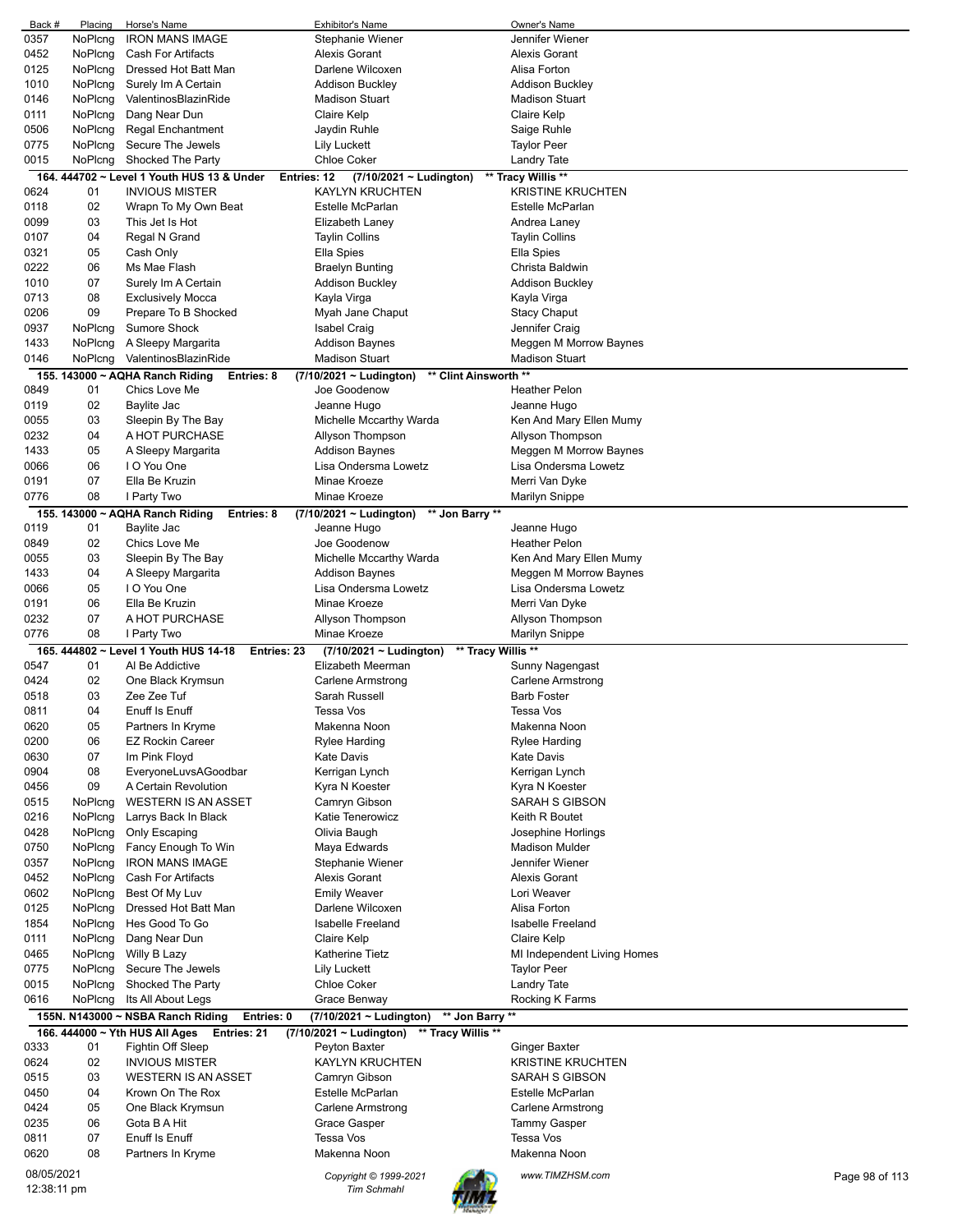| Back # | Placing | Horse's Name | Exhibitor's Name | Owner's Name |
|---|---|---|---|---|
| 0357 | NoPlcng | IRON MANS IMAGE | Stephanie Wiener | Jennifer Wiener |
| 0452 | NoPlcng | Cash For Artifacts | Alexis Gorant | Alexis Gorant |
| 0125 | NoPlcng | Dressed Hot Batt Man | Darlene Wilcoxen | Alisa Forton |
| 1010 | NoPlcng | Surely Im A Certain | Addison Buckley | Addison Buckley |
| 0146 | NoPlcng | ValentinosBlazinRide | Madison Stuart | Madison Stuart |
| 0111 | NoPlcng | Dang Near Dun | Claire Kelp | Claire Kelp |
| 0506 | NoPlcng | Regal Enchantment | Jaydin Ruhle | Saige Ruhle |
| 0775 | NoPlcng | Secure The Jewels | Lily Luckett | Taylor Peer |
| 0015 | NoPlcng | Shocked The Party | Chloe Coker | Landry Tate |

**164. 444702 ~ Level 1 Youth HUS 13 & Under Entries: 12 (7/10/2021 ~ Ludington) \*\* Tracy Willis \*\***

| Back # | Placing | Horse's Name | Exhibitor's Name | Owner's Name |
|---|---|---|---|---|
| 0624 | 01 | INVIOUS MISTER | KAYLYN KRUCHTEN | KRISTINE KRUCHTEN |
| 0118 | 02 | Wrapn To My Own Beat | Estelle McParlan | Estelle McParlan |
| 0099 | 03 | This Jet Is Hot | Elizabeth Laney | Andrea Laney |
| 0107 | 04 | Regal N Grand | Taylin Collins | Taylin Collins |
| 0321 | 05 | Cash Only | Ella Spies | Ella Spies |
| 0222 | 06 | Ms Mae Flash | Braelyn Bunting | Christa Baldwin |
| 1010 | 07 | Surely Im A Certain | Addison Buckley | Addison Buckley |
| 0713 | 08 | Exclusively Mocca | Kayla Virga | Kayla Virga |
| 0206 | 09 | Prepare To B Shocked | Myah Jane Chaput | Stacy Chaput |
| 0937 | NoPlcng | Sumore Shock | Isabel Craig | Jennifer Craig |
| 1433 | NoPlcng | A Sleepy Margarita | Addison Baynes | Meggen M Morrow Baynes |
| 0146 | NoPlcng | ValentinosBlazinRide | Madison Stuart | Madison Stuart |

**155. 143000 ~ AQHA Ranch Riding Entries: 8 (7/10/2021 ~ Ludington) \*\* Clint Ainsworth \*\***

| Back # | Placing | Horse's Name | Exhibitor's Name | Owner's Name |
|---|---|---|---|---|
| 0849 | 01 | Chics Love Me | Joe Goodenow | Heather Pelon |
| 0119 | 02 | Baylite Jac | Jeanne Hugo | Jeanne Hugo |
| 0055 | 03 | Sleepin By The Bay | Michelle Mccarthy Warda | Ken And Mary Ellen Mumy |
| 0232 | 04 | A HOT PURCHASE | Allyson Thompson | Allyson Thompson |
| 1433 | 05 | A Sleepy Margarita | Addison Baynes | Meggen M Morrow Baynes |
| 0066 | 06 | I O You One | Lisa Ondersma Lowetz | Lisa Ondersma Lowetz |
| 0191 | 07 | Ella Be Kruzin | Minae Kroeze | Merri Van Dyke |
| 0776 | 08 | I Party Two | Minae Kroeze | Marilyn Snippe |

**155. 143000 ~ AQHA Ranch Riding Entries: 8 (7/10/2021 ~ Ludington) \*\* Jon Barry \*\***

| Back # | Placing | Horse's Name | Exhibitor's Name | Owner's Name |
|---|---|---|---|---|
| 0119 | 01 | Baylite Jac | Jeanne Hugo | Jeanne Hugo |
| 0849 | 02 | Chics Love Me | Joe Goodenow | Heather Pelon |
| 0055 | 03 | Sleepin By The Bay | Michelle Mccarthy Warda | Ken And Mary Ellen Mumy |
| 1433 | 04 | A Sleepy Margarita | Addison Baynes | Meggen M Morrow Baynes |
| 0066 | 05 | I O You One | Lisa Ondersma Lowetz | Lisa Ondersma Lowetz |
| 0191 | 06 | Ella Be Kruzin | Minae Kroeze | Merri Van Dyke |
| 0232 | 07 | A HOT PURCHASE | Allyson Thompson | Allyson Thompson |
| 0776 | 08 | I Party Two | Minae Kroeze | Marilyn Snippe |

**165. 444802 ~ Level 1 Youth HUS 14-18 Entries: 23 (7/10/2021 ~ Ludington) \*\* Tracy Willis \*\***

| Back # | Placing | Horse's Name | Exhibitor's Name | Owner's Name |
|---|---|---|---|---|
| 0547 | 01 | Al Be Addictive | Elizabeth Meerman | Sunny Nagengast |
| 0424 | 02 | One Black Krymsun | Carlene Armstrong | Carlene Armstrong |
| 0518 | 03 | Zee Zee Tuf | Sarah Russell | Barb Foster |
| 0811 | 04 | Enuff Is Enuff | Tessa Vos | Tessa Vos |
| 0620 | 05 | Partners In Kryme | Makenna Noon | Makenna Noon |
| 0200 | 06 | EZ Rockin Career | Rylee Harding | Rylee Harding |
| 0630 | 07 | Im Pink Floyd | Kate Davis | Kate Davis |
| 0904 | 08 | EveryoneLuvsAGoodbar | Kerrigan Lynch | Kerrigan Lynch |
| 0456 | 09 | A Certain Revolution | Kyra N Koester | Kyra N Koester |
| 0515 | NoPlcng | WESTERN IS AN ASSET | Camryn Gibson | SARAH S GIBSON |
| 0216 | NoPlcng | Larrys Back In Black | Katie Tenerowicz | Keith R Boutet |
| 0428 | NoPlcng | Only Escaping | Olivia Baugh | Josephine Horlings |
| 0750 | NoPlcng | Fancy Enough To Win | Maya Edwards | Madison Mulder |
| 0357 | NoPlcng | IRON MANS IMAGE | Stephanie Wiener | Jennifer Wiener |
| 0452 | NoPlcng | Cash For Artifacts | Alexis Gorant | Alexis Gorant |
| 0602 | NoPlcng | Best Of My Luv | Emily Weaver | Lori Weaver |
| 0125 | NoPlcng | Dressed Hot Batt Man | Darlene Wilcoxen | Alisa Forton |
| 1854 | NoPlcng | Hes Good To Go | Isabelle Freeland | Isabelle Freeland |
| 0111 | NoPlcng | Dang Near Dun | Claire Kelp | Claire Kelp |
| 0465 | NoPlcng | Willy B Lazy | Katherine Tietz | MI Independent Living Homes |
| 0775 | NoPlcng | Secure The Jewels | Lily Luckett | Taylor Peer |
| 0015 | NoPlcng | Shocked The Party | Chloe Coker | Landry Tate |
| 0616 | NoPlcng | Its All About Legs | Grace Benway | Rocking K Farms |

**155N. N143000 ~ NSBA Ranch Riding Entries: 0 (7/10/2021 ~ Ludington) \*\* Jon Barry \*\***

**166. 444000 ~ Yth HUS All Ages Entries: 21 (7/10/2021 ~ Ludington) \*\* Tracy Willis \*\***

| Back # | Placing | Horse's Name | Exhibitor's Name | Owner's Name |
|---|---|---|---|---|
| 0333 | 01 | Fightin Off Sleep | Peyton Baxter | Ginger Baxter |
| 0624 | 02 | INVIOUS MISTER | KAYLYN KRUCHTEN | KRISTINE KRUCHTEN |
| 0515 | 03 | WESTERN IS AN ASSET | Camryn Gibson | SARAH S GIBSON |
| 0450 | 04 | Krown On The Rox | Estelle McParlan | Estelle McParlan |
| 0424 | 05 | One Black Krymsun | Carlene Armstrong | Carlene Armstrong |
| 0235 | 06 | Gota B A Hit | Grace Gasper | Tammy Gasper |
| 0811 | 07 | Enuff Is Enuff | Tessa Vos | Tessa Vos |
| 0620 | 08 | Partners In Kryme | Makenna Noon | Makenna Noon |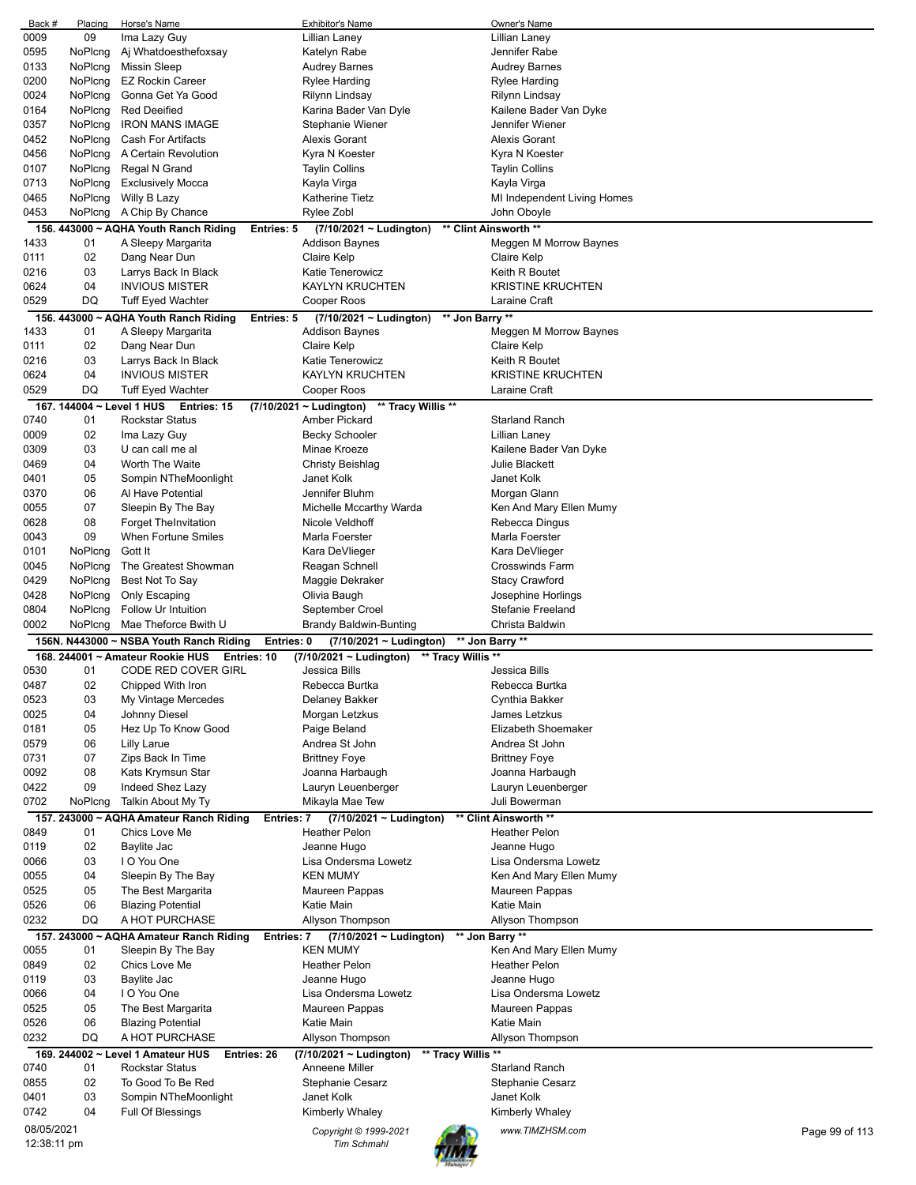| Back # | Placing | Horse's Name | Exhibitor's Name | Owner's Name |
|---|---|---|---|---|
| 0009 | 09 | Ima Lazy Guy | Lillian Laney | Lillian Laney |
| 0595 | NoPlcng | Aj Whatdoesthefoxsay | Katelyn Rabe | Jennifer Rabe |
| 0133 | NoPlcng | Missin Sleep | Audrey Barnes | Audrey Barnes |
| 0200 | NoPlcng | EZ Rockin Career | Rylee Harding | Rylee Harding |
| 0024 | NoPlcng | Gonna Get Ya Good | Rilynn Lindsay | Rilynn Lindsay |
| 0164 | NoPlcng | Red Deeified | Karina Bader Van Dyle | Kailene Bader Van Dyke |
| 0357 | NoPlcng | IRON MANS IMAGE | Stephanie Wiener | Jennifer Wiener |
| 0452 | NoPlcng | Cash For Artifacts | Alexis Gorant | Alexis Gorant |
| 0456 | NoPlcng | A Certain Revolution | Kyra N Koester | Kyra N Koester |
| 0107 | NoPlcng | Regal N Grand | Taylin Collins | Taylin Collins |
| 0713 | NoPlcng | Exclusively Mocca | Kayla Virga | Kayla Virga |
| 0465 | NoPlcng | Willy B Lazy | Katherine Tietz | MI Independent Living Homes |
| 0453 | NoPlcng | A Chip By Chance | Rylee Zobl | John Oboyle |

**156. 443000 ~ AQHA Youth Ranch Riding   Entries: 5   (7/10/2021 ~ Ludington)   \*\* Clint Ainsworth \*\***

| Back # | Placing | Horse's Name | Exhibitor's Name | Owner's Name |
|---|---|---|---|---|
| 1433 | 01 | A Sleepy Margarita | Addison Baynes | Meggen M Morrow Baynes |
| 0111 | 02 | Dang Near Dun | Claire Kelp | Claire Kelp |
| 0216 | 03 | Larrys Back In Black | Katie Tenerowicz | Keith R Boutet |
| 0624 | 04 | INVIOUS MISTER | KAYLYN KRUCHTEN | KRISTINE KRUCHTEN |
| 0529 | DQ | Tuff Eyed Wachter | Cooper Roos | Laraine Craft |

**156. 443000 ~ AQHA Youth Ranch Riding   Entries: 5   (7/10/2021 ~ Ludington)   \*\* Jon Barry \*\***

| Back # | Placing | Horse's Name | Exhibitor's Name | Owner's Name |
|---|---|---|---|---|
| 1433 | 01 | A Sleepy Margarita | Addison Baynes | Meggen M Morrow Baynes |
| 0111 | 02 | Dang Near Dun | Claire Kelp | Claire Kelp |
| 0216 | 03 | Larrys Back In Black | Katie Tenerowicz | Keith R Boutet |
| 0624 | 04 | INVIOUS MISTER | KAYLYN KRUCHTEN | KRISTINE KRUCHTEN |
| 0529 | DQ | Tuff Eyed Wachter | Cooper Roos | Laraine Craft |

**167. 144004 ~ Level 1 HUS   Entries: 15   (7/10/2021 ~ Ludington)   \*\* Tracy Willis \*\***

| Back # | Placing | Horse's Name | Exhibitor's Name | Owner's Name |
|---|---|---|---|---|
| 0740 | 01 | Rockstar Status | Amber Pickard | Starland Ranch |
| 0009 | 02 | Ima Lazy Guy | Becky Schooler | Lillian Laney |
| 0309 | 03 | U can call me al | Minae Kroeze | Kailene Bader Van Dyke |
| 0469 | 04 | Worth The Waite | Christy Beishlag | Julie Blackett |
| 0401 | 05 | Sompin NTheMoonlight | Janet Kolk | Janet Kolk |
| 0370 | 06 | Al Have Potential | Jennifer Bluhm | Morgan Glann |
| 0055 | 07 | Sleepin By The Bay | Michelle Mccarthy Warda | Ken And Mary Ellen Mumy |
| 0628 | 08 | Forget TheInvitation | Nicole Veldhoff | Rebecca Dingus |
| 0043 | 09 | When Fortune Smiles | Marla Foerster | Marla Foerster |
| 0101 | NoPlcng | Gott It | Kara DeVlieger | Kara DeVlieger |
| 0045 | NoPlcng | The Greatest Showman | Reagan Schnell | Crosswinds Farm |
| 0429 | NoPlcng | Best Not To Say | Maggie Dekraker | Stacy Crawford |
| 0428 | NoPlcng | Only Escaping | Olivia Baugh | Josephine Horlings |
| 0804 | NoPlcng | Follow Ur Intuition | September Croel | Stefanie Freeland |
| 0002 | NoPlcng | Mae Theforce Bwith U | Brandy Baldwin-Bunting | Christa Baldwin |

**156N. N443000 ~ NSBA Youth Ranch Riding   Entries: 0   (7/10/2021 ~ Ludington)   \*\* Jon Barry \*\***

**168. 244001 ~ Amateur Rookie HUS   Entries: 10   (7/10/2021 ~ Ludington)   \*\* Tracy Willis \*\***

| Back # | Placing | Horse's Name | Exhibitor's Name | Owner's Name |
|---|---|---|---|---|
| 0530 | 01 | CODE RED COVER GIRL | Jessica Bills | Jessica Bills |
| 0487 | 02 | Chipped With Iron | Rebecca Burtka | Rebecca Burtka |
| 0523 | 03 | My Vintage Mercedes | Delaney Bakker | Cynthia Bakker |
| 0025 | 04 | Johnny Diesel | Morgan Letzkus | James Letzkus |
| 0181 | 05 | Hez Up To Know Good | Paige Beland | Elizabeth Shoemaker |
| 0579 | 06 | Lilly Larue | Andrea St John | Andrea St John |
| 0731 | 07 | Zips Back In Time | Brittney Foye | Brittney Foye |
| 0092 | 08 | Kats Krymsun Star | Joanna Harbaugh | Joanna Harbaugh |
| 0422 | 09 | Indeed Shez Lazy | Lauryn Leuenberger | Lauryn Leuenberger |
| 0702 | NoPlcng | Talkin About My Ty | Mikayla Mae Tew | Juli Bowerman |

**157. 243000 ~ AQHA Amateur Ranch Riding   Entries: 7   (7/10/2021 ~ Ludington)   \*\* Clint Ainsworth \*\***

| Back # | Placing | Horse's Name | Exhibitor's Name | Owner's Name |
|---|---|---|---|---|
| 0849 | 01 | Chics Love Me | Heather Pelon | Heather Pelon |
| 0119 | 02 | Baylite Jac | Jeanne Hugo | Jeanne Hugo |
| 0066 | 03 | I O You One | Lisa Ondersma Lowetz | Lisa Ondersma Lowetz |
| 0055 | 04 | Sleepin By The Bay | KEN MUMY | Ken And Mary Ellen Mumy |
| 0525 | 05 | The Best Margarita | Maureen Pappas | Maureen Pappas |
| 0526 | 06 | Blazing Potential | Katie Main | Katie Main |
| 0232 | DQ | A HOT PURCHASE | Allyson Thompson | Allyson Thompson |

**157. 243000 ~ AQHA Amateur Ranch Riding   Entries: 7   (7/10/2021 ~ Ludington)   \*\* Jon Barry \*\***

| Back # | Placing | Horse's Name | Exhibitor's Name | Owner's Name |
|---|---|---|---|---|
| 0055 | 01 | Sleepin By The Bay | KEN MUMY | Ken And Mary Ellen Mumy |
| 0849 | 02 | Chics Love Me | Heather Pelon | Heather Pelon |
| 0119 | 03 | Baylite Jac | Jeanne Hugo | Jeanne Hugo |
| 0066 | 04 | I O You One | Lisa Ondersma Lowetz | Lisa Ondersma Lowetz |
| 0525 | 05 | The Best Margarita | Maureen Pappas | Maureen Pappas |
| 0526 | 06 | Blazing Potential | Katie Main | Katie Main |
| 0232 | DQ | A HOT PURCHASE | Allyson Thompson | Allyson Thompson |

**169. 244002 ~ Level 1 Amateur HUS   Entries: 26   (7/10/2021 ~ Ludington)   \*\* Tracy Willis \*\***

| Back # | Placing | Horse's Name | Exhibitor's Name | Owner's Name |
|---|---|---|---|---|
| 0740 | 01 | Rockstar Status | Anneene Miller | Starland Ranch |
| 0855 | 02 | To Good To Be Red | Stephanie Cesarz | Stephanie Cesarz |
| 0401 | 03 | Sompin NTheMoonlight | Janet Kolk | Janet Kolk |
| 0742 | 04 | Full Of Blessings | Kimberly Whaley | Kimberly Whaley |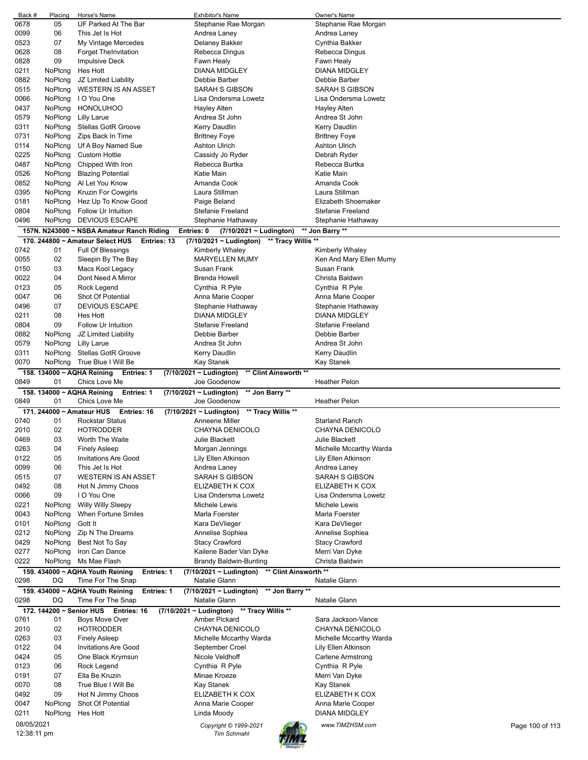| Back # | Placing | Horse's Name | Exhibitor's Name | Owner's Name |
|---|---|---|---|---|
| 0678 | 05 | UF Parked At The Bar | Stephanie Rae Morgan | Stephanie Rae Morgan |
| 0099 | 06 | This Jet Is Hot | Andrea Laney | Andrea Laney |
| 0523 | 07 | My Vintage Mercedes | Delaney Bakker | Cynthia Bakker |
| 0628 | 08 | Forget TheInvitation | Rebecca Dingus | Rebecca Dingus |
| 0828 | 09 | Impulsive Deck | Fawn Healy | Fawn Healy |
| 0211 | NoPlcng | Hes Hott | DIANA MIDGLEY | DIANA MIDGLEY |
| 0882 | NoPlcng | JZ Limited Liability | Debbie Barber | Debbie Barber |
| 0515 | NoPlcng | WESTERN IS AN ASSET | SARAH S GIBSON | SARAH S GIBSON |
| 0066 | NoPlcng | I O You One | Lisa Ondersma Lowetz | Lisa Ondersma Lowetz |
| 0437 | NoPlcng | HONOLUHOO | Hayley Alten | Hayley Alten |
| 0579 | NoPlcng | Lilly Larue | Andrea St John | Andrea St John |
| 0311 | NoPlcng | Stellas GotR Groove | Kerry Daudlin | Kerry Daudlin |
| 0731 | NoPlcng | Zips Back In Time | Brittney Foye | Brittney Foye |
| 0114 | NoPlcng | Uf A Boy Named Sue | Ashton Ulrich | Ashton Ulrich |
| 0225 | NoPlcng | Custom Hottie | Cassidy Jo Ryder | Debrah Ryder |
| 0487 | NoPlcng | Chipped With Iron | Rebecca Burtka | Rebecca Burtka |
| 0526 | NoPlcng | Blazing Potential | Katie Main | Katie Main |
| 0852 | NoPlcng | Al Let You Know | Amanda Cook | Amanda Cook |
| 0395 | NoPlcng | Kruzin For Cowgirls | Laura Stillman | Laura Stillman |
| 0181 | NoPlcng | Hez Up To Know Good | Paige Beland | Elizabeth Shoemaker |
| 0804 | NoPlcng | Follow Ur Intuition | Stefanie Freeland | Stefanie Freeland |
| 0496 | NoPlcng | DEVIOUS ESCAPE | Stephanie Hathaway | Stephanie Hathaway |

**157N. N243000 ~ NSBA Amateur Ranch Riding Entries: 0 (7/10/2021 ~ Ludington) \*\* Jon Barry \*\***

**170. 244800 ~ Amateur Select HUS Entries: 13 (7/10/2021 ~ Ludington) \*\* Tracy Willis \*\***

| Back # | Placing | Horse's Name | Exhibitor's Name | Owner's Name |
|---|---|---|---|---|
| 0742 | 01 | Full Of Blessings | Kimberly Whaley | Kimberly Whaley |
| 0055 | 02 | Sleepin By The Bay | MARYELLEN MUMY | Ken And Mary Ellen Mumy |
| 0150 | 03 | Macs Kool Legacy | Susan Frank | Susan Frank |
| 0022 | 04 | Dont Need A Mirror | Brenda Howell | Christa Baldwin |
| 0123 | 05 | Rock Legend | Cynthia R Pyle | Cynthia R Pyle |
| 0047 | 06 | Shot Of Potential | Anna Marie Cooper | Anna Marie Cooper |
| 0496 | 07 | DEVIOUS ESCAPE | Stephanie Hathaway | Stephanie Hathaway |
| 0211 | 08 | Hes Hott | DIANA MIDGLEY | DIANA MIDGLEY |
| 0804 | 09 | Follow Ur Intuition | Stefanie Freeland | Stefanie Freeland |
| 0882 | NoPlcng | JZ Limited Liability | Debbie Barber | Debbie Barber |
| 0579 | NoPlcng | Lilly Larue | Andrea St John | Andrea St John |
| 0311 | NoPlcng | Stellas GotR Groove | Kerry Daudlin | Kerry Daudlin |
| 0070 | NoPlcng | True Blue I Will Be | Kay Stanek | Kay Stanek |

**158. 134000 ~ AQHA Reining Entries: 1 (7/10/2021 ~ Ludington) \*\* Clint Ainsworth \*\***

| Back # | Placing | Horse's Name | Exhibitor's Name | Owner's Name |
|---|---|---|---|---|
| 0849 | 01 | Chics Love Me | Joe Goodenow | Heather Pelon |

**158. 134000 ~ AQHA Reining Entries: 1 (7/10/2021 ~ Ludington) \*\* Jon Barry \*\***

| Back # | Placing | Horse's Name | Exhibitor's Name | Owner's Name |
|---|---|---|---|---|
| 0849 | 01 | Chics Love Me | Joe Goodenow | Heather Pelon |

**171. 244000 ~ Amateur HUS Entries: 16 (7/10/2021 ~ Ludington) \*\* Tracy Willis \*\***

| Back # | Placing | Horse's Name | Exhibitor's Name | Owner's Name |
|---|---|---|---|---|
| 0740 | 01 | Rockstar Status | Anneene Miller | Starland Ranch |
| 2010 | 02 | HOTRODDER | CHAYNA DENICOLO | CHAYNA DENICOLO |
| 0469 | 03 | Worth The Waite | Julie Blackett | Julie Blackett |
| 0263 | 04 | Finely Asleep | Morgan Jennings | Michelle Mccarthy Warda |
| 0122 | 05 | Invitations Are Good | Lily Ellen Atkinson | Lily Ellen Atkinson |
| 0099 | 06 | This Jet Is Hot | Andrea Laney | Andrea Laney |
| 0515 | 07 | WESTERN IS AN ASSET | SARAH S GIBSON | SARAH S GIBSON |
| 0492 | 08 | Hot N Jimmy Choos | ELIZABETH K COX | ELIZABETH K COX |
| 0066 | 09 | I O You One | Lisa Ondersma Lowetz | Lisa Ondersma Lowetz |
| 0221 | NoPlcng | Willy Willy Sleepy | Michele Lewis | Michele Lewis |
| 0043 | NoPlcng | When Fortune Smiles | Marla Foerster | Marla Foerster |
| 0101 | NoPlcng | Gott It | Kara DeVlieger | Kara DeVlieger |
| 0212 | NoPlcng | Zip N The Dreams | Annelise Sophiea | Annelise Sophiea |
| 0429 | NoPlcng | Best Not To Say | Stacy Crawford | Stacy Crawford |
| 0277 | NoPlcng | Iron Can Dance | Kailene Bader Van Dyke | Merri Van Dyke |
| 0222 | NoPlcng | Ms Mae Flash | Brandy Baldwin-Bunting | Christa Baldwin |

**159. 434000 ~ AQHA Youth Reining Entries: 1 (7/10/2021 ~ Ludington) \*\* Clint Ainsworth \*\***

| Back # | Placing | Horse's Name | Exhibitor's Name | Owner's Name |
|---|---|---|---|---|
| 0298 | DQ | Time For The Snap | Natalie Glann | Natalie Glann |

**159. 434000 ~ AQHA Youth Reining Entries: 1 (7/10/2021 ~ Ludington) \*\* Jon Barry \*\***

| Back # | Placing | Horse's Name | Exhibitor's Name | Owner's Name |
|---|---|---|---|---|
| 0298 | DQ | Time For The Snap | Natalie Glann | Natalie Glann |

**172. 144200 ~ Senior HUS Entries: 16 (7/10/2021 ~ Ludington) \*\* Tracy Willis \*\***

| Back # | Placing | Horse's Name | Exhibitor's Name | Owner's Name |
|---|---|---|---|---|
| 0761 | 01 | Boys Move Over | Amber Pickard | Sara Jackson-Vance |
| 2010 | 02 | HOTRODDER | CHAYNA DENICOLO | CHAYNA DENICOLO |
| 0263 | 03 | Finely Asleep | Michelle Mccarthy Warda | Michelle Mccarthy Warda |
| 0122 | 04 | Invitations Are Good | September Croel | Lily Ellen Atkinson |
| 0424 | 05 | One Black Krymsun | Nicole Veldhoff | Carlene Armstrong |
| 0123 | 06 | Rock Legend | Cynthia R Pyle | Cynthia R Pyle |
| 0191 | 07 | Ella Be Kruzin | Minae Kroeze | Merri Van Dyke |
| 0070 | 08 | True Blue I Will Be | Kay Stanek | Kay Stanek |
| 0492 | 09 | Hot N Jimmy Choos | ELIZABETH K COX | ELIZABETH K COX |
| 0047 | NoPlcng | Shot Of Potential | Anna Marie Cooper | Anna Marie Cooper |
| 0211 | NoPlcng | Hes Hott | Linda Moody | DIANA MIDGLEY |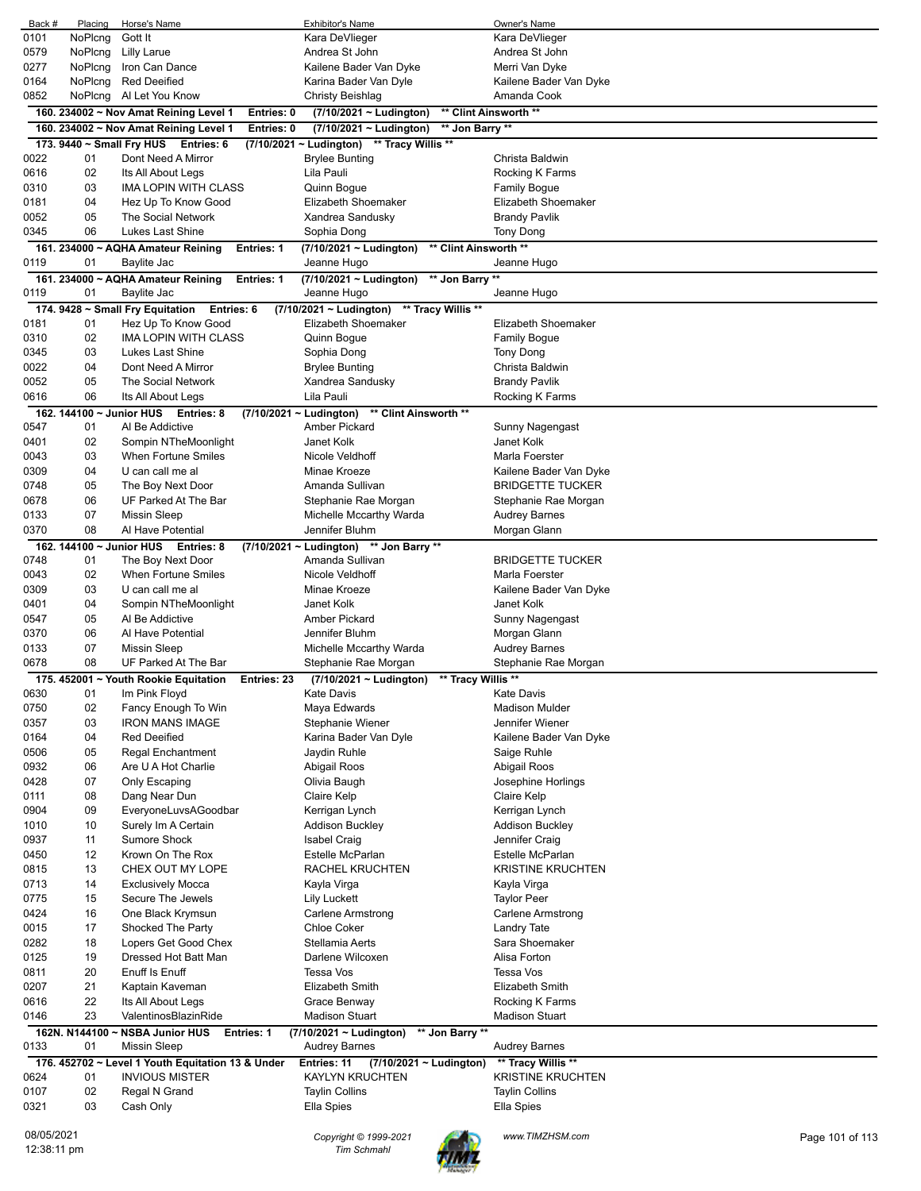| Back # | Placing | Horse's Name | Exhibitor's Name | Owner's Name |
|---|---|---|---|---|
| 0101 | NoPlcng | Gott It | Kara DeVlieger | Kara DeVlieger |
| 0579 | NoPlcng | Lilly Larue | Andrea St John | Andrea St John |
| 0277 | NoPlcng | Iron Can Dance | Kailene Bader Van Dyke | Merri Van Dyke |
| 0164 | NoPlcng | Red Deeified | Karina Bader Van Dyle | Kailene Bader Van Dyke |
| 0852 | NoPlcng | Al Let You Know | Christy Beishlag | Amanda Cook |

**160. 234002 ~ Nov Amat Reining Level 1 Entries: 0 (7/10/2021 ~ Ludington) \*\* Clint Ainsworth \*\***

**160. 234002 ~ Nov Amat Reining Level 1 Entries: 0 (7/10/2021 ~ Ludington) \*\* Jon Barry \*\***

**173. 9440 ~ Small Fry HUS Entries: 6 (7/10/2021 ~ Ludington) \*\* Tracy Willis \*\***

| Back # | Placing | Horse's Name | Exhibitor's Name | Owner's Name |
|---|---|---|---|---|
| 0022 | 01 | Dont Need A Mirror | Brylee Bunting | Christa Baldwin |
| 0616 | 02 | Its All About Legs | Lila Pauli | Rocking K Farms |
| 0310 | 03 | IMA LOPIN WITH CLASS | Quinn Bogue | Family Bogue |
| 0181 | 04 | Hez Up To Know Good | Elizabeth Shoemaker | Elizabeth Shoemaker |
| 0052 | 05 | The Social Network | Xandrea Sandusky | Brandy Pavlik |
| 0345 | 06 | Lukes Last Shine | Sophia Dong | Tony Dong |

**161. 234000 ~ AQHA Amateur Reining Entries: 1 (7/10/2021 ~ Ludington) \*\* Clint Ainsworth \*\***

| Back # | Placing | Horse's Name | Exhibitor's Name | Owner's Name |
|---|---|---|---|---|
| 0119 | 01 | Baylite Jac | Jeanne Hugo | Jeanne Hugo |

**161. 234000 ~ AQHA Amateur Reining Entries: 1 (7/10/2021 ~ Ludington) \*\* Jon Barry \*\***

| Back # | Placing | Horse's Name | Exhibitor's Name | Owner's Name |
|---|---|---|---|---|
| 0119 | 01 | Baylite Jac | Jeanne Hugo | Jeanne Hugo |

**174. 9428 ~ Small Fry Equitation Entries: 6 (7/10/2021 ~ Ludington) \*\* Tracy Willis \*\***

| Back # | Placing | Horse's Name | Exhibitor's Name | Owner's Name |
|---|---|---|---|---|
| 0181 | 01 | Hez Up To Know Good | Elizabeth Shoemaker | Elizabeth Shoemaker |
| 0310 | 02 | IMA LOPIN WITH CLASS | Quinn Bogue | Family Bogue |
| 0345 | 03 | Lukes Last Shine | Sophia Dong | Tony Dong |
| 0022 | 04 | Dont Need A Mirror | Brylee Bunting | Christa Baldwin |
| 0052 | 05 | The Social Network | Xandrea Sandusky | Brandy Pavlik |
| 0616 | 06 | Its All About Legs | Lila Pauli | Rocking K Farms |

**162. 144100 ~ Junior HUS Entries: 8 (7/10/2021 ~ Ludington) \*\* Clint Ainsworth \*\***

| Back # | Placing | Horse's Name | Exhibitor's Name | Owner's Name |
|---|---|---|---|---|
| 0547 | 01 | Al Be Addictive | Amber Pickard | Sunny Nagengast |
| 0401 | 02 | Sompin NTheMoonlight | Janet Kolk | Janet Kolk |
| 0043 | 03 | When Fortune Smiles | Nicole Veldhoff | Marla Foerster |
| 0309 | 04 | U can call me al | Minae Kroeze | Kailene Bader Van Dyke |
| 0748 | 05 | The Boy Next Door | Amanda Sullivan | BRIDGETTE TUCKER |
| 0678 | 06 | UF Parked At The Bar | Stephanie Rae Morgan | Stephanie Rae Morgan |
| 0133 | 07 | Missin Sleep | Michelle Mccarthy Warda | Audrey Barnes |
| 0370 | 08 | Al Have Potential | Jennifer Bluhm | Morgan Glann |

**162. 144100 ~ Junior HUS Entries: 8 (7/10/2021 ~ Ludington) \*\* Jon Barry \*\***

| Back # | Placing | Horse's Name | Exhibitor's Name | Owner's Name |
|---|---|---|---|---|
| 0748 | 01 | The Boy Next Door | Amanda Sullivan | BRIDGETTE TUCKER |
| 0043 | 02 | When Fortune Smiles | Nicole Veldhoff | Marla Foerster |
| 0309 | 03 | U can call me al | Minae Kroeze | Kailene Bader Van Dyke |
| 0401 | 04 | Sompin NTheMoonlight | Janet Kolk | Janet Kolk |
| 0547 | 05 | Al Be Addictive | Amber Pickard | Sunny Nagengast |
| 0370 | 06 | Al Have Potential | Jennifer Bluhm | Morgan Glann |
| 0133 | 07 | Missin Sleep | Michelle Mccarthy Warda | Audrey Barnes |
| 0678 | 08 | UF Parked At The Bar | Stephanie Rae Morgan | Stephanie Rae Morgan |

**175. 452001 ~ Youth Rookie Equitation Entries: 23 (7/10/2021 ~ Ludington) \*\* Tracy Willis \*\***

| Back # | Placing | Horse's Name | Exhibitor's Name | Owner's Name |
|---|---|---|---|---|
| 0630 | 01 | Im Pink Floyd | Kate Davis | Kate Davis |
| 0750 | 02 | Fancy Enough To Win | Maya Edwards | Madison Mulder |
| 0357 | 03 | IRON MANS IMAGE | Stephanie Wiener | Jennifer Wiener |
| 0164 | 04 | Red Deeified | Karina Bader Van Dyle | Kailene Bader Van Dyke |
| 0506 | 05 | Regal Enchantment | Jaydin Ruhle | Saige Ruhle |
| 0932 | 06 | Are U A Hot Charlie | Abigail Roos | Abigail Roos |
| 0428 | 07 | Only Escaping | Olivia Baugh | Josephine Horlings |
| 0111 | 08 | Dang Near Dun | Claire Kelp | Claire Kelp |
| 0904 | 09 | EveryoneLuvsAGoodbar | Kerrigan Lynch | Kerrigan Lynch |
| 1010 | 10 | Surely Im A Certain | Addison Buckley | Addison Buckley |
| 0937 | 11 | Sumore Shock | Isabel Craig | Jennifer Craig |
| 0450 | 12 | Krown On The Rox | Estelle McParlan | Estelle McParlan |
| 0815 | 13 | CHEX OUT MY LOPE | RACHEL KRUCHTEN | KRISTINE KRUCHTEN |
| 0713 | 14 | Exclusively Mocca | Kayla Virga | Kayla Virga |
| 0775 | 15 | Secure The Jewels | Lily Luckett | Taylor Peer |
| 0424 | 16 | One Black Krymsun | Carlene Armstrong | Carlene Armstrong |
| 0015 | 17 | Shocked The Party | Chloe Coker | Landry Tate |
| 0282 | 18 | Lopers Get Good Chex | Stellamia Aerts | Sara Shoemaker |
| 0125 | 19 | Dressed Hot Batt Man | Darlene Wilcoxen | Alisa Forton |
| 0811 | 20 | Enuff Is Enuff | Tessa Vos | Tessa Vos |
| 0207 | 21 | Kaptain Kaveman | Elizabeth Smith | Elizabeth Smith |
| 0616 | 22 | Its All About Legs | Grace Benway | Rocking K Farms |
| 0146 | 23 | ValentinosBlazinRide | Madison Stuart | Madison Stuart |

**162N. N144100 ~ NSBA Junior HUS Entries: 1 (7/10/2021 ~ Ludington) \*\* Jon Barry \*\***

| Back # | Placing | Horse's Name | Exhibitor's Name | Owner's Name |
|---|---|---|---|---|
| 0133 | 01 | Missin Sleep | Audrey Barnes | Audrey Barnes |

**176. 452702 ~ Level 1 Youth Equitation 13 & Under Entries: 11 (7/10/2021 ~ Ludington) \*\* Tracy Willis \*\***

| Back # | Placing | Horse's Name | Exhibitor's Name | Owner's Name |
|---|---|---|---|---|
| 0624 | 01 | INVIOUS MISTER | KAYLYN KRUCHTEN | KRISTINE KRUCHTEN |
| 0107 | 02 | Regal N Grand | Taylin Collins | Taylin Collins |
| 0321 | 03 | Cash Only | Ella Spies | Ella Spies |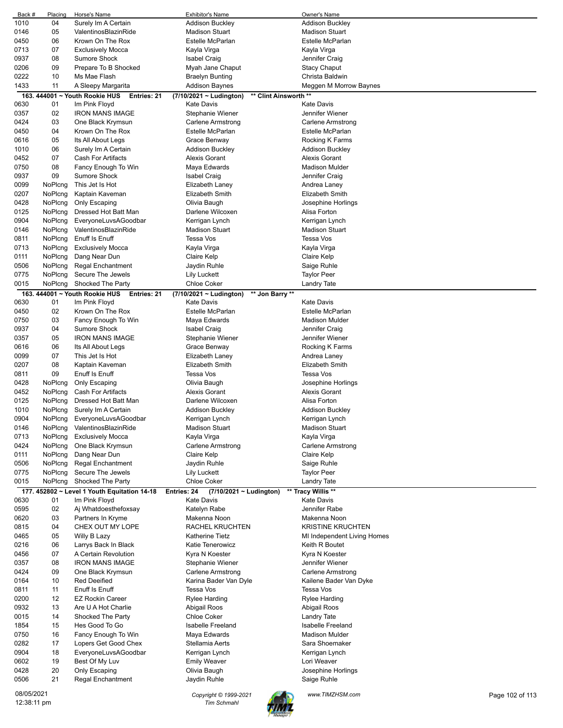| Back # | Placing | Horse's Name | Exhibitor's Name | Owner's Name |
|---|---|---|---|---|
| 1010 | 04 | Surely Im A Certain | Addison Buckley | Addison Buckley |
| 0146 | 05 | ValentinosBlazinRide | Madison Stuart | Madison Stuart |
| 0450 | 06 | Krown On The Rox | Estelle McParlan | Estelle McParlan |
| 0713 | 07 | Exclusively Mocca | Kayla Virga | Kayla Virga |
| 0937 | 08 | Sumore Shock | Isabel Craig | Jennifer Craig |
| 0206 | 09 | Prepare To B Shocked | Myah Jane Chaput | Stacy Chaput |
| 0222 | 10 | Ms Mae Flash | Braelyn Bunting | Christa Baldwin |
| 1433 | 11 | A Sleepy Margarita | Addison Baynes | Meggen M Morrow Baynes |

**163. 444001 ~ Youth Rookie HUS Entries: 21 (7/10/2021 ~ Ludington) \*\* Clint Ainsworth \*\***

| Back # | Placing | Horse's Name | Exhibitor's Name | Owner's Name |
|---|---|---|---|---|
| 0630 | 01 | Im Pink Floyd | Kate Davis | Kate Davis |
| 0357 | 02 | IRON MANS IMAGE | Stephanie Wiener | Jennifer Wiener |
| 0424 | 03 | One Black Krymsun | Carlene Armstrong | Carlene Armstrong |
| 0450 | 04 | Krown On The Rox | Estelle McParlan | Estelle McParlan |
| 0616 | 05 | Its All About Legs | Grace Benway | Rocking K Farms |
| 1010 | 06 | Surely Im A Certain | Addison Buckley | Addison Buckley |
| 0452 | 07 | Cash For Artifacts | Alexis Gorant | Alexis Gorant |
| 0750 | 08 | Fancy Enough To Win | Maya Edwards | Madison Mulder |
| 0937 | 09 | Sumore Shock | Isabel Craig | Jennifer Craig |
| 0099 | NoPlcng | This Jet Is Hot | Elizabeth Laney | Andrea Laney |
| 0207 | NoPlcng | Kaptain Kaveman | Elizabeth Smith | Elizabeth Smith |
| 0428 | NoPlcng | Only Escaping | Olivia Baugh | Josephine Horlings |
| 0125 | NoPlcng | Dressed Hot Batt Man | Darlene Wilcoxen | Alisa Forton |
| 0904 | NoPlcng | EveryoneLuvsAGoodbar | Kerrigan Lynch | Kerrigan Lynch |
| 0146 | NoPlcng | ValentinosBlazinRide | Madison Stuart | Madison Stuart |
| 0811 | NoPlcng | Enuff Is Enuff | Tessa Vos | Tessa Vos |
| 0713 | NoPlcng | Exclusively Mocca | Kayla Virga | Kayla Virga |
| 0111 | NoPlcng | Dang Near Dun | Claire Kelp | Claire Kelp |
| 0506 | NoPlcng | Regal Enchantment | Jaydin Ruhle | Saige Ruhle |
| 0775 | NoPlcng | Secure The Jewels | Lily Luckett | Taylor Peer |
| 0015 | NoPlcng | Shocked The Party | Chloe Coker | Landry Tate |

**163. 444001 ~ Youth Rookie HUS Entries: 21 (7/10/2021 ~ Ludington) \*\* Jon Barry \*\***

| Back # | Placing | Horse's Name | Exhibitor's Name | Owner's Name |
|---|---|---|---|---|
| 0630 | 01 | Im Pink Floyd | Kate Davis | Kate Davis |
| 0450 | 02 | Krown On The Rox | Estelle McParlan | Estelle McParlan |
| 0750 | 03 | Fancy Enough To Win | Maya Edwards | Madison Mulder |
| 0937 | 04 | Sumore Shock | Isabel Craig | Jennifer Craig |
| 0357 | 05 | IRON MANS IMAGE | Stephanie Wiener | Jennifer Wiener |
| 0616 | 06 | Its All About Legs | Grace Benway | Rocking K Farms |
| 0099 | 07 | This Jet Is Hot | Elizabeth Laney | Andrea Laney |
| 0207 | 08 | Kaptain Kaveman | Elizabeth Smith | Elizabeth Smith |
| 0811 | 09 | Enuff Is Enuff | Tessa Vos | Tessa Vos |
| 0428 | NoPlcng | Only Escaping | Olivia Baugh | Josephine Horlings |
| 0452 | NoPlcng | Cash For Artifacts | Alexis Gorant | Alexis Gorant |
| 0125 | NoPlcng | Dressed Hot Batt Man | Darlene Wilcoxen | Alisa Forton |
| 1010 | NoPlcng | Surely Im A Certain | Addison Buckley | Addison Buckley |
| 0904 | NoPlcng | EveryoneLuvsAGoodbar | Kerrigan Lynch | Kerrigan Lynch |
| 0146 | NoPlcng | ValentinosBlazinRide | Madison Stuart | Madison Stuart |
| 0713 | NoPlcng | Exclusively Mocca | Kayla Virga | Kayla Virga |
| 0424 | NoPlcng | One Black Krymsun | Carlene Armstrong | Carlene Armstrong |
| 0111 | NoPlcng | Dang Near Dun | Claire Kelp | Claire Kelp |
| 0506 | NoPlcng | Regal Enchantment | Jaydin Ruhle | Saige Ruhle |
| 0775 | NoPlcng | Secure The Jewels | Lily Luckett | Taylor Peer |
| 0015 | NoPlcng | Shocked The Party | Chloe Coker | Landry Tate |

**177. 452802 ~ Level 1 Youth Equitation 14-18 Entries: 24 (7/10/2021 ~ Ludington) \*\* Tracy Willis \*\***

| Back # | Placing | Horse's Name | Exhibitor's Name | Owner's Name |
|---|---|---|---|---|
| 0630 | 01 | Im Pink Floyd | Kate Davis | Kate Davis |
| 0595 | 02 | Aj Whatdoesthefoxsay | Katelyn Rabe | Jennifer Rabe |
| 0620 | 03 | Partners In Kryme | Makenna Noon | Makenna Noon |
| 0815 | 04 | CHEX OUT MY LOPE | RACHEL KRUCHTEN | KRISTINE KRUCHTEN |
| 0465 | 05 | Willy B Lazy | Katherine Tietz | MI Independent Living Homes |
| 0216 | 06 | Larrys Back In Black | Katie Tenerowicz | Keith R Boutet |
| 0456 | 07 | A Certain Revolution | Kyra N Koester | Kyra N Koester |
| 0357 | 08 | IRON MANS IMAGE | Stephanie Wiener | Jennifer Wiener |
| 0424 | 09 | One Black Krymsun | Carlene Armstrong | Carlene Armstrong |
| 0164 | 10 | Red Deeified | Karina Bader Van Dyle | Kailene Bader Van Dyke |
| 0811 | 11 | Enuff Is Enuff | Tessa Vos | Tessa Vos |
| 0200 | 12 | EZ Rockin Career | Rylee Harding | Rylee Harding |
| 0932 | 13 | Are U A Hot Charlie | Abigail Roos | Abigail Roos |
| 0015 | 14 | Shocked The Party | Chloe Coker | Landry Tate |
| 1854 | 15 | Hes Good To Go | Isabelle Freeland | Isabelle Freeland |
| 0750 | 16 | Fancy Enough To Win | Maya Edwards | Madison Mulder |
| 0282 | 17 | Lopers Get Good Chex | Stellamia Aerts | Sara Shoemaker |
| 0904 | 18 | EveryoneLuvsAGoodbar | Kerrigan Lynch | Kerrigan Lynch |
| 0602 | 19 | Best Of My Luv | Emily Weaver | Lori Weaver |
| 0428 | 20 | Only Escaping | Olivia Baugh | Josephine Horlings |
| 0506 | 21 | Regal Enchantment | Jaydin Ruhle | Saige Ruhle |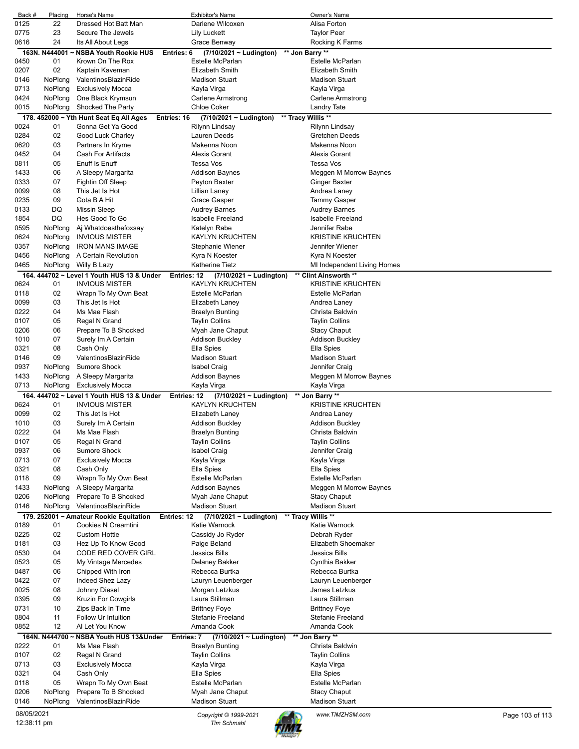| Back # | Placing | Horse's Name | Exhibitor's Name | Owner's Name |
|---|---|---|---|---|
| 0125 | 22 | Dressed Hot Batt Man | Darlene Wilcoxen | Alisa Forton |
| 0775 | 23 | Secure The Jewels | Lily Luckett | Taylor Peer |
| 0616 | 24 | Its All About Legs | Grace Benway | Rocking K Farms |

**163N. N444001 ~ NSBA Youth Rookie HUS   Entries: 6   (7/10/2021 ~ Ludington)   \*\* Jon Barry \*\***

| Back # | Placing | Horse's Name | Exhibitor's Name | Owner's Name |
|---|---|---|---|---|
| 0450 | 01 | Krown On The Rox | Estelle McParlan | Estelle McParlan |
| 0207 | 02 | Kaptain Kaveman | Elizabeth Smith | Elizabeth Smith |
| 0146 | NoPlcng | ValentinosBlazinRide | Madison Stuart | Madison Stuart |
| 0713 | NoPlcng | Exclusively Mocca | Kayla Virga | Kayla Virga |
| 0424 | NoPlcng | One Black Krymsun | Carlene Armstrong | Carlene Armstrong |
| 0015 | NoPlcng | Shocked The Party | Chloe Coker | Landry Tate |

**178. 452000 ~ Yth Hunt Seat Eq All Ages   Entries: 16   (7/10/2021 ~ Ludington)   \*\* Tracy Willis \*\***

| Back # | Placing | Horse's Name | Exhibitor's Name | Owner's Name |
|---|---|---|---|---|
| 0024 | 01 | Gonna Get Ya Good | Rilynn Lindsay | Rilynn Lindsay |
| 0284 | 02 | Good Luck Charley | Lauren Deeds | Gretchen Deeds |
| 0620 | 03 | Partners In Kryme | Makenna Noon | Makenna Noon |
| 0452 | 04 | Cash For Artifacts | Alexis Gorant | Alexis Gorant |
| 0811 | 05 | Enuff Is Enuff | Tessa Vos | Tessa Vos |
| 1433 | 06 | A Sleepy Margarita | Addison Baynes | Meggen M Morrow Baynes |
| 0333 | 07 | Fightin Off Sleep | Peyton Baxter | Ginger Baxter |
| 0099 | 08 | This Jet Is Hot | Lillian Laney | Andrea Laney |
| 0235 | 09 | Gota B A Hit | Grace Gasper | Tammy Gasper |
| 0133 | DQ | Missin Sleep | Audrey Barnes | Audrey Barnes |
| 1854 | DQ | Hes Good To Go | Isabelle Freeland | Isabelle Freeland |
| 0595 | NoPlcng | Aj Whatdoesthefoxsay | Katelyn Rabe | Jennifer Rabe |
| 0624 | NoPlcng | INVIOUS MISTER | KAYLYN KRUCHTEN | KRISTINE KRUCHTEN |
| 0357 | NoPlcng | IRON MANS IMAGE | Stephanie Wiener | Jennifer Wiener |
| 0456 | NoPlcng | A Certain Revolution | Kyra N Koester | Kyra N Koester |
| 0465 | NoPlcng | Willy B Lazy | Katherine Tietz | MI Independent Living Homes |

**164. 444702 ~ Level 1 Youth HUS 13 & Under   Entries: 12   (7/10/2021 ~ Ludington)   \*\* Clint Ainsworth \*\***

| Back # | Placing | Horse's Name | Exhibitor's Name | Owner's Name |
|---|---|---|---|---|
| 0624 | 01 | INVIOUS MISTER | KAYLYN KRUCHTEN | KRISTINE KRUCHTEN |
| 0118 | 02 | Wrapn To My Own Beat | Estelle McParlan | Estelle McParlan |
| 0099 | 03 | This Jet Is Hot | Elizabeth Laney | Andrea Laney |
| 0222 | 04 | Ms Mae Flash | Braelyn Bunting | Christa Baldwin |
| 0107 | 05 | Regal N Grand | Taylin Collins | Taylin Collins |
| 0206 | 06 | Prepare To B Shocked | Myah Jane Chaput | Stacy Chaput |
| 1010 | 07 | Surely Im A Certain | Addison Buckley | Addison Buckley |
| 0321 | 08 | Cash Only | Ella Spies | Ella Spies |
| 0146 | 09 | ValentinosBlazinRide | Madison Stuart | Madison Stuart |
| 0937 | NoPlcng | Sumore Shock | Isabel Craig | Jennifer Craig |
| 1433 | NoPlcng | A Sleepy Margarita | Addison Baynes | Meggen M Morrow Baynes |
| 0713 | NoPlcng | Exclusively Mocca | Kayla Virga | Kayla Virga |

**164. 444702 ~ Level 1 Youth HUS 13 & Under   Entries: 12   (7/10/2021 ~ Ludington)   \*\* Jon Barry \*\***

| Back # | Placing | Horse's Name | Exhibitor's Name | Owner's Name |
|---|---|---|---|---|
| 0624 | 01 | INVIOUS MISTER | KAYLYN KRUCHTEN | KRISTINE KRUCHTEN |
| 0099 | 02 | This Jet Is Hot | Elizabeth Laney | Andrea Laney |
| 1010 | 03 | Surely Im A Certain | Addison Buckley | Addison Buckley |
| 0222 | 04 | Ms Mae Flash | Braelyn Bunting | Christa Baldwin |
| 0107 | 05 | Regal N Grand | Taylin Collins | Taylin Collins |
| 0937 | 06 | Sumore Shock | Isabel Craig | Jennifer Craig |
| 0713 | 07 | Exclusively Mocca | Kayla Virga | Kayla Virga |
| 0321 | 08 | Cash Only | Ella Spies | Ella Spies |
| 0118 | 09 | Wrapn To My Own Beat | Estelle McParlan | Estelle McParlan |
| 1433 | NoPlcng | A Sleepy Margarita | Addison Baynes | Meggen M Morrow Baynes |
| 0206 | NoPlcng | Prepare To B Shocked | Myah Jane Chaput | Stacy Chaput |
| 0146 | NoPlcng | ValentinosBlazinRide | Madison Stuart | Madison Stuart |

**179. 252001 ~ Amateur Rookie Equitation   Entries: 12   (7/10/2021 ~ Ludington)   \*\* Tracy Willis \*\***

| Back # | Placing | Horse's Name | Exhibitor's Name | Owner's Name |
|---|---|---|---|---|
| 0189 | 01 | Cookies N Creamtini | Katie Warnock | Katie Warnock |
| 0225 | 02 | Custom Hottie | Cassidy Jo Ryder | Debrah Ryder |
| 0181 | 03 | Hez Up To Know Good | Paige Beland | Elizabeth Shoemaker |
| 0530 | 04 | CODE RED COVER GIRL | Jessica Bills | Jessica Bills |
| 0523 | 05 | My Vintage Mercedes | Delaney Bakker | Cynthia Bakker |
| 0487 | 06 | Chipped With Iron | Rebecca Burtka | Rebecca Burtka |
| 0422 | 07 | Indeed Shez Lazy | Lauryn Leuenberger | Lauryn Leuenberger |
| 0025 | 08 | Johnny Diesel | Morgan Letzkus | James Letzkus |
| 0395 | 09 | Kruzin For Cowgirls | Laura Stillman | Laura Stillman |
| 0731 | 10 | Zips Back In Time | Brittney Foye | Brittney Foye |
| 0804 | 11 | Follow Ur Intuition | Stefanie Freeland | Stefanie Freeland |
| 0852 | 12 | Al Let You Know | Amanda Cook | Amanda Cook |

**164N. N444700 ~ NSBA Youth HUS 13&Under   Entries: 7   (7/10/2021 ~ Ludington)   \*\* Jon Barry \*\***

| Back # | Placing | Horse's Name | Exhibitor's Name | Owner's Name |
|---|---|---|---|---|
| 0222 | 01 | Ms Mae Flash | Braelyn Bunting | Christa Baldwin |
| 0107 | 02 | Regal N Grand | Taylin Collins | Taylin Collins |
| 0713 | 03 | Exclusively Mocca | Kayla Virga | Kayla Virga |
| 0321 | 04 | Cash Only | Ella Spies | Ella Spies |
| 0118 | 05 | Wrapn To My Own Beat | Estelle McParlan | Estelle McParlan |
| 0206 | NoPlcng | Prepare To B Shocked | Myah Jane Chaput | Stacy Chaput |
| 0146 | NoPlcng | ValentinosBlazinRide | Madison Stuart | Madison Stuart |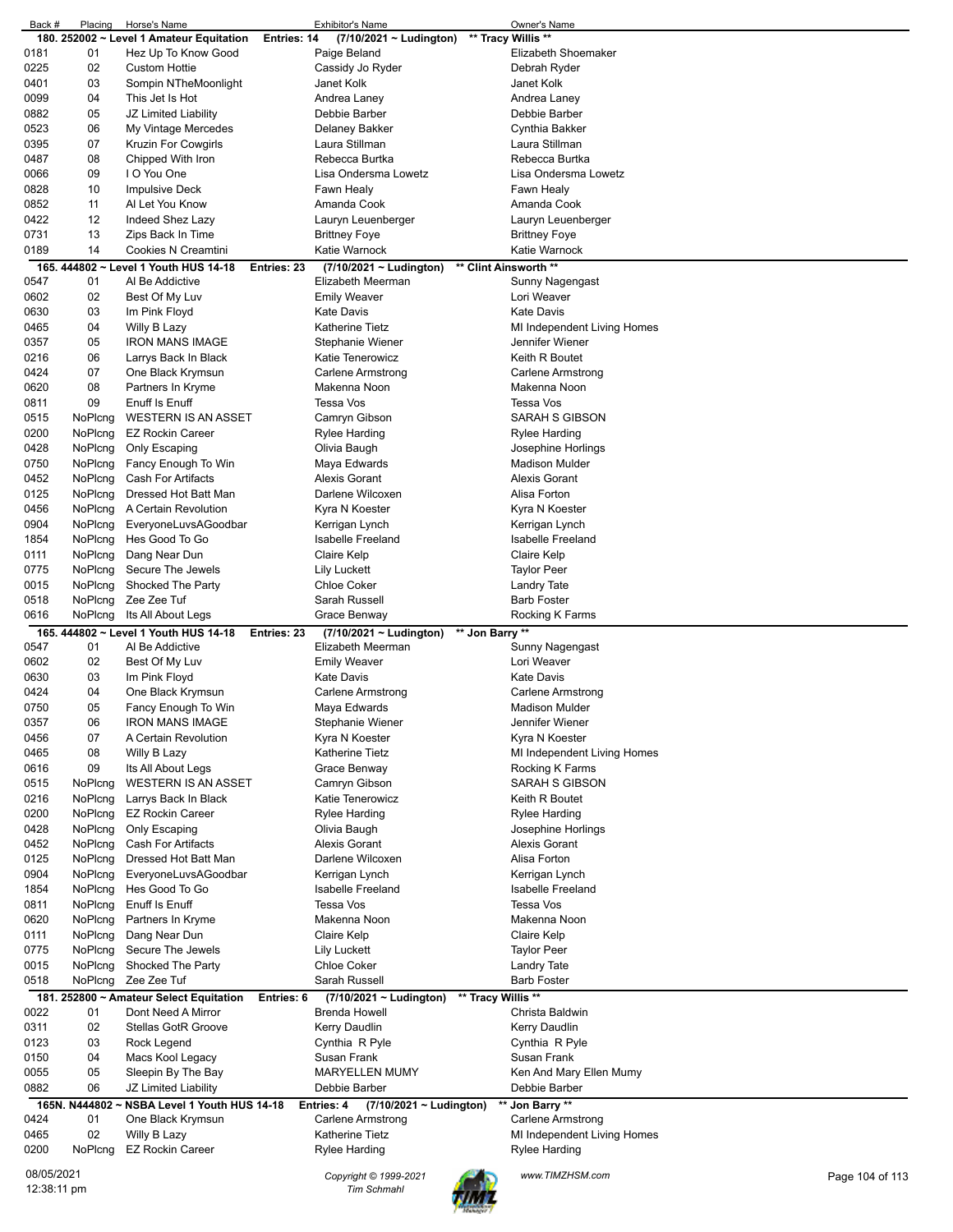| Back # | Placing | Horse's Name | Exhibitor's Name | Owner's Name |
|---|---|---|---|---|
| **180. 252002 ~ Level 1 Amateur Equitation** | | **Entries: 14** | **(7/10/2021 ~ Ludington)** | **\*\* Tracy Willis \*\*** |
| 0181 | 01 | Hez Up To Know Good | Paige Beland | Elizabeth Shoemaker |
| 0225 | 02 | Custom Hottie | Cassidy Jo Ryder | Debrah Ryder |
| 0401 | 03 | Sompin NTheMoonlight | Janet Kolk | Janet Kolk |
| 0099 | 04 | This Jet Is Hot | Andrea Laney | Andrea Laney |
| 0882 | 05 | JZ Limited Liability | Debbie Barber | Debbie Barber |
| 0523 | 06 | My Vintage Mercedes | Delaney Bakker | Cynthia Bakker |
| 0395 | 07 | Kruzin For Cowgirls | Laura Stillman | Laura Stillman |
| 0487 | 08 | Chipped With Iron | Rebecca Burtka | Rebecca Burtka |
| 0066 | 09 | I O You One | Lisa Ondersma Lowetz | Lisa Ondersma Lowetz |
| 0828 | 10 | Impulsive Deck | Fawn Healy | Fawn Healy |
| 0852 | 11 | Al Let You Know | Amanda Cook | Amanda Cook |
| 0422 | 12 | Indeed Shez Lazy | Lauryn Leuenberger | Lauryn Leuenberger |
| 0731 | 13 | Zips Back In Time | Brittney Foye | Brittney Foye |
| 0189 | 14 | Cookies N Creamtini | Katie Warnock | Katie Warnock |
| **165. 444802 ~ Level 1 Youth HUS 14-18** | | **Entries: 23** | **(7/10/2021 ~ Ludington)** | **\*\* Clint Ainsworth \*\*** |
| 0547 | 01 | Al Be Addictive | Elizabeth Meerman | Sunny Nagengast |
| 0602 | 02 | Best Of My Luv | Emily Weaver | Lori Weaver |
| 0630 | 03 | Im Pink Floyd | Kate Davis | Kate Davis |
| 0465 | 04 | Willy B Lazy | Katherine Tietz | MI Independent Living Homes |
| 0357 | 05 | IRON MANS IMAGE | Stephanie Wiener | Jennifer Wiener |
| 0216 | 06 | Larrys Back In Black | Katie Tenerowicz | Keith R Boutet |
| 0424 | 07 | One Black Krymsun | Carlene Armstrong | Carlene Armstrong |
| 0620 | 08 | Partners In Kryme | Makenna Noon | Makenna Noon |
| 0811 | 09 | Enuff Is Enuff | Tessa Vos | Tessa Vos |
| 0515 | NoPlcng | WESTERN IS AN ASSET | Camryn Gibson | SARAH S GIBSON |
| 0200 | NoPlcng | EZ Rockin Career | Rylee Harding | Rylee Harding |
| 0428 | NoPlcng | Only Escaping | Olivia Baugh | Josephine Horlings |
| 0750 | NoPlcng | Fancy Enough To Win | Maya Edwards | Madison Mulder |
| 0452 | NoPlcng | Cash For Artifacts | Alexis Gorant | Alexis Gorant |
| 0125 | NoPlcng | Dressed Hot Batt Man | Darlene Wilcoxen | Alisa Forton |
| 0456 | NoPlcng | A Certain Revolution | Kyra N Koester | Kyra N Koester |
| 0904 | NoPlcng | EveryoneLuvsAGoodbar | Kerrigan Lynch | Kerrigan Lynch |
| 1854 | NoPlcng | Hes Good To Go | Isabelle Freeland | Isabelle Freeland |
| 0111 | NoPlcng | Dang Near Dun | Claire Kelp | Claire Kelp |
| 0775 | NoPlcng | Secure The Jewels | Lily Luckett | Taylor Peer |
| 0015 | NoPlcng | Shocked The Party | Chloe Coker | Landry Tate |
| 0518 | NoPlcng | Zee Zee Tuf | Sarah Russell | Barb Foster |
| 0616 | NoPlcng | Its All About Legs | Grace Benway | Rocking K Farms |
| **165. 444802 ~ Level 1 Youth HUS 14-18** | | **Entries: 23** | **(7/10/2021 ~ Ludington)** | **\*\* Jon Barry \*\*** |
| 0547 | 01 | Al Be Addictive | Elizabeth Meerman | Sunny Nagengast |
| 0602 | 02 | Best Of My Luv | Emily Weaver | Lori Weaver |
| 0630 | 03 | Im Pink Floyd | Kate Davis | Kate Davis |
| 0424 | 04 | One Black Krymsun | Carlene Armstrong | Carlene Armstrong |
| 0750 | 05 | Fancy Enough To Win | Maya Edwards | Madison Mulder |
| 0357 | 06 | IRON MANS IMAGE | Stephanie Wiener | Jennifer Wiener |
| 0456 | 07 | A Certain Revolution | Kyra N Koester | Kyra N Koester |
| 0465 | 08 | Willy B Lazy | Katherine Tietz | MI Independent Living Homes |
| 0616 | 09 | Its All About Legs | Grace Benway | Rocking K Farms |
| 0515 | NoPlcng | WESTERN IS AN ASSET | Camryn Gibson | SARAH S GIBSON |
| 0216 | NoPlcng | Larrys Back In Black | Katie Tenerowicz | Keith R Boutet |
| 0200 | NoPlcng | EZ Rockin Career | Rylee Harding | Rylee Harding |
| 0428 | NoPlcng | Only Escaping | Olivia Baugh | Josephine Horlings |
| 0452 | NoPlcng | Cash For Artifacts | Alexis Gorant | Alexis Gorant |
| 0125 | NoPlcng | Dressed Hot Batt Man | Darlene Wilcoxen | Alisa Forton |
| 0904 | NoPlcng | EveryoneLuvsAGoodbar | Kerrigan Lynch | Kerrigan Lynch |
| 1854 | NoPlcng | Hes Good To Go | Isabelle Freeland | Isabelle Freeland |
| 0811 | NoPlcng | Enuff Is Enuff | Tessa Vos | Tessa Vos |
| 0620 | NoPlcng | Partners In Kryme | Makenna Noon | Makenna Noon |
| 0111 | NoPlcng | Dang Near Dun | Claire Kelp | Claire Kelp |
| 0775 | NoPlcng | Secure The Jewels | Lily Luckett | Taylor Peer |
| 0015 | NoPlcng | Shocked The Party | Chloe Coker | Landry Tate |
| 0518 | NoPlcng | Zee Zee Tuf | Sarah Russell | Barb Foster |
| **181. 252800 ~ Amateur Select Equitation** | | **Entries: 6** | **(7/10/2021 ~ Ludington)** | **\*\* Tracy Willis \*\*** |
| 0022 | 01 | Dont Need A Mirror | Brenda Howell | Christa Baldwin |
| 0311 | 02 | Stellas GotR Groove | Kerry Daudlin | Kerry Daudlin |
| 0123 | 03 | Rock Legend | Cynthia R Pyle | Cynthia R Pyle |
| 0150 | 04 | Macs Kool Legacy | Susan Frank | Susan Frank |
| 0055 | 05 | Sleepin By The Bay | MARYELLEN MUMY | Ken And Mary Ellen Mumy |
| 0882 | 06 | JZ Limited Liability | Debbie Barber | Debbie Barber |
| **165N. N444802 ~ NSBA Level 1 Youth HUS 14-18** | | **Entries: 4** | **(7/10/2021 ~ Ludington)** | **\*\* Jon Barry \*\*** |
| 0424 | 01 | One Black Krymsun | Carlene Armstrong | Carlene Armstrong |
| 0465 | 02 | Willy B Lazy | Katherine Tietz | MI Independent Living Homes |
| 0200 | NoPlcng | EZ Rockin Career | Rylee Harding | Rylee Harding |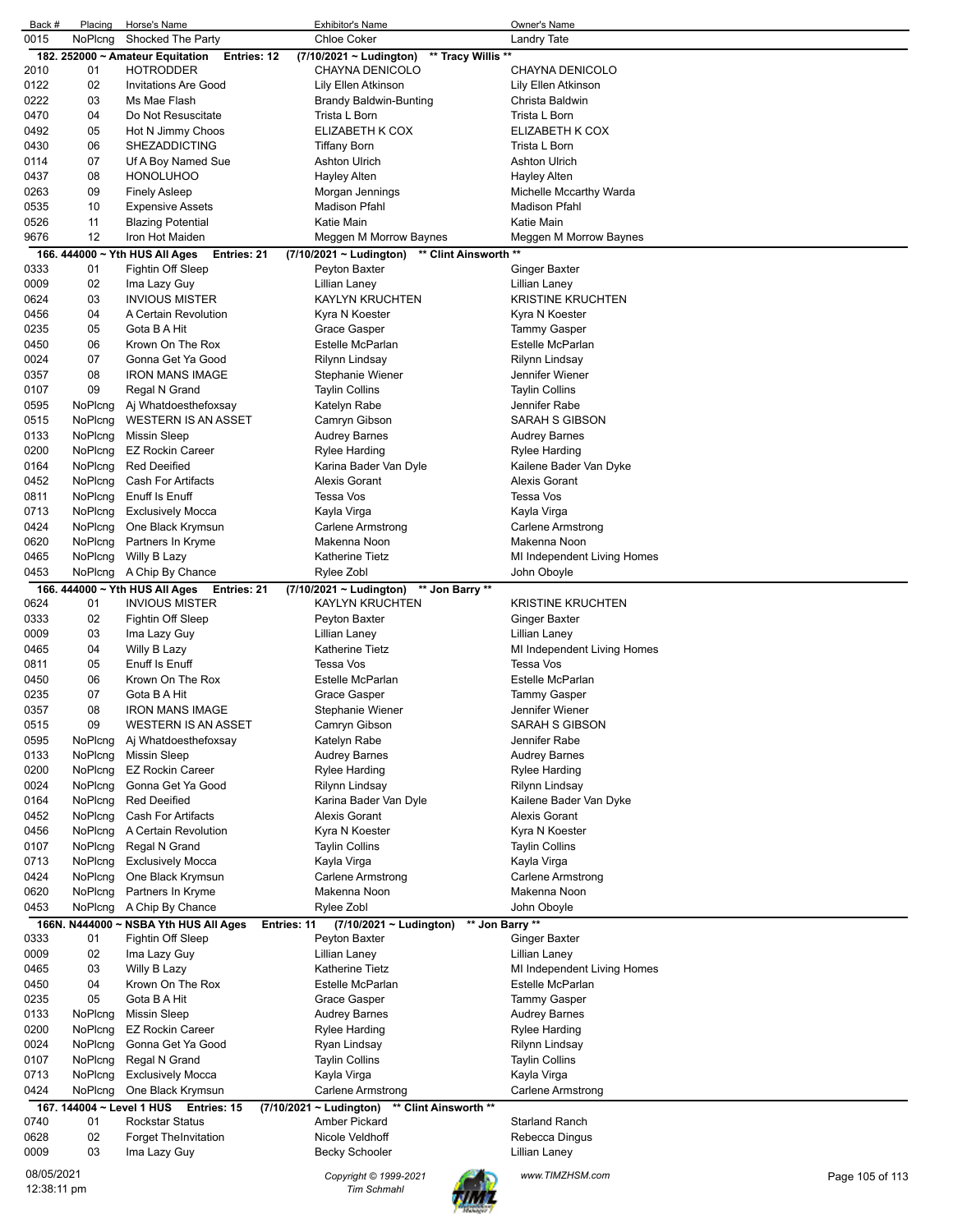| Back # | Placing | Horse's Name | Exhibitor's Name | Owner's Name |
|---|---|---|---|---|
| 0015 | NoPlcng | Shocked The Party | Chloe Coker | Landry Tate |

**182. 252000 ~ Amateur Equitation Entries: 12 (7/10/2021 ~ Ludington) \*\* Tracy Willis \*\***

| Back # | Placing | Horse's Name | Exhibitor's Name | Owner's Name |
|---|---|---|---|---|
| 2010 | 01 | HOTRODDER | CHAYNA DENICOLO | CHAYNA DENICOLO |
| 0122 | 02 | Invitations Are Good | Lily Ellen Atkinson | Lily Ellen Atkinson |
| 0222 | 03 | Ms Mae Flash | Brandy Baldwin-Bunting | Christa Baldwin |
| 0470 | 04 | Do Not Resuscitate | Trista L Born | Trista L Born |
| 0492 | 05 | Hot N Jimmy Choos | ELIZABETH K COX | ELIZABETH K COX |
| 0430 | 06 | SHEZADDICTING | Tiffany Born | Trista L Born |
| 0114 | 07 | Uf A Boy Named Sue | Ashton Ulrich | Ashton Ulrich |
| 0437 | 08 | HONOLUHOO | Hayley Alten | Hayley Alten |
| 0263 | 09 | Finely Asleep | Morgan Jennings | Michelle Mccarthy Warda |
| 0535 | 10 | Expensive Assets | Madison Pfahl | Madison Pfahl |
| 0526 | 11 | Blazing Potential | Katie Main | Katie Main |
| 9676 | 12 | Iron Hot Maiden | Meggen M Morrow Baynes | Meggen M Morrow Baynes |

**166. 444000 ~ Yth HUS All Ages Entries: 21 (7/10/2021 ~ Ludington) \*\* Clint Ainsworth \*\***

| Back # | Placing | Horse's Name | Exhibitor's Name | Owner's Name |
|---|---|---|---|---|
| 0333 | 01 | Fightin Off Sleep | Peyton Baxter | Ginger Baxter |
| 0009 | 02 | Ima Lazy Guy | Lillian Laney | Lillian Laney |
| 0624 | 03 | INVIOUS MISTER | KAYLYN KRUCHTEN | KRISTINE KRUCHTEN |
| 0456 | 04 | A Certain Revolution | Kyra N Koester | Kyra N Koester |
| 0235 | 05 | Gota B A Hit | Grace Gasper | Tammy Gasper |
| 0450 | 06 | Krown On The Rox | Estelle McParlan | Estelle McParlan |
| 0024 | 07 | Gonna Get Ya Good | Rilynn Lindsay | Rilynn Lindsay |
| 0357 | 08 | IRON MANS IMAGE | Stephanie Wiener | Jennifer Wiener |
| 0107 | 09 | Regal N Grand | Taylin Collins | Taylin Collins |
| 0595 | NoPlcng | Aj Whatdoesthefoxsay | Katelyn Rabe | Jennifer Rabe |
| 0515 | NoPlcng | WESTERN IS AN ASSET | Camryn Gibson | SARAH S GIBSON |
| 0133 | NoPlcng | Missin Sleep | Audrey Barnes | Audrey Barnes |
| 0200 | NoPlcng | EZ Rockin Career | Rylee Harding | Rylee Harding |
| 0164 | NoPlcng | Red Deeified | Karina Bader Van Dyle | Kailene Bader Van Dyke |
| 0452 | NoPlcng | Cash For Artifacts | Alexis Gorant | Alexis Gorant |
| 0811 | NoPlcng | Enuff Is Enuff | Tessa Vos | Tessa Vos |
| 0713 | NoPlcng | Exclusively Mocca | Kayla Virga | Kayla Virga |
| 0424 | NoPlcng | One Black Krymsun | Carlene Armstrong | Carlene Armstrong |
| 0620 | NoPlcng | Partners In Kryme | Makenna Noon | Makenna Noon |
| 0465 | NoPlcng | Willy B Lazy | Katherine Tietz | MI Independent Living Homes |
| 0453 | NoPlcng | A Chip By Chance | Rylee Zobl | John Oboyle |

**166. 444000 ~ Yth HUS All Ages Entries: 21 (7/10/2021 ~ Ludington) \*\* Jon Barry \*\***

| Back # | Placing | Horse's Name | Exhibitor's Name | Owner's Name |
|---|---|---|---|---|
| 0624 | 01 | INVIOUS MISTER | KAYLYN KRUCHTEN | KRISTINE KRUCHTEN |
| 0333 | 02 | Fightin Off Sleep | Peyton Baxter | Ginger Baxter |
| 0009 | 03 | Ima Lazy Guy | Lillian Laney | Lillian Laney |
| 0465 | 04 | Willy B Lazy | Katherine Tietz | MI Independent Living Homes |
| 0811 | 05 | Enuff Is Enuff | Tessa Vos | Tessa Vos |
| 0450 | 06 | Krown On The Rox | Estelle McParlan | Estelle McParlan |
| 0235 | 07 | Gota B A Hit | Grace Gasper | Tammy Gasper |
| 0357 | 08 | IRON MANS IMAGE | Stephanie Wiener | Jennifer Wiener |
| 0515 | 09 | WESTERN IS AN ASSET | Camryn Gibson | SARAH S GIBSON |
| 0595 | NoPlcng | Aj Whatdoesthefoxsay | Katelyn Rabe | Jennifer Rabe |
| 0133 | NoPlcng | Missin Sleep | Audrey Barnes | Audrey Barnes |
| 0200 | NoPlcng | EZ Rockin Career | Rylee Harding | Rylee Harding |
| 0024 | NoPlcng | Gonna Get Ya Good | Rilynn Lindsay | Rilynn Lindsay |
| 0164 | NoPlcng | Red Deeified | Karina Bader Van Dyle | Kailene Bader Van Dyke |
| 0452 | NoPlcng | Cash For Artifacts | Alexis Gorant | Alexis Gorant |
| 0456 | NoPlcng | A Certain Revolution | Kyra N Koester | Kyra N Koester |
| 0107 | NoPlcng | Regal N Grand | Taylin Collins | Taylin Collins |
| 0713 | NoPlcng | Exclusively Mocca | Kayla Virga | Kayla Virga |
| 0424 | NoPlcng | One Black Krymsun | Carlene Armstrong | Carlene Armstrong |
| 0620 | NoPlcng | Partners In Kryme | Makenna Noon | Makenna Noon |
| 0453 | NoPlcng | A Chip By Chance | Rylee Zobl | John Oboyle |

**166N. N444000 ~ NSBA Yth HUS All Ages Entries: 11 (7/10/2021 ~ Ludington) \*\* Jon Barry \*\***

| Back # | Placing | Horse's Name | Exhibitor's Name | Owner's Name |
|---|---|---|---|---|
| 0333 | 01 | Fightin Off Sleep | Peyton Baxter | Ginger Baxter |
| 0009 | 02 | Ima Lazy Guy | Lillian Laney | Lillian Laney |
| 0465 | 03 | Willy B Lazy | Katherine Tietz | MI Independent Living Homes |
| 0450 | 04 | Krown On The Rox | Estelle McParlan | Estelle McParlan |
| 0235 | 05 | Gota B A Hit | Grace Gasper | Tammy Gasper |
| 0133 | NoPlcng | Missin Sleep | Audrey Barnes | Audrey Barnes |
| 0200 | NoPlcng | EZ Rockin Career | Rylee Harding | Rylee Harding |
| 0024 | NoPlcng | Gonna Get Ya Good | Ryan Lindsay | Rilynn Lindsay |
| 0107 | NoPlcng | Regal N Grand | Taylin Collins | Taylin Collins |
| 0713 | NoPlcng | Exclusively Mocca | Kayla Virga | Kayla Virga |
| 0424 | NoPlcng | One Black Krymsun | Carlene Armstrong | Carlene Armstrong |

**167. 144004 ~ Level 1 HUS Entries: 15 (7/10/2021 ~ Ludington) \*\* Clint Ainsworth \*\***

| Back # | Placing | Horse's Name | Exhibitor's Name | Owner's Name |
|---|---|---|---|---|
| 0740 | 01 | Rockstar Status | Amber Pickard | Starland Ranch |
| 0628 | 02 | Forget TheInvitation | Nicole Veldhoff | Rebecca Dingus |
| 0009 | 03 | Ima Lazy Guy | Becky Schooler | Lillian Laney |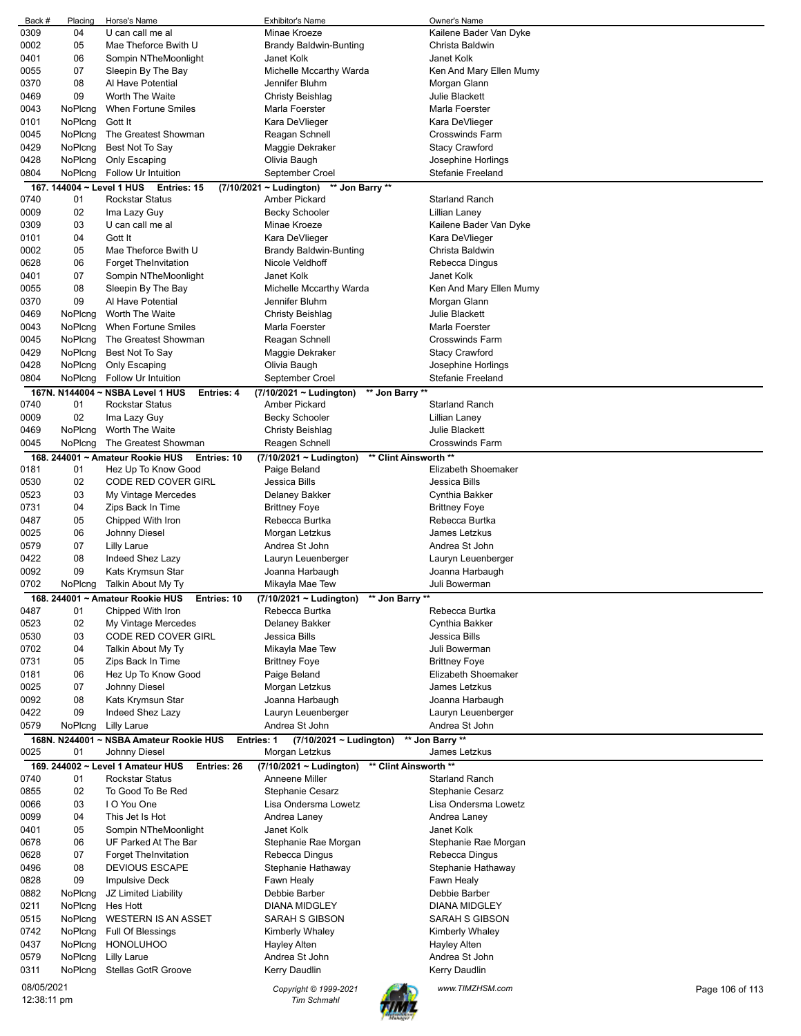| Back # | Placing | Horse's Name | Exhibitor's Name | Owner's Name |
|---|---|---|---|---|
| 0309 | 04 | U can call me al | Minae Kroeze | Kailene Bader Van Dyke |
| 0002 | 05 | Mae Theforce Bwith U | Brandy Baldwin-Bunting | Christa Baldwin |
| 0401 | 06 | Sompin NTheMoonlight | Janet Kolk | Janet Kolk |
| 0055 | 07 | Sleepin By The Bay | Michelle Mccarthy Warda | Ken And Mary Ellen Mumy |
| 0370 | 08 | Al Have Potential | Jennifer Bluhm | Morgan Glann |
| 0469 | 09 | Worth The Waite | Christy Beishlag | Julie Blackett |
| 0043 | NoPlcng | When Fortune Smiles | Marla Foerster | Marla Foerster |
| 0101 | NoPlcng | Gott It | Kara DeVlieger | Kara DeVlieger |
| 0045 | NoPlcng | The Greatest Showman | Reagan Schnell | Crosswinds Farm |
| 0429 | NoPlcng | Best Not To Say | Maggie Dekraker | Stacy Crawford |
| 0428 | NoPlcng | Only Escaping | Olivia Baugh | Josephine Horlings |
| 0804 | NoPlcng | Follow Ur Intuition | September Croel | Stefanie Freeland |

**167. 144004 ~ Level 1 HUS Entries: 15 (7/10/2021 ~ Ludington) ** Jon Barry ****

| Back # | Placing | Horse's Name | Exhibitor's Name | Owner's Name |
|---|---|---|---|---|
| 0740 | 01 | Rockstar Status | Amber Pickard | Starland Ranch |
| 0009 | 02 | Ima Lazy Guy | Becky Schooler | Lillian Laney |
| 0309 | 03 | U can call me al | Minae Kroeze | Kailene Bader Van Dyke |
| 0101 | 04 | Gott It | Kara DeVlieger | Kara DeVlieger |
| 0002 | 05 | Mae Theforce Bwith U | Brandy Baldwin-Bunting | Christa Baldwin |
| 0628 | 06 | Forget TheInvitation | Nicole Veldhoff | Rebecca Dingus |
| 0401 | 07 | Sompin NTheMoonlight | Janet Kolk | Janet Kolk |
| 0055 | 08 | Sleepin By The Bay | Michelle Mccarthy Warda | Ken And Mary Ellen Mumy |
| 0370 | 09 | Al Have Potential | Jennifer Bluhm | Morgan Glann |
| 0469 | NoPlcng | Worth The Waite | Christy Beishlag | Julie Blackett |
| 0043 | NoPlcng | When Fortune Smiles | Marla Foerster | Marla Foerster |
| 0045 | NoPlcng | The Greatest Showman | Reagan Schnell | Crosswinds Farm |
| 0429 | NoPlcng | Best Not To Say | Maggie Dekraker | Stacy Crawford |
| 0428 | NoPlcng | Only Escaping | Olivia Baugh | Josephine Horlings |
| 0804 | NoPlcng | Follow Ur Intuition | September Croel | Stefanie Freeland |

**167N. N144004 ~ NSBA Level 1 HUS Entries: 4 (7/10/2021 ~ Ludington) ** Jon Barry ****

| Back # | Placing | Horse's Name | Exhibitor's Name | Owner's Name |
|---|---|---|---|---|
| 0740 | 01 | Rockstar Status | Amber Pickard | Starland Ranch |
| 0009 | 02 | Ima Lazy Guy | Becky Schooler | Lillian Laney |
| 0469 | NoPlcng | Worth The Waite | Christy Beishlag | Julie Blackett |
| 0045 | NoPlcng | The Greatest Showman | Reagen Schnell | Crosswinds Farm |

**168. 244001 ~ Amateur Rookie HUS Entries: 10 (7/10/2021 ~ Ludington) ** Clint Ainsworth ****

| Back # | Placing | Horse's Name | Exhibitor's Name | Owner's Name |
|---|---|---|---|---|
| 0181 | 01 | Hez Up To Know Good | Paige Beland | Elizabeth Shoemaker |
| 0530 | 02 | CODE RED COVER GIRL | Jessica Bills | Jessica Bills |
| 0523 | 03 | My Vintage Mercedes | Delaney Bakker | Cynthia Bakker |
| 0731 | 04 | Zips Back In Time | Brittney Foye | Brittney Foye |
| 0487 | 05 | Chipped With Iron | Rebecca Burtka | Rebecca Burtka |
| 0025 | 06 | Johnny Diesel | Morgan Letzkus | James Letzkus |
| 0579 | 07 | Lilly Larue | Andrea St John | Andrea St John |
| 0422 | 08 | Indeed Shez Lazy | Lauryn Leuenberger | Lauryn Leuenberger |
| 0092 | 09 | Kats Krymsun Star | Joanna Harbaugh | Joanna Harbaugh |
| 0702 | NoPlcng | Talkin About My Ty | Mikayla Mae Tew | Juli Bowerman |

**168. 244001 ~ Amateur Rookie HUS Entries: 10 (7/10/2021 ~ Ludington) ** Jon Barry ****

| Back # | Placing | Horse's Name | Exhibitor's Name | Owner's Name |
|---|---|---|---|---|
| 0487 | 01 | Chipped With Iron | Rebecca Burtka | Rebecca Burtka |
| 0523 | 02 | My Vintage Mercedes | Delaney Bakker | Cynthia Bakker |
| 0530 | 03 | CODE RED COVER GIRL | Jessica Bills | Jessica Bills |
| 0702 | 04 | Talkin About My Ty | Mikayla Mae Tew | Juli Bowerman |
| 0731 | 05 | Zips Back In Time | Brittney Foye | Brittney Foye |
| 0181 | 06 | Hez Up To Know Good | Paige Beland | Elizabeth Shoemaker |
| 0025 | 07 | Johnny Diesel | Morgan Letzkus | James Letzkus |
| 0092 | 08 | Kats Krymsun Star | Joanna Harbaugh | Joanna Harbaugh |
| 0422 | 09 | Indeed Shez Lazy | Lauryn Leuenberger | Lauryn Leuenberger |
| 0579 | NoPlcng | Lilly Larue | Andrea St John | Andrea St John |

**168N. N244001 ~ NSBA Amateur Rookie HUS Entries: 1 (7/10/2021 ~ Ludington) ** Jon Barry ****

| Back # | Placing | Horse's Name | Exhibitor's Name | Owner's Name |
|---|---|---|---|---|
| 0025 | 01 | Johnny Diesel | Morgan Letzkus | James Letzkus |

**169. 244002 ~ Level 1 Amateur HUS Entries: 26 (7/10/2021 ~ Ludington) ** Clint Ainsworth ****

| Back # | Placing | Horse's Name | Exhibitor's Name | Owner's Name |
|---|---|---|---|---|
| 0740 | 01 | Rockstar Status | Anneene Miller | Starland Ranch |
| 0855 | 02 | To Good To Be Red | Stephanie Cesarz | Stephanie Cesarz |
| 0066 | 03 | I O You One | Lisa Ondersma Lowetz | Lisa Ondersma Lowetz |
| 0099 | 04 | This Jet Is Hot | Andrea Laney | Andrea Laney |
| 0401 | 05 | Sompin NTheMoonlight | Janet Kolk | Janet Kolk |
| 0678 | 06 | UF Parked At The Bar | Stephanie Rae Morgan | Stephanie Rae Morgan |
| 0628 | 07 | Forget TheInvitation | Rebecca Dingus | Rebecca Dingus |
| 0496 | 08 | DEVIOUS ESCAPE | Stephanie Hathaway | Stephanie Hathaway |
| 0828 | 09 | Impulsive Deck | Fawn Healy | Fawn Healy |
| 0882 | NoPlcng | JZ Limited Liability | Debbie Barber | Debbie Barber |
| 0211 | NoPlcng | Hes Hott | DIANA MIDGLEY | DIANA MIDGLEY |
| 0515 | NoPlcng | WESTERN IS AN ASSET | SARAH S GIBSON | SARAH S GIBSON |
| 0742 | NoPlcng | Full Of Blessings | Kimberly Whaley | Kimberly Whaley |
| 0437 | NoPlcng | HONOLUHOO | Hayley Alten | Hayley Alten |
| 0579 | NoPlcng | Lilly Larue | Andrea St John | Andrea St John |
| 0311 | NoPlcng | Stellas GotR Groove | Kerry Daudlin | Kerry Daudlin |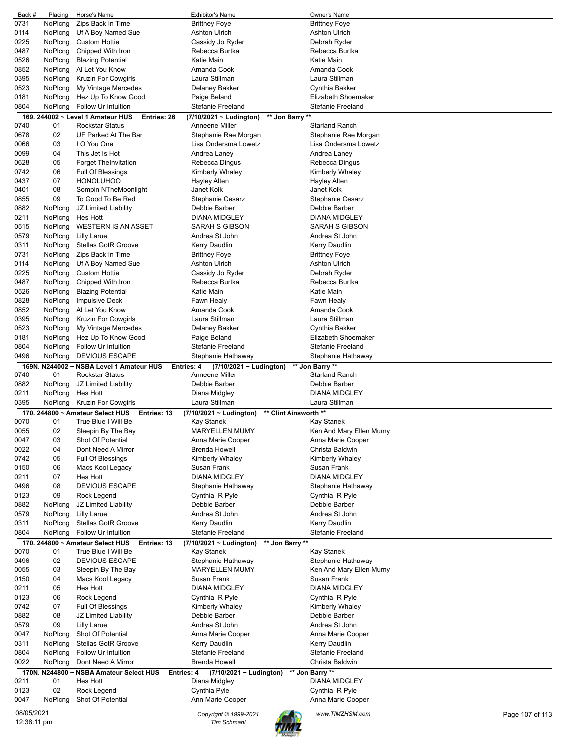| Back # | Placing | Horse's Name | Exhibitor's Name | Owner's Name |
|---|---|---|---|---|
| 0731 | NoPlcng | Zips Back In Time | Brittney Foye | Brittney Foye |
| 0114 | NoPlcng | Uf A Boy Named Sue | Ashton Ulrich | Ashton Ulrich |
| 0225 | NoPlcng | Custom Hottie | Cassidy Jo Ryder | Debrah Ryder |
| 0487 | NoPlcng | Chipped With Iron | Rebecca Burtka | Rebecca Burtka |
| 0526 | NoPlcng | Blazing Potential | Katie Main | Katie Main |
| 0852 | NoPlcng | Al Let You Know | Amanda Cook | Amanda Cook |
| 0395 | NoPlcng | Kruzin For Cowgirls | Laura Stillman | Laura Stillman |
| 0523 | NoPlcng | My Vintage Mercedes | Delaney Bakker | Cynthia Bakker |
| 0181 | NoPlcng | Hez Up To Know Good | Paige Beland | Elizabeth Shoemaker |
| 0804 | NoPlcng | Follow Ur Intuition | Stefanie Freeland | Stefanie Freeland |

**169. 244002 ~ Level 1 Amateur HUS Entries: 26 (7/10/2021 ~ Ludington) \*\* Jon Barry \*\***

| Back # | Placing | Horse's Name | Exhibitor's Name | Owner's Name |
|---|---|---|---|---|
| 0740 | 01 | Rockstar Status | Anneene Miller | Starland Ranch |
| 0678 | 02 | UF Parked At The Bar | Stephanie Rae Morgan | Stephanie Rae Morgan |
| 0066 | 03 | I O You One | Lisa Ondersma Lowetz | Lisa Ondersma Lowetz |
| 0099 | 04 | This Jet Is Hot | Andrea Laney | Andrea Laney |
| 0628 | 05 | Forget TheInvitation | Rebecca Dingus | Rebecca Dingus |
| 0742 | 06 | Full Of Blessings | Kimberly Whaley | Kimberly Whaley |
| 0437 | 07 | HONOLUHOO | Hayley Alten | Hayley Alten |
| 0401 | 08 | Sompin NTheMoonlight | Janet Kolk | Janet Kolk |
| 0855 | 09 | To Good To Be Red | Stephanie Cesarz | Stephanie Cesarz |
| 0882 | NoPlcng | JZ Limited Liability | Debbie Barber | Debbie Barber |
| 0211 | NoPlcng | Hes Hott | DIANA MIDGLEY | DIANA MIDGLEY |
| 0515 | NoPlcng | WESTERN IS AN ASSET | SARAH S GIBSON | SARAH S GIBSON |
| 0579 | NoPlcng | Lilly Larue | Andrea St John | Andrea St John |
| 0311 | NoPlcng | Stellas GotR Groove | Kerry Daudlin | Kerry Daudlin |
| 0731 | NoPlcng | Zips Back In Time | Brittney Foye | Brittney Foye |
| 0114 | NoPlcng | Uf A Boy Named Sue | Ashton Ulrich | Ashton Ulrich |
| 0225 | NoPlcng | Custom Hottie | Cassidy Jo Ryder | Debrah Ryder |
| 0487 | NoPlcng | Chipped With Iron | Rebecca Burtka | Rebecca Burtka |
| 0526 | NoPlcng | Blazing Potential | Katie Main | Katie Main |
| 0828 | NoPlcng | Impulsive Deck | Fawn Healy | Fawn Healy |
| 0852 | NoPlcng | Al Let You Know | Amanda Cook | Amanda Cook |
| 0395 | NoPlcng | Kruzin For Cowgirls | Laura Stillman | Laura Stillman |
| 0523 | NoPlcng | My Vintage Mercedes | Delaney Bakker | Cynthia Bakker |
| 0181 | NoPlcng | Hez Up To Know Good | Paige Beland | Elizabeth Shoemaker |
| 0804 | NoPlcng | Follow Ur Intuition | Stefanie Freeland | Stefanie Freeland |
| 0496 | NoPlcng | DEVIOUS ESCAPE | Stephanie Hathaway | Stephanie Hathaway |

**169N. N244002 ~ NSBA Level 1 Amateur HUS Entries: 4 (7/10/2021 ~ Ludington) \*\* Jon Barry \*\***

| Back # | Placing | Horse's Name | Exhibitor's Name | Owner's Name |
|---|---|---|---|---|
| 0740 | 01 | Rockstar Status | Anneene Miller | Starland Ranch |
| 0882 | NoPlcng | JZ Limited Liability | Debbie Barber | Debbie Barber |
| 0211 | NoPlcng | Hes Hott | Diana Midgley | DIANA MIDGLEY |
| 0395 | NoPlcng | Kruzin For Cowgirls | Laura Stillman | Laura Stillman |

**170. 244800 ~ Amateur Select HUS Entries: 13 (7/10/2021 ~ Ludington) \*\* Clint Ainsworth \*\***

| Back # | Placing | Horse's Name | Exhibitor's Name | Owner's Name |
|---|---|---|---|---|
| 0070 | 01 | True Blue I Will Be | Kay Stanek | Kay Stanek |
| 0055 | 02 | Sleepin By The Bay | MARYELLEN MUMY | Ken And Mary Ellen Mumy |
| 0047 | 03 | Shot Of Potential | Anna Marie Cooper | Anna Marie Cooper |
| 0022 | 04 | Dont Need A Mirror | Brenda Howell | Christa Baldwin |
| 0742 | 05 | Full Of Blessings | Kimberly Whaley | Kimberly Whaley |
| 0150 | 06 | Macs Kool Legacy | Susan Frank | Susan Frank |
| 0211 | 07 | Hes Hott | DIANA MIDGLEY | DIANA MIDGLEY |
| 0496 | 08 | DEVIOUS ESCAPE | Stephanie Hathaway | Stephanie Hathaway |
| 0123 | 09 | Rock Legend | Cynthia R Pyle | Cynthia R Pyle |
| 0882 | NoPlcng | JZ Limited Liability | Debbie Barber | Debbie Barber |
| 0579 | NoPlcng | Lilly Larue | Andrea St John | Andrea St John |
| 0311 | NoPlcng | Stellas GotR Groove | Kerry Daudlin | Kerry Daudlin |
| 0804 | NoPlcng | Follow Ur Intuition | Stefanie Freeland | Stefanie Freeland |

**170. 244800 ~ Amateur Select HUS Entries: 13 (7/10/2021 ~ Ludington) \*\* Jon Barry \*\***

| Back # | Placing | Horse's Name | Exhibitor's Name | Owner's Name |
|---|---|---|---|---|
| 0070 | 01 | True Blue I Will Be | Kay Stanek | Kay Stanek |
| 0496 | 02 | DEVIOUS ESCAPE | Stephanie Hathaway | Stephanie Hathaway |
| 0055 | 03 | Sleepin By The Bay | MARYELLEN MUMY | Ken And Mary Ellen Mumy |
| 0150 | 04 | Macs Kool Legacy | Susan Frank | Susan Frank |
| 0211 | 05 | Hes Hott | DIANA MIDGLEY | DIANA MIDGLEY |
| 0123 | 06 | Rock Legend | Cynthia R Pyle | Cynthia R Pyle |
| 0742 | 07 | Full Of Blessings | Kimberly Whaley | Kimberly Whaley |
| 0882 | 08 | JZ Limited Liability | Debbie Barber | Debbie Barber |
| 0579 | 09 | Lilly Larue | Andrea St John | Andrea St John |
| 0047 | NoPlcng | Shot Of Potential | Anna Marie Cooper | Anna Marie Cooper |
| 0311 | NoPlcng | Stellas GotR Groove | Kerry Daudlin | Kerry Daudlin |
| 0804 | NoPlcng | Follow Ur Intuition | Stefanie Freeland | Stefanie Freeland |
| 0022 | NoPlcng | Dont Need A Mirror | Brenda Howell | Christa Baldwin |

**170N. N244800 ~ NSBA Amateur Select HUS Entries: 4 (7/10/2021 ~ Ludington) \*\* Jon Barry \*\***

| Back # | Placing | Horse's Name | Exhibitor's Name | Owner's Name |
|---|---|---|---|---|
| 0211 | 01 | Hes Hott | Diana Midgley | DIANA MIDGLEY |
| 0123 | 02 | Rock Legend | Cynthia Pyle | Cynthia R Pyle |
| 0047 | NoPlcng | Shot Of Potential | Ann Marie Cooper | Anna Marie Cooper |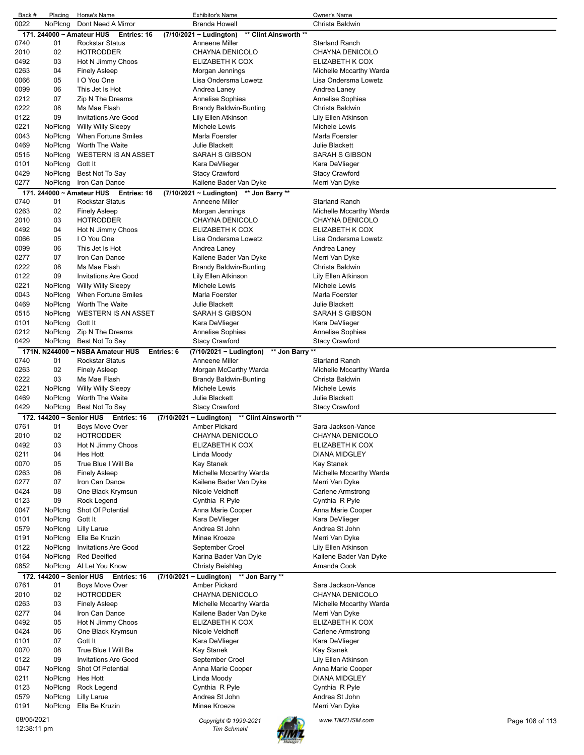| Back # | Placing | Horse's Name | Exhibitor's Name | Owner's Name |
|---|---|---|---|---|
| 0022 | NoPlcng | Dont Need A Mirror | Brenda Howell | Christa Baldwin |

**171. 244000 ~ Amateur HUS Entries: 16 (7/10/2021 ~ Ludington) \*\* Clint Ainsworth \*\***

| Back # | Placing | Horse's Name | Exhibitor's Name | Owner's Name |
|---|---|---|---|---|
| 0740 | 01 | Rockstar Status | Anneene Miller | Starland Ranch |
| 2010 | 02 | HOTRODDER | CHAYNA DENICOLO | CHAYNA DENICOLO |
| 0492 | 03 | Hot N Jimmy Choos | ELIZABETH K COX | ELIZABETH K COX |
| 0263 | 04 | Finely Asleep | Morgan Jennings | Michelle Mccarthy Warda |
| 0066 | 05 | I O You One | Lisa Ondersma Lowetz | Lisa Ondersma Lowetz |
| 0099 | 06 | This Jet Is Hot | Andrea Laney | Andrea Laney |
| 0212 | 07 | Zip N The Dreams | Annelise Sophiea | Annelise Sophiea |
| 0222 | 08 | Ms Mae Flash | Brandy Baldwin-Bunting | Christa Baldwin |
| 0122 | 09 | Invitations Are Good | Lily Ellen Atkinson | Lily Ellen Atkinson |
| 0221 | NoPlcng | Willy Willy Sleepy | Michele Lewis | Michele Lewis |
| 0043 | NoPlcng | When Fortune Smiles | Marla Foerster | Marla Foerster |
| 0469 | NoPlcng | Worth The Waite | Julie Blackett | Julie Blackett |
| 0515 | NoPlcng | WESTERN IS AN ASSET | SARAH S GIBSON | SARAH S GIBSON |
| 0101 | NoPlcng | Gott It | Kara DeVlieger | Kara DeVlieger |
| 0429 | NoPlcng | Best Not To Say | Stacy Crawford | Stacy Crawford |
| 0277 | NoPlcng | Iron Can Dance | Kailene Bader Van Dyke | Merri Van Dyke |

**171. 244000 ~ Amateur HUS Entries: 16 (7/10/2021 ~ Ludington) \*\* Jon Barry \*\***

| Back # | Placing | Horse's Name | Exhibitor's Name | Owner's Name |
|---|---|---|---|---|
| 0740 | 01 | Rockstar Status | Anneene Miller | Starland Ranch |
| 0263 | 02 | Finely Asleep | Morgan Jennings | Michelle Mccarthy Warda |
| 2010 | 03 | HOTRODDER | CHAYNA DENICOLO | CHAYNA DENICOLO |
| 0492 | 04 | Hot N Jimmy Choos | ELIZABETH K COX | ELIZABETH K COX |
| 0066 | 05 | I O You One | Lisa Ondersma Lowetz | Lisa Ondersma Lowetz |
| 0099 | 06 | This Jet Is Hot | Andrea Laney | Andrea Laney |
| 0277 | 07 | Iron Can Dance | Kailene Bader Van Dyke | Merri Van Dyke |
| 0222 | 08 | Ms Mae Flash | Brandy Baldwin-Bunting | Christa Baldwin |
| 0122 | 09 | Invitations Are Good | Lily Ellen Atkinson | Lily Ellen Atkinson |
| 0221 | NoPlcng | Willy Willy Sleepy | Michele Lewis | Michele Lewis |
| 0043 | NoPlcng | When Fortune Smiles | Marla Foerster | Marla Foerster |
| 0469 | NoPlcng | Worth The Waite | Julie Blackett | Julie Blackett |
| 0515 | NoPlcng | WESTERN IS AN ASSET | SARAH S GIBSON | SARAH S GIBSON |
| 0101 | NoPlcng | Gott It | Kara DeVlieger | Kara DeVlieger |
| 0212 | NoPlcng | Zip N The Dreams | Annelise Sophiea | Annelise Sophiea |
| 0429 | NoPlcng | Best Not To Say | Stacy Crawford | Stacy Crawford |

**171N. N244000 ~ NSBA Amateur HUS Entries: 6 (7/10/2021 ~ Ludington) \*\* Jon Barry \*\***

| Back # | Placing | Horse's Name | Exhibitor's Name | Owner's Name |
|---|---|---|---|---|
| 0740 | 01 | Rockstar Status | Anneene Miller | Starland Ranch |
| 0263 | 02 | Finely Asleep | Morgan McCarthy Warda | Michelle Mccarthy Warda |
| 0222 | 03 | Ms Mae Flash | Brandy Baldwin-Bunting | Christa Baldwin |
| 0221 | NoPlcng | Willy Willy Sleepy | Michele Lewis | Michele Lewis |
| 0469 | NoPlcng | Worth The Waite | Julie Blackett | Julie Blackett |
| 0429 | NoPlcng | Best Not To Say | Stacy Crawford | Stacy Crawford |

**172. 144200 ~ Senior HUS Entries: 16 (7/10/2021 ~ Ludington) \*\* Clint Ainsworth \*\***

| Back # | Placing | Horse's Name | Exhibitor's Name | Owner's Name |
|---|---|---|---|---|
| 0761 | 01 | Boys Move Over | Amber Pickard | Sara Jackson-Vance |
| 2010 | 02 | HOTRODDER | CHAYNA DENICOLO | CHAYNA DENICOLO |
| 0492 | 03 | Hot N Jimmy Choos | ELIZABETH K COX | ELIZABETH K COX |
| 0211 | 04 | Hes Hott | Linda Moody | DIANA MIDGLEY |
| 0070 | 05 | True Blue I Will Be | Kay Stanek | Kay Stanek |
| 0263 | 06 | Finely Asleep | Michelle Mccarthy Warda | Michelle Mccarthy Warda |
| 0277 | 07 | Iron Can Dance | Kailene Bader Van Dyke | Merri Van Dyke |
| 0424 | 08 | One Black Krymsun | Nicole Veldhoff | Carlene Armstrong |
| 0123 | 09 | Rock Legend | Cynthia R Pyle | Cynthia R Pyle |
| 0047 | NoPlcng | Shot Of Potential | Anna Marie Cooper | Anna Marie Cooper |
| 0101 | NoPlcng | Gott It | Kara DeVlieger | Kara DeVlieger |
| 0579 | NoPlcng | Lilly Larue | Andrea St John | Andrea St John |
| 0191 | NoPlcng | Ella Be Kruzin | Minae Kroeze | Merri Van Dyke |
| 0122 | NoPlcng | Invitations Are Good | September Croel | Lily Ellen Atkinson |
| 0164 | NoPlcng | Red Deeified | Karina Bader Van Dyle | Kailene Bader Van Dyke |
| 0852 | NoPlcng | Al Let You Know | Christy Beishlag | Amanda Cook |

**172. 144200 ~ Senior HUS Entries: 16 (7/10/2021 ~ Ludington) \*\* Jon Barry \*\***

| Back # | Placing | Horse's Name | Exhibitor's Name | Owner's Name |
|---|---|---|---|---|
| 0761 | 01 | Boys Move Over | Amber Pickard | Sara Jackson-Vance |
| 2010 | 02 | HOTRODDER | CHAYNA DENICOLO | CHAYNA DENICOLO |
| 0263 | 03 | Finely Asleep | Michelle Mccarthy Warda | Michelle Mccarthy Warda |
| 0277 | 04 | Iron Can Dance | Kailene Bader Van Dyke | Merri Van Dyke |
| 0492 | 05 | Hot N Jimmy Choos | ELIZABETH K COX | ELIZABETH K COX |
| 0424 | 06 | One Black Krymsun | Nicole Veldhoff | Carlene Armstrong |
| 0101 | 07 | Gott It | Kara DeVlieger | Kara DeVlieger |
| 0070 | 08 | True Blue I Will Be | Kay Stanek | Kay Stanek |
| 0122 | 09 | Invitations Are Good | September Croel | Lily Ellen Atkinson |
| 0047 | NoPlcng | Shot Of Potential | Anna Marie Cooper | Anna Marie Cooper |
| 0211 | NoPlcng | Hes Hott | Linda Moody | DIANA MIDGLEY |
| 0123 | NoPlcng | Rock Legend | Cynthia R Pyle | Cynthia R Pyle |
| 0579 | NoPlcng | Lilly Larue | Andrea St John | Andrea St John |
| 0191 | NoPlcng | Ella Be Kruzin | Minae Kroeze | Merri Van Dyke |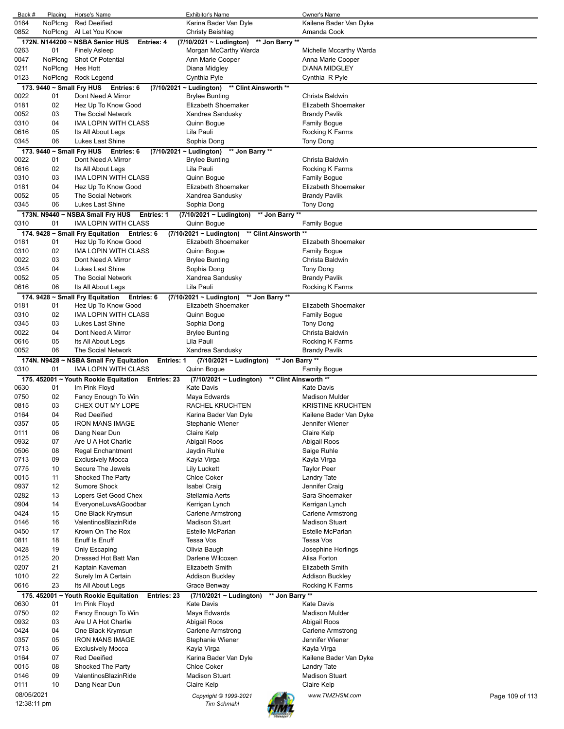| Back # | Placing | Horse's Name | Exhibitor's Name | Owner's Name |
|---|---|---|---|---|
| 0164 | NoPlcng | Red Deeified | Karina Bader Van Dyle | Kailene Bader Van Dyke |
| 0852 | NoPlcng | Al Let You Know | Christy Beishlag | Amanda Cook |
| **172N. N144200 ~ NSBA Senior HUS** | **Entries: 4** | **(7/10/2021 ~ Ludington)** | **\*\* Jon Barry \*\*** | |
| 0263 | 01 | Finely Asleep | Morgan McCarthy Warda | Michelle Mccarthy Warda |
| 0047 | NoPlcng | Shot Of Potential | Ann Marie Cooper | Anna Marie Cooper |
| 0211 | NoPlcng | Hes Hott | Diana Midgley | DIANA MIDGLEY |
| 0123 | NoPlcng | Rock Legend | Cynthia Pyle | Cynthia R Pyle |
| **173. 9440 ~ Small Fry HUS** | **Entries: 6** | **(7/10/2021 ~ Ludington)** | **\*\* Clint Ainsworth \*\*** | |
| 0022 | 01 | Dont Need A Mirror | Brylee Bunting | Christa Baldwin |
| 0181 | 02 | Hez Up To Know Good | Elizabeth Shoemaker | Elizabeth Shoemaker |
| 0052 | 03 | The Social Network | Xandrea Sandusky | Brandy Pavlik |
| 0310 | 04 | IMA LOPIN WITH CLASS | Quinn Bogue | Family Bogue |
| 0616 | 05 | Its All About Legs | Lila Pauli | Rocking K Farms |
| 0345 | 06 | Lukes Last Shine | Sophia Dong | Tony Dong |
| **173. 9440 ~ Small Fry HUS** | **Entries: 6** | **(7/10/2021 ~ Ludington)** | **\*\* Jon Barry \*\*** | |
| 0022 | 01 | Dont Need A Mirror | Brylee Bunting | Christa Baldwin |
| 0616 | 02 | Its All About Legs | Lila Pauli | Rocking K Farms |
| 0310 | 03 | IMA LOPIN WITH CLASS | Quinn Bogue | Family Bogue |
| 0181 | 04 | Hez Up To Know Good | Elizabeth Shoemaker | Elizabeth Shoemaker |
| 0052 | 05 | The Social Network | Xandrea Sandusky | Brandy Pavlik |
| 0345 | 06 | Lukes Last Shine | Sophia Dong | Tony Dong |
| **173N. N9440 ~ NSBA Small Fry HUS** | **Entries: 1** | **(7/10/2021 ~ Ludington)** | **\*\* Jon Barry \*\*** | |
| 0310 | 01 | IMA LOPIN WITH CLASS | Quinn Bogue | Family Bogue |
| **174. 9428 ~ Small Fry Equitation** | **Entries: 6** | **(7/10/2021 ~ Ludington)** | **\*\* Clint Ainsworth \*\*** | |
| 0181 | 01 | Hez Up To Know Good | Elizabeth Shoemaker | Elizabeth Shoemaker |
| 0310 | 02 | IMA LOPIN WITH CLASS | Quinn Bogue | Family Bogue |
| 0022 | 03 | Dont Need A Mirror | Brylee Bunting | Christa Baldwin |
| 0345 | 04 | Lukes Last Shine | Sophia Dong | Tony Dong |
| 0052 | 05 | The Social Network | Xandrea Sandusky | Brandy Pavlik |
| 0616 | 06 | Its All About Legs | Lila Pauli | Rocking K Farms |
| **174. 9428 ~ Small Fry Equitation** | **Entries: 6** | **(7/10/2021 ~ Ludington)** | **\*\* Jon Barry \*\*** | |
| 0181 | 01 | Hez Up To Know Good | Elizabeth Shoemaker | Elizabeth Shoemaker |
| 0310 | 02 | IMA LOPIN WITH CLASS | Quinn Bogue | Family Bogue |
| 0345 | 03 | Lukes Last Shine | Sophia Dong | Tony Dong |
| 0022 | 04 | Dont Need A Mirror | Brylee Bunting | Christa Baldwin |
| 0616 | 05 | Its All About Legs | Lila Pauli | Rocking K Farms |
| 0052 | 06 | The Social Network | Xandrea Sandusky | Brandy Pavlik |
| **174N. N9428 ~ NSBA Small Fry Equitation** | **Entries: 1** | **(7/10/2021 ~ Ludington)** | **\*\* Jon Barry \*\*** | |
| 0310 | 01 | IMA LOPIN WITH CLASS | Quinn Bogue | Family Bogue |
| **175. 452001 ~ Youth Rookie Equitation** | **Entries: 23** | **(7/10/2021 ~ Ludington)** | **\*\* Clint Ainsworth \*\*** | |
| 0630 | 01 | Im Pink Floyd | Kate Davis | Kate Davis |
| 0750 | 02 | Fancy Enough To Win | Maya Edwards | Madison Mulder |
| 0815 | 03 | CHEX OUT MY LOPE | RACHEL KRUCHTEN | KRISTINE KRUCHTEN |
| 0164 | 04 | Red Deeified | Karina Bader Van Dyle | Kailene Bader Van Dyke |
| 0357 | 05 | IRON MANS IMAGE | Stephanie Wiener | Jennifer Wiener |
| 0111 | 06 | Dang Near Dun | Claire Kelp | Claire Kelp |
| 0932 | 07 | Are U A Hot Charlie | Abigail Roos | Abigail Roos |
| 0506 | 08 | Regal Enchantment | Jaydin Ruhle | Saige Ruhle |
| 0713 | 09 | Exclusively Mocca | Kayla Virga | Kayla Virga |
| 0775 | 10 | Secure The Jewels | Lily Luckett | Taylor Peer |
| 0015 | 11 | Shocked The Party | Chloe Coker | Landry Tate |
| 0937 | 12 | Sumore Shock | Isabel Craig | Jennifer Craig |
| 0282 | 13 | Lopers Get Good Chex | Stellamia Aerts | Sara Shoemaker |
| 0904 | 14 | EveryoneLuvsAGoodbar | Kerrigan Lynch | Kerrigan Lynch |
| 0424 | 15 | One Black Krymsun | Carlene Armstrong | Carlene Armstrong |
| 0146 | 16 | ValentinosBlazinRide | Madison Stuart | Madison Stuart |
| 0450 | 17 | Krown On The Rox | Estelle McParlan | Estelle McParlan |
| 0811 | 18 | Enuff Is Enuff | Tessa Vos | Tessa Vos |
| 0428 | 19 | Only Escaping | Olivia Baugh | Josephine Horlings |
| 0125 | 20 | Dressed Hot Batt Man | Darlene Wilcoxen | Alisa Forton |
| 0207 | 21 | Kaptain Kaveman | Elizabeth Smith | Elizabeth Smith |
| 1010 | 22 | Surely Im A Certain | Addison Buckley | Addison Buckley |
| 0616 | 23 | Its All About Legs | Grace Benway | Rocking K Farms |
| **175. 452001 ~ Youth Rookie Equitation** | **Entries: 23** | **(7/10/2021 ~ Ludington)** | **\*\* Jon Barry \*\*** | |
| 0630 | 01 | Im Pink Floyd | Kate Davis | Kate Davis |
| 0750 | 02 | Fancy Enough To Win | Maya Edwards | Madison Mulder |
| 0932 | 03 | Are U A Hot Charlie | Abigail Roos | Abigail Roos |
| 0424 | 04 | One Black Krymsun | Carlene Armstrong | Carlene Armstrong |
| 0357 | 05 | IRON MANS IMAGE | Stephanie Wiener | Jennifer Wiener |
| 0713 | 06 | Exclusively Mocca | Kayla Virga | Kayla Virga |
| 0164 | 07 | Red Deeified | Karina Bader Van Dyle | Kailene Bader Van Dyke |
| 0015 | 08 | Shocked The Party | Chloe Coker | Landry Tate |
| 0146 | 09 | ValentinosBlazinRide | Madison Stuart | Madison Stuart |
| 0111 | 10 | Dang Near Dun | Claire Kelp | Claire Kelp |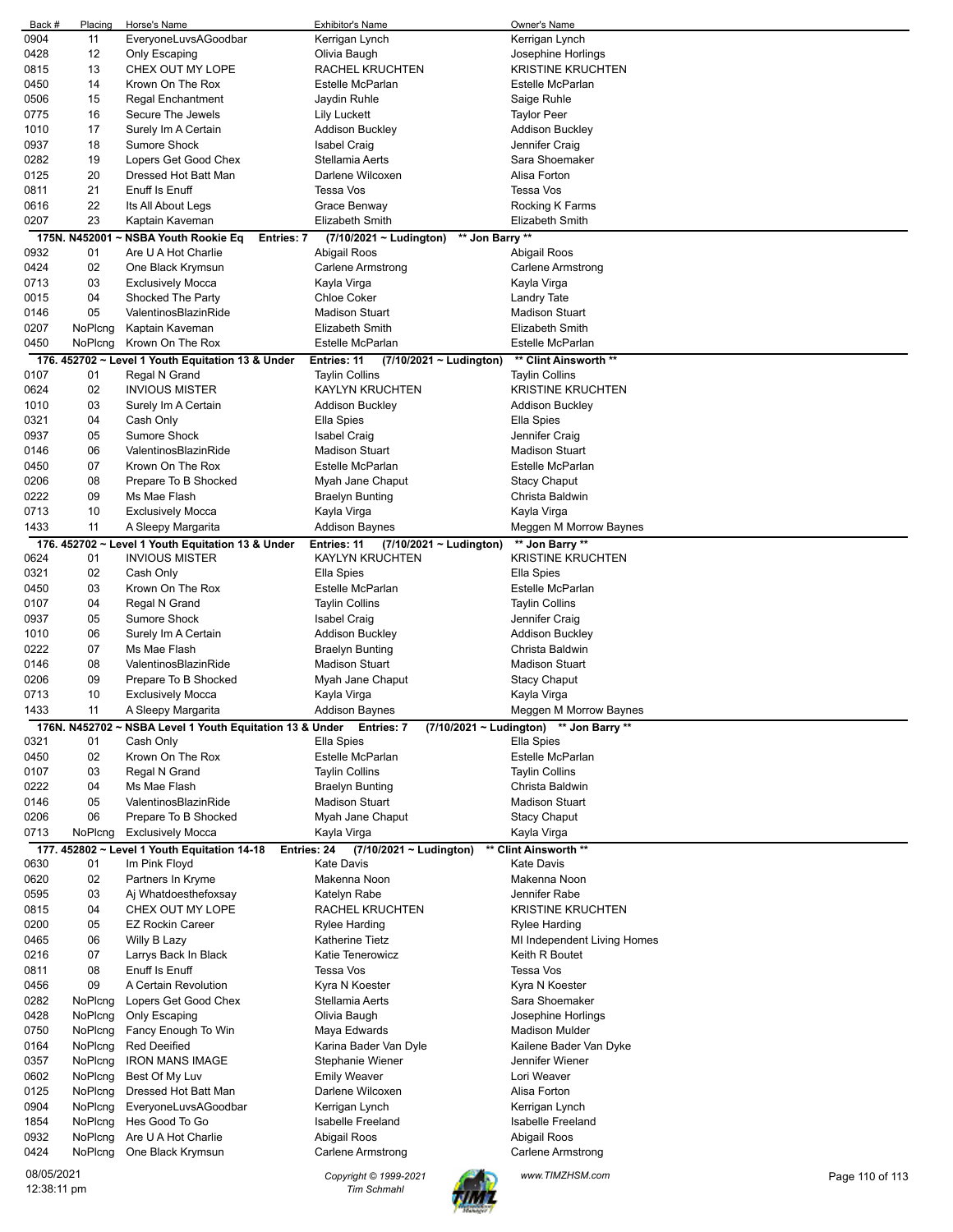| Back # | Placing | Horse's Name | Exhibitor's Name | Owner's Name |
|---|---|---|---|---|
| 0904 | 11 | EveryoneLuvsAGoodbar | Kerrigan Lynch | Kerrigan Lynch |
| 0428 | 12 | Only Escaping | Olivia Baugh | Josephine Horlings |
| 0815 | 13 | CHEX OUT MY LOPE | RACHEL KRUCHTEN | KRISTINE KRUCHTEN |
| 0450 | 14 | Krown On The Rox | Estelle McParlan | Estelle McParlan |
| 0506 | 15 | Regal Enchantment | Jaydin Ruhle | Saige Ruhle |
| 0775 | 16 | Secure The Jewels | Lily Luckett | Taylor Peer |
| 1010 | 17 | Surely Im A Certain | Addison Buckley | Addison Buckley |
| 0937 | 18 | Sumore Shock | Isabel Craig | Jennifer Craig |
| 0282 | 19 | Lopers Get Good Chex | Stellamia Aerts | Sara Shoemaker |
| 0125 | 20 | Dressed Hot Batt Man | Darlene Wilcoxen | Alisa Forton |
| 0811 | 21 | Enuff Is Enuff | Tessa Vos | Tessa Vos |
| 0616 | 22 | Its All About Legs | Grace Benway | Rocking K Farms |
| 0207 | 23 | Kaptain Kaveman | Elizabeth Smith | Elizabeth Smith |

**175N. N452001 ~ NSBA Youth Rookie Eq    Entries: 7    (7/10/2021 ~ Ludington)    \*\* Jon Barry \*\***

| Back # | Placing | Horse's Name | Exhibitor's Name | Owner's Name |
|---|---|---|---|---|
| 0932 | 01 | Are U A Hot Charlie | Abigail Roos | Abigail Roos |
| 0424 | 02 | One Black Krymsun | Carlene Armstrong | Carlene Armstrong |
| 0713 | 03 | Exclusively Mocca | Kayla Virga | Kayla Virga |
| 0015 | 04 | Shocked The Party | Chloe Coker | Landry Tate |
| 0146 | 05 | ValentinosBlazinRide | Madison Stuart | Madison Stuart |
| 0207 | NoPlcng | Kaptain Kaveman | Elizabeth Smith | Elizabeth Smith |
| 0450 | NoPlcng | Krown On The Rox | Estelle McParlan | Estelle McParlan |

**176. 452702 ~ Level 1 Youth Equitation 13 & Under    Entries: 11    (7/10/2021 ~ Ludington)    \*\* Clint Ainsworth \*\***

| Back # | Placing | Horse's Name | Exhibitor's Name | Owner's Name |
|---|---|---|---|---|
| 0107 | 01 | Regal N Grand | Taylin Collins | Taylin Collins |
| 0624 | 02 | INVIOUS MISTER | KAYLYN KRUCHTEN | KRISTINE KRUCHTEN |
| 1010 | 03 | Surely Im A Certain | Addison Buckley | Addison Buckley |
| 0321 | 04 | Cash Only | Ella Spies | Ella Spies |
| 0937 | 05 | Sumore Shock | Isabel Craig | Jennifer Craig |
| 0146 | 06 | ValentinosBlazinRide | Madison Stuart | Madison Stuart |
| 0450 | 07 | Krown On The Rox | Estelle McParlan | Estelle McParlan |
| 0206 | 08 | Prepare To B Shocked | Myah Jane Chaput | Stacy Chaput |
| 0222 | 09 | Ms Mae Flash | Braelyn Bunting | Christa Baldwin |
| 0713 | 10 | Exclusively Mocca | Kayla Virga | Kayla Virga |
| 1433 | 11 | A Sleepy Margarita | Addison Baynes | Meggen M Morrow Baynes |

**176. 452702 ~ Level 1 Youth Equitation 13 & Under    Entries: 11    (7/10/2021 ~ Ludington)    \*\* Jon Barry \*\***

| Back # | Placing | Horse's Name | Exhibitor's Name | Owner's Name |
|---|---|---|---|---|
| 0624 | 01 | INVIOUS MISTER | KAYLYN KRUCHTEN | KRISTINE KRUCHTEN |
| 0321 | 02 | Cash Only | Ella Spies | Ella Spies |
| 0450 | 03 | Krown On The Rox | Estelle McParlan | Estelle McParlan |
| 0107 | 04 | Regal N Grand | Taylin Collins | Taylin Collins |
| 0937 | 05 | Sumore Shock | Isabel Craig | Jennifer Craig |
| 1010 | 06 | Surely Im A Certain | Addison Buckley | Addison Buckley |
| 0222 | 07 | Ms Mae Flash | Braelyn Bunting | Christa Baldwin |
| 0146 | 08 | ValentinosBlazinRide | Madison Stuart | Madison Stuart |
| 0206 | 09 | Prepare To B Shocked | Myah Jane Chaput | Stacy Chaput |
| 0713 | 10 | Exclusively Mocca | Kayla Virga | Kayla Virga |
| 1433 | 11 | A Sleepy Margarita | Addison Baynes | Meggen M Morrow Baynes |

**176N. N452702 ~ NSBA Level 1 Youth Equitation 13 & Under    Entries: 7    (7/10/2021 ~ Ludington)    \*\* Jon Barry \*\***

| Back # | Placing | Horse's Name | Exhibitor's Name | Owner's Name |
|---|---|---|---|---|
| 0321 | 01 | Cash Only | Ella Spies | Ella Spies |
| 0450 | 02 | Krown On The Rox | Estelle McParlan | Estelle McParlan |
| 0107 | 03 | Regal N Grand | Taylin Collins | Taylin Collins |
| 0222 | 04 | Ms Mae Flash | Braelyn Bunting | Christa Baldwin |
| 0146 | 05 | ValentinosBlazinRide | Madison Stuart | Madison Stuart |
| 0206 | 06 | Prepare To B Shocked | Myah Jane Chaput | Stacy Chaput |
| 0713 | NoPlcng | Exclusively Mocca | Kayla Virga | Kayla Virga |

**177. 452802 ~ Level 1 Youth Equitation 14-18    Entries: 24    (7/10/2021 ~ Ludington)    \*\* Clint Ainsworth \*\***

| Back # | Placing | Horse's Name | Exhibitor's Name | Owner's Name |
|---|---|---|---|---|
| 0630 | 01 | Im Pink Floyd | Kate Davis | Kate Davis |
| 0620 | 02 | Partners In Kryme | Makenna Noon | Makenna Noon |
| 0595 | 03 | Aj Whatdoesthefoxsay | Katelyn Rabe | Jennifer Rabe |
| 0815 | 04 | CHEX OUT MY LOPE | RACHEL KRUCHTEN | KRISTINE KRUCHTEN |
| 0200 | 05 | EZ Rockin Career | Rylee Harding | Rylee Harding |
| 0465 | 06 | Willy B Lazy | Katherine Tietz | MI Independent Living Homes |
| 0216 | 07 | Larrys Back In Black | Katie Tenerowicz | Keith R Boutet |
| 0811 | 08 | Enuff Is Enuff | Tessa Vos | Tessa Vos |
| 0456 | 09 | A Certain Revolution | Kyra N Koester | Kyra N Koester |
| 0282 | NoPlcng | Lopers Get Good Chex | Stellamia Aerts | Sara Shoemaker |
| 0428 | NoPlcng | Only Escaping | Olivia Baugh | Josephine Horlings |
| 0750 | NoPlcng | Fancy Enough To Win | Maya Edwards | Madison Mulder |
| 0164 | NoPlcng | Red Deeified | Karina Bader Van Dyle | Kailene Bader Van Dyke |
| 0357 | NoPlcng | IRON MANS IMAGE | Stephanie Wiener | Jennifer Wiener |
| 0602 | NoPlcng | Best Of My Luv | Emily Weaver | Lori Weaver |
| 0125 | NoPlcng | Dressed Hot Batt Man | Darlene Wilcoxen | Alisa Forton |
| 0904 | NoPlcng | EveryoneLuvsAGoodbar | Kerrigan Lynch | Kerrigan Lynch |
| 1854 | NoPlcng | Hes Good To Go | Isabelle Freeland | Isabelle Freeland |
| 0932 | NoPlcng | Are U A Hot Charlie | Abigail Roos | Abigail Roos |
| 0424 | NoPlcng | One Black Krymsun | Carlene Armstrong | Carlene Armstrong |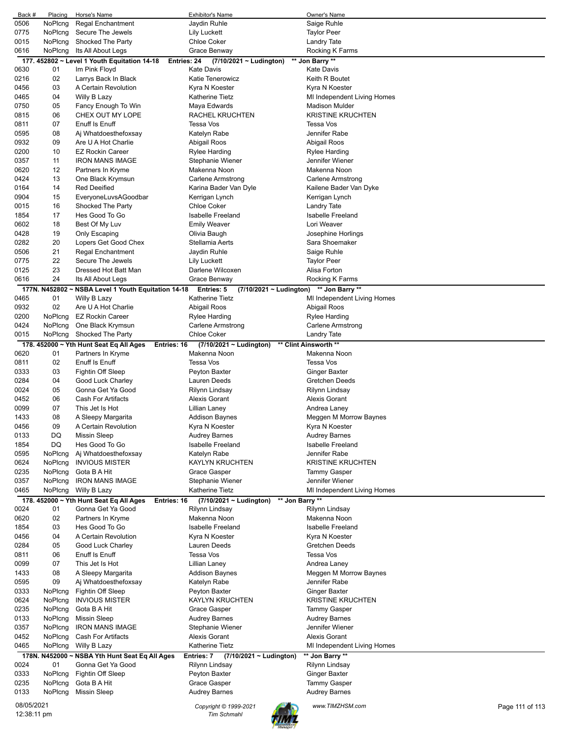| Back # | Placing | Horse's Name | Exhibitor's Name | Owner's Name |
|---|---|---|---|---|
| 0506 | NoPlcng | Regal Enchantment | Jaydin Ruhle | Saige Ruhle |
| 0775 | NoPlcng | Secure The Jewels | Lily Luckett | Taylor Peer |
| 0015 | NoPlcng | Shocked The Party | Chloe Coker | Landry Tate |
| 0616 | NoPlcng | Its All About Legs | Grace Benway | Rocking K Farms |

**177. 452802 ~ Level 1 Youth Equitation 14-18   Entries: 24   (7/10/2021 ~ Ludington)   \*\* Jon Barry \*\***

| Back # | Placing | Horse's Name | Exhibitor's Name | Owner's Name |
|---|---|---|---|---|
| 0630 | 01 | Im Pink Floyd | Kate Davis | Kate Davis |
| 0216 | 02 | Larrys Back In Black | Katie Tenerowicz | Keith R Boutet |
| 0456 | 03 | A Certain Revolution | Kyra N Koester | Kyra N Koester |
| 0465 | 04 | Willy B Lazy | Katherine Tietz | MI Independent Living Homes |
| 0750 | 05 | Fancy Enough To Win | Maya Edwards | Madison Mulder |
| 0815 | 06 | CHEX OUT MY LOPE | RACHEL KRUCHTEN | KRISTINE KRUCHTEN |
| 0811 | 07 | Enuff Is Enuff | Tessa Vos | Tessa Vos |
| 0595 | 08 | Aj Whatdoesthefoxsay | Katelyn Rabe | Jennifer Rabe |
| 0932 | 09 | Are U A Hot Charlie | Abigail Roos | Abigail Roos |
| 0200 | 10 | EZ Rockin Career | Rylee Harding | Rylee Harding |
| 0357 | 11 | IRON MANS IMAGE | Stephanie Wiener | Jennifer Wiener |
| 0620 | 12 | Partners In Kryme | Makenna Noon | Makenna Noon |
| 0424 | 13 | One Black Krymsun | Carlene Armstrong | Carlene Armstrong |
| 0164 | 14 | Red Deeified | Karina Bader Van Dyle | Kailene Bader Van Dyke |
| 0904 | 15 | EveryoneLuvsAGoodbar | Kerrigan Lynch | Kerrigan Lynch |
| 0015 | 16 | Shocked The Party | Chloe Coker | Landry Tate |
| 1854 | 17 | Hes Good To Go | Isabelle Freeland | Isabelle Freeland |
| 0602 | 18 | Best Of My Luv | Emily Weaver | Lori Weaver |
| 0428 | 19 | Only Escaping | Olivia Baugh | Josephine Horlings |
| 0282 | 20 | Lopers Get Good Chex | Stellamia Aerts | Sara Shoemaker |
| 0506 | 21 | Regal Enchantment | Jaydin Ruhle | Saige Ruhle |
| 0775 | 22 | Secure The Jewels | Lily Luckett | Taylor Peer |
| 0125 | 23 | Dressed Hot Batt Man | Darlene Wilcoxen | Alisa Forton |
| 0616 | 24 | Its All About Legs | Grace Benway | Rocking K Farms |

**177N. N452802 ~ NSBA Level 1 Youth Equitation 14-18   Entries: 5   (7/10/2021 ~ Ludington)   \*\* Jon Barry \*\***

| Back # | Placing | Horse's Name | Exhibitor's Name | Owner's Name |
|---|---|---|---|---|
| 0465 | 01 | Willy B Lazy | Katherine Tietz | MI Independent Living Homes |
| 0932 | 02 | Are U A Hot Charlie | Abigail Roos | Abigail Roos |
| 0200 | NoPlcng | EZ Rockin Career | Rylee Harding | Rylee Harding |
| 0424 | NoPlcng | One Black Krymsun | Carlene Armstrong | Carlene Armstrong |
| 0015 | NoPlcng | Shocked The Party | Chloe Coker | Landry Tate |

**178. 452000 ~ Yth Hunt Seat Eq All Ages   Entries: 16   (7/10/2021 ~ Ludington)   \*\* Clint Ainsworth \*\***

| Back # | Placing | Horse's Name | Exhibitor's Name | Owner's Name |
|---|---|---|---|---|
| 0620 | 01 | Partners In Kryme | Makenna Noon | Makenna Noon |
| 0811 | 02 | Enuff Is Enuff | Tessa Vos | Tessa Vos |
| 0333 | 03 | Fightin Off Sleep | Peyton Baxter | Ginger Baxter |
| 0284 | 04 | Good Luck Charley | Lauren Deeds | Gretchen Deeds |
| 0024 | 05 | Gonna Get Ya Good | Rilynn Lindsay | Rilynn Lindsay |
| 0452 | 06 | Cash For Artifacts | Alexis Gorant | Alexis Gorant |
| 0099 | 07 | This Jet Is Hot | Lillian Laney | Andrea Laney |
| 1433 | 08 | A Sleepy Margarita | Addison Baynes | Meggen M Morrow Baynes |
| 0456 | 09 | A Certain Revolution | Kyra N Koester | Kyra N Koester |
| 0133 | DQ | Missin Sleep | Audrey Barnes | Audrey Barnes |
| 1854 | DQ | Hes Good To Go | Isabelle Freeland | Isabelle Freeland |
| 0595 | NoPlcng | Aj Whatdoesthefoxsay | Katelyn Rabe | Jennifer Rabe |
| 0624 | NoPlcng | INVIOUS MISTER | KAYLYN KRUCHTEN | KRISTINE KRUCHTEN |
| 0235 | NoPlcng | Gota B A Hit | Grace Gasper | Tammy Gasper |
| 0357 | NoPlcng | IRON MANS IMAGE | Stephanie Wiener | Jennifer Wiener |
| 0465 | NoPlcng | Willy B Lazy | Katherine Tietz | MI Independent Living Homes |

**178. 452000 ~ Yth Hunt Seat Eq All Ages   Entries: 16   (7/10/2021 ~ Ludington)   \*\* Jon Barry \*\***

| Back # | Placing | Horse's Name | Exhibitor's Name | Owner's Name |
|---|---|---|---|---|
| 0024 | 01 | Gonna Get Ya Good | Rilynn Lindsay | Rilynn Lindsay |
| 0620 | 02 | Partners In Kryme | Makenna Noon | Makenna Noon |
| 1854 | 03 | Hes Good To Go | Isabelle Freeland | Isabelle Freeland |
| 0456 | 04 | A Certain Revolution | Kyra N Koester | Kyra N Koester |
| 0284 | 05 | Good Luck Charley | Lauren Deeds | Gretchen Deeds |
| 0811 | 06 | Enuff Is Enuff | Tessa Vos | Tessa Vos |
| 0099 | 07 | This Jet Is Hot | Lillian Laney | Andrea Laney |
| 1433 | 08 | A Sleepy Margarita | Addison Baynes | Meggen M Morrow Baynes |
| 0595 | 09 | Aj Whatdoesthefoxsay | Katelyn Rabe | Jennifer Rabe |
| 0333 | NoPlcng | Fightin Off Sleep | Peyton Baxter | Ginger Baxter |
| 0624 | NoPlcng | INVIOUS MISTER | KAYLYN KRUCHTEN | KRISTINE KRUCHTEN |
| 0235 | NoPlcng | Gota B A Hit | Grace Gasper | Tammy Gasper |
| 0133 | NoPlcng | Missin Sleep | Audrey Barnes | Audrey Barnes |
| 0357 | NoPlcng | IRON MANS IMAGE | Stephanie Wiener | Jennifer Wiener |
| 0452 | NoPlcng | Cash For Artifacts | Alexis Gorant | Alexis Gorant |
| 0465 | NoPlcng | Willy B Lazy | Katherine Tietz | MI Independent Living Homes |

**178N. N452000 ~ NSBA Yth Hunt Seat Eq All Ages   Entries: 7   (7/10/2021 ~ Ludington)   \*\* Jon Barry \*\***

| Back # | Placing | Horse's Name | Exhibitor's Name | Owner's Name |
|---|---|---|---|---|
| 0024 | 01 | Gonna Get Ya Good | Rilynn Lindsay | Rilynn Lindsay |
| 0333 | NoPlcng | Fightin Off Sleep | Peyton Baxter | Ginger Baxter |
| 0235 | NoPlcng | Gota B A Hit | Grace Gasper | Tammy Gasper |
| 0133 | NoPlcng | Missin Sleep | Audrey Barnes | Audrey Barnes |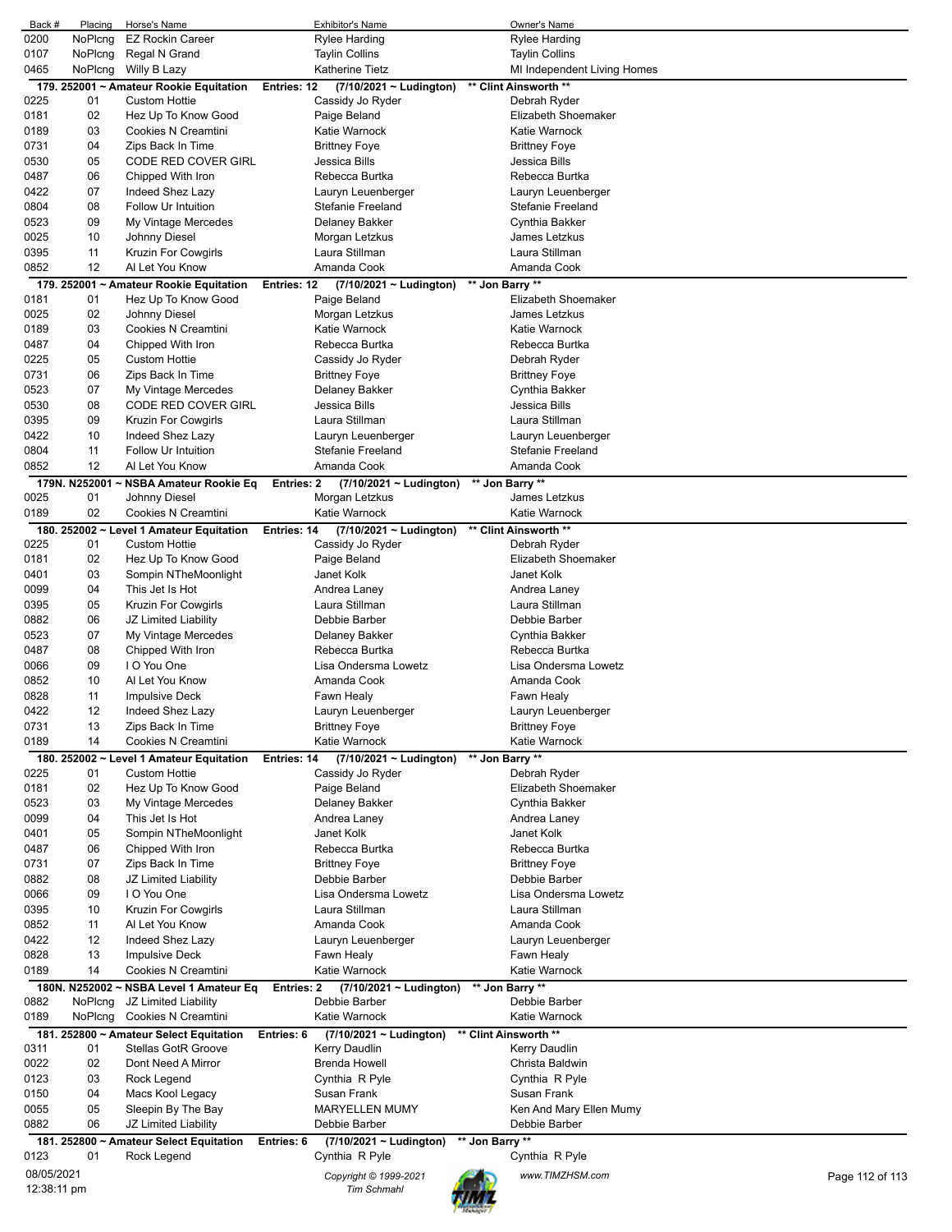| Back # | Placing | Horse's Name | Exhibitor's Name | Owner's Name |
|---|---|---|---|---|
| 0200 | NoPlcng | EZ Rockin Career | Rylee Harding | Rylee Harding |
| 0107 | NoPlcng | Regal N Grand | Taylin Collins | Taylin Collins |
| 0465 | NoPlcng | Willy B Lazy | Katherine Tietz | MI Independent Living Homes |

**179. 252001 ~ Amateur Rookie Equitation  Entries: 12  (7/10/2021 ~ Ludington)  \*\* Clint Ainsworth \*\***

| Back # | Placing | Horse's Name | Exhibitor's Name | Owner's Name |
|---|---|---|---|---|
| 0225 | 01 | Custom Hottie | Cassidy Jo Ryder | Debrah Ryder |
| 0181 | 02 | Hez Up To Know Good | Paige Beland | Elizabeth Shoemaker |
| 0189 | 03 | Cookies N Creamtini | Katie Warnock | Katie Warnock |
| 0731 | 04 | Zips Back In Time | Brittney Foye | Brittney Foye |
| 0530 | 05 | CODE RED COVER GIRL | Jessica Bills | Jessica Bills |
| 0487 | 06 | Chipped With Iron | Rebecca Burtka | Rebecca Burtka |
| 0422 | 07 | Indeed Shez Lazy | Lauryn Leuenberger | Lauryn Leuenberger |
| 0804 | 08 | Follow Ur Intuition | Stefanie Freeland | Stefanie Freeland |
| 0523 | 09 | My Vintage Mercedes | Delaney Bakker | Cynthia Bakker |
| 0025 | 10 | Johnny Diesel | Morgan Letzkus | James Letzkus |
| 0395 | 11 | Kruzin For Cowgirls | Laura Stillman | Laura Stillman |
| 0852 | 12 | Al Let You Know | Amanda Cook | Amanda Cook |

**179. 252001 ~ Amateur Rookie Equitation  Entries: 12  (7/10/2021 ~ Ludington)  \*\* Jon Barry \*\***

| Back # | Placing | Horse's Name | Exhibitor's Name | Owner's Name |
|---|---|---|---|---|
| 0181 | 01 | Hez Up To Know Good | Paige Beland | Elizabeth Shoemaker |
| 0025 | 02 | Johnny Diesel | Morgan Letzkus | James Letzkus |
| 0189 | 03 | Cookies N Creamtini | Katie Warnock | Katie Warnock |
| 0487 | 04 | Chipped With Iron | Rebecca Burtka | Rebecca Burtka |
| 0225 | 05 | Custom Hottie | Cassidy Jo Ryder | Debrah Ryder |
| 0731 | 06 | Zips Back In Time | Brittney Foye | Brittney Foye |
| 0523 | 07 | My Vintage Mercedes | Delaney Bakker | Cynthia Bakker |
| 0530 | 08 | CODE RED COVER GIRL | Jessica Bills | Jessica Bills |
| 0395 | 09 | Kruzin For Cowgirls | Laura Stillman | Laura Stillman |
| 0422 | 10 | Indeed Shez Lazy | Lauryn Leuenberger | Lauryn Leuenberger |
| 0804 | 11 | Follow Ur Intuition | Stefanie Freeland | Stefanie Freeland |
| 0852 | 12 | Al Let You Know | Amanda Cook | Amanda Cook |

**179N. N252001 ~ NSBA Amateur Rookie Eq  Entries: 2  (7/10/2021 ~ Ludington)  \*\* Jon Barry \*\***

| Back # | Placing | Horse's Name | Exhibitor's Name | Owner's Name |
|---|---|---|---|---|
| 0025 | 01 | Johnny Diesel | Morgan Letzkus | James Letzkus |
| 0189 | 02 | Cookies N Creamtini | Katie Warnock | Katie Warnock |

**180. 252002 ~ Level 1 Amateur Equitation  Entries: 14  (7/10/2021 ~ Ludington)  \*\* Clint Ainsworth \*\***

| Back # | Placing | Horse's Name | Exhibitor's Name | Owner's Name |
|---|---|---|---|---|
| 0225 | 01 | Custom Hottie | Cassidy Jo Ryder | Debrah Ryder |
| 0181 | 02 | Hez Up To Know Good | Paige Beland | Elizabeth Shoemaker |
| 0401 | 03 | Sompin NTheMoonlight | Janet Kolk | Janet Kolk |
| 0099 | 04 | This Jet Is Hot | Andrea Laney | Andrea Laney |
| 0395 | 05 | Kruzin For Cowgirls | Laura Stillman | Laura Stillman |
| 0882 | 06 | JZ Limited Liability | Debbie Barber | Debbie Barber |
| 0523 | 07 | My Vintage Mercedes | Delaney Bakker | Cynthia Bakker |
| 0487 | 08 | Chipped With Iron | Rebecca Burtka | Rebecca Burtka |
| 0066 | 09 | I O You One | Lisa Ondersma Lowetz | Lisa Ondersma Lowetz |
| 0852 | 10 | Al Let You Know | Amanda Cook | Amanda Cook |
| 0828 | 11 | Impulsive Deck | Fawn Healy | Fawn Healy |
| 0422 | 12 | Indeed Shez Lazy | Lauryn Leuenberger | Lauryn Leuenberger |
| 0731 | 13 | Zips Back In Time | Brittney Foye | Brittney Foye |
| 0189 | 14 | Cookies N Creamtini | Katie Warnock | Katie Warnock |

**180. 252002 ~ Level 1 Amateur Equitation  Entries: 14  (7/10/2021 ~ Ludington)  \*\* Jon Barry \*\***

| Back # | Placing | Horse's Name | Exhibitor's Name | Owner's Name |
|---|---|---|---|---|
| 0225 | 01 | Custom Hottie | Cassidy Jo Ryder | Debrah Ryder |
| 0181 | 02 | Hez Up To Know Good | Paige Beland | Elizabeth Shoemaker |
| 0523 | 03 | My Vintage Mercedes | Delaney Bakker | Cynthia Bakker |
| 0099 | 04 | This Jet Is Hot | Andrea Laney | Andrea Laney |
| 0401 | 05 | Sompin NTheMoonlight | Janet Kolk | Janet Kolk |
| 0487 | 06 | Chipped With Iron | Rebecca Burtka | Rebecca Burtka |
| 0731 | 07 | Zips Back In Time | Brittney Foye | Brittney Foye |
| 0882 | 08 | JZ Limited Liability | Debbie Barber | Debbie Barber |
| 0066 | 09 | I O You One | Lisa Ondersma Lowetz | Lisa Ondersma Lowetz |
| 0395 | 10 | Kruzin For Cowgirls | Laura Stillman | Laura Stillman |
| 0852 | 11 | Al Let You Know | Amanda Cook | Amanda Cook |
| 0422 | 12 | Indeed Shez Lazy | Lauryn Leuenberger | Lauryn Leuenberger |
| 0828 | 13 | Impulsive Deck | Fawn Healy | Fawn Healy |
| 0189 | 14 | Cookies N Creamtini | Katie Warnock | Katie Warnock |

**180N. N252002 ~ NSBA Level 1 Amateur Eq  Entries: 2  (7/10/2021 ~ Ludington)  \*\* Jon Barry \*\***

| Back # | Placing | Horse's Name | Exhibitor's Name | Owner's Name |
|---|---|---|---|---|
| 0882 | NoPlcng | JZ Limited Liability | Debbie Barber | Debbie Barber |
| 0189 | NoPlcng | Cookies N Creamtini | Katie Warnock | Katie Warnock |

**181. 252800 ~ Amateur Select Equitation  Entries: 6  (7/10/2021 ~ Ludington)  \*\* Clint Ainsworth \*\***

| Back # | Placing | Horse's Name | Exhibitor's Name | Owner's Name |
|---|---|---|---|---|
| 0311 | 01 | Stellas GotR Groove | Kerry Daudlin | Kerry Daudlin |
| 0022 | 02 | Dont Need A Mirror | Brenda Howell | Christa Baldwin |
| 0123 | 03 | Rock Legend | Cynthia R Pyle | Cynthia R Pyle |
| 0150 | 04 | Macs Kool Legacy | Susan Frank | Susan Frank |
| 0055 | 05 | Sleepin By The Bay | MARYELLEN MUMY | Ken And Mary Ellen Mumy |
| 0882 | 06 | JZ Limited Liability | Debbie Barber | Debbie Barber |

**181. 252800 ~ Amateur Select Equitation  Entries: 6  (7/10/2021 ~ Ludington)  \*\* Jon Barry \*\***

| Back # | Placing | Horse's Name | Exhibitor's Name | Owner's Name |
|---|---|---|---|---|
| 0123 | 01 | Rock Legend | Cynthia R Pyle | Cynthia R Pyle |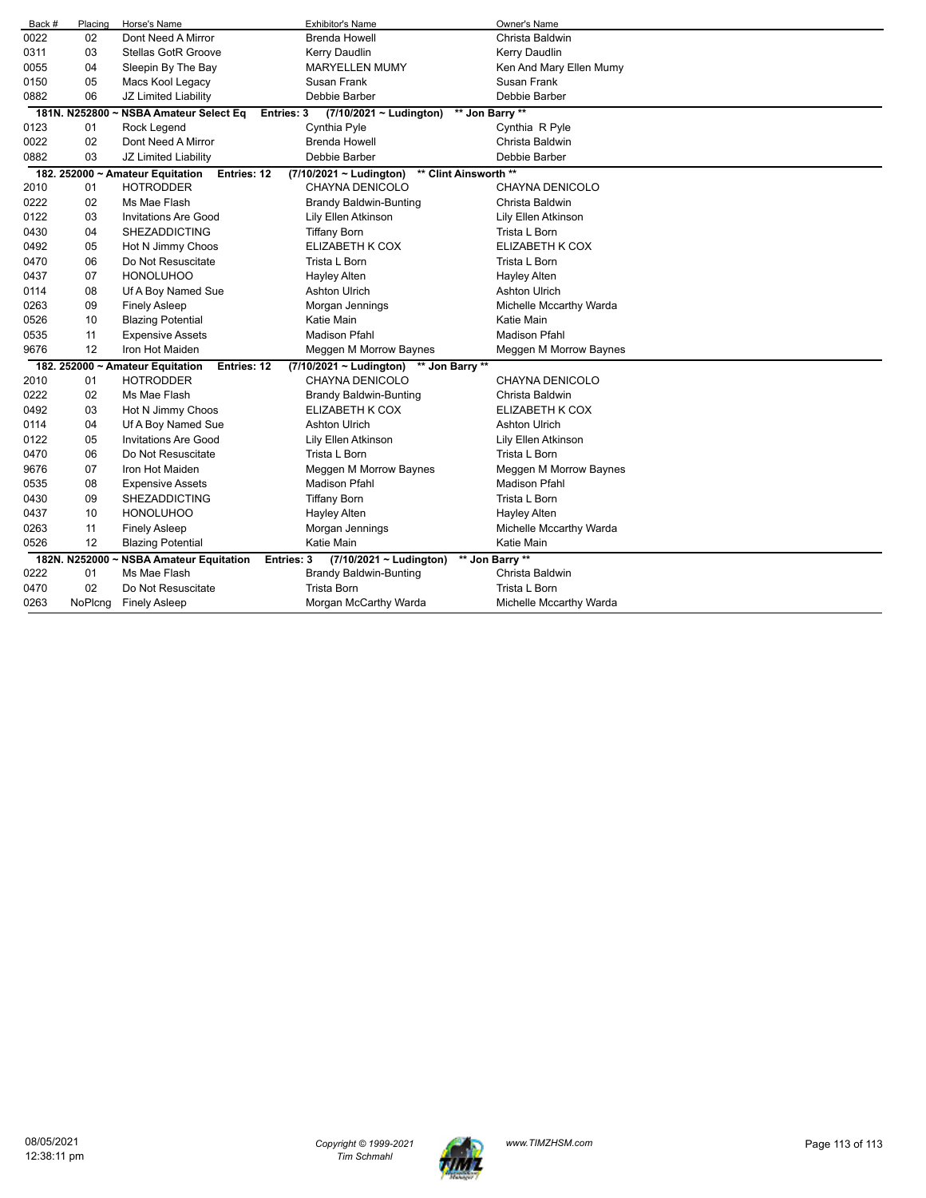| Back # | Placing | Horse's Name | Exhibitor's Name | Owner's Name |
|---|---|---|---|---|
| 0022 | 02 | Dont Need A Mirror | Brenda Howell | Christa Baldwin |
| 0311 | 03 | Stellas GotR Groove | Kerry Daudlin | Kerry Daudlin |
| 0055 | 04 | Sleepin By The Bay | MARYELLEN MUMY | Ken And Mary Ellen Mumy |
| 0150 | 05 | Macs Kool Legacy | Susan Frank | Susan Frank |
| 0882 | 06 | JZ Limited Liability | Debbie Barber | Debbie Barber |

**181N. N252800 ~ NSBA Amateur Select Eq Entries: 3 (7/10/2021 ~ Ludington) ** Jon Barry ****

| Back # | Placing | Horse's Name | Exhibitor's Name | Owner's Name |
|---|---|---|---|---|
| 0123 | 01 | Rock Legend | Cynthia Pyle | Cynthia R Pyle |
| 0022 | 02 | Dont Need A Mirror | Brenda Howell | Christa Baldwin |
| 0882 | 03 | JZ Limited Liability | Debbie Barber | Debbie Barber |

**182. 252000 ~ Amateur Equitation Entries: 12 (7/10/2021 ~ Ludington) ** Clint Ainsworth ****

| Back # | Placing | Horse's Name | Exhibitor's Name | Owner's Name |
|---|---|---|---|---|
| 2010 | 01 | HOTRODDER | CHAYNA DENICOLO | CHAYNA DENICOLO |
| 0222 | 02 | Ms Mae Flash | Brandy Baldwin-Bunting | Christa Baldwin |
| 0122 | 03 | Invitations Are Good | Lily Ellen Atkinson | Lily Ellen Atkinson |
| 0430 | 04 | SHEZADDICTING | Tiffany Born | Trista L Born |
| 0492 | 05 | Hot N Jimmy Choos | ELIZABETH K COX | ELIZABETH K COX |
| 0470 | 06 | Do Not Resuscitate | Trista L Born | Trista L Born |
| 0437 | 07 | HONOLUHOO | Hayley Alten | Hayley Alten |
| 0114 | 08 | Uf A Boy Named Sue | Ashton Ulrich | Ashton Ulrich |
| 0263 | 09 | Finely Asleep | Morgan Jennings | Michelle Mccarthy Warda |
| 0526 | 10 | Blazing Potential | Katie Main | Katie Main |
| 0535 | 11 | Expensive Assets | Madison Pfahl | Madison Pfahl |
| 9676 | 12 | Iron Hot Maiden | Meggen M Morrow Baynes | Meggen M Morrow Baynes |

**182. 252000 ~ Amateur Equitation Entries: 12 (7/10/2021 ~ Ludington) ** Jon Barry ****

| Back # | Placing | Horse's Name | Exhibitor's Name | Owner's Name |
|---|---|---|---|---|
| 2010 | 01 | HOTRODDER | CHAYNA DENICOLO | CHAYNA DENICOLO |
| 0222 | 02 | Ms Mae Flash | Brandy Baldwin-Bunting | Christa Baldwin |
| 0492 | 03 | Hot N Jimmy Choos | ELIZABETH K COX | ELIZABETH K COX |
| 0114 | 04 | Uf A Boy Named Sue | Ashton Ulrich | Ashton Ulrich |
| 0122 | 05 | Invitations Are Good | Lily Ellen Atkinson | Lily Ellen Atkinson |
| 0470 | 06 | Do Not Resuscitate | Trista L Born | Trista L Born |
| 9676 | 07 | Iron Hot Maiden | Meggen M Morrow Baynes | Meggen M Morrow Baynes |
| 0535 | 08 | Expensive Assets | Madison Pfahl | Madison Pfahl |
| 0430 | 09 | SHEZADDICTING | Tiffany Born | Trista L Born |
| 0437 | 10 | HONOLUHOO | Hayley Alten | Hayley Alten |
| 0263 | 11 | Finely Asleep | Morgan Jennings | Michelle Mccarthy Warda |
| 0526 | 12 | Blazing Potential | Katie Main | Katie Main |

**182N. N252000 ~ NSBA Amateur Equitation Entries: 3 (7/10/2021 ~ Ludington) ** Jon Barry ****

| Back # | Placing | Horse's Name | Exhibitor's Name | Owner's Name |
|---|---|---|---|---|
| 0222 | 01 | Ms Mae Flash | Brandy Baldwin-Bunting | Christa Baldwin |
| 0470 | 02 | Do Not Resuscitate | Trista Born | Trista L Born |
| 0263 | NoPlcng | Finely Asleep | Morgan McCarthy Warda | Michelle Mccarthy Warda |